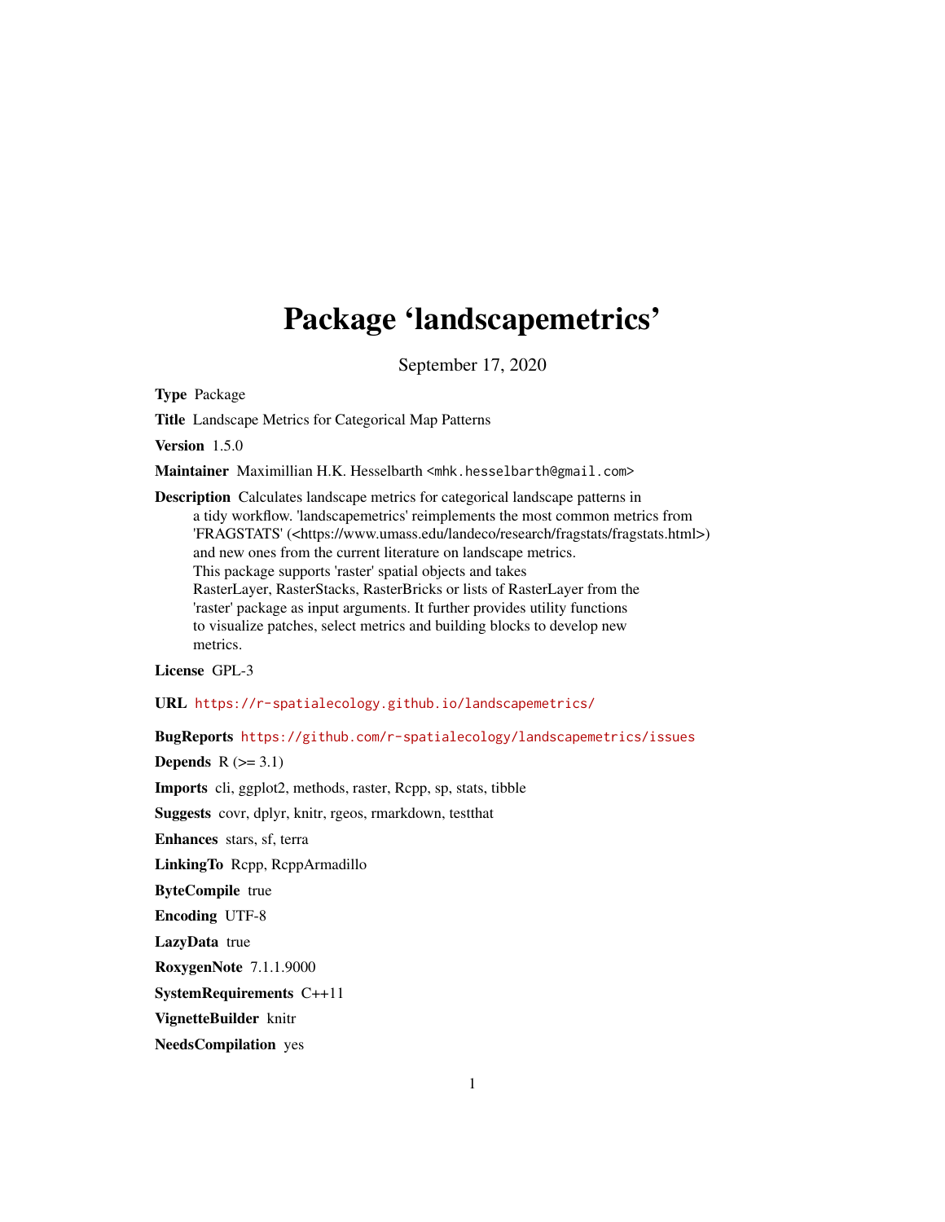# Package 'landscapemetrics'

September 17, 2020

**Type** Package

**Title** Landscape Metrics for Categorical Map Patterns

**Version** 1.5.0

**Maintainer** Maximillian H.K. Hesselbarth <mhk.hesselbarth@gmail.com>

**Description** Calculates landscape metrics for categorical landscape patterns in a tidy workflow. 'landscapemetrics' reimplements the most common metrics from 'FRAGSTATS' (<https://www.umass.edu/landeco/research/fragstats/fragstats.html>) and new ones from the current literature on landscape metrics. This package supports 'raster' spatial objects and takes RasterLayer, RasterStacks, RasterBricks or lists of RasterLayer from the 'raster' package as input arguments. It further provides utility functions to visualize patches, select metrics and building blocks to develop new metrics.

**License** GPL-3

**URL** https://r-spatialecology.github.io/landscapemetrics/

**BugReports** https://github.com/r-spatialecology/landscapemetrics/issues

**Depends** R (>= 3.1)

**Imports** cli, ggplot2, methods, raster, Rcpp, sp, stats, tibble

**Suggests** covr, dplyr, knitr, rgeos, rmarkdown, testthat

**Enhances** stars, sf, terra

**LinkingTo** Rcpp, RcppArmadillo

**ByteCompile** true

**Encoding** UTF-8

**LazyData** true

**RoxygenNote** 7.1.1.9000

**SystemRequirements** C++11

**VignetteBuilder** knitr

**NeedsCompilation** yes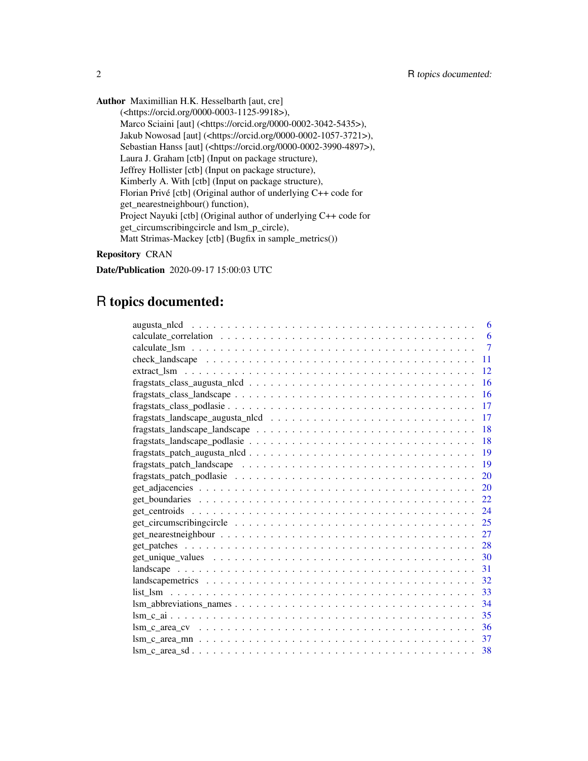**Author** Maximillian H.K. Hesselbarth [aut, cre] (<https://orcid.org/0000-0003-1125-9918>), Marco Sciaini [aut] (<https://orcid.org/0000-0002-3042-5435>), Jakub Nowosad [aut] (<https://orcid.org/0000-0002-1057-3721>), Sebastian Hanss [aut] (<https://orcid.org/0000-0002-3990-4897>), Laura J. Graham [ctb] (Input on package structure), Jeffrey Hollister [ctb] (Input on package structure), Kimberly A. With [ctb] (Input on package structure), Florian Privé [ctb] (Original author of underlying C++ code for get_nearestneighbour() function), Project Nayuki [ctb] (Original author of underlying C++ code for get_circumscribingcircle and lsm_p_circle), Matt Strimas-Mackey [ctb] (Bugfix in sample_metrics())

**Repository** CRAN

**Date/Publication** 2020-09-17 15:00:03 UTC

# R topics documented:

| | |
|---|---|
| augusta_nlcd | 6 |
| calculate_correlation | 6 |
| calculate_lsm | 7 |
| check_landscape | 11 |
| extract_lsm | 12 |
| fragstats_class_augusta_nlcd | 16 |
| fragstats_class_landscape | 16 |
| fragstats_class_podlasie | 17 |
| fragstats_landscape_augusta_nlcd | 17 |
| fragstats_landscape_landscape | 18 |
| fragstats_landscape_podlasie | 18 |
| fragstats_patch_augusta_nlcd | 19 |
| fragstats_patch_landscape | 19 |
| fragstats_patch_podlasie | 20 |
| get_adjacencies | 20 |
| get_boundaries | 22 |
| get_centroids | 24 |
| get_circumscribingcircle | 25 |
| get_nearestneighbour | 27 |
| get_patches | 28 |
| get_unique_values | 30 |
| landscape | 31 |
| landscapemetrics | 32 |
| list_lsm | 33 |
| lsm_abbreviations_names | 34 |
| lsm_c_ai | 35 |
| lsm_c_area_cv | 36 |
| lsm_c_area_mn | 37 |
| lsm_c_area_sd | 38 |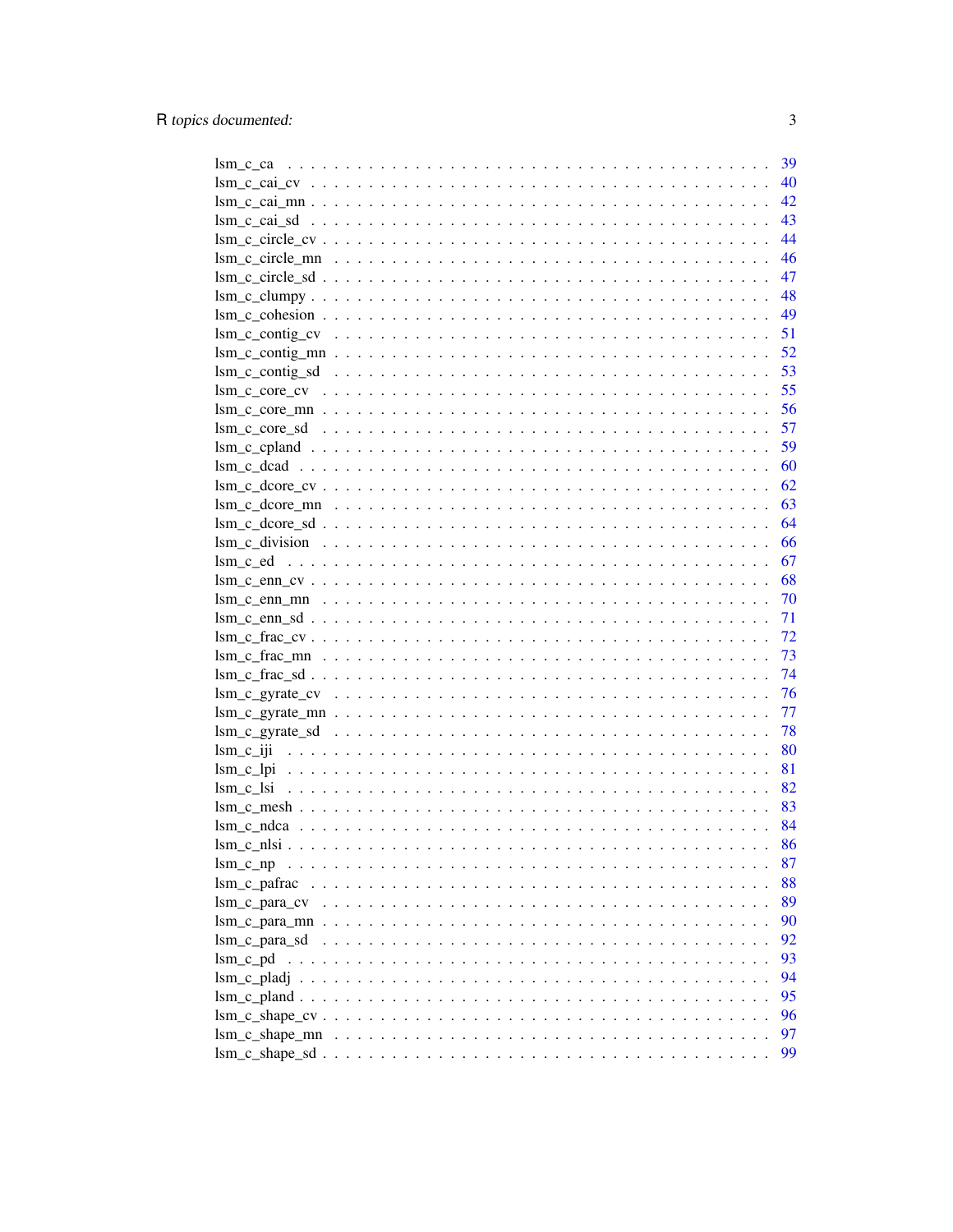lsm_c_ca . . . . . . . . . . . . . . . . . . . . . . . . . . . . . . . . . . . . . . . 39
lsm_c_cai_cv . . . . . . . . . . . . . . . . . . . . . . . . . . . . . . . . . . . . . 40
lsm_c_cai_mn . . . . . . . . . . . . . . . . . . . . . . . . . . . . . . . . . . . . . 42
lsm_c_cai_sd . . . . . . . . . . . . . . . . . . . . . . . . . . . . . . . . . . . . . 43
lsm_c_circle_cv . . . . . . . . . . . . . . . . . . . . . . . . . . . . . . . . . . . . 44
lsm_c_circle_mn . . . . . . . . . . . . . . . . . . . . . . . . . . . . . . . . . . . 46
lsm_c_circle_sd . . . . . . . . . . . . . . . . . . . . . . . . . . . . . . . . . . . . 47
lsm_c_clumpy . . . . . . . . . . . . . . . . . . . . . . . . . . . . . . . . . . . . . 48
lsm_c_cohesion . . . . . . . . . . . . . . . . . . . . . . . . . . . . . . . . . . . . 49
lsm_c_contig_cv . . . . . . . . . . . . . . . . . . . . . . . . . . . . . . . . . . . 51
lsm_c_contig_mn . . . . . . . . . . . . . . . . . . . . . . . . . . . . . . . . . . . 52
lsm_c_contig_sd . . . . . . . . . . . . . . . . . . . . . . . . . . . . . . . . . . . 53
lsm_c_core_cv . . . . . . . . . . . . . . . . . . . . . . . . . . . . . . . . . . . . . 55
lsm_c_core_mn . . . . . . . . . . . . . . . . . . . . . . . . . . . . . . . . . . . . 56
lsm_c_core_sd . . . . . . . . . . . . . . . . . . . . . . . . . . . . . . . . . . . . . 57
lsm_c_cpland . . . . . . . . . . . . . . . . . . . . . . . . . . . . . . . . . . . . . 59
lsm_c_dcad . . . . . . . . . . . . . . . . . . . . . . . . . . . . . . . . . . . . . . 60
lsm_c_dcore_cv . . . . . . . . . . . . . . . . . . . . . . . . . . . . . . . . . . . . 62
lsm_c_dcore_mn . . . . . . . . . . . . . . . . . . . . . . . . . . . . . . . . . . . 63
lsm_c_dcore_sd . . . . . . . . . . . . . . . . . . . . . . . . . . . . . . . . . . . . 64
lsm_c_division . . . . . . . . . . . . . . . . . . . . . . . . . . . . . . . . . . . . 66
lsm_c_ed . . . . . . . . . . . . . . . . . . . . . . . . . . . . . . . . . . . . . . . 67
lsm_c_enn_cv . . . . . . . . . . . . . . . . . . . . . . . . . . . . . . . . . . . . . 68
lsm_c_enn_mn . . . . . . . . . . . . . . . . . . . . . . . . . . . . . . . . . . . . 70
lsm_c_enn_sd . . . . . . . . . . . . . . . . . . . . . . . . . . . . . . . . . . . . . 71
lsm_c_frac_cv . . . . . . . . . . . . . . . . . . . . . . . . . . . . . . . . . . . . . 72
lsm_c_frac_mn . . . . . . . . . . . . . . . . . . . . . . . . . . . . . . . . . . . . 73
lsm_c_frac_sd . . . . . . . . . . . . . . . . . . . . . . . . . . . . . . . . . . . . . 74
lsm_c_gyrate_cv . . . . . . . . . . . . . . . . . . . . . . . . . . . . . . . . . . . 76
lsm_c_gyrate_mn . . . . . . . . . . . . . . . . . . . . . . . . . . . . . . . . . . . 77
lsm_c_gyrate_sd . . . . . . . . . . . . . . . . . . . . . . . . . . . . . . . . . . . 78
lsm_c_iji . . . . . . . . . . . . . . . . . . . . . . . . . . . . . . . . . . . . . . . 80
lsm_c_lpi . . . . . . . . . . . . . . . . . . . . . . . . . . . . . . . . . . . . . . . 81
lsm_c_lsi . . . . . . . . . . . . . . . . . . . . . . . . . . . . . . . . . . . . . . . 82
lsm_c_mesh . . . . . . . . . . . . . . . . . . . . . . . . . . . . . . . . . . . . . . 83
lsm_c_ndca . . . . . . . . . . . . . . . . . . . . . . . . . . . . . . . . . . . . . . 84
lsm_c_nlsi . . . . . . . . . . . . . . . . . . . . . . . . . . . . . . . . . . . . . . 86
lsm_c_np . . . . . . . . . . . . . . . . . . . . . . . . . . . . . . . . . . . . . . . 87
lsm_c_pafrac . . . . . . . . . . . . . . . . . . . . . . . . . . . . . . . . . . . . . 88
lsm_c_para_cv . . . . . . . . . . . . . . . . . . . . . . . . . . . . . . . . . . . . 89
lsm_c_para_mn . . . . . . . . . . . . . . . . . . . . . . . . . . . . . . . . . . . . 90
lsm_c_para_sd . . . . . . . . . . . . . . . . . . . . . . . . . . . . . . . . . . . . 92
lsm_c_pd . . . . . . . . . . . . . . . . . . . . . . . . . . . . . . . . . . . . . . . 93
lsm_c_pladj . . . . . . . . . . . . . . . . . . . . . . . . . . . . . . . . . . . . . . 94
lsm_c_pland . . . . . . . . . . . . . . . . . . . . . . . . . . . . . . . . . . . . . . 95
lsm_c_shape_cv . . . . . . . . . . . . . . . . . . . . . . . . . . . . . . . . . . . . 96
lsm_c_shape_mn . . . . . . . . . . . . . . . . . . . . . . . . . . . . . . . . . . . 97
lsm_c_shape_sd . . . . . . . . . . . . . . . . . . . . . . . . . . . . . . . . . . . . 99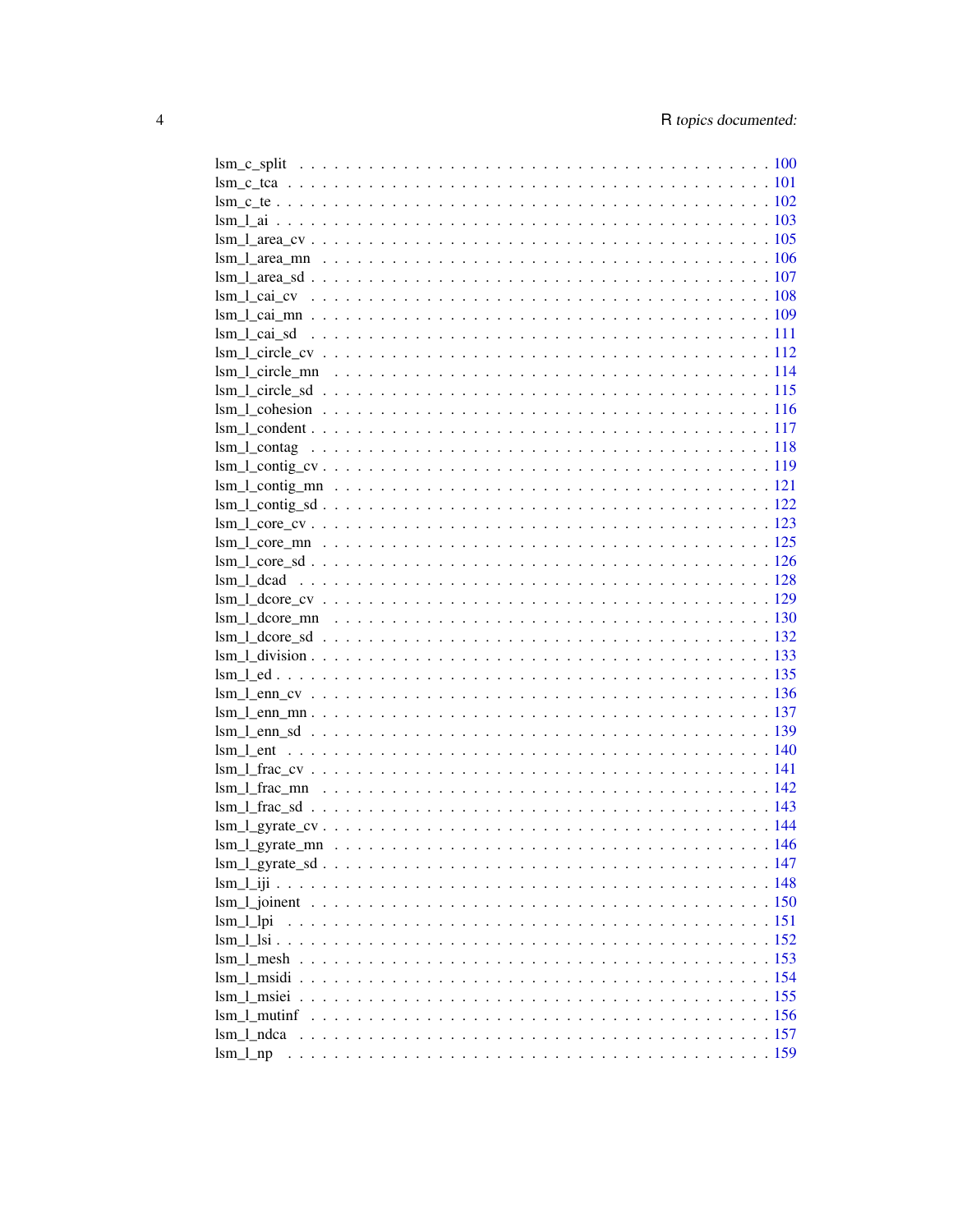lsm_c_split . . . . . . . . . . . . . . . . . . . . . . . . . . . . . . . . . . . . . . 100
lsm_c_tca . . . . . . . . . . . . . . . . . . . . . . . . . . . . . . . . . . . . . . 101
lsm_c_te . . . . . . . . . . . . . . . . . . . . . . . . . . . . . . . . . . . . . . . 102
lsm_l_ai . . . . . . . . . . . . . . . . . . . . . . . . . . . . . . . . . . . . . . . 103
lsm_l_area_cv . . . . . . . . . . . . . . . . . . . . . . . . . . . . . . . . . . . . 105
lsm_l_area_mn . . . . . . . . . . . . . . . . . . . . . . . . . . . . . . . . . . . . 106
lsm_l_area_sd . . . . . . . . . . . . . . . . . . . . . . . . . . . . . . . . . . . . 107
lsm_l_cai_cv . . . . . . . . . . . . . . . . . . . . . . . . . . . . . . . . . . . . . 108
lsm_l_cai_mn . . . . . . . . . . . . . . . . . . . . . . . . . . . . . . . . . . . . . 109
lsm_l_cai_sd . . . . . . . . . . . . . . . . . . . . . . . . . . . . . . . . . . . . . 111
lsm_l_circle_cv . . . . . . . . . . . . . . . . . . . . . . . . . . . . . . . . . . . 112
lsm_l_circle_mn . . . . . . . . . . . . . . . . . . . . . . . . . . . . . . . . . . . 114
lsm_l_circle_sd . . . . . . . . . . . . . . . . . . . . . . . . . . . . . . . . . . . 115
lsm_l_cohesion . . . . . . . . . . . . . . . . . . . . . . . . . . . . . . . . . . . 116
lsm_l_condent . . . . . . . . . . . . . . . . . . . . . . . . . . . . . . . . . . . . 117
lsm_l_contag . . . . . . . . . . . . . . . . . . . . . . . . . . . . . . . . . . . . . 118
lsm_l_contig_cv . . . . . . . . . . . . . . . . . . . . . . . . . . . . . . . . . . . 119
lsm_l_contig_mn . . . . . . . . . . . . . . . . . . . . . . . . . . . . . . . . . . . 121
lsm_l_contig_sd . . . . . . . . . . . . . . . . . . . . . . . . . . . . . . . . . . . 122
lsm_l_core_cv . . . . . . . . . . . . . . . . . . . . . . . . . . . . . . . . . . . . 123
lsm_l_core_mn . . . . . . . . . . . . . . . . . . . . . . . . . . . . . . . . . . . . 125
lsm_l_core_sd . . . . . . . . . . . . . . . . . . . . . . . . . . . . . . . . . . . . 126
lsm_l_dcad . . . . . . . . . . . . . . . . . . . . . . . . . . . . . . . . . . . . . . 128
lsm_l_dcore_cv . . . . . . . . . . . . . . . . . . . . . . . . . . . . . . . . . . . 129
lsm_l_dcore_mn . . . . . . . . . . . . . . . . . . . . . . . . . . . . . . . . . . . 130
lsm_l_dcore_sd . . . . . . . . . . . . . . . . . . . . . . . . . . . . . . . . . . . 132
lsm_l_division . . . . . . . . . . . . . . . . . . . . . . . . . . . . . . . . . . . 133
lsm_l_ed . . . . . . . . . . . . . . . . . . . . . . . . . . . . . . . . . . . . . . . 135
lsm_l_enn_cv . . . . . . . . . . . . . . . . . . . . . . . . . . . . . . . . . . . . . 136
lsm_l_enn_mn . . . . . . . . . . . . . . . . . . . . . . . . . . . . . . . . . . . . 137
lsm_l_enn_sd . . . . . . . . . . . . . . . . . . . . . . . . . . . . . . . . . . . . . 139
lsm_l_ent . . . . . . . . . . . . . . . . . . . . . . . . . . . . . . . . . . . . . . . 140
lsm_l_frac_cv . . . . . . . . . . . . . . . . . . . . . . . . . . . . . . . . . . . . 141
lsm_l_frac_mn . . . . . . . . . . . . . . . . . . . . . . . . . . . . . . . . . . . . 142
lsm_l_frac_sd . . . . . . . . . . . . . . . . . . . . . . . . . . . . . . . . . . . . 143
lsm_l_gyrate_cv . . . . . . . . . . . . . . . . . . . . . . . . . . . . . . . . . . . 144
lsm_l_gyrate_mn . . . . . . . . . . . . . . . . . . . . . . . . . . . . . . . . . . . 146
lsm_l_gyrate_sd . . . . . . . . . . . . . . . . . . . . . . . . . . . . . . . . . . . 147
lsm_l_iji . . . . . . . . . . . . . . . . . . . . . . . . . . . . . . . . . . . . . . . 148
lsm_l_joinent . . . . . . . . . . . . . . . . . . . . . . . . . . . . . . . . . . . . 150
lsm_l_lpi . . . . . . . . . . . . . . . . . . . . . . . . . . . . . . . . . . . . . . . 151
lsm_l_lsi . . . . . . . . . . . . . . . . . . . . . . . . . . . . . . . . . . . . . . . 152
lsm_l_mesh . . . . . . . . . . . . . . . . . . . . . . . . . . . . . . . . . . . . . . 153
lsm_l_msidi . . . . . . . . . . . . . . . . . . . . . . . . . . . . . . . . . . . . . . 154
lsm_l_msiei . . . . . . . . . . . . . . . . . . . . . . . . . . . . . . . . . . . . . . 155
lsm_l_mutinf . . . . . . . . . . . . . . . . . . . . . . . . . . . . . . . . . . . . . 156
lsm_l_ndca . . . . . . . . . . . . . . . . . . . . . . . . . . . . . . . . . . . . . . 157
lsm_l_np . . . . . . . . . . . . . . . . . . . . . . . . . . . . . . . . . . . . . . . . 159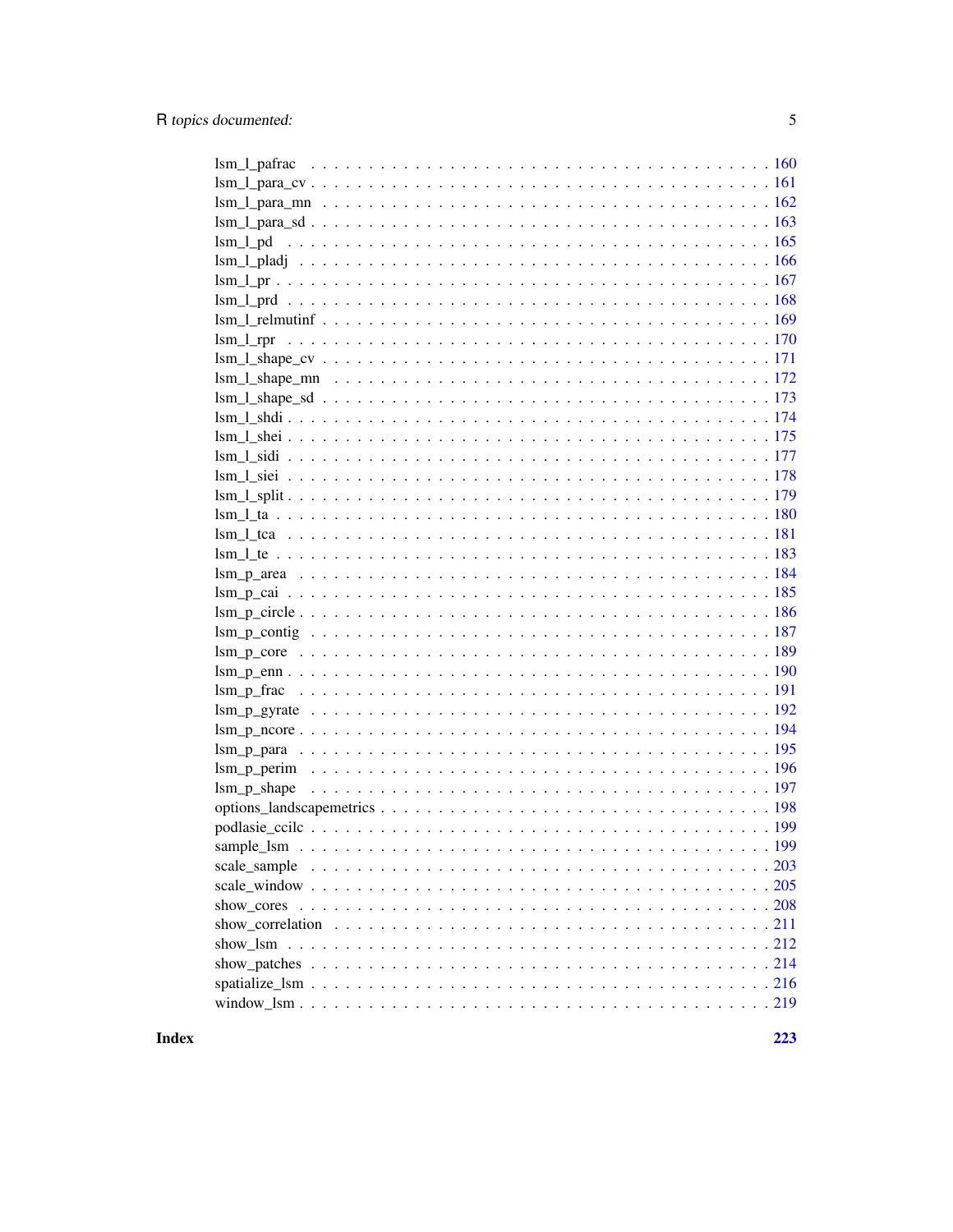lsm_l_pafrac . . . . . . . . . . . . . . . . . . . . . . . . . . . . . . . . . . . . . 160
lsm_l_para_cv . . . . . . . . . . . . . . . . . . . . . . . . . . . . . . . . . . . . . 161
lsm_l_para_mn . . . . . . . . . . . . . . . . . . . . . . . . . . . . . . . . . . . . . 162
lsm_l_para_sd . . . . . . . . . . . . . . . . . . . . . . . . . . . . . . . . . . . . . 163
lsm_l_pd . . . . . . . . . . . . . . . . . . . . . . . . . . . . . . . . . . . . . 165
lsm_l_pladj . . . . . . . . . . . . . . . . . . . . . . . . . . . . . . . . . . . . . 166
lsm_l_pr . . . . . . . . . . . . . . . . . . . . . . . . . . . . . . . . . . . . . 167
lsm_l_prd . . . . . . . . . . . . . . . . . . . . . . . . . . . . . . . . . . . . . 168
lsm_l_relmutinf . . . . . . . . . . . . . . . . . . . . . . . . . . . . . . . . . . . . . 169
lsm_l_rpr . . . . . . . . . . . . . . . . . . . . . . . . . . . . . . . . . . . . . 170
lsm_l_shape_cv . . . . . . . . . . . . . . . . . . . . . . . . . . . . . . . . . . . . . 171
lsm_l_shape_mn . . . . . . . . . . . . . . . . . . . . . . . . . . . . . . . . . . . . . 172
lsm_l_shape_sd . . . . . . . . . . . . . . . . . . . . . . . . . . . . . . . . . . . . . 173
lsm_l_shdi . . . . . . . . . . . . . . . . . . . . . . . . . . . . . . . . . . . . . 174
lsm_l_shei . . . . . . . . . . . . . . . . . . . . . . . . . . . . . . . . . . . . . 175
lsm_l_sidi . . . . . . . . . . . . . . . . . . . . . . . . . . . . . . . . . . . . . 177
lsm_l_siei . . . . . . . . . . . . . . . . . . . . . . . . . . . . . . . . . . . . . 178
lsm_l_split . . . . . . . . . . . . . . . . . . . . . . . . . . . . . . . . . . . . . 179
lsm_l_ta . . . . . . . . . . . . . . . . . . . . . . . . . . . . . . . . . . . . . 180
lsm_l_tca . . . . . . . . . . . . . . . . . . . . . . . . . . . . . . . . . . . . . 181
lsm_l_te . . . . . . . . . . . . . . . . . . . . . . . . . . . . . . . . . . . . . 183
lsm_p_area . . . . . . . . . . . . . . . . . . . . . . . . . . . . . . . . . . . . . 184
lsm_p_cai . . . . . . . . . . . . . . . . . . . . . . . . . . . . . . . . . . . . . 185
lsm_p_circle . . . . . . . . . . . . . . . . . . . . . . . . . . . . . . . . . . . . . 186
lsm_p_contig . . . . . . . . . . . . . . . . . . . . . . . . . . . . . . . . . . . . . 187
lsm_p_core . . . . . . . . . . . . . . . . . . . . . . . . . . . . . . . . . . . . . 189
lsm_p_enn . . . . . . . . . . . . . . . . . . . . . . . . . . . . . . . . . . . . . 190
lsm_p_frac . . . . . . . . . . . . . . . . . . . . . . . . . . . . . . . . . . . . . 191
lsm_p_gyrate . . . . . . . . . . . . . . . . . . . . . . . . . . . . . . . . . . . . . 192
lsm_p_ncore . . . . . . . . . . . . . . . . . . . . . . . . . . . . . . . . . . . . . 194
lsm_p_para . . . . . . . . . . . . . . . . . . . . . . . . . . . . . . . . . . . . . 195
lsm_p_perim . . . . . . . . . . . . . . . . . . . . . . . . . . . . . . . . . . . . . 196
lsm_p_shape . . . . . . . . . . . . . . . . . . . . . . . . . . . . . . . . . . . . . 197
options_landscapemetrics . . . . . . . . . . . . . . . . . . . . . . . . . . . . . . . . . . . . . 198
podlasie_ccilc . . . . . . . . . . . . . . . . . . . . . . . . . . . . . . . . . . . . . 199
sample_lsm . . . . . . . . . . . . . . . . . . . . . . . . . . . . . . . . . . . . . 199
scale_sample . . . . . . . . . . . . . . . . . . . . . . . . . . . . . . . . . . . . . 203
scale_window . . . . . . . . . . . . . . . . . . . . . . . . . . . . . . . . . . . . . 205
show_cores . . . . . . . . . . . . . . . . . . . . . . . . . . . . . . . . . . . . . 208
show_correlation . . . . . . . . . . . . . . . . . . . . . . . . . . . . . . . . . . . . . 211
show_lsm . . . . . . . . . . . . . . . . . . . . . . . . . . . . . . . . . . . . . 212
show_patches . . . . . . . . . . . . . . . . . . . . . . . . . . . . . . . . . . . . . 214
spatialize_lsm . . . . . . . . . . . . . . . . . . . . . . . . . . . . . . . . . . . . . 216
window_lsm . . . . . . . . . . . . . . . . . . . . . . . . . . . . . . . . . . . . . 219

**Index** **223**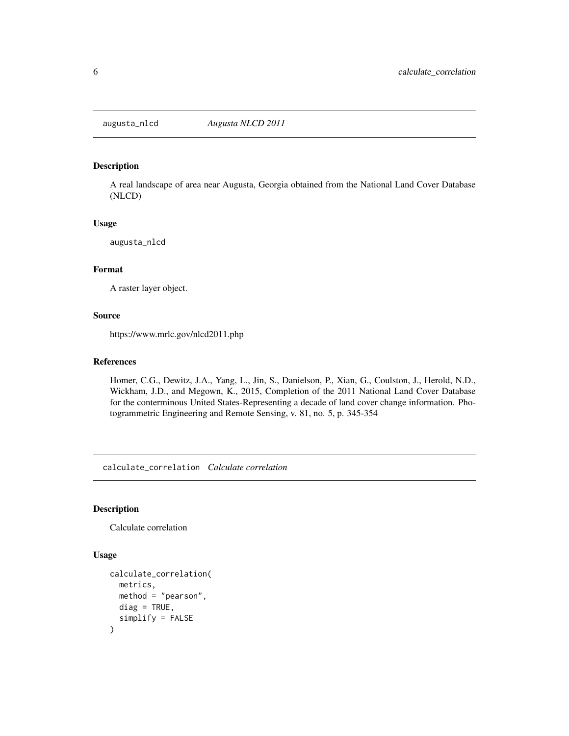## augusta_nlcd *Augusta NLCD 2011*

### Description

A real landscape of area near Augusta, Georgia obtained from the National Land Cover Database (NLCD)

### Usage

```
augusta_nlcd
```

### Format

A raster layer object.

### Source

https://www.mrlc.gov/nlcd2011.php

### References

Homer, C.G., Dewitz, J.A., Yang, L., Jin, S., Danielson, P., Xian, G., Coulston, J., Herold, N.D., Wickham, J.D., and Megown, K., 2015, Completion of the 2011 National Land Cover Database for the conterminous United States-Representing a decade of land cover change information. Photogrammetric Engineering and Remote Sensing, v. 81, no. 5, p. 345-354

## calculate_correlation *Calculate correlation*

### Description

Calculate correlation

### Usage

```
calculate_correlation(
  metrics,
  method = "pearson",
  diag = TRUE,
  simplify = FALSE
)
```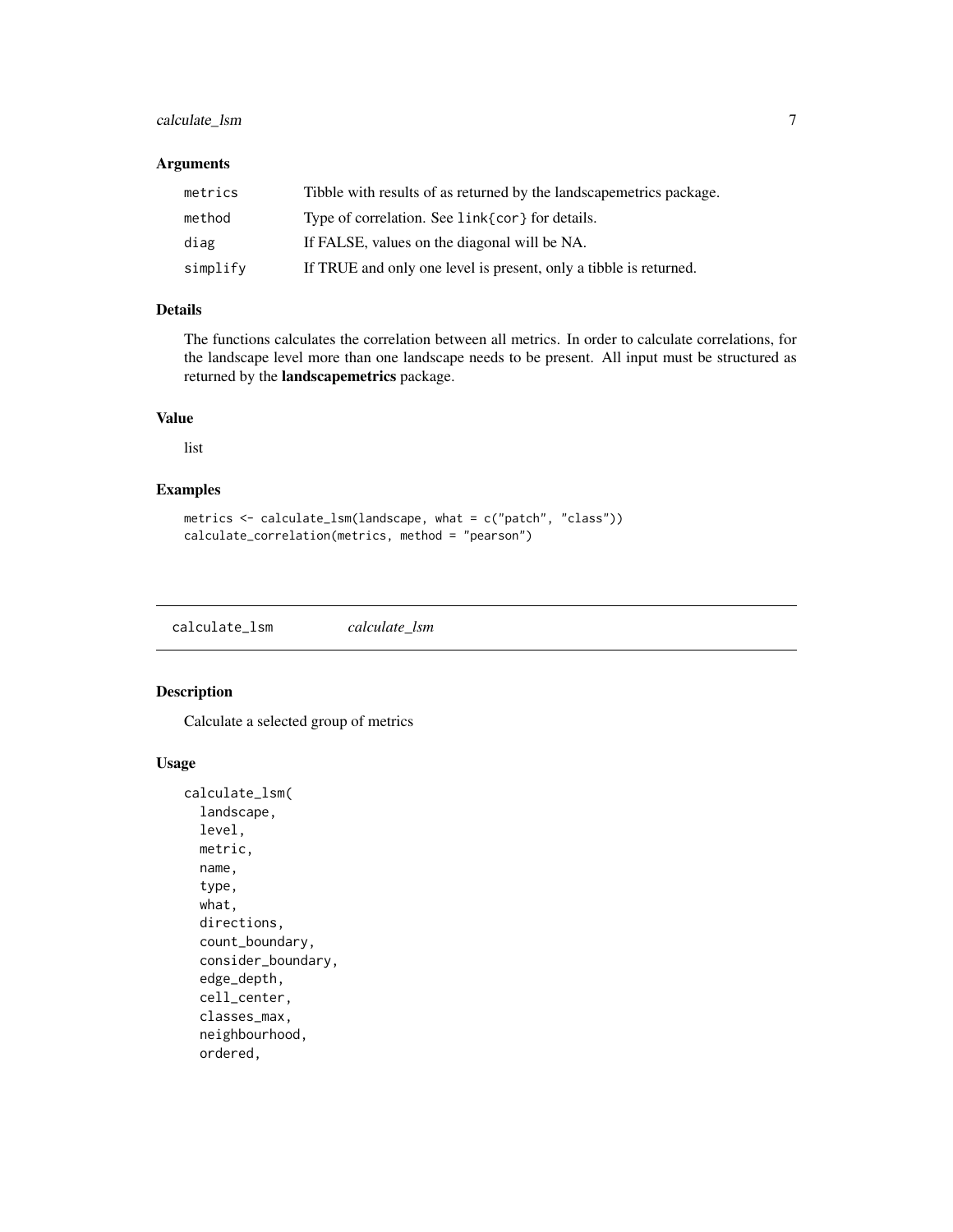### Arguments

| | |
|---|---|
| metrics | Tibble with results of as returned by the landscapemetrics package. |
| method | Type of correlation. See `link{cor}` for details. |
| diag | If FALSE, values on the diagonal will be NA. |
| simplify | If TRUE and only one level is present, only a tibble is returned. |

### Details

The functions calculates the correlation between all metrics. In order to calculate correlations, for the landscape level more than one landscape needs to be present. All input must be structured as returned by the **landscapemetrics** package.

### Value

list

### Examples

```
metrics <- calculate_lsm(landscape, what = c("patch", "class"))
calculate_correlation(metrics, method = "pearson")
```

---

## calculate_lsm *calculate_lsm*

---

### Description

Calculate a selected group of metrics

### Usage

```
calculate_lsm(
  landscape,
  level,
  metric,
  name,
  type,
  what,
  directions,
  count_boundary,
  consider_boundary,
  edge_depth,
  cell_center,
  classes_max,
  neighbourhood,
  ordered,
```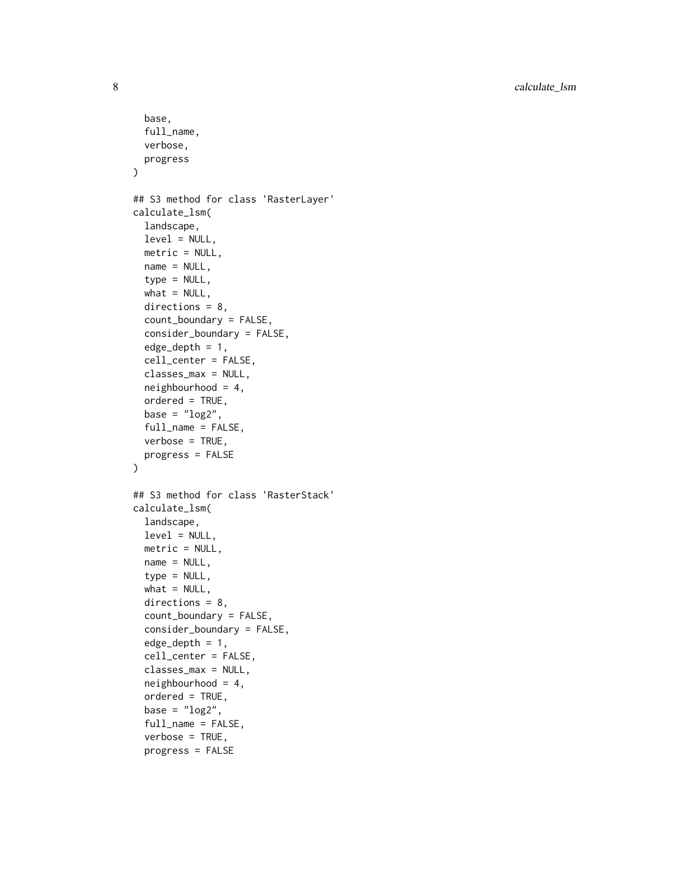```
  base,
  full_name,
  verbose,
  progress
)

## S3 method for class 'RasterLayer'
calculate_lsm(
  landscape,
  level = NULL,
  metric = NULL,
  name = NULL,
  type = NULL,
  what = NULL,
  directions = 8,
  count_boundary = FALSE,
  consider_boundary = FALSE,
  edge_depth = 1,
  cell_center = FALSE,
  classes_max = NULL,
  neighbourhood = 4,
  ordered = TRUE,
  base = "log2",
  full_name = FALSE,
  verbose = TRUE,
  progress = FALSE
)

## S3 method for class 'RasterStack'
calculate_lsm(
  landscape,
  level = NULL,
  metric = NULL,
  name = NULL,
  type = NULL,
  what = NULL,
  directions = 8,
  count_boundary = FALSE,
  consider_boundary = FALSE,
  edge_depth = 1,
  cell_center = FALSE,
  classes_max = NULL,
  neighbourhood = 4,
  ordered = TRUE,
  base = "log2",
  full_name = FALSE,
  verbose = TRUE,
  progress = FALSE
```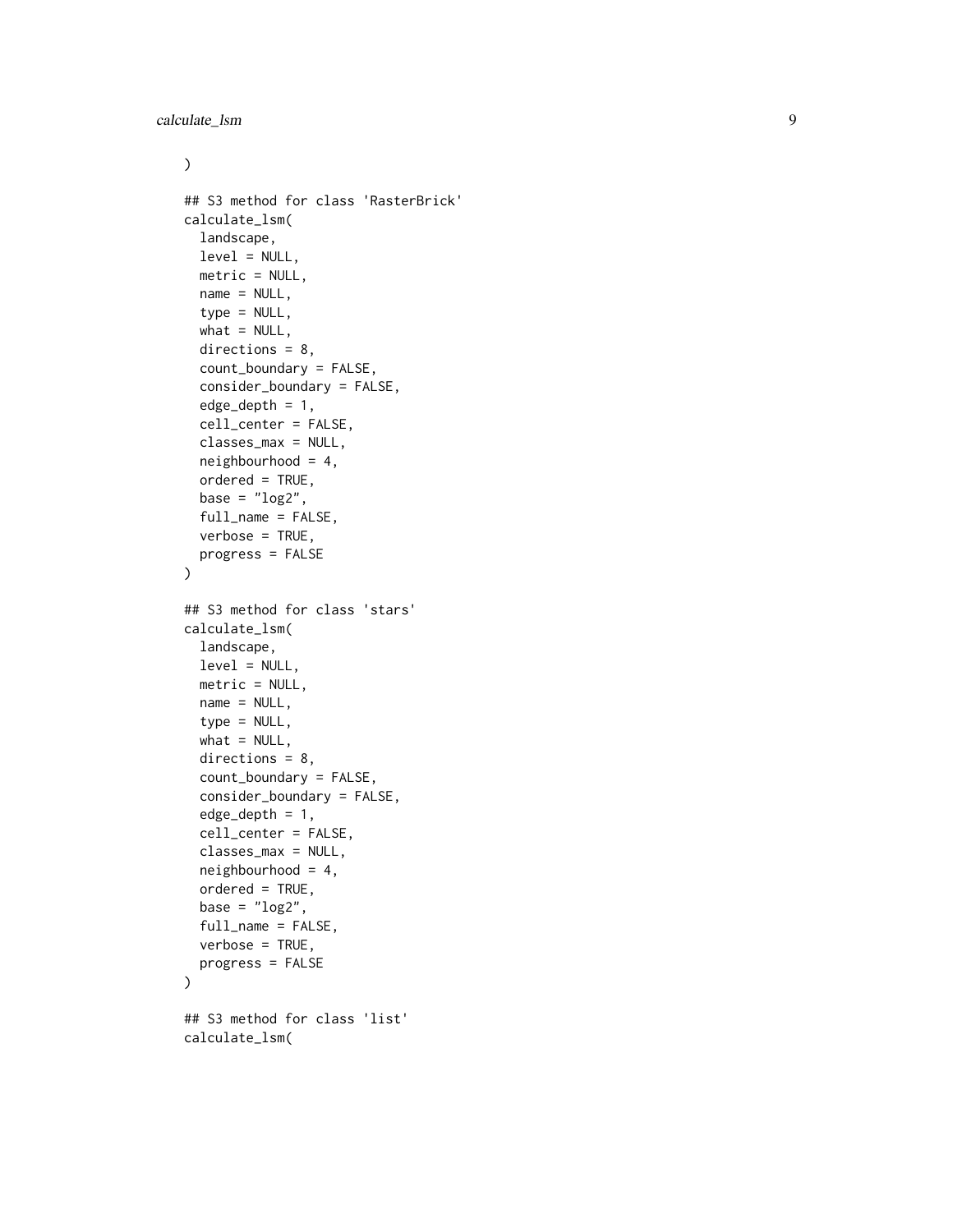```
)

## S3 method for class 'RasterBrick'
calculate_lsm(
  landscape,
  level = NULL,
  metric = NULL,
  name = NULL,
  type = NULL,
  what = NULL,
  directions = 8,
  count_boundary = FALSE,
  consider_boundary = FALSE,
  edge_depth = 1,
  cell_center = FALSE,
  classes_max = NULL,
  neighbourhood = 4,
  ordered = TRUE,
  base = "log2",
  full_name = FALSE,
  verbose = TRUE,
  progress = FALSE
)

## S3 method for class 'stars'
calculate_lsm(
  landscape,
  level = NULL,
  metric = NULL,
  name = NULL,
  type = NULL,
  what = NULL,
  directions = 8,
  count_boundary = FALSE,
  consider_boundary = FALSE,
  edge_depth = 1,
  cell_center = FALSE,
  classes_max = NULL,
  neighbourhood = 4,
  ordered = TRUE,
  base = "log2",
  full_name = FALSE,
  verbose = TRUE,
  progress = FALSE
)

## S3 method for class 'list'
calculate_lsm(
```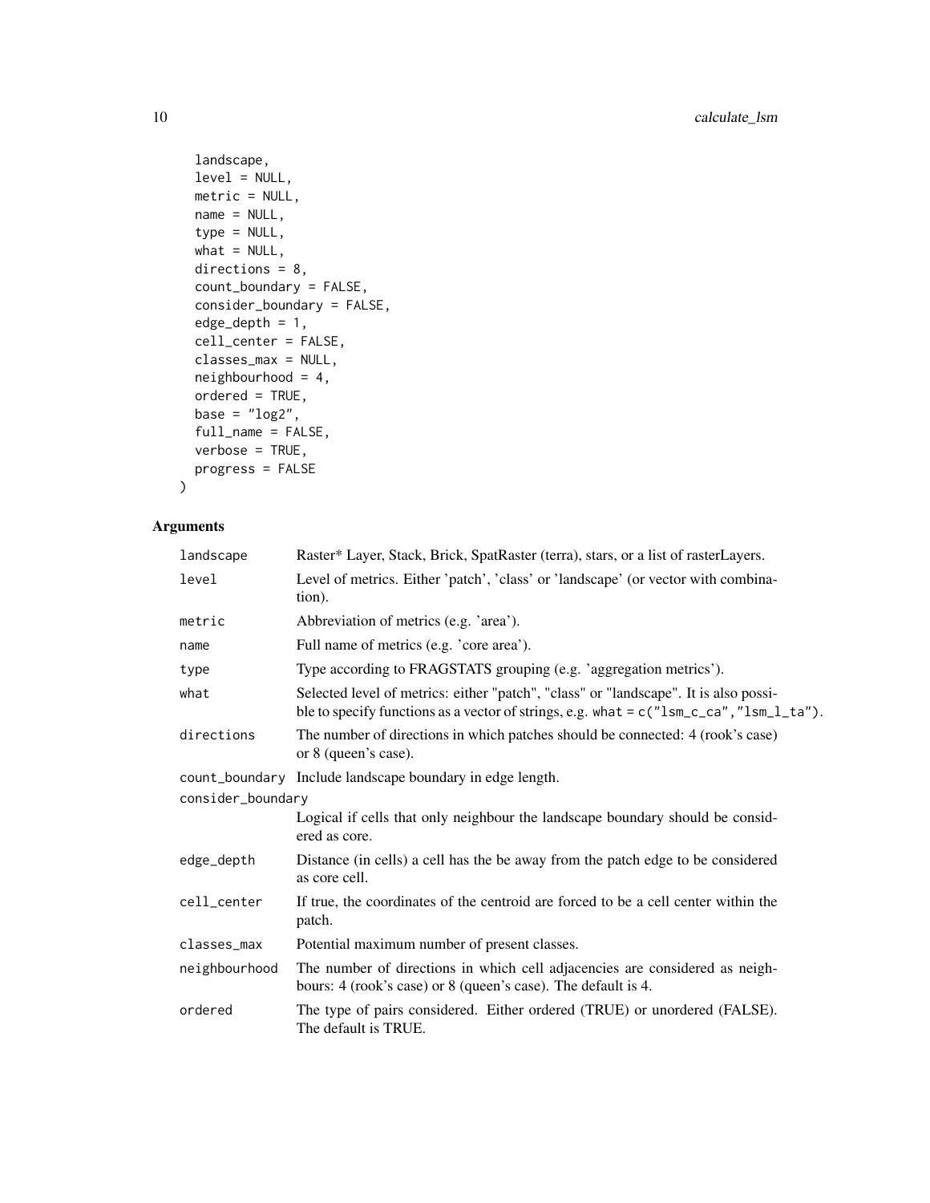```
  landscape,
  level = NULL,
  metric = NULL,
  name = NULL,
  type = NULL,
  what = NULL,
  directions = 8,
  count_boundary = FALSE,
  consider_boundary = FALSE,
  edge_depth = 1,
  cell_center = FALSE,
  classes_max = NULL,
  neighbourhood = 4,
  ordered = TRUE,
  base = "log2",
  full_name = FALSE,
  verbose = TRUE,
  progress = FALSE
)
```

## Arguments

| | |
|---|---|
| landscape | Raster* Layer, Stack, Brick, SpatRaster (terra), stars, or a list of rasterLayers. |
| level | Level of metrics. Either 'patch', 'class' or 'landscape' (or vector with combination). |
| metric | Abbreviation of metrics (e.g. 'area'). |
| name | Full name of metrics (e.g. 'core area'). |
| type | Type according to FRAGSTATS grouping (e.g. 'aggregation metrics'). |
| what | Selected level of metrics: either "patch", "class" or "landscape". It is also possible to specify functions as a vector of strings, e.g. `what = c("lsm_c_ca","lsm_l_ta")`. |
| directions | The number of directions in which patches should be connected: 4 (rook's case) or 8 (queen's case). |
| count_boundary | Include landscape boundary in edge length. |
| consider_boundary | Logical if cells that only neighbour the landscape boundary should be considered as core. |
| edge_depth | Distance (in cells) a cell has the be away from the patch edge to be considered as core cell. |
| cell_center | If true, the coordinates of the centroid are forced to be a cell center within the patch. |
| classes_max | Potential maximum number of present classes. |
| neighbourhood | The number of directions in which cell adjacencies are considered as neighbours: 4 (rook's case) or 8 (queen's case). The default is 4. |
| ordered | The type of pairs considered. Either ordered (TRUE) or unordered (FALSE). The default is TRUE. |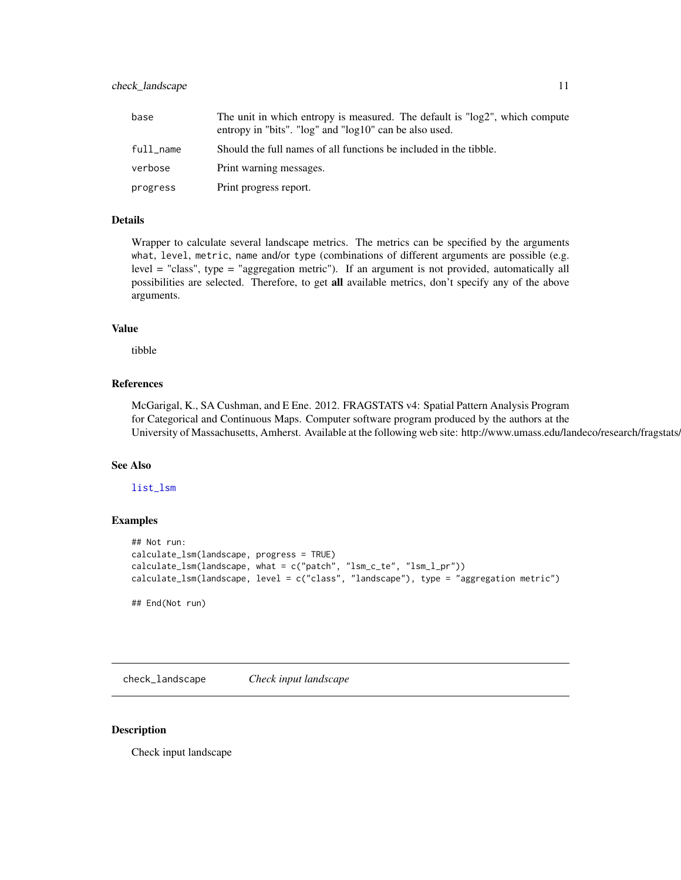| | |
|---|---|
| base | The unit in which entropy is measured. The default is "log2", which compute entropy in "bits". "log" and "log10" can be also used. |
| full_name | Should the full names of all functions be included in the tibble. |
| verbose | Print warning messages. |
| progress | Print progress report. |

## Details

Wrapper to calculate several landscape metrics. The metrics can be specified by the arguments what, level, metric, name and/or type (combinations of different arguments are possible (e.g. level = "class", type = "aggregation metric"). If an argument is not provided, automatically all possibilities are selected. Therefore, to get **all** available metrics, don't specify any of the above arguments.

## Value

tibble

## References

McGarigal, K., SA Cushman, and E Ene. 2012. FRAGSTATS v4: Spatial Pattern Analysis Program for Categorical and Continuous Maps. Computer software program produced by the authors at the University of Massachusetts, Amherst. Available at the following web site: http://www.umass.edu/landeco/research/fragstats/

## See Also

list_lsm

## Examples

```
## Not run:
calculate_lsm(landscape, progress = TRUE)
calculate_lsm(landscape, what = c("patch", "lsm_c_te", "lsm_l_pr"))
calculate_lsm(landscape, level = c("class", "landscape"), type = "aggregation metric")

## End(Not run)
```

---

# check_landscape    *Check input landscape*

## Description

Check input landscape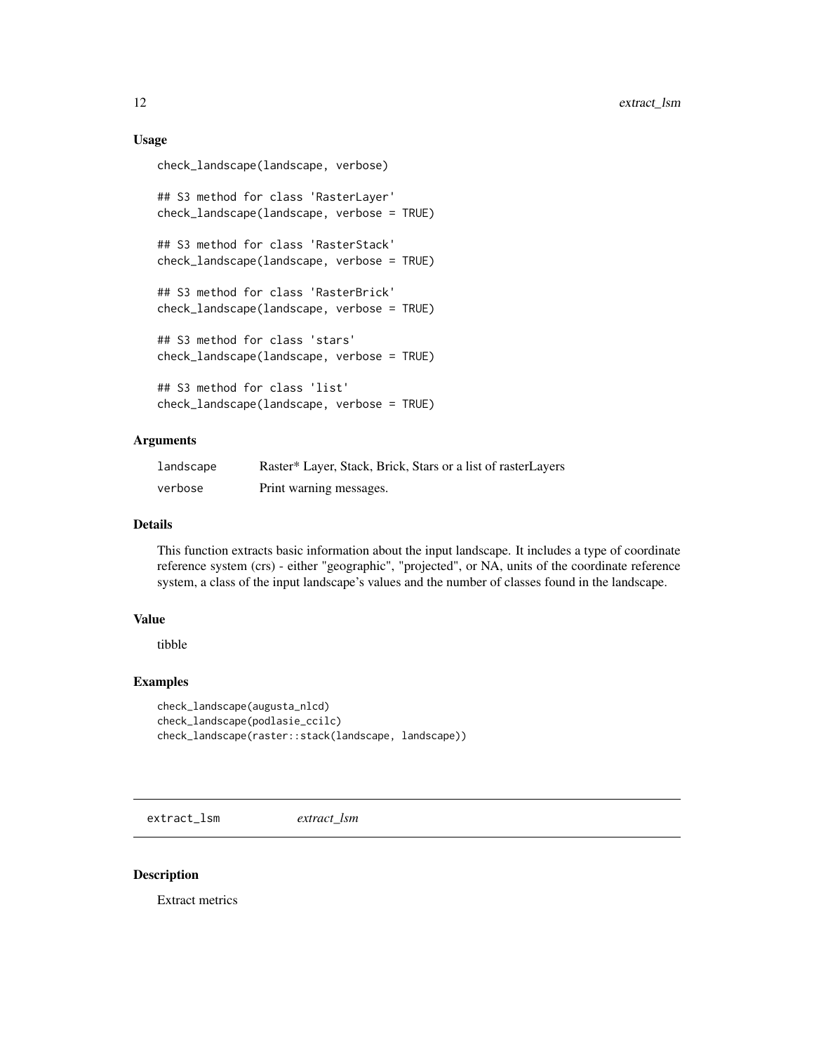### Usage

```
check_landscape(landscape, verbose)

## S3 method for class 'RasterLayer'
check_landscape(landscape, verbose = TRUE)

## S3 method for class 'RasterStack'
check_landscape(landscape, verbose = TRUE)

## S3 method for class 'RasterBrick'
check_landscape(landscape, verbose = TRUE)

## S3 method for class 'stars'
check_landscape(landscape, verbose = TRUE)

## S3 method for class 'list'
check_landscape(landscape, verbose = TRUE)
```

### Arguments

| | |
|---|---|
| landscape | Raster* Layer, Stack, Brick, Stars or a list of rasterLayers |
| verbose | Print warning messages. |

### Details

This function extracts basic information about the input landscape. It includes a type of coordinate reference system (crs) - either "geographic", "projected", or NA, units of the coordinate reference system, a class of the input landscape's values and the number of classes found in the landscape.

### Value

tibble

### Examples

```
check_landscape(augusta_nlcd)
check_landscape(podlasie_ccilc)
check_landscape(raster::stack(landscape, landscape))
```

---

## extract_lsm *extract_lsm*

### Description

Extract metrics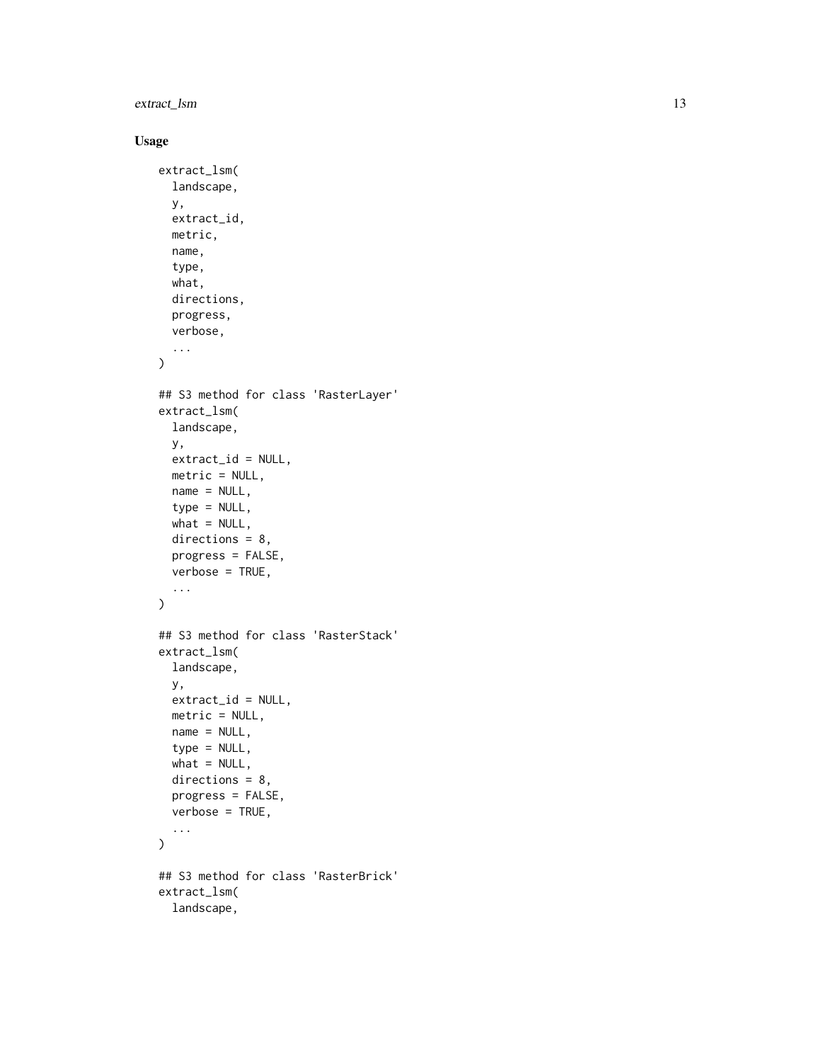## Usage

```
extract_lsm(
  landscape,
  y,
  extract_id,
  metric,
  name,
  type,
  what,
  directions,
  progress,
  verbose,
  ...
)

## S3 method for class 'RasterLayer'
extract_lsm(
  landscape,
  y,
  extract_id = NULL,
  metric = NULL,
  name = NULL,
  type = NULL,
  what = NULL,
  directions = 8,
  progress = FALSE,
  verbose = TRUE,
  ...
)

## S3 method for class 'RasterStack'
extract_lsm(
  landscape,
  y,
  extract_id = NULL,
  metric = NULL,
  name = NULL,
  type = NULL,
  what = NULL,
  directions = 8,
  progress = FALSE,
  verbose = TRUE,
  ...
)

## S3 method for class 'RasterBrick'
extract_lsm(
  landscape,
```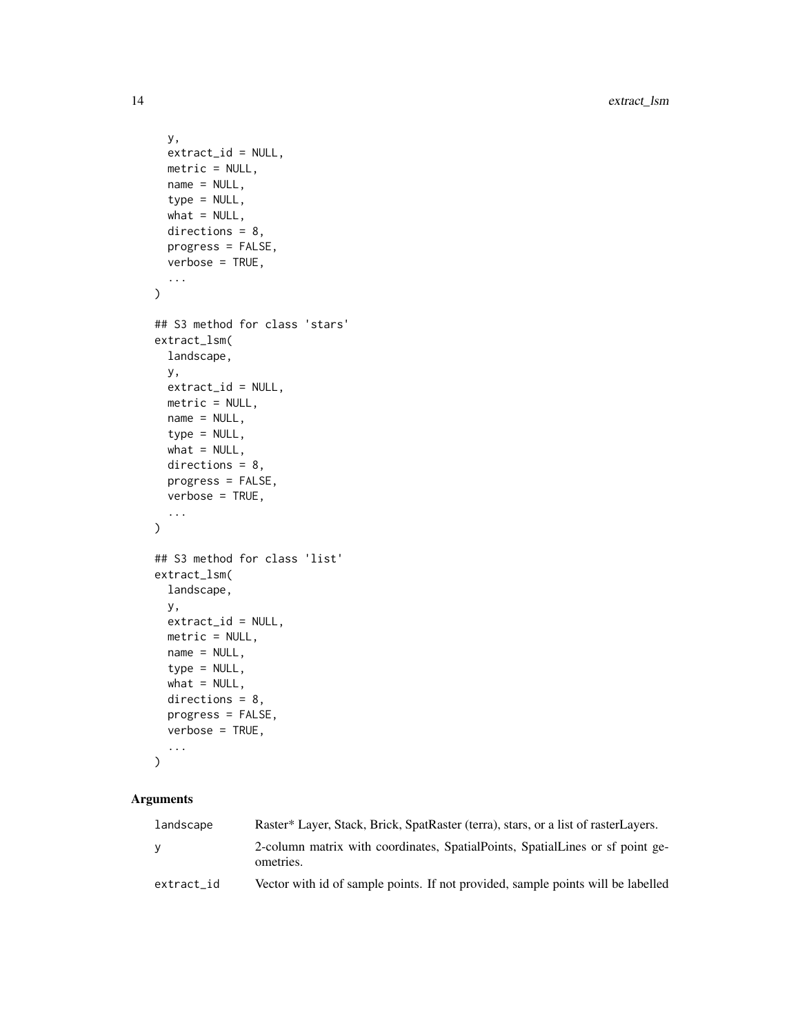```
  y,
  extract_id = NULL,
  metric = NULL,
  name = NULL,
  type = NULL,
  what = NULL,
  directions = 8,
  progress = FALSE,
  verbose = TRUE,
  ...
)

## S3 method for class 'stars'
extract_lsm(
  landscape,
  y,
  extract_id = NULL,
  metric = NULL,
  name = NULL,
  type = NULL,
  what = NULL,
  directions = 8,
  progress = FALSE,
  verbose = TRUE,
  ...
)

## S3 method for class 'list'
extract_lsm(
  landscape,
  y,
  extract_id = NULL,
  metric = NULL,
  name = NULL,
  type = NULL,
  what = NULL,
  directions = 8,
  progress = FALSE,
  verbose = TRUE,
  ...
)
```

## Arguments

| | |
|---|---|
| `landscape` | Raster* Layer, Stack, Brick, SpatRaster (terra), stars, or a list of rasterLayers. |
| `y` | 2-column matrix with coordinates, SpatialPoints, SpatialLines or sf point geometries. |
| `extract_id` | Vector with id of sample points. If not provided, sample points will be labelled |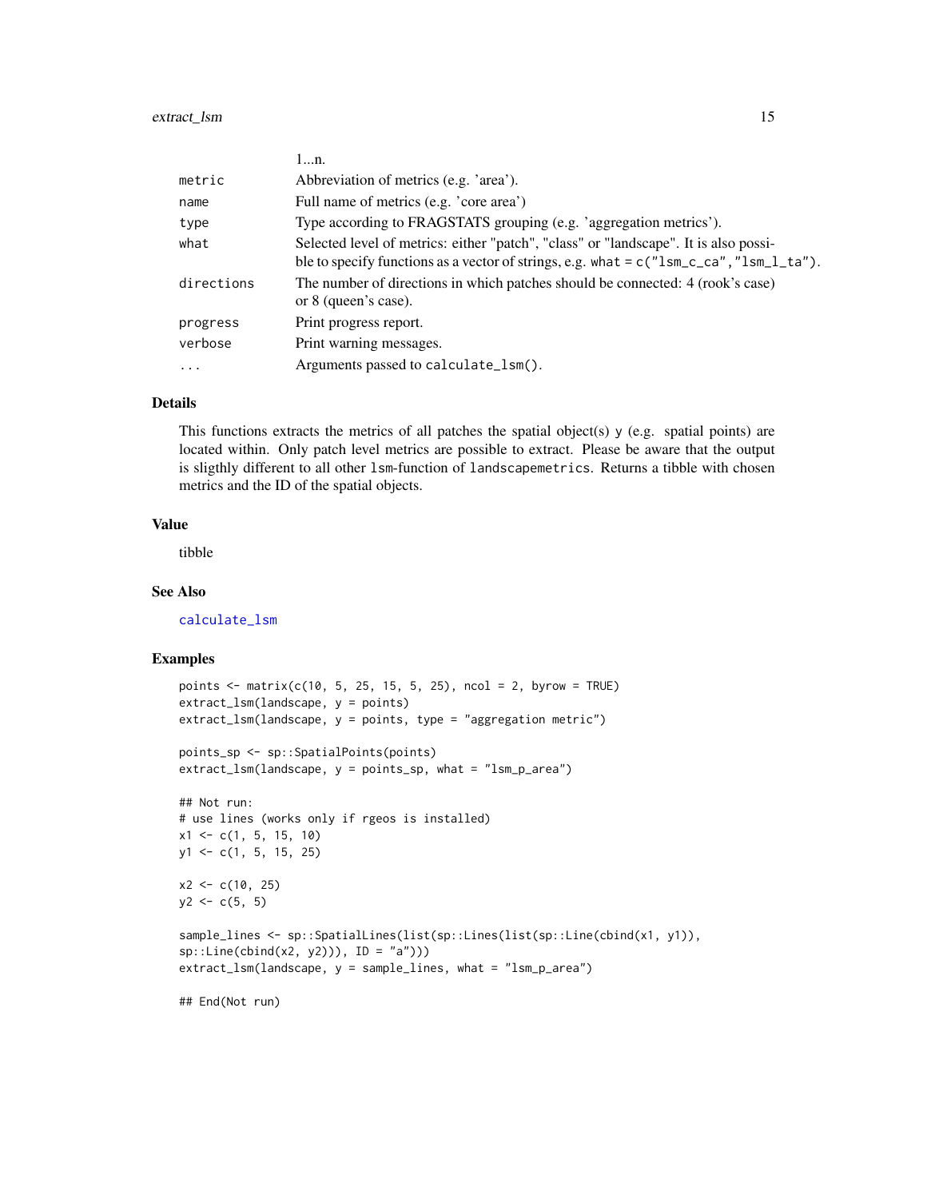| | |
|---|---|
| | 1...n. |
| metric | Abbreviation of metrics (e.g. 'area'). |
| name | Full name of metrics (e.g. 'core area') |
| type | Type according to FRAGSTATS grouping (e.g. 'aggregation metrics'). |
| what | Selected level of metrics: either "patch", "class" or "landscape". It is also possible to specify functions as a vector of strings, e.g. what = c("lsm_c_ca","lsm_l_ta"). |
| directions | The number of directions in which patches should be connected: 4 (rook's case) or 8 (queen's case). |
| progress | Print progress report. |
| verbose | Print warning messages. |
| ... | Arguments passed to calculate_lsm(). |

### Details

This functions extracts the metrics of all patches the spatial object(s) y (e.g. spatial points) are located within. Only patch level metrics are possible to extract. Please be aware that the output is sligthly different to all other lsm-function of landscapemetrics. Returns a tibble with chosen metrics and the ID of the spatial objects.

### Value

tibble

### See Also

calculate_lsm

### Examples

```
points <- matrix(c(10, 5, 25, 15, 5, 25), ncol = 2, byrow = TRUE)
extract_lsm(landscape, y = points)
extract_lsm(landscape, y = points, type = "aggregation metric")

points_sp <- sp::SpatialPoints(points)
extract_lsm(landscape, y = points_sp, what = "lsm_p_area")

## Not run:
# use lines (works only if rgeos is installed)
x1 <- c(1, 5, 15, 10)
y1 <- c(1, 5, 15, 25)

x2 <- c(10, 25)
y2 <- c(5, 5)

sample_lines <- sp::SpatialLines(list(sp::Lines(list(sp::Line(cbind(x1, y1)),
sp::Line(cbind(x2, y2))), ID = "a")))
extract_lsm(landscape, y = sample_lines, what = "lsm_p_area")

## End(Not run)
```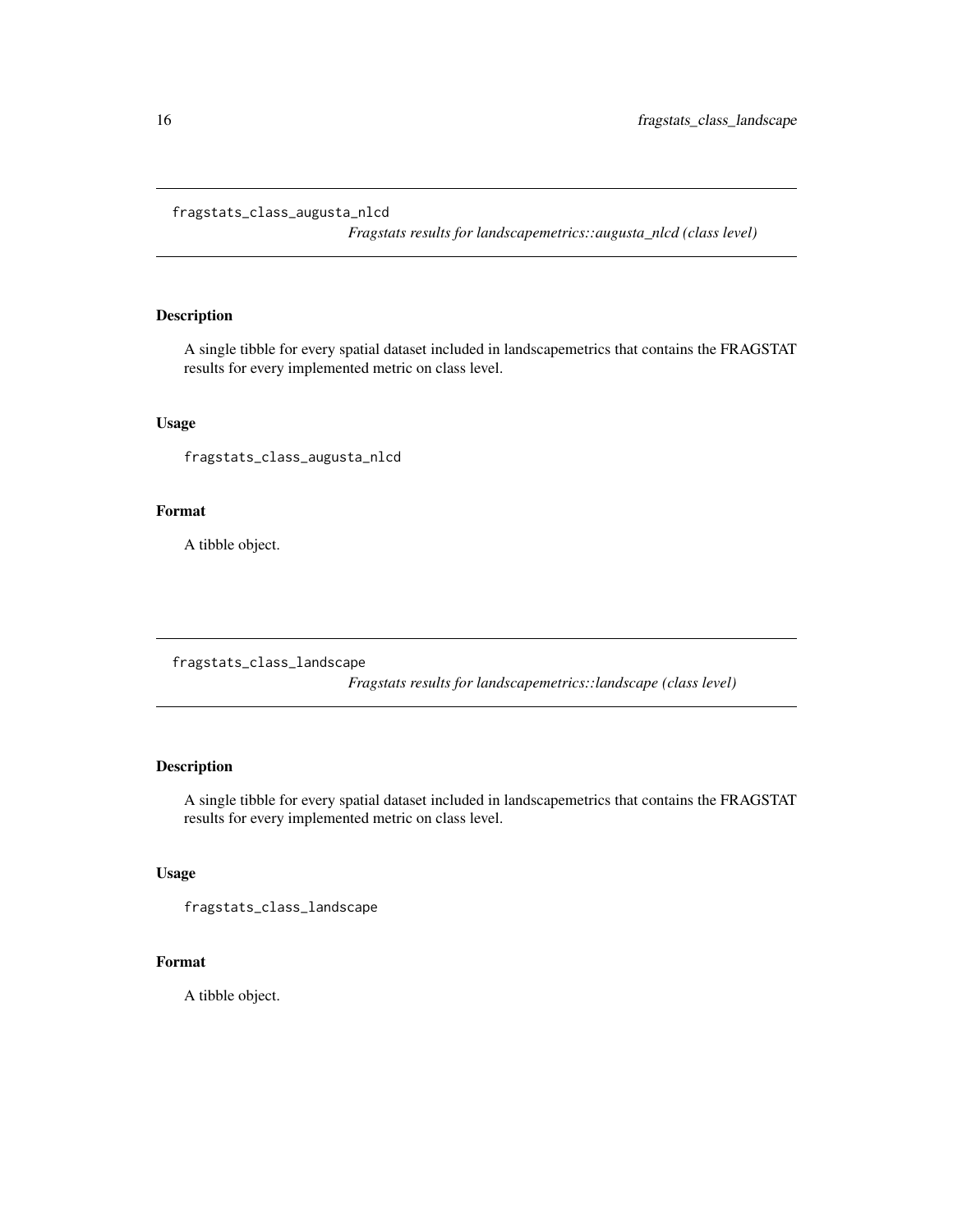## fragstats_class_augusta_nlcd

*Fragstats results for landscapemetrics::augusta_nlcd (class level)*

### Description

A single tibble for every spatial dataset included in landscapemetrics that contains the FRAGSTAT results for every implemented metric on class level.

### Usage

```
fragstats_class_augusta_nlcd
```

### Format

A tibble object.

## fragstats_class_landscape

*Fragstats results for landscapemetrics::landscape (class level)*

### Description

A single tibble for every spatial dataset included in landscapemetrics that contains the FRAGSTAT results for every implemented metric on class level.

### Usage

```
fragstats_class_landscape
```

### Format

A tibble object.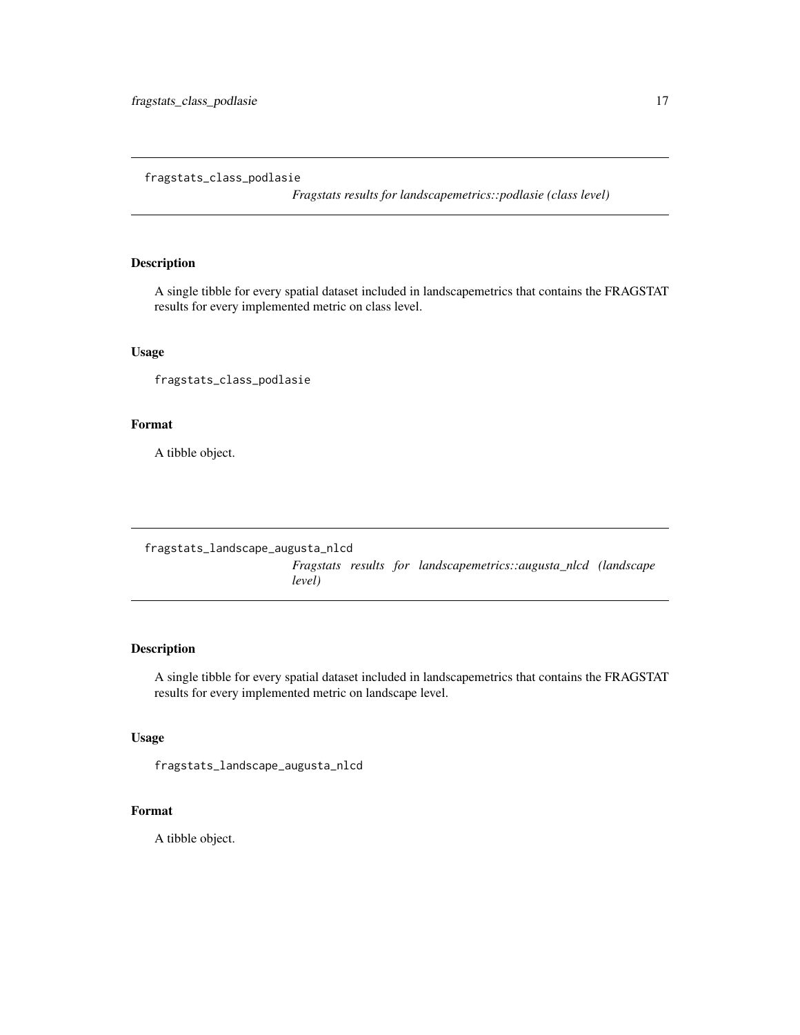## fragstats_class_podlasie

*Fragstats results for landscapemetrics::podlasie (class level)*

### Description

A single tibble for every spatial dataset included in landscapemetrics that contains the FRAGSTAT results for every implemented metric on class level.

### Usage

```
fragstats_class_podlasie
```

### Format

A tibble object.

## fragstats_landscape_augusta_nlcd

*Fragstats results for landscapemetrics::augusta_nlcd (landscape level)*

### Description

A single tibble for every spatial dataset included in landscapemetrics that contains the FRAGSTAT results for every implemented metric on landscape level.

### Usage

```
fragstats_landscape_augusta_nlcd
```

### Format

A tibble object.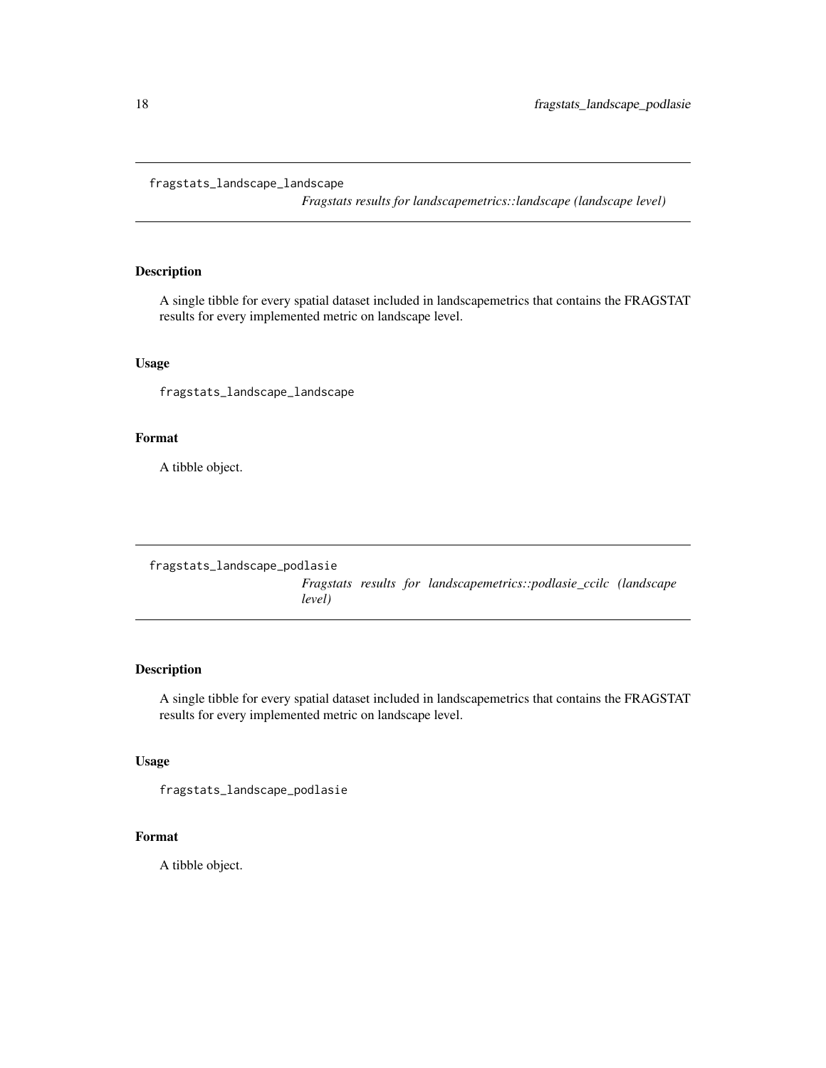## fragstats_landscape_landscape

*Fragstats results for landscapemetrics::landscape (landscape level)*

### Description

A single tibble for every spatial dataset included in landscapemetrics that contains the FRAGSTAT results for every implemented metric on landscape level.

### Usage

```
fragstats_landscape_landscape
```

### Format

A tibble object.

## fragstats_landscape_podlasie

*Fragstats results for landscapemetrics::podlasie_ccilc (landscape level)*

### Description

A single tibble for every spatial dataset included in landscapemetrics that contains the FRAGSTAT results for every implemented metric on landscape level.

### Usage

```
fragstats_landscape_podlasie
```

### Format

A tibble object.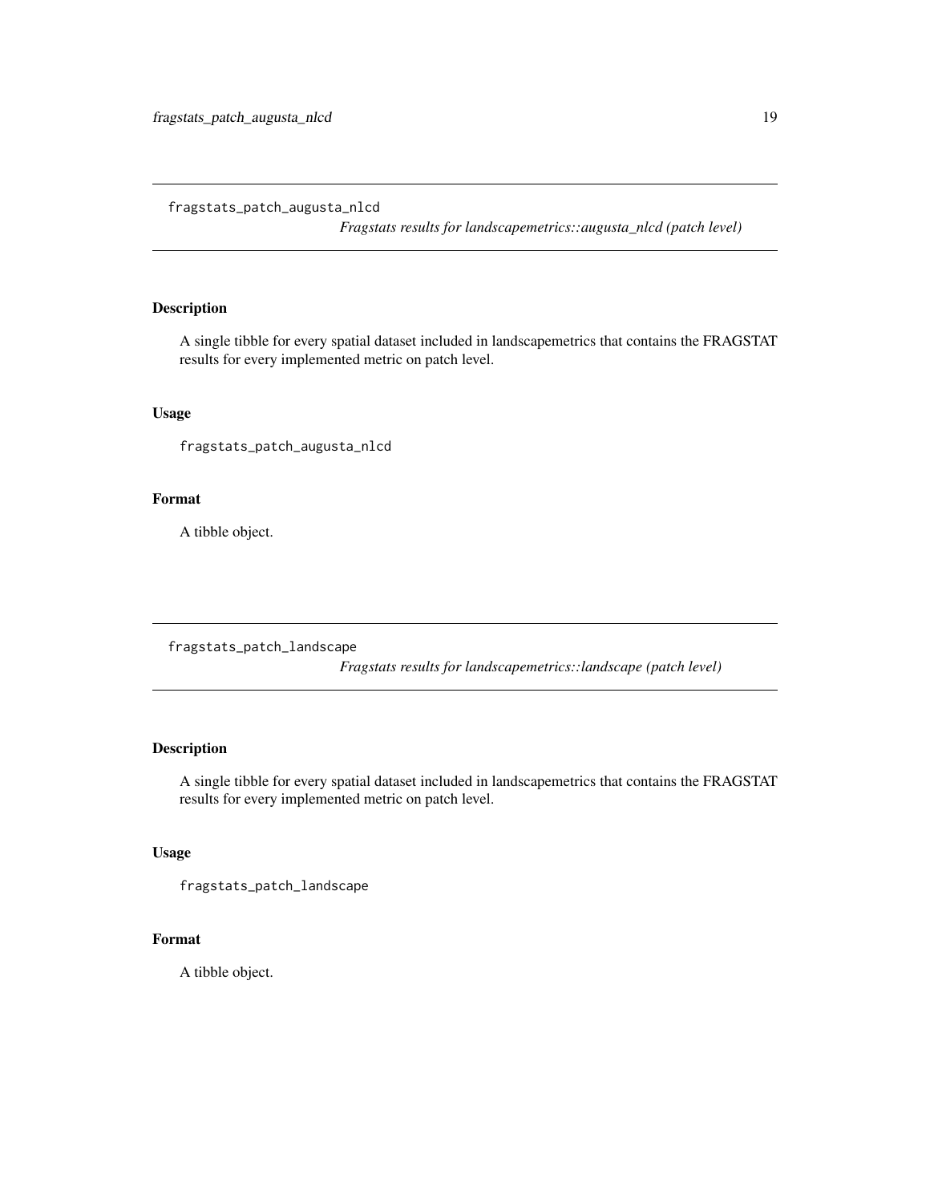## fragstats_patch_augusta_nlcd

*Fragstats results for landscapemetrics::augusta_nlcd (patch level)*

### Description

A single tibble for every spatial dataset included in landscapemetrics that contains the FRAGSTAT results for every implemented metric on patch level.

### Usage

```
fragstats_patch_augusta_nlcd
```

### Format

A tibble object.

## fragstats_patch_landscape

*Fragstats results for landscapemetrics::landscape (patch level)*

### Description

A single tibble for every spatial dataset included in landscapemetrics that contains the FRAGSTAT results for every implemented metric on patch level.

### Usage

```
fragstats_patch_landscape
```

### Format

A tibble object.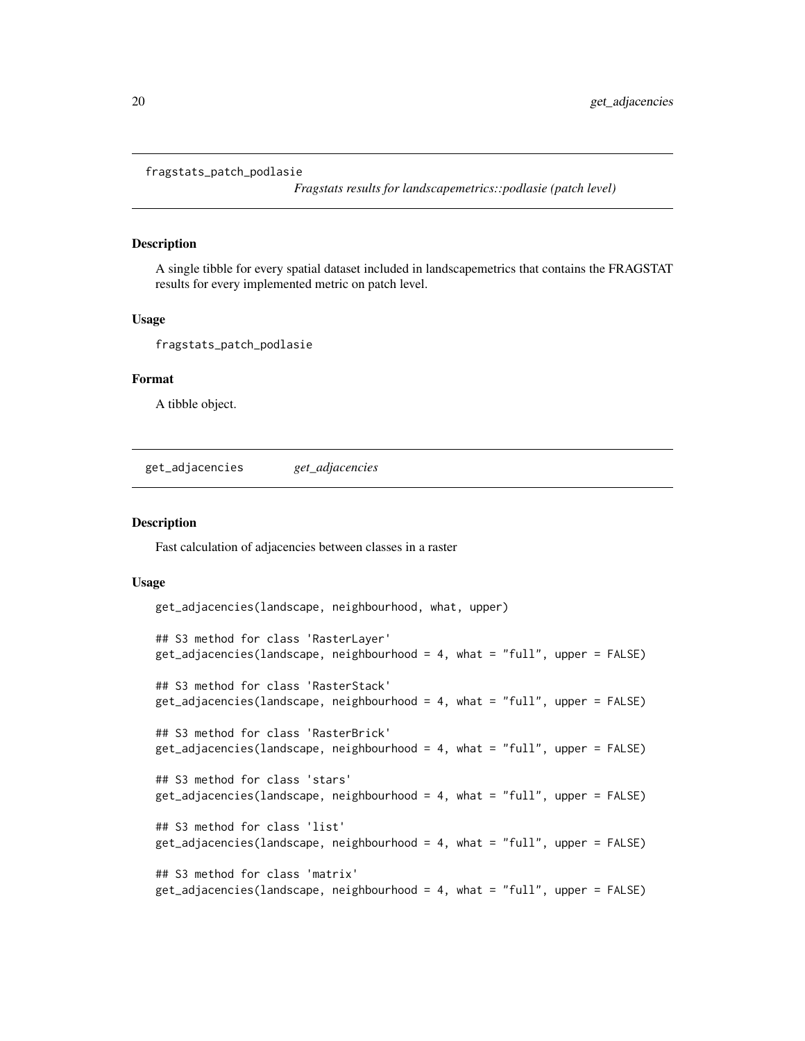## fragstats_patch_podlasie

*Fragstats results for landscapemetrics::podlasie (patch level)*

### Description

A single tibble for every spatial dataset included in landscapemetrics that contains the FRAGSTAT results for every implemented metric on patch level.

### Usage

```
fragstats_patch_podlasie
```

### Format

A tibble object.

## get_adjacencies

*get_adjacencies*

### Description

Fast calculation of adjacencies between classes in a raster

### Usage

```
get_adjacencies(landscape, neighbourhood, what, upper)

## S3 method for class 'RasterLayer'
get_adjacencies(landscape, neighbourhood = 4, what = "full", upper = FALSE)

## S3 method for class 'RasterStack'
get_adjacencies(landscape, neighbourhood = 4, what = "full", upper = FALSE)

## S3 method for class 'RasterBrick'
get_adjacencies(landscape, neighbourhood = 4, what = "full", upper = FALSE)

## S3 method for class 'stars'
get_adjacencies(landscape, neighbourhood = 4, what = "full", upper = FALSE)

## S3 method for class 'list'
get_adjacencies(landscape, neighbourhood = 4, what = "full", upper = FALSE)

## S3 method for class 'matrix'
get_adjacencies(landscape, neighbourhood = 4, what = "full", upper = FALSE)
```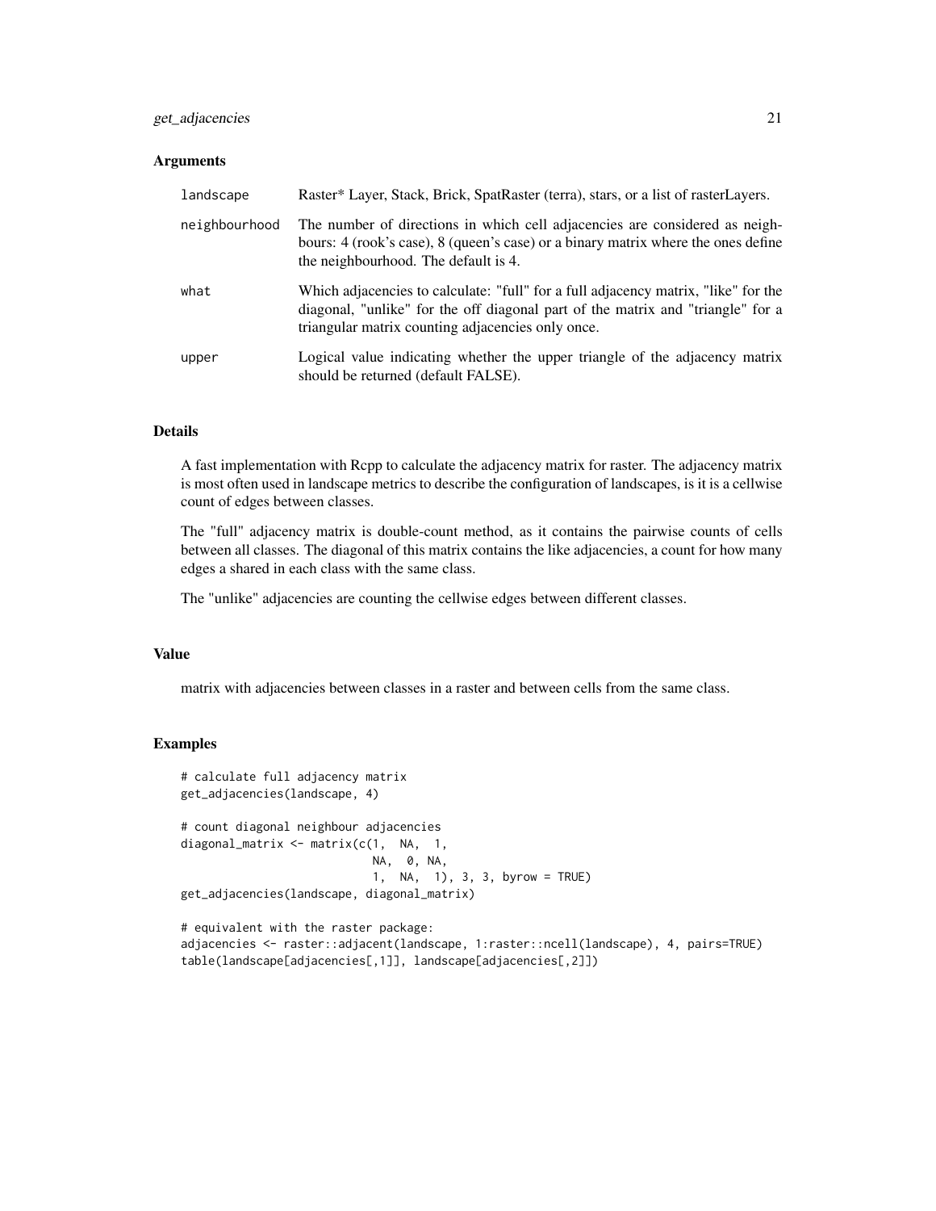### Arguments

| | |
|---|---|
| landscape | Raster* Layer, Stack, Brick, SpatRaster (terra), stars, or a list of rasterLayers. |
| neighbourhood | The number of directions in which cell adjacencies are considered as neighbours: 4 (rook's case), 8 (queen's case) or a binary matrix where the ones define the neighbourhood. The default is 4. |
| what | Which adjacencies to calculate: "full" for a full adjacency matrix, "like" for the diagonal, "unlike" for the off diagonal part of the matrix and "triangle" for a triangular matrix counting adjacencies only once. |
| upper | Logical value indicating whether the upper triangle of the adjacency matrix should be returned (default FALSE). |

### Details

A fast implementation with Rcpp to calculate the adjacency matrix for raster. The adjacency matrix is most often used in landscape metrics to describe the configuration of landscapes, is it is a cellwise count of edges between classes.

The "full" adjacency matrix is double-count method, as it contains the pairwise counts of cells between all classes. The diagonal of this matrix contains the like adjacencies, a count for how many edges a shared in each class with the same class.

The "unlike" adjacencies are counting the cellwise edges between different classes.

### Value

matrix with adjacencies between classes in a raster and between cells from the same class.

### Examples

```
# calculate full adjacency matrix
get_adjacencies(landscape, 4)

# count diagonal neighbour adjacencies
diagonal_matrix <- matrix(c(1,  NA,  1,
                            NA,  0, NA,
                            1,  NA,  1), 3, 3, byrow = TRUE)
get_adjacencies(landscape, diagonal_matrix)

# equivalent with the raster package:
adjacencies <- raster::adjacent(landscape, 1:raster::ncell(landscape), 4, pairs=TRUE)
table(landscape[adjacencies[,1]], landscape[adjacencies[,2]])
```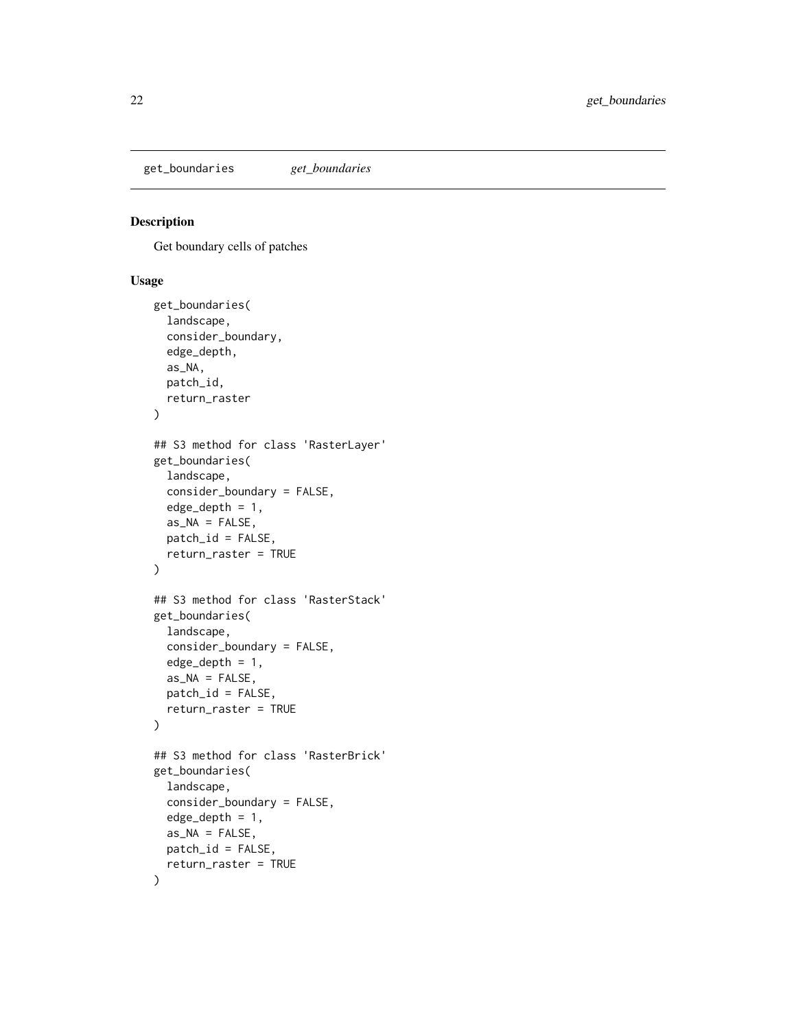get_boundaries *get_boundaries*

## Description

Get boundary cells of patches

## Usage

```
get_boundaries(
  landscape,
  consider_boundary,
  edge_depth,
  as_NA,
  patch_id,
  return_raster
)

## S3 method for class 'RasterLayer'
get_boundaries(
  landscape,
  consider_boundary = FALSE,
  edge_depth = 1,
  as_NA = FALSE,
  patch_id = FALSE,
  return_raster = TRUE
)

## S3 method for class 'RasterStack'
get_boundaries(
  landscape,
  consider_boundary = FALSE,
  edge_depth = 1,
  as_NA = FALSE,
  patch_id = FALSE,
  return_raster = TRUE
)

## S3 method for class 'RasterBrick'
get_boundaries(
  landscape,
  consider_boundary = FALSE,
  edge_depth = 1,
  as_NA = FALSE,
  patch_id = FALSE,
  return_raster = TRUE
)
```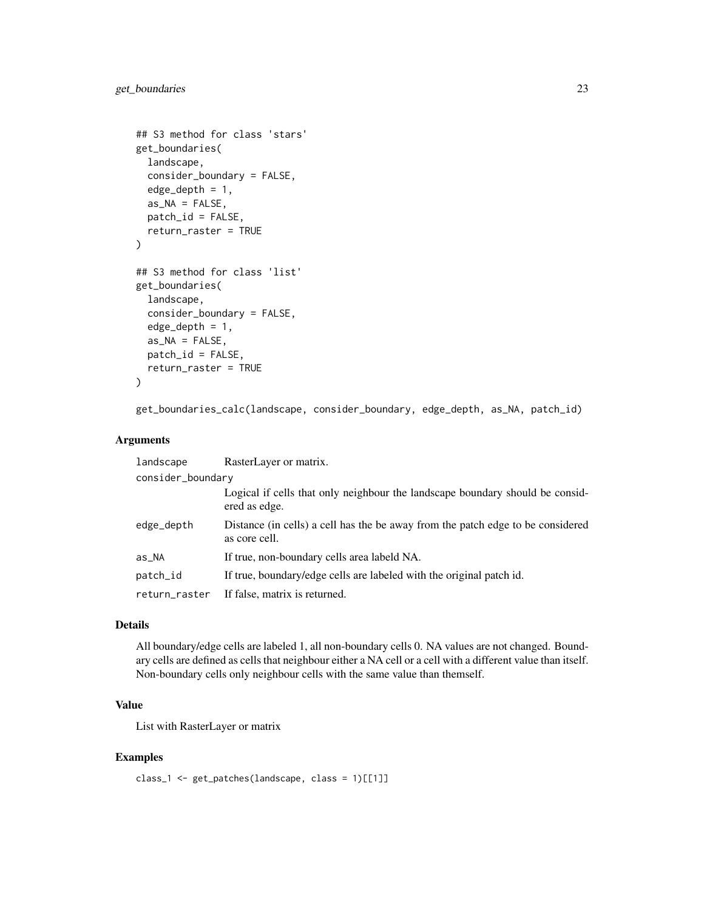```
## S3 method for class 'stars'
get_boundaries(
  landscape,
  consider_boundary = FALSE,
  edge_depth = 1,
  as_NA = FALSE,
  patch_id = FALSE,
  return_raster = TRUE
)

## S3 method for class 'list'
get_boundaries(
  landscape,
  consider_boundary = FALSE,
  edge_depth = 1,
  as_NA = FALSE,
  patch_id = FALSE,
  return_raster = TRUE
)

get_boundaries_calc(landscape, consider_boundary, edge_depth, as_NA, patch_id)
```

### Arguments

| | |
|---|---|
| landscape | RasterLayer or matrix. |
| consider_boundary | Logical if cells that only neighbour the landscape boundary should be considered as edge. |
| edge_depth | Distance (in cells) a cell has the be away from the patch edge to be considered as core cell. |
| as_NA | If true, non-boundary cells area labeld NA. |
| patch_id | If true, boundary/edge cells are labeled with the original patch id. |
| return_raster | If false, matrix is returned. |

### Details

All boundary/edge cells are labeled 1, all non-boundary cells 0. NA values are not changed. Boundary cells are defined as cells that neighbour either a NA cell or a cell with a different value than itself. Non-boundary cells only neighbour cells with the same value than themself.

### Value

List with RasterLayer or matrix

### Examples

```
class_1 <- get_patches(landscape, class = 1)[[1]]
```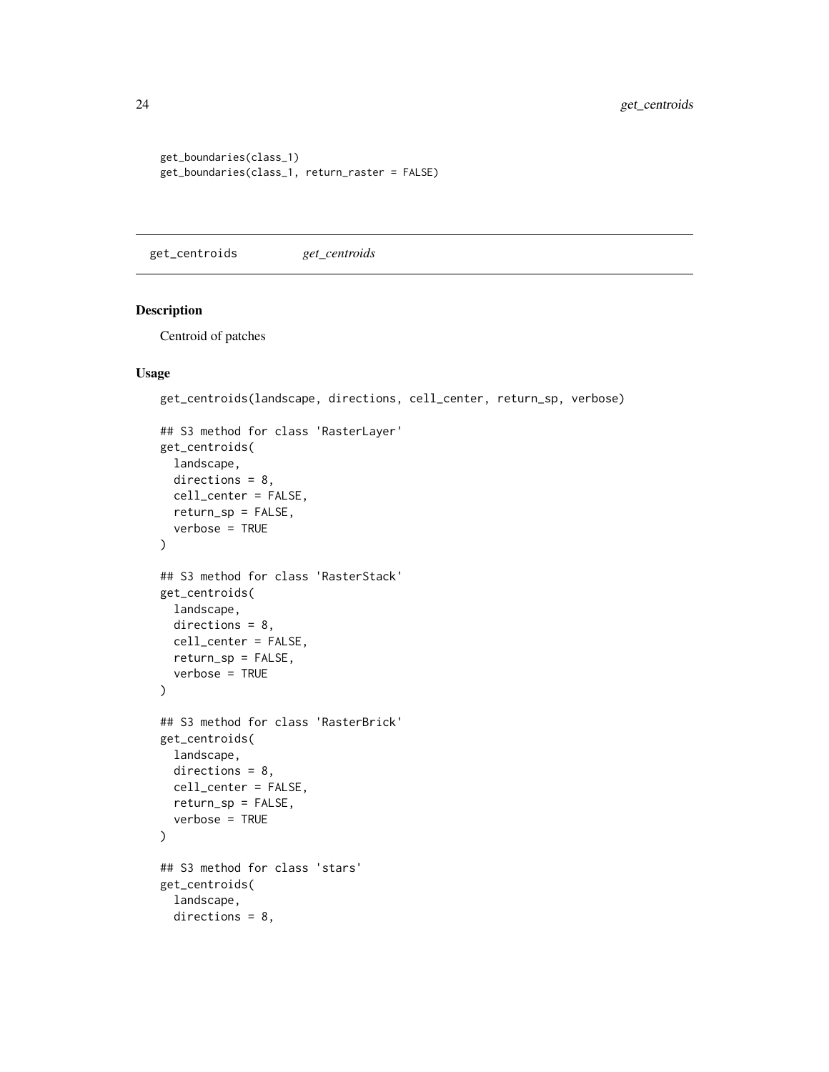```
get_boundaries(class_1)
get_boundaries(class_1, return_raster = FALSE)
```

## get_centroids *get_centroids*

### Description

Centroid of patches

### Usage

```
get_centroids(landscape, directions, cell_center, return_sp, verbose)

## S3 method for class 'RasterLayer'
get_centroids(
  landscape,
  directions = 8,
  cell_center = FALSE,
  return_sp = FALSE,
  verbose = TRUE
)

## S3 method for class 'RasterStack'
get_centroids(
  landscape,
  directions = 8,
  cell_center = FALSE,
  return_sp = FALSE,
  verbose = TRUE
)

## S3 method for class 'RasterBrick'
get_centroids(
  landscape,
  directions = 8,
  cell_center = FALSE,
  return_sp = FALSE,
  verbose = TRUE
)

## S3 method for class 'stars'
get_centroids(
  landscape,
  directions = 8,
```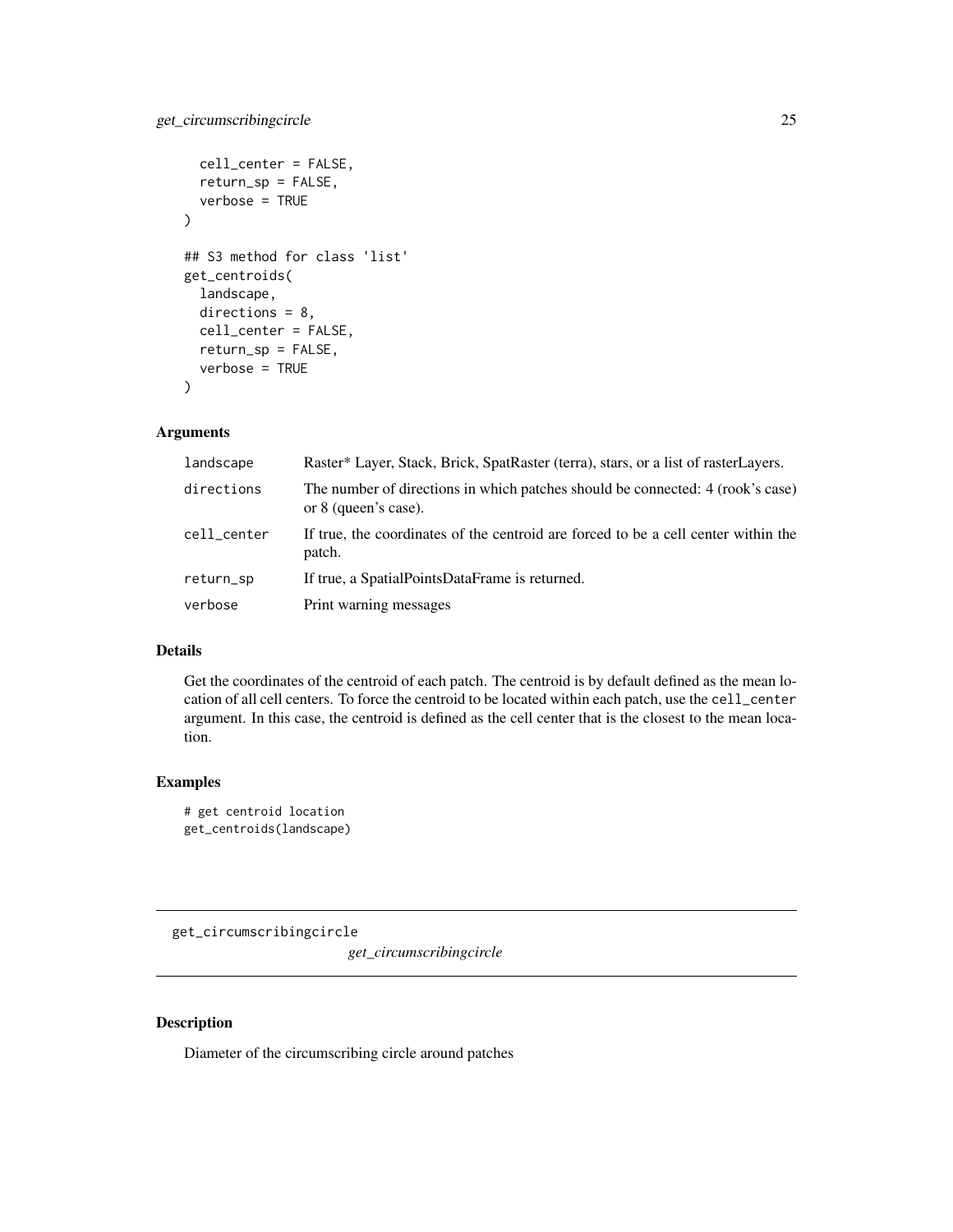```
  cell_center = FALSE,
  return_sp = FALSE,
  verbose = TRUE
)

## S3 method for class 'list'
get_centroids(
  landscape,
  directions = 8,
  cell_center = FALSE,
  return_sp = FALSE,
  verbose = TRUE
)
```

### Arguments

| | |
|---|---|
| landscape | Raster* Layer, Stack, Brick, SpatRaster (terra), stars, or a list of rasterLayers. |
| directions | The number of directions in which patches should be connected: 4 (rook's case) or 8 (queen's case). |
| cell_center | If true, the coordinates of the centroid are forced to be a cell center within the patch. |
| return_sp | If true, a SpatialPointsDataFrame is returned. |
| verbose | Print warning messages |

### Details

Get the coordinates of the centroid of each patch. The centroid is by default defined as the mean location of all cell centers. To force the centroid to be located within each patch, use the `cell_center` argument. In this case, the centroid is defined as the cell center that is the closest to the mean location.

### Examples

```
# get centroid location
get_centroids(landscape)
```

---

## get_circumscribingcircle

*get_circumscribingcircle*

---

### Description

Diameter of the circumscribing circle around patches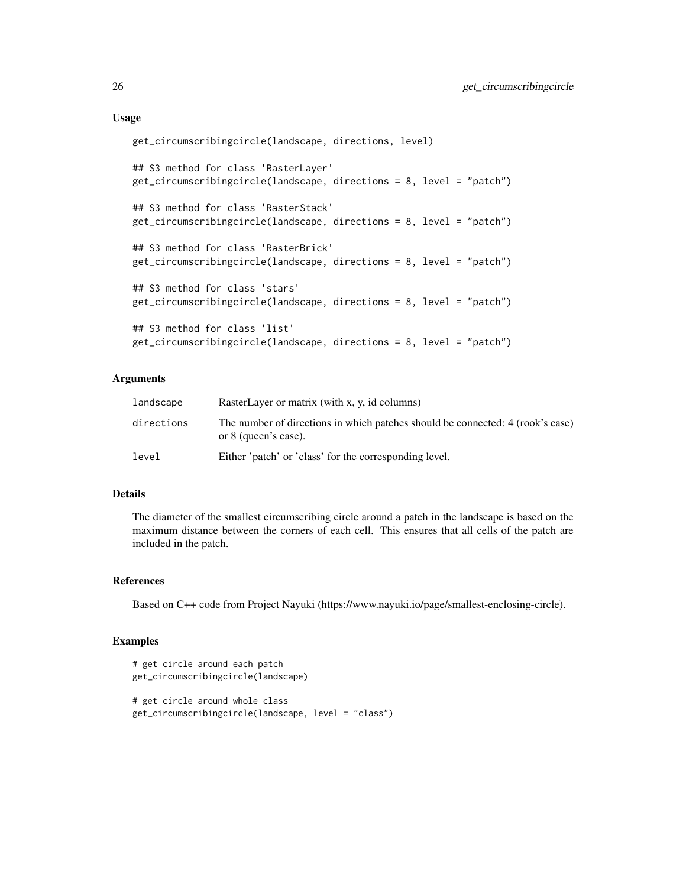## Usage

```
get_circumscribingcircle(landscape, directions, level)

## S3 method for class 'RasterLayer'
get_circumscribingcircle(landscape, directions = 8, level = "patch")

## S3 method for class 'RasterStack'
get_circumscribingcircle(landscape, directions = 8, level = "patch")

## S3 method for class 'RasterBrick'
get_circumscribingcircle(landscape, directions = 8, level = "patch")

## S3 method for class 'stars'
get_circumscribingcircle(landscape, directions = 8, level = "patch")

## S3 method for class 'list'
get_circumscribingcircle(landscape, directions = 8, level = "patch")
```

## Arguments

| | |
|---|---|
| landscape | RasterLayer or matrix (with x, y, id columns) |
| directions | The number of directions in which patches should be connected: 4 (rook's case) or 8 (queen's case). |
| level | Either 'patch' or 'class' for the corresponding level. |

## Details

The diameter of the smallest circumscribing circle around a patch in the landscape is based on the maximum distance between the corners of each cell. This ensures that all cells of the patch are included in the patch.

## References

Based on C++ code from Project Nayuki (https://www.nayuki.io/page/smallest-enclosing-circle).

## Examples

```
# get circle around each patch
get_circumscribingcircle(landscape)

# get circle around whole class
get_circumscribingcircle(landscape, level = "class")
```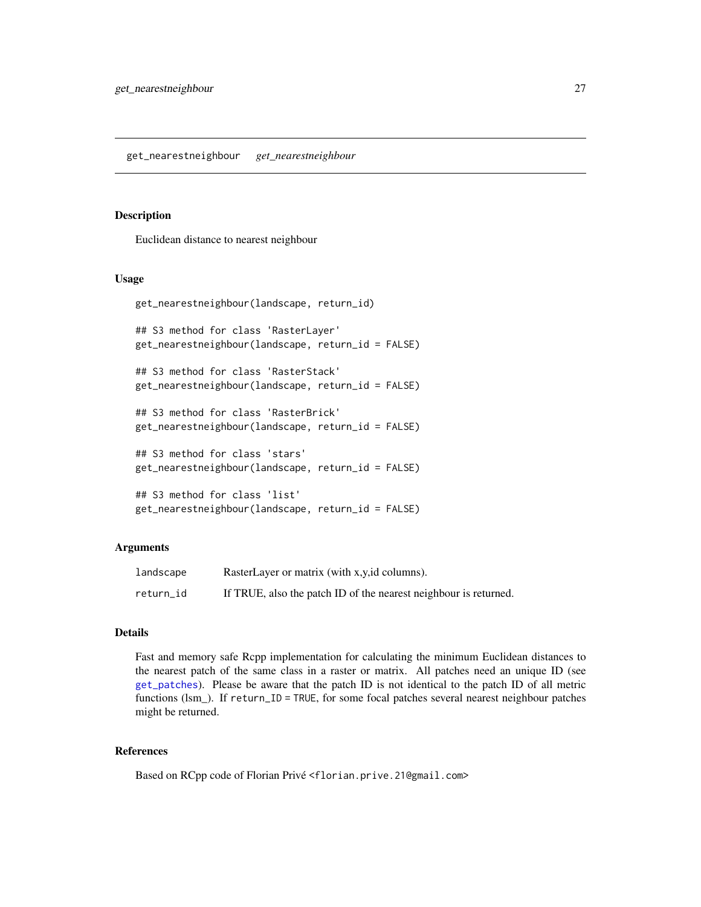## get_nearestneighbour *get_nearestneighbour*

### Description

Euclidean distance to nearest neighbour

### Usage

```
get_nearestneighbour(landscape, return_id)

## S3 method for class 'RasterLayer'
get_nearestneighbour(landscape, return_id = FALSE)

## S3 method for class 'RasterStack'
get_nearestneighbour(landscape, return_id = FALSE)

## S3 method for class 'RasterBrick'
get_nearestneighbour(landscape, return_id = FALSE)

## S3 method for class 'stars'
get_nearestneighbour(landscape, return_id = FALSE)

## S3 method for class 'list'
get_nearestneighbour(landscape, return_id = FALSE)
```

### Arguments

| | |
|---|---|
| landscape | RasterLayer or matrix (with x,y,id columns). |
| return_id | If TRUE, also the patch ID of the nearest neighbour is returned. |

### Details

Fast and memory safe Rcpp implementation for calculating the minimum Euclidean distances to the nearest patch of the same class in a raster or matrix. All patches need an unique ID (see get_patches). Please be aware that the patch ID is not identical to the patch ID of all metric functions (lsm_). If `return_ID = TRUE`, for some focal patches several nearest neighbour patches might be returned.

### References

Based on RCpp code of Florian Privé `<florian.prive.21@gmail.com>`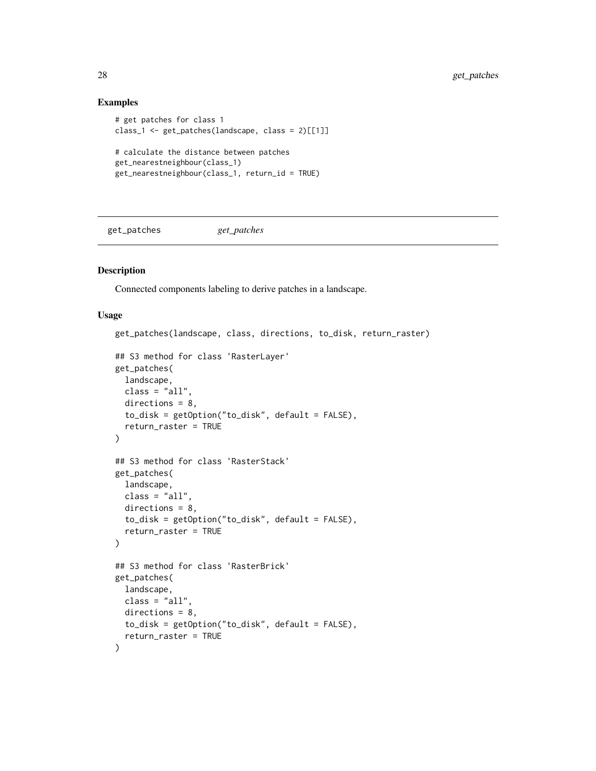### Examples

```
# get patches for class 1
class_1 <- get_patches(landscape, class = 2)[[1]]

# calculate the distance between patches
get_nearestneighbour(class_1)
get_nearestneighbour(class_1, return_id = TRUE)
```

---

get_patches *get_patches*

---

### Description

Connected components labeling to derive patches in a landscape.

### Usage

```
get_patches(landscape, class, directions, to_disk, return_raster)

## S3 method for class 'RasterLayer'
get_patches(
  landscape,
  class = "all",
  directions = 8,
  to_disk = getOption("to_disk", default = FALSE),
  return_raster = TRUE
)

## S3 method for class 'RasterStack'
get_patches(
  landscape,
  class = "all",
  directions = 8,
  to_disk = getOption("to_disk", default = FALSE),
  return_raster = TRUE
)

## S3 method for class 'RasterBrick'
get_patches(
  landscape,
  class = "all",
  directions = 8,
  to_disk = getOption("to_disk", default = FALSE),
  return_raster = TRUE
)
```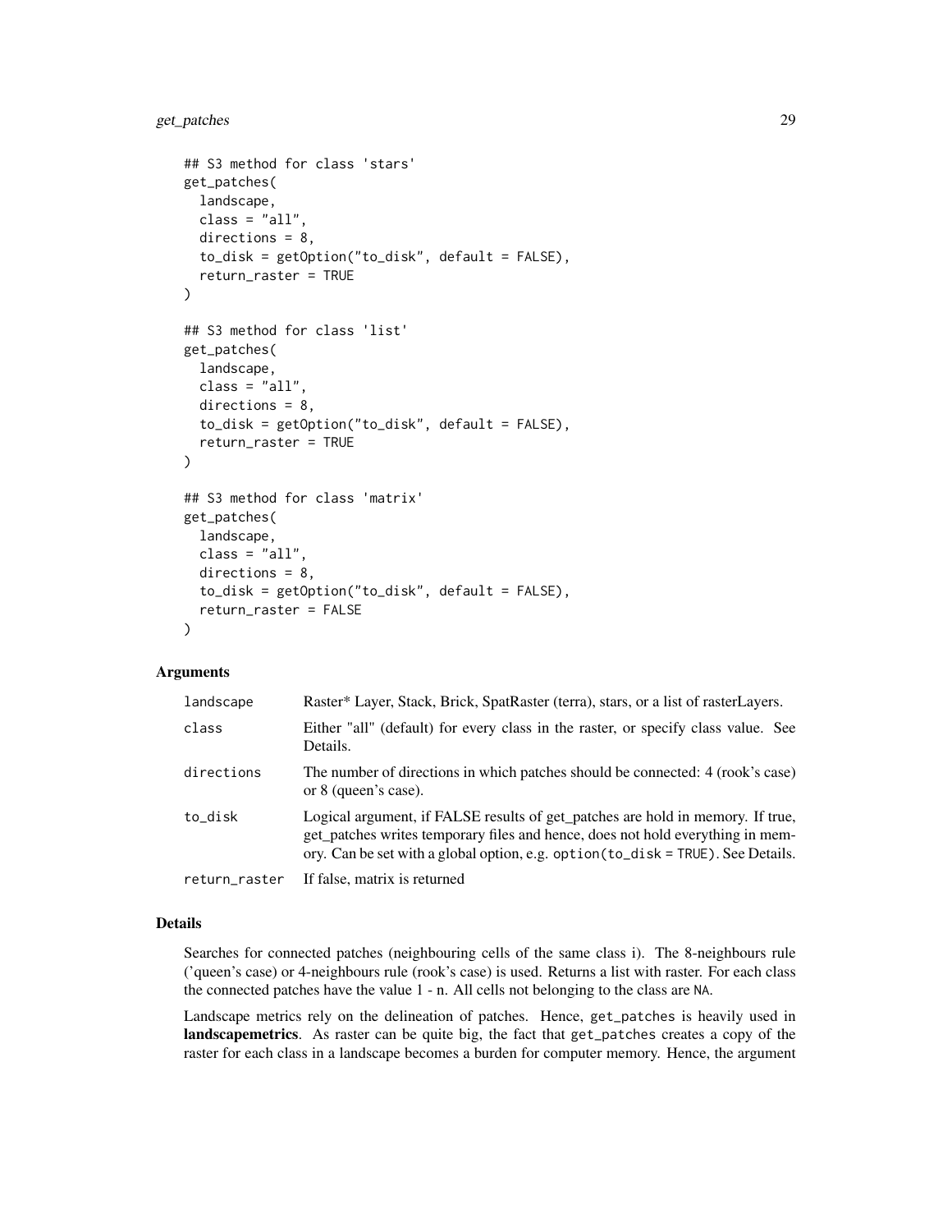```
## S3 method for class 'stars'
get_patches(
  landscape,
  class = "all",
  directions = 8,
  to_disk = getOption("to_disk", default = FALSE),
  return_raster = TRUE
)

## S3 method for class 'list'
get_patches(
  landscape,
  class = "all",
  directions = 8,
  to_disk = getOption("to_disk", default = FALSE),
  return_raster = TRUE
)

## S3 method for class 'matrix'
get_patches(
  landscape,
  class = "all",
  directions = 8,
  to_disk = getOption("to_disk", default = FALSE),
  return_raster = FALSE
)
```

### Arguments

| | |
|---|---|
| `landscape` | Raster* Layer, Stack, Brick, SpatRaster (terra), stars, or a list of rasterLayers. |
| `class` | Either "all" (default) for every class in the raster, or specify class value. See Details. |
| `directions` | The number of directions in which patches should be connected: 4 (rook's case) or 8 (queen's case). |
| `to_disk` | Logical argument, if FALSE results of get_patches are hold in memory. If true, get_patches writes temporary files and hence, does not hold everything in memory. Can be set with a global option, e.g. `option(to_disk = TRUE)`. See Details. |
| `return_raster` | If false, matrix is returned |

### Details

Searches for connected patches (neighbouring cells of the same class i). The 8-neighbours rule ('queen's case) or 4-neighbours rule (rook's case) is used. Returns a list with raster. For each class the connected patches have the value 1 - n. All cells not belonging to the class are `NA`.

Landscape metrics rely on the delineation of patches. Hence, `get_patches` is heavily used in **landscapemetrics**. As raster can be quite big, the fact that `get_patches` creates a copy of the raster for each class in a landscape becomes a burden for computer memory. Hence, the argument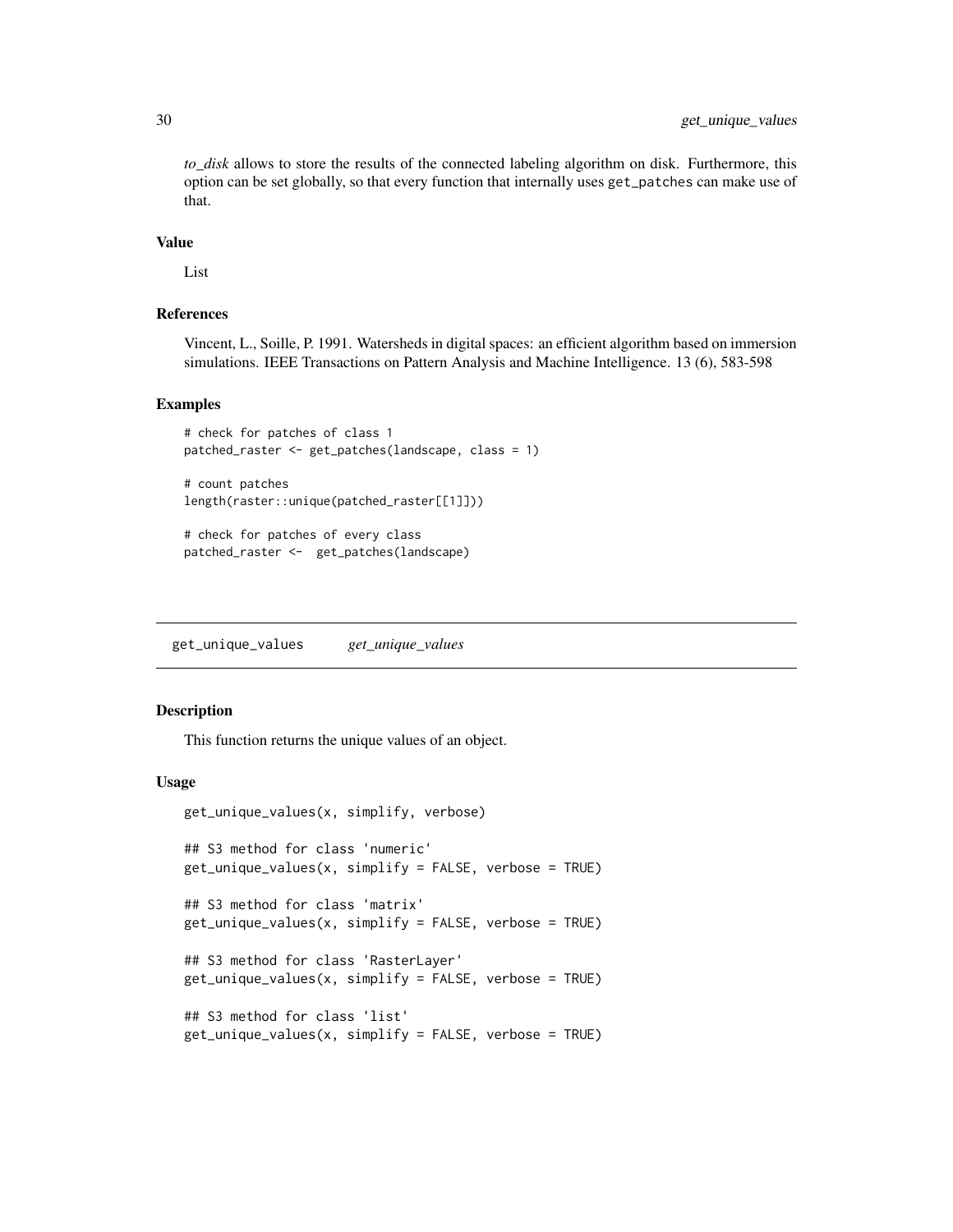*to_disk* allows to store the results of the connected labeling algorithm on disk. Furthermore, this option can be set globally, so that every function that internally uses `get_patches` can make use of that.

### Value

List

### References

Vincent, L., Soille, P. 1991. Watersheds in digital spaces: an efficient algorithm based on immersion simulations. IEEE Transactions on Pattern Analysis and Machine Intelligence. 13 (6), 583-598

### Examples

```
# check for patches of class 1
patched_raster <- get_patches(landscape, class = 1)

# count patches
length(raster::unique(patched_raster[[1]]))

# check for patches of every class
patched_raster <-  get_patches(landscape)
```

---

## get_unique_values    *get_unique_values*

### Description

This function returns the unique values of an object.

### Usage

```
get_unique_values(x, simplify, verbose)

## S3 method for class 'numeric'
get_unique_values(x, simplify = FALSE, verbose = TRUE)

## S3 method for class 'matrix'
get_unique_values(x, simplify = FALSE, verbose = TRUE)

## S3 method for class 'RasterLayer'
get_unique_values(x, simplify = FALSE, verbose = TRUE)

## S3 method for class 'list'
get_unique_values(x, simplify = FALSE, verbose = TRUE)
```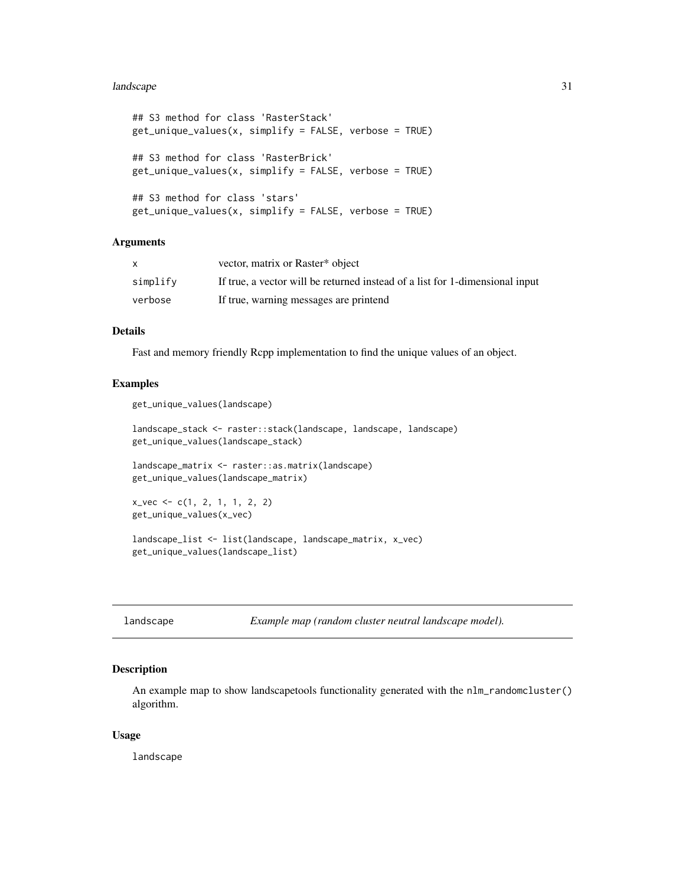```
## S3 method for class 'RasterStack'
get_unique_values(x, simplify = FALSE, verbose = TRUE)

## S3 method for class 'RasterBrick'
get_unique_values(x, simplify = FALSE, verbose = TRUE)

## S3 method for class 'stars'
get_unique_values(x, simplify = FALSE, verbose = TRUE)
```

### Arguments

| | |
|---|---|
| x | vector, matrix or Raster* object |
| simplify | If true, a vector will be returned instead of a list for 1-dimensional input |
| verbose | If true, warning messages are printend |

### Details

Fast and memory friendly Rcpp implementation to find the unique values of an object.

### Examples

```
get_unique_values(landscape)

landscape_stack <- raster::stack(landscape, landscape, landscape)
get_unique_values(landscape_stack)

landscape_matrix <- raster::as.matrix(landscape)
get_unique_values(landscape_matrix)

x_vec <- c(1, 2, 1, 1, 2, 2)
get_unique_values(x_vec)

landscape_list <- list(landscape, landscape_matrix, x_vec)
get_unique_values(landscape_list)
```

---

## landscape — *Example map (random cluster neutral landscape model).*

### Description

An example map to show landscapetools functionality generated with the `nlm_randomcluster()` algorithm.

### Usage

```
landscape
```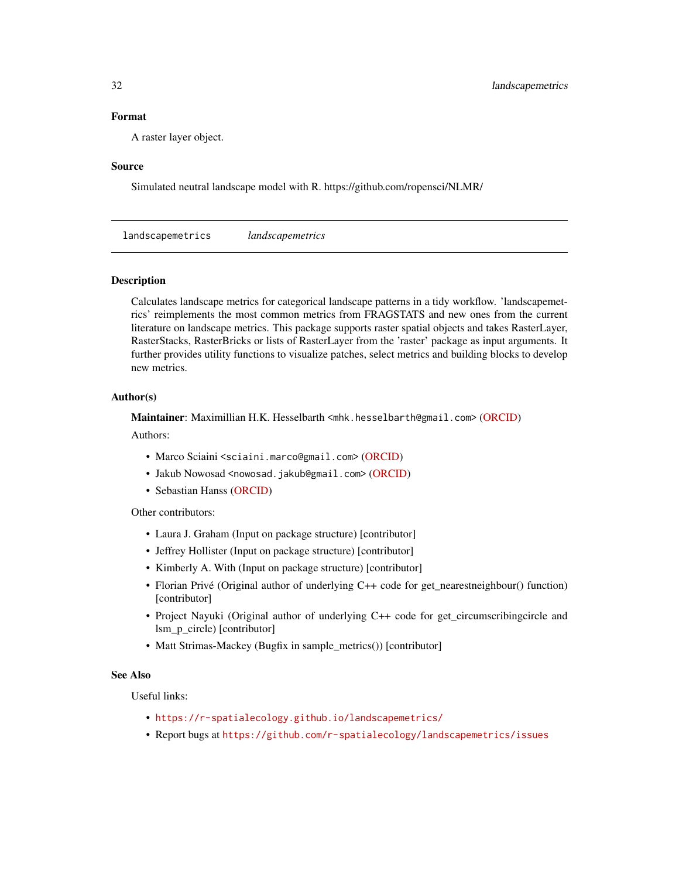### Format

A raster layer object.

### Source

Simulated neutral landscape model with R. https://github.com/ropensci/NLMR/

---

## landscapemetrics *landscapemetrics*

---

### Description

Calculates landscape metrics for categorical landscape patterns in a tidy workflow. 'landscapemetrics' reimplements the most common metrics from FRAGSTATS and new ones from the current literature on landscape metrics. This package supports raster spatial objects and takes RasterLayer, RasterStacks, RasterBricks or lists of RasterLayer from the 'raster' package as input arguments. It further provides utility functions to visualize patches, select metrics and building blocks to develop new metrics.

### Author(s)

**Maintainer**: Maximillian H.K. Hesselbarth <mhk.hesselbarth@gmail.com> (ORCID)

Authors:

- Marco Sciaini <sciaini.marco@gmail.com> (ORCID)
- Jakub Nowosad <nowosad.jakub@gmail.com> (ORCID)
- Sebastian Hanss (ORCID)

Other contributors:

- Laura J. Graham (Input on package structure) [contributor]
- Jeffrey Hollister (Input on package structure) [contributor]
- Kimberly A. With (Input on package structure) [contributor]
- Florian Privé (Original author of underlying C++ code for get_nearestneighbour() function) [contributor]
- Project Nayuki (Original author of underlying C++ code for get_circumscribingcircle and lsm_p_circle) [contributor]
- Matt Strimas-Mackey (Bugfix in sample_metrics()) [contributor]

### See Also

Useful links:

- https://r-spatialecology.github.io/landscapemetrics/
- Report bugs at https://github.com/r-spatialecology/landscapemetrics/issues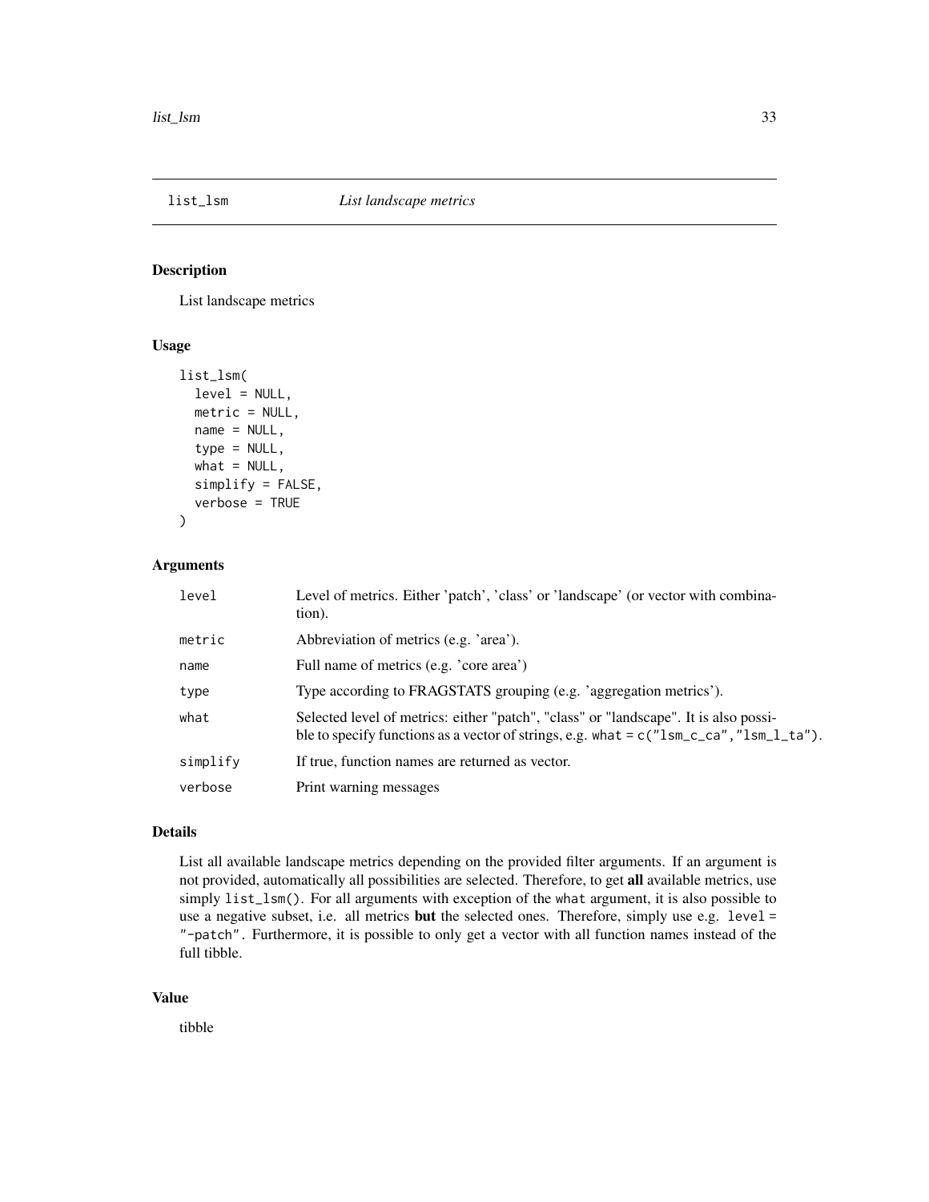# list_lsm — *List landscape metrics*

## Description

List landscape metrics

## Usage

```
list_lsm(
  level = NULL,
  metric = NULL,
  name = NULL,
  type = NULL,
  what = NULL,
  simplify = FALSE,
  verbose = TRUE
)
```

## Arguments

| Argument | Description |
|---|---|
| level | Level of metrics. Either 'patch', 'class' or 'landscape' (or vector with combination). |
| metric | Abbreviation of metrics (e.g. 'area'). |
| name | Full name of metrics (e.g. 'core area') |
| type | Type according to FRAGSTATS grouping (e.g. 'aggregation metrics'). |
| what | Selected level of metrics: either "patch", "class" or "landscape". It is also possible to specify functions as a vector of strings, e.g. `what = c("lsm_c_ca", "lsm_l_ta")`. |
| simplify | If true, function names are returned as vector. |
| verbose | Print warning messages |

## Details

List all available landscape metrics depending on the provided filter arguments. If an argument is not provided, automatically all possibilities are selected. Therefore, to get **all** available metrics, use simply `list_lsm()`. For all arguments with exception of the `what` argument, it is also possible to use a negative subset, i.e. all metrics **but** the selected ones. Therefore, simply use e.g. `level = "-patch"`. Furthermore, it is possible to only get a vector with all function names instead of the full tibble.

## Value

tibble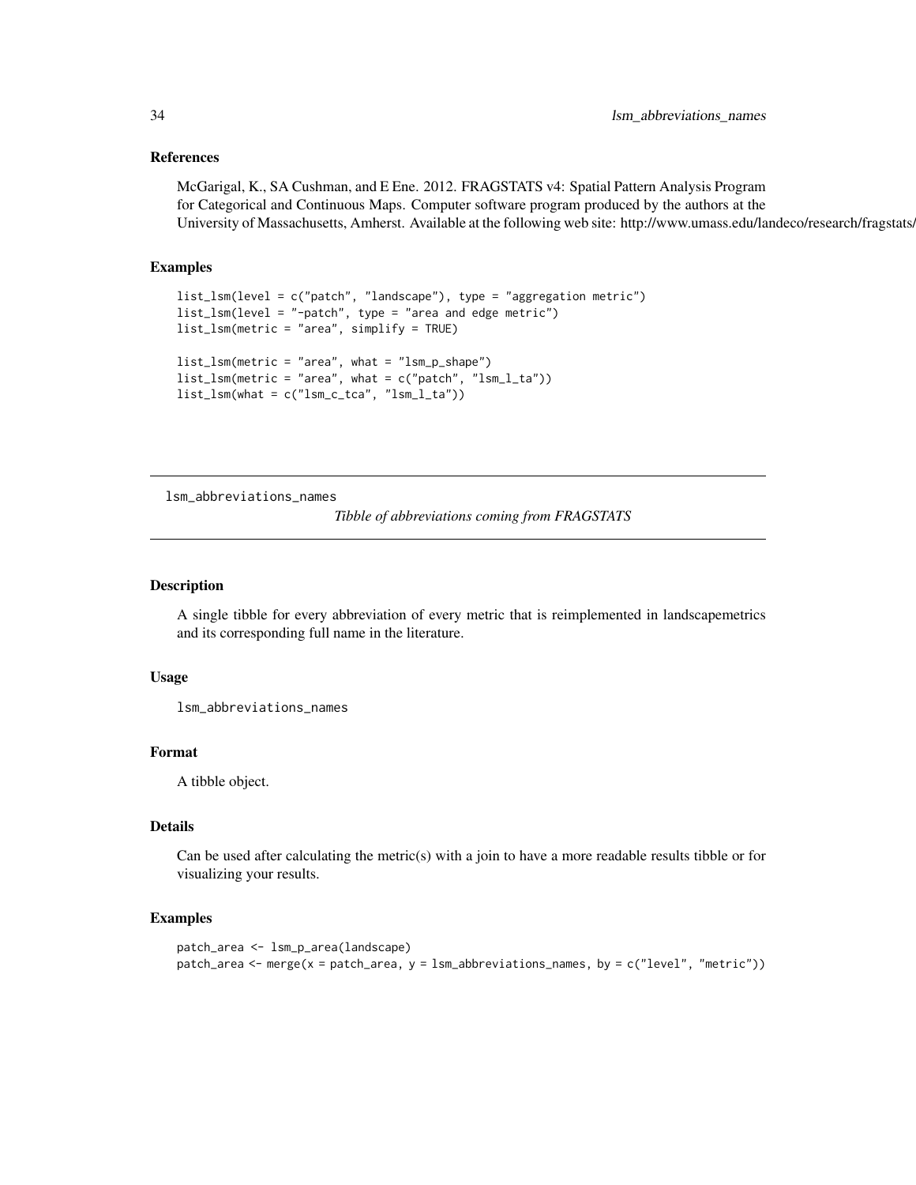## References

McGarigal, K., SA Cushman, and E Ene. 2012. FRAGSTATS v4: Spatial Pattern Analysis Program for Categorical and Continuous Maps. Computer software program produced by the authors at the University of Massachusetts, Amherst. Available at the following web site: http://www.umass.edu/landeco/research/fragstats/fragstats.html

## Examples

```
list_lsm(level = c("patch", "landscape"), type = "aggregation metric")
list_lsm(level = "-patch", type = "area and edge metric")
list_lsm(metric = "area", simplify = TRUE)

list_lsm(metric = "area", what = "lsm_p_shape")
list_lsm(metric = "area", what = c("patch", "lsm_l_ta"))
list_lsm(what = c("lsm_c_tca", "lsm_l_ta"))
```

---

# lsm_abbreviations_names

*Tibble of abbreviations coming from FRAGSTATS*

## Description

A single tibble for every abbreviation of every metric that is reimplemented in landscapemetrics and its corresponding full name in the literature.

## Usage

```
lsm_abbreviations_names
```

## Format

A tibble object.

## Details

Can be used after calculating the metric(s) with a join to have a more readable results tibble or for visualizing your results.

## Examples

```
patch_area <- lsm_p_area(landscape)
patch_area <- merge(x = patch_area, y = lsm_abbreviations_names, by = c("level", "metric"))
```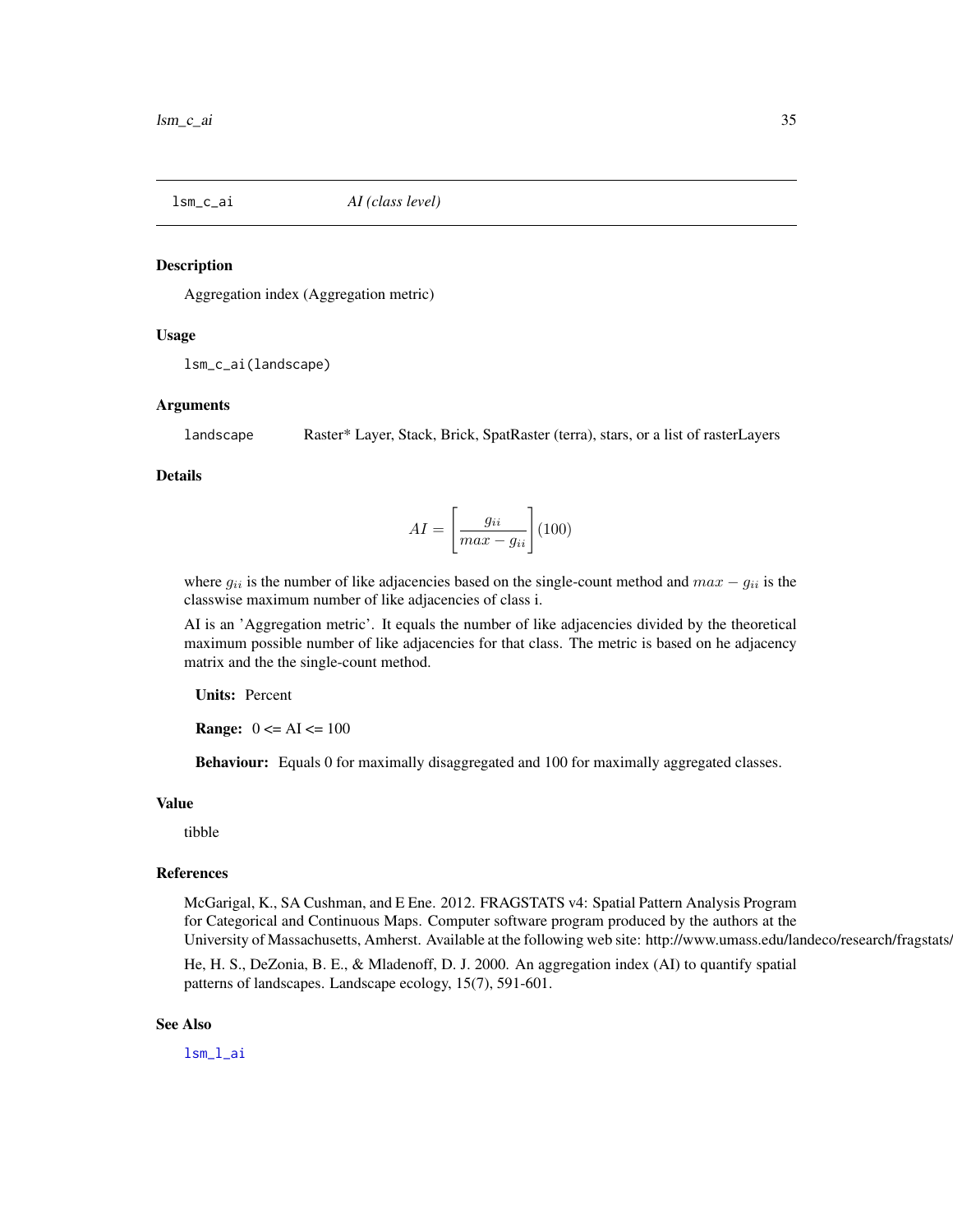## lsm_c_ai *AI (class level)*

### Description

Aggregation index (Aggregation metric)

### Usage

```
lsm_c_ai(landscape)
```

### Arguments

| | |
|---|---|
| `landscape` | Raster* Layer, Stack, Brick, SpatRaster (terra), stars, or a list of rasterLayers |

### Details

$$AI = \left[ \frac{g_{ii}}{max - g_{ii}} \right] (100)$$

where $g_{ii}$ is the number of like adjacencies based on the single-count method and $max - g_{ii}$ is the classwise maximum number of like adjacencies of class i.

AI is an 'Aggregation metric'. It equals the number of like adjacencies divided by the theoretical maximum possible number of like adjacencies for that class. The metric is based on he adjacency matrix and the the single-count method.

**Units:** Percent

**Range:** 0 <= AI <= 100

**Behaviour:** Equals 0 for maximally disaggregated and 100 for maximally aggregated classes.

### Value

tibble

### References

McGarigal, K., SA Cushman, and E Ene. 2012. FRAGSTATS v4: Spatial Pattern Analysis Program for Categorical and Continuous Maps. Computer software program produced by the authors at the University of Massachusetts, Amherst. Available at the following web site: http://www.umass.edu/landeco/research/fragstats/

He, H. S., DeZonia, B. E., & Mladenoff, D. J. 2000. An aggregation index (AI) to quantify spatial patterns of landscapes. Landscape ecology, 15(7), 591-601.

### See Also

`lsm_l_ai`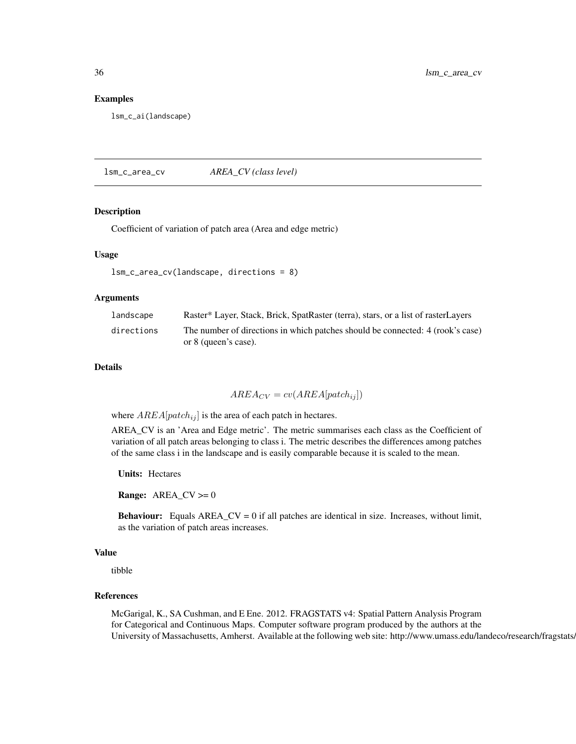## Examples

```
lsm_c_ai(landscape)
```

---

## lsm_c_area_cv *AREA_CV (class level)*

### Description

Coefficient of variation of patch area (Area and edge metric)

### Usage

```
lsm_c_area_cv(landscape, directions = 8)
```

### Arguments

| | |
|---|---|
| landscape | Raster* Layer, Stack, Brick, SpatRaster (terra), stars, or a list of rasterLayers |
| directions | The number of directions in which patches should be connected: 4 (rook's case) or 8 (queen's case). |

### Details

$$AREA_{CV} = cv(AREA[patch_{ij}])$$

where $AREA[patch_{ij}]$ is the area of each patch in hectares.

AREA_CV is an 'Area and Edge metric'. The metric summarises each class as the Coefficient of variation of all patch areas belonging to class i. The metric describes the differences among patches of the same class i in the landscape and is easily comparable because it is scaled to the mean.

**Units:** Hectares

**Range:** AREA_CV >= 0

**Behaviour:** Equals AREA_CV = 0 if all patches are identical in size. Increases, without limit, as the variation of patch areas increases.

### Value

tibble

### References

McGarigal, K., SA Cushman, and E Ene. 2012. FRAGSTATS v4: Spatial Pattern Analysis Program for Categorical and Continuous Maps. Computer software program produced by the authors at the University of Massachusetts, Amherst. Available at the following web site: http://www.umass.edu/landeco/research/fragstats/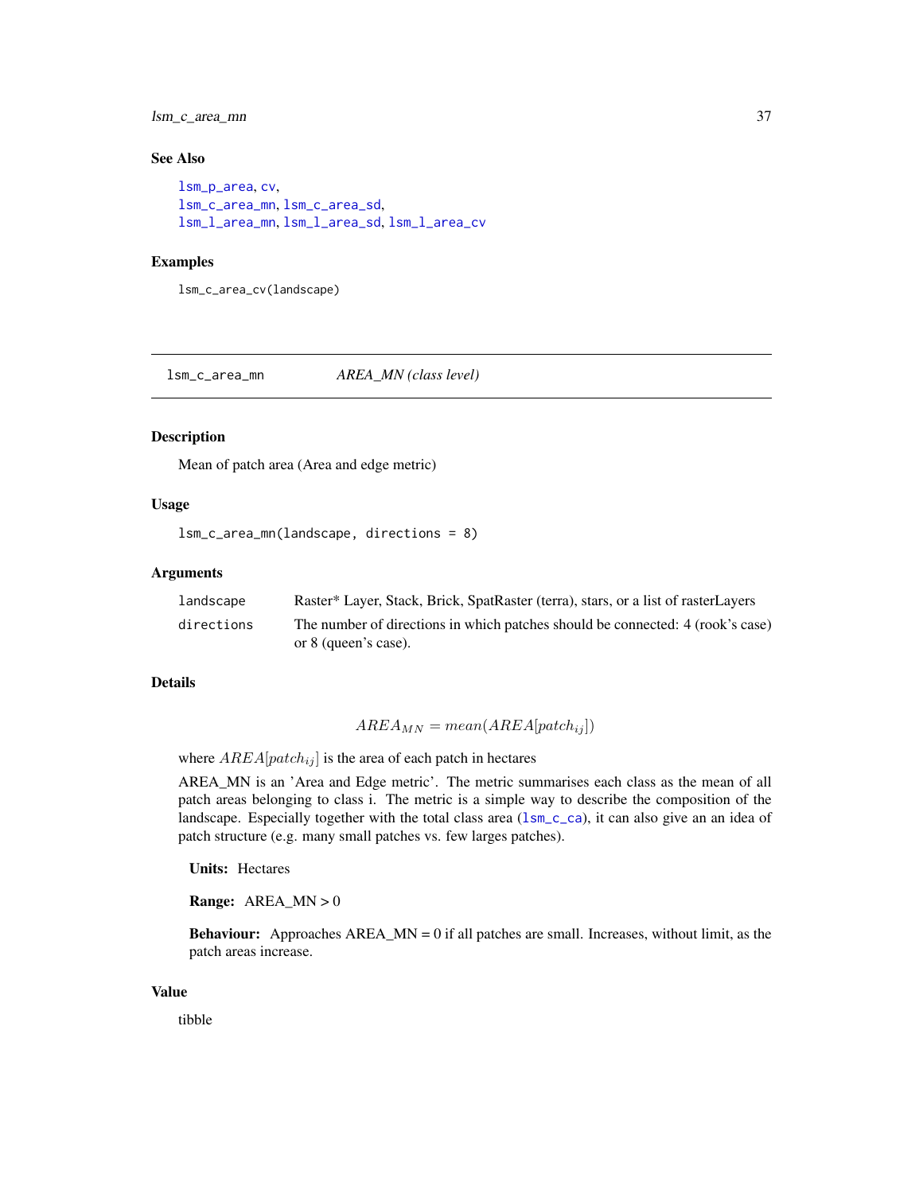### See Also

lsm_p_area, cv,
lsm_c_area_mn, lsm_c_area_sd,
lsm_l_area_mn, lsm_l_area_sd, lsm_l_area_cv

### Examples

```
lsm_c_area_cv(landscape)
```

---

## lsm_c_area_mn *AREA_MN (class level)*

---

### Description

Mean of patch area (Area and edge metric)

### Usage

```
lsm_c_area_mn(landscape, directions = 8)
```

### Arguments

| | |
|---|---|
| landscape | Raster* Layer, Stack, Brick, SpatRaster (terra), stars, or a list of rasterLayers |
| directions | The number of directions in which patches should be connected: 4 (rook's case) or 8 (queen's case). |

### Details

$$AREA_{MN} = mean(AREA[patch_{ij}])$$

where $AREA[patch_{ij}]$ is the area of each patch in hectares

AREA_MN is an 'Area and Edge metric'. The metric summarises each class as the mean of all patch areas belonging to class i. The metric is a simple way to describe the composition of the landscape. Especially together with the total class area (lsm_c_ca), it can also give an an idea of patch structure (e.g. many small patches vs. few larges patches).

**Units:** Hectares

**Range:** AREA_MN > 0

**Behaviour:** Approaches AREA_MN = 0 if all patches are small. Increases, without limit, as the patch areas increase.

### Value

tibble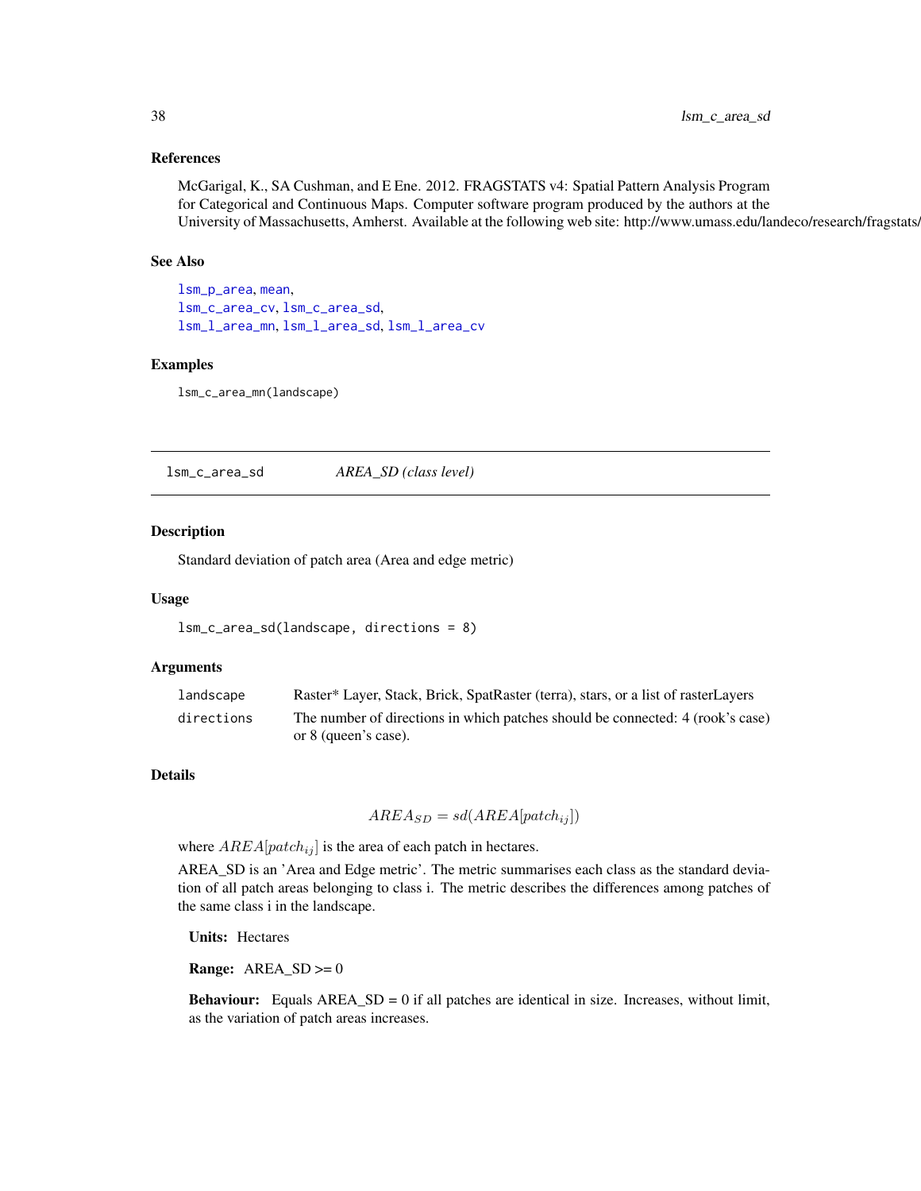### References

McGarigal, K., SA Cushman, and E Ene. 2012. FRAGSTATS v4: Spatial Pattern Analysis Program for Categorical and Continuous Maps. Computer software program produced by the authors at the University of Massachusetts, Amherst. Available at the following web site: http://www.umass.edu/landeco/research/fragstats/

### See Also

lsm_p_area, mean,
lsm_c_area_cv, lsm_c_area_sd,
lsm_l_area_mn, lsm_l_area_sd, lsm_l_area_cv

### Examples

```
lsm_c_area_mn(landscape)
```

---

## lsm_c_area_sd  *AREA_SD (class level)*

---

### Description

Standard deviation of patch area (Area and edge metric)

### Usage

```
lsm_c_area_sd(landscape, directions = 8)
```

### Arguments

| | |
|---|---|
| landscape | Raster* Layer, Stack, Brick, SpatRaster (terra), stars, or a list of rasterLayers |
| directions | The number of directions in which patches should be connected: 4 (rook's case) or 8 (queen's case). |

### Details

$$AREA_{SD} = sd(AREA[patch_{ij}])$$

where $AREA[patch_{ij}]$ is the area of each patch in hectares.

AREA_SD is an 'Area and Edge metric'. The metric summarises each class as the standard deviation of all patch areas belonging to class i. The metric describes the differences among patches of the same class i in the landscape.

**Units:** Hectares

**Range:** AREA_SD >= 0

**Behaviour:** Equals AREA_SD = 0 if all patches are identical in size. Increases, without limit, as the variation of patch areas increases.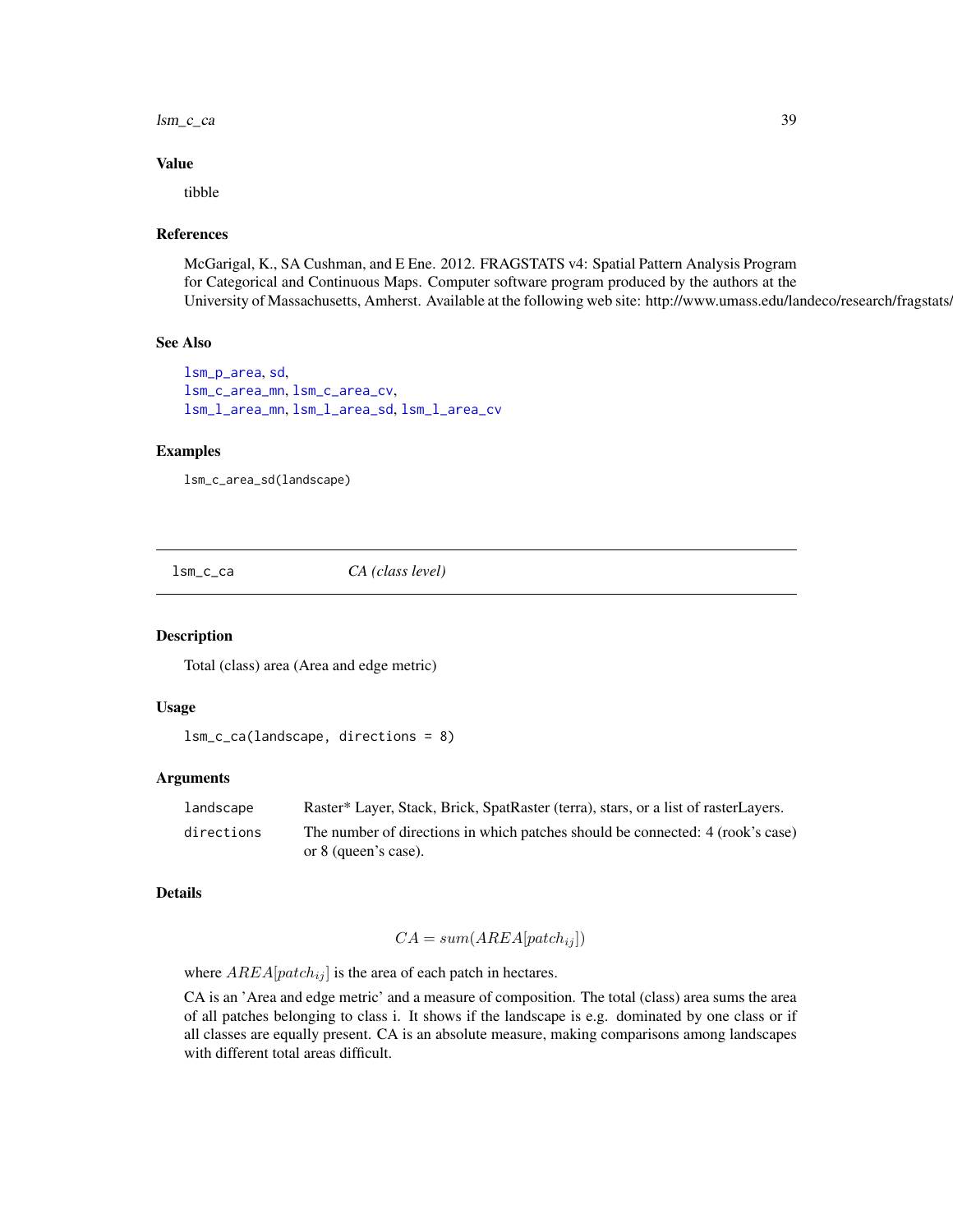## Value

tibble

## References

McGarigal, K., SA Cushman, and E Ene. 2012. FRAGSTATS v4: Spatial Pattern Analysis Program for Categorical and Continuous Maps. Computer software program produced by the authors at the University of Massachusetts, Amherst. Available at the following web site: http://www.umass.edu/landeco/research/fragstats/

## See Also

lsm_p_area, sd,
lsm_c_area_mn, lsm_c_area_cv,
lsm_l_area_mn, lsm_l_area_sd, lsm_l_area_cv

## Examples

```
lsm_c_area_sd(landscape)
```

---

# lsm_c_ca — *CA (class level)*

## Description

Total (class) area (Area and edge metric)

## Usage

```
lsm_c_ca(landscape, directions = 8)
```

## Arguments

| | |
|---|---|
| landscape | Raster* Layer, Stack, Brick, SpatRaster (terra), stars, or a list of rasterLayers. |
| directions | The number of directions in which patches should be connected: 4 (rook's case) or 8 (queen's case). |

## Details

$$CA = sum(AREA[patch_{ij}])$$

where $AREA[patch_{ij}]$ is the area of each patch in hectares.

CA is an 'Area and edge metric' and a measure of composition. The total (class) area sums the area of all patches belonging to class i. It shows if the landscape is e.g. dominated by one class or if all classes are equally present. CA is an absolute measure, making comparisons among landscapes with different total areas difficult.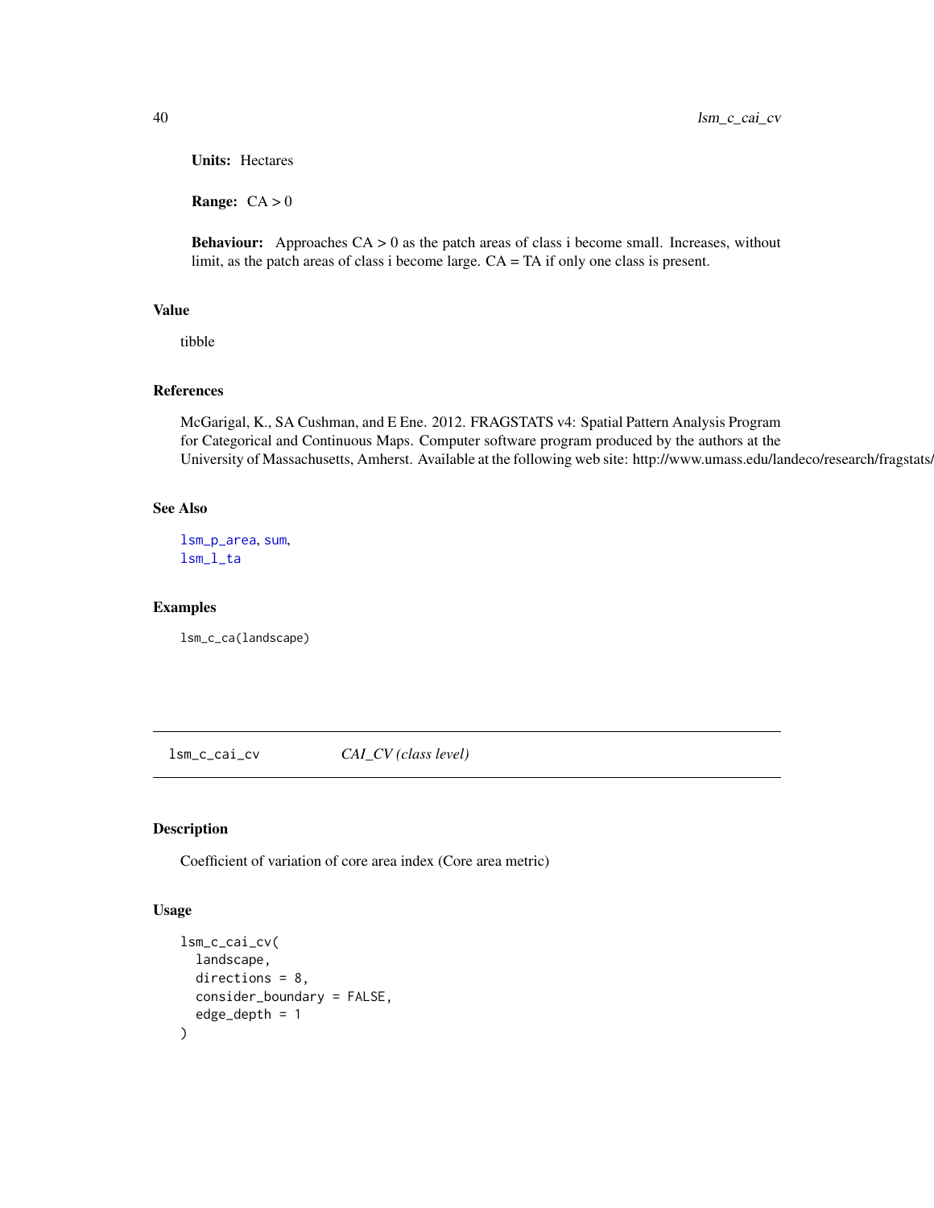**Units:** Hectares

**Range:** CA > 0

**Behaviour:** Approaches CA > 0 as the patch areas of class i become small. Increases, without limit, as the patch areas of class i become large. CA = TA if only one class is present.

## Value

tibble

## References

McGarigal, K., SA Cushman, and E Ene. 2012. FRAGSTATS v4: Spatial Pattern Analysis Program for Categorical and Continuous Maps. Computer software program produced by the authors at the University of Massachusetts, Amherst. Available at the following web site: http://www.umass.edu/landeco/research/fragstats/fragstats.html

## See Also

lsm_p_area, sum,
lsm_l_ta

## Examples

```
lsm_c_ca(landscape)
```

---

# lsm_c_cai_cv    *CAI_CV (class level)*

---

## Description

Coefficient of variation of core area index (Core area metric)

## Usage

```
lsm_c_cai_cv(
  landscape,
  directions = 8,
  consider_boundary = FALSE,
  edge_depth = 1
)
```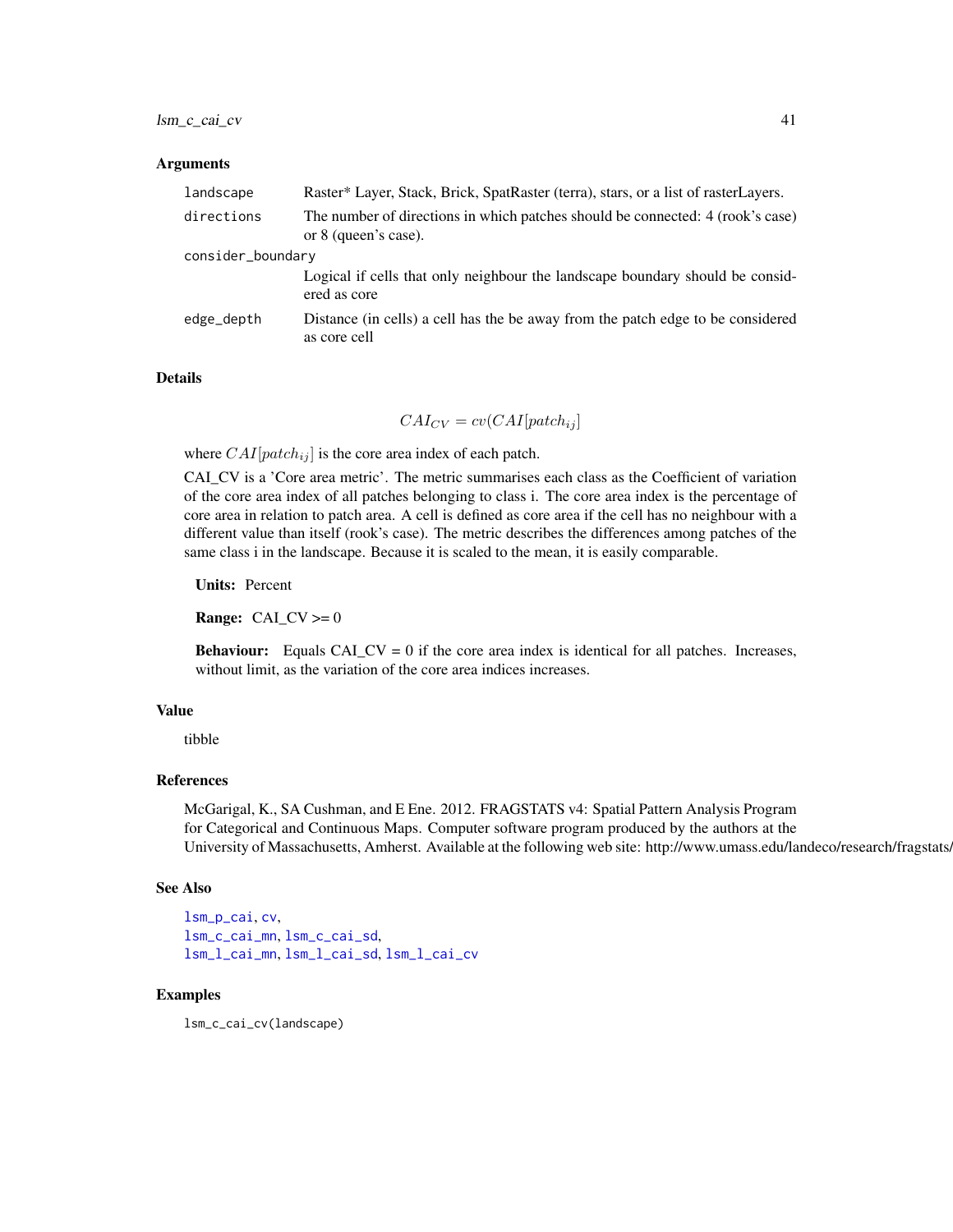## Arguments

| | |
|---|---|
| landscape | Raster* Layer, Stack, Brick, SpatRaster (terra), stars, or a list of rasterLayers. |
| directions | The number of directions in which patches should be connected: 4 (rook's case) or 8 (queen's case). |
| consider_boundary | Logical if cells that only neighbour the landscape boundary should be considered as core |
| edge_depth | Distance (in cells) a cell has the be away from the patch edge to be considered as core cell |

## Details

$$CAI_{CV} = cv(CAI[patch_{ij}]$$

where $CAI[patch_{ij}]$ is the core area index of each patch.

CAI_CV is a 'Core area metric'. The metric summarises each class as the Coefficient of variation of the core area index of all patches belonging to class i. The core area index is the percentage of core area in relation to patch area. A cell is defined as core area if the cell has no neighbour with a different value than itself (rook's case). The metric describes the differences among patches of the same class i in the landscape. Because it is scaled to the mean, it is easily comparable.

**Units:** Percent

**Range:** CAI_CV >= 0

**Behaviour:** Equals CAI_CV = 0 if the core area index is identical for all patches. Increases, without limit, as the variation of the core area indices increases.

## Value

tibble

## References

McGarigal, K., SA Cushman, and E Ene. 2012. FRAGSTATS v4: Spatial Pattern Analysis Program for Categorical and Continuous Maps. Computer software program produced by the authors at the University of Massachusetts, Amherst. Available at the following web site: http://www.umass.edu/landeco/research/fragstats/

## See Also

lsm_p_cai, cv,
lsm_c_cai_mn, lsm_c_cai_sd,
lsm_l_cai_mn, lsm_l_cai_sd, lsm_l_cai_cv

## Examples

```
lsm_c_cai_cv(landscape)
```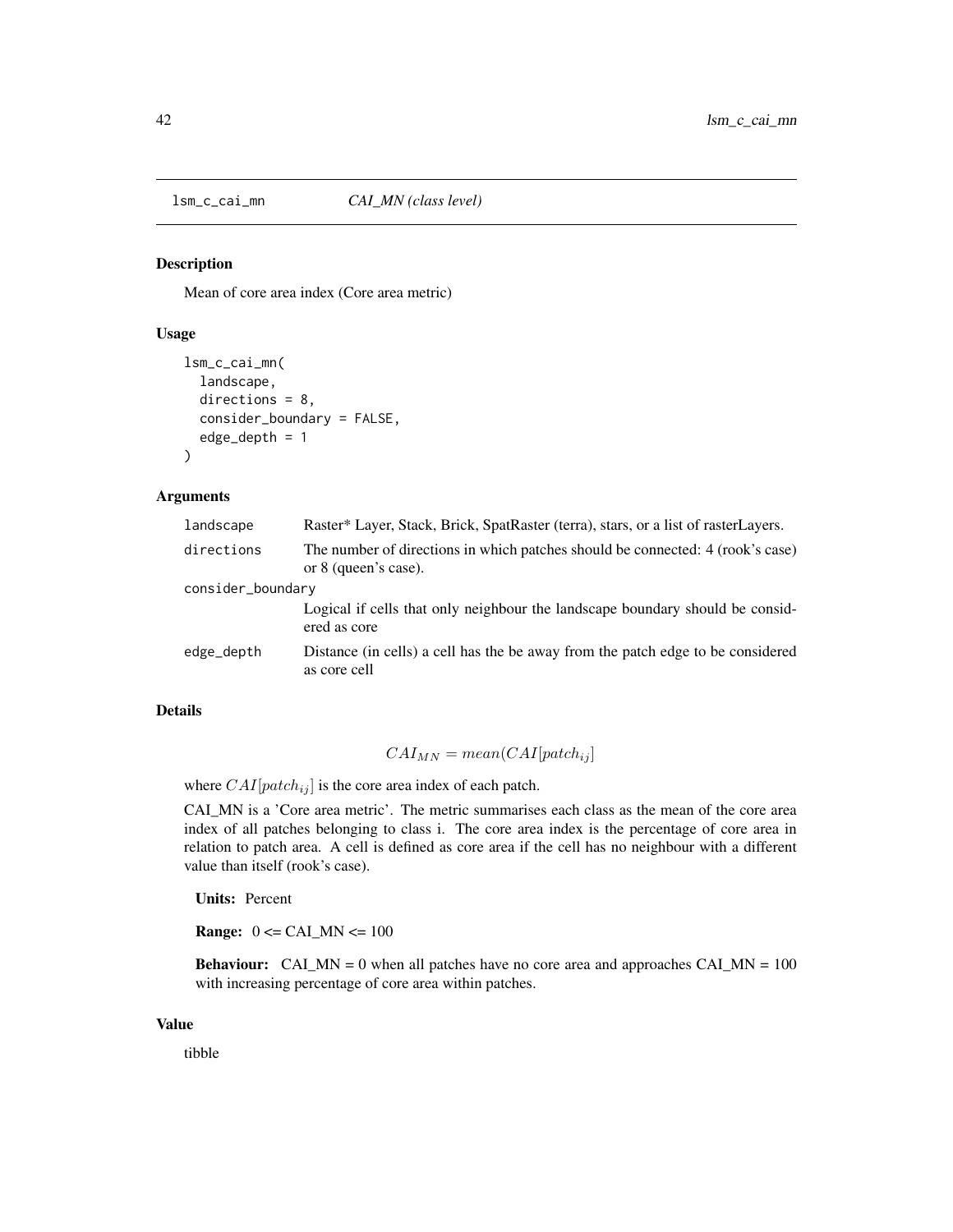# lsm_c_cai_mn — *CAI_MN (class level)*

## Description

Mean of core area index (Core area metric)

## Usage

```
lsm_c_cai_mn(
  landscape,
  directions = 8,
  consider_boundary = FALSE,
  edge_depth = 1
)
```

## Arguments

| | |
|---|---|
| landscape | Raster* Layer, Stack, Brick, SpatRaster (terra), stars, or a list of rasterLayers. |
| directions | The number of directions in which patches should be connected: 4 (rook's case) or 8 (queen's case). |
| consider_boundary | Logical if cells that only neighbour the landscape boundary should be considered as core |
| edge_depth | Distance (in cells) a cell has the be away from the patch edge to be considered as core cell |

## Details

$$CAI_{MN} = mean(CAI[patch_{ij}]$$

where $CAI[patch_{ij}]$ is the core area index of each patch.

CAI_MN is a 'Core area metric'. The metric summarises each class as the mean of the core area index of all patches belonging to class i. The core area index is the percentage of core area in relation to patch area. A cell is defined as core area if the cell has no neighbour with a different value than itself (rook's case).

**Units:** Percent

**Range:** 0 <= CAI_MN <= 100

**Behaviour:** CAI_MN = 0 when all patches have no core area and approaches CAI_MN = 100 with increasing percentage of core area within patches.

## Value

tibble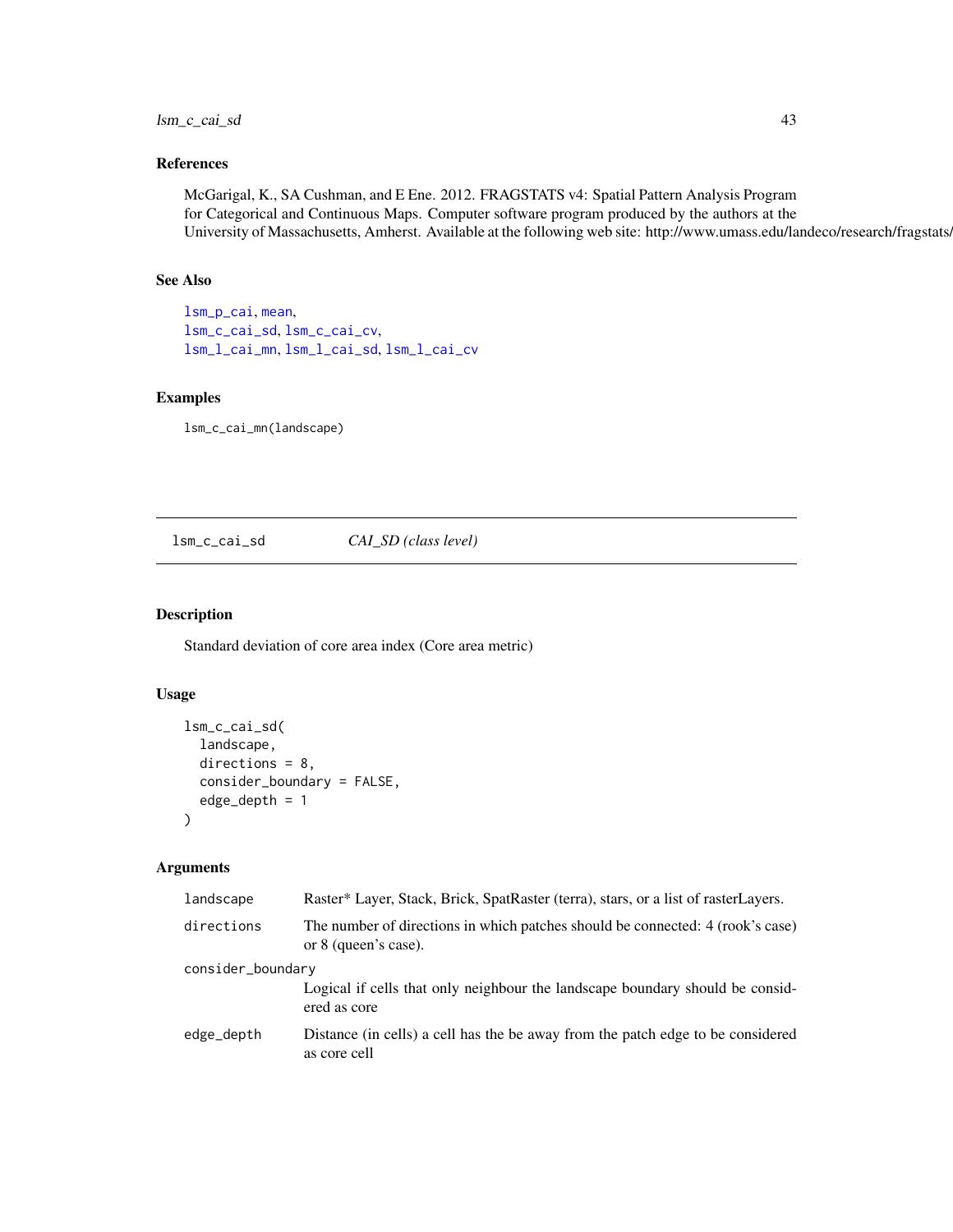### References

McGarigal, K., SA Cushman, and E Ene. 2012. FRAGSTATS v4: Spatial Pattern Analysis Program for Categorical and Continuous Maps. Computer software program produced by the authors at the University of Massachusetts, Amherst. Available at the following web site: http://www.umass.edu/landeco/research/fragstats/

### See Also

lsm_p_cai, mean,
lsm_c_cai_sd, lsm_c_cai_cv,
lsm_l_cai_mn, lsm_l_cai_sd, lsm_l_cai_cv

### Examples

```
lsm_c_cai_mn(landscape)
```

---

## lsm_c_cai_sd — *CAI_SD (class level)*

### Description

Standard deviation of core area index (Core area metric)

### Usage

```
lsm_c_cai_sd(
  landscape,
  directions = 8,
  consider_boundary = FALSE,
  edge_depth = 1
)
```

### Arguments

| Argument | Description |
|---|---|
| landscape | Raster* Layer, Stack, Brick, SpatRaster (terra), stars, or a list of rasterLayers. |
| directions | The number of directions in which patches should be connected: 4 (rook's case) or 8 (queen's case). |
| consider_boundary | Logical if cells that only neighbour the landscape boundary should be considered as core |
| edge_depth | Distance (in cells) a cell has the be away from the patch edge to be considered as core cell |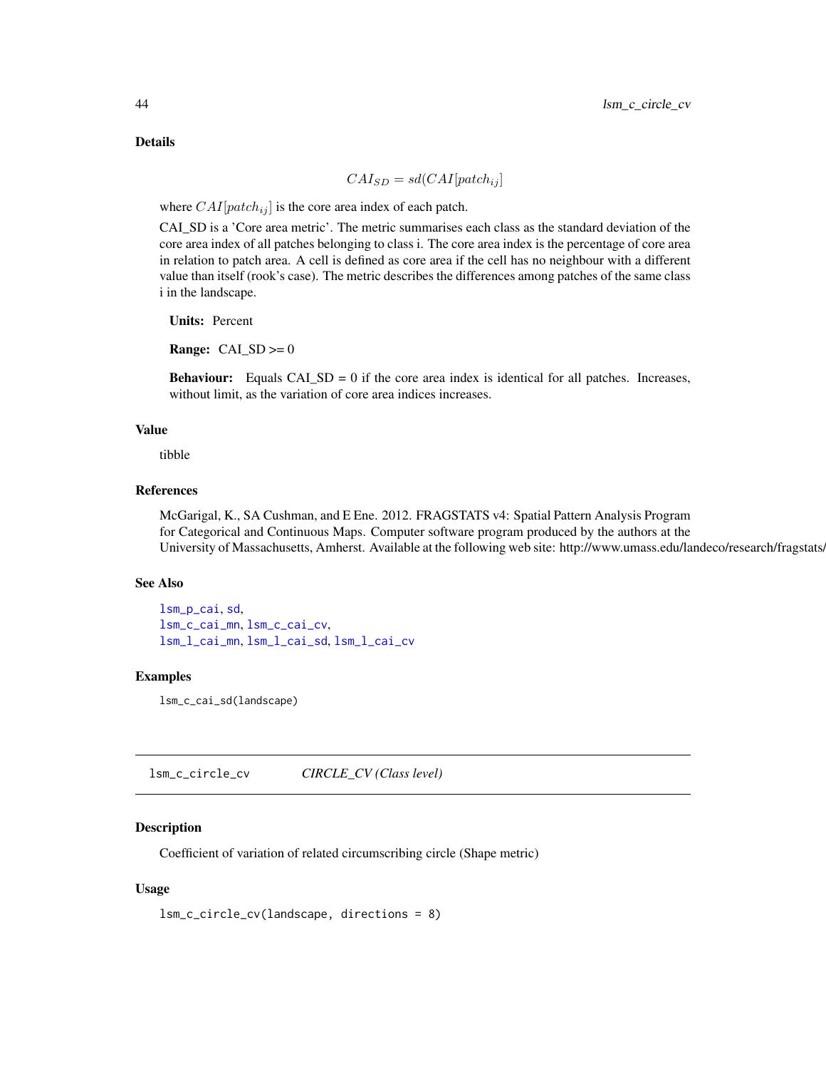### Details

$$CAI_{SD} = sd(CAI[patch_{ij}]$$

where $CAI[patch_{ij}]$ is the core area index of each patch.

CAI_SD is a 'Core area metric'. The metric summarises each class as the standard deviation of the core area index of all patches belonging to class i. The core area index is the percentage of core area in relation to patch area. A cell is defined as core area if the cell has no neighbour with a different value than itself (rook's case). The metric describes the differences among patches of the same class i in the landscape.

**Units:** Percent

**Range:** CAI_SD >= 0

**Behaviour:** Equals CAI_SD = 0 if the core area index is identical for all patches. Increases, without limit, as the variation of core area indices increases.

### Value

tibble

### References

McGarigal, K., SA Cushman, and E Ene. 2012. FRAGSTATS v4: Spatial Pattern Analysis Program for Categorical and Continuous Maps. Computer software program produced by the authors at the University of Massachusetts, Amherst. Available at the following web site: http://www.umass.edu/landeco/research/fragstats/

### See Also

lsm_p_cai, sd,
lsm_c_cai_mn, lsm_c_cai_cv,
lsm_l_cai_mn, lsm_l_cai_sd, lsm_l_cai_cv

### Examples

```
lsm_c_cai_sd(landscape)
```

---

## lsm_c_circle_cv *CIRCLE_CV (Class level)*

### Description

Coefficient of variation of related circumscribing circle (Shape metric)

### Usage

```
lsm_c_circle_cv(landscape, directions = 8)
```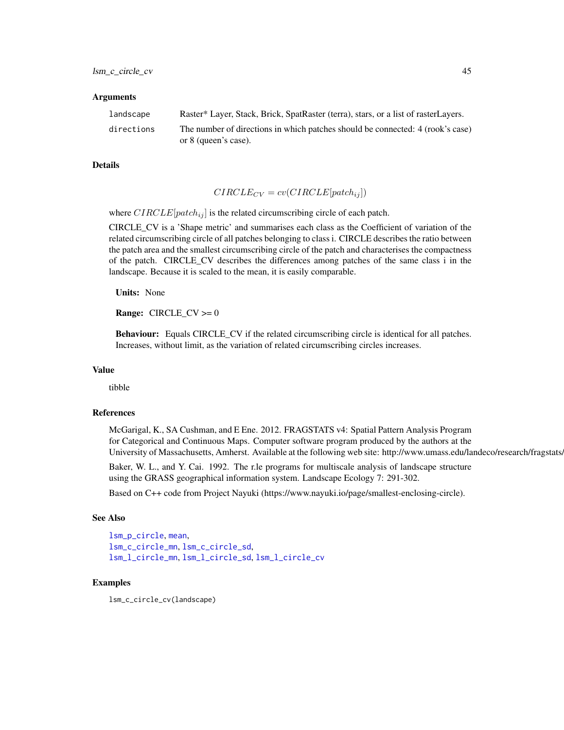### Arguments

| | |
|---|---|
| landscape | Raster* Layer, Stack, Brick, SpatRaster (terra), stars, or a list of rasterLayers. |
| directions | The number of directions in which patches should be connected: 4 (rook's case) or 8 (queen's case). |

### Details

$$CIRCLE_{CV} = cv(CIRCLE[patch_{ij}])$$

where $CIRCLE[patch_{ij}]$ is the related circumscribing circle of each patch.

CIRCLE_CV is a 'Shape metric' and summarises each class as the Coefficient of variation of the related circumscribing circle of all patches belonging to class i. CIRCLE describes the ratio between the patch area and the smallest circumscribing circle of the patch and characterises the compactness of the patch. CIRCLE_CV describes the differences among patches of the same class i in the landscape. Because it is scaled to the mean, it is easily comparable.

**Units:** None

**Range:** CIRCLE_CV >= 0

**Behaviour:** Equals CIRCLE_CV if the related circumscribing circle is identical for all patches. Increases, without limit, as the variation of related circumscribing circles increases.

### Value

tibble

### References

McGarigal, K., SA Cushman, and E Ene. 2012. FRAGSTATS v4: Spatial Pattern Analysis Program for Categorical and Continuous Maps. Computer software program produced by the authors at the University of Massachusetts, Amherst. Available at the following web site: http://www.umass.edu/landeco/research/fragstats/

Baker, W. L., and Y. Cai. 1992. The r.le programs for multiscale analysis of landscape structure using the GRASS geographical information system. Landscape Ecology 7: 291-302.

Based on C++ code from Project Nayuki (https://www.nayuki.io/page/smallest-enclosing-circle).

### See Also

lsm_p_circle, mean,
lsm_c_circle_mn, lsm_c_circle_sd,
lsm_l_circle_mn, lsm_l_circle_sd, lsm_l_circle_cv

### Examples

```
lsm_c_circle_cv(landscape)
```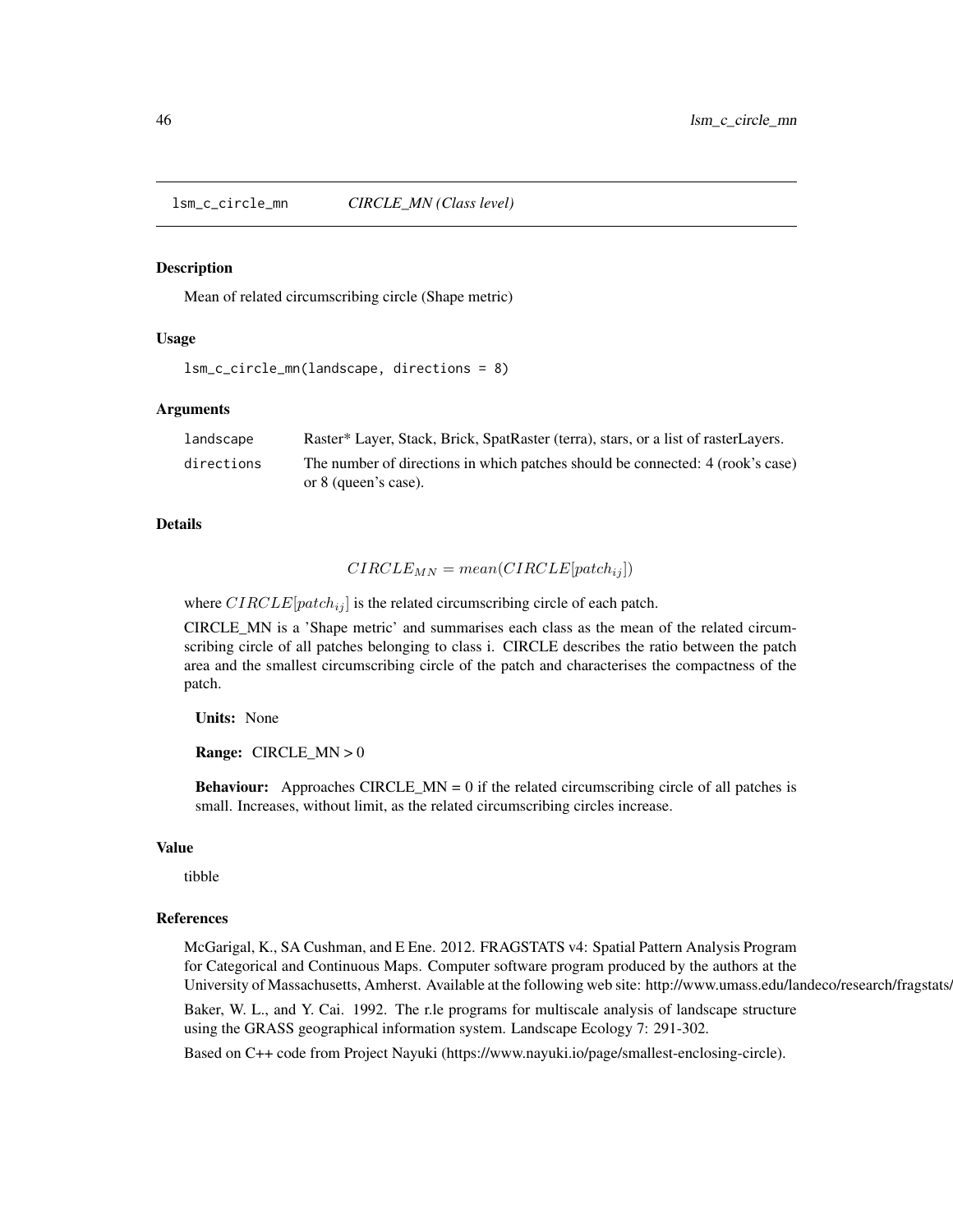## lsm_c_circle_mn *CIRCLE_MN (Class level)*

### Description

Mean of related circumscribing circle (Shape metric)

### Usage

```
lsm_c_circle_mn(landscape, directions = 8)
```

### Arguments

| | |
|---|---|
| landscape | Raster* Layer, Stack, Brick, SpatRaster (terra), stars, or a list of rasterLayers. |
| directions | The number of directions in which patches should be connected: 4 (rook's case) or 8 (queen's case). |

### Details

$$CIRCLE_{MN} = mean(CIRCLE[patch_{ij}])$$

where $CIRCLE[patch_{ij}]$ is the related circumscribing circle of each patch.

CIRCLE_MN is a 'Shape metric' and summarises each class as the mean of the related circumscribing circle of all patches belonging to class i. CIRCLE describes the ratio between the patch area and the smallest circumscribing circle of the patch and characterises the compactness of the patch.

**Units:** None

**Range:** CIRCLE_MN > 0

**Behaviour:** Approaches CIRCLE_MN = 0 if the related circumscribing circle of all patches is small. Increases, without limit, as the related circumscribing circles increase.

### Value

tibble

### References

McGarigal, K., SA Cushman, and E Ene. 2012. FRAGSTATS v4: Spatial Pattern Analysis Program for Categorical and Continuous Maps. Computer software program produced by the authors at the University of Massachusetts, Amherst. Available at the following web site: http://www.umass.edu/landeco/research/fragstats/

Baker, W. L., and Y. Cai. 1992. The r.le programs for multiscale analysis of landscape structure using the GRASS geographical information system. Landscape Ecology 7: 291-302.

Based on C++ code from Project Nayuki (https://www.nayuki.io/page/smallest-enclosing-circle).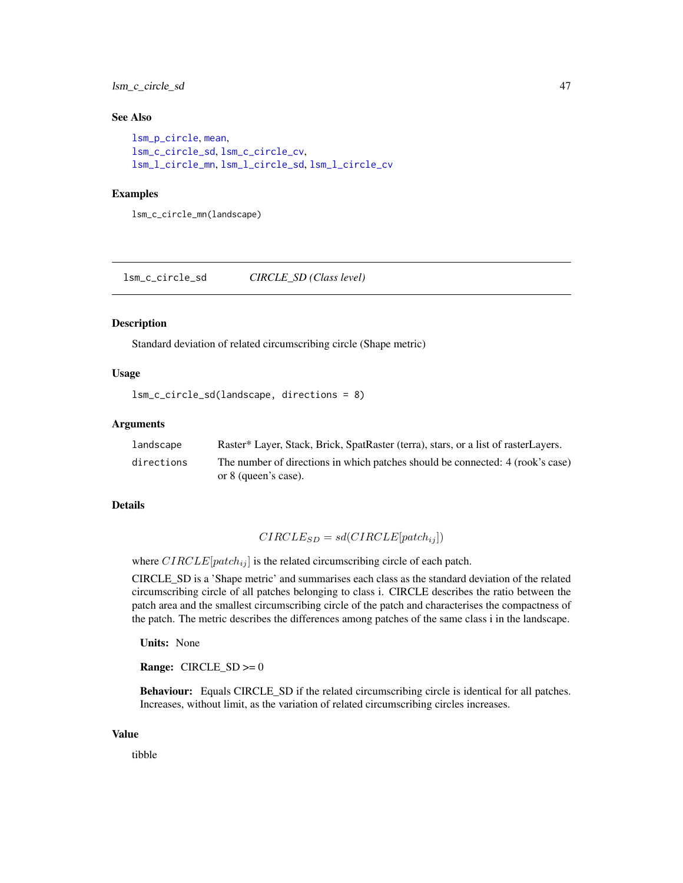## See Also

lsm_p_circle, mean,
lsm_c_circle_sd, lsm_c_circle_cv,
lsm_l_circle_mn, lsm_l_circle_sd, lsm_l_circle_cv

## Examples

```
lsm_c_circle_mn(landscape)
```

---

# lsm_c_circle_sd — *CIRCLE_SD (Class level)*

## Description

Standard deviation of related circumscribing circle (Shape metric)

## Usage

```
lsm_c_circle_sd(landscape, directions = 8)
```

## Arguments

| | |
|---|---|
| landscape | Raster* Layer, Stack, Brick, SpatRaster (terra), stars, or a list of rasterLayers. |
| directions | The number of directions in which patches should be connected: 4 (rook's case) or 8 (queen's case). |

## Details

$$CIRCLE_{SD} = sd(CIRCLE[patch_{ij}])$$

where $CIRCLE[patch_{ij}]$ is the related circumscribing circle of each patch.

CIRCLE_SD is a 'Shape metric' and summarises each class as the standard deviation of the related circumscribing circle of all patches belonging to class i. CIRCLE describes the ratio between the patch area and the smallest circumscribing circle of the patch and characterises the compactness of the patch. The metric describes the differences among patches of the same class i in the landscape.

**Units:** None

**Range:** CIRCLE_SD >= 0

**Behaviour:** Equals CIRCLE_SD if the related circumscribing circle is identical for all patches. Increases, without limit, as the variation of related circumscribing circles increases.

## Value

tibble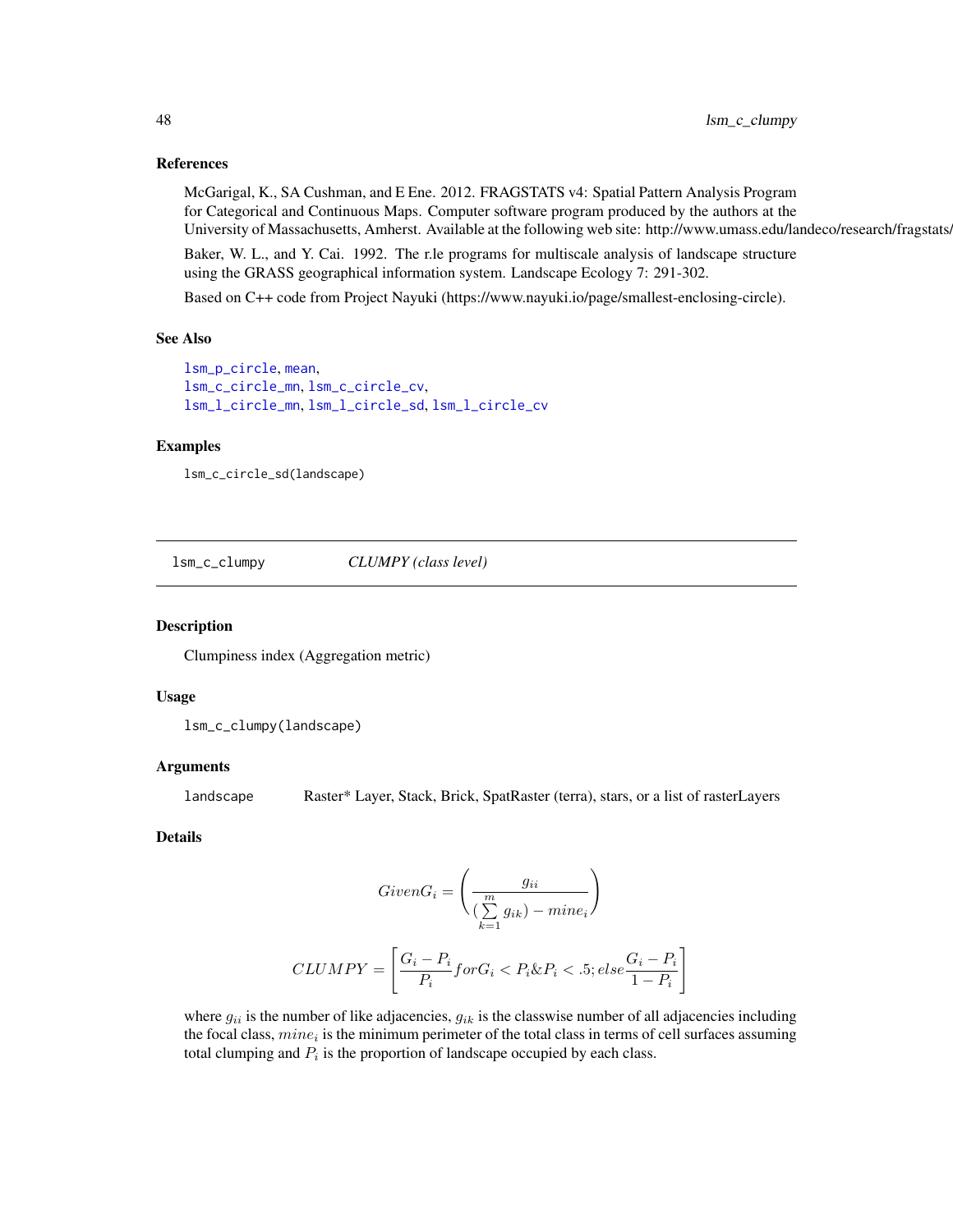## References

McGarigal, K., SA Cushman, and E Ene. 2012. FRAGSTATS v4: Spatial Pattern Analysis Program for Categorical and Continuous Maps. Computer software program produced by the authors at the University of Massachusetts, Amherst. Available at the following web site: http://www.umass.edu/landeco/research/fragstats/

Baker, W. L., and Y. Cai. 1992. The r.le programs for multiscale analysis of landscape structure using the GRASS geographical information system. Landscape Ecology 7: 291-302.

Based on C++ code from Project Nayuki (https://www.nayuki.io/page/smallest-enclosing-circle).

## See Also

lsm_p_circle, mean,
lsm_c_circle_mn, lsm_c_circle_cv,
lsm_l_circle_mn, lsm_l_circle_sd, lsm_l_circle_cv

## Examples

```
lsm_c_circle_sd(landscape)
```

---

# lsm_c_clumpy *CLUMPY (class level)*

## Description

Clumpiness index (Aggregation metric)

## Usage

```
lsm_c_clumpy(landscape)
```

## Arguments

| | |
|---|---|
| landscape | Raster* Layer, Stack, Brick, SpatRaster (terra), stars, or a list of rasterLayers |

## Details

$$Given G_i = \left( \frac{g_{ii}}{(\sum_{k=1}^{m} g_{ik}) - min e_i} \right)$$

$$CLUMPY = \left[ \frac{G_i - P_i}{P_i} for G_i < P_i \& P_i < .5; else \frac{G_i - P_i}{1 - P_i} \right]$$

where $g_{ii}$ is the number of like adjacencies, $g_{ik}$ is the classwise number of all adjacencies including the focal class, $min e_i$ is the minimum perimeter of the total class in terms of cell surfaces assuming total clumping and $P_i$ is the proportion of landscape occupied by each class.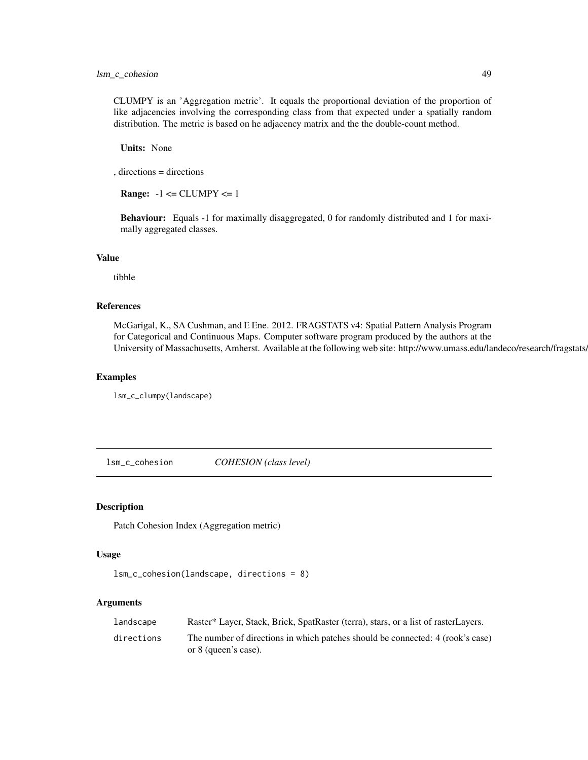CLUMPY is an 'Aggregation metric'. It equals the proportional deviation of the proportion of like adjacencies involving the corresponding class from that expected under a spatially random distribution. The metric is based on he adjacency matrix and the the double-count method.

**Units:** None

, directions = directions

**Range:** -1 <= CLUMPY <= 1

**Behaviour:** Equals -1 for maximally disaggregated, 0 for randomly distributed and 1 for maximally aggregated classes.

### Value

tibble

### References

McGarigal, K., SA Cushman, and E Ene. 2012. FRAGSTATS v4: Spatial Pattern Analysis Program for Categorical and Continuous Maps. Computer software program produced by the authors at the University of Massachusetts, Amherst. Available at the following web site: http://www.umass.edu/landeco/research/fragstats/

### Examples

```
lsm_c_clumpy(landscape)
```

---

## lsm_c_cohesion *COHESION (class level)*

---

### Description

Patch Cohesion Index (Aggregation metric)

### Usage

```
lsm_c_cohesion(landscape, directions = 8)
```

### Arguments

| | |
|---|---|
| landscape | Raster* Layer, Stack, Brick, SpatRaster (terra), stars, or a list of rasterLayers. |
| directions | The number of directions in which patches should be connected: 4 (rook's case) or 8 (queen's case). |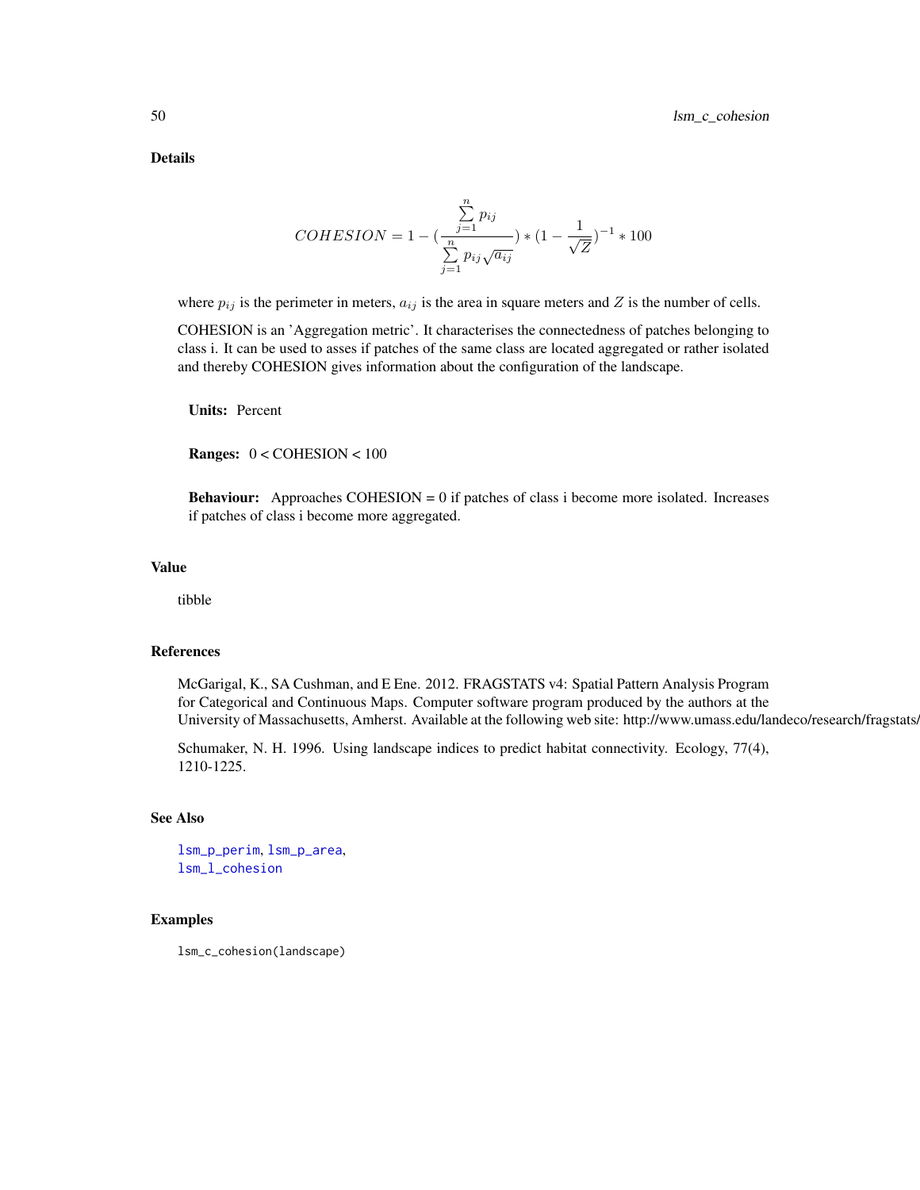## Details

$$COHESION = 1 - (\frac{\sum_{j=1}^{n} p_{ij}}{\sum_{j=1}^{n} p_{ij} \sqrt{a_{ij}}}) * (1 - \frac{1}{\sqrt{Z}})^{-1} * 100$$

where $p_{ij}$ is the perimeter in meters, $a_{ij}$ is the area in square meters and $Z$ is the number of cells.

COHESION is an 'Aggregation metric'. It characterises the connectedness of patches belonging to class i. It can be used to asses if patches of the same class are located aggregated or rather isolated and thereby COHESION gives information about the configuration of the landscape.

**Units:** Percent

**Ranges:** 0 < COHESION < 100

**Behaviour:** Approaches COHESION = 0 if patches of class i become more isolated. Increases if patches of class i become more aggregated.

## Value

tibble

## References

McGarigal, K., SA Cushman, and E Ene. 2012. FRAGSTATS v4: Spatial Pattern Analysis Program for Categorical and Continuous Maps. Computer software program produced by the authors at the University of Massachusetts, Amherst. Available at the following web site: http://www.umass.edu/landeco/research/fragstats/fragstats.html

Schumaker, N. H. 1996. Using landscape indices to predict habitat connectivity. Ecology, 77(4), 1210-1225.

## See Also

lsm_p_perim, lsm_p_area,
lsm_l_cohesion

## Examples

```
lsm_c_cohesion(landscape)
```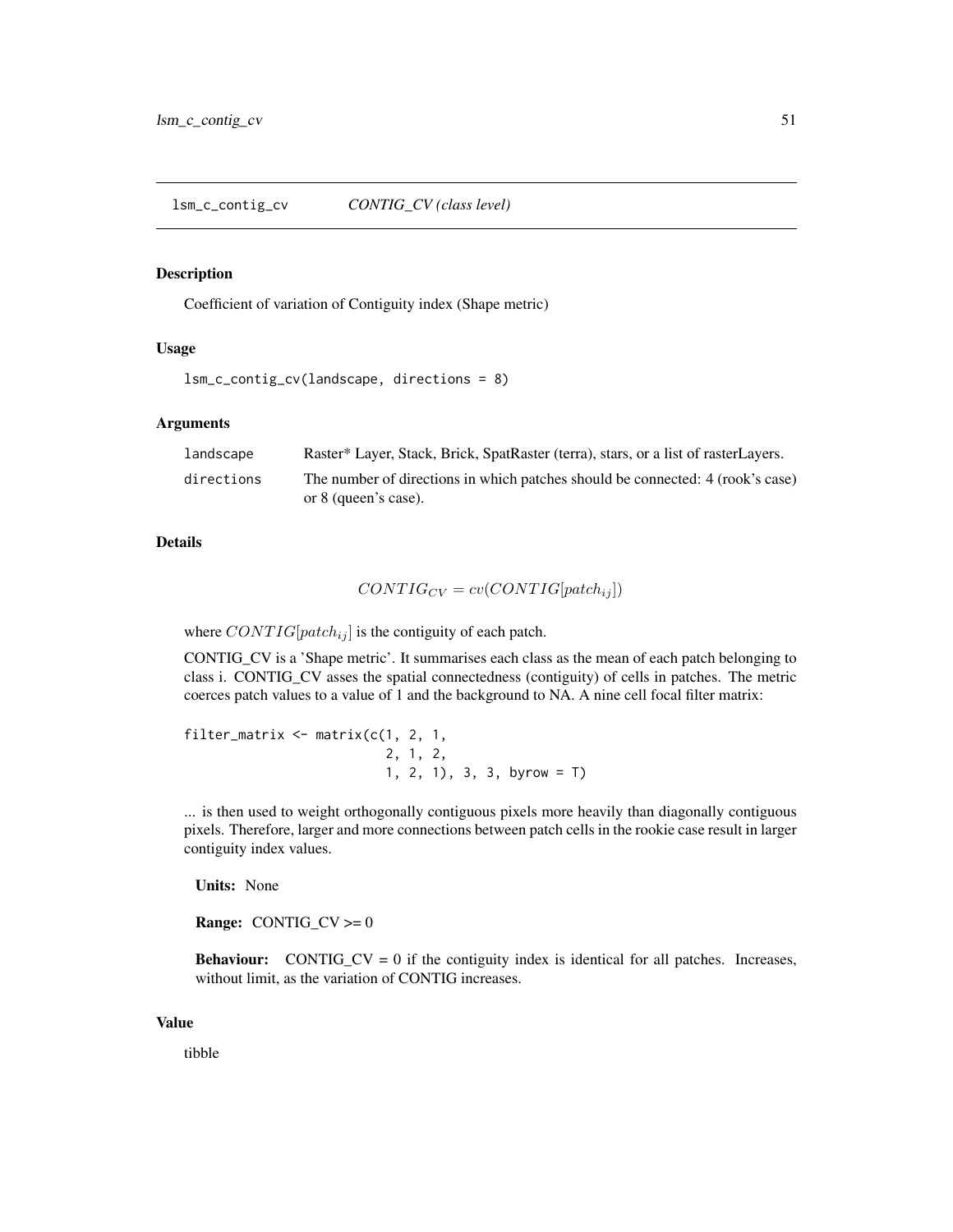lsm_c_contig_cv *CONTIG_CV (class level)*

### Description

Coefficient of variation of Contiguity index (Shape metric)

### Usage

```
lsm_c_contig_cv(landscape, directions = 8)
```

### Arguments

| | |
|---|---|
| landscape | Raster* Layer, Stack, Brick, SpatRaster (terra), stars, or a list of rasterLayers. |
| directions | The number of directions in which patches should be connected: 4 (rook's case) or 8 (queen's case). |

### Details

$$CONTIG_{CV} = cv(CONTIG[patch_{ij}])$$

where $CONTIG[patch_{ij}]$ is the contiguity of each patch.

CONTIG_CV is a 'Shape metric'. It summarises each class as the mean of each patch belonging to class i. CONTIG_CV asses the spatial connectedness (contiguity) of cells in patches. The metric coerces patch values to a value of 1 and the background to NA. A nine cell focal filter matrix:

```
filter_matrix <- matrix(c(1, 2, 1,
                          2, 1, 2,
                          1, 2, 1), 3, 3, byrow = T)
```

... is then used to weight orthogonally contiguous pixels more heavily than diagonally contiguous pixels. Therefore, larger and more connections between patch cells in the rookie case result in larger contiguity index values.

**Units:** None

**Range:** CONTIG_CV >= 0

**Behaviour:** CONTIG_CV = 0 if the contiguity index is identical for all patches. Increases, without limit, as the variation of CONTIG increases.

### Value

tibble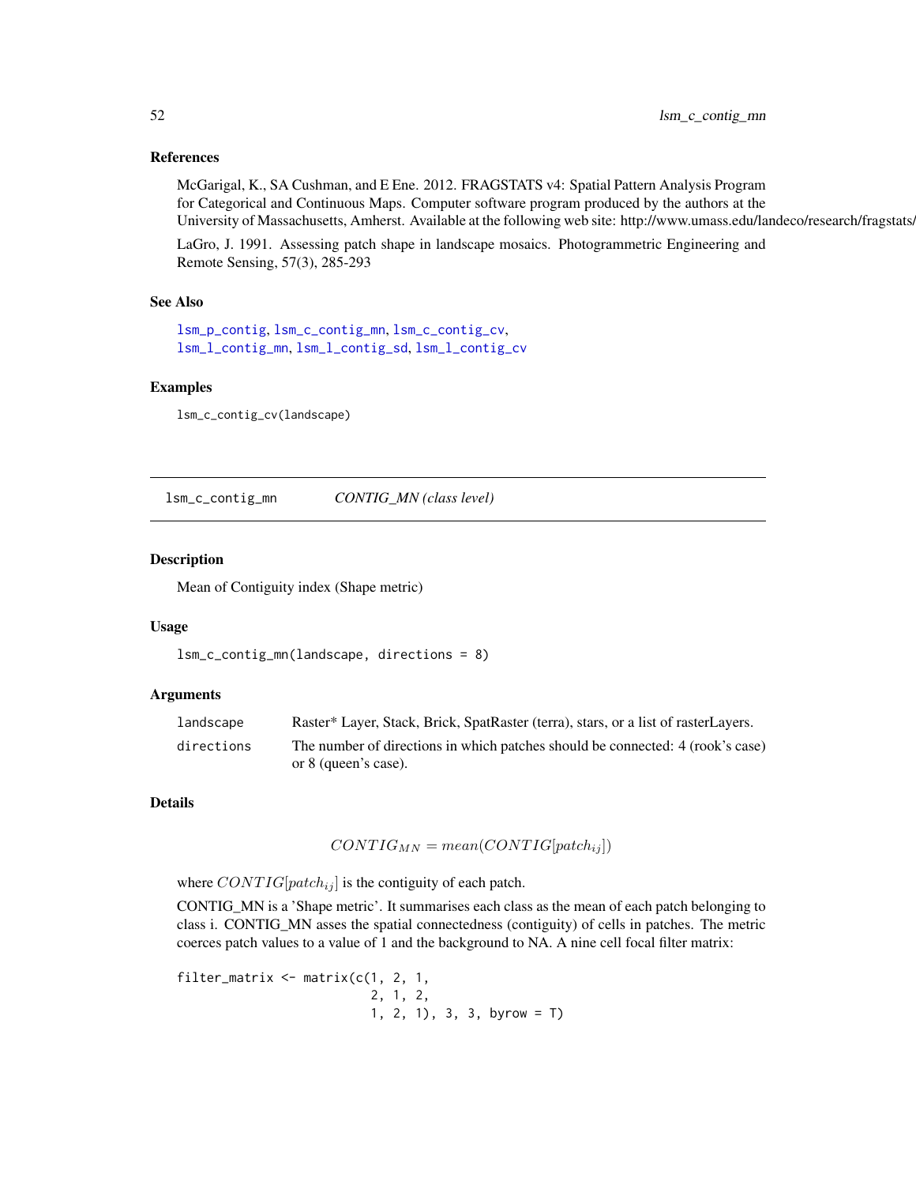## References

McGarigal, K., SA Cushman, and E Ene. 2012. FRAGSTATS v4: Spatial Pattern Analysis Program for Categorical and Continuous Maps. Computer software program produced by the authors at the University of Massachusetts, Amherst. Available at the following web site: http://www.umass.edu/landeco/research/fragstats/

LaGro, J. 1991. Assessing patch shape in landscape mosaics. Photogrammetric Engineering and Remote Sensing, 57(3), 285-293

## See Also

lsm_p_contig, lsm_c_contig_mn, lsm_c_contig_cv,
lsm_l_contig_mn, lsm_l_contig_sd, lsm_l_contig_cv

## Examples

```
lsm_c_contig_cv(landscape)
```

---

# lsm_c_contig_mn *CONTIG_MN (class level)*

## Description

Mean of Contiguity index (Shape metric)

## Usage

```
lsm_c_contig_mn(landscape, directions = 8)
```

## Arguments

| | |
|---|---|
| landscape | Raster* Layer, Stack, Brick, SpatRaster (terra), stars, or a list of rasterLayers. |
| directions | The number of directions in which patches should be connected: 4 (rook's case) or 8 (queen's case). |

## Details

$$CONTIG_{MN} = mean(CONTIG[patch_{ij}])$$

where $CONTIG[patch_{ij}]$ is the contiguity of each patch.

CONTIG_MN is a 'Shape metric'. It summarises each class as the mean of each patch belonging to class i. CONTIG_MN asses the spatial connectedness (contiguity) of cells in patches. The metric coerces patch values to a value of 1 and the background to NA. A nine cell focal filter matrix:

```
filter_matrix <- matrix(c(1, 2, 1,
                          2, 1, 2,
                          1, 2, 1), 3, 3, byrow = T)
```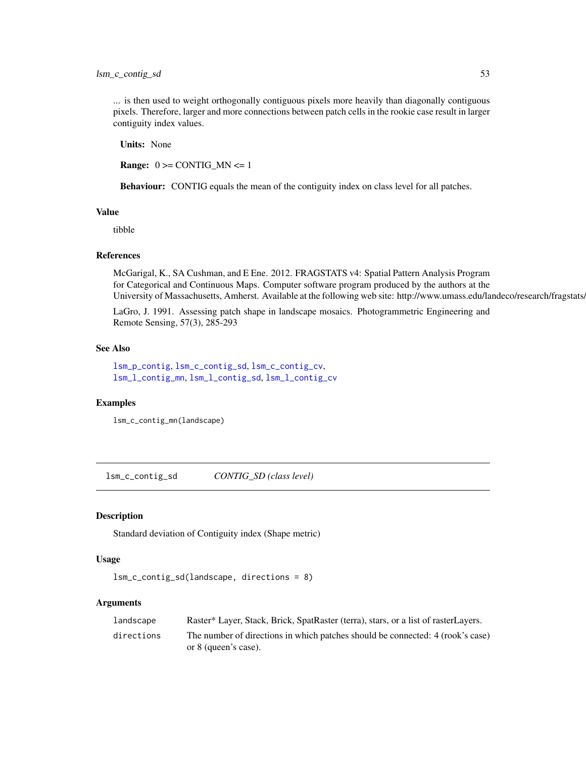... is then used to weight orthogonally contiguous pixels more heavily than diagonally contiguous pixels. Therefore, larger and more connections between patch cells in the rookie case result in larger contiguity index values.

**Units:** None

**Range:** 0 >= CONTIG_MN <= 1

**Behaviour:** CONTIG equals the mean of the contiguity index on class level for all patches.

### Value

tibble

### References

McGarigal, K., SA Cushman, and E Ene. 2012. FRAGSTATS v4: Spatial Pattern Analysis Program for Categorical and Continuous Maps. Computer software program produced by the authors at the University of Massachusetts, Amherst. Available at the following web site: http://www.umass.edu/landeco/research/fragstats/fragstats.html

LaGro, J. 1991. Assessing patch shape in landscape mosaics. Photogrammetric Engineering and Remote Sensing, 57(3), 285-293

### See Also

lsm_p_contig, lsm_c_contig_sd, lsm_c_contig_cv, lsm_l_contig_mn, lsm_l_contig_sd, lsm_l_contig_cv

### Examples

```
lsm_c_contig_mn(landscape)
```

---

## lsm_c_contig_sd — *CONTIG_SD (class level)*

### Description

Standard deviation of Contiguity index (Shape metric)

### Usage

```
lsm_c_contig_sd(landscape, directions = 8)
```

### Arguments

| | |
|---|---|
| landscape | Raster* Layer, Stack, Brick, SpatRaster (terra), stars, or a list of rasterLayers. |
| directions | The number of directions in which patches should be connected: 4 (rook's case) or 8 (queen's case). |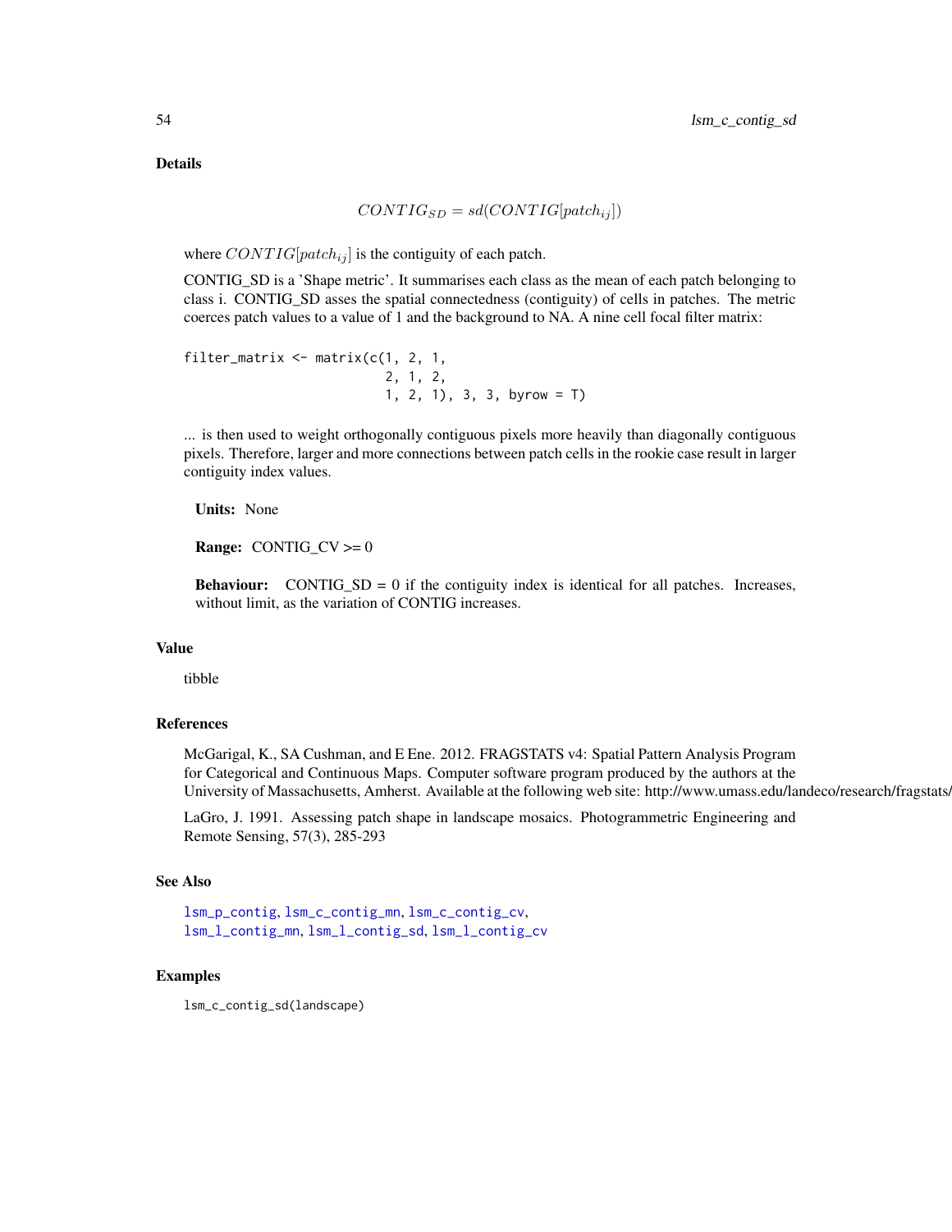## Details

$$CONTIG_{SD} = sd(CONTIG[patch_{ij}])$$

where $CONTIG[patch_{ij}]$ is the contiguity of each patch.

CONTIG_SD is a 'Shape metric'. It summarises each class as the mean of each patch belonging to class i. CONTIG_SD asses the spatial connectedness (contiguity) of cells in patches. The metric coerces patch values to a value of 1 and the background to NA. A nine cell focal filter matrix:

```
filter_matrix <- matrix(c(1, 2, 1,
                          2, 1, 2,
                          1, 2, 1), 3, 3, byrow = T)
```

... is then used to weight orthogonally contiguous pixels more heavily than diagonally contiguous pixels. Therefore, larger and more connections between patch cells in the rookie case result in larger contiguity index values.

**Units:** None

**Range:** CONTIG_CV >= 0

**Behaviour:** CONTIG_SD = 0 if the contiguity index is identical for all patches. Increases, without limit, as the variation of CONTIG increases.

## Value

tibble

## References

McGarigal, K., SA Cushman, and E Ene. 2012. FRAGSTATS v4: Spatial Pattern Analysis Program for Categorical and Continuous Maps. Computer software program produced by the authors at the University of Massachusetts, Amherst. Available at the following web site: http://www.umass.edu/landeco/research/fragstats/

LaGro, J. 1991. Assessing patch shape in landscape mosaics. Photogrammetric Engineering and Remote Sensing, 57(3), 285-293

## See Also

lsm_p_contig, lsm_c_contig_mn, lsm_c_contig_cv, lsm_l_contig_mn, lsm_l_contig_sd, lsm_l_contig_cv

## Examples

```
lsm_c_contig_sd(landscape)
```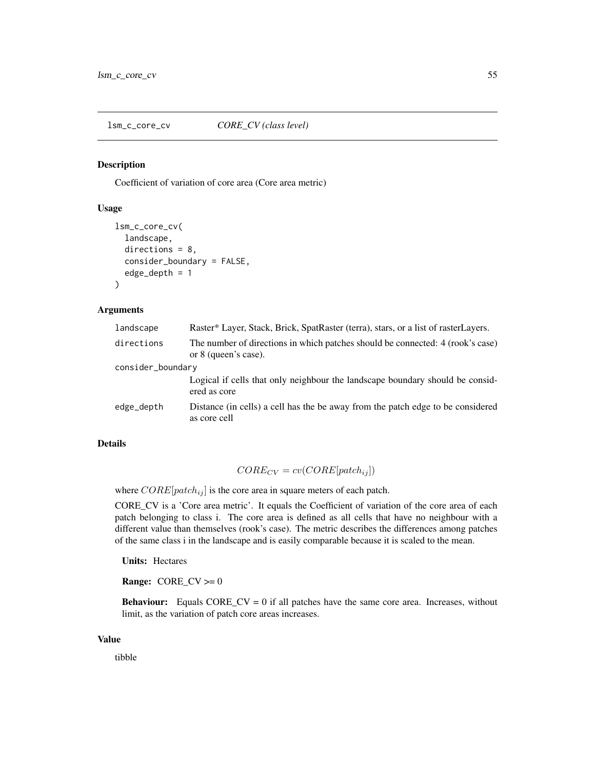## lsm_c_core_cv — *CORE_CV (class level)*

### Description

Coefficient of variation of core area (Core area metric)

### Usage

```
lsm_c_core_cv(
  landscape,
  directions = 8,
  consider_boundary = FALSE,
  edge_depth = 1
)
```

### Arguments

| | |
|---|---|
| landscape | Raster* Layer, Stack, Brick, SpatRaster (terra), stars, or a list of rasterLayers. |
| directions | The number of directions in which patches should be connected: 4 (rook's case) or 8 (queen's case). |
| consider_boundary | Logical if cells that only neighbour the landscape boundary should be considered as core |
| edge_depth | Distance (in cells) a cell has the be away from the patch edge to be considered as core cell |

### Details

$$CORE_{CV} = cv(CORE[patch_{ij}])$$

where $CORE[patch_{ij}]$ is the core area in square meters of each patch.

CORE_CV is a 'Core area metric'. It equals the Coefficient of variation of the core area of each patch belonging to class i. The core area is defined as all cells that have no neighbour with a different value than themselves (rook's case). The metric describes the differences among patches of the same class i in the landscape and is easily comparable because it is scaled to the mean.

**Units:** Hectares

**Range:** CORE_CV >= 0

**Behaviour:** Equals CORE_CV = 0 if all patches have the same core area. Increases, without limit, as the variation of patch core areas increases.

### Value

tibble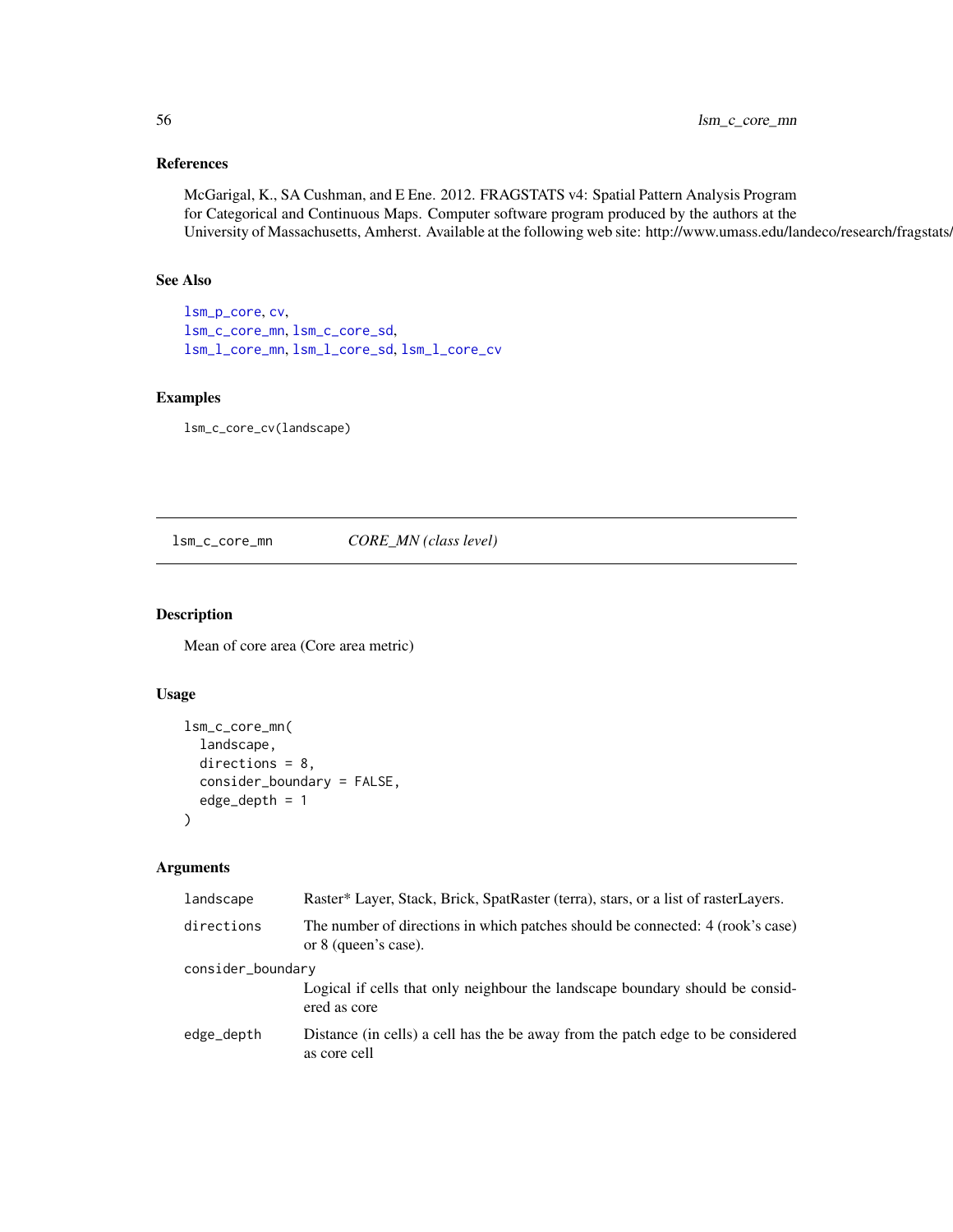### References

McGarigal, K., SA Cushman, and E Ene. 2012. FRAGSTATS v4: Spatial Pattern Analysis Program for Categorical and Continuous Maps. Computer software program produced by the authors at the University of Massachusetts, Amherst. Available at the following web site: http://www.umass.edu/landeco/research/fragstats/fragstats.html

### See Also

lsm_p_core, cv,
lsm_c_core_mn, lsm_c_core_sd,
lsm_l_core_mn, lsm_l_core_sd, lsm_l_core_cv

### Examples

```
lsm_c_core_cv(landscape)
```

---

## lsm_c_core_mn — *CORE_MN (class level)*

---

### Description

Mean of core area (Core area metric)

### Usage

```
lsm_c_core_mn(
  landscape,
  directions = 8,
  consider_boundary = FALSE,
  edge_depth = 1
)
```

### Arguments

| | |
|---|---|
| landscape | Raster* Layer, Stack, Brick, SpatRaster (terra), stars, or a list of rasterLayers. |
| directions | The number of directions in which patches should be connected: 4 (rook's case) or 8 (queen's case). |
| consider_boundary | Logical if cells that only neighbour the landscape boundary should be considered as core |
| edge_depth | Distance (in cells) a cell has the be away from the patch edge to be considered as core cell |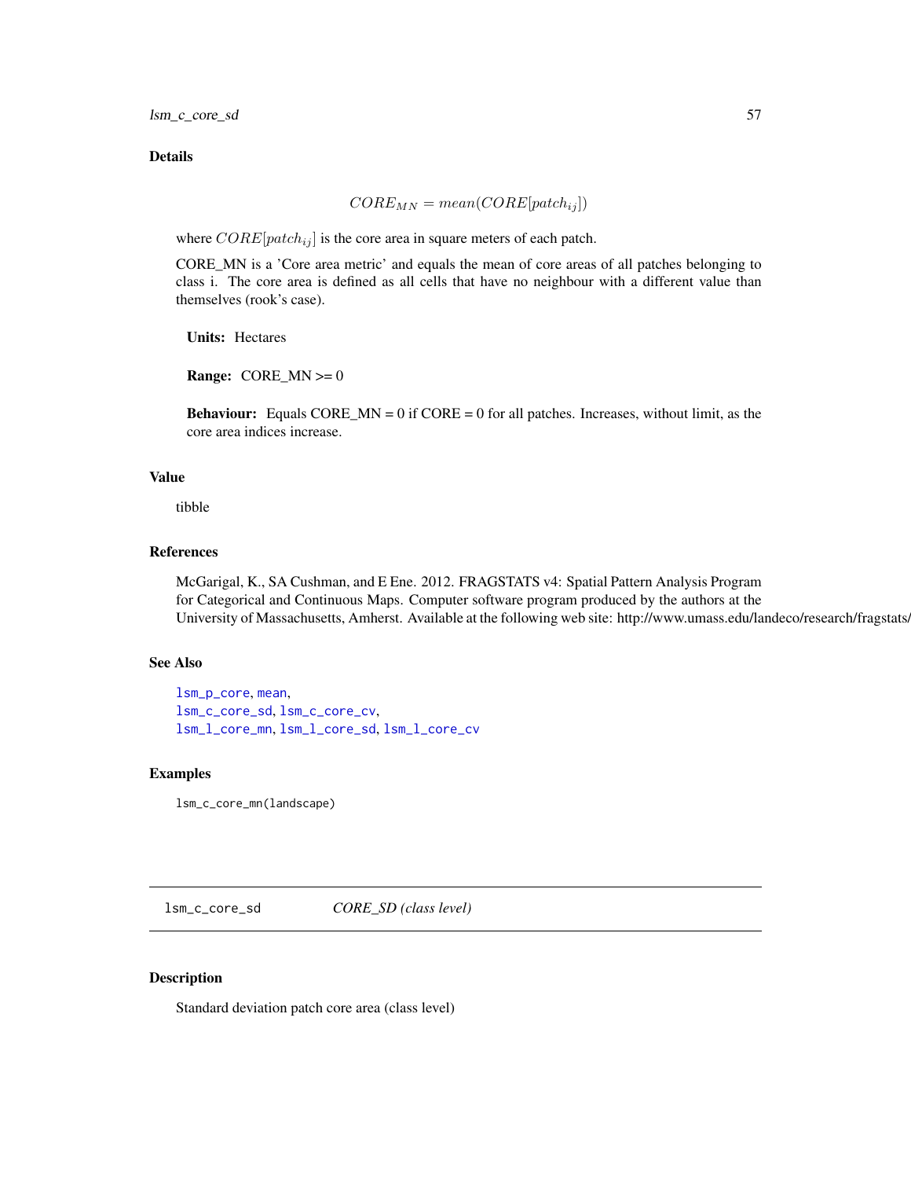### Details

$$CORE_{MN} = mean(CORE[patch_{ij}])$$

where $CORE[patch_{ij}]$ is the core area in square meters of each patch.

CORE_MN is a 'Core area metric' and equals the mean of core areas of all patches belonging to class i. The core area is defined as all cells that have no neighbour with a different value than themselves (rook's case).

**Units:** Hectares

**Range:** CORE_MN >= 0

**Behaviour:** Equals CORE_MN = 0 if CORE = 0 for all patches. Increases, without limit, as the core area indices increase.

### Value

tibble

### References

McGarigal, K., SA Cushman, and E Ene. 2012. FRAGSTATS v4: Spatial Pattern Analysis Program for Categorical and Continuous Maps. Computer software program produced by the authors at the University of Massachusetts, Amherst. Available at the following web site: http://www.umass.edu/landeco/research/fragstats/fragstats.html

### See Also

lsm_p_core, mean,
lsm_c_core_sd, lsm_c_core_cv,
lsm_l_core_mn, lsm_l_core_sd, lsm_l_core_cv

### Examples

```
lsm_c_core_mn(landscape)
```

---

## lsm_c_core_sd — *CORE_SD (class level)*

---

### Description

Standard deviation patch core area (class level)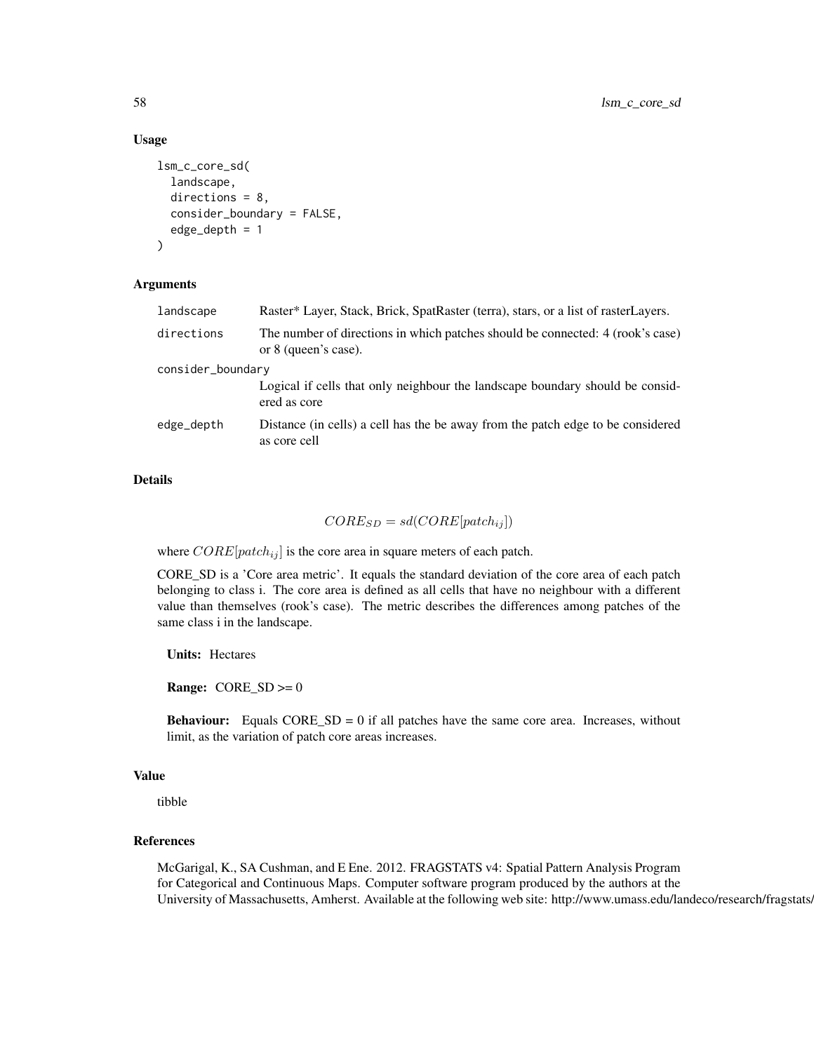## Usage

```
lsm_c_core_sd(
  landscape,
  directions = 8,
  consider_boundary = FALSE,
  edge_depth = 1
)
```

## Arguments

| | |
|---|---|
| landscape | Raster* Layer, Stack, Brick, SpatRaster (terra), stars, or a list of rasterLayers. |
| directions | The number of directions in which patches should be connected: 4 (rook's case) or 8 (queen's case). |
| consider_boundary | Logical if cells that only neighbour the landscape boundary should be considered as core |
| edge_depth | Distance (in cells) a cell has the be away from the patch edge to be considered as core cell |

## Details

$$CORE_{SD} = sd(CORE[patch_{ij}])$$

where $CORE[patch_{ij}]$ is the core area in square meters of each patch.

CORE_SD is a 'Core area metric'. It equals the standard deviation of the core area of each patch belonging to class i. The core area is defined as all cells that have no neighbour with a different value than themselves (rook's case). The metric describes the differences among patches of the same class i in the landscape.

**Units:** Hectares

**Range:** CORE_SD >= 0

**Behaviour:** Equals CORE_SD = 0 if all patches have the same core area. Increases, without limit, as the variation of patch core areas increases.

## Value

tibble

## References

McGarigal, K., SA Cushman, and E Ene. 2012. FRAGSTATS v4: Spatial Pattern Analysis Program for Categorical and Continuous Maps. Computer software program produced by the authors at the University of Massachusetts, Amherst. Available at the following web site: http://www.umass.edu/landeco/research/fragstats/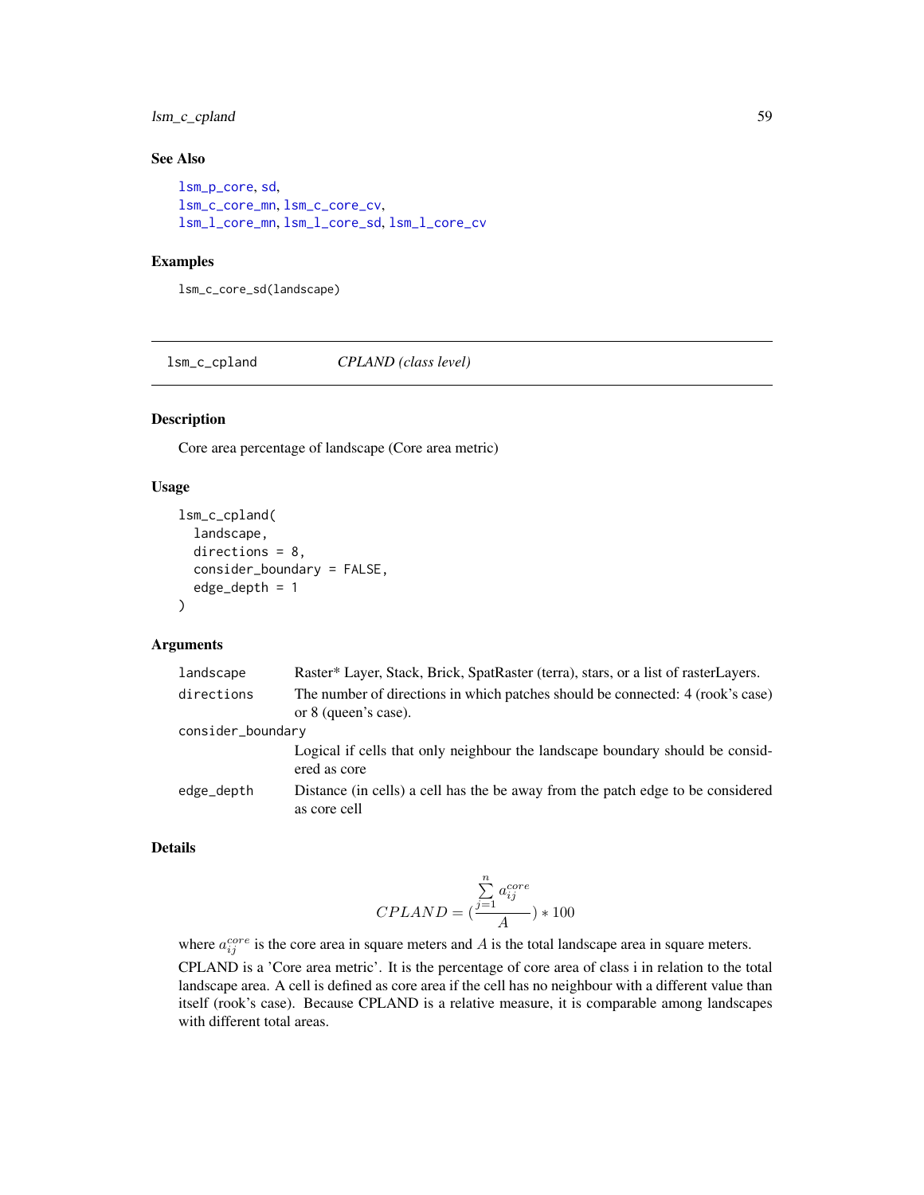### See Also

lsm_p_core, sd,
lsm_c_core_mn, lsm_c_core_cv,
lsm_l_core_mn, lsm_l_core_sd, lsm_l_core_cv

### Examples

```
lsm_c_core_sd(landscape)
```

## lsm_c_cpland — *CPLAND (class level)*

### Description

Core area percentage of landscape (Core area metric)

### Usage

```
lsm_c_cpland(
  landscape,
  directions = 8,
  consider_boundary = FALSE,
  edge_depth = 1
)
```

### Arguments

| Argument | Description |
|---|---|
| landscape | Raster* Layer, Stack, Brick, SpatRaster (terra), stars, or a list of rasterLayers. |
| directions | The number of directions in which patches should be connected: 4 (rook's case) or 8 (queen's case). |
| consider_boundary | Logical if cells that only neighbour the landscape boundary should be considered as core |
| edge_depth | Distance (in cells) a cell has the be away from the patch edge to be considered as core cell |

### Details

$$CPLAND = (\frac{\sum_{j=1}^{n} a_{ij}^{core}}{A}) * 100$$

where $a_{ij}^{core}$ is the core area in square meters and $A$ is the total landscape area in square meters.

CPLAND is a 'Core area metric'. It is the percentage of core area of class i in relation to the total landscape area. A cell is defined as core area if the cell has no neighbour with a different value than itself (rook's case). Because CPLAND is a relative measure, it is comparable among landscapes with different total areas.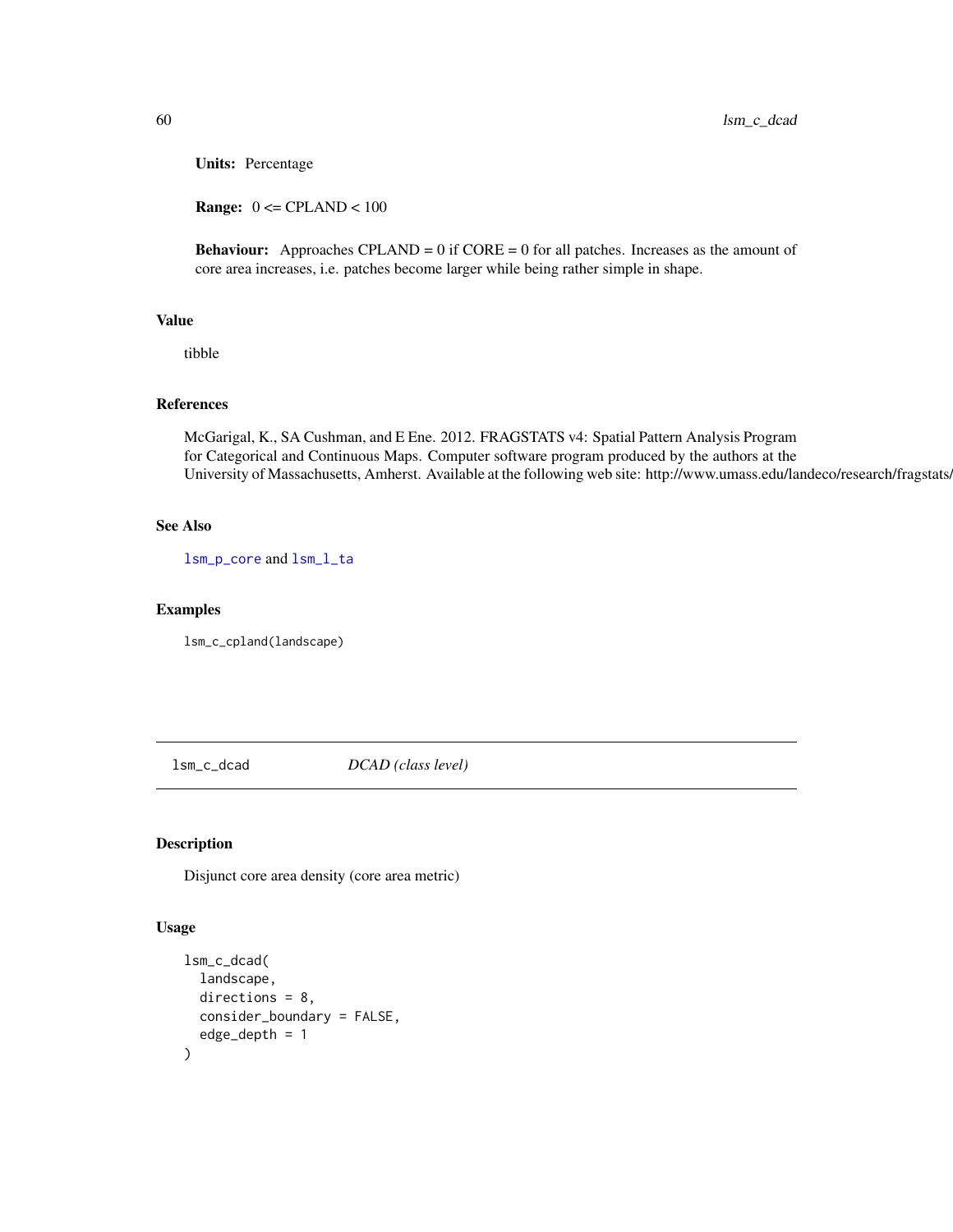**Units:** Percentage

**Range:** 0 <= CPLAND < 100

**Behaviour:** Approaches CPLAND = 0 if CORE = 0 for all patches. Increases as the amount of core area increases, i.e. patches become larger while being rather simple in shape.

## Value

tibble

## References

McGarigal, K., SA Cushman, and E Ene. 2012. FRAGSTATS v4: Spatial Pattern Analysis Program for Categorical and Continuous Maps. Computer software program produced by the authors at the University of Massachusetts, Amherst. Available at the following web site: http://www.umass.edu/landeco/research/fragstats/fragstats.html

## See Also

`lsm_p_core` and `lsm_l_ta`

## Examples

```
lsm_c_cpland(landscape)
```

---

# lsm_c_dcad — *DCAD (class level)*

## Description

Disjunct core area density (core area metric)

## Usage

```
lsm_c_dcad(
  landscape,
  directions = 8,
  consider_boundary = FALSE,
  edge_depth = 1
)
```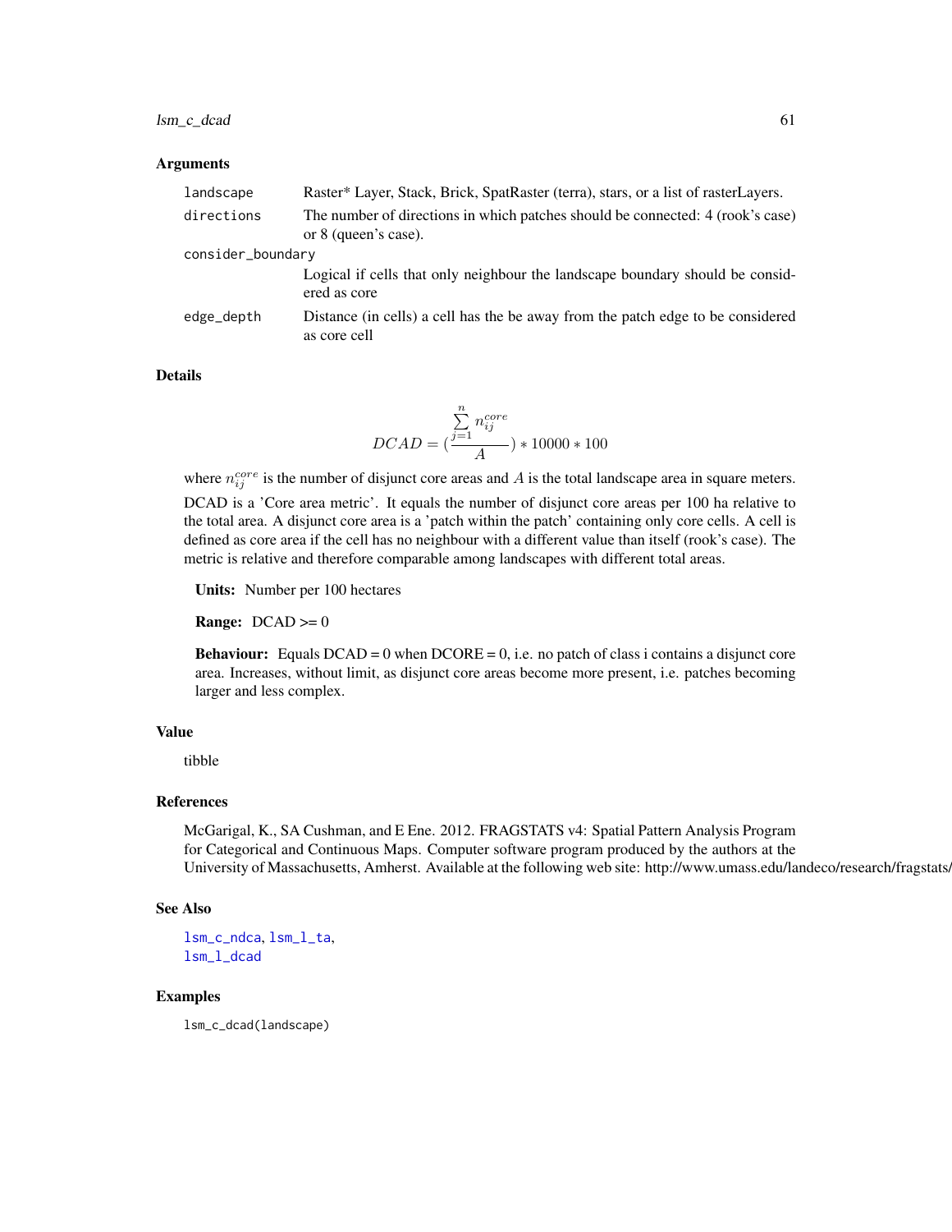### Arguments

| | |
|---|---|
| `landscape` | Raster* Layer, Stack, Brick, SpatRaster (terra), stars, or a list of rasterLayers. |
| `directions` | The number of directions in which patches should be connected: 4 (rook's case) or 8 (queen's case). |
| `consider_boundary` | Logical if cells that only neighbour the landscape boundary should be considered as core |
| `edge_depth` | Distance (in cells) a cell has the be away from the patch edge to be considered as core cell |

### Details

$$DCAD = \left(\frac{\sum_{j=1}^{n} n_{ij}^{core}}{A}\right) * 10000 * 100$$

where $n_{ij}^{core}$ is the number of disjunct core areas and $A$ is the total landscape area in square meters.

DCAD is a 'Core area metric'. It equals the number of disjunct core areas per 100 ha relative to the total area. A disjunct core area is a 'patch within the patch' containing only core cells. A cell is defined as core area if the cell has no neighbour with a different value than itself (rook's case). The metric is relative and therefore comparable among landscapes with different total areas.

**Units:** Number per 100 hectares

**Range:** DCAD >= 0

**Behaviour:** Equals DCAD = 0 when DCORE = 0, i.e. no patch of class i contains a disjunct core area. Increases, without limit, as disjunct core areas become more present, i.e. patches becoming larger and less complex.

### Value

tibble

### References

McGarigal, K., SA Cushman, and E Ene. 2012. FRAGSTATS v4: Spatial Pattern Analysis Program for Categorical and Continuous Maps. Computer software program produced by the authors at the University of Massachusetts, Amherst. Available at the following web site: http://www.umass.edu/landeco/research/fragstats/

### See Also

`lsm_c_ndca`, `lsm_l_ta`, `lsm_l_dcad`

### Examples

```
lsm_c_dcad(landscape)
```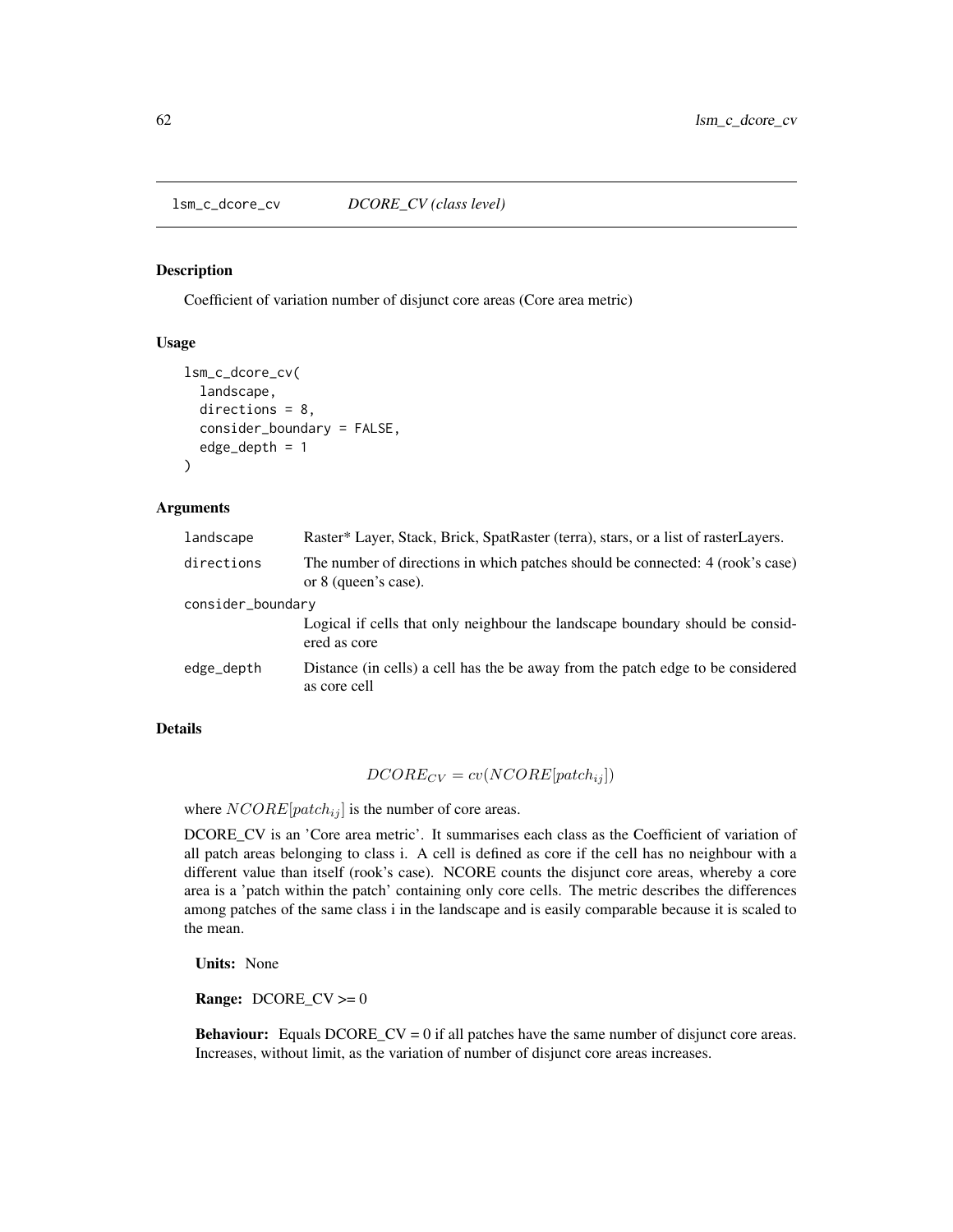# lsm_c_dcore_cv — *DCORE_CV (class level)*

## Description

Coefficient of variation number of disjunct core areas (Core area metric)

## Usage

```
lsm_c_dcore_cv(
  landscape,
  directions = 8,
  consider_boundary = FALSE,
  edge_depth = 1
)
```

## Arguments

| | |
|---|---|
| `landscape` | Raster* Layer, Stack, Brick, SpatRaster (terra), stars, or a list of rasterLayers. |
| `directions` | The number of directions in which patches should be connected: 4 (rook's case) or 8 (queen's case). |
| `consider_boundary` | Logical if cells that only neighbour the landscape boundary should be considered as core |
| `edge_depth` | Distance (in cells) a cell has the be away from the patch edge to be considered as core cell |

## Details

$$DCORE_{CV} = cv(NCORE[patch_{ij}])$$

where $NCORE[patch_{ij}]$ is the number of core areas.

DCORE_CV is an 'Core area metric'. It summarises each class as the Coefficient of variation of all patch areas belonging to class i. A cell is defined as core if the cell has no neighbour with a different value than itself (rook's case). NCORE counts the disjunct core areas, whereby a core area is a 'patch within the patch' containing only core cells. The metric describes the differences among patches of the same class i in the landscape and is easily comparable because it is scaled to the mean.

**Units:** None

**Range:** DCORE_CV >= 0

**Behaviour:** Equals DCORE_CV = 0 if all patches have the same number of disjunct core areas. Increases, without limit, as the variation of number of disjunct core areas increases.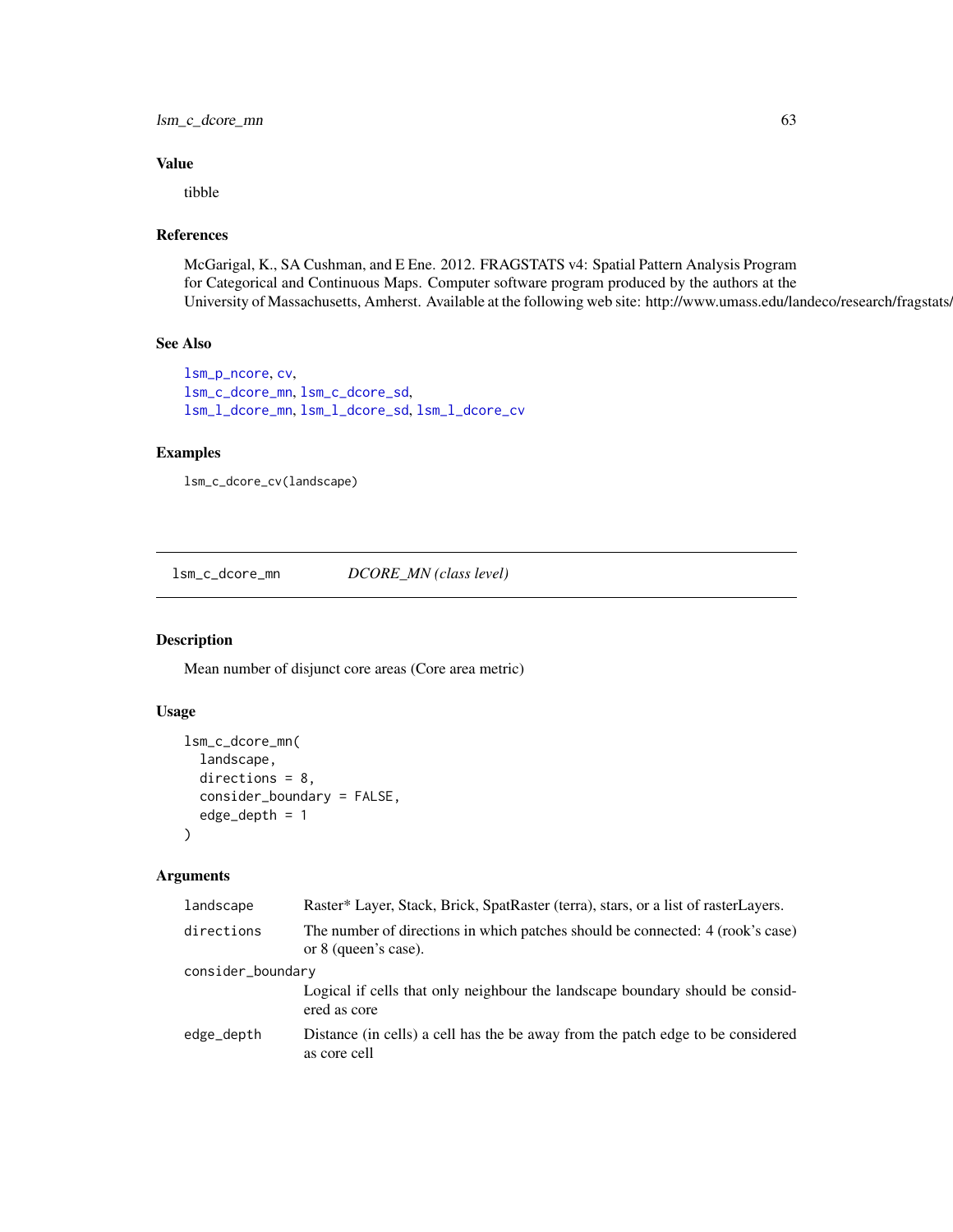## Value

tibble

## References

McGarigal, K., SA Cushman, and E Ene. 2012. FRAGSTATS v4: Spatial Pattern Analysis Program for Categorical and Continuous Maps. Computer software program produced by the authors at the University of Massachusetts, Amherst. Available at the following web site: http://www.umass.edu/landeco/research/fragstats/

## See Also

lsm_p_ncore, cv,
lsm_c_dcore_mn, lsm_c_dcore_sd,
lsm_l_dcore_mn, lsm_l_dcore_sd, lsm_l_dcore_cv

## Examples

```
lsm_c_dcore_cv(landscape)
```

---

# lsm_c_dcore_mn — *DCORE_MN (class level)*

## Description

Mean number of disjunct core areas (Core area metric)

## Usage

```
lsm_c_dcore_mn(
  landscape,
  directions = 8,
  consider_boundary = FALSE,
  edge_depth = 1
)
```

## Arguments

| Argument | Description |
|---|---|
| landscape | Raster* Layer, Stack, Brick, SpatRaster (terra), stars, or a list of rasterLayers. |
| directions | The number of directions in which patches should be connected: 4 (rook's case) or 8 (queen's case). |
| consider_boundary | Logical if cells that only neighbour the landscape boundary should be considered as core |
| edge_depth | Distance (in cells) a cell has the be away from the patch edge to be considered as core cell |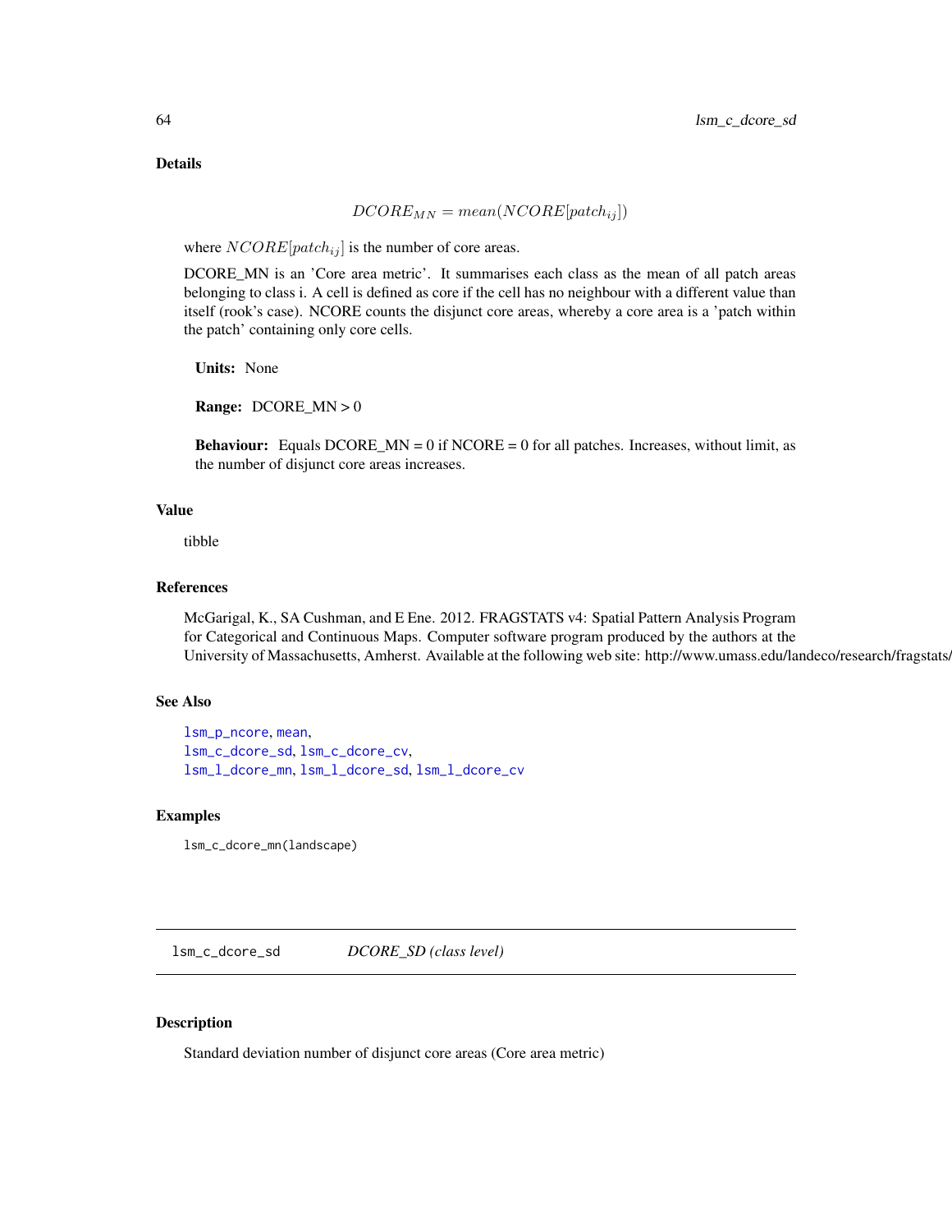### Details

$$DCORE_{MN} = mean(NCORE[patch_{ij}])$$

where $NCORE[patch_{ij}]$ is the number of core areas.

DCORE_MN is an 'Core area metric'. It summarises each class as the mean of all patch areas belonging to class i. A cell is defined as core if the cell has no neighbour with a different value than itself (rook's case). NCORE counts the disjunct core areas, whereby a core area is a 'patch within the patch' containing only core cells.

**Units:** None

**Range:** DCORE_MN > 0

**Behaviour:** Equals DCORE_MN = 0 if NCORE = 0 for all patches. Increases, without limit, as the number of disjunct core areas increases.

### Value

tibble

### References

McGarigal, K., SA Cushman, and E Ene. 2012. FRAGSTATS v4: Spatial Pattern Analysis Program for Categorical and Continuous Maps. Computer software program produced by the authors at the University of Massachusetts, Amherst. Available at the following web site: http://www.umass.edu/landeco/research/fragstats/fragstats.html

### See Also

lsm_p_ncore, mean,
lsm_c_dcore_sd, lsm_c_dcore_cv,
lsm_l_dcore_mn, lsm_l_dcore_sd, lsm_l_dcore_cv

### Examples

```
lsm_c_dcore_mn(landscape)
```

---

## lsm_c_dcore_sd *DCORE_SD (class level)*

### Description

Standard deviation number of disjunct core areas (Core area metric)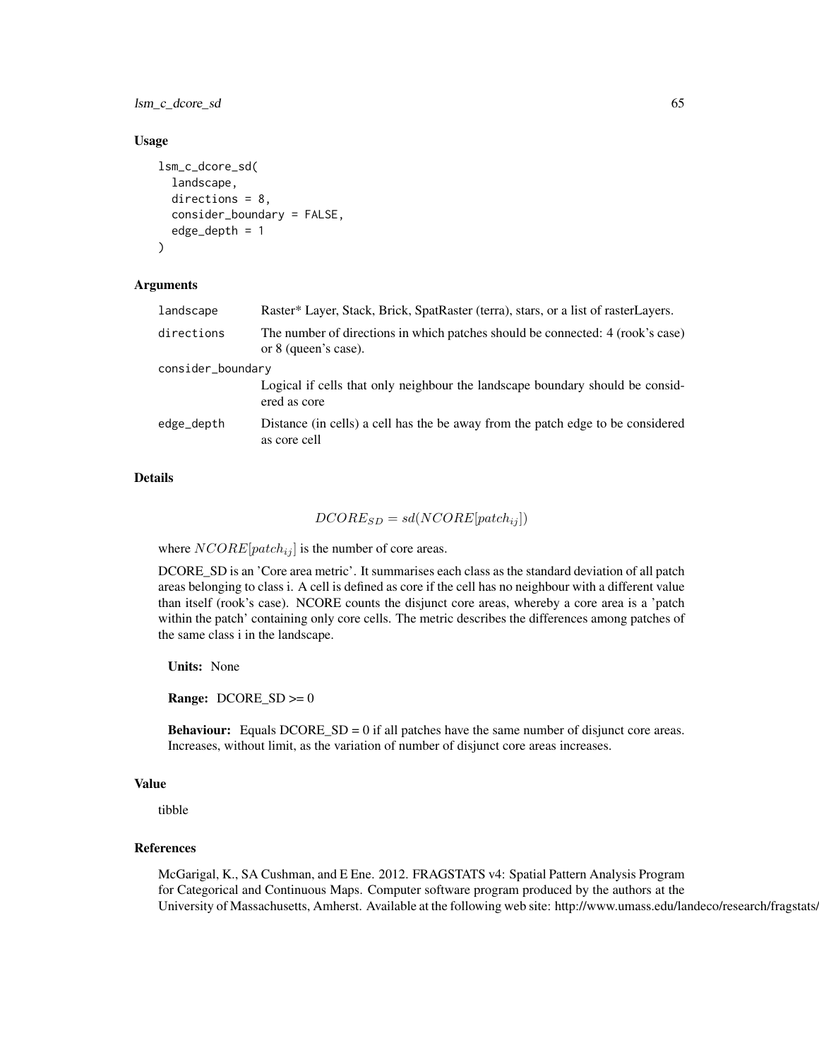## Usage

```
lsm_c_dcore_sd(
  landscape,
  directions = 8,
  consider_boundary = FALSE,
  edge_depth = 1
)
```

## Arguments

| | |
|---|---|
| landscape | Raster* Layer, Stack, Brick, SpatRaster (terra), stars, or a list of rasterLayers. |
| directions | The number of directions in which patches should be connected: 4 (rook's case) or 8 (queen's case). |
| consider_boundary | Logical if cells that only neighbour the landscape boundary should be considered as core |
| edge_depth | Distance (in cells) a cell has the be away from the patch edge to be considered as core cell |

## Details

$$DCORE_{SD} = sd(NCORE[patch_{ij}])$$

where $NCORE[patch_{ij}]$ is the number of core areas.

DCORE_SD is an 'Core area metric'. It summarises each class as the standard deviation of all patch areas belonging to class i. A cell is defined as core if the cell has no neighbour with a different value than itself (rook's case). NCORE counts the disjunct core areas, whereby a core area is a 'patch within the patch' containing only core cells. The metric describes the differences among patches of the same class i in the landscape.

**Units:** None

**Range:** DCORE_SD >= 0

**Behaviour:** Equals DCORE_SD = 0 if all patches have the same number of disjunct core areas. Increases, without limit, as the variation of number of disjunct core areas increases.

## Value

tibble

## References

McGarigal, K., SA Cushman, and E Ene. 2012. FRAGSTATS v4: Spatial Pattern Analysis Program for Categorical and Continuous Maps. Computer software program produced by the authors at the University of Massachusetts, Amherst. Available at the following web site: http://www.umass.edu/landeco/research/fragstats/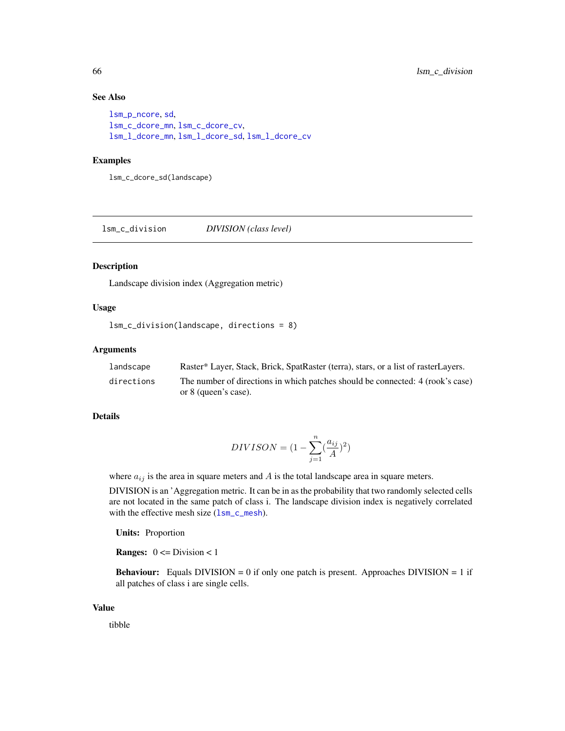### See Also

lsm_p_ncore, sd,
lsm_c_dcore_mn, lsm_c_dcore_cv,
lsm_l_dcore_mn, lsm_l_dcore_sd, lsm_l_dcore_cv

### Examples

```
lsm_c_dcore_sd(landscape)
```

---

## lsm_c_division — *DIVISION (class level)*

---

### Description

Landscape division index (Aggregation metric)

### Usage

```
lsm_c_division(landscape, directions = 8)
```

### Arguments

| | |
|---|---|
| landscape | Raster* Layer, Stack, Brick, SpatRaster (terra), stars, or a list of rasterLayers. |
| directions | The number of directions in which patches should be connected: 4 (rook's case) or 8 (queen's case). |

### Details

$$DIVISON = (1 - \sum_{j=1}^{n} (\frac{a_{ij}}{A})^2)$$

where $a_{ij}$ is the area in square meters and $A$ is the total landscape area in square meters.

DIVISION is an 'Aggregation metric. It can be in as the probability that two randomly selected cells are not located in the same patch of class i. The landscape division index is negatively correlated with the effective mesh size (lsm_c_mesh).

**Units:** Proportion

**Ranges:** 0 <= Division < 1

**Behaviour:** Equals DIVISION = 0 if only one patch is present. Approaches DIVISION = 1 if all patches of class i are single cells.

### Value

tibble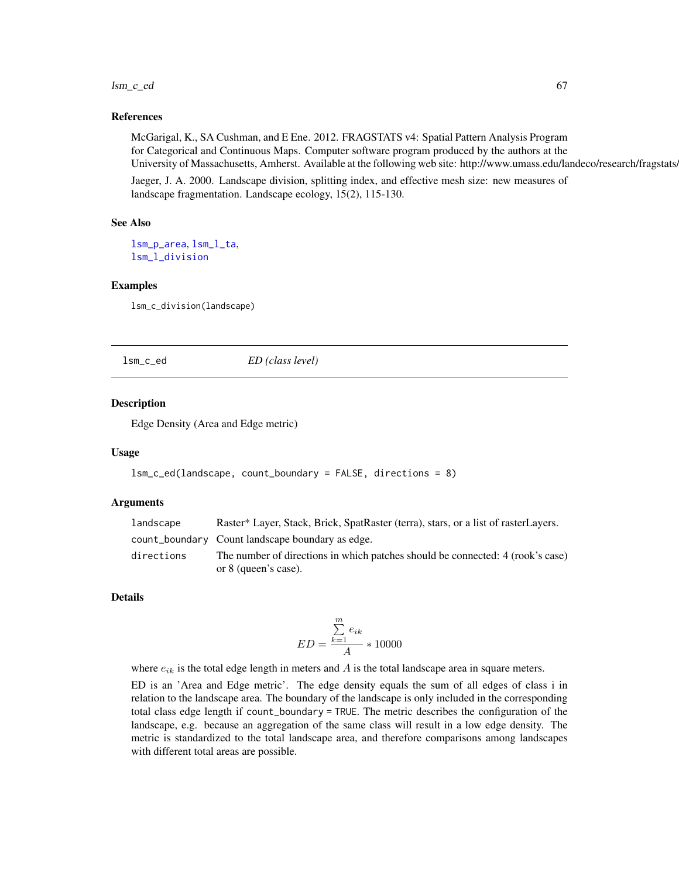### References

McGarigal, K., SA Cushman, and E Ene. 2012. FRAGSTATS v4: Spatial Pattern Analysis Program for Categorical and Continuous Maps. Computer software program produced by the authors at the University of Massachusetts, Amherst. Available at the following web site: http://www.umass.edu/landeco/research/fragstats/

Jaeger, J. A. 2000. Landscape division, splitting index, and effective mesh size: new measures of landscape fragmentation. Landscape ecology, 15(2), 115-130.

### See Also

lsm_p_area, lsm_l_ta,
lsm_l_division

### Examples

```
lsm_c_division(landscape)
```

---

## lsm_c_ed — *ED (class level)*

### Description

Edge Density (Area and Edge metric)

### Usage

```
lsm_c_ed(landscape, count_boundary = FALSE, directions = 8)
```

### Arguments

| | |
|---|---|
| landscape | Raster* Layer, Stack, Brick, SpatRaster (terra), stars, or a list of rasterLayers. |
| count_boundary | Count landscape boundary as edge. |
| directions | The number of directions in which patches should be connected: 4 (rook's case) or 8 (queen's case). |

### Details

$$ED = \frac{\sum_{k=1}^{m} e_{ik}}{A} * 10000$$

where $e_{ik}$ is the total edge length in meters and $A$ is the total landscape area in square meters.

ED is an 'Area and Edge metric'. The edge density equals the sum of all edges of class i in relation to the landscape area. The boundary of the landscape is only included in the corresponding total class edge length if `count_boundary = TRUE`. The metric describes the configuration of the landscape, e.g. because an aggregation of the same class will result in a low edge density. The metric is standardized to the total landscape area, and therefore comparisons among landscapes with different total areas are possible.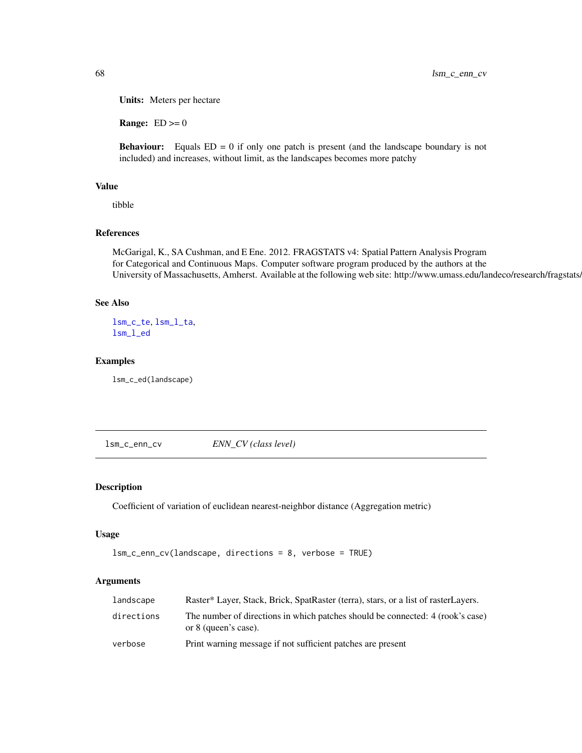**Units:** Meters per hectare

**Range:** ED >= 0

**Behaviour:** Equals ED = 0 if only one patch is present (and the landscape boundary is not included) and increases, without limit, as the landscapes becomes more patchy

## Value

tibble

## References

McGarigal, K., SA Cushman, and E Ene. 2012. FRAGSTATS v4: Spatial Pattern Analysis Program for Categorical and Continuous Maps. Computer software program produced by the authors at the University of Massachusetts, Amherst. Available at the following web site: http://www.umass.edu/landeco/research/fragstats/

## See Also

lsm_c_te, lsm_l_ta,
lsm_l_ed

## Examples

```
lsm_c_ed(landscape)
```

---

# lsm_c_enn_cv &nbsp;&nbsp;&nbsp; *ENN_CV (class level)*

---

## Description

Coefficient of variation of euclidean nearest-neighbor distance (Aggregation metric)

## Usage

```
lsm_c_enn_cv(landscape, directions = 8, verbose = TRUE)
```

## Arguments

| | |
|---|---|
| landscape | Raster* Layer, Stack, Brick, SpatRaster (terra), stars, or a list of rasterLayers. |
| directions | The number of directions in which patches should be connected: 4 (rook's case) or 8 (queen's case). |
| verbose | Print warning message if not sufficient patches are present |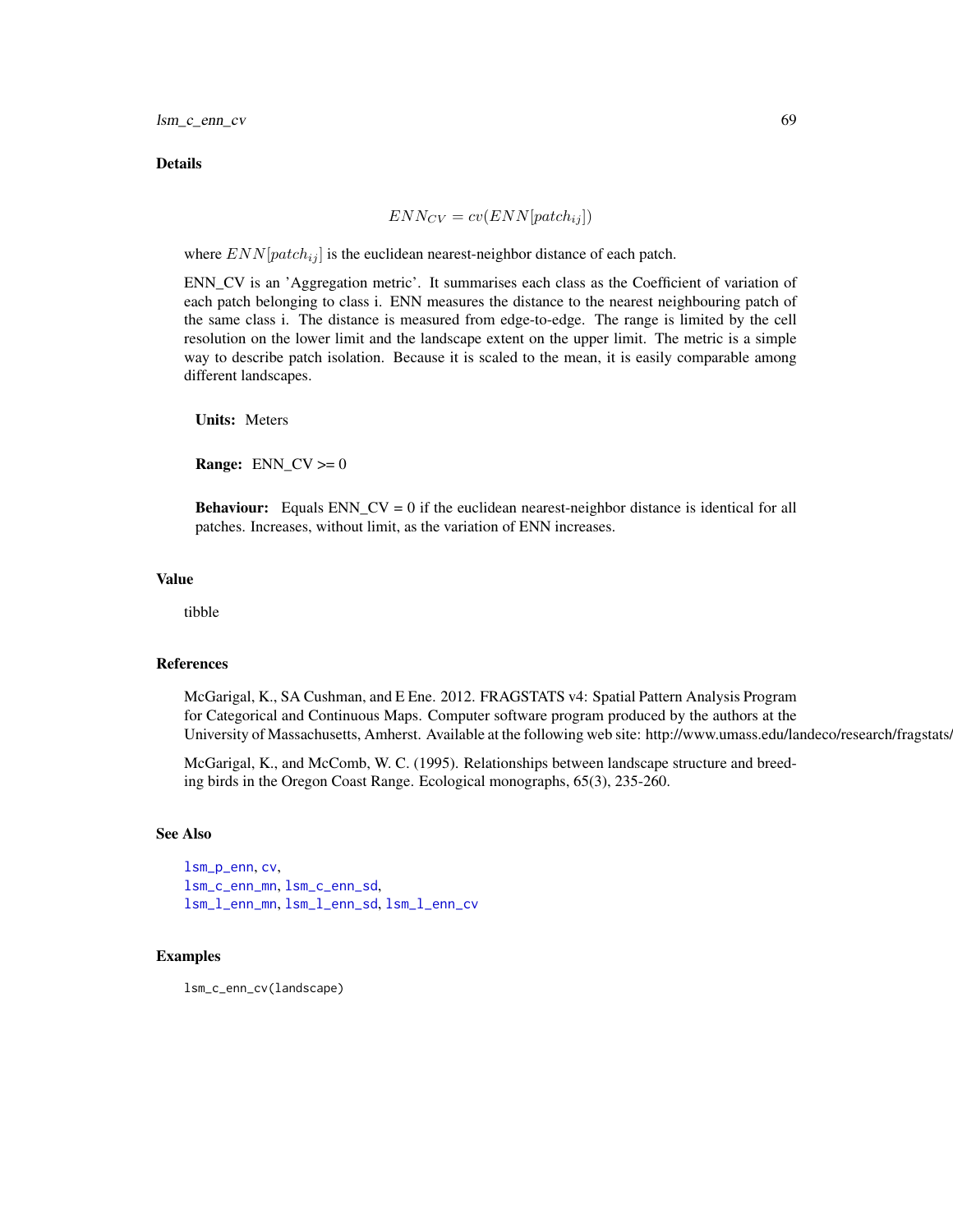## Details

$$ENN_{CV} = cv(ENN[patch_{ij}])$$

where $ENN[patch_{ij}]$ is the euclidean nearest-neighbor distance of each patch.

ENN_CV is an 'Aggregation metric'. It summarises each class as the Coefficient of variation of each patch belonging to class i. ENN measures the distance to the nearest neighbouring patch of the same class i. The distance is measured from edge-to-edge. The range is limited by the cell resolution on the lower limit and the landscape extent on the upper limit. The metric is a simple way to describe patch isolation. Because it is scaled to the mean, it is easily comparable among different landscapes.

**Units:** Meters

**Range:** ENN_CV >= 0

**Behaviour:** Equals ENN_CV = 0 if the euclidean nearest-neighbor distance is identical for all patches. Increases, without limit, as the variation of ENN increases.

## Value

tibble

## References

McGarigal, K., SA Cushman, and E Ene. 2012. FRAGSTATS v4: Spatial Pattern Analysis Program for Categorical and Continuous Maps. Computer software program produced by the authors at the University of Massachusetts, Amherst. Available at the following web site: http://www.umass.edu/landeco/research/fragstats/fragstats.html

McGarigal, K., and McComb, W. C. (1995). Relationships between landscape structure and breeding birds in the Oregon Coast Range. Ecological monographs, 65(3), 235-260.

## See Also

lsm_p_enn, cv,
lsm_c_enn_mn, lsm_c_enn_sd,
lsm_l_enn_mn, lsm_l_enn_sd, lsm_l_enn_cv

## Examples

```
lsm_c_enn_cv(landscape)
```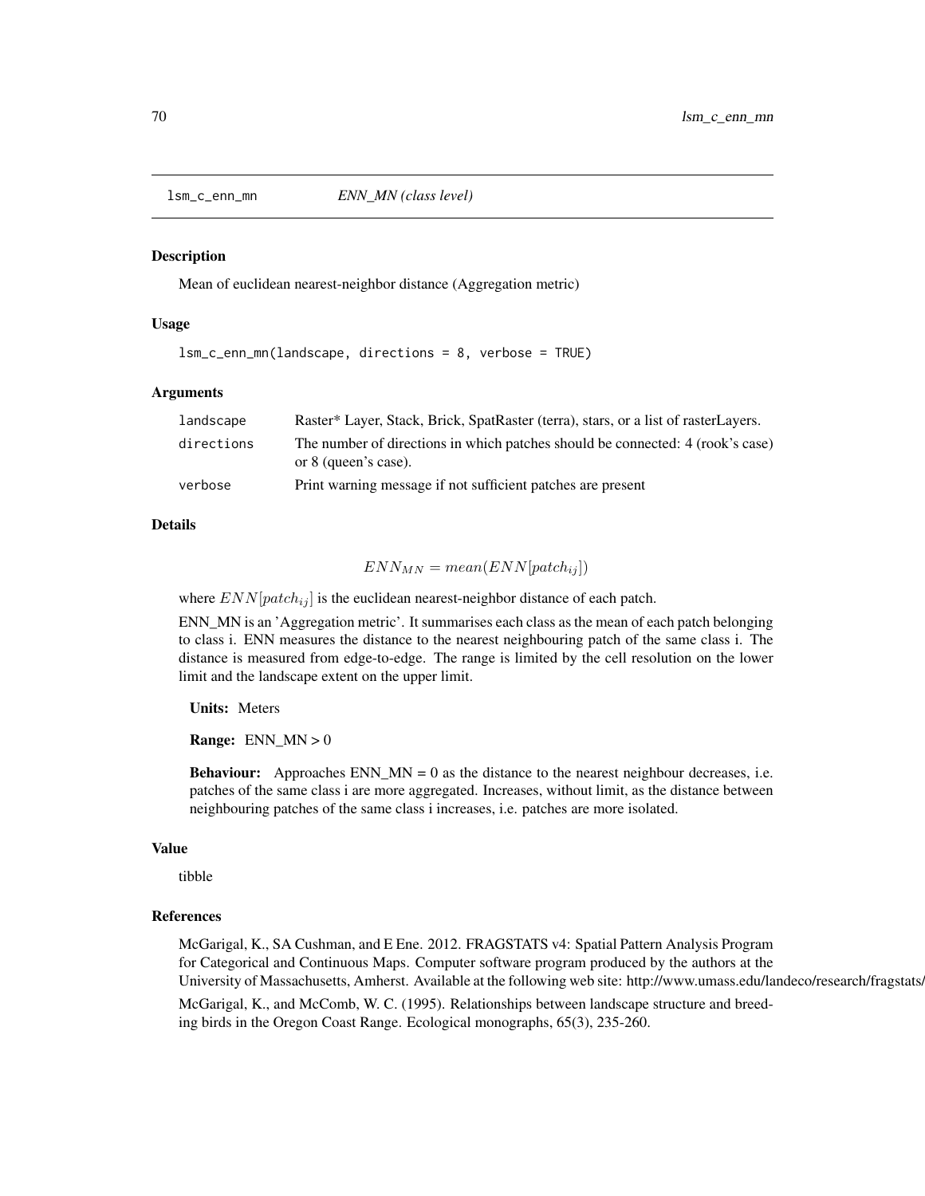## lsm_c_enn_mn — *ENN_MN (class level)*

### Description

Mean of euclidean nearest-neighbor distance (Aggregation metric)

### Usage

```
lsm_c_enn_mn(landscape, directions = 8, verbose = TRUE)
```

### Arguments

| | |
|---|---|
| landscape | Raster* Layer, Stack, Brick, SpatRaster (terra), stars, or a list of rasterLayers. |
| directions | The number of directions in which patches should be connected: 4 (rook's case) or 8 (queen's case). |
| verbose | Print warning message if not sufficient patches are present |

### Details

$$ENN_{MN} = mean(ENN[patch_{ij}])$$

where $ENN[patch_{ij}]$ is the euclidean nearest-neighbor distance of each patch.

ENN_MN is an 'Aggregation metric'. It summarises each class as the mean of each patch belonging to class i. ENN measures the distance to the nearest neighbouring patch of the same class i. The distance is measured from edge-to-edge. The range is limited by the cell resolution on the lower limit and the landscape extent on the upper limit.

**Units:** Meters

**Range:** ENN_MN > 0

**Behaviour:** Approaches ENN_MN = 0 as the distance to the nearest neighbour decreases, i.e. patches of the same class i are more aggregated. Increases, without limit, as the distance between neighbouring patches of the same class i increases, i.e. patches are more isolated.

### Value

tibble

### References

McGarigal, K., SA Cushman, and E Ene. 2012. FRAGSTATS v4: Spatial Pattern Analysis Program for Categorical and Continuous Maps. Computer software program produced by the authors at the University of Massachusetts, Amherst. Available at the following web site: http://www.umass.edu/landeco/research/fragstats/fragstats.html

McGarigal, K., and McComb, W. C. (1995). Relationships between landscape structure and breeding birds in the Oregon Coast Range. Ecological monographs, 65(3), 235-260.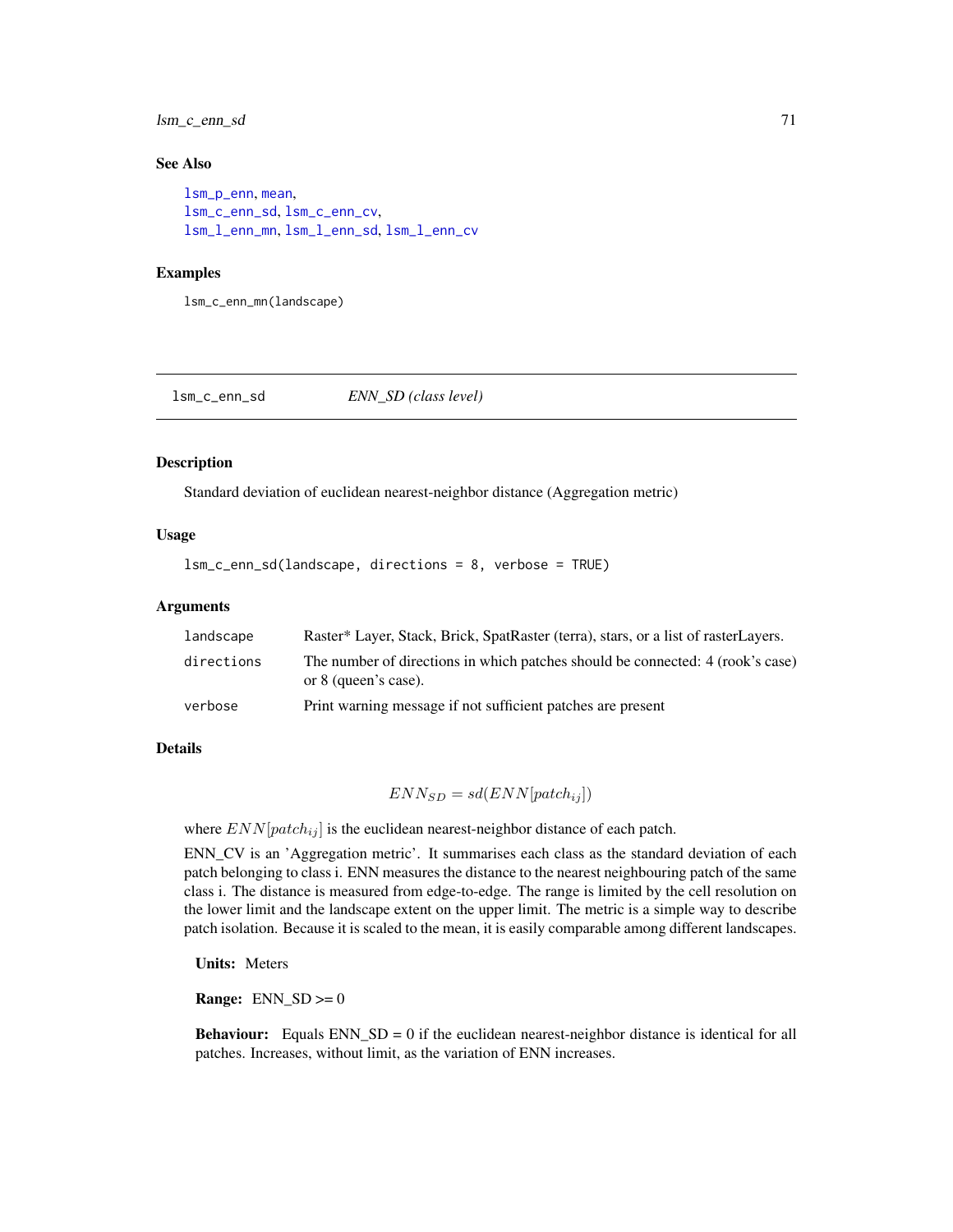### See Also

lsm_p_enn, mean,
lsm_c_enn_sd, lsm_c_enn_cv,
lsm_l_enn_mn, lsm_l_enn_sd, lsm_l_enn_cv

### Examples

```
lsm_c_enn_mn(landscape)
```

---

## lsm_c_enn_sd    *ENN_SD (class level)*

---

### Description

Standard deviation of euclidean nearest-neighbor distance (Aggregation metric)

### Usage

```
lsm_c_enn_sd(landscape, directions = 8, verbose = TRUE)
```

### Arguments

| | |
|---|---|
| landscape | Raster* Layer, Stack, Brick, SpatRaster (terra), stars, or a list of rasterLayers. |
| directions | The number of directions in which patches should be connected: 4 (rook's case) or 8 (queen's case). |
| verbose | Print warning message if not sufficient patches are present |

### Details

$$ENN_{SD} = sd(ENN[patch_{ij}])$$

where $ENN[patch_{ij}]$ is the euclidean nearest-neighbor distance of each patch.

ENN_CV is an 'Aggregation metric'. It summarises each class as the standard deviation of each patch belonging to class i. ENN measures the distance to the nearest neighbouring patch of the same class i. The distance is measured from edge-to-edge. The range is limited by the cell resolution on the lower limit and the landscape extent on the upper limit. The metric is a simple way to describe patch isolation. Because it is scaled to the mean, it is easily comparable among different landscapes.

**Units:** Meters

**Range:** ENN_SD >= 0

**Behaviour:** Equals ENN_SD = 0 if the euclidean nearest-neighbor distance is identical for all patches. Increases, without limit, as the variation of ENN increases.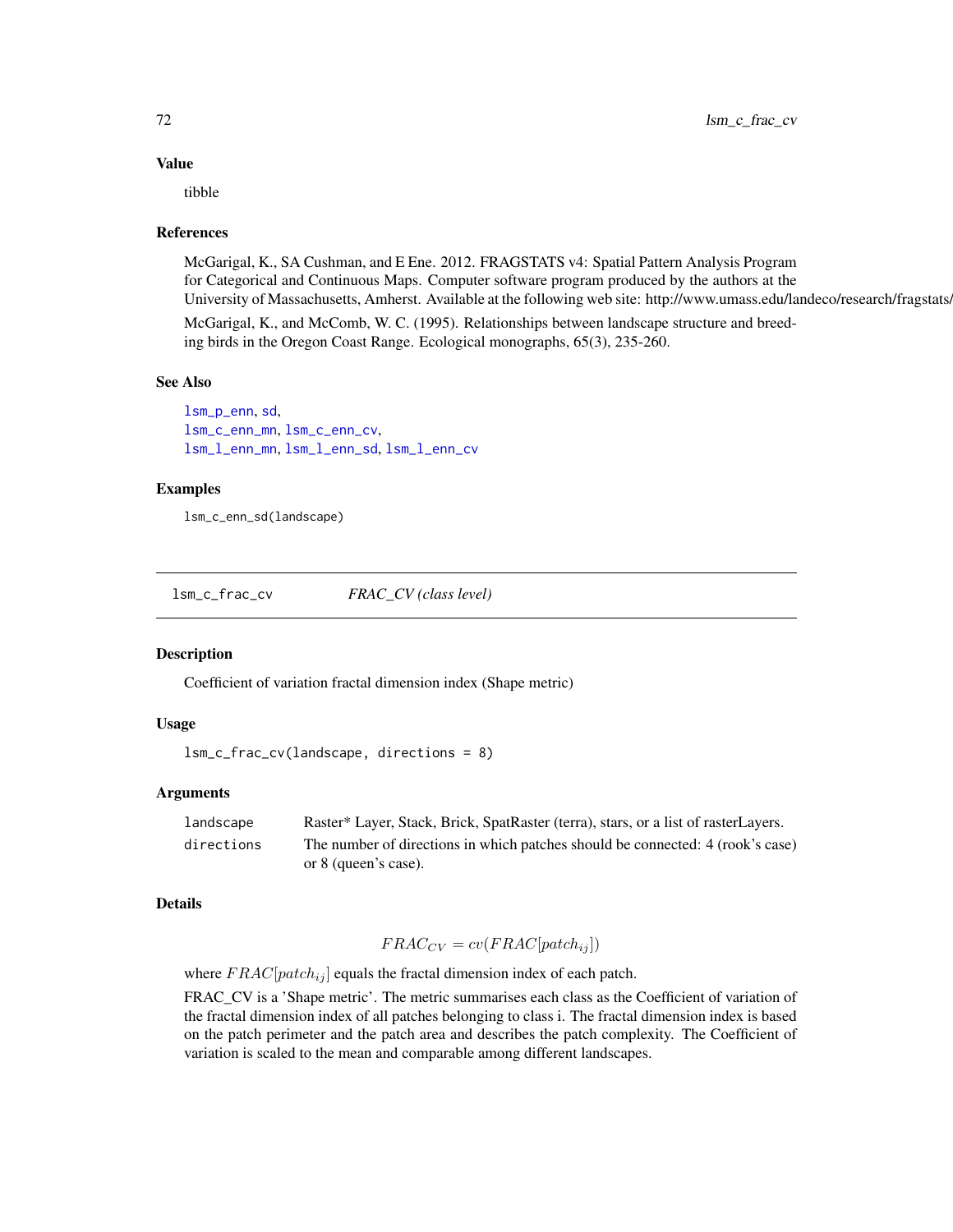### Value

tibble

### References

McGarigal, K., SA Cushman, and E Ene. 2012. FRAGSTATS v4: Spatial Pattern Analysis Program for Categorical and Continuous Maps. Computer software program produced by the authors at the University of Massachusetts, Amherst. Available at the following web site: http://www.umass.edu/landeco/research/fragstats/

McGarigal, K., and McComb, W. C. (1995). Relationships between landscape structure and breeding birds in the Oregon Coast Range. Ecological monographs, 65(3), 235-260.

### See Also

lsm_p_enn, sd,
lsm_c_enn_mn, lsm_c_enn_cv,
lsm_l_enn_mn, lsm_l_enn_sd, lsm_l_enn_cv

### Examples

```
lsm_c_enn_sd(landscape)
```

---

## lsm_c_frac_cv — *FRAC_CV (class level)*

### Description

Coefficient of variation fractal dimension index (Shape metric)

### Usage

```
lsm_c_frac_cv(landscape, directions = 8)
```

### Arguments

| | |
|---|---|
| landscape | Raster* Layer, Stack, Brick, SpatRaster (terra), stars, or a list of rasterLayers. |
| directions | The number of directions in which patches should be connected: 4 (rook's case) or 8 (queen's case). |

### Details

$$FRAC_{CV} = cv(FRAC[patch_{ij}])$$

where $FRAC[patch_{ij}]$ equals the fractal dimension index of each patch.

FRAC_CV is a 'Shape metric'. The metric summarises each class as the Coefficient of variation of the fractal dimension index of all patches belonging to class i. The fractal dimension index is based on the patch perimeter and the patch area and describes the patch complexity. The Coefficient of variation is scaled to the mean and comparable among different landscapes.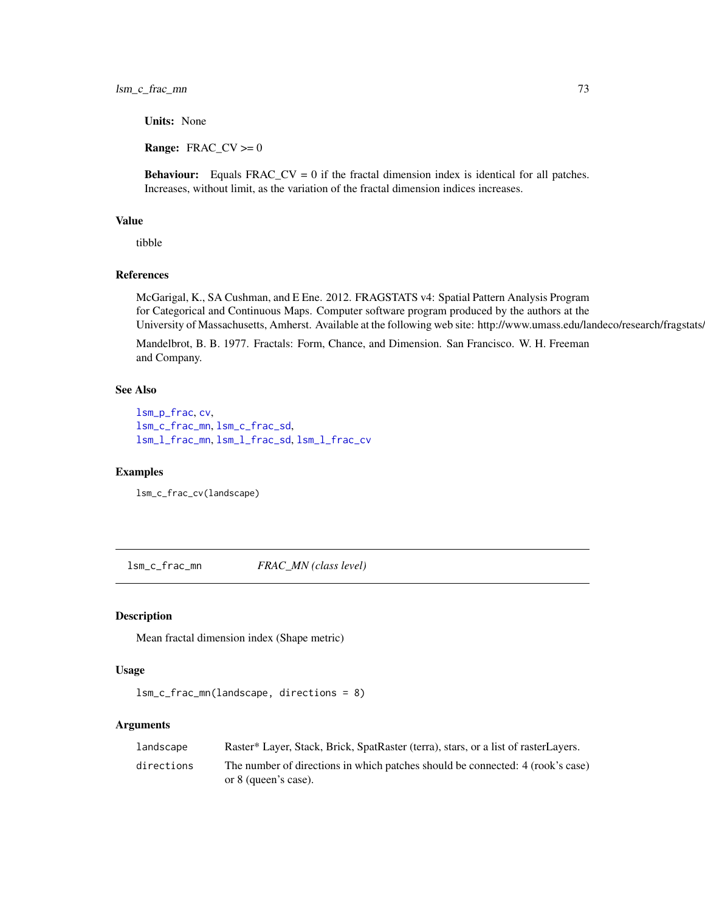**Units:** None

**Range:** FRAC_CV >= 0

**Behaviour:** Equals FRAC_CV = 0 if the fractal dimension index is identical for all patches. Increases, without limit, as the variation of the fractal dimension indices increases.

### Value

tibble

### References

McGarigal, K., SA Cushman, and E Ene. 2012. FRAGSTATS v4: Spatial Pattern Analysis Program for Categorical and Continuous Maps. Computer software program produced by the authors at the University of Massachusetts, Amherst. Available at the following web site: http://www.umass.edu/landeco/research/fragstats/fragstats.html

Mandelbrot, B. B. 1977. Fractals: Form, Chance, and Dimension. San Francisco. W. H. Freeman and Company.

### See Also

lsm_p_frac, cv,
lsm_c_frac_mn, lsm_c_frac_sd,
lsm_l_frac_mn, lsm_l_frac_sd, lsm_l_frac_cv

### Examples

```
lsm_c_frac_cv(landscape)
```

---

## lsm_c_frac_mn *FRAC_MN (class level)*

---

### Description

Mean fractal dimension index (Shape metric)

### Usage

```
lsm_c_frac_mn(landscape, directions = 8)
```

### Arguments

| | |
|---|---|
| landscape | Raster* Layer, Stack, Brick, SpatRaster (terra), stars, or a list of rasterLayers. |
| directions | The number of directions in which patches should be connected: 4 (rook's case) or 8 (queen's case). |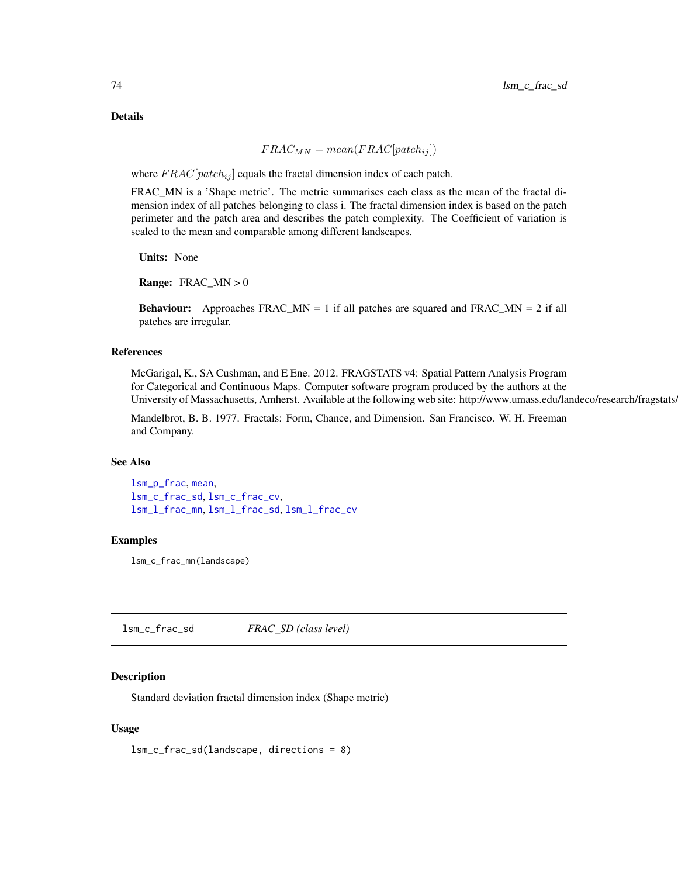### Details

$$FRAC_{MN} = mean(FRAC[patch_{ij}])$$

where $FRAC[patch_{ij}]$ equals the fractal dimension index of each patch.

FRAC_MN is a 'Shape metric'. The metric summarises each class as the mean of the fractal dimension index of all patches belonging to class i. The fractal dimension index is based on the patch perimeter and the patch area and describes the patch complexity. The Coefficient of variation is scaled to the mean and comparable among different landscapes.

**Units:** None

**Range:** FRAC_MN > 0

**Behaviour:** Approaches FRAC_MN = 1 if all patches are squared and FRAC_MN = 2 if all patches are irregular.

### References

McGarigal, K., SA Cushman, and E Ene. 2012. FRAGSTATS v4: Spatial Pattern Analysis Program for Categorical and Continuous Maps. Computer software program produced by the authors at the University of Massachusetts, Amherst. Available at the following web site: http://www.umass.edu/landeco/research/fragstats/

Mandelbrot, B. B. 1977. Fractals: Form, Chance, and Dimension. San Francisco. W. H. Freeman and Company.

### See Also

lsm_p_frac, mean,
lsm_c_frac_sd, lsm_c_frac_cv,
lsm_l_frac_mn, lsm_l_frac_sd, lsm_l_frac_cv

### Examples

```
lsm_c_frac_mn(landscape)
```

---

## lsm_c_frac_sd *FRAC_SD (class level)*

### Description

Standard deviation fractal dimension index (Shape metric)

### Usage

```
lsm_c_frac_sd(landscape, directions = 8)
```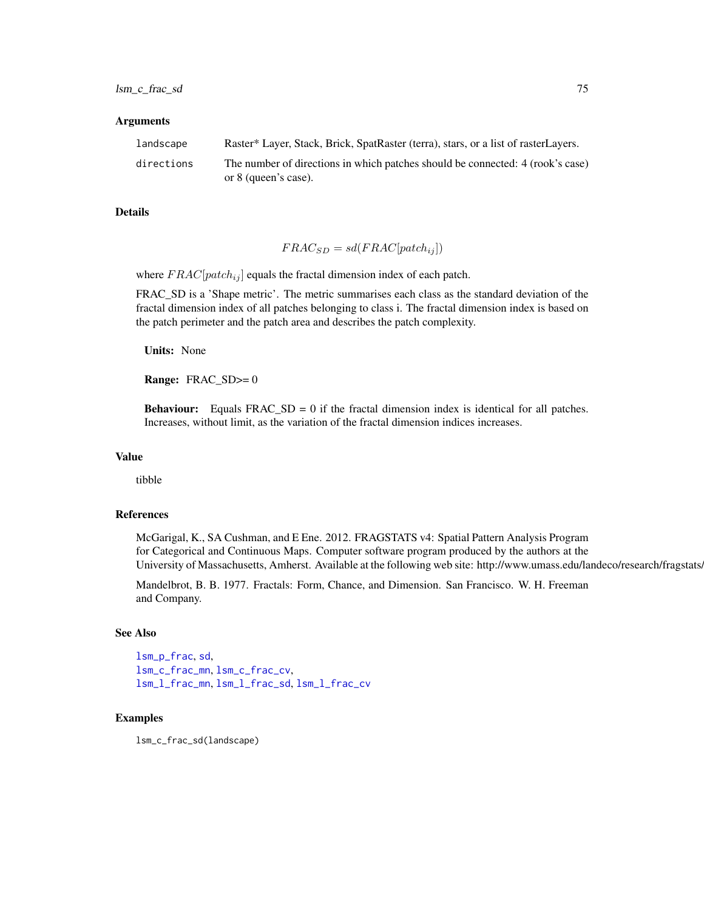### Arguments

| | |
|---|---|
| landscape | Raster* Layer, Stack, Brick, SpatRaster (terra), stars, or a list of rasterLayers. |
| directions | The number of directions in which patches should be connected: 4 (rook's case) or 8 (queen's case). |

### Details

$$FRAC_{SD} = sd(FRAC[patch_{ij}])$$

where $FRAC[patch_{ij}]$ equals the fractal dimension index of each patch.

FRAC_SD is a 'Shape metric'. The metric summarises each class as the standard deviation of the fractal dimension index of all patches belonging to class i. The fractal dimension index is based on the patch perimeter and the patch area and describes the patch complexity.

**Units:** None

**Range:** FRAC_SD>= 0

**Behaviour:** Equals FRAC_SD = 0 if the fractal dimension index is identical for all patches. Increases, without limit, as the variation of the fractal dimension indices increases.

### Value

tibble

### References

McGarigal, K., SA Cushman, and E Ene. 2012. FRAGSTATS v4: Spatial Pattern Analysis Program for Categorical and Continuous Maps. Computer software program produced by the authors at the University of Massachusetts, Amherst. Available at the following web site: http://www.umass.edu/landeco/research/fragstats/fragstats.html

Mandelbrot, B. B. 1977. Fractals: Form, Chance, and Dimension. San Francisco. W. H. Freeman and Company.

### See Also

lsm_p_frac, sd,
lsm_c_frac_mn, lsm_c_frac_cv,
lsm_l_frac_mn, lsm_l_frac_sd, lsm_l_frac_cv

### Examples

```
lsm_c_frac_sd(landscape)
```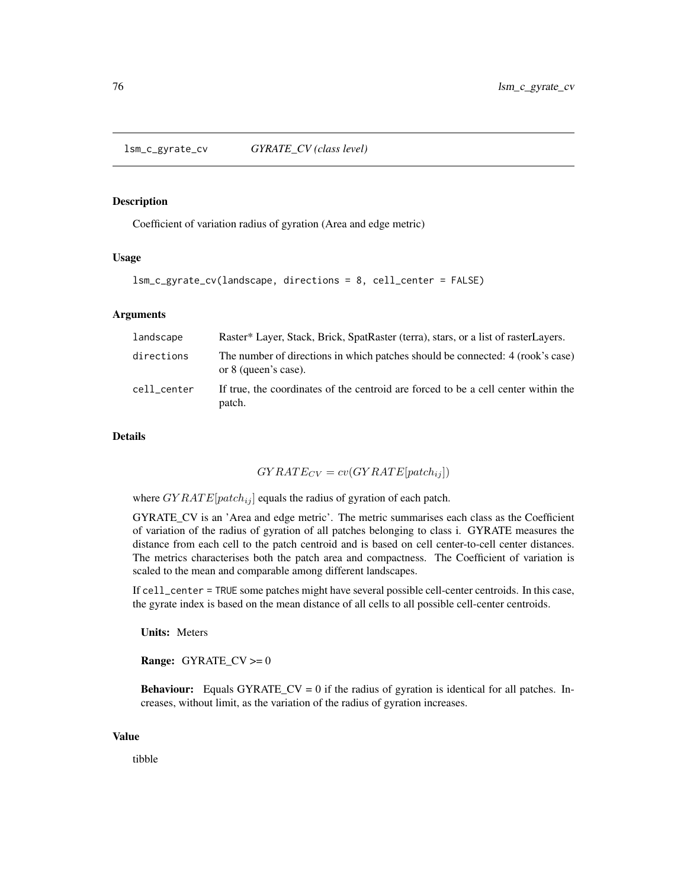## lsm_c_gyrate_cv — *GYRATE_CV (class level)*

### Description

Coefficient of variation radius of gyration (Area and edge metric)

### Usage

```
lsm_c_gyrate_cv(landscape, directions = 8, cell_center = FALSE)
```

### Arguments

| | |
|---|---|
| landscape | Raster* Layer, Stack, Brick, SpatRaster (terra), stars, or a list of rasterLayers. |
| directions | The number of directions in which patches should be connected: 4 (rook's case) or 8 (queen's case). |
| cell_center | If true, the coordinates of the centroid are forced to be a cell center within the patch. |

### Details

$$GYRATE_{CV} = cv(GYRATE[patch_{ij}])$$

where $GYRATE[patch_{ij}]$ equals the radius of gyration of each patch.

GYRATE_CV is an 'Area and edge metric'. The metric summarises each class as the Coefficient of variation of the radius of gyration of all patches belonging to class i. GYRATE measures the distance from each cell to the patch centroid and is based on cell center-to-cell center distances. The metrics characterises both the patch area and compactness. The Coefficient of variation is scaled to the mean and comparable among different landscapes.

If `cell_center = TRUE` some patches might have several possible cell-center centroids. In this case, the gyrate index is based on the mean distance of all cells to all possible cell-center centroids.

**Units:** Meters

**Range:** GYRATE_CV >= 0

**Behaviour:** Equals GYRATE_CV = 0 if the radius of gyration is identical for all patches. Increases, without limit, as the variation of the radius of gyration increases.

### Value

tibble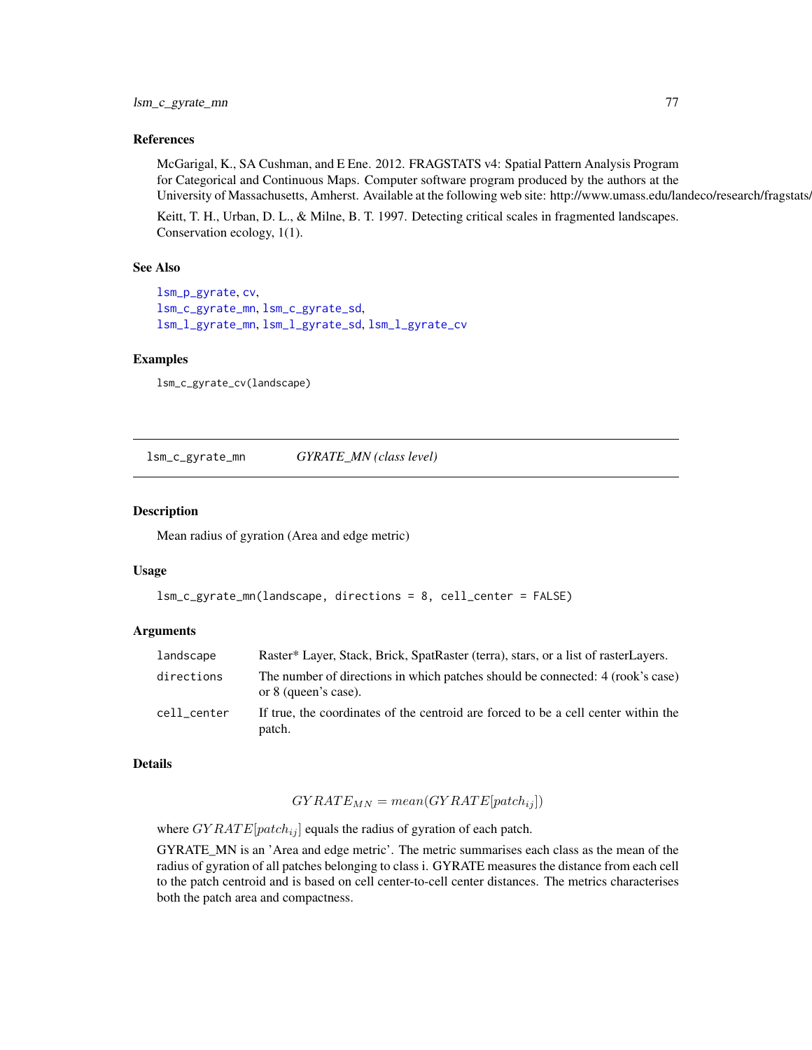### References

McGarigal, K., SA Cushman, and E Ene. 2012. FRAGSTATS v4: Spatial Pattern Analysis Program for Categorical and Continuous Maps. Computer software program produced by the authors at the University of Massachusetts, Amherst. Available at the following web site: http://www.umass.edu/landeco/research/fragstats/

Keitt, T. H., Urban, D. L., & Milne, B. T. 1997. Detecting critical scales in fragmented landscapes. Conservation ecology, 1(1).

### See Also

lsm_p_gyrate, cv,
lsm_c_gyrate_mn, lsm_c_gyrate_sd,
lsm_l_gyrate_mn, lsm_l_gyrate_sd, lsm_l_gyrate_cv

### Examples

```
lsm_c_gyrate_cv(landscape)
```

---

## lsm_c_gyrate_mn — *GYRATE_MN (class level)*

### Description

Mean radius of gyration (Area and edge metric)

### Usage

```
lsm_c_gyrate_mn(landscape, directions = 8, cell_center = FALSE)
```

### Arguments

| | |
|---|---|
| landscape | Raster* Layer, Stack, Brick, SpatRaster (terra), stars, or a list of rasterLayers. |
| directions | The number of directions in which patches should be connected: 4 (rook's case) or 8 (queen's case). |
| cell_center | If true, the coordinates of the centroid are forced to be a cell center within the patch. |

### Details

$$GYRATE_{MN} = mean(GYRATE[patch_{ij}])$$

where $GYRATE[patch_{ij}]$ equals the radius of gyration of each patch.

GYRATE_MN is an 'Area and edge metric'. The metric summarises each class as the mean of the radius of gyration of all patches belonging to class i. GYRATE measures the distance from each cell to the patch centroid and is based on cell center-to-cell center distances. The metrics characterises both the patch area and compactness.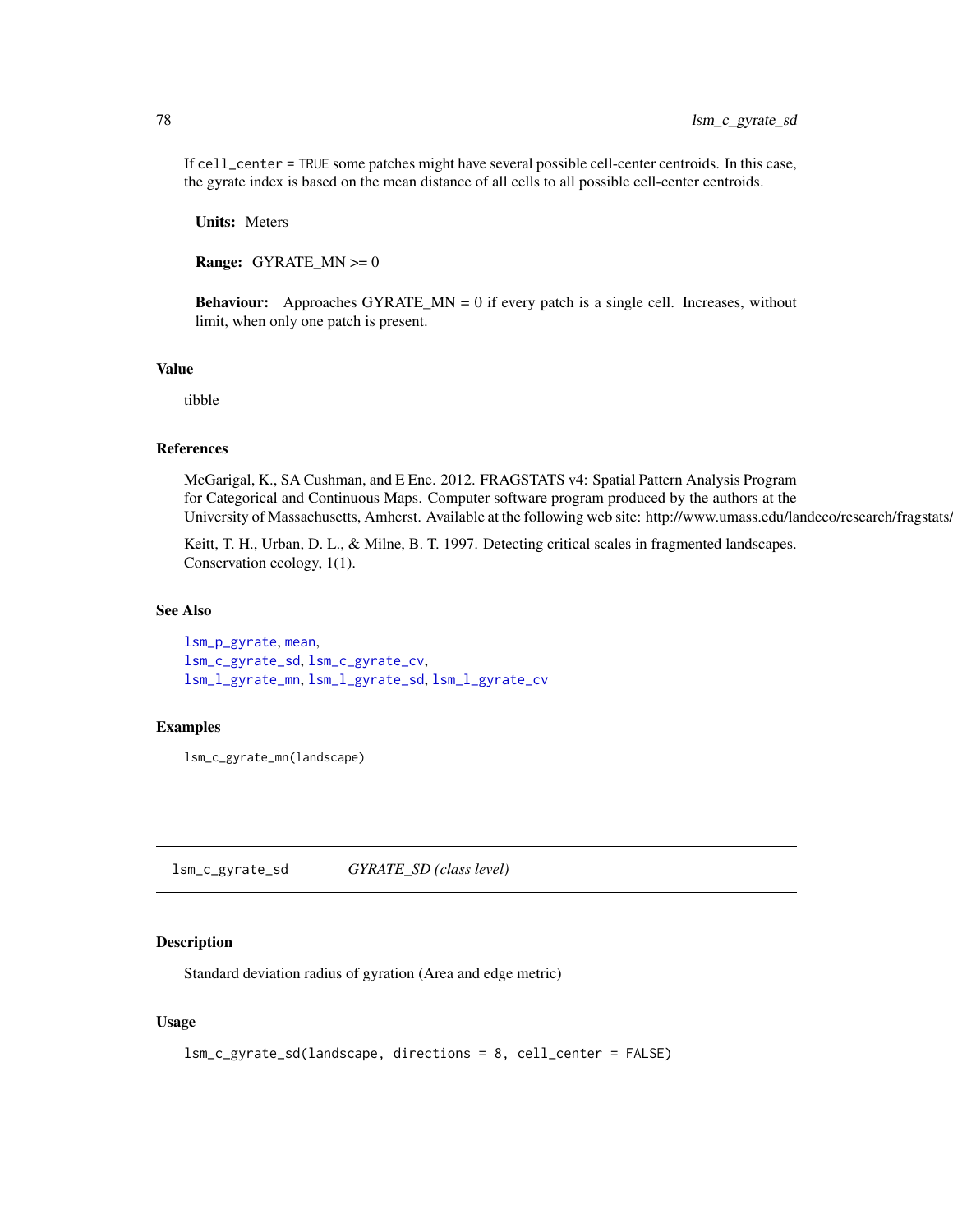If `cell_center = TRUE` some patches might have several possible cell-center centroids. In this case, the gyrate index is based on the mean distance of all cells to all possible cell-center centroids.

**Units:** Meters

**Range:** GYRATE_MN >= 0

**Behaviour:** Approaches GYRATE_MN = 0 if every patch is a single cell. Increases, without limit, when only one patch is present.

### Value

tibble

### References

McGarigal, K., SA Cushman, and E Ene. 2012. FRAGSTATS v4: Spatial Pattern Analysis Program for Categorical and Continuous Maps. Computer software program produced by the authors at the University of Massachusetts, Amherst. Available at the following web site: http://www.umass.edu/landeco/research/fragstats/

Keitt, T. H., Urban, D. L., & Milne, B. T. 1997. Detecting critical scales in fragmented landscapes. Conservation ecology, 1(1).

### See Also

`lsm_p_gyrate`, `mean`,
`lsm_c_gyrate_sd`, `lsm_c_gyrate_cv`,
`lsm_l_gyrate_mn`, `lsm_l_gyrate_sd`, `lsm_l_gyrate_cv`

### Examples

```
lsm_c_gyrate_mn(landscape)
```

---

## lsm_c_gyrate_sd    *GYRATE_SD (class level)*

### Description

Standard deviation radius of gyration (Area and edge metric)

### Usage

```
lsm_c_gyrate_sd(landscape, directions = 8, cell_center = FALSE)
```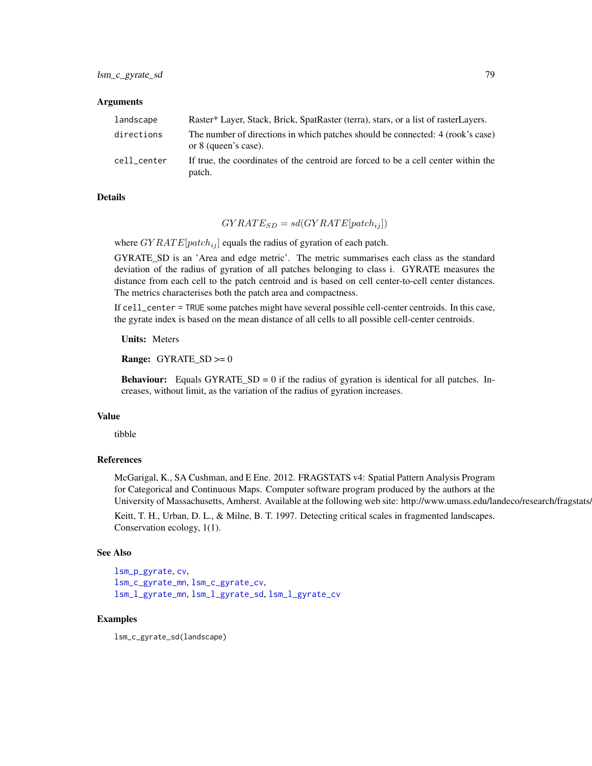### Arguments

| | |
|---|---|
| landscape | Raster* Layer, Stack, Brick, SpatRaster (terra), stars, or a list of rasterLayers. |
| directions | The number of directions in which patches should be connected: 4 (rook's case) or 8 (queen's case). |
| cell_center | If true, the coordinates of the centroid are forced to be a cell center within the patch. |

### Details

$$GYRATE_{SD} = sd(GYRATE[patch_{ij}])$$

where $GYRATE[patch_{ij}]$ equals the radius of gyration of each patch.

GYRATE_SD is an 'Area and edge metric'. The metric summarises each class as the standard deviation of the radius of gyration of all patches belonging to class i. GYRATE measures the distance from each cell to the patch centroid and is based on cell center-to-cell center distances. The metrics characterises both the patch area and compactness.

If `cell_center = TRUE` some patches might have several possible cell-center centroids. In this case, the gyrate index is based on the mean distance of all cells to all possible cell-center centroids.

**Units:** Meters

**Range:** GYRATE_SD >= 0

**Behaviour:** Equals GYRATE_SD = 0 if the radius of gyration is identical for all patches. Increases, without limit, as the variation of the radius of gyration increases.

### Value

tibble

### References

McGarigal, K., SA Cushman, and E Ene. 2012. FRAGSTATS v4: Spatial Pattern Analysis Program for Categorical and Continuous Maps. Computer software program produced by the authors at the University of Massachusetts, Amherst. Available at the following web site: http://www.umass.edu/landeco/research/fragstats/fragstats.html

Keitt, T. H., Urban, D. L., & Milne, B. T. 1997. Detecting critical scales in fragmented landscapes. Conservation ecology, 1(1).

### See Also

lsm_p_gyrate, cv,
lsm_c_gyrate_mn, lsm_c_gyrate_cv,
lsm_l_gyrate_mn, lsm_l_gyrate_sd, lsm_l_gyrate_cv

### Examples

```
lsm_c_gyrate_sd(landscape)
```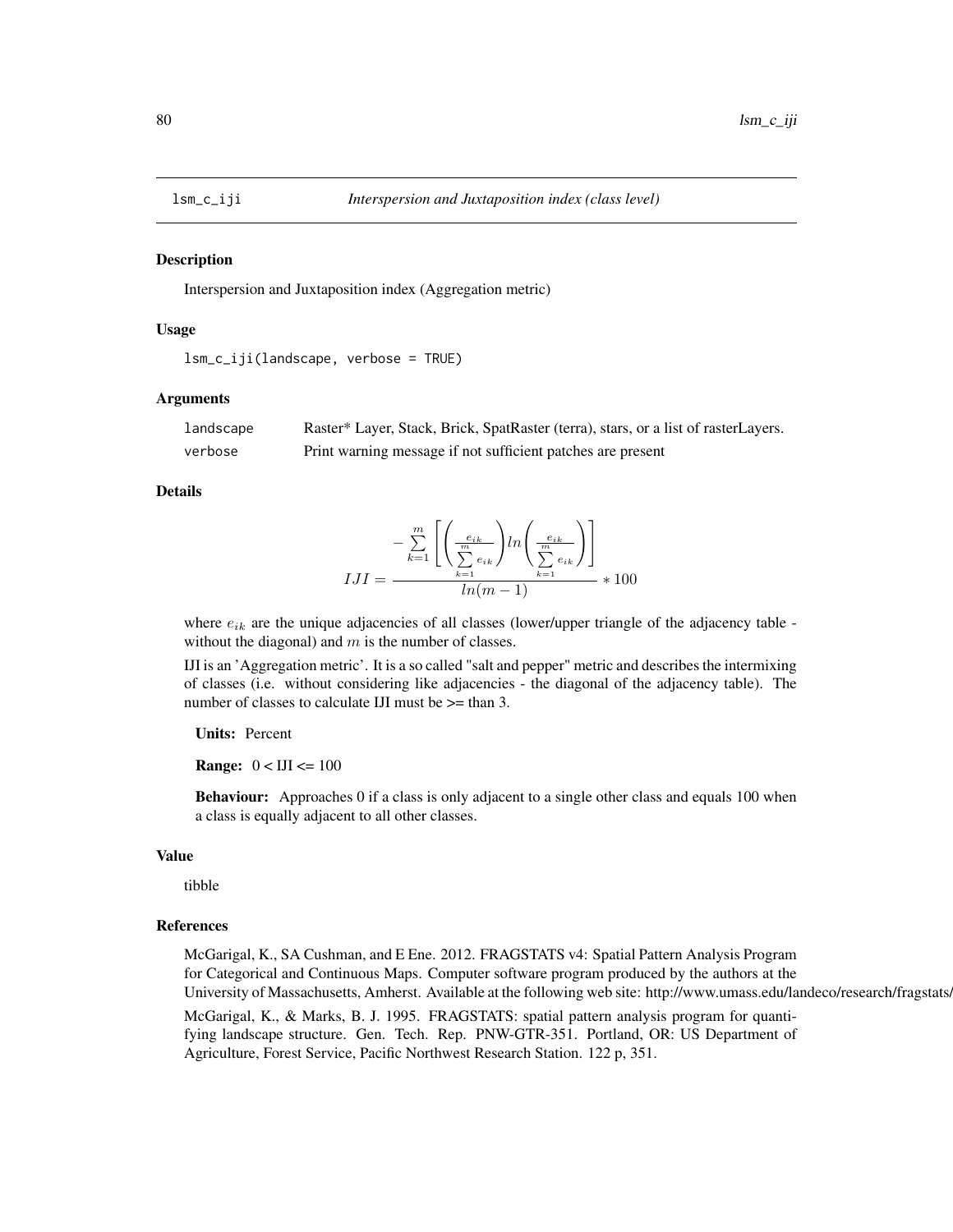# lsm_c_iji — *Interspersion and Juxtaposition index (class level)*

## Description

Interspersion and Juxtaposition index (Aggregation metric)

## Usage

```
lsm_c_iji(landscape, verbose = TRUE)
```

## Arguments

| | |
|---|---|
| landscape | Raster* Layer, Stack, Brick, SpatRaster (terra), stars, or a list of rasterLayers. |
| verbose | Print warning message if not sufficient patches are present |

## Details

$$IJI = \frac{-\sum\limits_{k=1}^{m}\left[\left(\frac{e_{ik}}{\sum\limits_{k=1}^{m} e_{ik}}\right) ln\left(\frac{e_{ik}}{\sum\limits_{k=1}^{m} e_{ik}}\right)\right]}{ln(m-1)} * 100$$

where $e_{ik}$ are the unique adjacencies of all classes (lower/upper triangle of the adjacency table - without the diagonal) and $m$ is the number of classes.

IJI is an 'Aggregation metric'. It is a so called "salt and pepper" metric and describes the intermixing of classes (i.e. without considering like adjacencies - the diagonal of the adjacency table). The number of classes to calculate IJI must be >= than 3.

**Units:** Percent

**Range:** 0 < IJI <= 100

**Behaviour:** Approaches 0 if a class is only adjacent to a single other class and equals 100 when a class is equally adjacent to all other classes.

## Value

tibble

## References

McGarigal, K., SA Cushman, and E Ene. 2012. FRAGSTATS v4: Spatial Pattern Analysis Program for Categorical and Continuous Maps. Computer software program produced by the authors at the University of Massachusetts, Amherst. Available at the following web site: http://www.umass.edu/landeco/research/fragstats/fragstats.html

McGarigal, K., & Marks, B. J. 1995. FRAGSTATS: spatial pattern analysis program for quantifying landscape structure. Gen. Tech. Rep. PNW-GTR-351. Portland, OR: US Department of Agriculture, Forest Service, Pacific Northwest Research Station. 122 p, 351.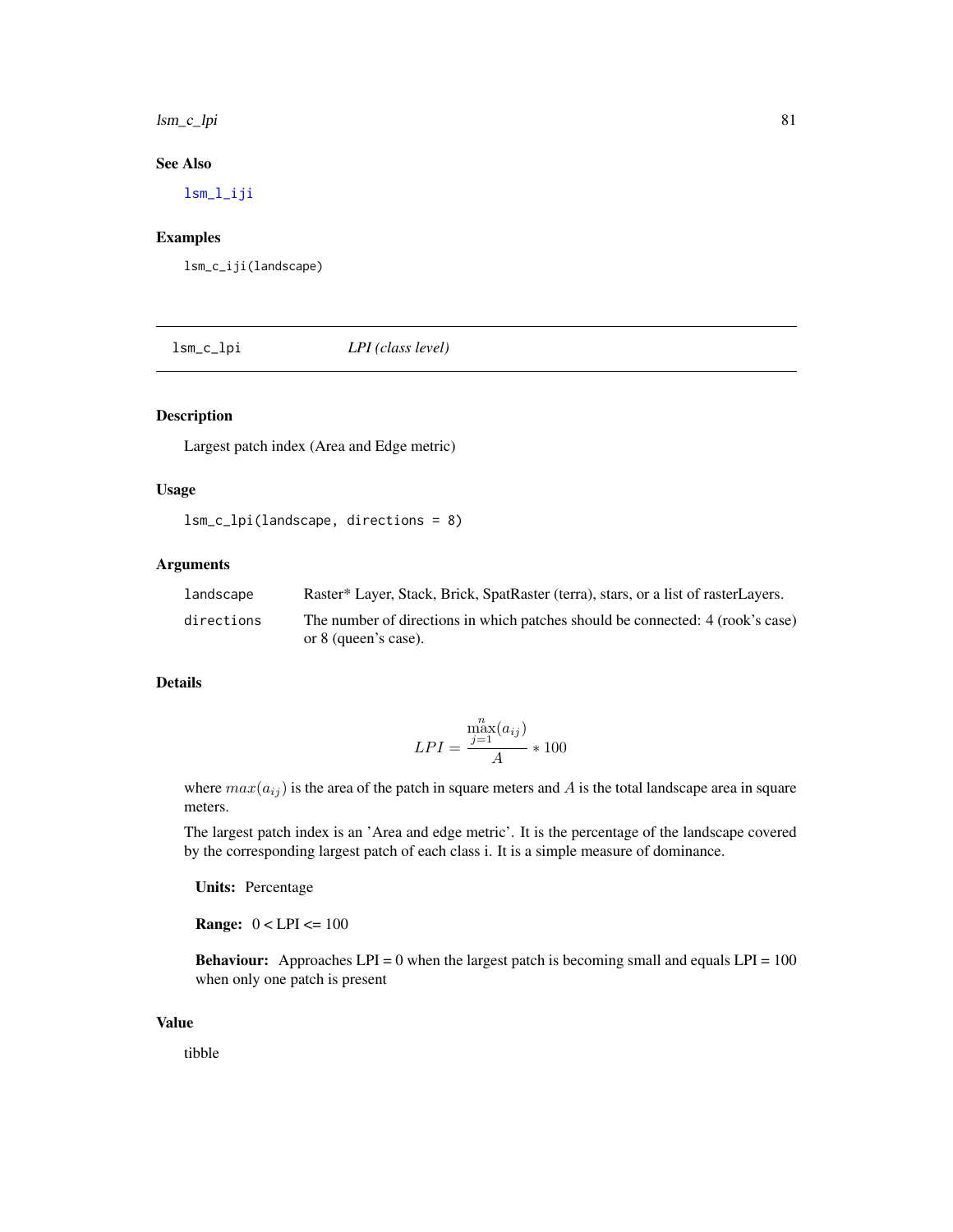### See Also

lsm_l_iji

### Examples

```
lsm_c_iji(landscape)
```

---

## lsm_c_lpi *LPI (class level)*

---

### Description

Largest patch index (Area and Edge metric)

### Usage

```
lsm_c_lpi(landscape, directions = 8)
```

### Arguments

| | |
|---|---|
| landscape | Raster* Layer, Stack, Brick, SpatRaster (terra), stars, or a list of rasterLayers. |
| directions | The number of directions in which patches should be connected: 4 (rook's case) or 8 (queen's case). |

### Details

$$LPI = \frac{\max\limits_{j=1}^{n}(a_{ij})}{A} * 100$$

where $max(a_{ij})$ is the area of the patch in square meters and $A$ is the total landscape area in square meters.

The largest patch index is an 'Area and edge metric'. It is the percentage of the landscape covered by the corresponding largest patch of each class i. It is a simple measure of dominance.

**Units:** Percentage

**Range:** 0 < LPI <= 100

**Behaviour:** Approaches LPI = 0 when the largest patch is becoming small and equals LPI = 100 when only one patch is present

### Value

tibble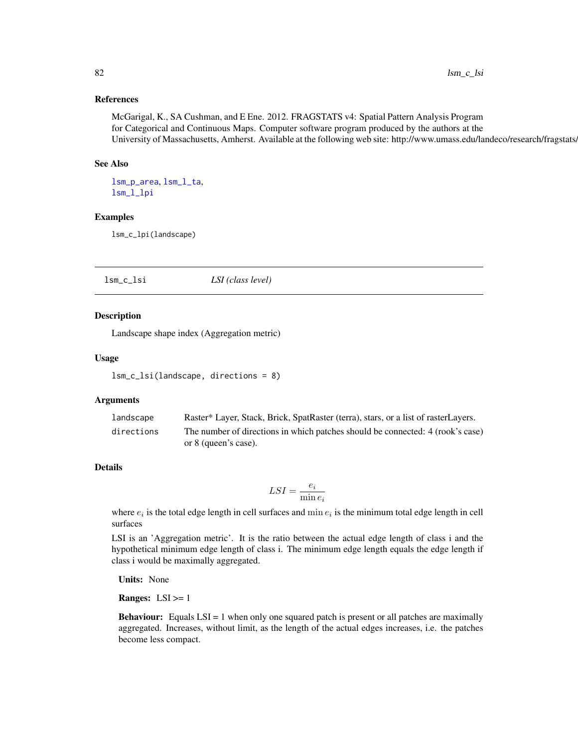### References

McGarigal, K., SA Cushman, and E Ene. 2012. FRAGSTATS v4: Spatial Pattern Analysis Program for Categorical and Continuous Maps. Computer software program produced by the authors at the University of Massachusetts, Amherst. Available at the following web site: http://www.umass.edu/landeco/research/fragstats/fragstats.html

### See Also

lsm_p_area, lsm_l_ta,
lsm_l_lpi

### Examples

```
lsm_c_lpi(landscape)
```

---

## lsm_c_lsi — *LSI (class level)*

### Description

Landscape shape index (Aggregation metric)

### Usage

```
lsm_c_lsi(landscape, directions = 8)
```

### Arguments

| | |
|---|---|
| landscape | Raster* Layer, Stack, Brick, SpatRaster (terra), stars, or a list of rasterLayers. |
| directions | The number of directions in which patches should be connected: 4 (rook's case) or 8 (queen's case). |

### Details

$$LSI = \frac{e_i}{\min e_i}$$

where $e_i$ is the total edge length in cell surfaces and $\min e_i$ is the minimum total edge length in cell surfaces

LSI is an 'Aggregation metric'. It is the ratio between the actual edge length of class i and the hypothetical minimum edge length of class i. The minimum edge length equals the edge length if class i would be maximally aggregated.

**Units:** None

**Ranges:** LSI >= 1

**Behaviour:** Equals LSI = 1 when only one squared patch is present or all patches are maximally aggregated. Increases, without limit, as the length of the actual edges increases, i.e. the patches become less compact.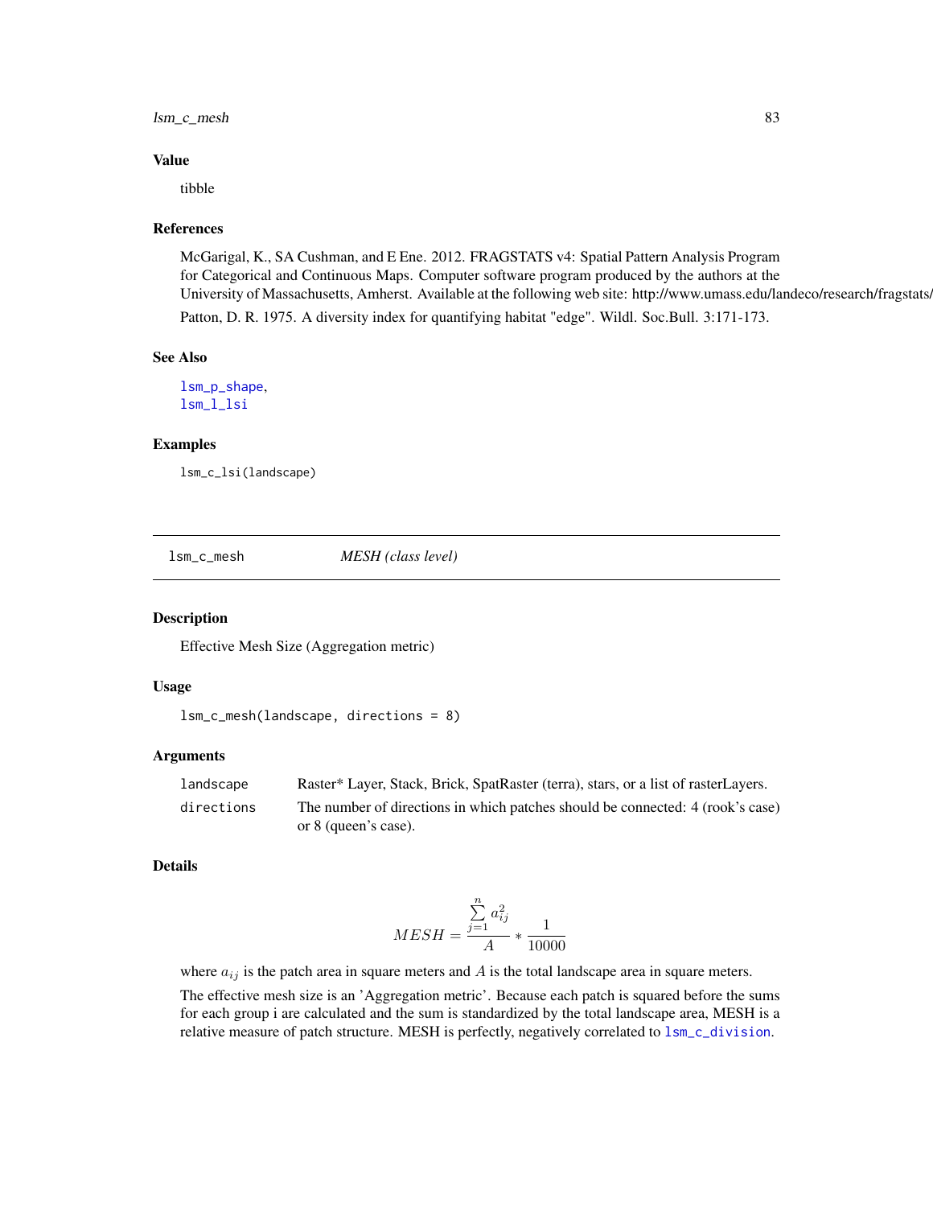## Value

tibble

## References

McGarigal, K., SA Cushman, and E Ene. 2012. FRAGSTATS v4: Spatial Pattern Analysis Program for Categorical and Continuous Maps. Computer software program produced by the authors at the University of Massachusetts, Amherst. Available at the following web site: http://www.umass.edu/landeco/research/fragstats/

Patton, D. R. 1975. A diversity index for quantifying habitat "edge". Wildl. Soc.Bull. 3:171-173.

## See Also

lsm_p_shape,
lsm_l_lsi

## Examples

```
lsm_c_lsi(landscape)
```

---

# lsm_c_mesh — *MESH (class level)*

## Description

Effective Mesh Size (Aggregation metric)

## Usage

```
lsm_c_mesh(landscape, directions = 8)
```

## Arguments

| | |
|---|---|
| landscape | Raster* Layer, Stack, Brick, SpatRaster (terra), stars, or a list of rasterLayers. |
| directions | The number of directions in which patches should be connected: 4 (rook's case) or 8 (queen's case). |

## Details

$$MESH = \frac{\sum_{j=1}^{n} a_{ij}^2}{A} * \frac{1}{10000}$$

where $a_{ij}$ is the patch area in square meters and $A$ is the total landscape area in square meters.

The effective mesh size is an 'Aggregation metric'. Because each patch is squared before the sums for each group i are calculated and the sum is standardized by the total landscape area, MESH is a relative measure of patch structure. MESH is perfectly, negatively correlated to lsm_c_division.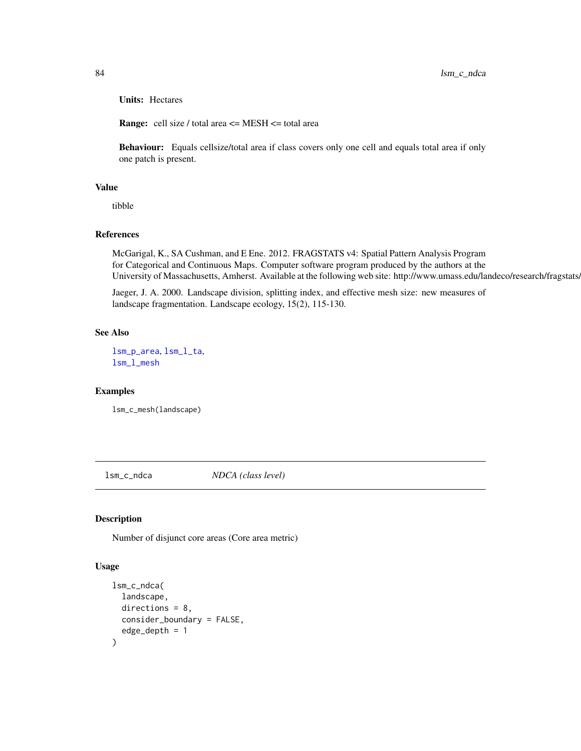**Units:** Hectares

**Range:** cell size / total area <= MESH <= total area

**Behaviour:** Equals cellsize/total area if class covers only one cell and equals total area if only one patch is present.

## Value

tibble

## References

McGarigal, K., SA Cushman, and E Ene. 2012. FRAGSTATS v4: Spatial Pattern Analysis Program for Categorical and Continuous Maps. Computer software program produced by the authors at the University of Massachusetts, Amherst. Available at the following web site: http://www.umass.edu/landeco/research/fragstats/fragstats.html

Jaeger, J. A. 2000. Landscape division, splitting index, and effective mesh size: new measures of landscape fragmentation. Landscape ecology, 15(2), 115-130.

## See Also

lsm_p_area, lsm_l_ta, lsm_l_mesh

## Examples

```
lsm_c_mesh(landscape)
```

---

# lsm_c_ndca — *NDCA (class level)*

## Description

Number of disjunct core areas (Core area metric)

## Usage

```
lsm_c_ndca(
  landscape,
  directions = 8,
  consider_boundary = FALSE,
  edge_depth = 1
)
```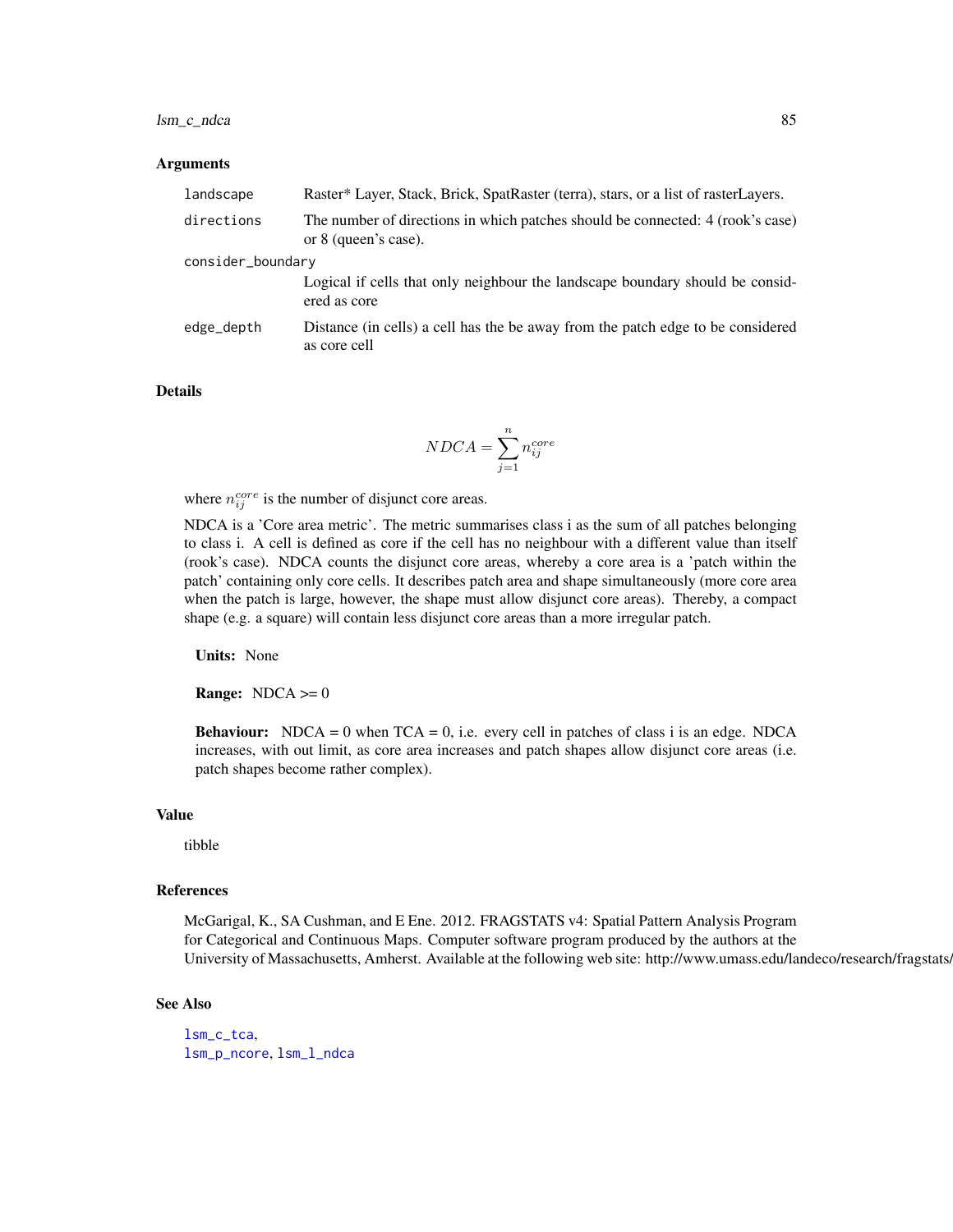### Arguments

| | |
|---|---|
| landscape | Raster* Layer, Stack, Brick, SpatRaster (terra), stars, or a list of rasterLayers. |
| directions | The number of directions in which patches should be connected: 4 (rook's case) or 8 (queen's case). |
| consider_boundary | Logical if cells that only neighbour the landscape boundary should be considered as core |
| edge_depth | Distance (in cells) a cell has the be away from the patch edge to be considered as core cell |

### Details

$$NDCA = \sum_{j=1}^{n} n_{ij}^{core}$$

where $n_{ij}^{core}$ is the number of disjunct core areas.

NDCA is a 'Core area metric'. The metric summarises class i as the sum of all patches belonging to class i. A cell is defined as core if the cell has no neighbour with a different value than itself (rook's case). NDCA counts the disjunct core areas, whereby a core area is a 'patch within the patch' containing only core cells. It describes patch area and shape simultaneously (more core area when the patch is large, however, the shape must allow disjunct core areas). Thereby, a compact shape (e.g. a square) will contain less disjunct core areas than a more irregular patch.

**Units:** None

**Range:** NDCA >= 0

**Behaviour:** NDCA = 0 when TCA = 0, i.e. every cell in patches of class i is an edge. NDCA increases, with out limit, as core area increases and patch shapes allow disjunct core areas (i.e. patch shapes become rather complex).

### Value

tibble

### References

McGarigal, K., SA Cushman, and E Ene. 2012. FRAGSTATS v4: Spatial Pattern Analysis Program for Categorical and Continuous Maps. Computer software program produced by the authors at the University of Massachusetts, Amherst. Available at the following web site: http://www.umass.edu/landeco/research/fragstats/fragstats.html

### See Also

lsm_c_tca,
lsm_p_ncore, lsm_l_ndca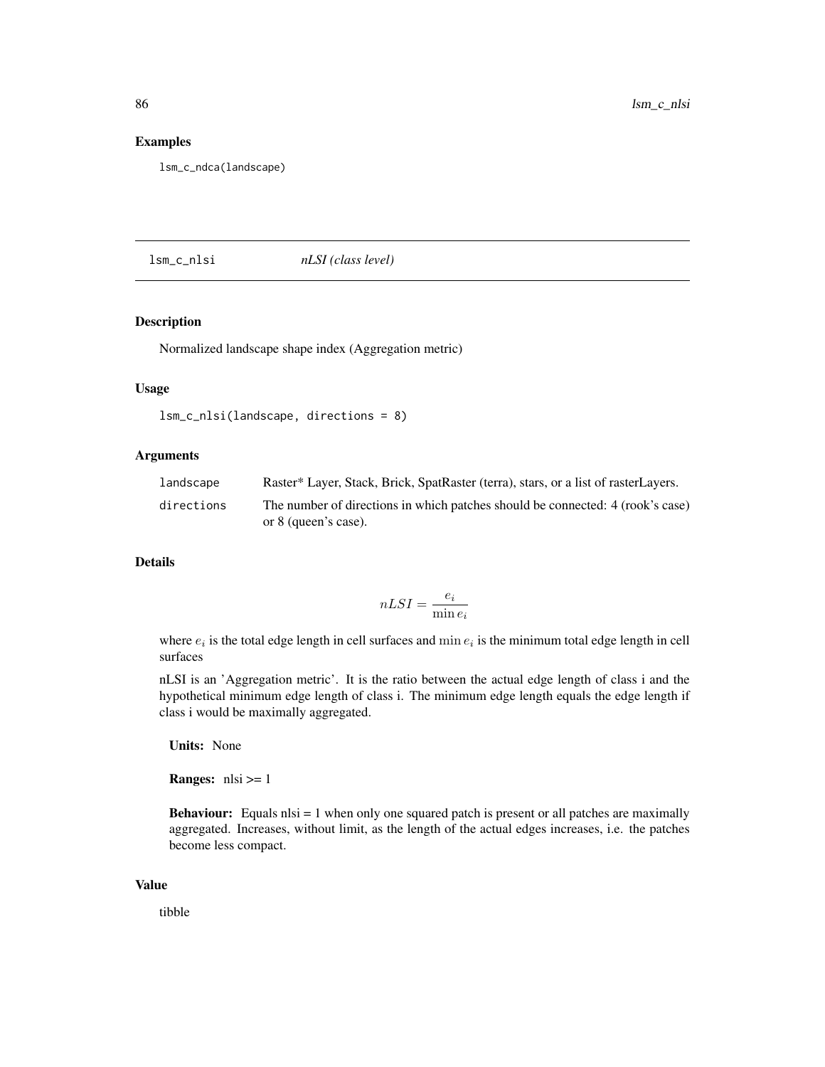## Examples

```
lsm_c_ndca(landscape)
```

---

# lsm_c_nlsi *nLSI (class level)*

## Description

Normalized landscape shape index (Aggregation metric)

## Usage

```
lsm_c_nlsi(landscape, directions = 8)
```

## Arguments

| | |
|---|---|
| landscape | Raster* Layer, Stack, Brick, SpatRaster (terra), stars, or a list of rasterLayers. |
| directions | The number of directions in which patches should be connected: 4 (rook's case) or 8 (queen's case). |

## Details

$$nLSI = \frac{e_i}{\min e_i}$$

where $e_i$ is the total edge length in cell surfaces and $\min e_i$ is the minimum total edge length in cell surfaces

nLSI is an 'Aggregation metric'. It is the ratio between the actual edge length of class i and the hypothetical minimum edge length of class i. The minimum edge length equals the edge length if class i would be maximally aggregated.

**Units:** None

**Ranges:** nlsi >= 1

**Behaviour:** Equals nlsi = 1 when only one squared patch is present or all patches are maximally aggregated. Increases, without limit, as the length of the actual edges increases, i.e. the patches become less compact.

## Value

tibble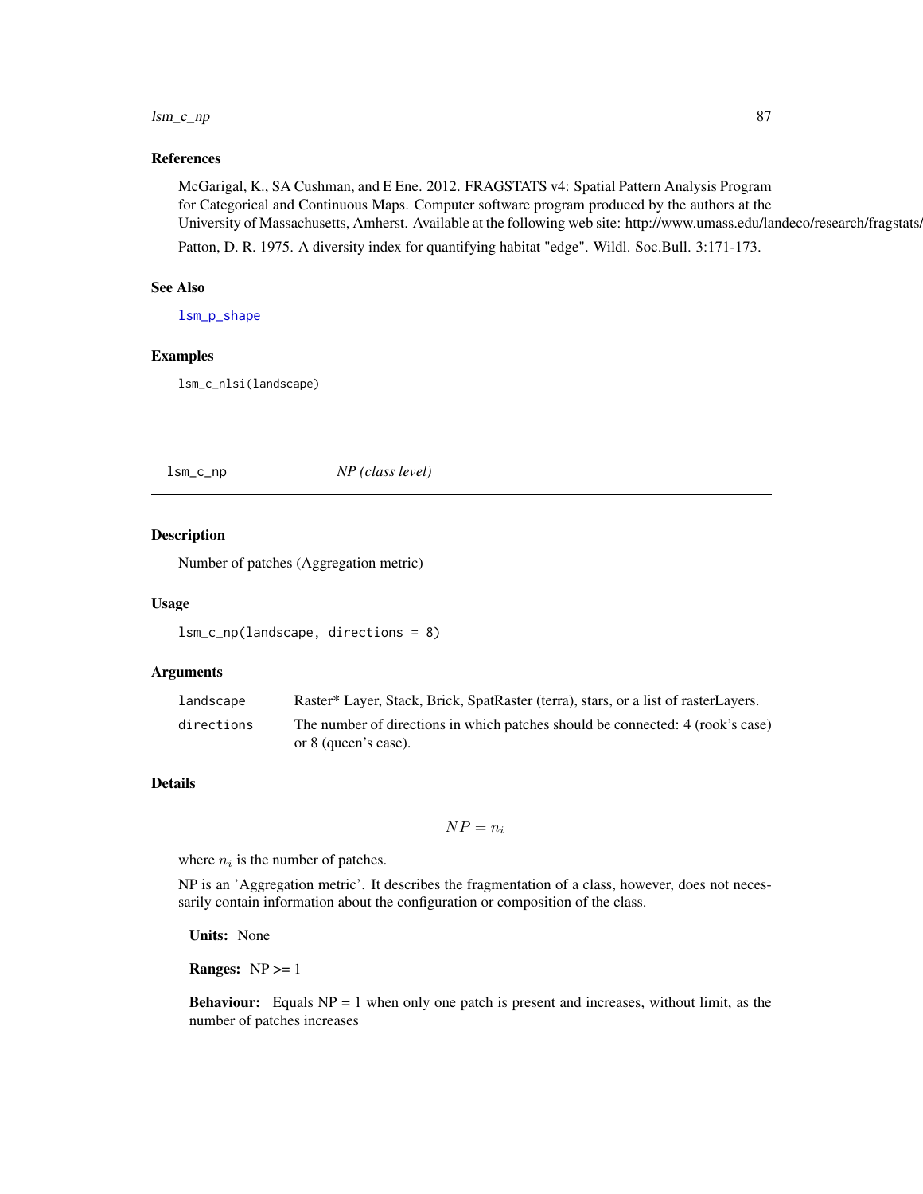## References

McGarigal, K., SA Cushman, and E Ene. 2012. FRAGSTATS v4: Spatial Pattern Analysis Program for Categorical and Continuous Maps. Computer software program produced by the authors at the University of Massachusetts, Amherst. Available at the following web site: http://www.umass.edu/landeco/research/fragstats/

Patton, D. R. 1975. A diversity index for quantifying habitat "edge". Wildl. Soc.Bull. 3:171-173.

## See Also

lsm_p_shape

## Examples

```
lsm_c_nlsi(landscape)
```

---

# lsm_c_np — *NP (class level)*

## Description

Number of patches (Aggregation metric)

## Usage

```
lsm_c_np(landscape, directions = 8)
```

## Arguments

| | |
|---|---|
| landscape | Raster* Layer, Stack, Brick, SpatRaster (terra), stars, or a list of rasterLayers. |
| directions | The number of directions in which patches should be connected: 4 (rook's case) or 8 (queen's case). |

## Details

$$NP = n_i$$

where $n_i$ is the number of patches.

NP is an 'Aggregation metric'. It describes the fragmentation of a class, however, does not necessarily contain information about the configuration or composition of the class.

**Units:** None

**Ranges:** NP >= 1

**Behaviour:** Equals NP = 1 when only one patch is present and increases, without limit, as the number of patches increases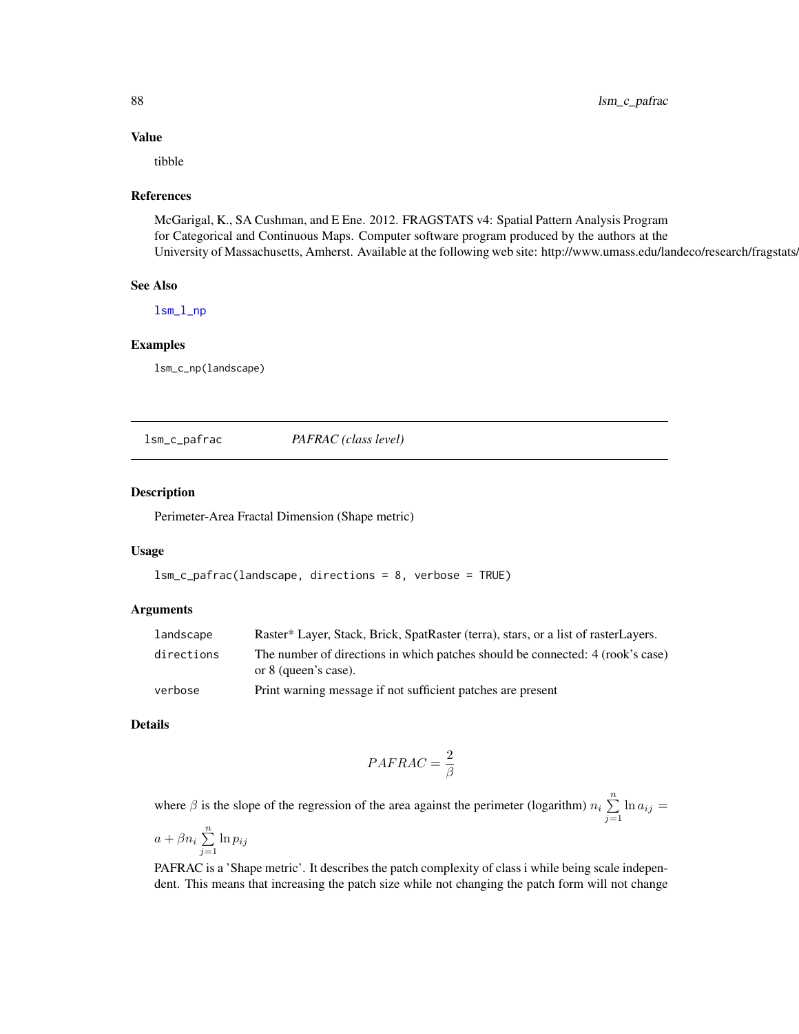### Value

tibble

### References

McGarigal, K., SA Cushman, and E Ene. 2012. FRAGSTATS v4: Spatial Pattern Analysis Program for Categorical and Continuous Maps. Computer software program produced by the authors at the University of Massachusetts, Amherst. Available at the following web site: http://www.umass.edu/landeco/research/fragstats/

### See Also

lsm_l_np

### Examples

```
lsm_c_np(landscape)
```

---

## lsm_c_pafrac — *PAFRAC (class level)*

### Description

Perimeter-Area Fractal Dimension (Shape metric)

### Usage

```
lsm_c_pafrac(landscape, directions = 8, verbose = TRUE)
```

### Arguments

| | |
|---|---|
| landscape | Raster* Layer, Stack, Brick, SpatRaster (terra), stars, or a list of rasterLayers. |
| directions | The number of directions in which patches should be connected: 4 (rook's case) or 8 (queen's case). |
| verbose | Print warning message if not sufficient patches are present |

### Details

$$PAFRAC = \frac{2}{\beta}$$

where $\beta$ is the slope of the regression of the area against the perimeter (logarithm) $n_i \sum_{j=1}^{n} \ln a_{ij} = a + \beta n_i \sum_{j=1}^{n} \ln p_{ij}$

PAFRAC is a 'Shape metric'. It describes the patch complexity of class i while being scale independent. This means that increasing the patch size while not changing the patch form will not change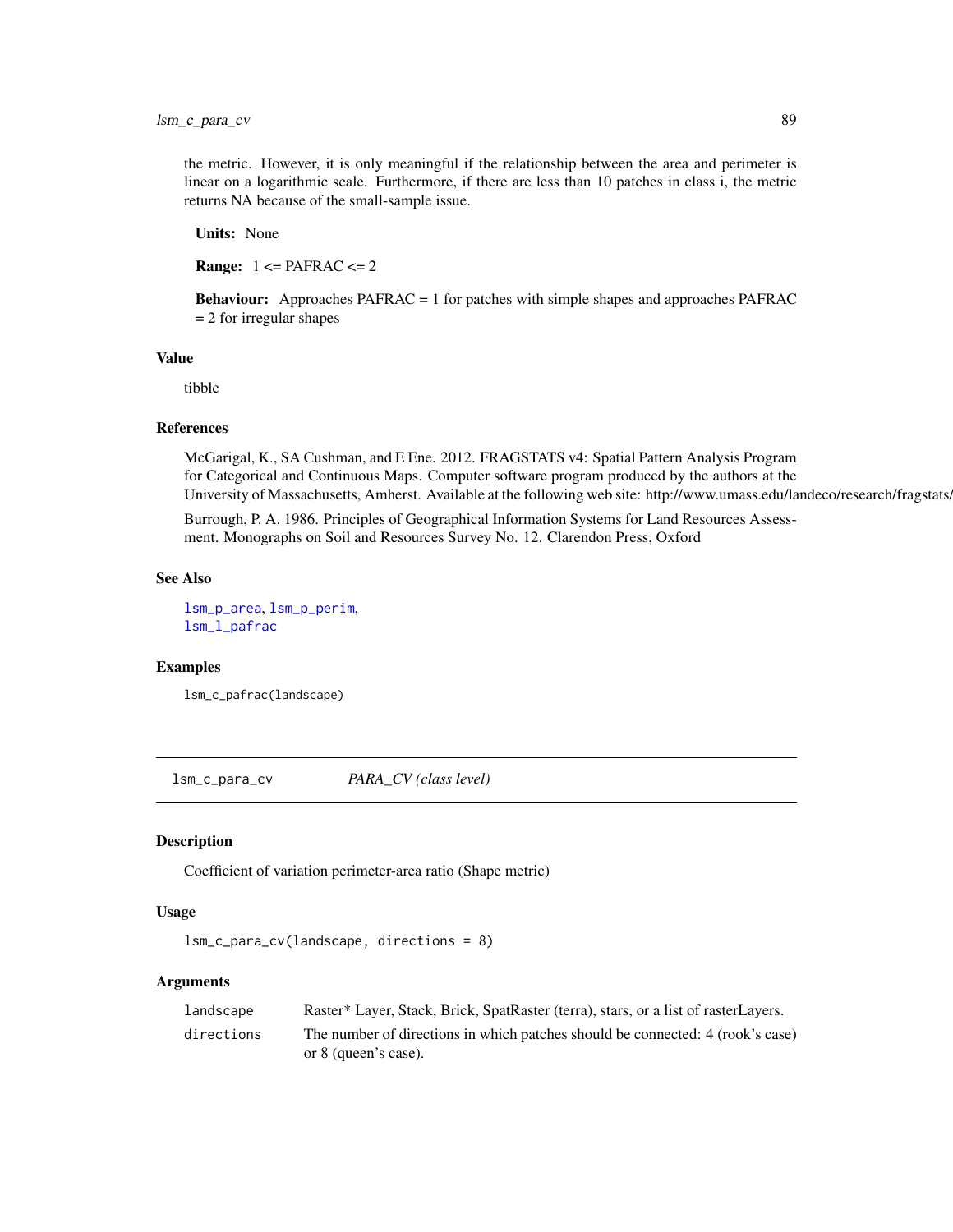the metric. However, it is only meaningful if the relationship between the area and perimeter is linear on a logarithmic scale. Furthermore, if there are less than 10 patches in class i, the metric returns NA because of the small-sample issue.

**Units:** None

**Range:** 1 <= PAFRAC <= 2

**Behaviour:** Approaches PAFRAC = 1 for patches with simple shapes and approaches PAFRAC = 2 for irregular shapes

### Value

tibble

### References

McGarigal, K., SA Cushman, and E Ene. 2012. FRAGSTATS v4: Spatial Pattern Analysis Program for Categorical and Continuous Maps. Computer software program produced by the authors at the University of Massachusetts, Amherst. Available at the following web site: http://www.umass.edu/landeco/research/fragstats/fragstats.html

Burrough, P. A. 1986. Principles of Geographical Information Systems for Land Resources Assessment. Monographs on Soil and Resources Survey No. 12. Clarendon Press, Oxford

### See Also

lsm_p_area, lsm_p_perim,
lsm_l_pafrac

### Examples

```
lsm_c_pafrac(landscape)
```

---

## lsm_c_para_cv — *PARA_CV (class level)*

### Description

Coefficient of variation perimeter-area ratio (Shape metric)

### Usage

```
lsm_c_para_cv(landscape, directions = 8)
```

### Arguments

| | |
|---|---|
| landscape | Raster* Layer, Stack, Brick, SpatRaster (terra), stars, or a list of rasterLayers. |
| directions | The number of directions in which patches should be connected: 4 (rook's case) or 8 (queen's case). |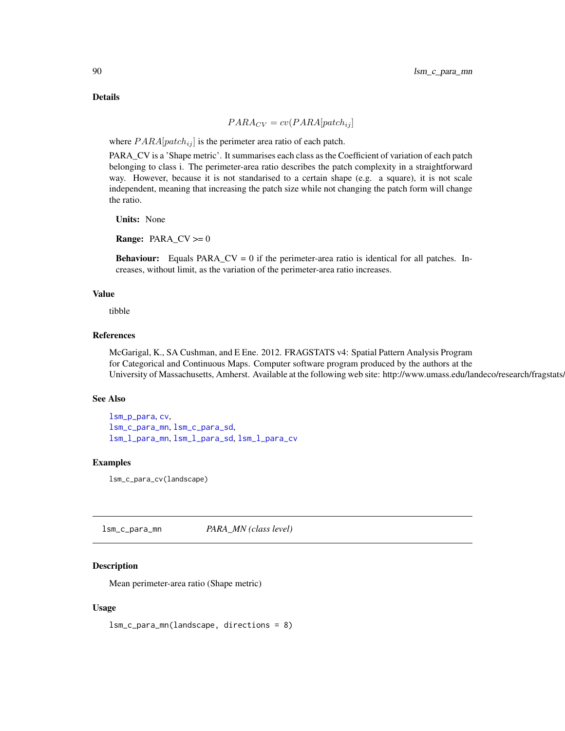## Details

$$PARA_{CV} = cv(PARA[patch_{ij}]$$

where $PARA[patch_{ij}]$ is the perimeter area ratio of each patch.

PARA_CV is a 'Shape metric'. It summarises each class as the Coefficient of variation of each patch belonging to class i. The perimeter-area ratio describes the patch complexity in a straightforward way. However, because it is not standarised to a certain shape (e.g. a square), it is not scale independent, meaning that increasing the patch size while not changing the patch form will change the ratio.

**Units:** None

**Range:** PARA_CV >= 0

**Behaviour:** Equals PARA_CV = 0 if the perimeter-area ratio is identical for all patches. Increases, without limit, as the variation of the perimeter-area ratio increases.

## Value

tibble

## References

McGarigal, K., SA Cushman, and E Ene. 2012. FRAGSTATS v4: Spatial Pattern Analysis Program for Categorical and Continuous Maps. Computer software program produced by the authors at the University of Massachusetts, Amherst. Available at the following web site: http://www.umass.edu/landeco/research/fragstats/

## See Also

lsm_p_para, cv,
lsm_c_para_mn, lsm_c_para_sd,
lsm_l_para_mn, lsm_l_para_sd, lsm_l_para_cv

## Examples

```
lsm_c_para_cv(landscape)
```

---

# lsm_c_para_mn — *PARA_MN (class level)*

## Description

Mean perimeter-area ratio (Shape metric)

## Usage

```
lsm_c_para_mn(landscape, directions = 8)
```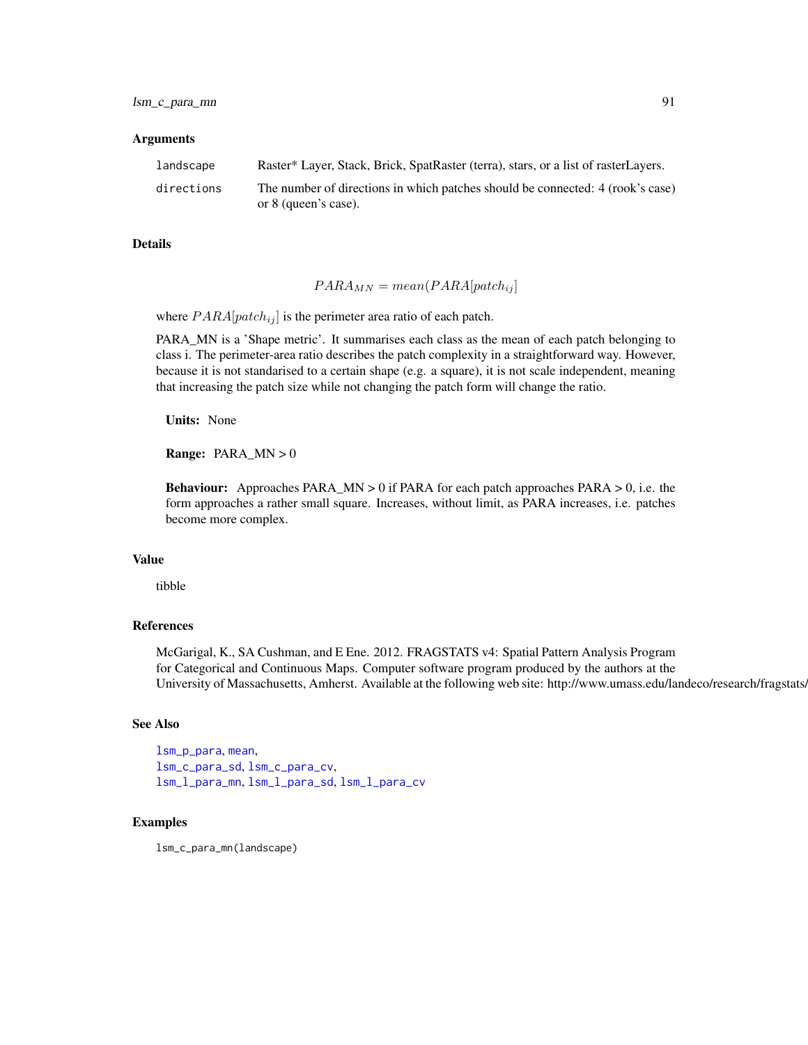## Arguments

| | |
|---|---|
| `landscape` | Raster* Layer, Stack, Brick, SpatRaster (terra), stars, or a list of rasterLayers. |
| `directions` | The number of directions in which patches should be connected: 4 (rook's case) or 8 (queen's case). |

## Details

$$PARA_{MN} = mean(PARA[patch_{ij}]$$

where $PARA[patch_{ij}]$ is the perimeter area ratio of each patch.

PARA_MN is a 'Shape metric'. It summarises each class as the mean of each patch belonging to class i. The perimeter-area ratio describes the patch complexity in a straightforward way. However, because it is not standarised to a certain shape (e.g. a square), it is not scale independent, meaning that increasing the patch size while not changing the patch form will change the ratio.

**Units:** None

**Range:** PARA_MN > 0

**Behaviour:** Approaches PARA_MN > 0 if PARA for each patch approaches PARA > 0, i.e. the form approaches a rather small square. Increases, without limit, as PARA increases, i.e. patches become more complex.

## Value

tibble

## References

McGarigal, K., SA Cushman, and E Ene. 2012. FRAGSTATS v4: Spatial Pattern Analysis Program for Categorical and Continuous Maps. Computer software program produced by the authors at the University of Massachusetts, Amherst. Available at the following web site: http://www.umass.edu/landeco/research/fragstats/

## See Also

`lsm_p_para`, `mean`,
`lsm_c_para_sd`, `lsm_c_para_cv`,
`lsm_l_para_mn`, `lsm_l_para_sd`, `lsm_l_para_cv`

## Examples

```
lsm_c_para_mn(landscape)
```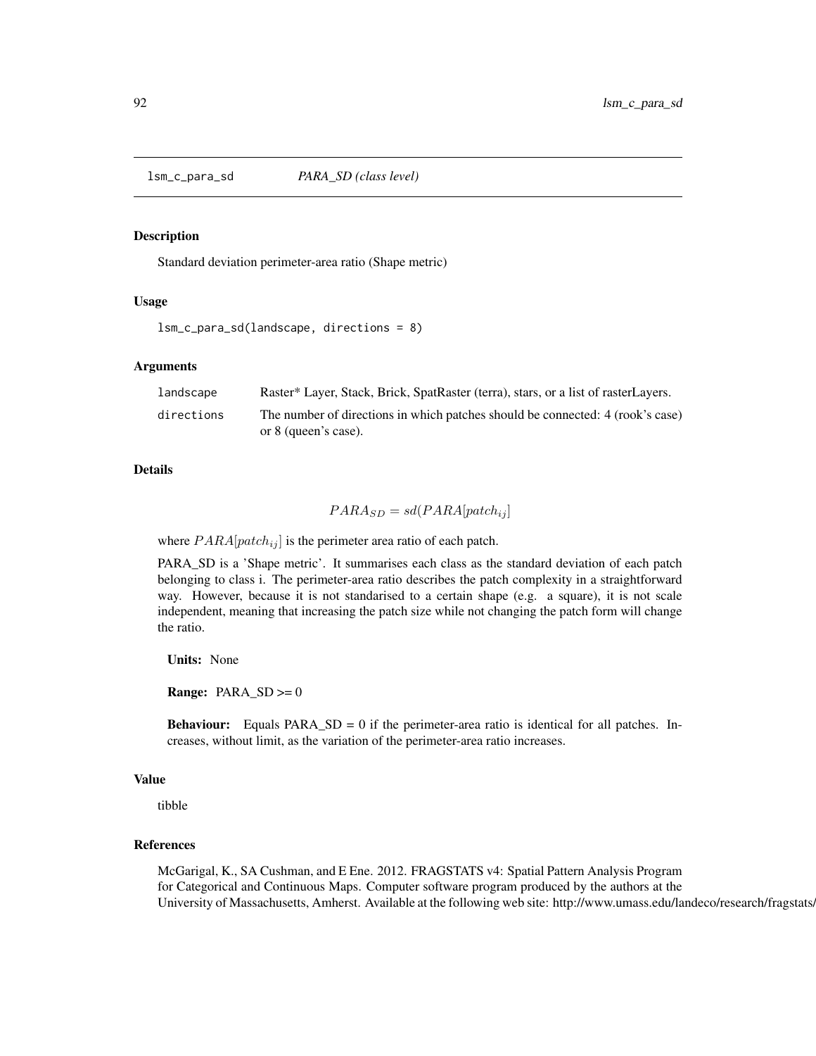## lsm_c_para_sd *PARA_SD (class level)*

### Description

Standard deviation perimeter-area ratio (Shape metric)

### Usage

```
lsm_c_para_sd(landscape, directions = 8)
```

### Arguments

| | |
|---|---|
| landscape | Raster* Layer, Stack, Brick, SpatRaster (terra), stars, or a list of rasterLayers. |
| directions | The number of directions in which patches should be connected: 4 (rook's case) or 8 (queen's case). |

### Details

$$PARA_{SD} = sd(PARA[patch_{ij}]$$

where $PARA[patch_{ij}]$ is the perimeter area ratio of each patch.

PARA_SD is a 'Shape metric'. It summarises each class as the standard deviation of each patch belonging to class i. The perimeter-area ratio describes the patch complexity in a straightforward way. However, because it is not standarised to a certain shape (e.g. a square), it is not scale independent, meaning that increasing the patch size while not changing the patch form will change the ratio.

**Units:** None

**Range:** PARA_SD >= 0

**Behaviour:** Equals PARA_SD = 0 if the perimeter-area ratio is identical for all patches. Increases, without limit, as the variation of the perimeter-area ratio increases.

### Value

tibble

### References

McGarigal, K., SA Cushman, and E Ene. 2012. FRAGSTATS v4: Spatial Pattern Analysis Program for Categorical and Continuous Maps. Computer software program produced by the authors at the University of Massachusetts, Amherst. Available at the following web site: http://www.umass.edu/landeco/research/fragstats/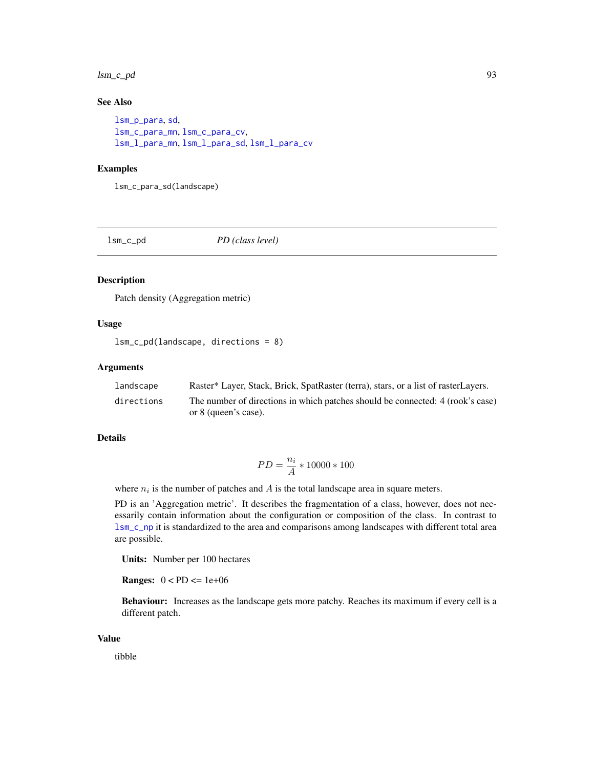## See Also

lsm_p_para, sd,
lsm_c_para_mn, lsm_c_para_cv,
lsm_l_para_mn, lsm_l_para_sd, lsm_l_para_cv

## Examples

```
lsm_c_para_sd(landscape)
```

---

# lsm_c_pd *PD (class level)*

---

## Description

Patch density (Aggregation metric)

## Usage

```
lsm_c_pd(landscape, directions = 8)
```

## Arguments

| | |
|---|---|
| landscape | Raster* Layer, Stack, Brick, SpatRaster (terra), stars, or a list of rasterLayers. |
| directions | The number of directions in which patches should be connected: 4 (rook's case) or 8 (queen's case). |

## Details

$$PD = \frac{n_i}{A} * 10000 * 100$$

where $n_i$ is the number of patches and $A$ is the total landscape area in square meters.

PD is an 'Aggregation metric'. It describes the fragmentation of a class, however, does not necessarily contain information about the configuration or composition of the class. In contrast to lsm_c_np it is standardized to the area and comparisons among landscapes with different total area are possible.

**Units:** Number per 100 hectares

**Ranges:** 0 < PD <= 1e+06

**Behaviour:** Increases as the landscape gets more patchy. Reaches its maximum if every cell is a different patch.

## Value

tibble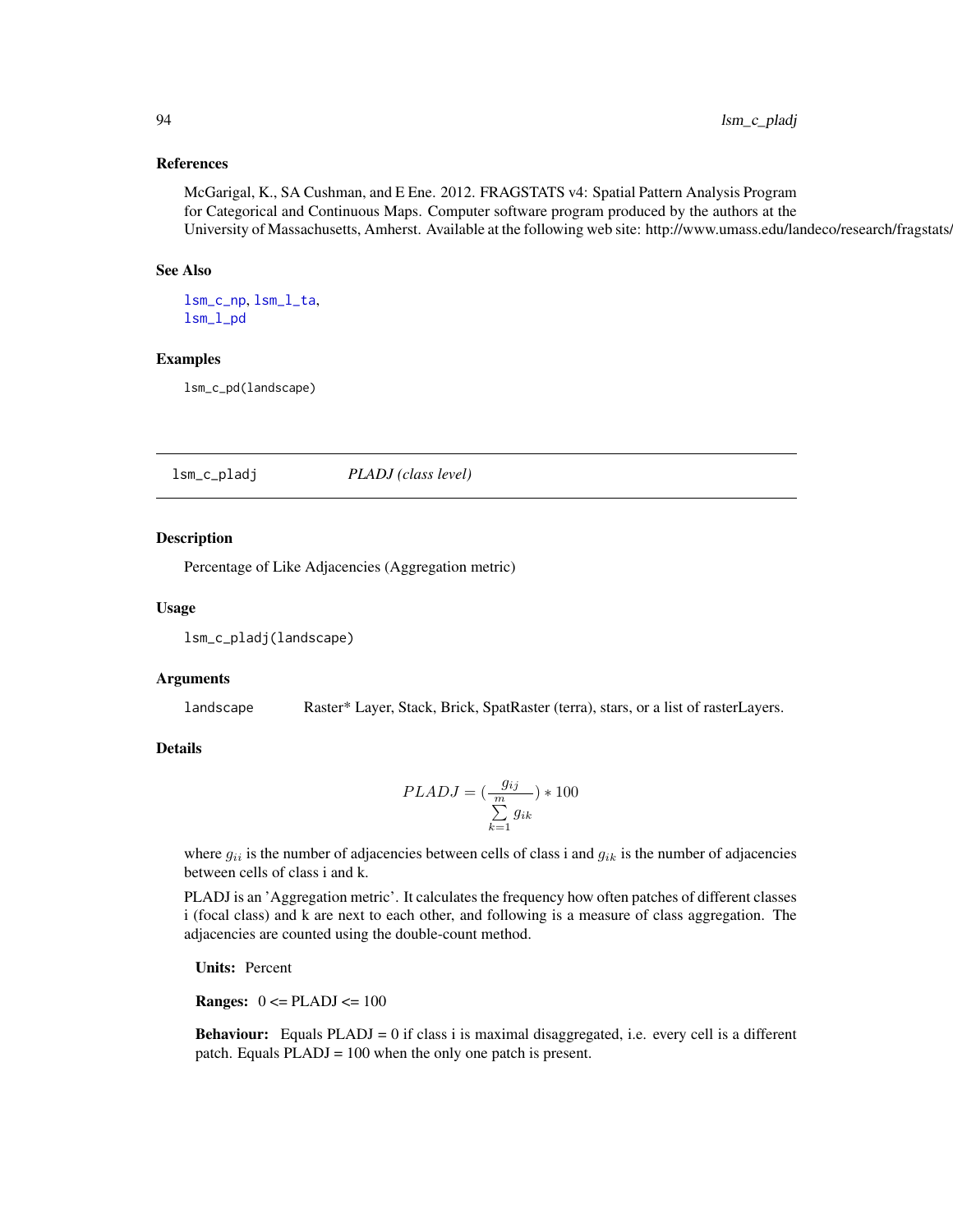### References

McGarigal, K., SA Cushman, and E Ene. 2012. FRAGSTATS v4: Spatial Pattern Analysis Program for Categorical and Continuous Maps. Computer software program produced by the authors at the University of Massachusetts, Amherst. Available at the following web site: http://www.umass.edu/landeco/research/fragstats/

### See Also

lsm_c_np, lsm_l_ta,
lsm_l_pd

### Examples

```
lsm_c_pd(landscape)
```

---

## lsm_c_pladj    *PLADJ (class level)*

---

### Description

Percentage of Like Adjacencies (Aggregation metric)

### Usage

```
lsm_c_pladj(landscape)
```

### Arguments

| | |
|---|---|
| landscape | Raster* Layer, Stack, Brick, SpatRaster (terra), stars, or a list of rasterLayers. |

### Details

$$PLADJ = (\frac{g_{ij}}{\sum\limits_{k=1}^{m} g_{ik}}) * 100$$

where $g_{ii}$ is the number of adjacencies between cells of class i and $g_{ik}$ is the number of adjacencies between cells of class i and k.

PLADJ is an 'Aggregation metric'. It calculates the frequency how often patches of different classes i (focal class) and k are next to each other, and following is a measure of class aggregation. The adjacencies are counted using the double-count method.

**Units:** Percent

**Ranges:** 0 <= PLADJ <= 100

**Behaviour:** Equals PLADJ = 0 if class i is maximal disaggregated, i.e. every cell is a different patch. Equals PLADJ = 100 when the only one patch is present.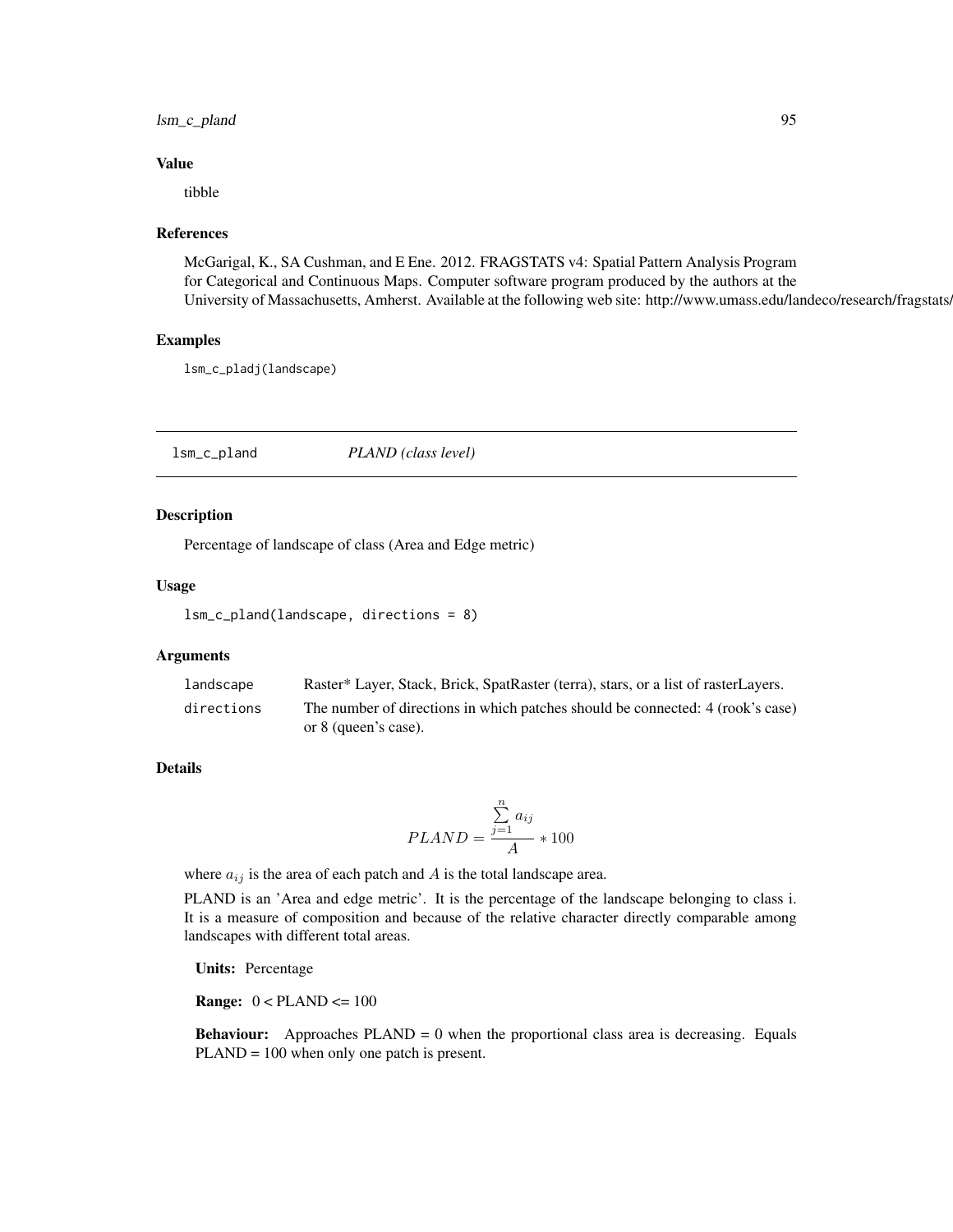### Value

tibble

### References

McGarigal, K., SA Cushman, and E Ene. 2012. FRAGSTATS v4: Spatial Pattern Analysis Program for Categorical and Continuous Maps. Computer software program produced by the authors at the University of Massachusetts, Amherst. Available at the following web site: http://www.umass.edu/landeco/research/fragstats/fragstats.html

### Examples

```
lsm_c_pladj(landscape)
```

---

## lsm_c_pland *PLAND (class level)*

---

### Description

Percentage of landscape of class (Area and Edge metric)

### Usage

```
lsm_c_pland(landscape, directions = 8)
```

### Arguments

| | |
|---|---|
| landscape | Raster* Layer, Stack, Brick, SpatRaster (terra), stars, or a list of rasterLayers. |
| directions | The number of directions in which patches should be connected: 4 (rook's case) or 8 (queen's case). |

### Details

$$PLAND = \frac{\sum_{j=1}^{n} a_{ij}}{A} * 100$$

where $a_{ij}$ is the area of each patch and $A$ is the total landscape area.

PLAND is an 'Area and edge metric'. It is the percentage of the landscape belonging to class i. It is a measure of composition and because of the relative character directly comparable among landscapes with different total areas.

**Units:** Percentage

**Range:** 0 < PLAND <= 100

**Behaviour:** Approaches PLAND = 0 when the proportional class area is decreasing. Equals PLAND = 100 when only one patch is present.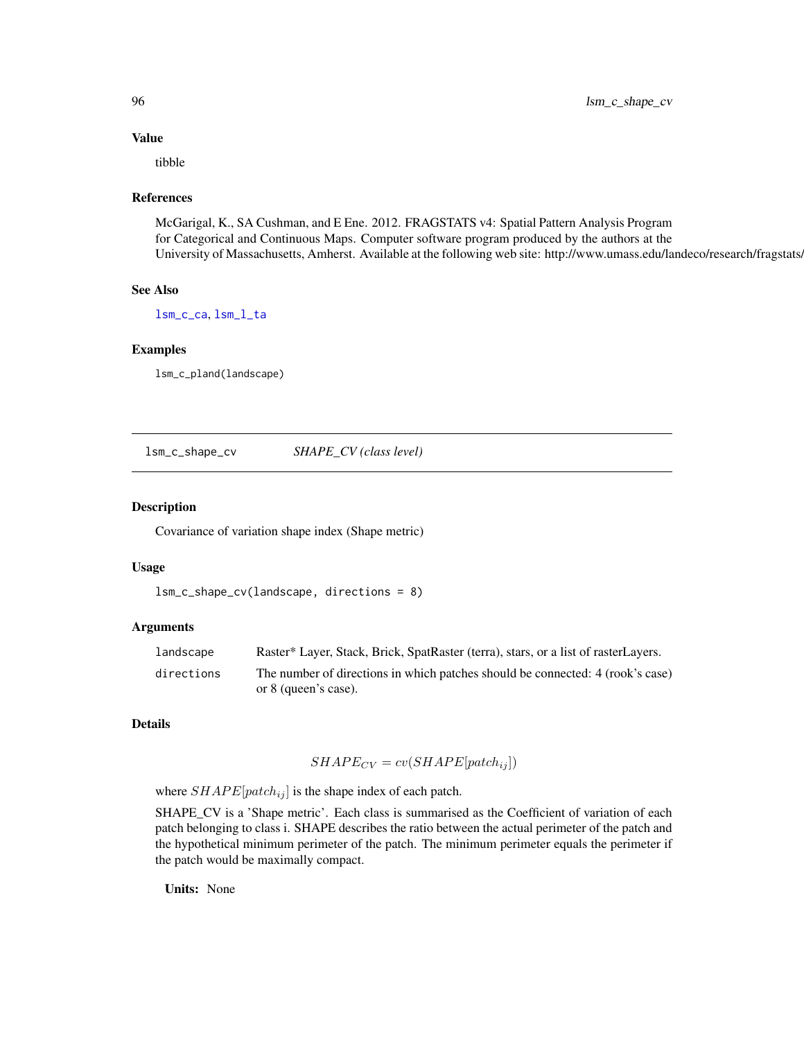## Value

tibble

## References

McGarigal, K., SA Cushman, and E Ene. 2012. FRAGSTATS v4: Spatial Pattern Analysis Program for Categorical and Continuous Maps. Computer software program produced by the authors at the University of Massachusetts, Amherst. Available at the following web site: http://www.umass.edu/landeco/research/fragstats/

## See Also

lsm_c_ca, lsm_l_ta

## Examples

```
lsm_c_pland(landscape)
```

---

# lsm_c_shape_cv — *SHAPE_CV (class level)*

---

## Description

Covariance of variation shape index (Shape metric)

## Usage

```
lsm_c_shape_cv(landscape, directions = 8)
```

## Arguments

| | |
|---|---|
| landscape | Raster* Layer, Stack, Brick, SpatRaster (terra), stars, or a list of rasterLayers. |
| directions | The number of directions in which patches should be connected: 4 (rook's case) or 8 (queen's case). |

## Details

$$SHAPE_{CV} = cv(SHAPE[patch_{ij}])$$

where $SHAPE[patch_{ij}]$ is the shape index of each patch.

SHAPE_CV is a 'Shape metric'. Each class is summarised as the Coefficient of variation of each patch belonging to class i. SHAPE describes the ratio between the actual perimeter of the patch and the hypothetical minimum perimeter of the patch. The minimum perimeter equals the perimeter if the patch would be maximally compact.

**Units:** None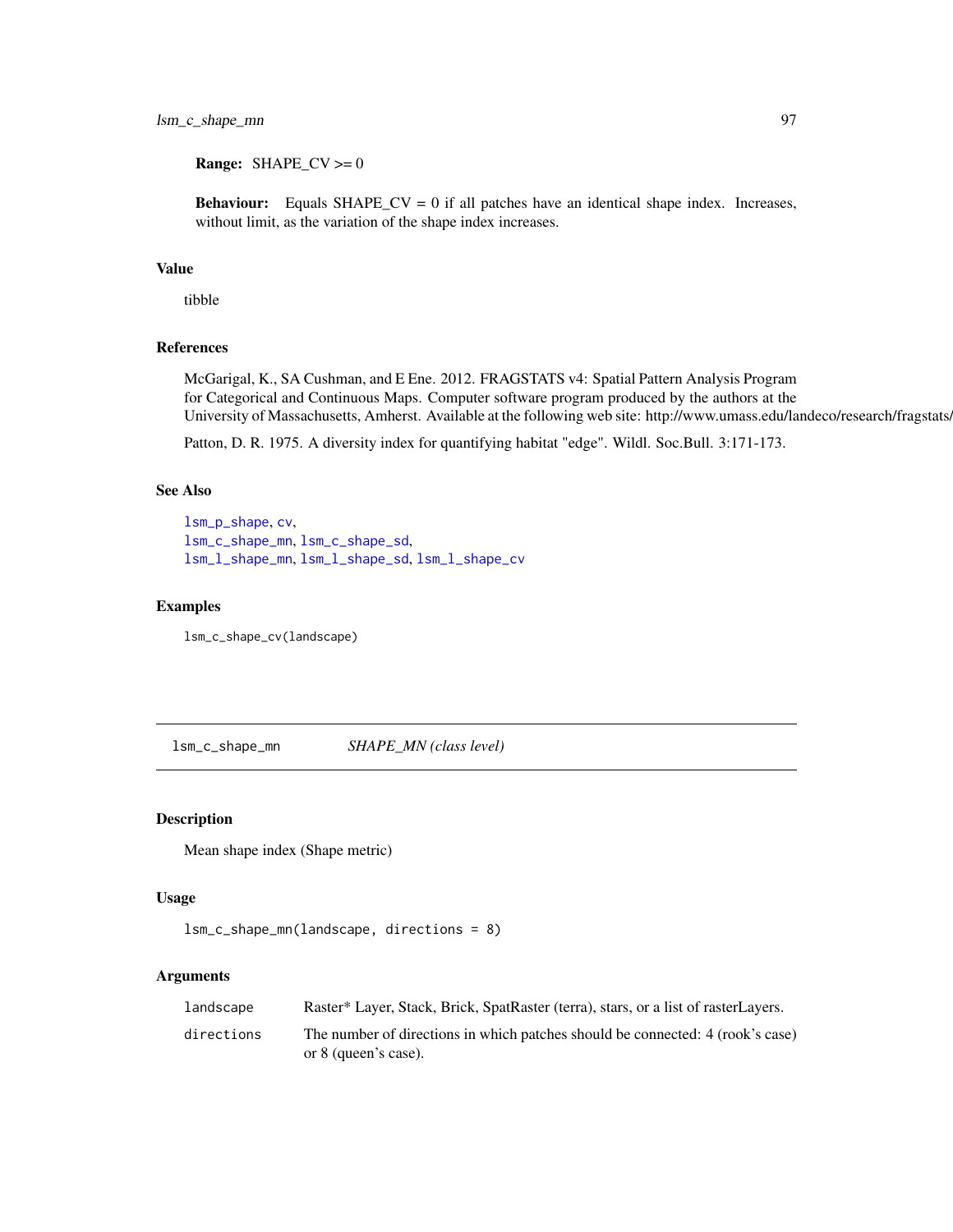**Range:** SHAPE_CV >= 0

**Behaviour:** Equals SHAPE_CV = 0 if all patches have an identical shape index. Increases, without limit, as the variation of the shape index increases.

## Value

tibble

## References

McGarigal, K., SA Cushman, and E Ene. 2012. FRAGSTATS v4: Spatial Pattern Analysis Program for Categorical and Continuous Maps. Computer software program produced by the authors at the University of Massachusetts, Amherst. Available at the following web site: http://www.umass.edu/landeco/research/fragstats/

Patton, D. R. 1975. A diversity index for quantifying habitat "edge". Wildl. Soc.Bull. 3:171-173.

## See Also

lsm_p_shape, cv,
lsm_c_shape_mn, lsm_c_shape_sd,
lsm_l_shape_mn, lsm_l_shape_sd, lsm_l_shape_cv

## Examples

```
lsm_c_shape_cv(landscape)
```

---

# lsm_c_shape_mn — *SHAPE_MN (class level)*

## Description

Mean shape index (Shape metric)

## Usage

```
lsm_c_shape_mn(landscape, directions = 8)
```

## Arguments

| | |
|---|---|
| landscape | Raster* Layer, Stack, Brick, SpatRaster (terra), stars, or a list of rasterLayers. |
| directions | The number of directions in which patches should be connected: 4 (rook's case) or 8 (queen's case). |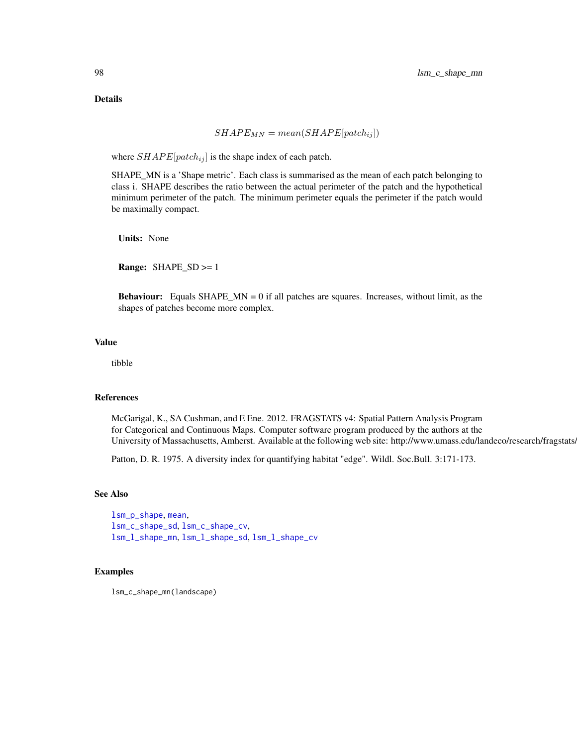## Details

$$SHAPE_{MN} = mean(SHAPE[patch_{ij}])$$

where $SHAPE[patch_{ij}]$ is the shape index of each patch.

SHAPE_MN is a 'Shape metric'. Each class is summarised as the mean of each patch belonging to class i. SHAPE describes the ratio between the actual perimeter of the patch and the hypothetical minimum perimeter of the patch. The minimum perimeter equals the perimeter if the patch would be maximally compact.

**Units:** None

**Range:** SHAPE_SD >= 1

**Behaviour:** Equals SHAPE_MN = 0 if all patches are squares. Increases, without limit, as the shapes of patches become more complex.

## Value

tibble

## References

McGarigal, K., SA Cushman, and E Ene. 2012. FRAGSTATS v4: Spatial Pattern Analysis Program for Categorical and Continuous Maps. Computer software program produced by the authors at the University of Massachusetts, Amherst. Available at the following web site: http://www.umass.edu/landeco/research/fragstats/

Patton, D. R. 1975. A diversity index for quantifying habitat "edge". Wildl. Soc.Bull. 3:171-173.

## See Also

lsm_p_shape, mean,
lsm_c_shape_sd, lsm_c_shape_cv,
lsm_l_shape_mn, lsm_l_shape_sd, lsm_l_shape_cv

## Examples

```
lsm_c_shape_mn(landscape)
```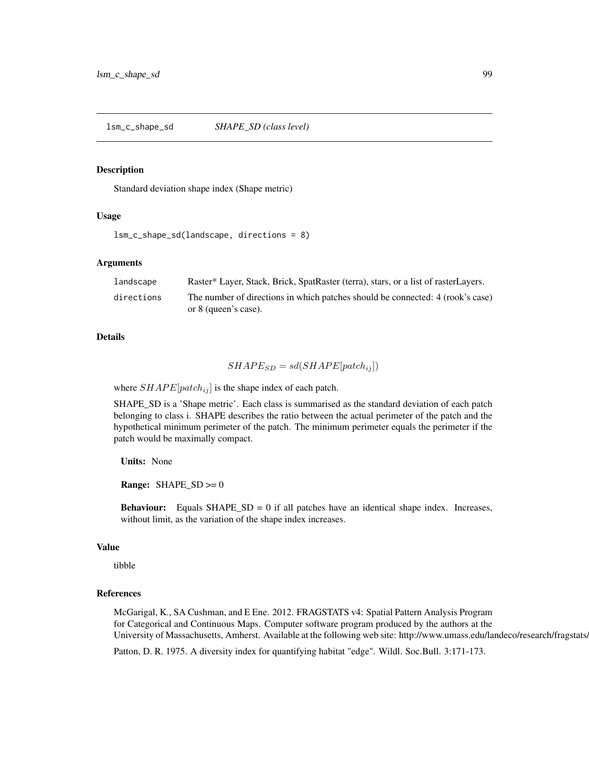## lsm_c_shape_sd *SHAPE_SD (class level)*

### Description

Standard deviation shape index (Shape metric)

### Usage

```
lsm_c_shape_sd(landscape, directions = 8)
```

### Arguments

| | |
|---|---|
| landscape | Raster* Layer, Stack, Brick, SpatRaster (terra), stars, or a list of rasterLayers. |
| directions | The number of directions in which patches should be connected: 4 (rook's case) or 8 (queen's case). |

### Details

$$SHAPE_{SD} = sd(SHAPE[patch_{ij}])$$

where $SHAPE[patch_{ij}]$ is the shape index of each patch.

SHAPE_SD is a 'Shape metric'. Each class is summarised as the standard deviation of each patch belonging to class i. SHAPE describes the ratio between the actual perimeter of the patch and the hypothetical minimum perimeter of the patch. The minimum perimeter equals the perimeter if the patch would be maximally compact.

**Units:** None

**Range:** SHAPE_SD >= 0

**Behaviour:** Equals SHAPE_SD = 0 if all patches have an identical shape index. Increases, without limit, as the variation of the shape index increases.

### Value

tibble

### References

McGarigal, K., SA Cushman, and E Ene. 2012. FRAGSTATS v4: Spatial Pattern Analysis Program for Categorical and Continuous Maps. Computer software program produced by the authors at the University of Massachusetts, Amherst. Available at the following web site: http://www.umass.edu/landeco/research/fragstats/

Patton, D. R. 1975. A diversity index for quantifying habitat "edge". Wildl. Soc.Bull. 3:171-173.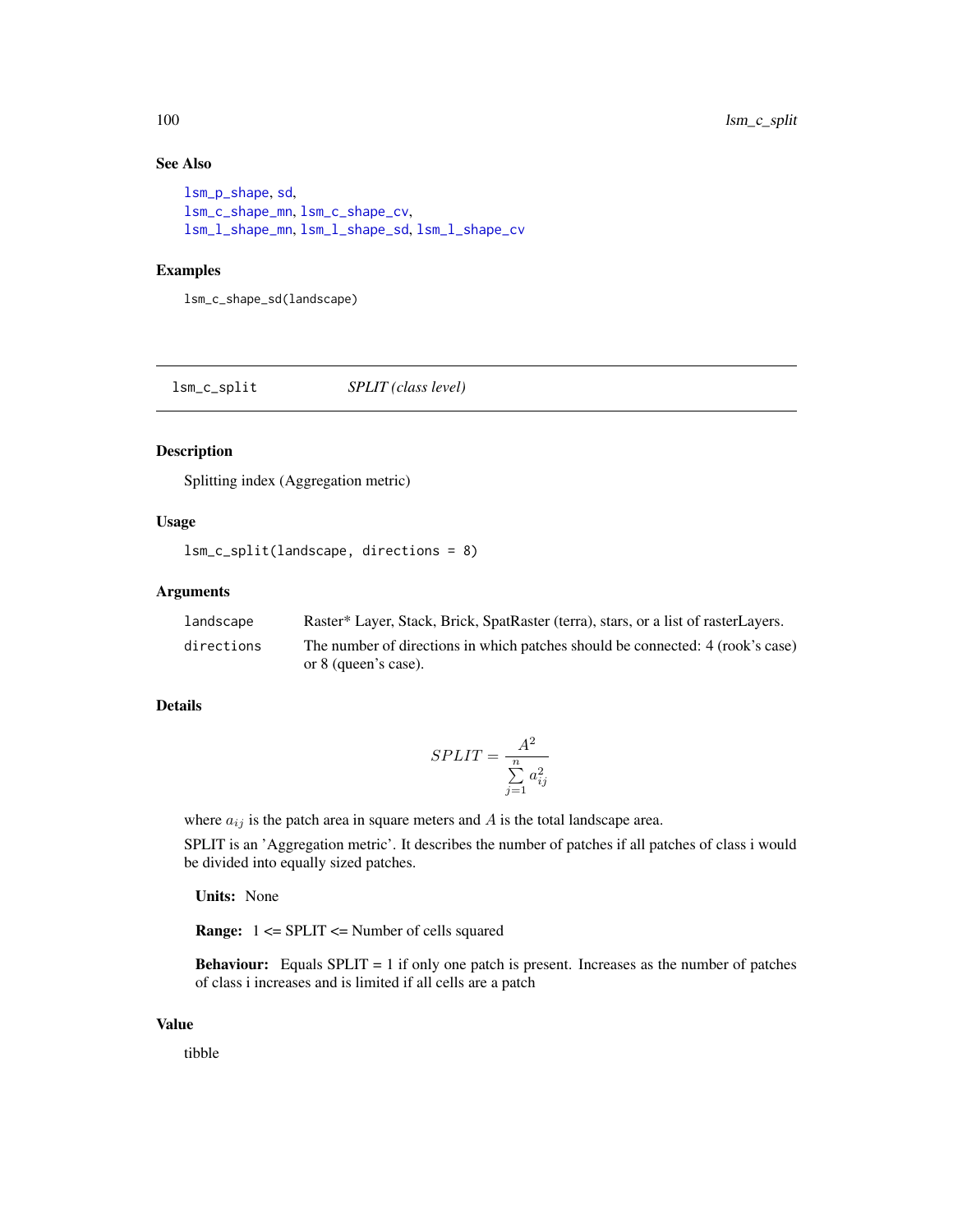### See Also

lsm_p_shape, sd,
lsm_c_shape_mn, lsm_c_shape_cv,
lsm_l_shape_mn, lsm_l_shape_sd, lsm_l_shape_cv

### Examples

```
lsm_c_shape_sd(landscape)
```

---

## lsm_c_split &nbsp;&nbsp;&nbsp;&nbsp; *SPLIT (class level)*

---

### Description

Splitting index (Aggregation metric)

### Usage

```
lsm_c_split(landscape, directions = 8)
```

### Arguments

| | |
|---|---|
| landscape | Raster* Layer, Stack, Brick, SpatRaster (terra), stars, or a list of rasterLayers. |
| directions | The number of directions in which patches should be connected: 4 (rook's case) or 8 (queen's case). |

### Details

$$SPLIT = \frac{A^2}{\sum\limits_{j=1}^{n} a_{ij}^2}$$

where $a_{ij}$ is the patch area in square meters and $A$ is the total landscape area.

SPLIT is an 'Aggregation metric'. It describes the number of patches if all patches of class i would be divided into equally sized patches.

**Units:** None

**Range:** 1 <= SPLIT <= Number of cells squared

**Behaviour:** Equals SPLIT = 1 if only one patch is present. Increases as the number of patches of class i increases and is limited if all cells are a patch

### Value

tibble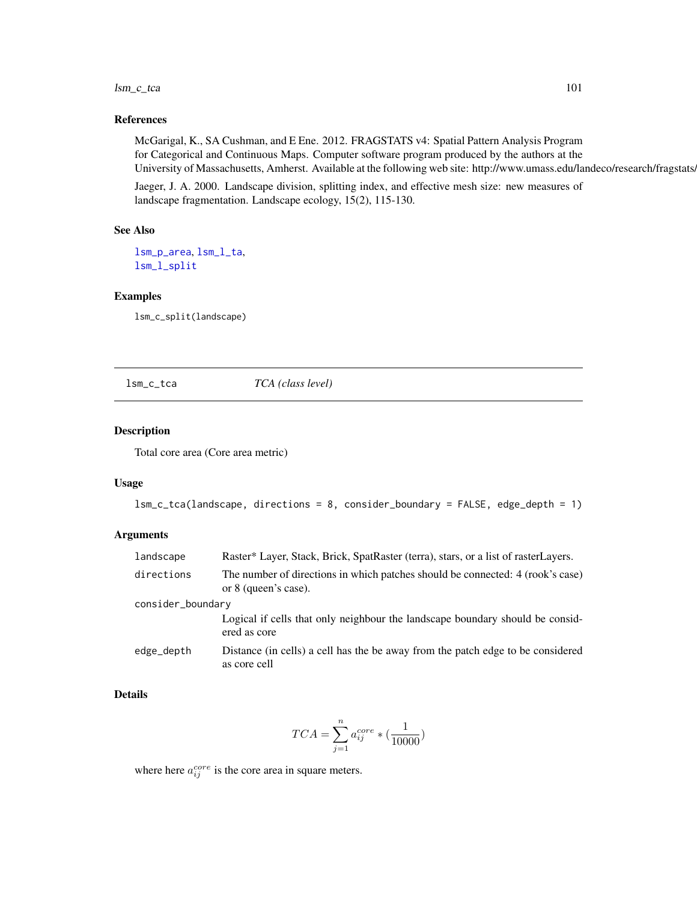### References

McGarigal, K., SA Cushman, and E Ene. 2012. FRAGSTATS v4: Spatial Pattern Analysis Program for Categorical and Continuous Maps. Computer software program produced by the authors at the University of Massachusetts, Amherst. Available at the following web site: http://www.umass.edu/landeco/research/fragstats/fragstats.html

Jaeger, J. A. 2000. Landscape division, splitting index, and effective mesh size: new measures of landscape fragmentation. Landscape ecology, 15(2), 115-130.

### See Also

lsm_p_area, lsm_l_ta, lsm_l_split

### Examples

```
lsm_c_split(landscape)
```

---

## lsm_c_tca — *TCA (class level)*

### Description

Total core area (Core area metric)

### Usage

```
lsm_c_tca(landscape, directions = 8, consider_boundary = FALSE, edge_depth = 1)
```

### Arguments

| | |
|---|---|
| landscape | Raster* Layer, Stack, Brick, SpatRaster (terra), stars, or a list of rasterLayers. |
| directions | The number of directions in which patches should be connected: 4 (rook's case) or 8 (queen's case). |
| consider_boundary | Logical if cells that only neighbour the landscape boundary should be considered as core |
| edge_depth | Distance (in cells) a cell has the be away from the patch edge to be considered as core cell |

### Details

$$TCA = \sum_{j=1}^{n} a_{ij}^{core} * (\frac{1}{10000})$$

where here $a_{ij}^{core}$ is the core area in square meters.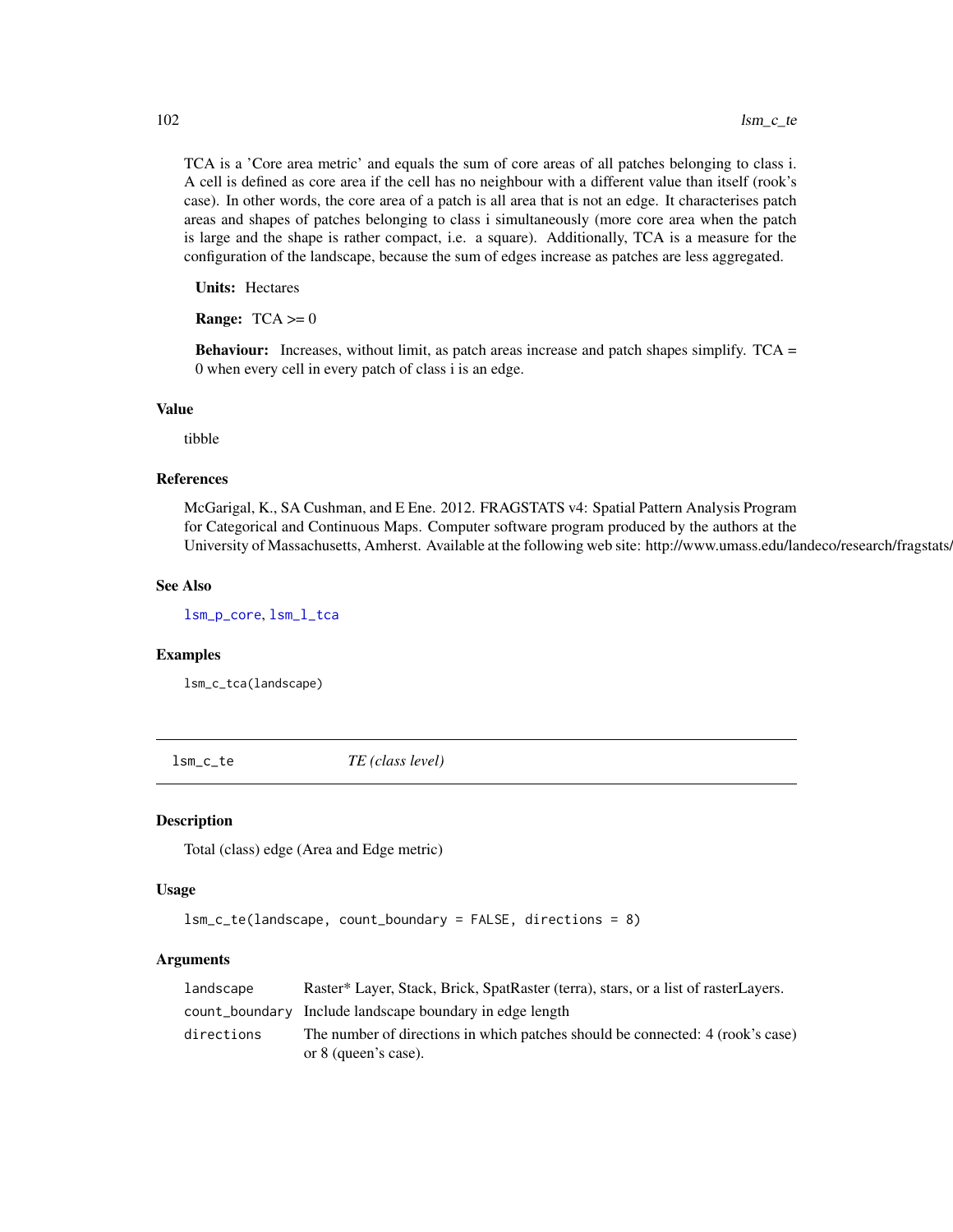TCA is a 'Core area metric' and equals the sum of core areas of all patches belonging to class i. A cell is defined as core area if the cell has no neighbour with a different value than itself (rook's case). In other words, the core area of a patch is all area that is not an edge. It characterises patch areas and shapes of patches belonging to class i simultaneously (more core area when the patch is large and the shape is rather compact, i.e. a square). Additionally, TCA is a measure for the configuration of the landscape, because the sum of edges increase as patches are less aggregated.

**Units:** Hectares

**Range:** TCA >= 0

**Behaviour:** Increases, without limit, as patch areas increase and patch shapes simplify. TCA = 0 when every cell in every patch of class i is an edge.

### Value

tibble

### References

McGarigal, K., SA Cushman, and E Ene. 2012. FRAGSTATS v4: Spatial Pattern Analysis Program for Categorical and Continuous Maps. Computer software program produced by the authors at the University of Massachusetts, Amherst. Available at the following web site: http://www.umass.edu/landeco/research/fragstats/

### See Also

lsm_p_core, lsm_l_tca

### Examples

```
lsm_c_tca(landscape)
```

---

## lsm_c_te *TE (class level)*

### Description

Total (class) edge (Area and Edge metric)

### Usage

```
lsm_c_te(landscape, count_boundary = FALSE, directions = 8)
```

### Arguments

| | |
|---|---|
| landscape | Raster* Layer, Stack, Brick, SpatRaster (terra), stars, or a list of rasterLayers. |
| count_boundary | Include landscape boundary in edge length |
| directions | The number of directions in which patches should be connected: 4 (rook's case) or 8 (queen's case). |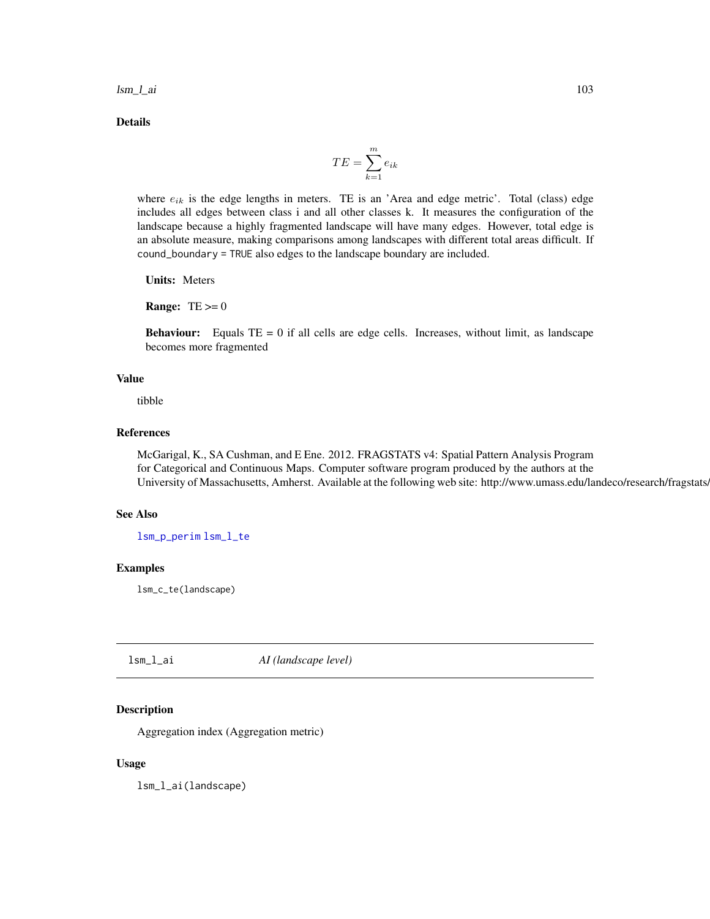## Details

$$TE = \sum_{k=1}^{m} e_{ik}$$

where $e_{ik}$ is the edge lengths in meters. TE is an 'Area and edge metric'. Total (class) edge includes all edges between class i and all other classes k. It measures the configuration of the landscape because a highly fragmented landscape will have many edges. However, total edge is an absolute measure, making comparisons among landscapes with different total areas difficult. If `cound_boundary = TRUE` also edges to the landscape boundary are included.

**Units:** Meters

**Range:** TE >= 0

**Behaviour:** Equals TE = 0 if all cells are edge cells. Increases, without limit, as landscape becomes more fragmented

## Value

tibble

## References

McGarigal, K., SA Cushman, and E Ene. 2012. FRAGSTATS v4: Spatial Pattern Analysis Program for Categorical and Continuous Maps. Computer software program produced by the authors at the University of Massachusetts, Amherst. Available at the following web site: http://www.umass.edu/landeco/research/fragstats/

## See Also

`lsm_p_perim` `lsm_l_te`

## Examples

```
lsm_c_te(landscape)
```

---

# lsm_l_ai — *AI (landscape level)*

## Description

Aggregation index (Aggregation metric)

## Usage

```
lsm_l_ai(landscape)
```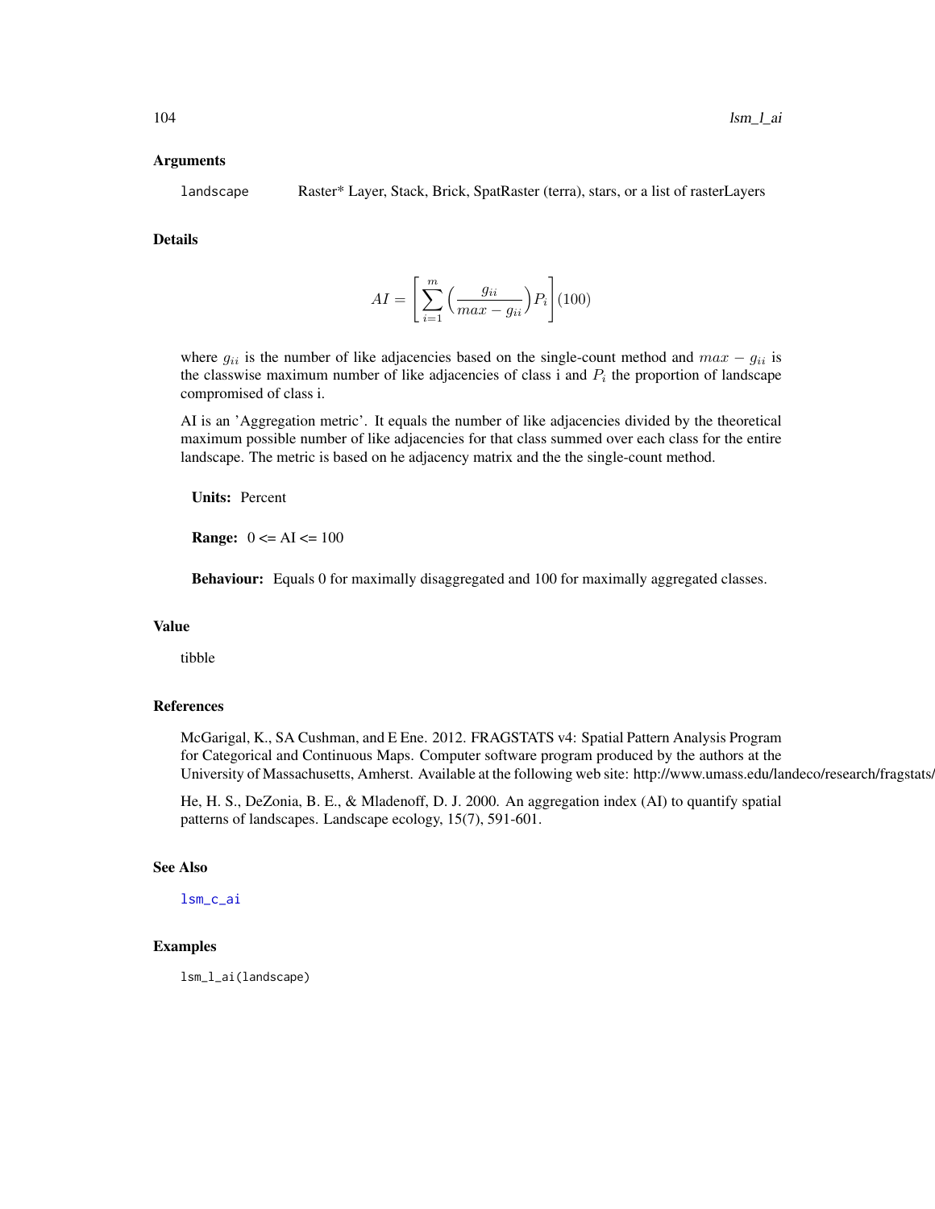## Arguments

landscape	Raster* Layer, Stack, Brick, SpatRaster (terra), stars, or a list of rasterLayers

## Details

$$AI = \left[ \sum_{i=1}^{m} \Big( \frac{g_{ii}}{max - g_{ii}} \Big) P_i \right] (100)$$

where $g_{ii}$ is the number of like adjacencies based on the single-count method and $max - g_{ii}$ is the classwise maximum number of like adjacencies of class i and $P_i$ the proportion of landscape compromised of class i.

AI is an 'Aggregation metric'. It equals the number of like adjacencies divided by the theoretical maximum possible number of like adjacencies for that class summed over each class for the entire landscape. The metric is based on he adjacency matrix and the the single-count method.

**Units:** Percent

**Range:** 0 <= AI <= 100

**Behaviour:** Equals 0 for maximally disaggregated and 100 for maximally aggregated classes.

## Value

tibble

## References

McGarigal, K., SA Cushman, and E Ene. 2012. FRAGSTATS v4: Spatial Pattern Analysis Program for Categorical and Continuous Maps. Computer software program produced by the authors at the University of Massachusetts, Amherst. Available at the following web site: http://www.umass.edu/landeco/research/fragstats/fragstats.html

He, H. S., DeZonia, B. E., & Mladenoff, D. J. 2000. An aggregation index (AI) to quantify spatial patterns of landscapes. Landscape ecology, 15(7), 591-601.

## See Also

lsm_c_ai

## Examples

```
lsm_l_ai(landscape)
```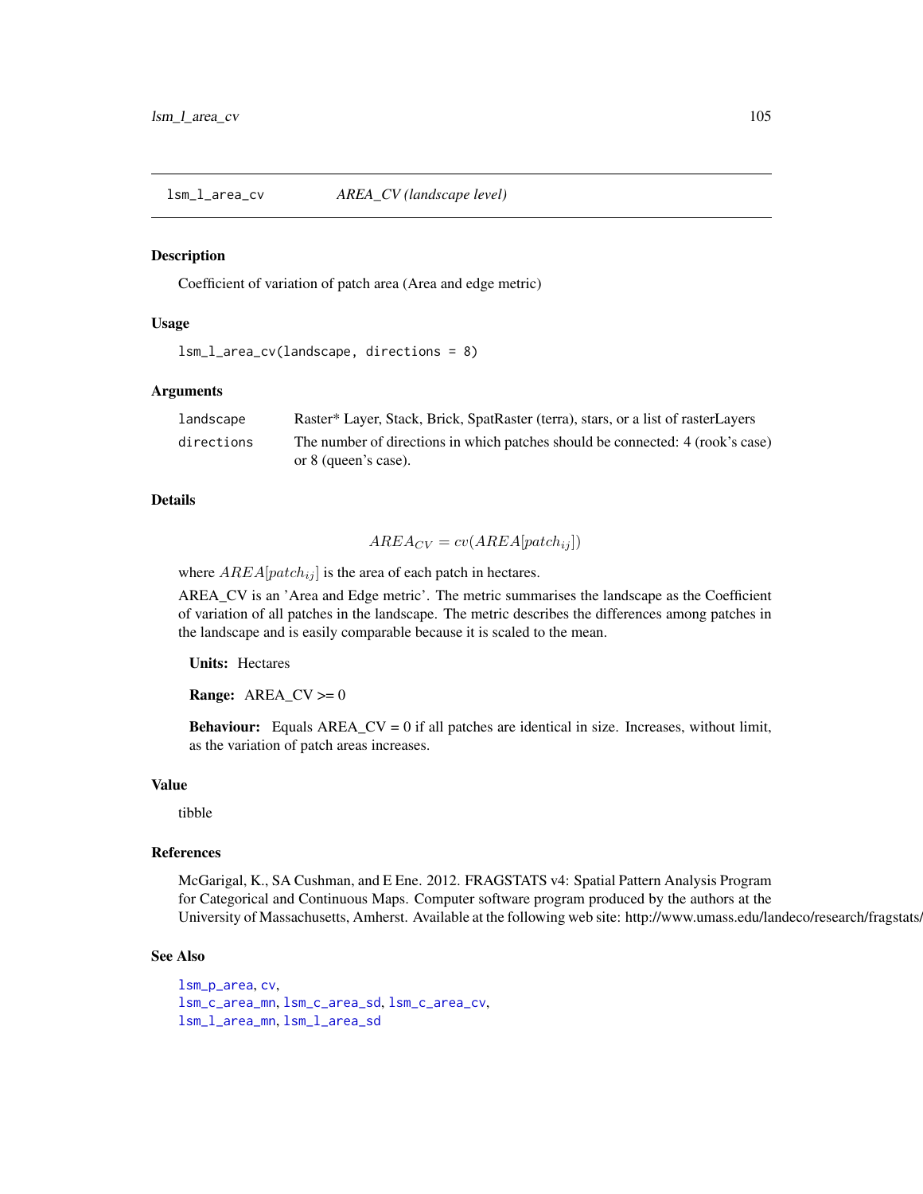## lsm_l_area_cv *AREA_CV (landscape level)*

### Description

Coefficient of variation of patch area (Area and edge metric)

### Usage

```
lsm_l_area_cv(landscape, directions = 8)
```

### Arguments

| | |
|---|---|
| `landscape` | Raster* Layer, Stack, Brick, SpatRaster (terra), stars, or a list of rasterLayers |
| `directions` | The number of directions in which patches should be connected: 4 (rook's case) or 8 (queen's case). |

### Details

$$AREA_{CV} = cv(AREA[patch_{ij}])$$

where $AREA[patch_{ij}]$ is the area of each patch in hectares.

AREA_CV is an 'Area and Edge metric'. The metric summarises the landscape as the Coefficient of variation of all patches in the landscape. The metric describes the differences among patches in the landscape and is easily comparable because it is scaled to the mean.

**Units:** Hectares

**Range:** AREA_CV >= 0

**Behaviour:** Equals AREA_CV = 0 if all patches are identical in size. Increases, without limit, as the variation of patch areas increases.

### Value

tibble

### References

McGarigal, K., SA Cushman, and E Ene. 2012. FRAGSTATS v4: Spatial Pattern Analysis Program for Categorical and Continuous Maps. Computer software program produced by the authors at the University of Massachusetts, Amherst. Available at the following web site: http://www.umass.edu/landeco/research/fragstats/

### See Also

`lsm_p_area`, `cv`,
`lsm_c_area_mn`, `lsm_c_area_sd`, `lsm_c_area_cv`,
`lsm_l_area_mn`, `lsm_l_area_sd`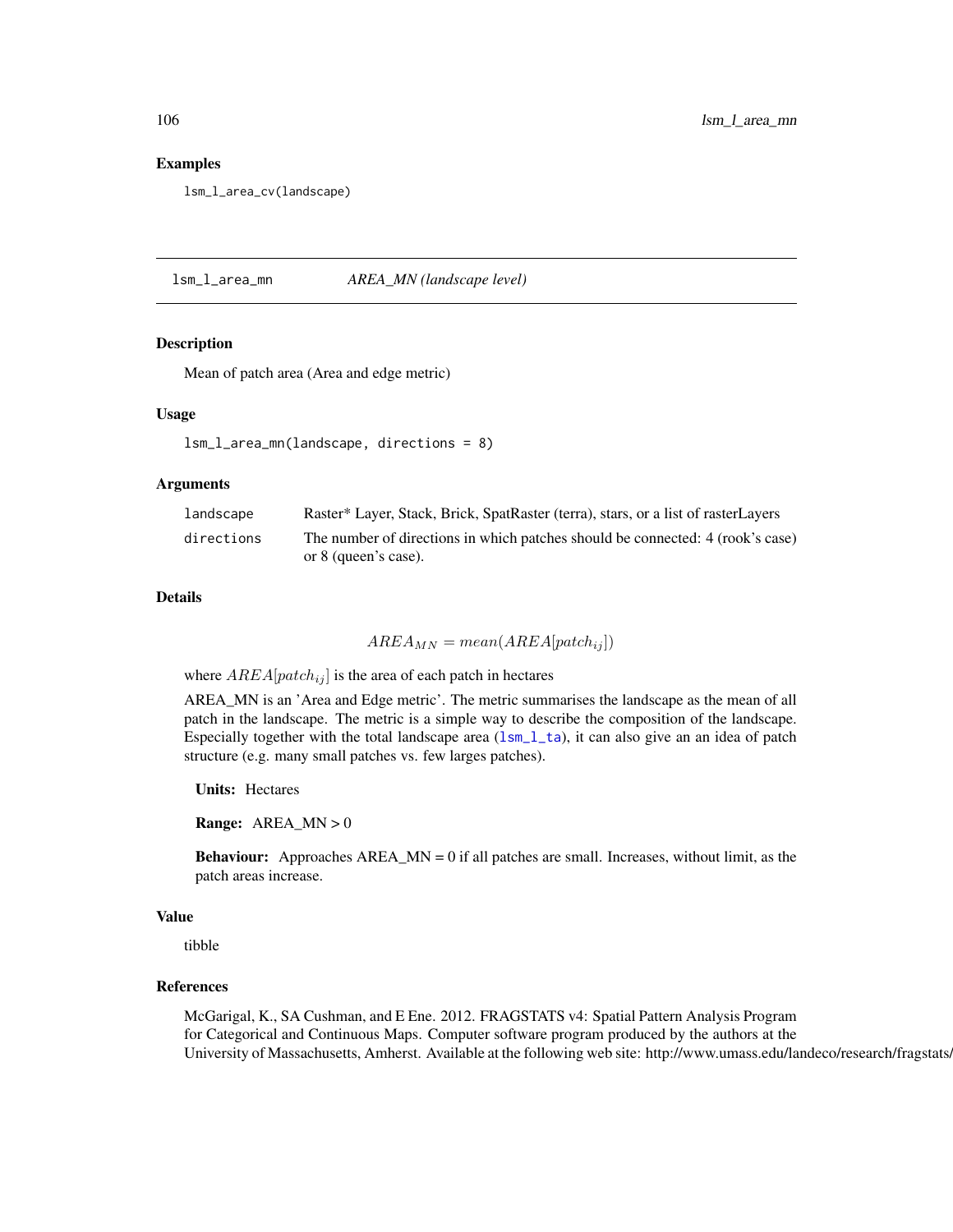## Examples

```
lsm_l_area_cv(landscape)
```

---

# lsm_l_area_mn — *AREA_MN (landscape level)*

## Description

Mean of patch area (Area and edge metric)

## Usage

```
lsm_l_area_mn(landscape, directions = 8)
```

## Arguments

| | |
|---|---|
| landscape | Raster* Layer, Stack, Brick, SpatRaster (terra), stars, or a list of rasterLayers |
| directions | The number of directions in which patches should be connected: 4 (rook's case) or 8 (queen's case). |

## Details

$$AREA_{MN} = mean(AREA[patch_{ij}])$$

where $AREA[patch_{ij}]$ is the area of each patch in hectares

AREA_MN is an 'Area and Edge metric'. The metric summarises the landscape as the mean of all patch in the landscape. The metric is a simple way to describe the composition of the landscape. Especially together with the total landscape area (lsm_l_ta), it can also give an an idea of patch structure (e.g. many small patches vs. few larges patches).

**Units:** Hectares

**Range:** AREA_MN > 0

**Behaviour:** Approaches AREA_MN = 0 if all patches are small. Increases, without limit, as the patch areas increase.

## Value

tibble

## References

McGarigal, K., SA Cushman, and E Ene. 2012. FRAGSTATS v4: Spatial Pattern Analysis Program for Categorical and Continuous Maps. Computer software program produced by the authors at the University of Massachusetts, Amherst. Available at the following web site: http://www.umass.edu/landeco/research/fragstats/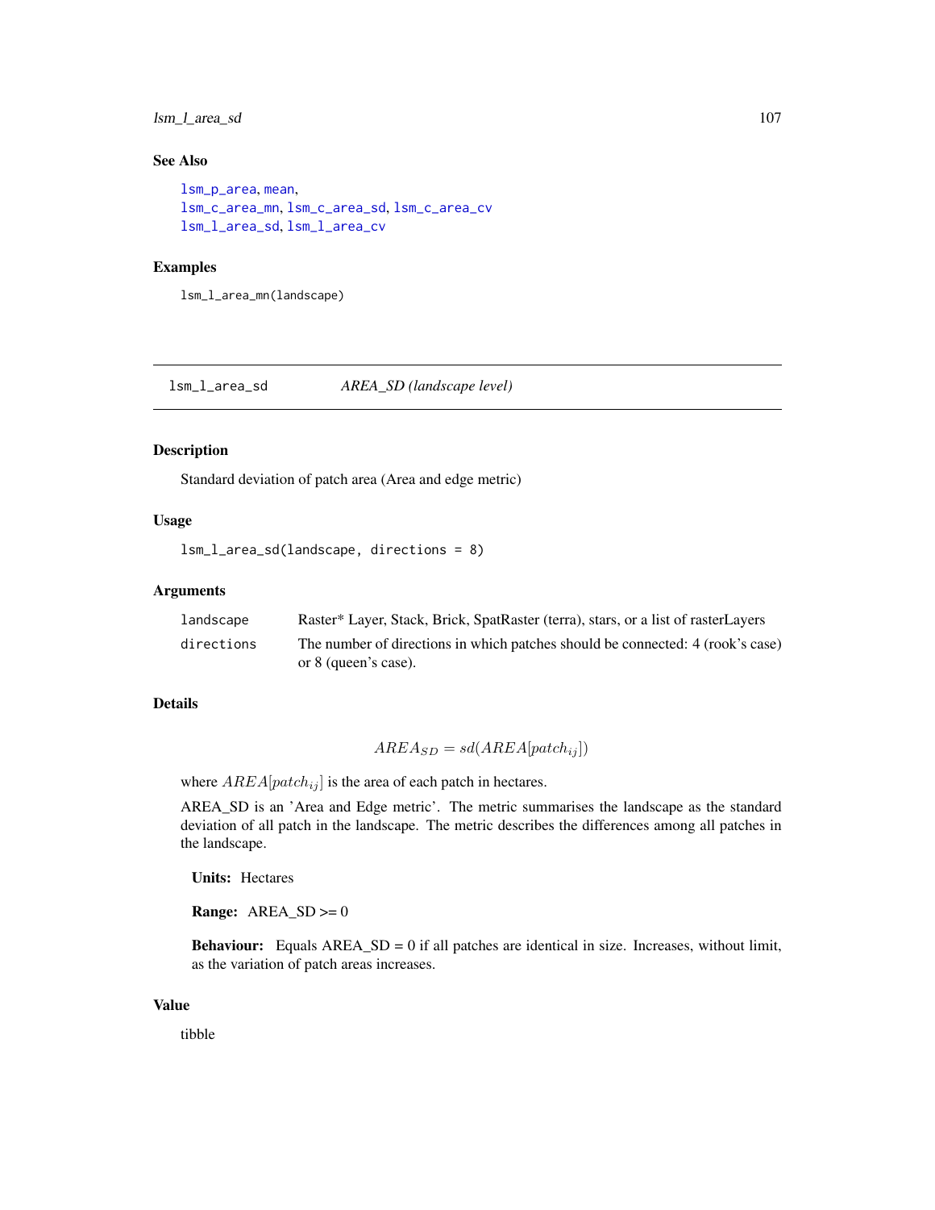## See Also

lsm_p_area, mean,
lsm_c_area_mn, lsm_c_area_sd, lsm_c_area_cv
lsm_l_area_sd, lsm_l_area_cv

## Examples

```
lsm_l_area_mn(landscape)
```

---

# lsm_l_area_sd — *AREA_SD (landscape level)*

## Description

Standard deviation of patch area (Area and edge metric)

## Usage

```
lsm_l_area_sd(landscape, directions = 8)
```

## Arguments

| | |
|---|---|
| landscape | Raster* Layer, Stack, Brick, SpatRaster (terra), stars, or a list of rasterLayers |
| directions | The number of directions in which patches should be connected: 4 (rook's case) or 8 (queen's case). |

## Details

$$AREA_{SD} = sd(AREA[patch_{ij}])$$

where $AREA[patch_{ij}]$ is the area of each patch in hectares.

AREA_SD is an 'Area and Edge metric'. The metric summarises the landscape as the standard deviation of all patch in the landscape. The metric describes the differences among all patches in the landscape.

**Units:** Hectares

**Range:** AREA_SD >= 0

**Behaviour:** Equals AREA_SD = 0 if all patches are identical in size. Increases, without limit, as the variation of patch areas increases.

## Value

tibble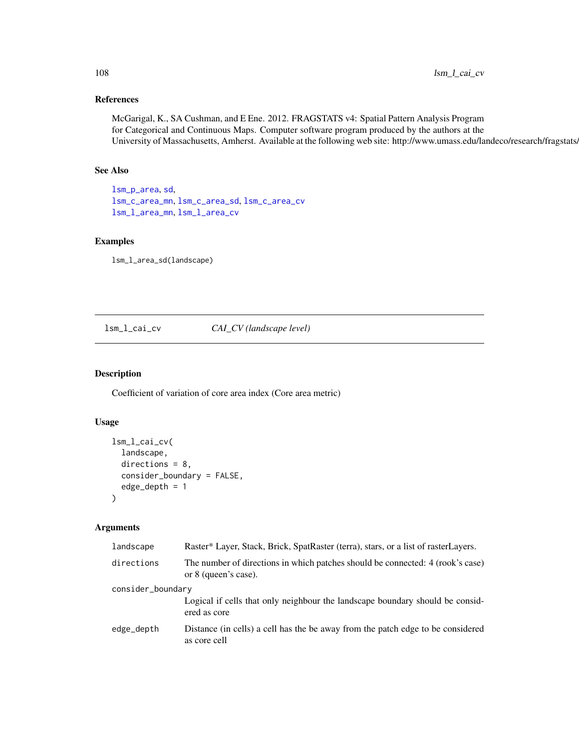### References

McGarigal, K., SA Cushman, and E Ene. 2012. FRAGSTATS v4: Spatial Pattern Analysis Program for Categorical and Continuous Maps. Computer software program produced by the authors at the University of Massachusetts, Amherst. Available at the following web site: http://www.umass.edu/landeco/research/fragstats/fragstats.html

### See Also

lsm_p_area, sd,
lsm_c_area_mn, lsm_c_area_sd, lsm_c_area_cv
lsm_l_area_mn, lsm_l_area_cv

### Examples

```
lsm_l_area_sd(landscape)
```

---

## lsm_l_cai_cv    *CAI_CV (landscape level)*

### Description

Coefficient of variation of core area index (Core area metric)

### Usage

```
lsm_l_cai_cv(
  landscape,
  directions = 8,
  consider_boundary = FALSE,
  edge_depth = 1
)
```

### Arguments

| | |
|---|---|
| landscape | Raster* Layer, Stack, Brick, SpatRaster (terra), stars, or a list of rasterLayers. |
| directions | The number of directions in which patches should be connected: 4 (rook's case) or 8 (queen's case). |
| consider_boundary | Logical if cells that only neighbour the landscape boundary should be considered as core |
| edge_depth | Distance (in cells) a cell has the be away from the patch edge to be considered as core cell |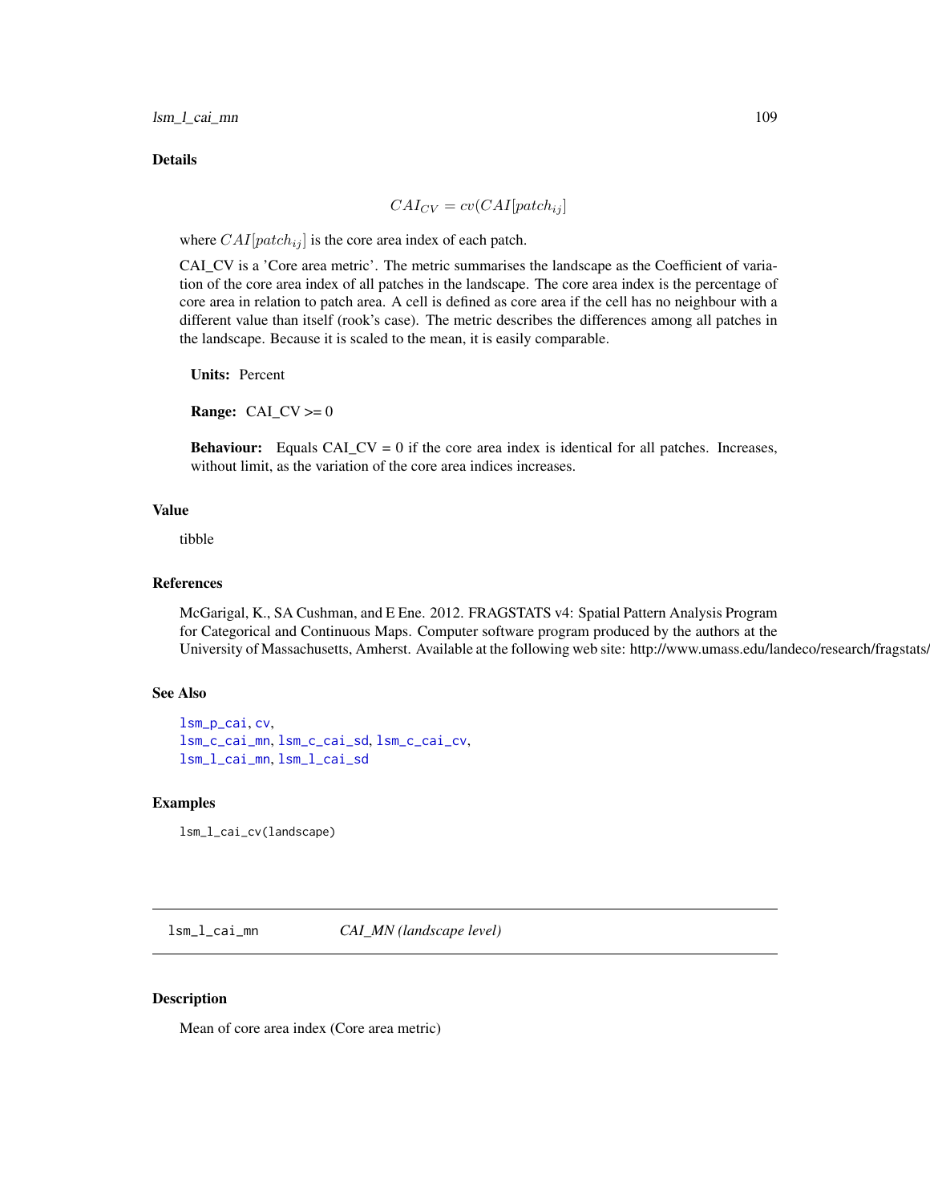## Details

$$CAI_{CV} = cv(CAI[patch_{ij}]$$

where $CAI[patch_{ij}]$ is the core area index of each patch.

CAI_CV is a 'Core area metric'. The metric summarises the landscape as the Coefficient of variation of the core area index of all patches in the landscape. The core area index is the percentage of core area in relation to patch area. A cell is defined as core area if the cell has no neighbour with a different value than itself (rook's case). The metric describes the differences among all patches in the landscape. Because it is scaled to the mean, it is easily comparable.

**Units:** Percent

**Range:** CAI_CV >= 0

**Behaviour:** Equals CAI_CV = 0 if the core area index is identical for all patches. Increases, without limit, as the variation of the core area indices increases.

## Value

tibble

## References

McGarigal, K., SA Cushman, and E Ene. 2012. FRAGSTATS v4: Spatial Pattern Analysis Program for Categorical and Continuous Maps. Computer software program produced by the authors at the University of Massachusetts, Amherst. Available at the following web site: http://www.umass.edu/landeco/research/fragstats/

## See Also

lsm_p_cai, cv,
lsm_c_cai_mn, lsm_c_cai_sd, lsm_c_cai_cv,
lsm_l_cai_mn, lsm_l_cai_sd

## Examples

```
lsm_l_cai_cv(landscape)
```

---

# lsm_l_cai_mn *CAI_MN (landscape level)*

---

## Description

Mean of core area index (Core area metric)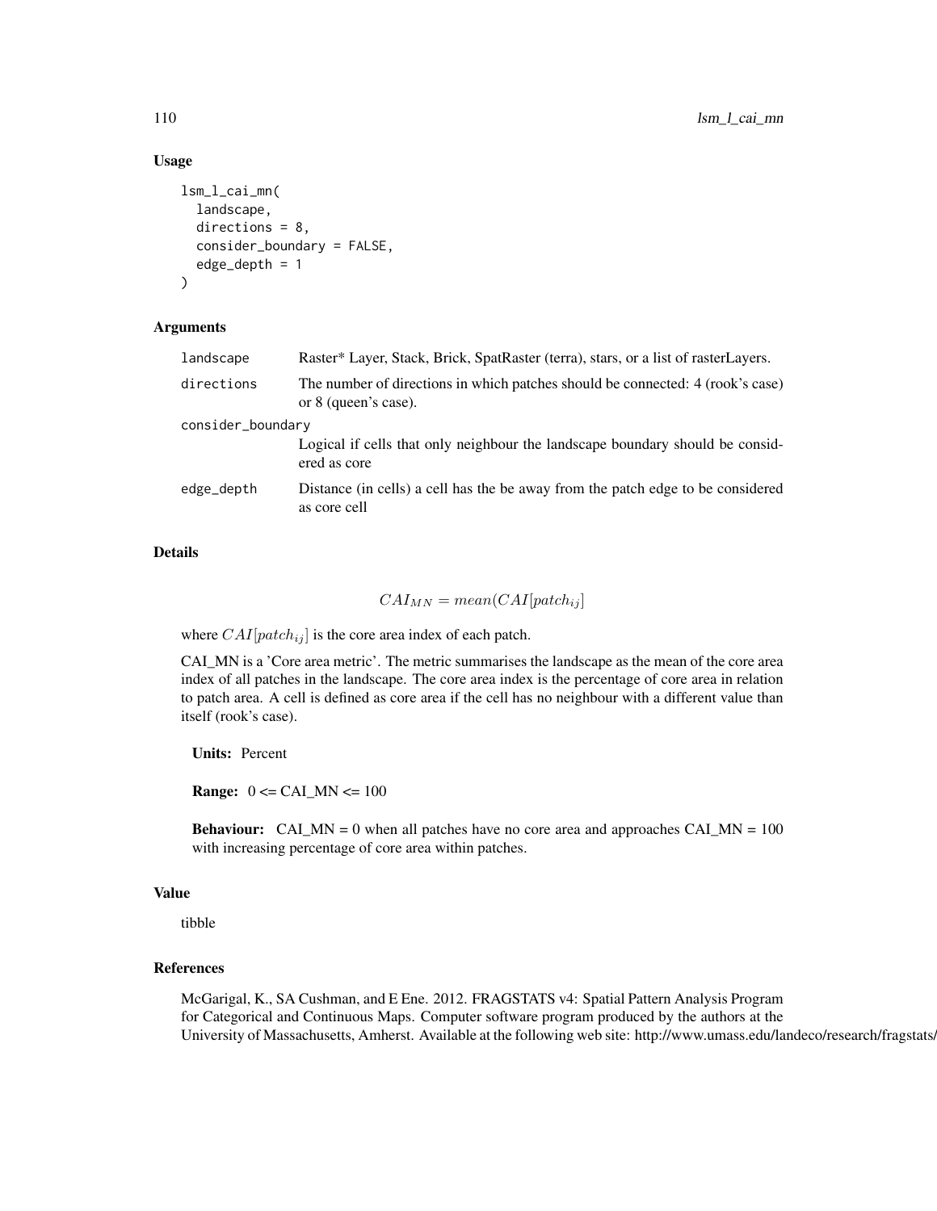## Usage

```
lsm_l_cai_mn(
  landscape,
  directions = 8,
  consider_boundary = FALSE,
  edge_depth = 1
)
```

## Arguments

| | |
|---|---|
| landscape | Raster* Layer, Stack, Brick, SpatRaster (terra), stars, or a list of rasterLayers. |
| directions | The number of directions in which patches should be connected: 4 (rook's case) or 8 (queen's case). |
| consider_boundary | Logical if cells that only neighbour the landscape boundary should be considered as core |
| edge_depth | Distance (in cells) a cell has the be away from the patch edge to be considered as core cell |

## Details

$$CAI_{MN} = mean(CAI[patch_{ij}]$$

where $CAI[patch_{ij}]$ is the core area index of each patch.

CAI_MN is a 'Core area metric'. The metric summarises the landscape as the mean of the core area index of all patches in the landscape. The core area index is the percentage of core area in relation to patch area. A cell is defined as core area if the cell has no neighbour with a different value than itself (rook's case).

**Units:** Percent

**Range:** 0 <= CAI_MN <= 100

**Behaviour:** CAI_MN = 0 when all patches have no core area and approaches CAI_MN = 100 with increasing percentage of core area within patches.

## Value

tibble

## References

McGarigal, K., SA Cushman, and E Ene. 2012. FRAGSTATS v4: Spatial Pattern Analysis Program for Categorical and Continuous Maps. Computer software program produced by the authors at the University of Massachusetts, Amherst. Available at the following web site: http://www.umass.edu/landeco/research/fragstats/fragstats.html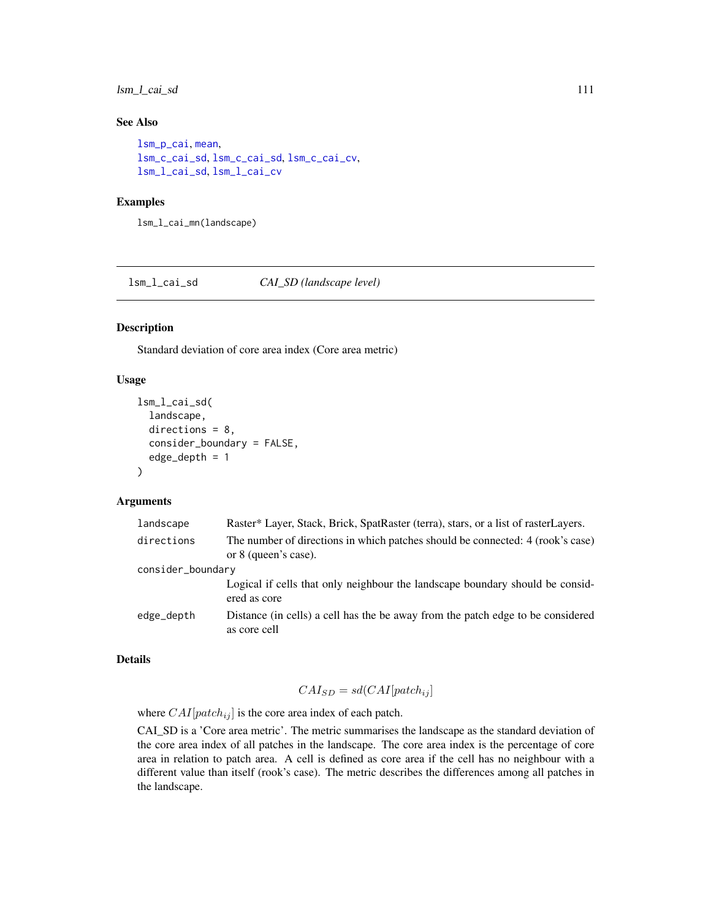## See Also

lsm_p_cai, mean,
lsm_c_cai_sd, lsm_c_cai_sd, lsm_c_cai_cv,
lsm_l_cai_sd, lsm_l_cai_cv

## Examples

```
lsm_l_cai_mn(landscape)
```

---

# lsm_l_cai_sd — *CAI_SD (landscape level)*

## Description

Standard deviation of core area index (Core area metric)

## Usage

```
lsm_l_cai_sd(
  landscape,
  directions = 8,
  consider_boundary = FALSE,
  edge_depth = 1
)
```

## Arguments

| | |
|---|---|
| landscape | Raster* Layer, Stack, Brick, SpatRaster (terra), stars, or a list of rasterLayers. |
| directions | The number of directions in which patches should be connected: 4 (rook's case) or 8 (queen's case). |
| consider_boundary | Logical if cells that only neighbour the landscape boundary should be considered as core |
| edge_depth | Distance (in cells) a cell has the be away from the patch edge to be considered as core cell |

## Details

$$CAI_{SD} = sd(CAI[patch_{ij}]$$

where $CAI[patch_{ij}]$ is the core area index of each patch.

CAI_SD is a 'Core area metric'. The metric summarises the landscape as the standard deviation of the core area index of all patches in the landscape. The core area index is the percentage of core area in relation to patch area. A cell is defined as core area if the cell has no neighbour with a different value than itself (rook's case). The metric describes the differences among all patches in the landscape.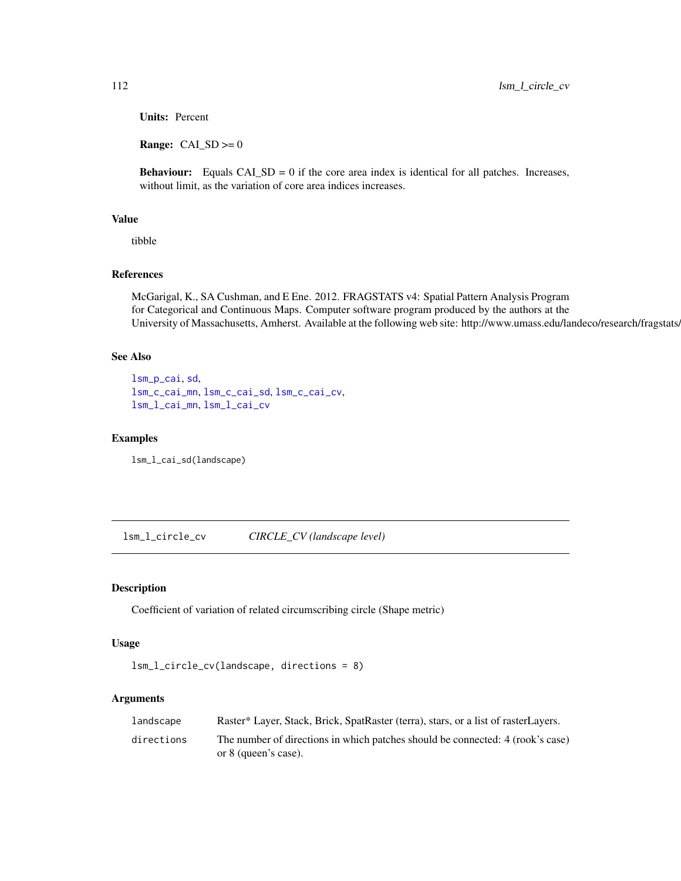**Units:** Percent

**Range:** CAI_SD >= 0

**Behaviour:** Equals CAI_SD = 0 if the core area index is identical for all patches. Increases, without limit, as the variation of core area indices increases.

## Value

tibble

## References

McGarigal, K., SA Cushman, and E Ene. 2012. FRAGSTATS v4: Spatial Pattern Analysis Program for Categorical and Continuous Maps. Computer software program produced by the authors at the University of Massachusetts, Amherst. Available at the following web site: http://www.umass.edu/landeco/research/fragstats/fragstats.html

## See Also

lsm_p_cai, sd,
lsm_c_cai_mn, lsm_c_cai_sd, lsm_c_cai_cv,
lsm_l_cai_mn, lsm_l_cai_cv

## Examples

```
lsm_l_cai_sd(landscape)
```

---

# lsm_l_circle_cv — *CIRCLE_CV (landscape level)*

## Description

Coefficient of variation of related circumscribing circle (Shape metric)

## Usage

```
lsm_l_circle_cv(landscape, directions = 8)
```

## Arguments

| | |
|---|---|
| landscape | Raster* Layer, Stack, Brick, SpatRaster (terra), stars, or a list of rasterLayers. |
| directions | The number of directions in which patches should be connected: 4 (rook's case) or 8 (queen's case). |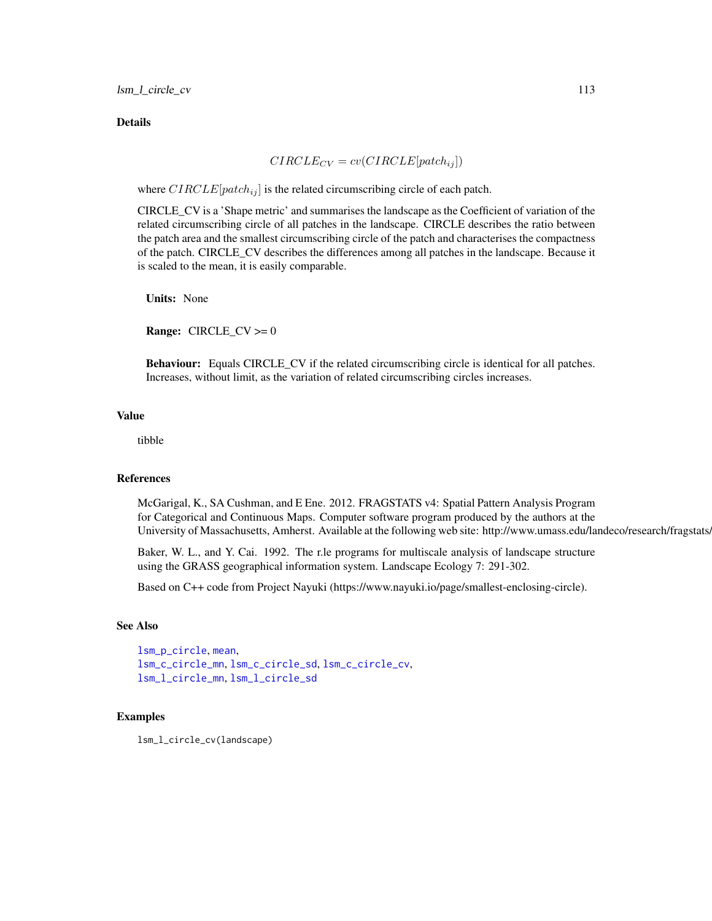## Details

$$CIRCLE_{CV} = cv(CIRCLE[patch_{ij}])$$

where $CIRCLE[patch_{ij}]$ is the related circumscribing circle of each patch.

CIRCLE_CV is a 'Shape metric' and summarises the landscape as the Coefficient of variation of the related circumscribing circle of all patches in the landscape. CIRCLE describes the ratio between the patch area and the smallest circumscribing circle of the patch and characterises the compactness of the patch. CIRCLE_CV describes the differences among all patches in the landscape. Because it is scaled to the mean, it is easily comparable.

**Units:** None

**Range:** CIRCLE_CV >= 0

**Behaviour:** Equals CIRCLE_CV if the related circumscribing circle is identical for all patches. Increases, without limit, as the variation of related circumscribing circles increases.

## Value

tibble

## References

McGarigal, K., SA Cushman, and E Ene. 2012. FRAGSTATS v4: Spatial Pattern Analysis Program for Categorical and Continuous Maps. Computer software program produced by the authors at the University of Massachusetts, Amherst. Available at the following web site: http://www.umass.edu/landeco/research/fragstats/fragstats.html

Baker, W. L., and Y. Cai. 1992. The r.le programs for multiscale analysis of landscape structure using the GRASS geographical information system. Landscape Ecology 7: 291-302.

Based on C++ code from Project Nayuki (https://www.nayuki.io/page/smallest-enclosing-circle).

## See Also

lsm_p_circle, mean,
lsm_c_circle_mn, lsm_c_circle_sd, lsm_c_circle_cv,
lsm_l_circle_mn, lsm_l_circle_sd

## Examples

```
lsm_l_circle_cv(landscape)
```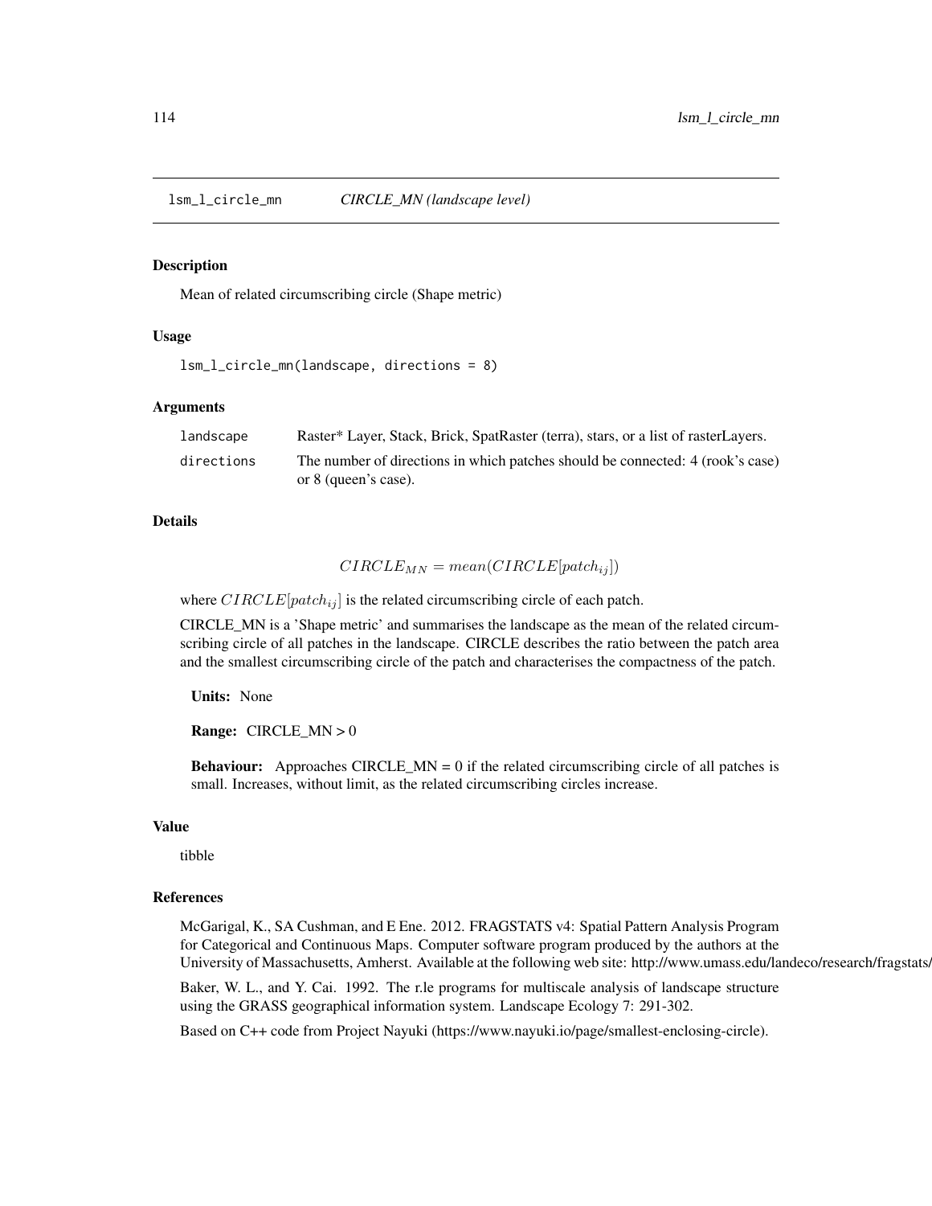# lsm_l_circle_mn — *CIRCLE_MN (landscape level)*

## Description

Mean of related circumscribing circle (Shape metric)

## Usage

```
lsm_l_circle_mn(landscape, directions = 8)
```

## Arguments

| | |
|---|---|
| landscape | Raster* Layer, Stack, Brick, SpatRaster (terra), stars, or a list of rasterLayers. |
| directions | The number of directions in which patches should be connected: 4 (rook's case) or 8 (queen's case). |

## Details

$$CIRCLE_{MN} = mean(CIRCLE[patch_{ij}])$$

where $CIRCLE[patch_{ij}]$ is the related circumscribing circle of each patch.

CIRCLE_MN is a 'Shape metric' and summarises the landscape as the mean of the related circumscribing circle of all patches in the landscape. CIRCLE describes the ratio between the patch area and the smallest circumscribing circle of the patch and characterises the compactness of the patch.

**Units:** None

**Range:** CIRCLE_MN > 0

**Behaviour:** Approaches CIRCLE_MN = 0 if the related circumscribing circle of all patches is small. Increases, without limit, as the related circumscribing circles increase.

## Value

tibble

## References

McGarigal, K., SA Cushman, and E Ene. 2012. FRAGSTATS v4: Spatial Pattern Analysis Program for Categorical and Continuous Maps. Computer software program produced by the authors at the University of Massachusetts, Amherst. Available at the following web site: http://www.umass.edu/landeco/research/fragstats/

Baker, W. L., and Y. Cai. 1992. The r.le programs for multiscale analysis of landscape structure using the GRASS geographical information system. Landscape Ecology 7: 291-302.

Based on C++ code from Project Nayuki (https://www.nayuki.io/page/smallest-enclosing-circle).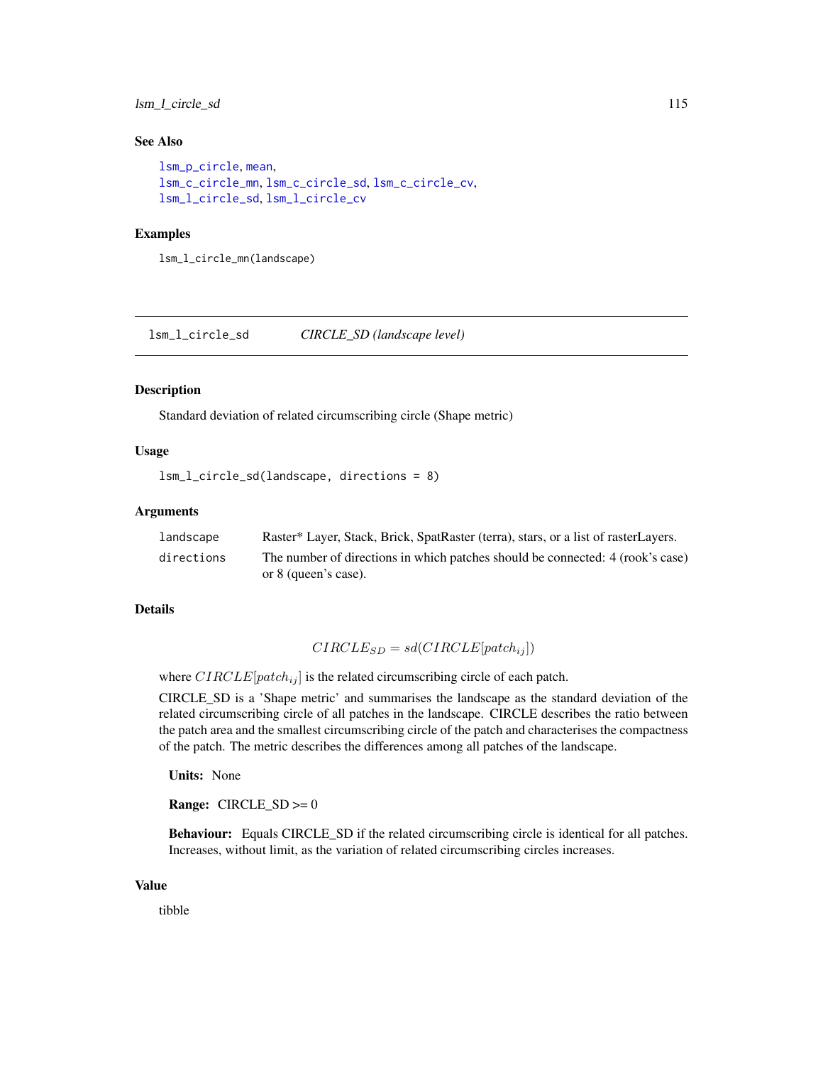### See Also

lsm_p_circle, mean,
lsm_c_circle_mn, lsm_c_circle_sd, lsm_c_circle_cv,
lsm_l_circle_sd, lsm_l_circle_cv

### Examples

```
lsm_l_circle_mn(landscape)
```

---

## lsm_l_circle_sd    *CIRCLE_SD (landscape level)*

---

### Description

Standard deviation of related circumscribing circle (Shape metric)

### Usage

```
lsm_l_circle_sd(landscape, directions = 8)
```

### Arguments

| | |
|---|---|
| landscape | Raster* Layer, Stack, Brick, SpatRaster (terra), stars, or a list of rasterLayers. |
| directions | The number of directions in which patches should be connected: 4 (rook's case) or 8 (queen's case). |

### Details

$$CIRCLE_{SD} = sd(CIRCLE[patch_{ij}])$$

where $CIRCLE[patch_{ij}]$ is the related circumscribing circle of each patch.

CIRCLE_SD is a 'Shape metric' and summarises the landscape as the standard deviation of the related circumscribing circle of all patches in the landscape. CIRCLE describes the ratio between the patch area and the smallest circumscribing circle of the patch and characterises the compactness of the patch. The metric describes the differences among all patches of the landscape.

**Units:** None

**Range:** CIRCLE_SD >= 0

**Behaviour:** Equals CIRCLE_SD if the related circumscribing circle is identical for all patches. Increases, without limit, as the variation of related circumscribing circles increases.

### Value

tibble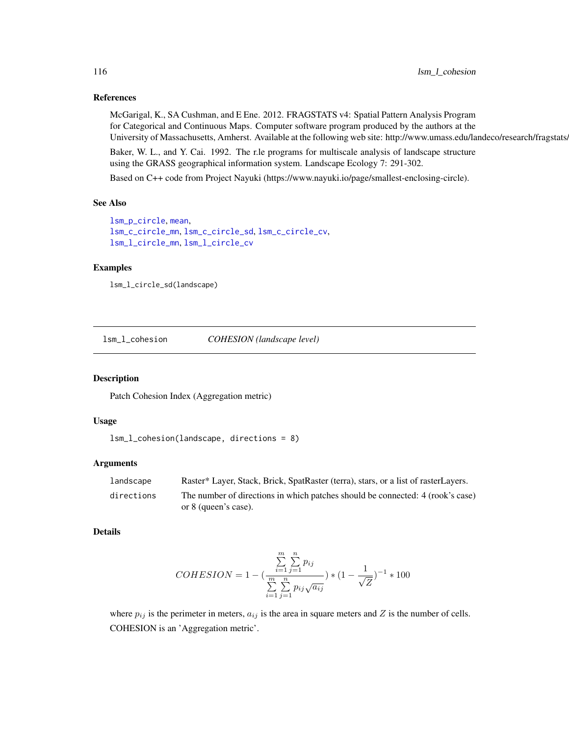### References

McGarigal, K., SA Cushman, and E Ene. 2012. FRAGSTATS v4: Spatial Pattern Analysis Program for Categorical and Continuous Maps. Computer software program produced by the authors at the University of Massachusetts, Amherst. Available at the following web site: http://www.umass.edu/landeco/research/fragstats/

Baker, W. L., and Y. Cai. 1992. The r.le programs for multiscale analysis of landscape structure using the GRASS geographical information system. Landscape Ecology 7: 291-302.

Based on C++ code from Project Nayuki (https://www.nayuki.io/page/smallest-enclosing-circle).

### See Also

lsm_p_circle, mean,
lsm_c_circle_mn, lsm_c_circle_sd, lsm_c_circle_cv,
lsm_l_circle_mn, lsm_l_circle_cv

### Examples

```
lsm_l_circle_sd(landscape)
```

---

## lsm_l_cohesion *COHESION (landscape level)*

---

### Description

Patch Cohesion Index (Aggregation metric)

### Usage

```
lsm_l_cohesion(landscape, directions = 8)
```

### Arguments

| | |
|---|---|
| landscape | Raster* Layer, Stack, Brick, SpatRaster (terra), stars, or a list of rasterLayers. |
| directions | The number of directions in which patches should be connected: 4 (rook's case) or 8 (queen's case). |

### Details

$$COHESION = 1 - \left(\frac{\sum_{i=1}^{m}\sum_{j=1}^{n} p_{ij}}{\sum_{i=1}^{m}\sum_{j=1}^{n} p_{ij}\sqrt{a_{ij}}}\right) * \left(1 - \frac{1}{\sqrt{Z}}\right)^{-1} * 100$$

where $p_{ij}$ is the perimeter in meters, $a_{ij}$ is the area in square meters and $Z$ is the number of cells.

COHESION is an 'Aggregation metric'.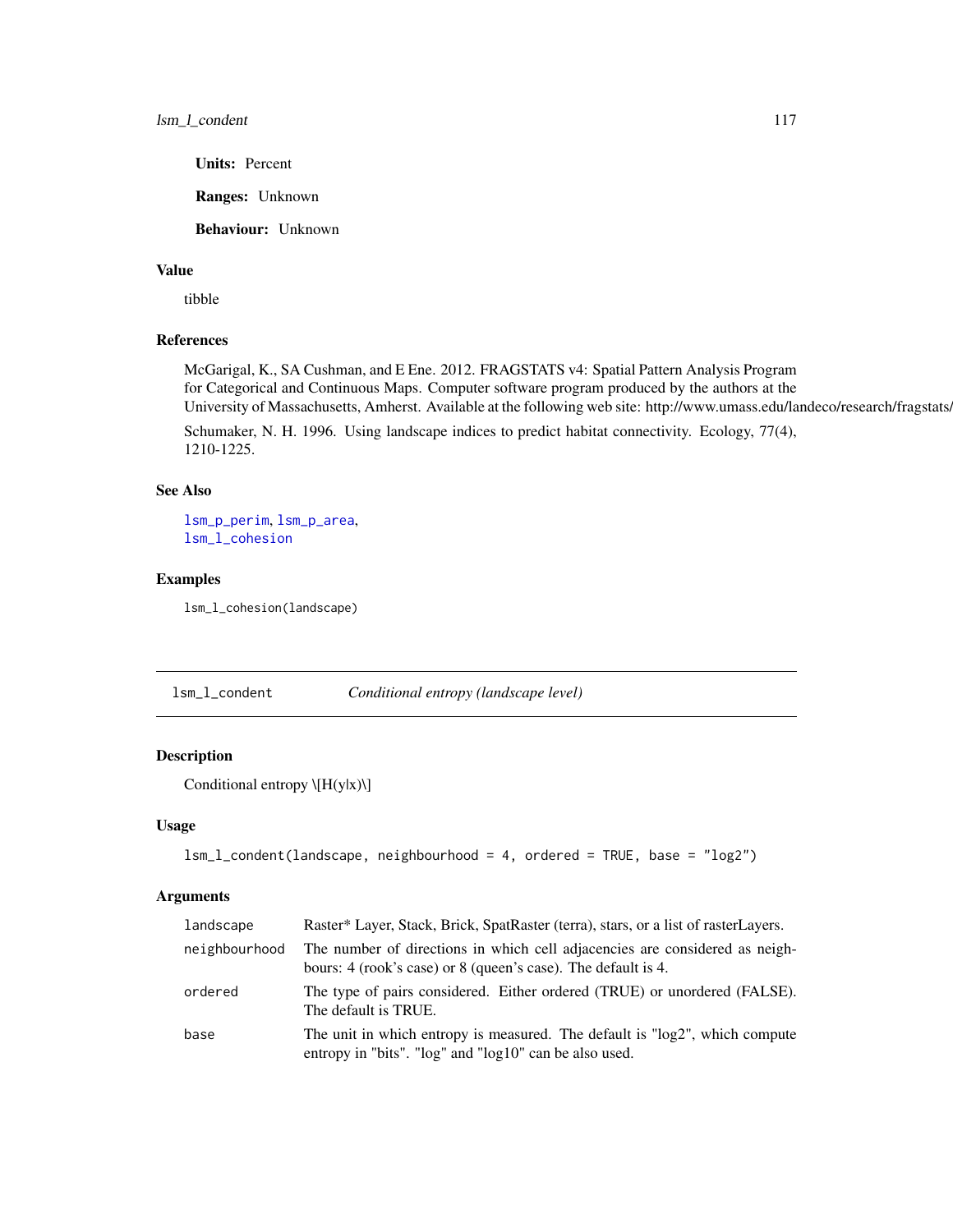**Units:** Percent

**Ranges:** Unknown

**Behaviour:** Unknown

### Value

tibble

### References

McGarigal, K., SA Cushman, and E Ene. 2012. FRAGSTATS v4: Spatial Pattern Analysis Program for Categorical and Continuous Maps. Computer software program produced by the authors at the University of Massachusetts, Amherst. Available at the following web site: http://www.umass.edu/landeco/research/fragstats/

Schumaker, N. H. 1996. Using landscape indices to predict habitat connectivity. Ecology, 77(4), 1210-1225.

### See Also

lsm_p_perim, lsm_p_area,
lsm_l_cohesion

### Examples

```
lsm_l_cohesion(landscape)
```

---

## lsm_l_condent — *Conditional entropy (landscape level)*

### Description

Conditional entropy $H(y|x)$

### Usage

```
lsm_l_condent(landscape, neighbourhood = 4, ordered = TRUE, base = "log2")
```

### Arguments

| | |
|---|---|
| landscape | Raster* Layer, Stack, Brick, SpatRaster (terra), stars, or a list of rasterLayers. |
| neighbourhood | The number of directions in which cell adjacencies are considered as neighbours: 4 (rook's case) or 8 (queen's case). The default is 4. |
| ordered | The type of pairs considered. Either ordered (TRUE) or unordered (FALSE). The default is TRUE. |
| base | The unit in which entropy is measured. The default is "log2", which compute entropy in "bits". "log" and "log10" can be also used. |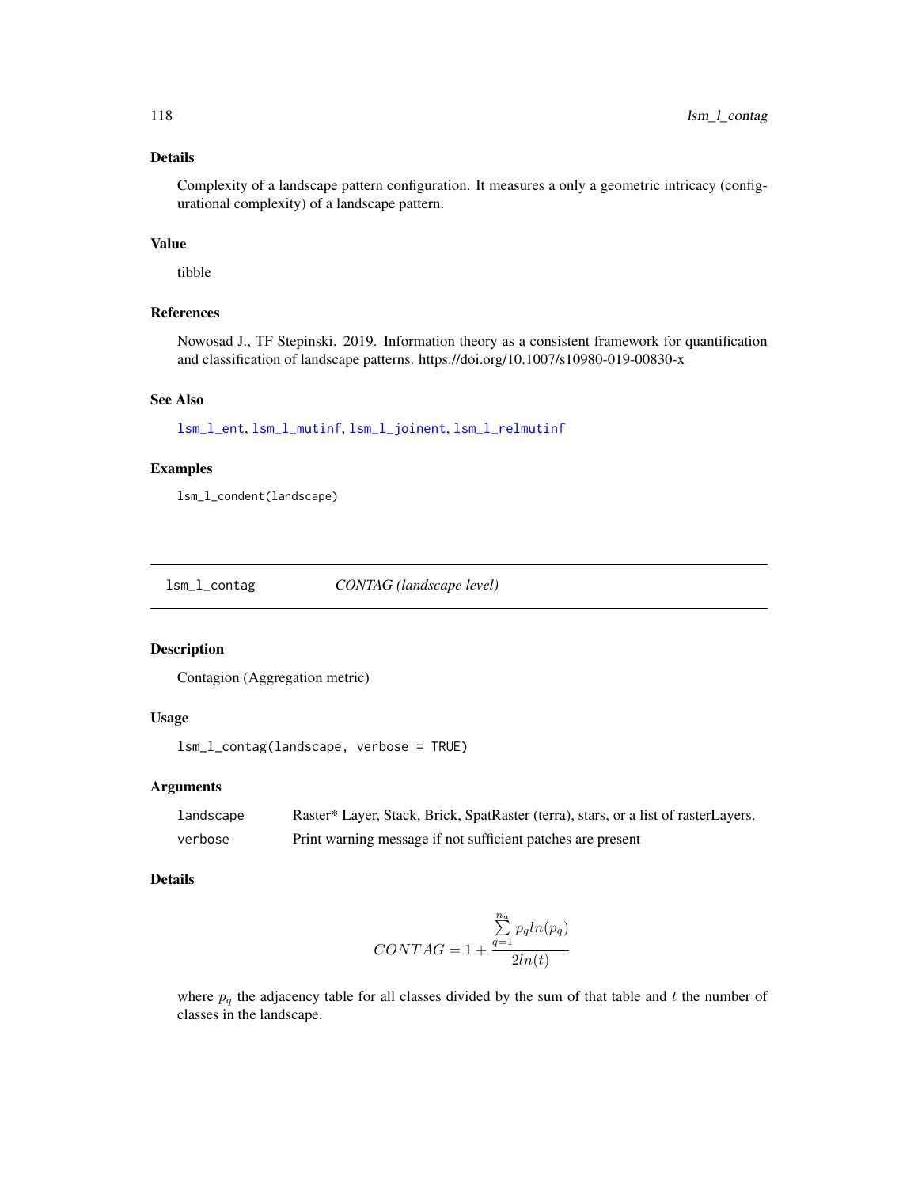### Details

Complexity of a landscape pattern configuration. It measures a only a geometric intricacy (configurational complexity) of a landscape pattern.

### Value

tibble

### References

Nowosad J., TF Stepinski. 2019. Information theory as a consistent framework for quantification and classification of landscape patterns. https://doi.org/10.1007/s10980-019-00830-x

### See Also

lsm_l_ent, lsm_l_mutinf, lsm_l_joinent, lsm_l_relmutinf

### Examples

```
lsm_l_condent(landscape)
```

---

## lsm_l_contag — *CONTAG (landscape level)*

### Description

Contagion (Aggregation metric)

### Usage

```
lsm_l_contag(landscape, verbose = TRUE)
```

### Arguments

| | |
|---|---|
| landscape | Raster* Layer, Stack, Brick, SpatRaster (terra), stars, or a list of rasterLayers. |
| verbose | Print warning message if not sufficient patches are present |

### Details

$$CONTAG = 1 + \frac{\sum_{q=1}^{n_a} p_q ln(p_q)}{2ln(t)}$$

where $p_q$ the adjacency table for all classes divided by the sum of that table and $t$ the number of classes in the landscape.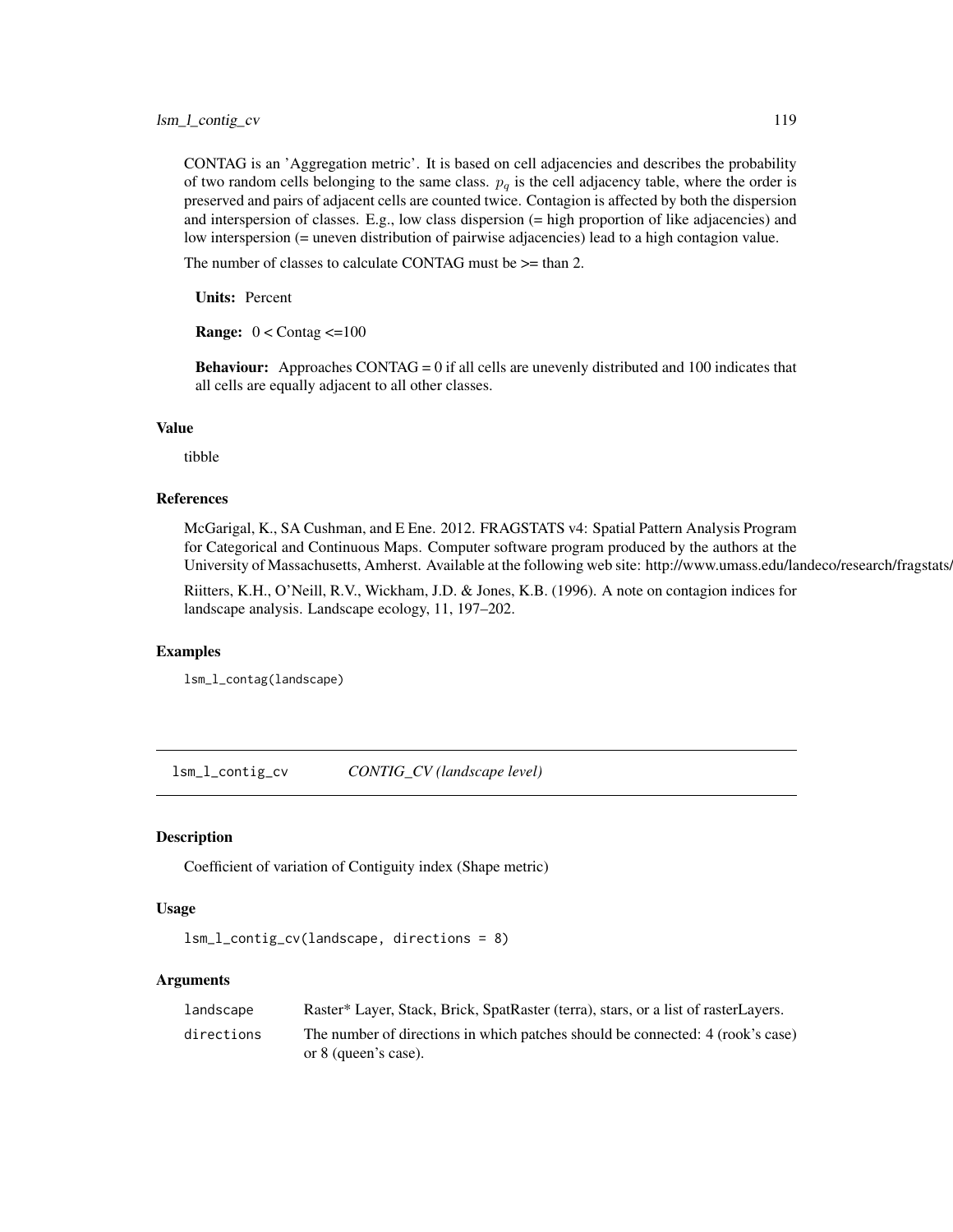CONTAG is an 'Aggregation metric'. It is based on cell adjacencies and describes the probability of two random cells belonging to the same class. $p_q$ is the cell adjacency table, where the order is preserved and pairs of adjacent cells are counted twice. Contagion is affected by both the dispersion and interspersion of classes. E.g., low class dispersion (= high proportion of like adjacencies) and low interspersion (= uneven distribution of pairwise adjacencies) lead to a high contagion value.

The number of classes to calculate CONTAG must be >= than 2.

**Units:** Percent

**Range:** 0 < Contag <=100

**Behaviour:** Approaches CONTAG = 0 if all cells are unevenly distributed and 100 indicates that all cells are equally adjacent to all other classes.

### Value

tibble

### References

McGarigal, K., SA Cushman, and E Ene. 2012. FRAGSTATS v4: Spatial Pattern Analysis Program for Categorical and Continuous Maps. Computer software program produced by the authors at the University of Massachusetts, Amherst. Available at the following web site: http://www.umass.edu/landeco/research/fragstats/

Riitters, K.H., O'Neill, R.V., Wickham, J.D. & Jones, K.B. (1996). A note on contagion indices for landscape analysis. Landscape ecology, 11, 197–202.

### Examples

```
lsm_l_contag(landscape)
```

---

## lsm_l_contig_cv — *CONTIG_CV (landscape level)*

### Description

Coefficient of variation of Contiguity index (Shape metric)

### Usage

```
lsm_l_contig_cv(landscape, directions = 8)
```

### Arguments

| | |
|---|---|
| landscape | Raster* Layer, Stack, Brick, SpatRaster (terra), stars, or a list of rasterLayers. |
| directions | The number of directions in which patches should be connected: 4 (rook's case) or 8 (queen's case). |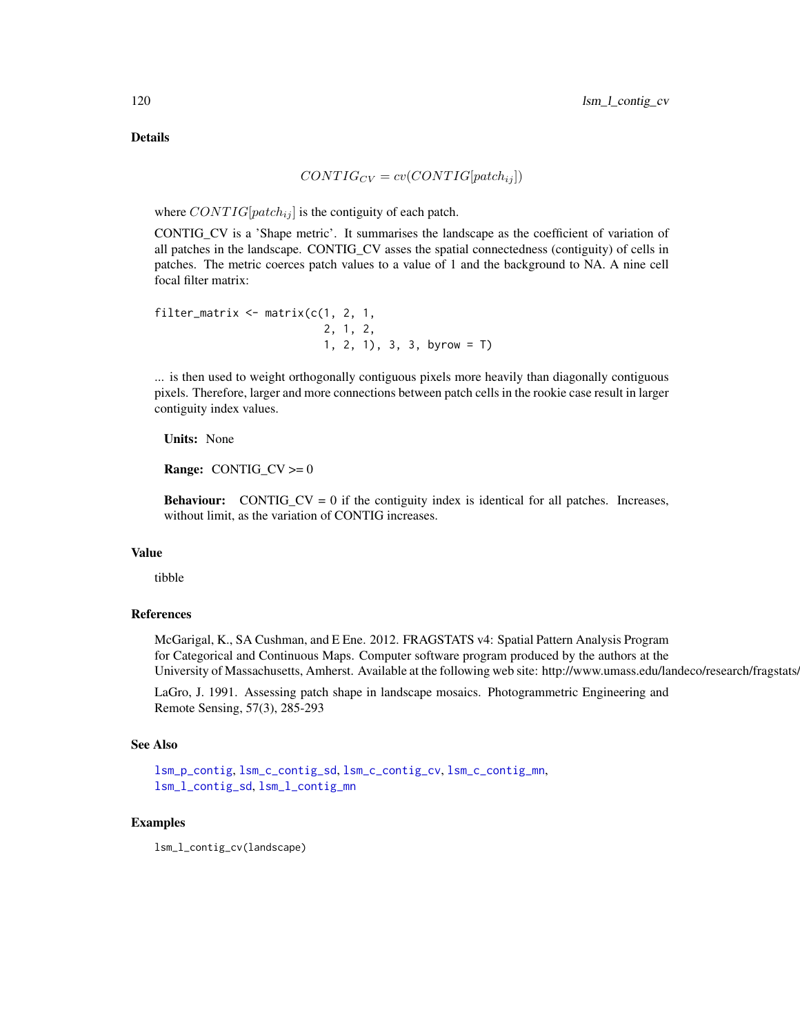## Details

$$CONTIG_{CV} = cv(CONTIG[patch_{ij}])$$

where $CONTIG[patch_{ij}]$ is the contiguity of each patch.

CONTIG_CV is a 'Shape metric'. It summarises the landscape as the coefficient of variation of all patches in the landscape. CONTIG_CV asses the spatial connectedness (contiguity) of cells in patches. The metric coerces patch values to a value of 1 and the background to NA. A nine cell focal filter matrix:

```
filter_matrix <- matrix(c(1, 2, 1,
                          2, 1, 2,
                          1, 2, 1), 3, 3, byrow = T)
```

... is then used to weight orthogonally contiguous pixels more heavily than diagonally contiguous pixels. Therefore, larger and more connections between patch cells in the rookie case result in larger contiguity index values.

**Units:** None

**Range:** CONTIG_CV >= 0

**Behaviour:** CONTIG_CV = 0 if the contiguity index is identical for all patches. Increases, without limit, as the variation of CONTIG increases.

## Value

tibble

## References

McGarigal, K., SA Cushman, and E Ene. 2012. FRAGSTATS v4: Spatial Pattern Analysis Program for Categorical and Continuous Maps. Computer software program produced by the authors at the University of Massachusetts, Amherst. Available at the following web site: http://www.umass.edu/landeco/research/fragstats/fragstats.html

LaGro, J. 1991. Assessing patch shape in landscape mosaics. Photogrammetric Engineering and Remote Sensing, 57(3), 285-293

## See Also

lsm_p_contig, lsm_c_contig_sd, lsm_c_contig_cv, lsm_c_contig_mn, lsm_l_contig_sd, lsm_l_contig_mn

## Examples

```
lsm_l_contig_cv(landscape)
```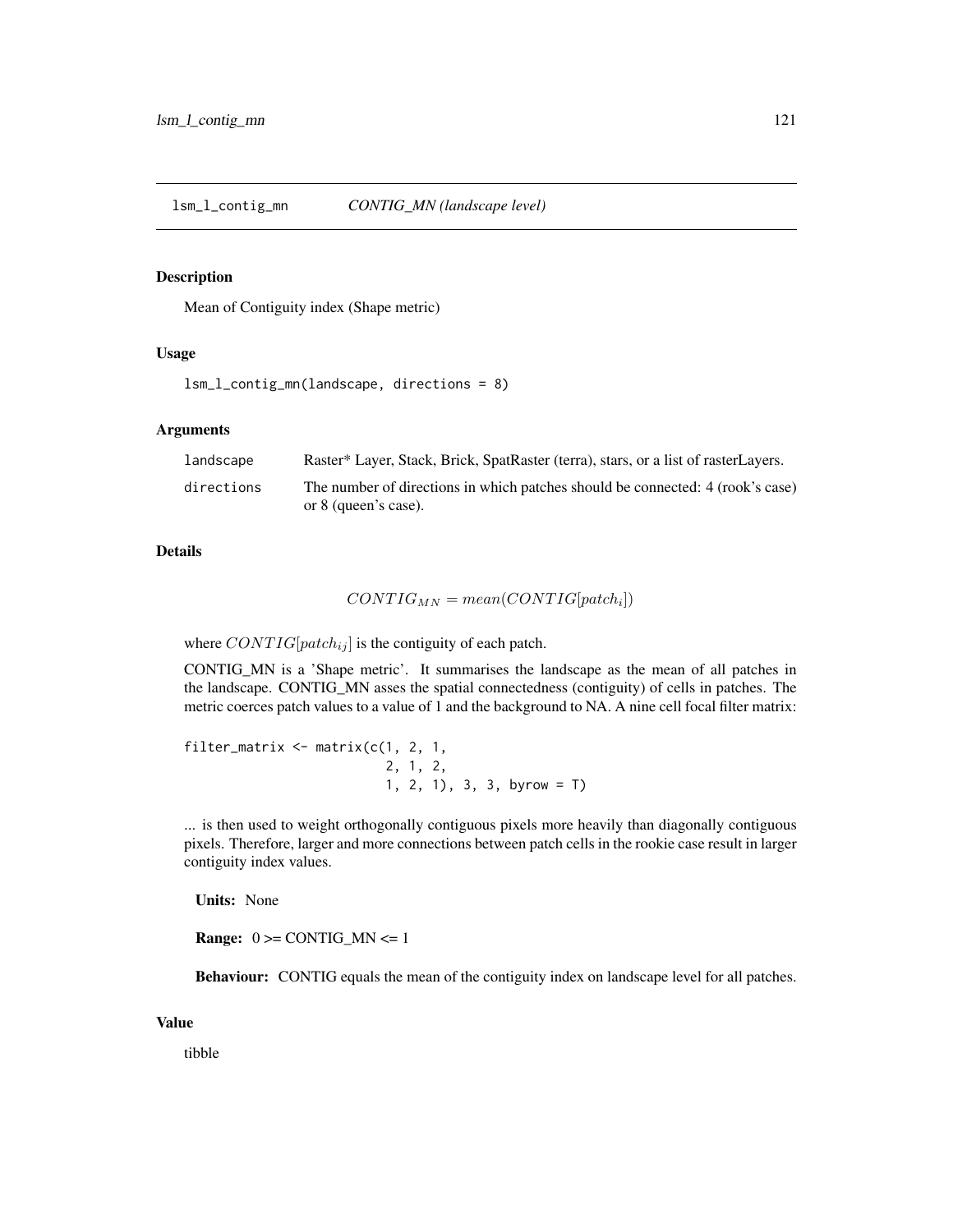## lsm_l_contig_mn — *CONTIG_MN (landscape level)*

### Description

Mean of Contiguity index (Shape metric)

### Usage

```
lsm_l_contig_mn(landscape, directions = 8)
```

### Arguments

| | |
|---|---|
| `landscape` | Raster* Layer, Stack, Brick, SpatRaster (terra), stars, or a list of rasterLayers. |
| `directions` | The number of directions in which patches should be connected: 4 (rook's case) or 8 (queen's case). |

### Details

$$CONTIG_{MN} = mean(CONTIG[patch_i])$$

where $CONTIG[patch_{ij}]$ is the contiguity of each patch.

CONTIG_MN is a 'Shape metric'. It summarises the landscape as the mean of all patches in the landscape. CONTIG_MN asses the spatial connectedness (contiguity) of cells in patches. The metric coerces patch values to a value of 1 and the background to NA. A nine cell focal filter matrix:

```
filter_matrix <- matrix(c(1, 2, 1,
                          2, 1, 2,
                          1, 2, 1), 3, 3, byrow = T)
```

... is then used to weight orthogonally contiguous pixels more heavily than diagonally contiguous pixels. Therefore, larger and more connections between patch cells in the rookie case result in larger contiguity index values.

**Units:** None

**Range:** 0 >= CONTIG_MN <= 1

**Behaviour:** CONTIG equals the mean of the contiguity index on landscape level for all patches.

### Value

tibble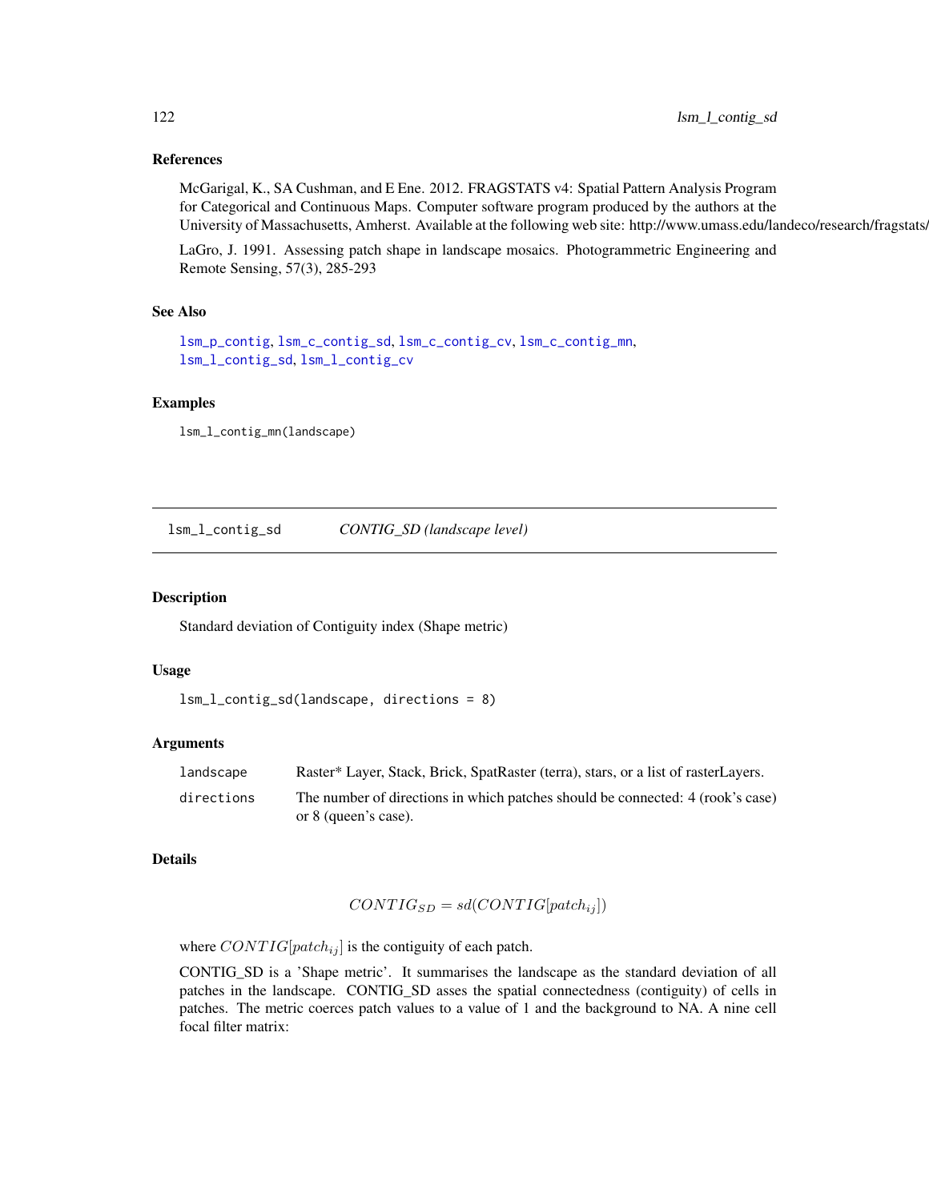### References

McGarigal, K., SA Cushman, and E Ene. 2012. FRAGSTATS v4: Spatial Pattern Analysis Program for Categorical and Continuous Maps. Computer software program produced by the authors at the University of Massachusetts, Amherst. Available at the following web site: http://www.umass.edu/landeco/research/fragstats/

LaGro, J. 1991. Assessing patch shape in landscape mosaics. Photogrammetric Engineering and Remote Sensing, 57(3), 285-293

### See Also

lsm_p_contig, lsm_c_contig_sd, lsm_c_contig_cv, lsm_c_contig_mn, lsm_l_contig_sd, lsm_l_contig_cv

### Examples

```
lsm_l_contig_mn(landscape)
```

---

## lsm_l_contig_sd &nbsp;&nbsp;&nbsp;&nbsp; *CONTIG_SD (landscape level)*

### Description

Standard deviation of Contiguity index (Shape metric)

### Usage

```
lsm_l_contig_sd(landscape, directions = 8)
```

### Arguments

| | |
|---|---|
| landscape | Raster* Layer, Stack, Brick, SpatRaster (terra), stars, or a list of rasterLayers. |
| directions | The number of directions in which patches should be connected: 4 (rook's case) or 8 (queen's case). |

### Details

$$CONTIG_{SD} = sd(CONTIG[patch_{ij}])$$

where $CONTIG[patch_{ij}]$ is the contiguity of each patch.

CONTIG_SD is a 'Shape metric'. It summarises the landscape as the standard deviation of all patches in the landscape. CONTIG_SD asses the spatial connectedness (contiguity) of cells in patches. The metric coerces patch values to a value of 1 and the background to NA. A nine cell focal filter matrix: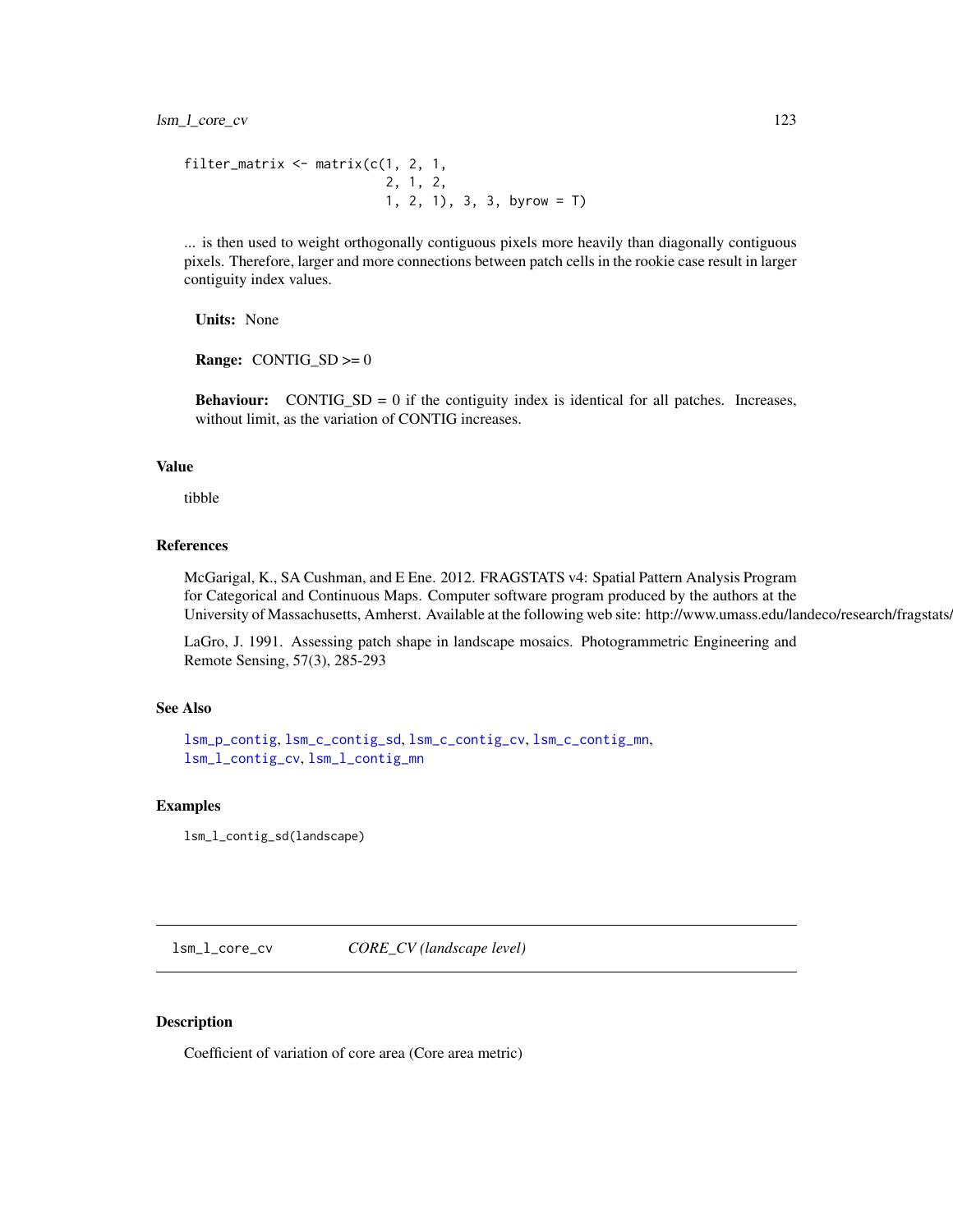```
filter_matrix <- matrix(c(1, 2, 1,
                          2, 1, 2,
                          1, 2, 1), 3, 3, byrow = T)
```

... is then used to weight orthogonally contiguous pixels more heavily than diagonally contiguous pixels. Therefore, larger and more connections between patch cells in the rookie case result in larger contiguity index values.

**Units:** None

**Range:** CONTIG_SD >= 0

**Behaviour:** CONTIG_SD = 0 if the contiguity index is identical for all patches. Increases, without limit, as the variation of CONTIG increases.

### Value

tibble

### References

McGarigal, K., SA Cushman, and E Ene. 2012. FRAGSTATS v4: Spatial Pattern Analysis Program for Categorical and Continuous Maps. Computer software program produced by the authors at the University of Massachusetts, Amherst. Available at the following web site: http://www.umass.edu/landeco/research/fragstats/fragstats.html

LaGro, J. 1991. Assessing patch shape in landscape mosaics. Photogrammetric Engineering and Remote Sensing, 57(3), 285-293

### See Also

lsm_p_contig, lsm_c_contig_sd, lsm_c_contig_cv, lsm_c_contig_mn, lsm_l_contig_cv, lsm_l_contig_mn

### Examples

```
lsm_l_contig_sd(landscape)
```

---

## lsm_l_core_cv — *CORE_CV (landscape level)*

---

### Description

Coefficient of variation of core area (Core area metric)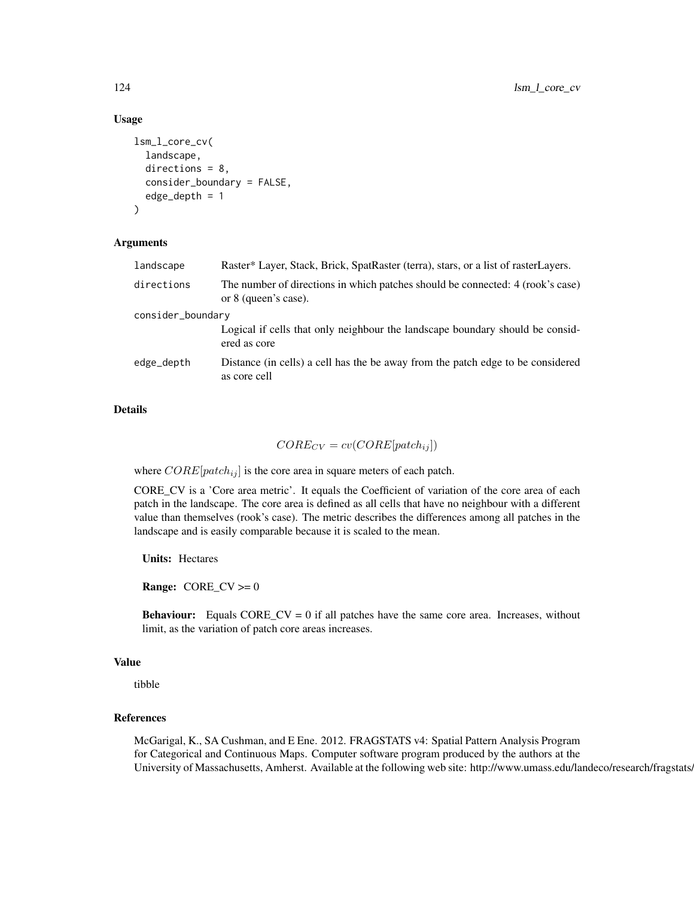## Usage

```
lsm_l_core_cv(
  landscape,
  directions = 8,
  consider_boundary = FALSE,
  edge_depth = 1
)
```

## Arguments

| | |
|---|---|
| landscape | Raster* Layer, Stack, Brick, SpatRaster (terra), stars, or a list of rasterLayers. |
| directions | The number of directions in which patches should be connected: 4 (rook's case) or 8 (queen's case). |
| consider_boundary | Logical if cells that only neighbour the landscape boundary should be considered as core |
| edge_depth | Distance (in cells) a cell has the be away from the patch edge to be considered as core cell |

## Details

$$CORE_{CV} = cv(CORE[patch_{ij}])$$

where $CORE[patch_{ij}]$ is the core area in square meters of each patch.

CORE_CV is a 'Core area metric'. It equals the Coefficient of variation of the core area of each patch in the landscape. The core area is defined as all cells that have no neighbour with a different value than themselves (rook's case). The metric describes the differences among all patches in the landscape and is easily comparable because it is scaled to the mean.

**Units:** Hectares

**Range:** CORE_CV >= 0

**Behaviour:** Equals CORE_CV = 0 if all patches have the same core area. Increases, without limit, as the variation of patch core areas increases.

## Value

tibble

## References

McGarigal, K., SA Cushman, and E Ene. 2012. FRAGSTATS v4: Spatial Pattern Analysis Program for Categorical and Continuous Maps. Computer software program produced by the authors at the University of Massachusetts, Amherst. Available at the following web site: http://www.umass.edu/landeco/research/fragstats/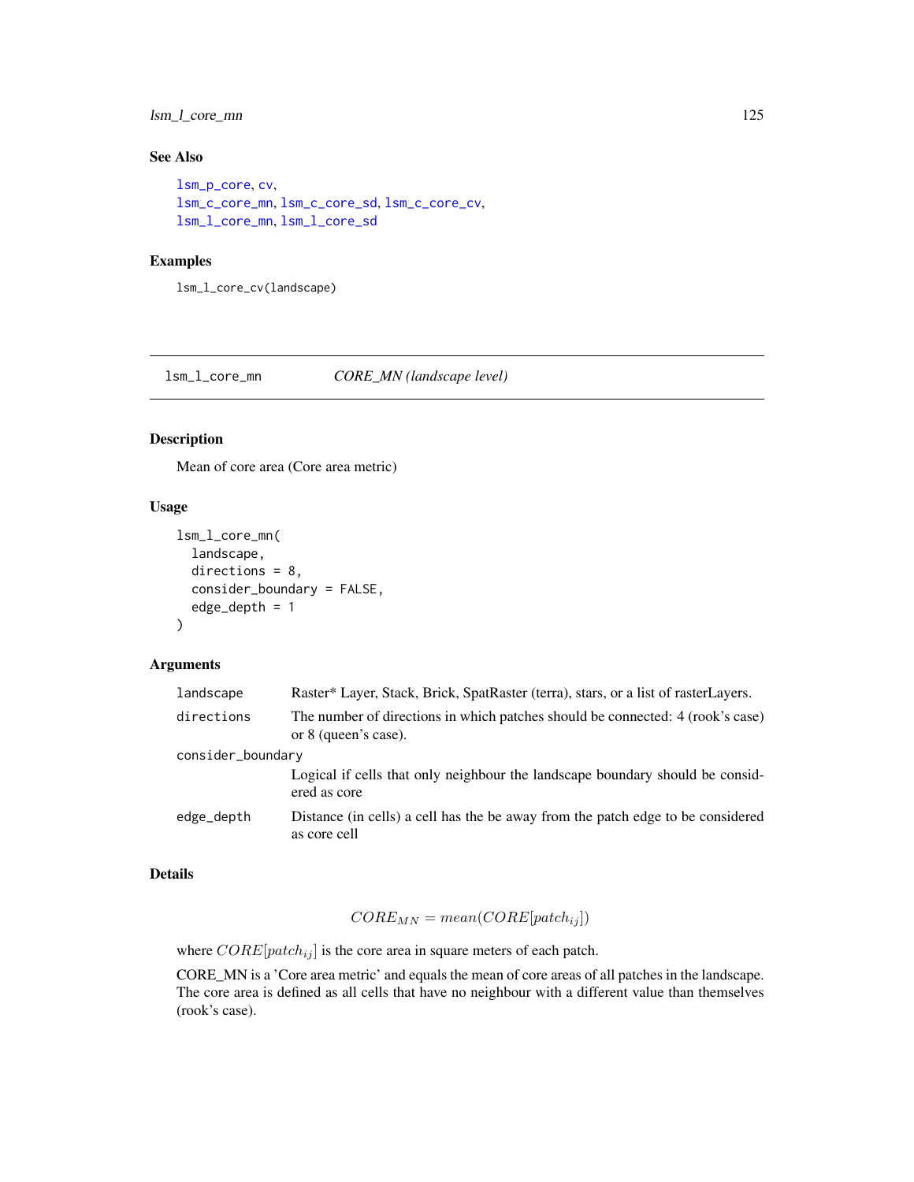## See Also

lsm_p_core, cv,
lsm_c_core_mn, lsm_c_core_sd, lsm_c_core_cv,
lsm_l_core_mn, lsm_l_core_sd

## Examples

```
lsm_l_core_cv(landscape)
```

---

# lsm_l_core_mn    *CORE_MN (landscape level)*

---

## Description

Mean of core area (Core area metric)

## Usage

```
lsm_l_core_mn(
  landscape,
  directions = 8,
  consider_boundary = FALSE,
  edge_depth = 1
)
```

## Arguments

| | |
|---|---|
| landscape | Raster* Layer, Stack, Brick, SpatRaster (terra), stars, or a list of rasterLayers. |
| directions | The number of directions in which patches should be connected: 4 (rook's case) or 8 (queen's case). |
| consider_boundary | Logical if cells that only neighbour the landscape boundary should be considered as core |
| edge_depth | Distance (in cells) a cell has the be away from the patch edge to be considered as core cell |

## Details

$$CORE_{MN} = mean(CORE[patch_{ij}])$$

where $CORE[patch_{ij}]$ is the core area in square meters of each patch.

CORE_MN is a 'Core area metric' and equals the mean of core areas of all patches in the landscape. The core area is defined as all cells that have no neighbour with a different value than themselves (rook's case).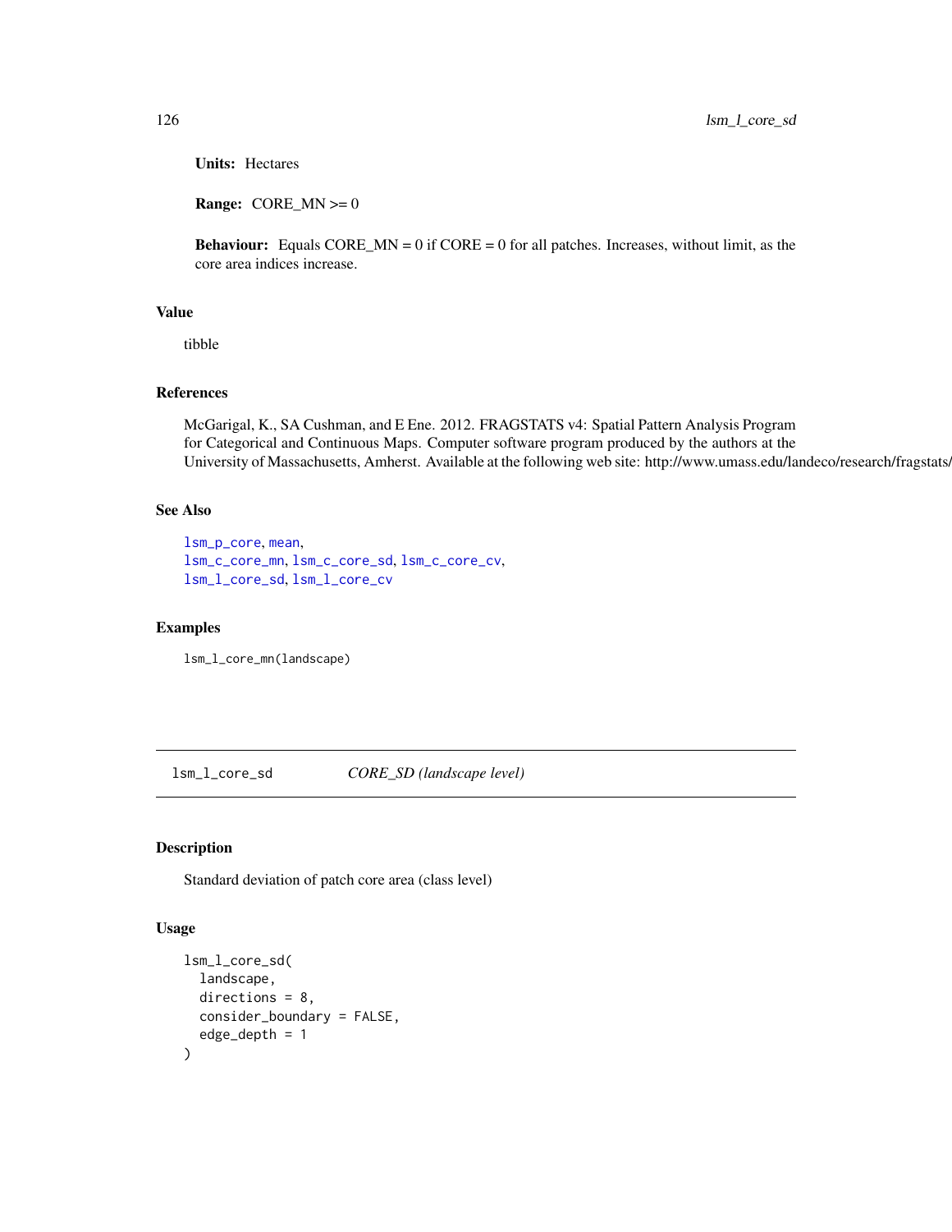**Units:** Hectares

**Range:** CORE_MN >= 0

**Behaviour:** Equals CORE_MN = 0 if CORE = 0 for all patches. Increases, without limit, as the core area indices increase.

## Value

tibble

## References

McGarigal, K., SA Cushman, and E Ene. 2012. FRAGSTATS v4: Spatial Pattern Analysis Program for Categorical and Continuous Maps. Computer software program produced by the authors at the University of Massachusetts, Amherst. Available at the following web site: http://www.umass.edu/landeco/research/fragstats/fragstats.html

## See Also

lsm_p_core, mean,
lsm_c_core_mn, lsm_c_core_sd, lsm_c_core_cv,
lsm_l_core_sd, lsm_l_core_cv

## Examples

```
lsm_l_core_mn(landscape)
```

---

# lsm_l_core_sd — *CORE_SD (landscape level)*

## Description

Standard deviation of patch core area (class level)

## Usage

```
lsm_l_core_sd(
  landscape,
  directions = 8,
  consider_boundary = FALSE,
  edge_depth = 1
)
```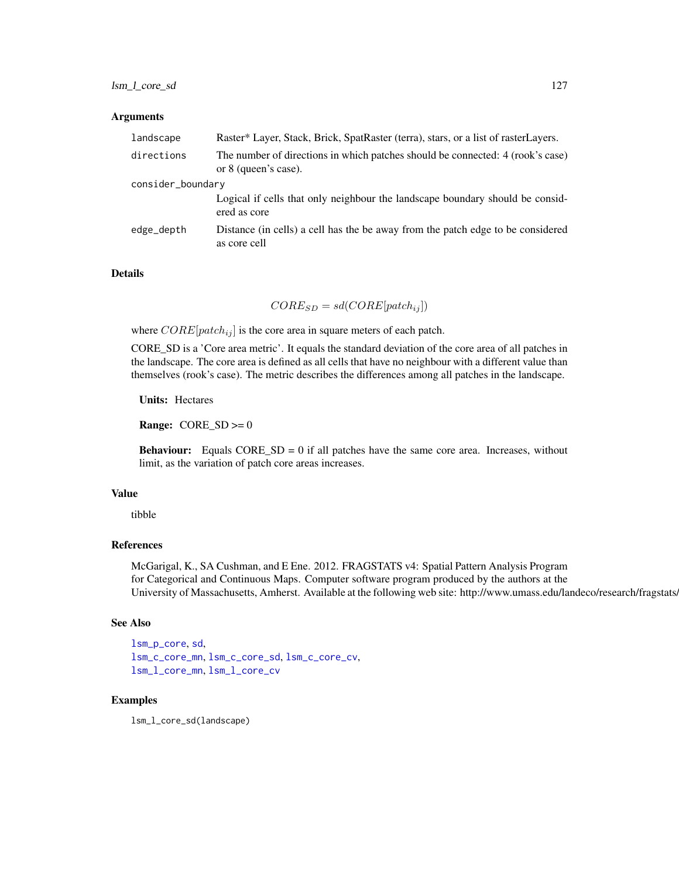## Arguments

| | |
|---|---|
| `landscape` | Raster* Layer, Stack, Brick, SpatRaster (terra), stars, or a list of rasterLayers. |
| `directions` | The number of directions in which patches should be connected: 4 (rook's case) or 8 (queen's case). |
| `consider_boundary` | Logical if cells that only neighbour the landscape boundary should be considered as core |
| `edge_depth` | Distance (in cells) a cell has the be away from the patch edge to be considered as core cell |

## Details

$$CORE_{SD} = sd(CORE[patch_{ij}])$$

where $CORE[patch_{ij}]$ is the core area in square meters of each patch.

CORE_SD is a 'Core area metric'. It equals the standard deviation of the core area of all patches in the landscape. The core area is defined as all cells that have no neighbour with a different value than themselves (rook's case). The metric describes the differences among all patches in the landscape.

**Units:** Hectares

**Range:** CORE_SD >= 0

**Behaviour:** Equals CORE_SD = 0 if all patches have the same core area. Increases, without limit, as the variation of patch core areas increases.

## Value

tibble

## References

McGarigal, K., SA Cushman, and E Ene. 2012. FRAGSTATS v4: Spatial Pattern Analysis Program for Categorical and Continuous Maps. Computer software program produced by the authors at the University of Massachusetts, Amherst. Available at the following web site: http://www.umass.edu/landeco/research/fragstats/fragstats.html

## See Also

`lsm_p_core`, `sd`,
`lsm_c_core_mn`, `lsm_c_core_sd`, `lsm_c_core_cv`,
`lsm_l_core_mn`, `lsm_l_core_cv`

## Examples

```
lsm_l_core_sd(landscape)
```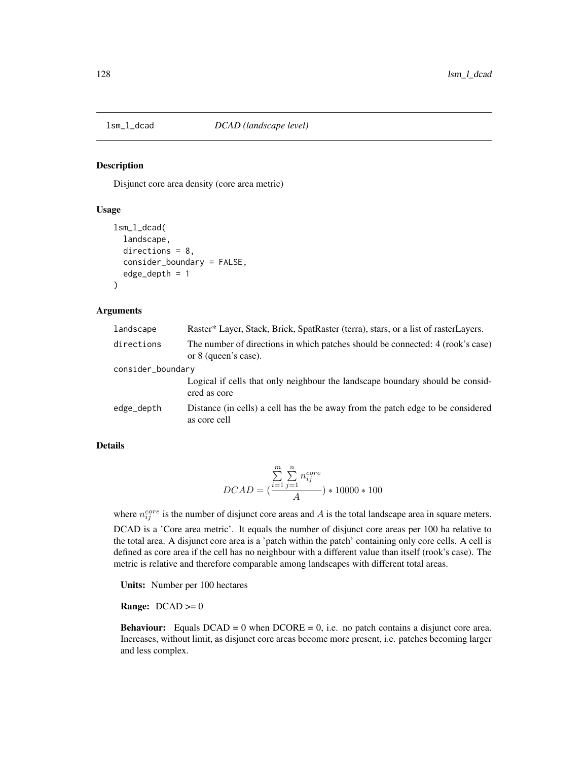## lsm_l_dcad — *DCAD (landscape level)*

### Description

Disjunct core area density (core area metric)

### Usage

```
lsm_l_dcad(
  landscape,
  directions = 8,
  consider_boundary = FALSE,
  edge_depth = 1
)
```

### Arguments

| | |
|---|---|
| landscape | Raster* Layer, Stack, Brick, SpatRaster (terra), stars, or a list of rasterLayers. |
| directions | The number of directions in which patches should be connected: 4 (rook's case) or 8 (queen's case). |
| consider_boundary | Logical if cells that only neighbour the landscape boundary should be considered as core |
| edge_depth | Distance (in cells) a cell has the be away from the patch edge to be considered as core cell |

### Details

$$DCAD = (\frac{\sum_{i=1}^{m}\sum_{j=1}^{n} n_{ij}^{core}}{A}) * 10000 * 100$$

where $n_{ij}^{core}$ is the number of disjunct core areas and $A$ is the total landscape area in square meters.

DCAD is a 'Core area metric'. It equals the number of disjunct core areas per 100 ha relative to the total area. A disjunct core area is a 'patch within the patch' containing only core cells. A cell is defined as core area if the cell has no neighbour with a different value than itself (rook's case). The metric is relative and therefore comparable among landscapes with different total areas.

**Units:** Number per 100 hectares

**Range:** DCAD >= 0

**Behaviour:** Equals DCAD = 0 when DCORE = 0, i.e. no patch contains a disjunct core area. Increases, without limit, as disjunct core areas become more present, i.e. patches becoming larger and less complex.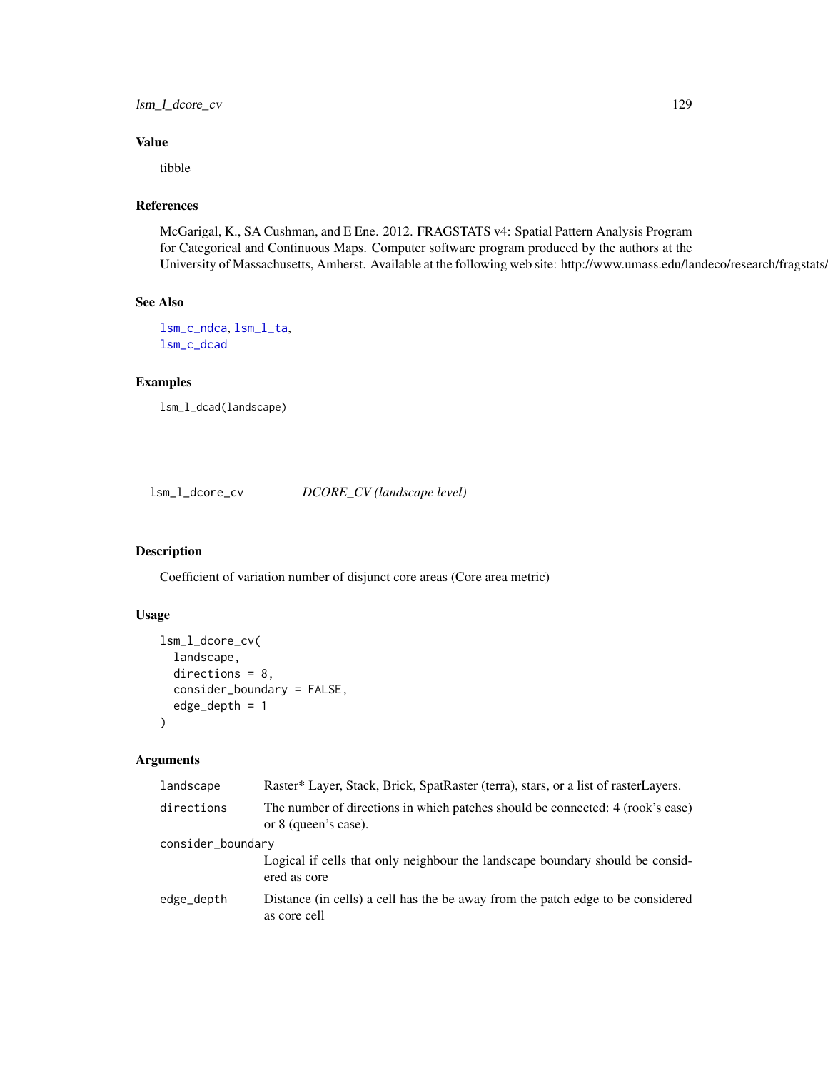## Value

tibble

## References

McGarigal, K., SA Cushman, and E Ene. 2012. FRAGSTATS v4: Spatial Pattern Analysis Program for Categorical and Continuous Maps. Computer software program produced by the authors at the University of Massachusetts, Amherst. Available at the following web site: http://www.umass.edu/landeco/research/fragstats/

## See Also

lsm_c_ndca, lsm_l_ta,
lsm_c_dcad

## Examples

```
lsm_l_dcad(landscape)
```

---

# lsm_l_dcore_cv    *DCORE_CV (landscape level)*

## Description

Coefficient of variation number of disjunct core areas (Core area metric)

## Usage

```
lsm_l_dcore_cv(
  landscape,
  directions = 8,
  consider_boundary = FALSE,
  edge_depth = 1
)
```

## Arguments

| | |
|---|---|
| landscape | Raster* Layer, Stack, Brick, SpatRaster (terra), stars, or a list of rasterLayers. |
| directions | The number of directions in which patches should be connected: 4 (rook's case) or 8 (queen's case). |
| consider_boundary | Logical if cells that only neighbour the landscape boundary should be considered as core |
| edge_depth | Distance (in cells) a cell has the be away from the patch edge to be considered as core cell |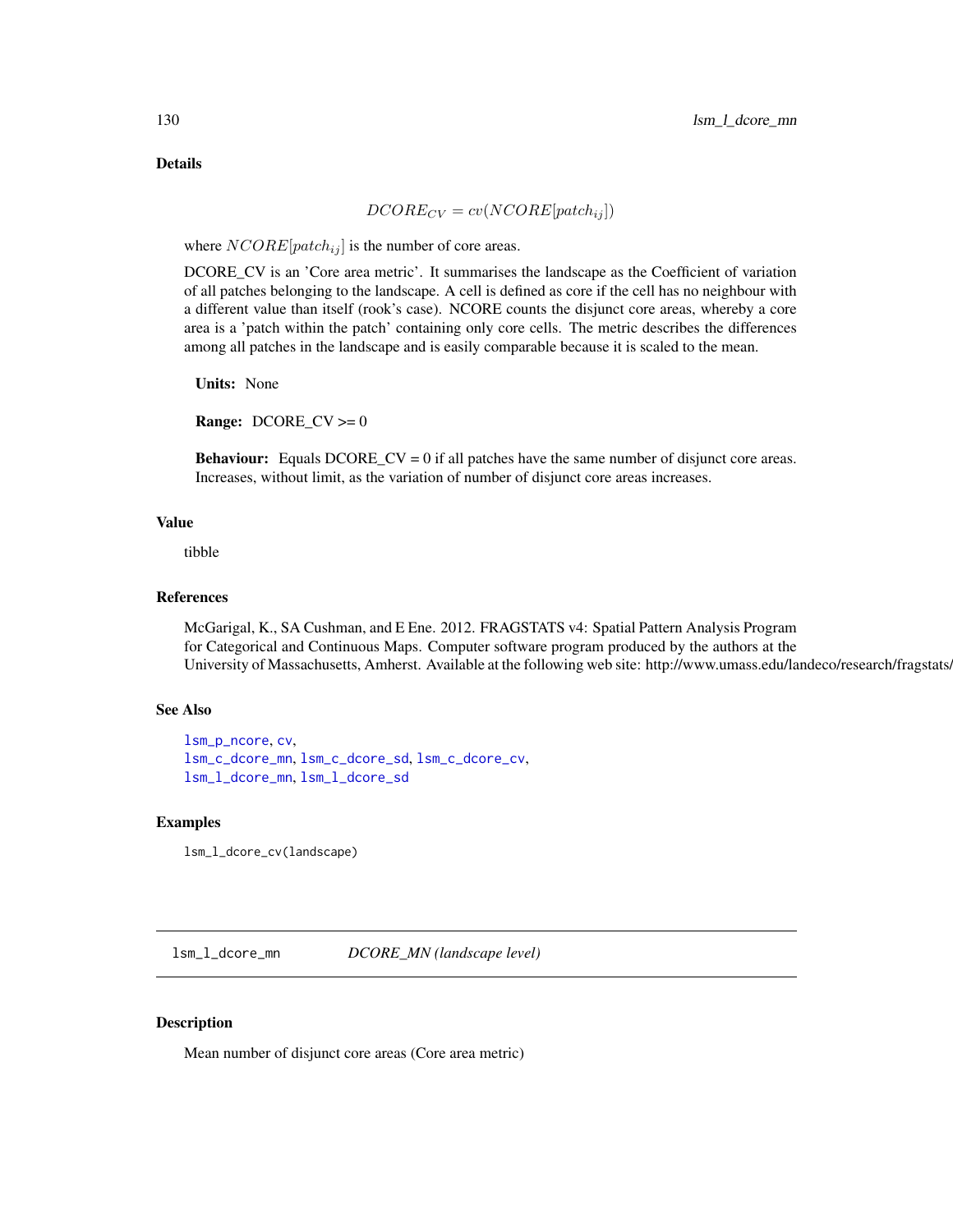### Details

$$DCORE_{CV} = cv(NCORE[patch_{ij}])$$

where $NCORE[patch_{ij}]$ is the number of core areas.

DCORE_CV is an 'Core area metric'. It summarises the landscape as the Coefficient of variation of all patches belonging to the landscape. A cell is defined as core if the cell has no neighbour with a different value than itself (rook's case). NCORE counts the disjunct core areas, whereby a core area is a 'patch within the patch' containing only core cells. The metric describes the differences among all patches in the landscape and is easily comparable because it is scaled to the mean.

**Units:** None

**Range:** DCORE_CV >= 0

**Behaviour:** Equals DCORE_CV = 0 if all patches have the same number of disjunct core areas. Increases, without limit, as the variation of number of disjunct core areas increases.

### Value

tibble

### References

McGarigal, K., SA Cushman, and E Ene. 2012. FRAGSTATS v4: Spatial Pattern Analysis Program for Categorical and Continuous Maps. Computer software program produced by the authors at the University of Massachusetts, Amherst. Available at the following web site: http://www.umass.edu/landeco/research/fragstats/

### See Also

lsm_p_ncore, cv,
lsm_c_dcore_mn, lsm_c_dcore_sd, lsm_c_dcore_cv,
lsm_l_dcore_mn, lsm_l_dcore_sd

### Examples

```
lsm_l_dcore_cv(landscape)
```

---

## lsm_l_dcore_mn — *DCORE_MN (landscape level)*

### Description

Mean number of disjunct core areas (Core area metric)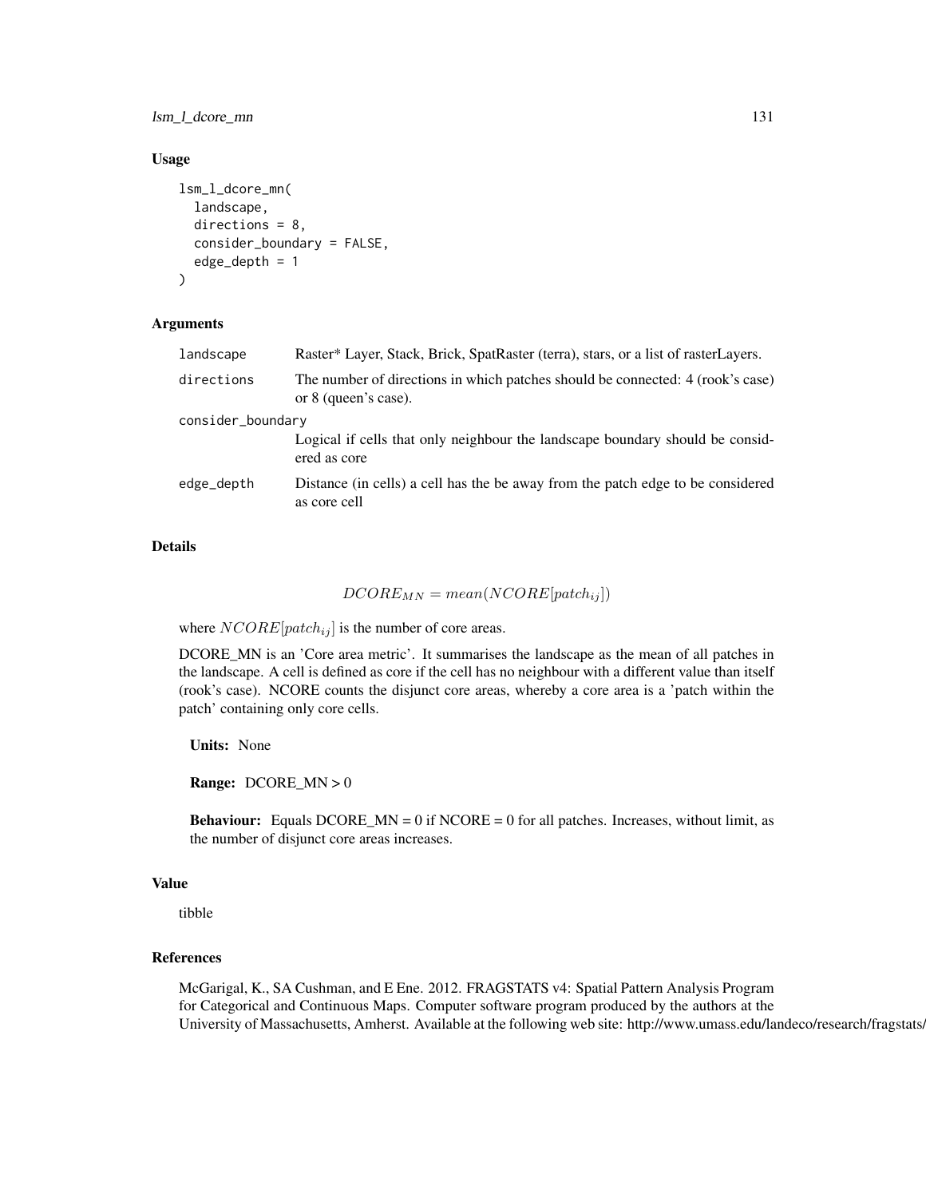## Usage

```
lsm_l_dcore_mn(
  landscape,
  directions = 8,
  consider_boundary = FALSE,
  edge_depth = 1
)
```

## Arguments

| Argument | Description |
|---|---|
| landscape | Raster* Layer, Stack, Brick, SpatRaster (terra), stars, or a list of rasterLayers. |
| directions | The number of directions in which patches should be connected: 4 (rook's case) or 8 (queen's case). |
| consider_boundary | Logical if cells that only neighbour the landscape boundary should be considered as core |
| edge_depth | Distance (in cells) a cell has the be away from the patch edge to be considered as core cell |

## Details

$$DCORE_{MN} = mean(NCORE[patch_{ij}])$$

where $NCORE[patch_{ij}]$ is the number of core areas.

DCORE_MN is an 'Core area metric'. It summarises the landscape as the mean of all patches in the landscape. A cell is defined as core if the cell has no neighbour with a different value than itself (rook's case). NCORE counts the disjunct core areas, whereby a core area is a 'patch within the patch' containing only core cells.

**Units:** None

**Range:** DCORE_MN > 0

**Behaviour:** Equals DCORE_MN = 0 if NCORE = 0 for all patches. Increases, without limit, as the number of disjunct core areas increases.

## Value

tibble

## References

McGarigal, K., SA Cushman, and E Ene. 2012. FRAGSTATS v4: Spatial Pattern Analysis Program for Categorical and Continuous Maps. Computer software program produced by the authors at the University of Massachusetts, Amherst. Available at the following web site: http://www.umass.edu/landeco/research/fragstats/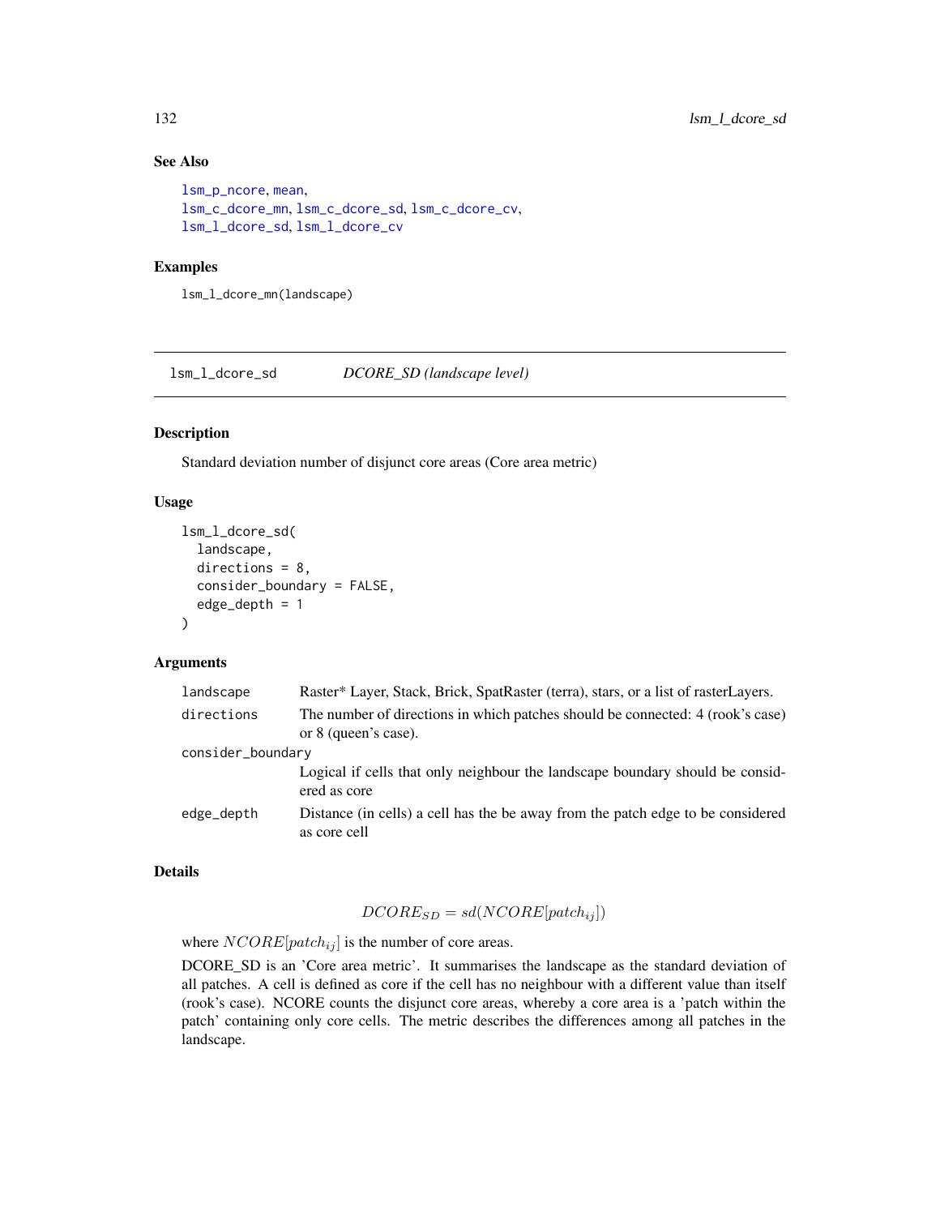### See Also

lsm_p_ncore, mean,
lsm_c_dcore_mn, lsm_c_dcore_sd, lsm_c_dcore_cv,
lsm_l_dcore_sd, lsm_l_dcore_cv

### Examples

```
lsm_l_dcore_mn(landscape)
```

---

## lsm_l_dcore_sd — *DCORE_SD (landscape level)*

---

### Description

Standard deviation number of disjunct core areas (Core area metric)

### Usage

```
lsm_l_dcore_sd(
  landscape,
  directions = 8,
  consider_boundary = FALSE,
  edge_depth = 1
)
```

### Arguments

| | |
|---|---|
| landscape | Raster* Layer, Stack, Brick, SpatRaster (terra), stars, or a list of rasterLayers. |
| directions | The number of directions in which patches should be connected: 4 (rook's case) or 8 (queen's case). |
| consider_boundary | Logical if cells that only neighbour the landscape boundary should be considered as core |
| edge_depth | Distance (in cells) a cell has the be away from the patch edge to be considered as core cell |

### Details

$$DCORE_{SD} = sd(NCORE[patch_{ij}])$$

where $NCORE[patch_{ij}]$ is the number of core areas.

DCORE_SD is an 'Core area metric'. It summarises the landscape as the standard deviation of all patches. A cell is defined as core if the cell has no neighbour with a different value than itself (rook's case). NCORE counts the disjunct core areas, whereby a core area is a 'patch within the patch' containing only core cells. The metric describes the differences among all patches in the landscape.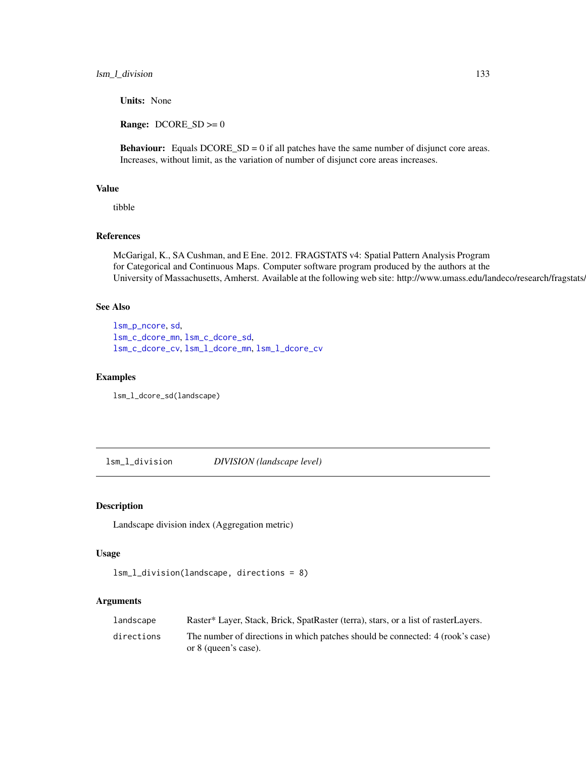**Units:** None

**Range:** DCORE_SD >= 0

**Behaviour:** Equals DCORE_SD = 0 if all patches have the same number of disjunct core areas. Increases, without limit, as the variation of number of disjunct core areas increases.

### Value

tibble

### References

McGarigal, K., SA Cushman, and E Ene. 2012. FRAGSTATS v4: Spatial Pattern Analysis Program for Categorical and Continuous Maps. Computer software program produced by the authors at the University of Massachusetts, Amherst. Available at the following web site: http://www.umass.edu/landeco/research/fragstats/

### See Also

lsm_p_ncore, sd,
lsm_c_dcore_mn, lsm_c_dcore_sd,
lsm_c_dcore_cv, lsm_l_dcore_mn, lsm_l_dcore_cv

### Examples

```
lsm_l_dcore_sd(landscape)
```

---

## lsm_l_division — *DIVISION (landscape level)*

### Description

Landscape division index (Aggregation metric)

### Usage

```
lsm_l_division(landscape, directions = 8)
```

### Arguments

| | |
|---|---|
| landscape | Raster* Layer, Stack, Brick, SpatRaster (terra), stars, or a list of rasterLayers. |
| directions | The number of directions in which patches should be connected: 4 (rook's case) or 8 (queen's case). |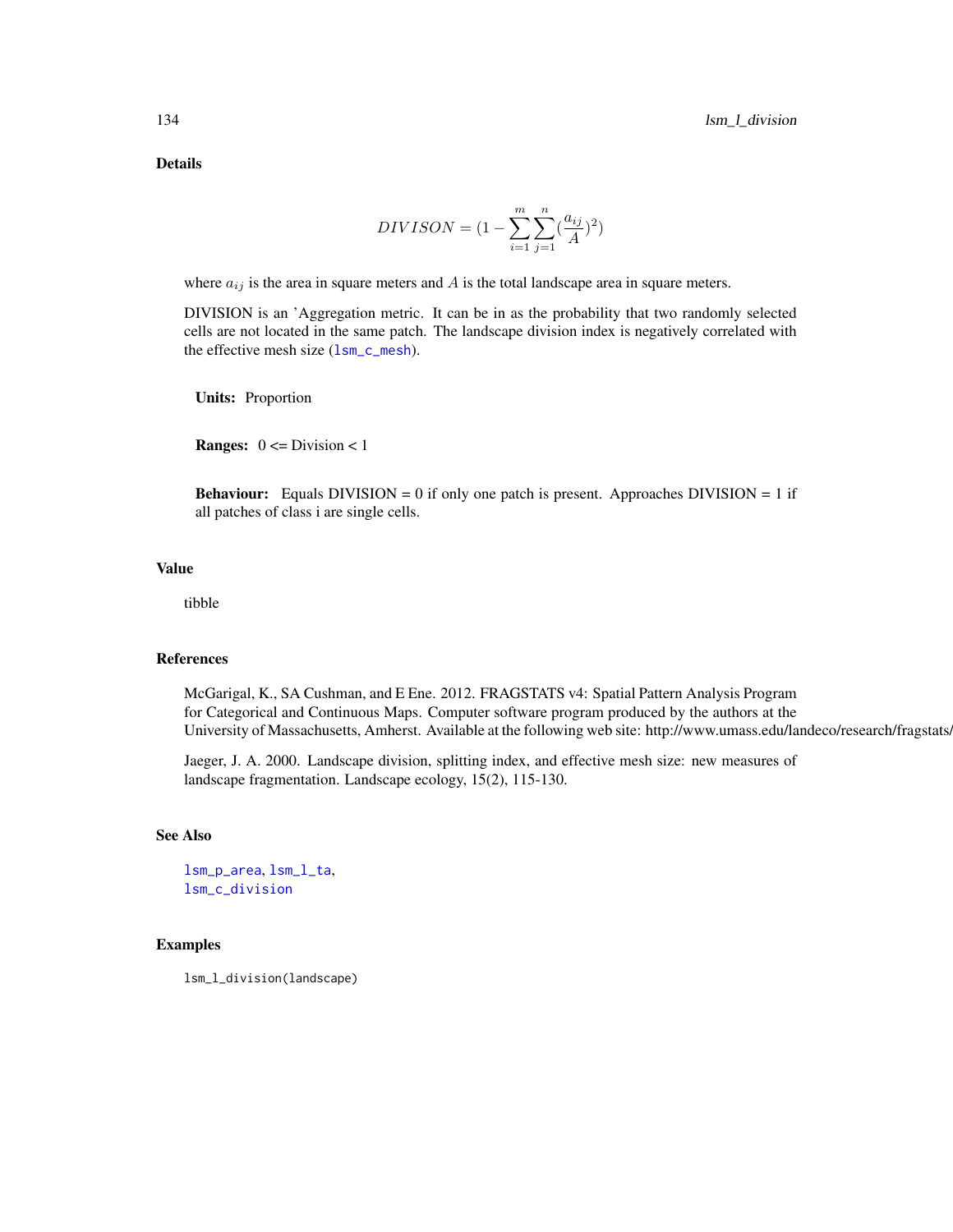## Details

$$DIVISON = (1 - \sum_{i=1}^{m} \sum_{j=1}^{n} (\frac{a_{ij}}{A})^2)$$

where $a_{ij}$ is the area in square meters and $A$ is the total landscape area in square meters.

DIVISION is an 'Aggregation metric. It can be in as the probability that two randomly selected cells are not located in the same patch. The landscape division index is negatively correlated with the effective mesh size (lsm_c_mesh).

**Units:** Proportion

**Ranges:** 0 <= Division < 1

**Behaviour:** Equals DIVISION = 0 if only one patch is present. Approaches DIVISION = 1 if all patches of class i are single cells.

## Value

tibble

## References

McGarigal, K., SA Cushman, and E Ene. 2012. FRAGSTATS v4: Spatial Pattern Analysis Program for Categorical and Continuous Maps. Computer software program produced by the authors at the University of Massachusetts, Amherst. Available at the following web site: http://www.umass.edu/landeco/research/fragstats/fragstats.html

Jaeger, J. A. 2000. Landscape division, splitting index, and effective mesh size: new measures of landscape fragmentation. Landscape ecology, 15(2), 115-130.

## See Also

lsm_p_area, lsm_l_ta,
lsm_c_division

## Examples

```
lsm_l_division(landscape)
```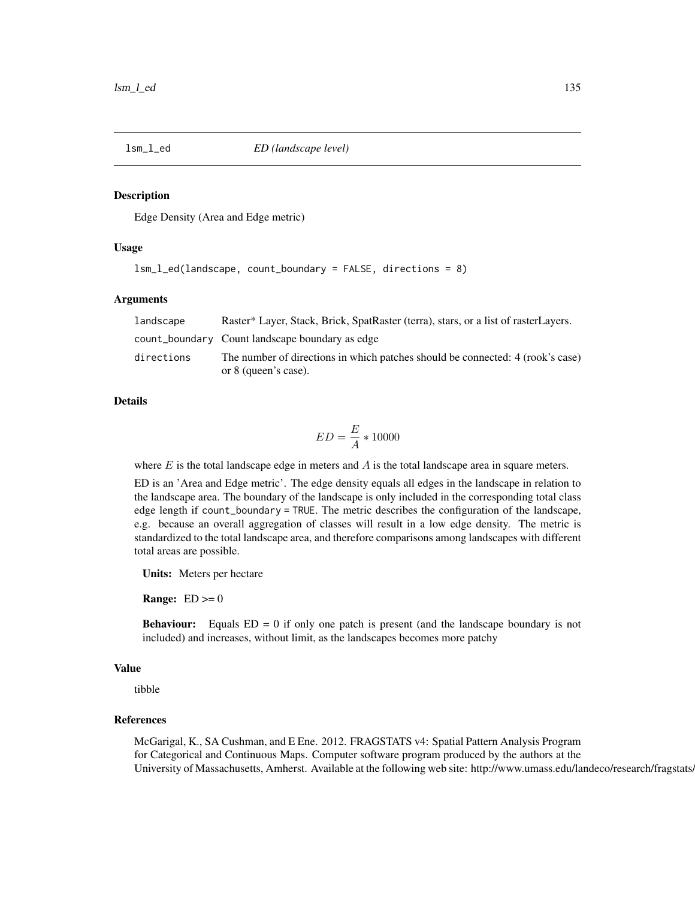lsm_l_ed *ED (landscape level)*

## Description

Edge Density (Area and Edge metric)

## Usage

```
lsm_l_ed(landscape, count_boundary = FALSE, directions = 8)
```

## Arguments

| | |
|---|---|
| landscape | Raster* Layer, Stack, Brick, SpatRaster (terra), stars, or a list of rasterLayers. |
| count_boundary | Count landscape boundary as edge |
| directions | The number of directions in which patches should be connected: 4 (rook's case) or 8 (queen's case). |

## Details

$$ED = \frac{E}{A} * 10000$$

where $E$ is the total landscape edge in meters and $A$ is the total landscape area in square meters.

ED is an 'Area and Edge metric'. The edge density equals all edges in the landscape in relation to the landscape area. The boundary of the landscape is only included in the corresponding total class edge length if `count_boundary = TRUE`. The metric describes the configuration of the landscape, e.g. because an overall aggregation of classes will result in a low edge density. The metric is standardized to the total landscape area, and therefore comparisons among landscapes with different total areas are possible.

**Units:** Meters per hectare

**Range:** ED >= 0

**Behaviour:** Equals ED = 0 if only one patch is present (and the landscape boundary is not included) and increases, without limit, as the landscapes becomes more patchy

## Value

tibble

## References

McGarigal, K., SA Cushman, and E Ene. 2012. FRAGSTATS v4: Spatial Pattern Analysis Program for Categorical and Continuous Maps. Computer software program produced by the authors at the University of Massachusetts, Amherst. Available at the following web site: http://www.umass.edu/landeco/research/fragstats/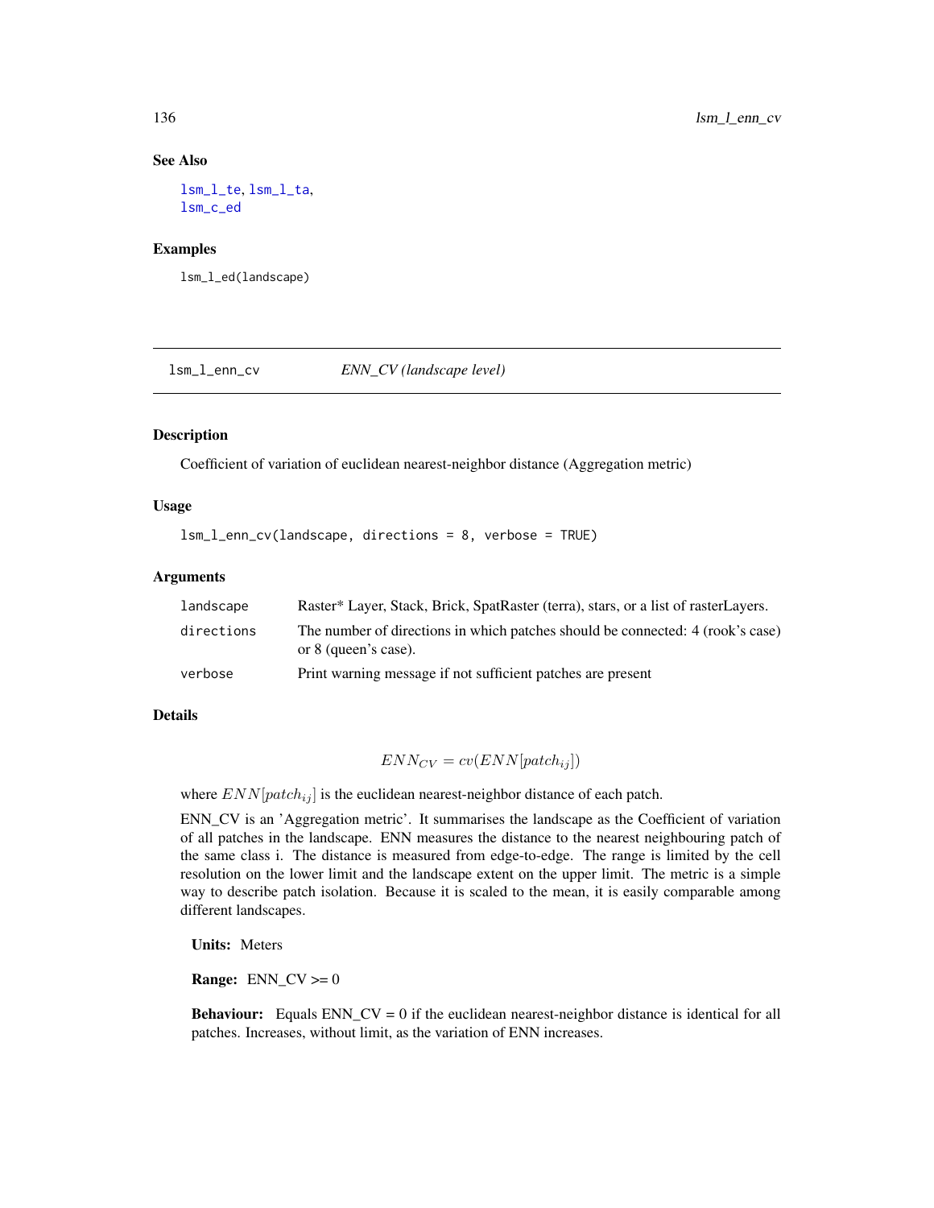### See Also

lsm_l_te, lsm_l_ta,
lsm_c_ed

### Examples

```
lsm_l_ed(landscape)
```

---

## lsm_l_enn_cv — *ENN_CV (landscape level)*

### Description

Coefficient of variation of euclidean nearest-neighbor distance (Aggregation metric)

### Usage

```
lsm_l_enn_cv(landscape, directions = 8, verbose = TRUE)
```

### Arguments

| | |
|---|---|
| landscape | Raster* Layer, Stack, Brick, SpatRaster (terra), stars, or a list of rasterLayers. |
| directions | The number of directions in which patches should be connected: 4 (rook's case) or 8 (queen's case). |
| verbose | Print warning message if not sufficient patches are present |

### Details

$$ENN_{CV} = cv(ENN[patch_{ij}])$$

where $ENN[patch_{ij}]$ is the euclidean nearest-neighbor distance of each patch.

ENN_CV is an 'Aggregation metric'. It summarises the landscape as the Coefficient of variation of all patches in the landscape. ENN measures the distance to the nearest neighbouring patch of the same class i. The distance is measured from edge-to-edge. The range is limited by the cell resolution on the lower limit and the landscape extent on the upper limit. The metric is a simple way to describe patch isolation. Because it is scaled to the mean, it is easily comparable among different landscapes.

**Units:** Meters

**Range:** ENN_CV >= 0

**Behaviour:** Equals ENN_CV = 0 if the euclidean nearest-neighbor distance is identical for all patches. Increases, without limit, as the variation of ENN increases.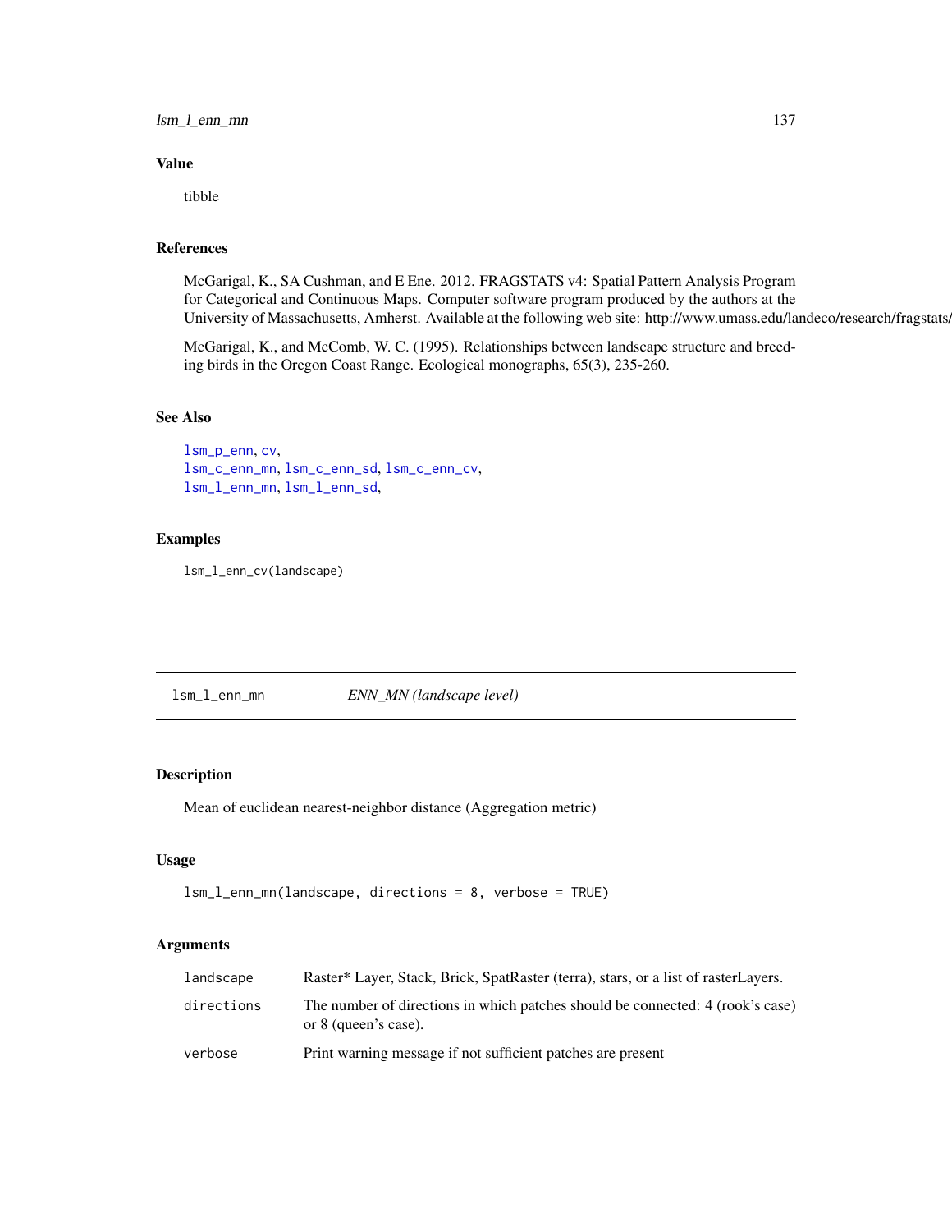### Value

tibble

### References

McGarigal, K., SA Cushman, and E Ene. 2012. FRAGSTATS v4: Spatial Pattern Analysis Program for Categorical and Continuous Maps. Computer software program produced by the authors at the University of Massachusetts, Amherst. Available at the following web site: http://www.umass.edu/landeco/research/fragstats/

McGarigal, K., and McComb, W. C. (1995). Relationships between landscape structure and breeding birds in the Oregon Coast Range. Ecological monographs, 65(3), 235-260.

### See Also

lsm_p_enn, cv,
lsm_c_enn_mn, lsm_c_enn_sd, lsm_c_enn_cv,
lsm_l_enn_mn, lsm_l_enn_sd,

### Examples

```
lsm_l_enn_cv(landscape)
```

---

## lsm_l_enn_mn    *ENN_MN (landscape level)*

---

### Description

Mean of euclidean nearest-neighbor distance (Aggregation metric)

### Usage

```
lsm_l_enn_mn(landscape, directions = 8, verbose = TRUE)
```

### Arguments

| | |
|---|---|
| landscape | Raster* Layer, Stack, Brick, SpatRaster (terra), stars, or a list of rasterLayers. |
| directions | The number of directions in which patches should be connected: 4 (rook's case) or 8 (queen's case). |
| verbose | Print warning message if not sufficient patches are present |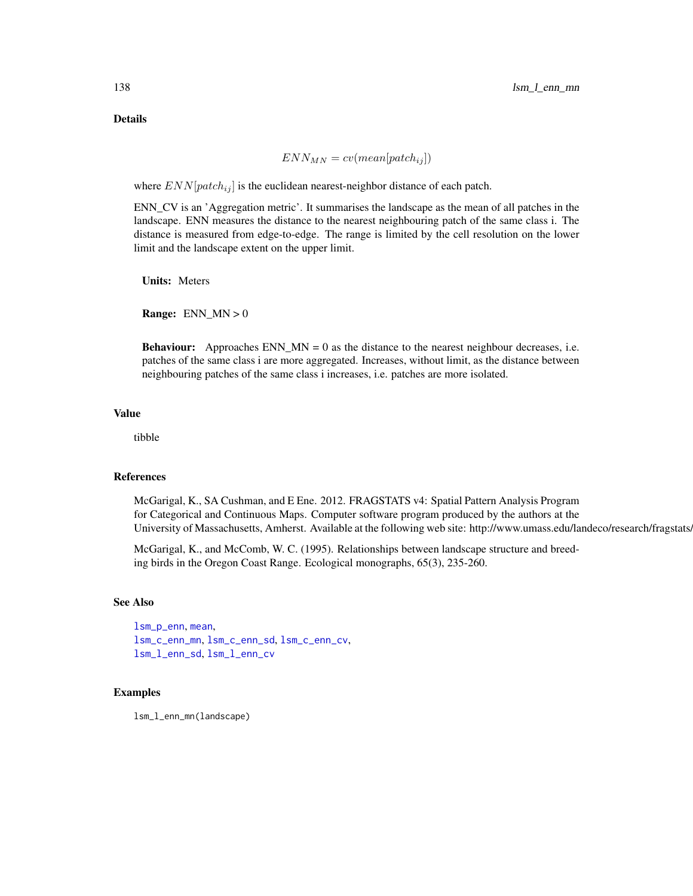## Details

$$ENN_{MN} = cv(mean[patch_{ij}])$$

where $ENN[patch_{ij}]$ is the euclidean nearest-neighbor distance of each patch.

ENN_CV is an 'Aggregation metric'. It summarises the landscape as the mean of all patches in the landscape. ENN measures the distance to the nearest neighbouring patch of the same class i. The distance is measured from edge-to-edge. The range is limited by the cell resolution on the lower limit and the landscape extent on the upper limit.

**Units:** Meters

**Range:** ENN_MN > 0

**Behaviour:** Approaches ENN_MN = 0 as the distance to the nearest neighbour decreases, i.e. patches of the same class i are more aggregated. Increases, without limit, as the distance between neighbouring patches of the same class i increases, i.e. patches are more isolated.

## Value

tibble

## References

McGarigal, K., SA Cushman, and E Ene. 2012. FRAGSTATS v4: Spatial Pattern Analysis Program for Categorical and Continuous Maps. Computer software program produced by the authors at the University of Massachusetts, Amherst. Available at the following web site: http://www.umass.edu/landeco/research/fragstats/

McGarigal, K., and McComb, W. C. (1995). Relationships between landscape structure and breeding birds in the Oregon Coast Range. Ecological monographs, 65(3), 235-260.

## See Also

lsm_p_enn, mean,
lsm_c_enn_mn, lsm_c_enn_sd, lsm_c_enn_cv,
lsm_l_enn_sd, lsm_l_enn_cv

## Examples

```
lsm_l_enn_mn(landscape)
```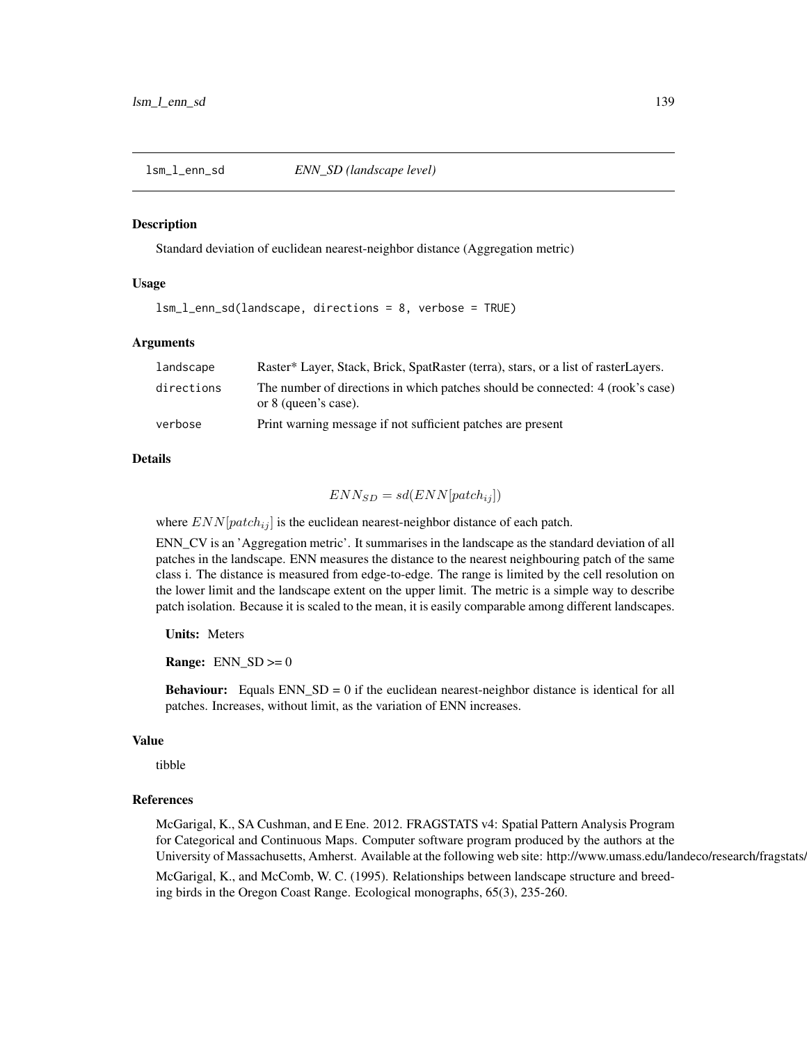`lsm_l_enn_sd` *ENN_SD (landscape level)*

### Description

Standard deviation of euclidean nearest-neighbor distance (Aggregation metric)

### Usage

```
lsm_l_enn_sd(landscape, directions = 8, verbose = TRUE)
```

### Arguments

| | |
|---|---|
| `landscape` | Raster* Layer, Stack, Brick, SpatRaster (terra), stars, or a list of rasterLayers. |
| `directions` | The number of directions in which patches should be connected: 4 (rook's case) or 8 (queen's case). |
| `verbose` | Print warning message if not sufficient patches are present |

### Details

$$ENN_{SD} = sd(ENN[patch_{ij}])$$

where $ENN[patch_{ij}]$ is the euclidean nearest-neighbor distance of each patch.

ENN_CV is an 'Aggregation metric'. It summarises in the landscape as the standard deviation of all patches in the landscape. ENN measures the distance to the nearest neighbouring patch of the same class i. The distance is measured from edge-to-edge. The range is limited by the cell resolution on the lower limit and the landscape extent on the upper limit. The metric is a simple way to describe patch isolation. Because it is scaled to the mean, it is easily comparable among different landscapes.

**Units:** Meters

**Range:** ENN_SD >= 0

**Behaviour:** Equals ENN_SD = 0 if the euclidean nearest-neighbor distance is identical for all patches. Increases, without limit, as the variation of ENN increases.

### Value

tibble

### References

McGarigal, K., SA Cushman, and E Ene. 2012. FRAGSTATS v4: Spatial Pattern Analysis Program for Categorical and Continuous Maps. Computer software program produced by the authors at the University of Massachusetts, Amherst. Available at the following web site: http://www.umass.edu/landeco/research/fragstats/fragstats.html

McGarigal, K., and McComb, W. C. (1995). Relationships between landscape structure and breeding birds in the Oregon Coast Range. Ecological monographs, 65(3), 235-260.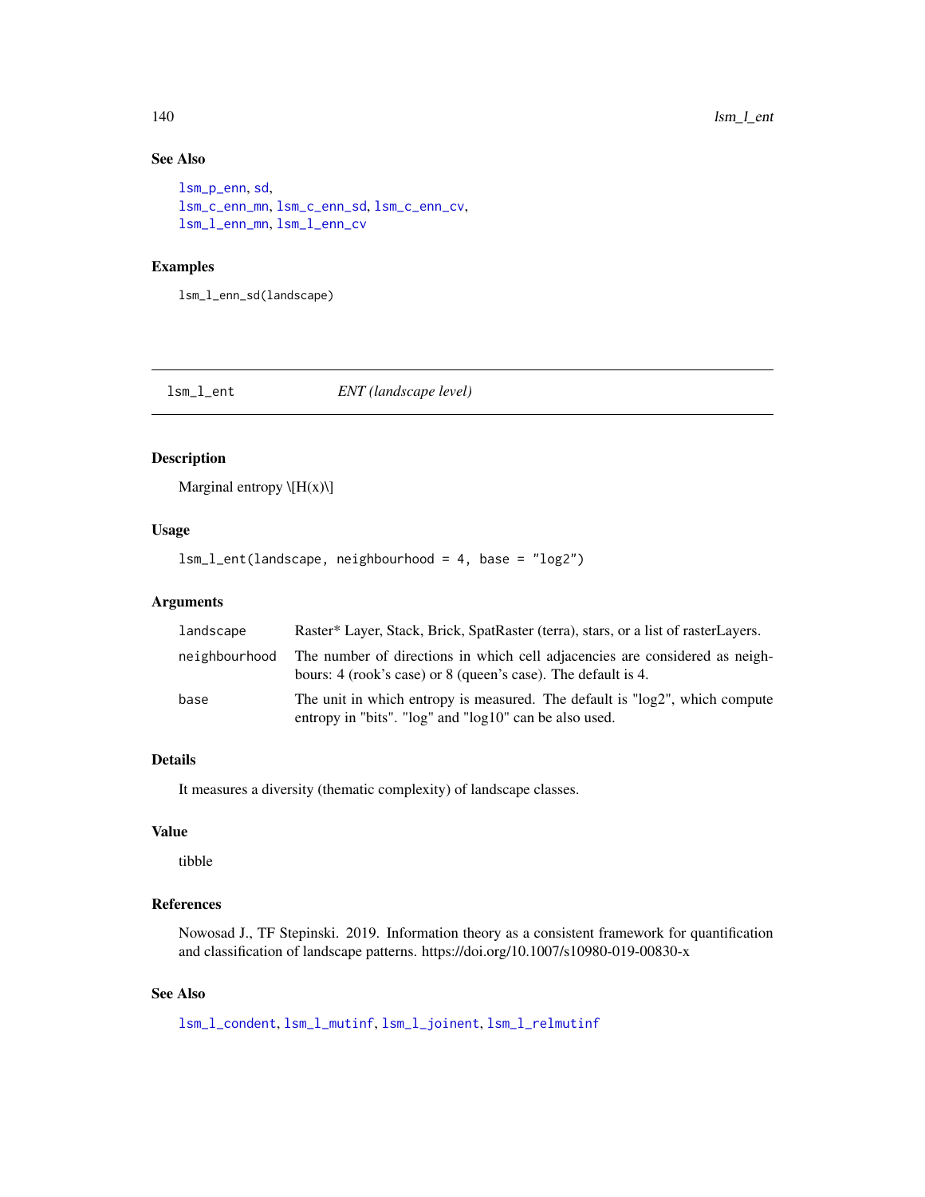### See Also

lsm_p_enn, sd,
lsm_c_enn_mn, lsm_c_enn_sd, lsm_c_enn_cv,
lsm_l_enn_mn, lsm_l_enn_cv

### Examples

```
lsm_l_enn_sd(landscape)
```

---

## lsm_l_ent — *ENT (landscape level)*

### Description

Marginal entropy \[H(x)\]

### Usage

```
lsm_l_ent(landscape, neighbourhood = 4, base = "log2")
```

### Arguments

| | |
|---|---|
| landscape | Raster* Layer, Stack, Brick, SpatRaster (terra), stars, or a list of rasterLayers. |
| neighbourhood | The number of directions in which cell adjacencies are considered as neighbours: 4 (rook's case) or 8 (queen's case). The default is 4. |
| base | The unit in which entropy is measured. The default is "log2", which compute entropy in "bits". "log" and "log10" can be also used. |

### Details

It measures a diversity (thematic complexity) of landscape classes.

### Value

tibble

### References

Nowosad J., TF Stepinski. 2019. Information theory as a consistent framework for quantification and classification of landscape patterns. https://doi.org/10.1007/s10980-019-00830-x

### See Also

lsm_l_condent, lsm_l_mutinf, lsm_l_joinent, lsm_l_relmutinf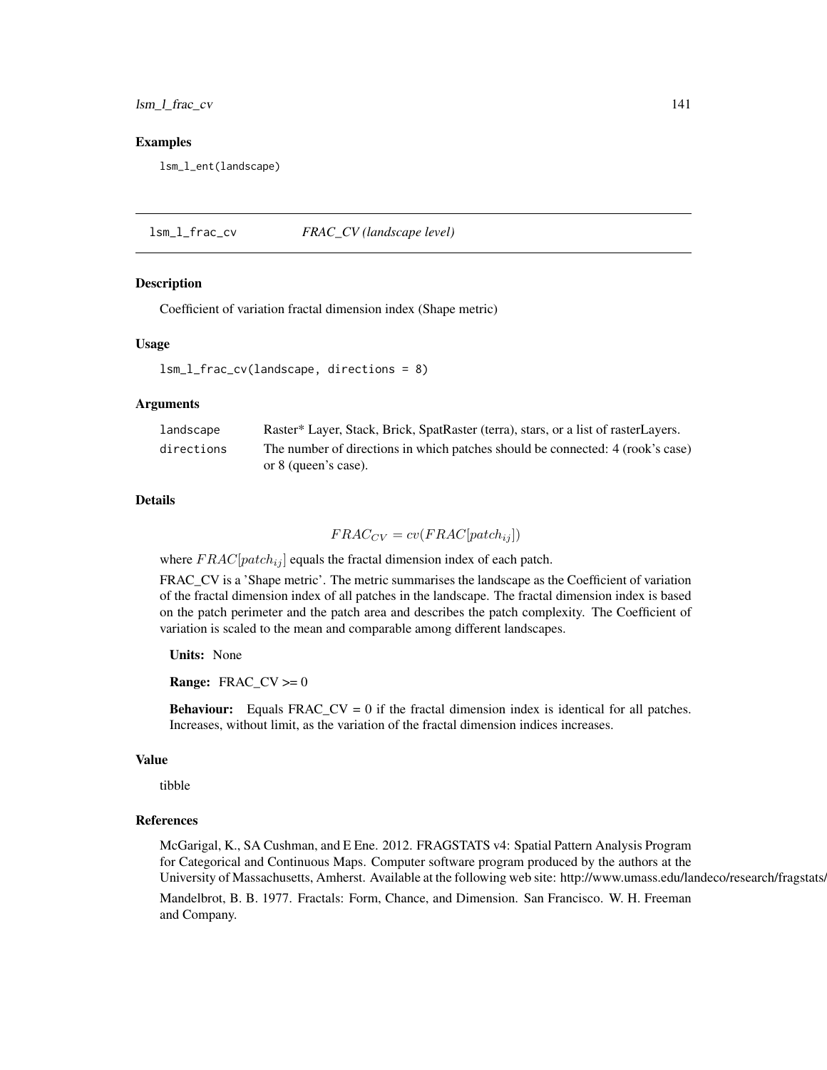## Examples

```
lsm_l_ent(landscape)
```

# lsm_l_frac_cv *FRAC_CV (landscape level)*

## Description

Coefficient of variation fractal dimension index (Shape metric)

## Usage

```
lsm_l_frac_cv(landscape, directions = 8)
```

## Arguments

| | |
|---|---|
| landscape | Raster* Layer, Stack, Brick, SpatRaster (terra), stars, or a list of rasterLayers. |
| directions | The number of directions in which patches should be connected: 4 (rook's case) or 8 (queen's case). |

## Details

$$FRAC_{CV} = cv(FRAC[patch_{ij}])$$

where $FRAC[patch_{ij}]$ equals the fractal dimension index of each patch.

FRAC_CV is a 'Shape metric'. The metric summarises the landscape as the Coefficient of variation of the fractal dimension index of all patches in the landscape. The fractal dimension index is based on the patch perimeter and the patch area and describes the patch complexity. The Coefficient of variation is scaled to the mean and comparable among different landscapes.

**Units:** None

**Range:** FRAC_CV >= 0

**Behaviour:** Equals FRAC_CV = 0 if the fractal dimension index is identical for all patches. Increases, without limit, as the variation of the fractal dimension indices increases.

## Value

tibble

## References

McGarigal, K., SA Cushman, and E Ene. 2012. FRAGSTATS v4: Spatial Pattern Analysis Program for Categorical and Continuous Maps. Computer software program produced by the authors at the University of Massachusetts, Amherst. Available at the following web site: http://www.umass.edu/landeco/research/fragstats/

Mandelbrot, B. B. 1977. Fractals: Form, Chance, and Dimension. San Francisco. W. H. Freeman and Company.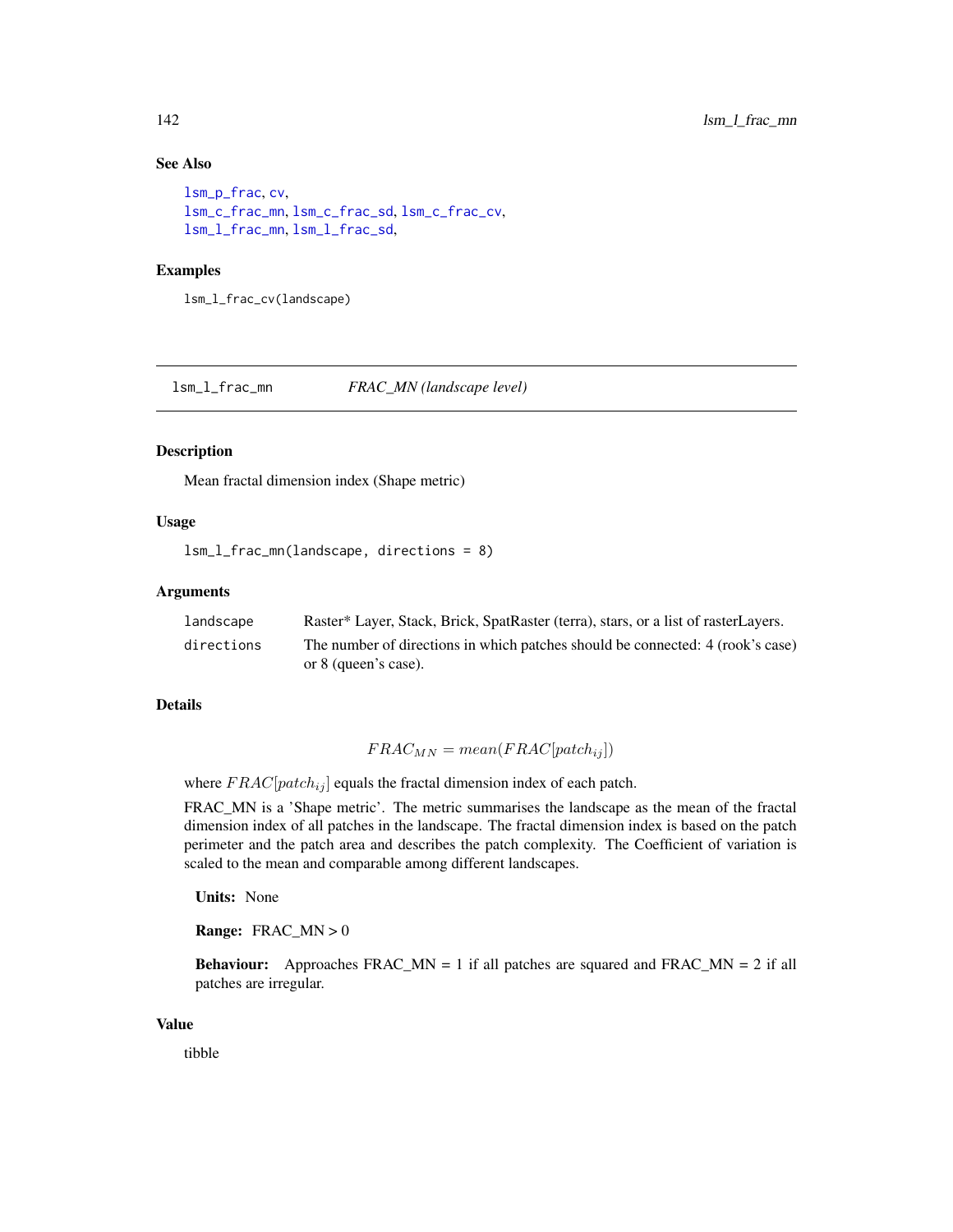### See Also

lsm_p_frac, cv,
lsm_c_frac_mn, lsm_c_frac_sd, lsm_c_frac_cv,
lsm_l_frac_mn, lsm_l_frac_sd,

### Examples

```
lsm_l_frac_cv(landscape)
```

---

## lsm_l_frac_mn &nbsp;&nbsp;&nbsp;&nbsp; *FRAC_MN (landscape level)*

---

### Description

Mean fractal dimension index (Shape metric)

### Usage

```
lsm_l_frac_mn(landscape, directions = 8)
```

### Arguments

| | |
|---|---|
| landscape | Raster* Layer, Stack, Brick, SpatRaster (terra), stars, or a list of rasterLayers. |
| directions | The number of directions in which patches should be connected: 4 (rook's case) or 8 (queen's case). |

### Details

$$FRAC_{MN} = mean(FRAC[patch_{ij}])$$

where $FRAC[patch_{ij}]$ equals the fractal dimension index of each patch.

FRAC_MN is a 'Shape metric'. The metric summarises the landscape as the mean of the fractal dimension index of all patches in the landscape. The fractal dimension index is based on the patch perimeter and the patch area and describes the patch complexity. The Coefficient of variation is scaled to the mean and comparable among different landscapes.

**Units:** None

**Range:** FRAC_MN > 0

**Behaviour:** Approaches FRAC_MN = 1 if all patches are squared and FRAC_MN = 2 if all patches are irregular.

### Value

tibble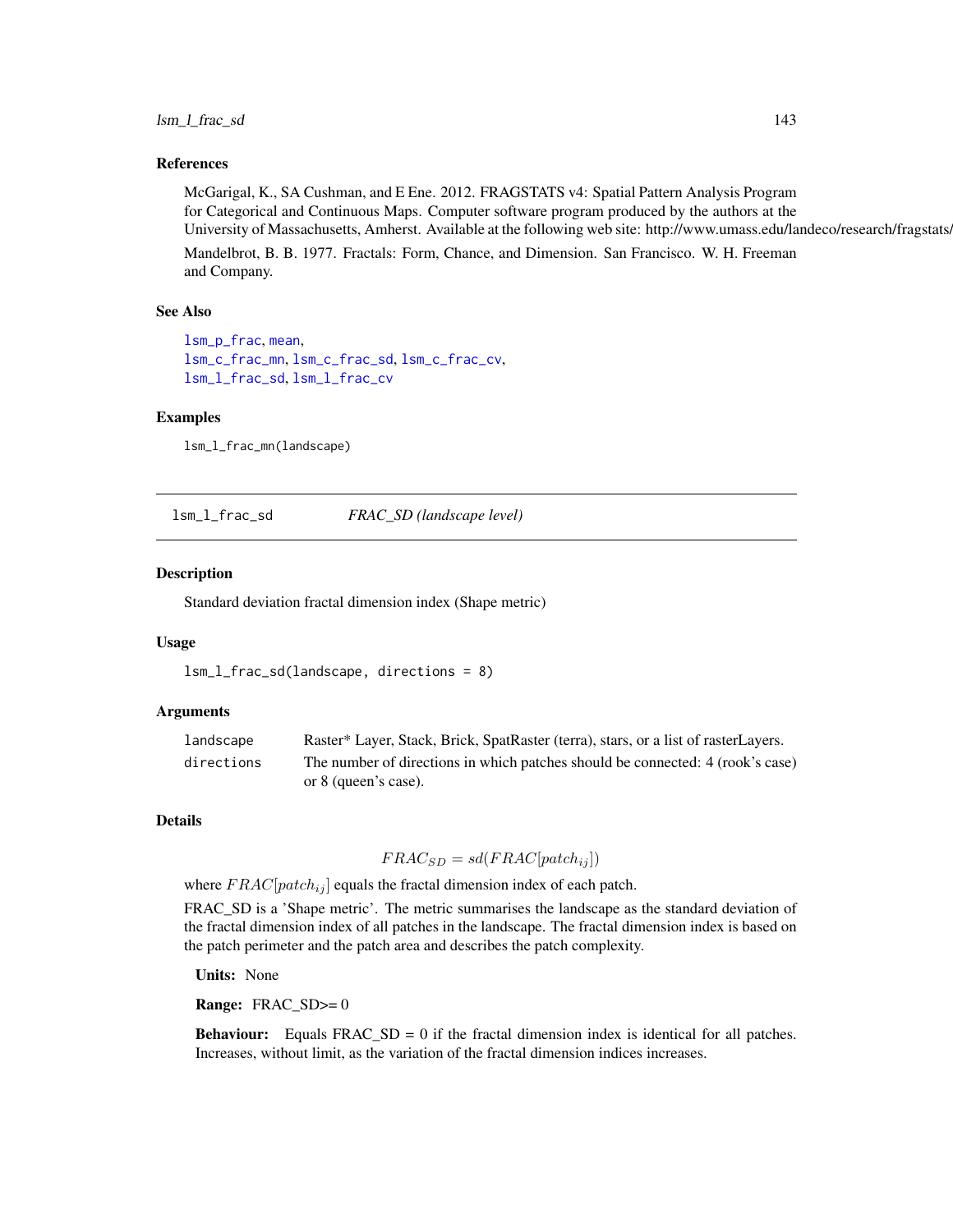### References

McGarigal, K., SA Cushman, and E Ene. 2012. FRAGSTATS v4: Spatial Pattern Analysis Program for Categorical and Continuous Maps. Computer software program produced by the authors at the University of Massachusetts, Amherst. Available at the following web site: http://www.umass.edu/landeco/research/fragstats/fragstats.html

Mandelbrot, B. B. 1977. Fractals: Form, Chance, and Dimension. San Francisco. W. H. Freeman and Company.

### See Also

lsm_p_frac, mean,
lsm_c_frac_mn, lsm_c_frac_sd, lsm_c_frac_cv,
lsm_l_frac_sd, lsm_l_frac_cv

### Examples

```
lsm_l_frac_mn(landscape)
```

---

## lsm_l_frac_sd    *FRAC_SD (landscape level)*

---

### Description

Standard deviation fractal dimension index (Shape metric)

### Usage

```
lsm_l_frac_sd(landscape, directions = 8)
```

### Arguments

| | |
|---|---|
| landscape | Raster* Layer, Stack, Brick, SpatRaster (terra), stars, or a list of rasterLayers. |
| directions | The number of directions in which patches should be connected: 4 (rook's case) or 8 (queen's case). |

### Details

$$FRAC_{SD} = sd(FRAC[patch_{ij}])$$

where $FRAC[patch_{ij}]$ equals the fractal dimension index of each patch.

FRAC_SD is a 'Shape metric'. The metric summarises the landscape as the standard deviation of the fractal dimension index of all patches in the landscape. The fractal dimension index is based on the patch perimeter and the patch area and describes the patch complexity.

**Units:** None

**Range:** FRAC_SD>= 0

**Behaviour:** Equals FRAC_SD = 0 if the fractal dimension index is identical for all patches. Increases, without limit, as the variation of the fractal dimension indices increases.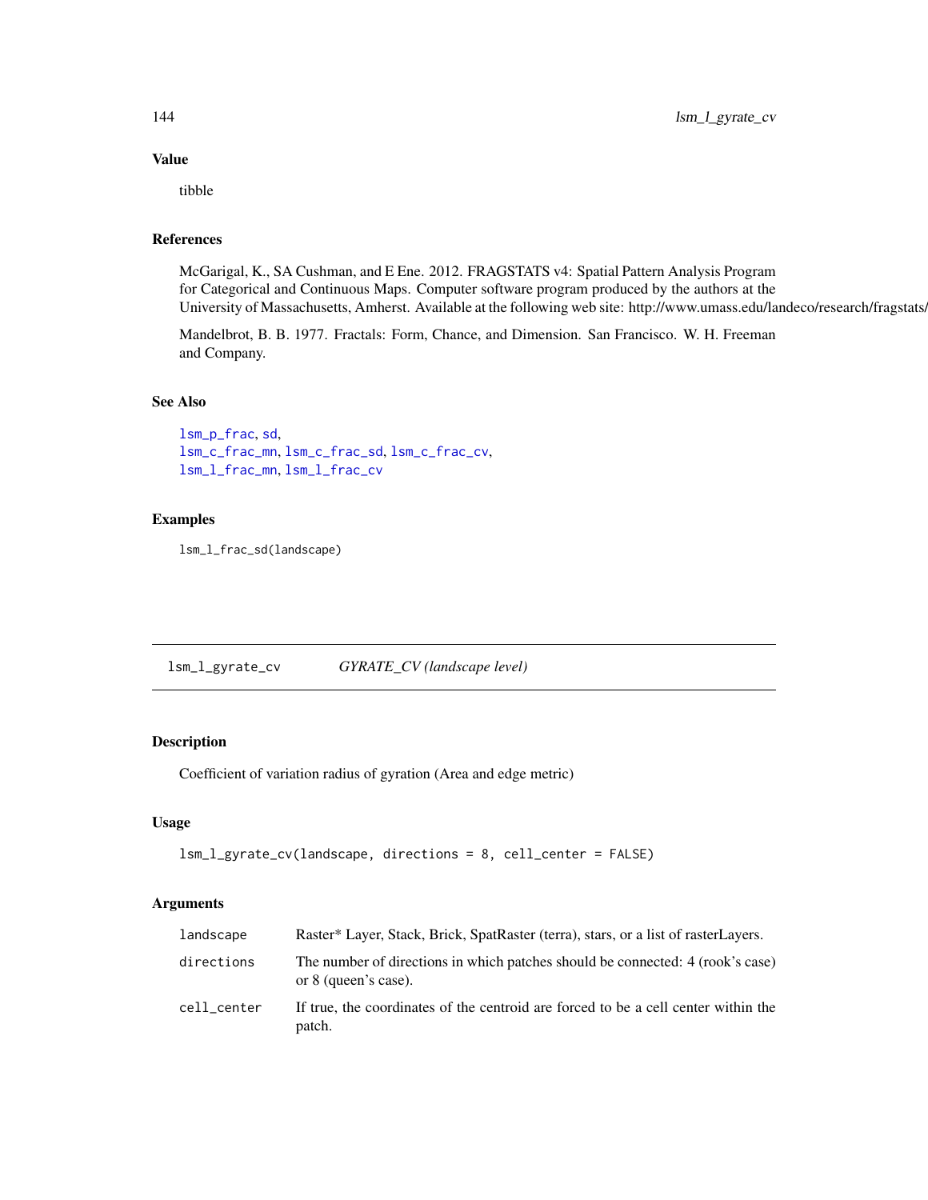## Value

tibble

## References

McGarigal, K., SA Cushman, and E Ene. 2012. FRAGSTATS v4: Spatial Pattern Analysis Program for Categorical and Continuous Maps. Computer software program produced by the authors at the University of Massachusetts, Amherst. Available at the following web site: http://www.umass.edu/landeco/research/fragstats/

Mandelbrot, B. B. 1977. Fractals: Form, Chance, and Dimension. San Francisco. W. H. Freeman and Company.

## See Also

lsm_p_frac, sd,
lsm_c_frac_mn, lsm_c_frac_sd, lsm_c_frac_cv,
lsm_l_frac_mn, lsm_l_frac_cv

## Examples

```
lsm_l_frac_sd(landscape)
```

---

# lsm_l_gyrate_cv    *GYRATE_CV (landscape level)*

## Description

Coefficient of variation radius of gyration (Area and edge metric)

## Usage

```
lsm_l_gyrate_cv(landscape, directions = 8, cell_center = FALSE)
```

## Arguments

| | |
|---|---|
| landscape | Raster* Layer, Stack, Brick, SpatRaster (terra), stars, or a list of rasterLayers. |
| directions | The number of directions in which patches should be connected: 4 (rook's case) or 8 (queen's case). |
| cell_center | If true, the coordinates of the centroid are forced to be a cell center within the patch. |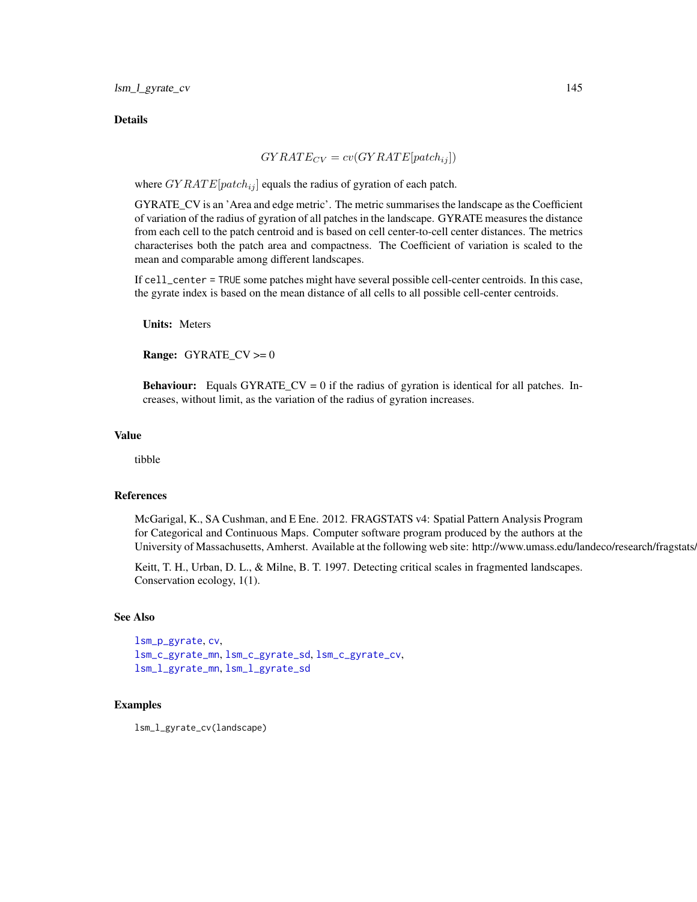## Details

$$GYRATE_{CV} = cv(GYRATE[patch_{ij}])$$

where $GYRATE[patch_{ij}]$ equals the radius of gyration of each patch.

GYRATE_CV is an 'Area and edge metric'. The metric summarises the landscape as the Coefficient of variation of the radius of gyration of all patches in the landscape. GYRATE measures the distance from each cell to the patch centroid and is based on cell center-to-cell center distances. The metrics characterises both the patch area and compactness. The Coefficient of variation is scaled to the mean and comparable among different landscapes.

If `cell_center = TRUE` some patches might have several possible cell-center centroids. In this case, the gyrate index is based on the mean distance of all cells to all possible cell-center centroids.

**Units:** Meters

**Range:** GYRATE_CV >= 0

**Behaviour:** Equals GYRATE_CV = 0 if the radius of gyration is identical for all patches. Increases, without limit, as the variation of the radius of gyration increases.

## Value

tibble

## References

McGarigal, K., SA Cushman, and E Ene. 2012. FRAGSTATS v4: Spatial Pattern Analysis Program for Categorical and Continuous Maps. Computer software program produced by the authors at the University of Massachusetts, Amherst. Available at the following web site: http://www.umass.edu/landeco/research/fragstats/fragstats.html

Keitt, T. H., Urban, D. L., & Milne, B. T. 1997. Detecting critical scales in fragmented landscapes. Conservation ecology, 1(1).

## See Also

`lsm_p_gyrate`, `cv`,
`lsm_c_gyrate_mn`, `lsm_c_gyrate_sd`, `lsm_c_gyrate_cv`,
`lsm_l_gyrate_mn`, `lsm_l_gyrate_sd`

## Examples

```
lsm_l_gyrate_cv(landscape)
```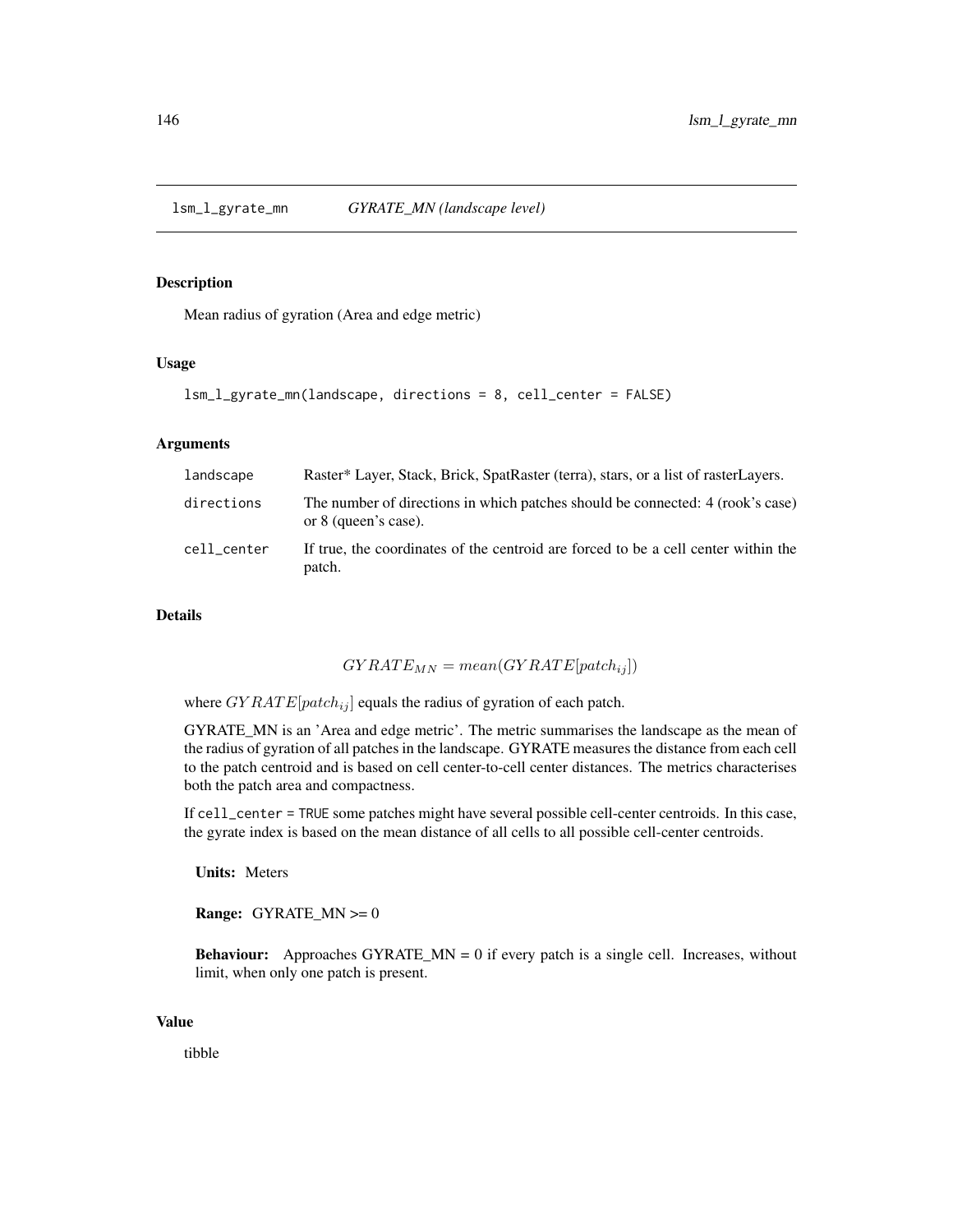## lsm_l_gyrate_mn    *GYRATE_MN (landscape level)*

### Description

Mean radius of gyration (Area and edge metric)

### Usage

```
lsm_l_gyrate_mn(landscape, directions = 8, cell_center = FALSE)
```

### Arguments

| | |
|---|---|
| `landscape` | Raster* Layer, Stack, Brick, SpatRaster (terra), stars, or a list of rasterLayers. |
| `directions` | The number of directions in which patches should be connected: 4 (rook's case) or 8 (queen's case). |
| `cell_center` | If true, the coordinates of the centroid are forced to be a cell center within the patch. |

### Details

$$GYRATE_{MN} = mean(GYRATE[patch_{ij}])$$

where $GYRATE[patch_{ij}]$ equals the radius of gyration of each patch.

GYRATE_MN is an 'Area and edge metric'. The metric summarises the landscape as the mean of the radius of gyration of all patches in the landscape. GYRATE measures the distance from each cell to the patch centroid and is based on cell center-to-cell center distances. The metrics characterises both the patch area and compactness.

If `cell_center = TRUE` some patches might have several possible cell-center centroids. In this case, the gyrate index is based on the mean distance of all cells to all possible cell-center centroids.

**Units:** Meters

**Range:** GYRATE_MN >= 0

**Behaviour:** Approaches GYRATE_MN = 0 if every patch is a single cell. Increases, without limit, when only one patch is present.

### Value

tibble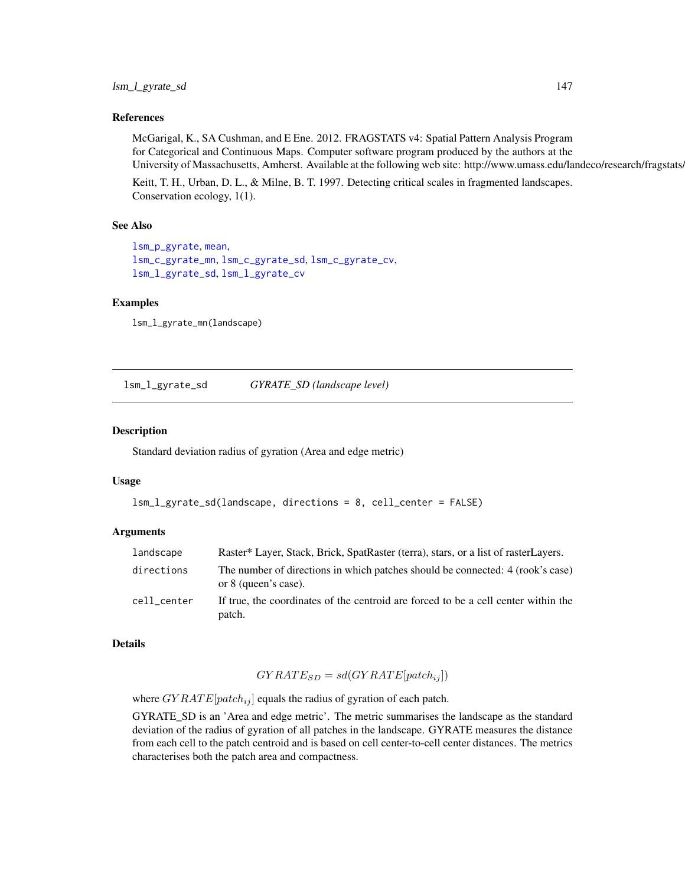### References

McGarigal, K., SA Cushman, and E Ene. 2012. FRAGSTATS v4: Spatial Pattern Analysis Program for Categorical and Continuous Maps. Computer software program produced by the authors at the University of Massachusetts, Amherst. Available at the following web site: http://www.umass.edu/landeco/research/fragstats/

Keitt, T. H., Urban, D. L., & Milne, B. T. 1997. Detecting critical scales in fragmented landscapes. Conservation ecology, 1(1).

### See Also

lsm_p_gyrate, mean,
lsm_c_gyrate_mn, lsm_c_gyrate_sd, lsm_c_gyrate_cv,
lsm_l_gyrate_sd, lsm_l_gyrate_cv

### Examples

```
lsm_l_gyrate_mn(landscape)
```

---

## lsm_l_gyrate_sd — *GYRATE_SD (landscape level)*

### Description

Standard deviation radius of gyration (Area and edge metric)

### Usage

```
lsm_l_gyrate_sd(landscape, directions = 8, cell_center = FALSE)
```

### Arguments

| | |
|---|---|
| landscape | Raster* Layer, Stack, Brick, SpatRaster (terra), stars, or a list of rasterLayers. |
| directions | The number of directions in which patches should be connected: 4 (rook's case) or 8 (queen's case). |
| cell_center | If true, the coordinates of the centroid are forced to be a cell center within the patch. |

### Details

$$GYRATE_{SD} = sd(GYRATE[patch_{ij}])$$

where $GYRATE[patch_{ij}]$ equals the radius of gyration of each patch.

GYRATE_SD is an 'Area and edge metric'. The metric summarises the landscape as the standard deviation of the radius of gyration of all patches in the landscape. GYRATE measures the distance from each cell to the patch centroid and is based on cell center-to-cell center distances. The metrics characterises both the patch area and compactness.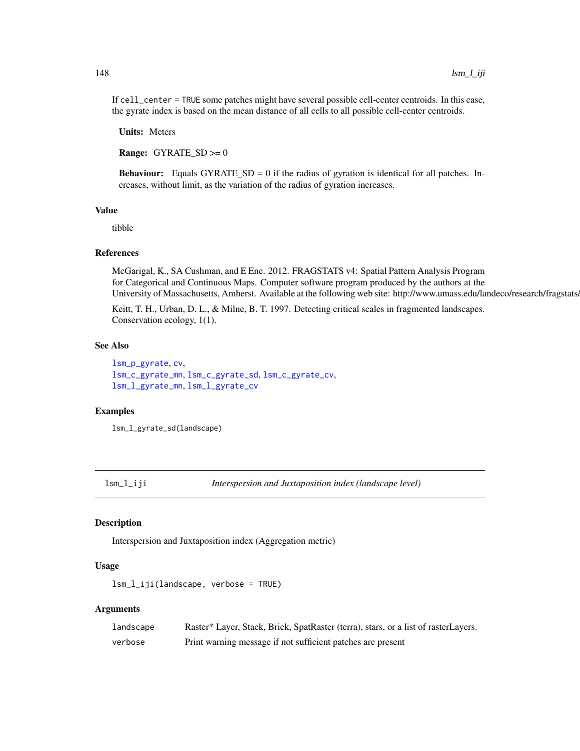If `cell_center = TRUE` some patches might have several possible cell-center centroids. In this case, the gyrate index is based on the mean distance of all cells to all possible cell-center centroids.

**Units:** Meters

**Range:** GYRATE_SD >= 0

**Behaviour:** Equals GYRATE_SD = 0 if the radius of gyration is identical for all patches. Increases, without limit, as the variation of the radius of gyration increases.

### Value

tibble

### References

McGarigal, K., SA Cushman, and E Ene. 2012. FRAGSTATS v4: Spatial Pattern Analysis Program for Categorical and Continuous Maps. Computer software program produced by the authors at the University of Massachusetts, Amherst. Available at the following web site: http://www.umass.edu/landeco/research/fragstats/fragstats.html

Keitt, T. H., Urban, D. L., & Milne, B. T. 1997. Detecting critical scales in fragmented landscapes. Conservation ecology, 1(1).

### See Also

`lsm_p_gyrate`, `cv`,
`lsm_c_gyrate_mn`, `lsm_c_gyrate_sd`, `lsm_c_gyrate_cv`,
`lsm_l_gyrate_mn`, `lsm_l_gyrate_cv`

### Examples

```
lsm_l_gyrate_sd(landscape)
```

---

## lsm_l_iji — *Interspersion and Juxtaposition index (landscape level)*

### Description

Interspersion and Juxtaposition index (Aggregation metric)

### Usage

```
lsm_l_iji(landscape, verbose = TRUE)
```

### Arguments

| | |
|---|---|
| landscape | Raster* Layer, Stack, Brick, SpatRaster (terra), stars, or a list of rasterLayers. |
| verbose | Print warning message if not sufficient patches are present |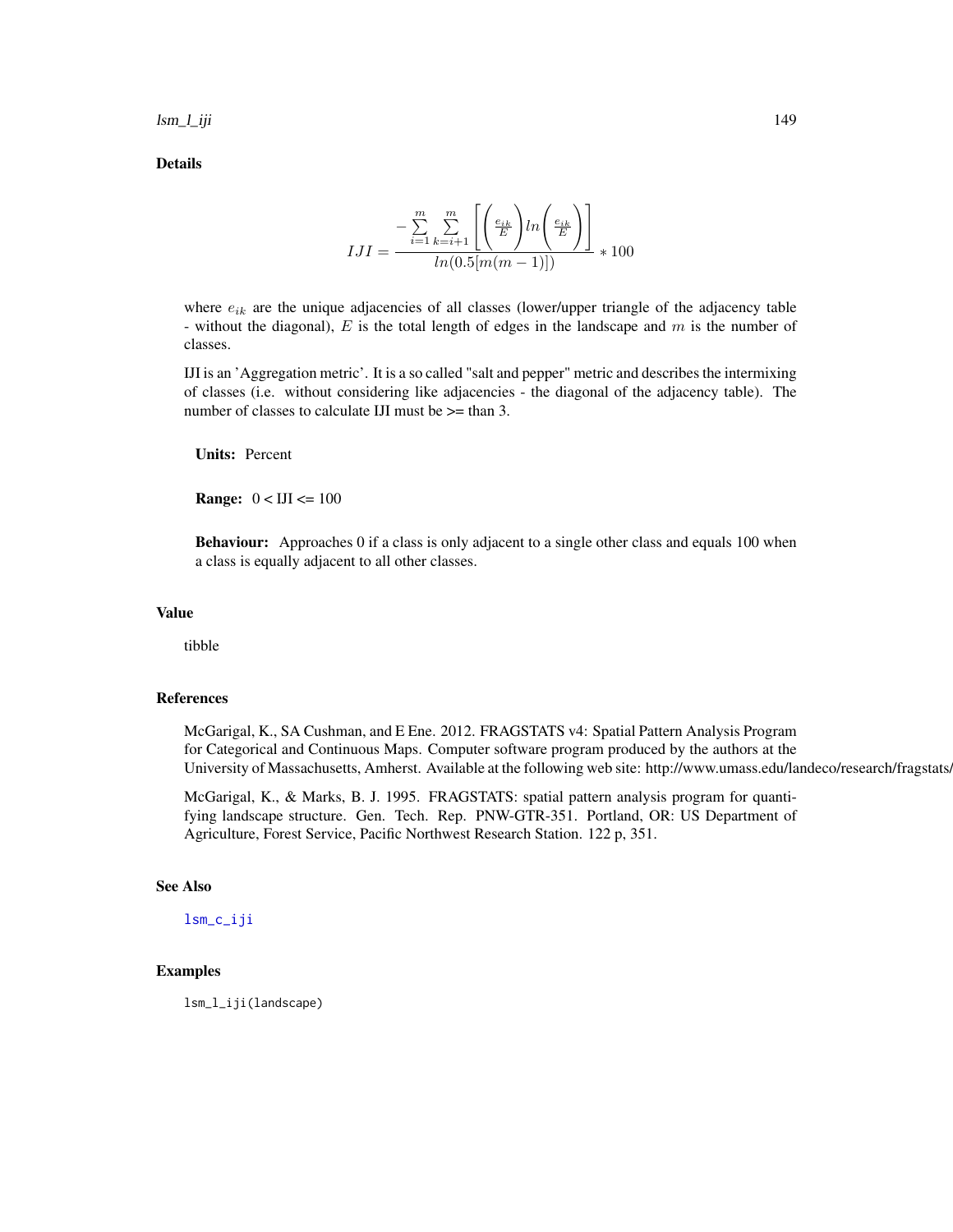## Details

$$IJI = \frac{-\sum_{i=1}^{m} \sum_{k=i+1}^{m} \left[ \left( \frac{e_{ik}}{E} \right) ln \left( \frac{e_{ik}}{E} \right) \right]}{ln(0.5[m(m-1)])} * 100$$

where $e_{ik}$ are the unique adjacencies of all classes (lower/upper triangle of the adjacency table - without the diagonal), $E$ is the total length of edges in the landscape and $m$ is the number of classes.

IJI is an 'Aggregation metric'. It is a so called "salt and pepper" metric and describes the intermixing of classes (i.e. without considering like adjacencies - the diagonal of the adjacency table). The number of classes to calculate IJI must be >= than 3.

**Units:** Percent

**Range:** 0 < IJI <= 100

**Behaviour:** Approaches 0 if a class is only adjacent to a single other class and equals 100 when a class is equally adjacent to all other classes.

## Value

tibble

## References

McGarigal, K., SA Cushman, and E Ene. 2012. FRAGSTATS v4: Spatial Pattern Analysis Program for Categorical and Continuous Maps. Computer software program produced by the authors at the University of Massachusetts, Amherst. Available at the following web site: http://www.umass.edu/landeco/research/fragstats/

McGarigal, K., & Marks, B. J. 1995. FRAGSTATS: spatial pattern analysis program for quantifying landscape structure. Gen. Tech. Rep. PNW-GTR-351. Portland, OR: US Department of Agriculture, Forest Service, Pacific Northwest Research Station. 122 p, 351.

## See Also

lsm_c_iji

## Examples

```
lsm_l_iji(landscape)
```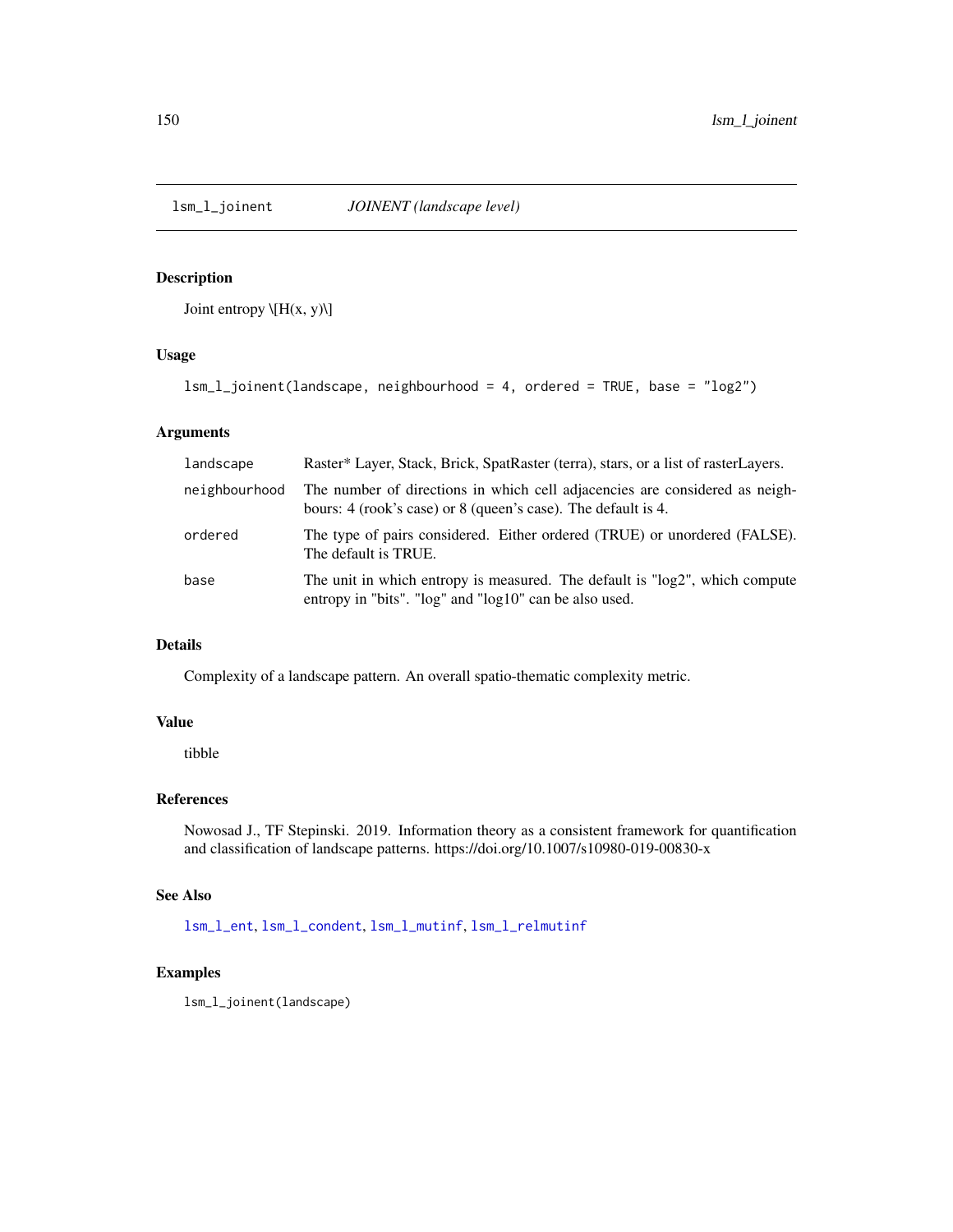`lsm_l_joinent` *JOINENT (landscape level)*

## Description

Joint entropy \[H(x, y)\]

## Usage

```
lsm_l_joinent(landscape, neighbourhood = 4, ordered = TRUE, base = "log2")
```

## Arguments

| | |
|---|---|
| `landscape` | Raster* Layer, Stack, Brick, SpatRaster (terra), stars, or a list of rasterLayers. |
| `neighbourhood` | The number of directions in which cell adjacencies are considered as neighbours: 4 (rook's case) or 8 (queen's case). The default is 4. |
| `ordered` | The type of pairs considered. Either ordered (TRUE) or unordered (FALSE). The default is TRUE. |
| `base` | The unit in which entropy is measured. The default is "log2", which compute entropy in "bits". "log" and "log10" can be also used. |

## Details

Complexity of a landscape pattern. An overall spatio-thematic complexity metric.

## Value

tibble

## References

Nowosad J., TF Stepinski. 2019. Information theory as a consistent framework for quantification and classification of landscape patterns. https://doi.org/10.1007/s10980-019-00830-x

## See Also

`lsm_l_ent`, `lsm_l_condent`, `lsm_l_mutinf`, `lsm_l_relmutinf`

## Examples

```
lsm_l_joinent(landscape)
```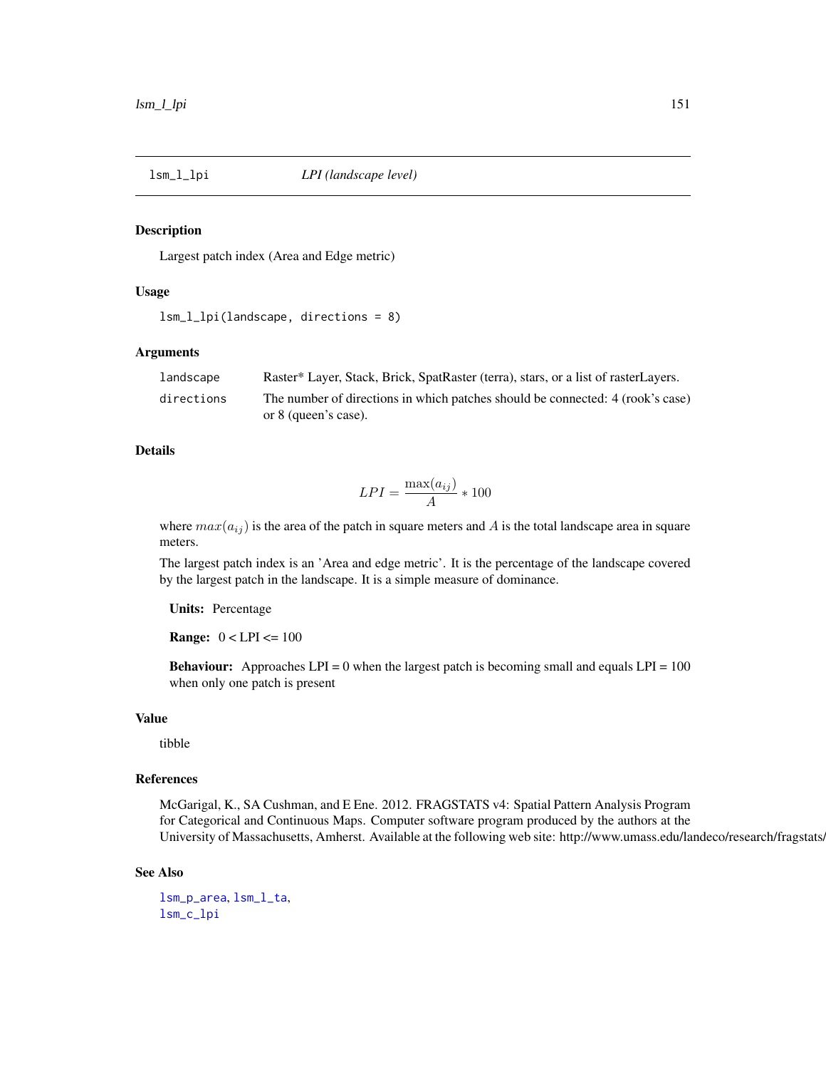## lsm_l_lpi — *LPI (landscape level)*

### Description

Largest patch index (Area and Edge metric)

### Usage

```
lsm_l_lpi(landscape, directions = 8)
```

### Arguments

| | |
|---|---|
| landscape | Raster* Layer, Stack, Brick, SpatRaster (terra), stars, or a list of rasterLayers. |
| directions | The number of directions in which patches should be connected: 4 (rook's case) or 8 (queen's case). |

### Details

$$LPI = \frac{\max(a_{ij})}{A} * 100$$

where $max(a_{ij})$ is the area of the patch in square meters and $A$ is the total landscape area in square meters.

The largest patch index is an 'Area and edge metric'. It is the percentage of the landscape covered by the largest patch in the landscape. It is a simple measure of dominance.

**Units:** Percentage

**Range:** 0 < LPI <= 100

**Behaviour:** Approaches LPI = 0 when the largest patch is becoming small and equals LPI = 100 when only one patch is present

### Value

tibble

### References

McGarigal, K., SA Cushman, and E Ene. 2012. FRAGSTATS v4: Spatial Pattern Analysis Program for Categorical and Continuous Maps. Computer software program produced by the authors at the University of Massachusetts, Amherst. Available at the following web site: http://www.umass.edu/landeco/research/fragstats/

### See Also

lsm_p_area, lsm_l_ta,
lsm_c_lpi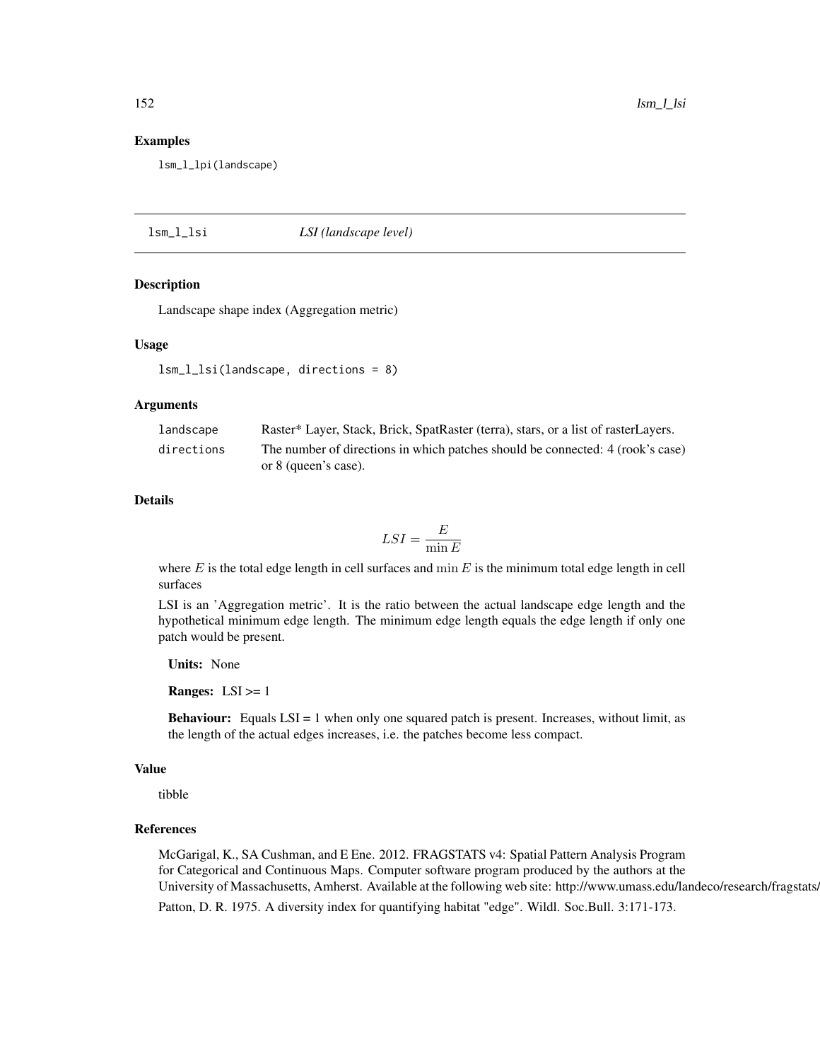## Examples

```
lsm_l_lpi(landscape)
```

---

# lsm_l_lsi *LSI (landscape level)*

## Description

Landscape shape index (Aggregation metric)

## Usage

```
lsm_l_lsi(landscape, directions = 8)
```

## Arguments

| | |
|---|---|
| landscape | Raster* Layer, Stack, Brick, SpatRaster (terra), stars, or a list of rasterLayers. |
| directions | The number of directions in which patches should be connected: 4 (rook's case) or 8 (queen's case). |

## Details

$$LSI = \frac{E}{\min E}$$

where $E$ is the total edge length in cell surfaces and $\min E$ is the minimum total edge length in cell surfaces

LSI is an 'Aggregation metric'. It is the ratio between the actual landscape edge length and the hypothetical minimum edge length. The minimum edge length equals the edge length if only one patch would be present.

**Units:** None

**Ranges:** LSI >= 1

**Behaviour:** Equals LSI = 1 when only one squared patch is present. Increases, without limit, as the length of the actual edges increases, i.e. the patches become less compact.

## Value

tibble

## References

McGarigal, K., SA Cushman, and E Ene. 2012. FRAGSTATS v4: Spatial Pattern Analysis Program for Categorical and Continuous Maps. Computer software program produced by the authors at the University of Massachusetts, Amherst. Available at the following web site: http://www.umass.edu/landeco/research/fragstats/

Patton, D. R. 1975. A diversity index for quantifying habitat "edge". Wildl. Soc.Bull. 3:171-173.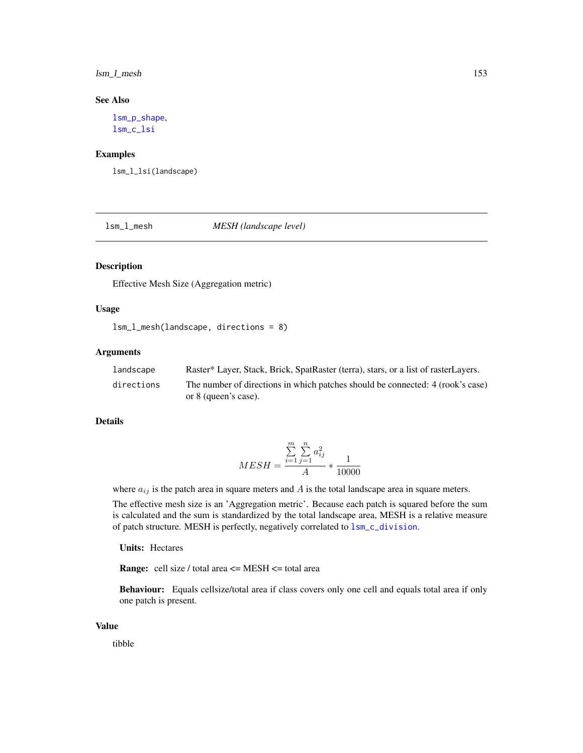### See Also

lsm_p_shape,
lsm_c_lsi

### Examples

```
lsm_l_lsi(landscape)
```

---

## lsm_l_mesh *MESH (landscape level)*

### Description

Effective Mesh Size (Aggregation metric)

### Usage

```
lsm_l_mesh(landscape, directions = 8)
```

### Arguments

| | |
|---|---|
| landscape | Raster* Layer, Stack, Brick, SpatRaster (terra), stars, or a list of rasterLayers. |
| directions | The number of directions in which patches should be connected: 4 (rook's case) or 8 (queen's case). |

### Details

$$MESH = \frac{\sum_{i=1}^{m} \sum_{j=1}^{n} a_{ij}^{2}}{A} * \frac{1}{10000}$$

where $a_{ij}$ is the patch area in square meters and $A$ is the total landscape area in square meters.

The effective mesh size is an 'Aggregation metric'. Because each patch is squared before the sum is calculated and the sum is standardized by the total landscape area, MESH is a relative measure of patch structure. MESH is perfectly, negatively correlated to lsm_c_division.

**Units:** Hectares

**Range:** cell size / total area <= MESH <= total area

**Behaviour:** Equals cellsize/total area if class covers only one cell and equals total area if only one patch is present.

### Value

tibble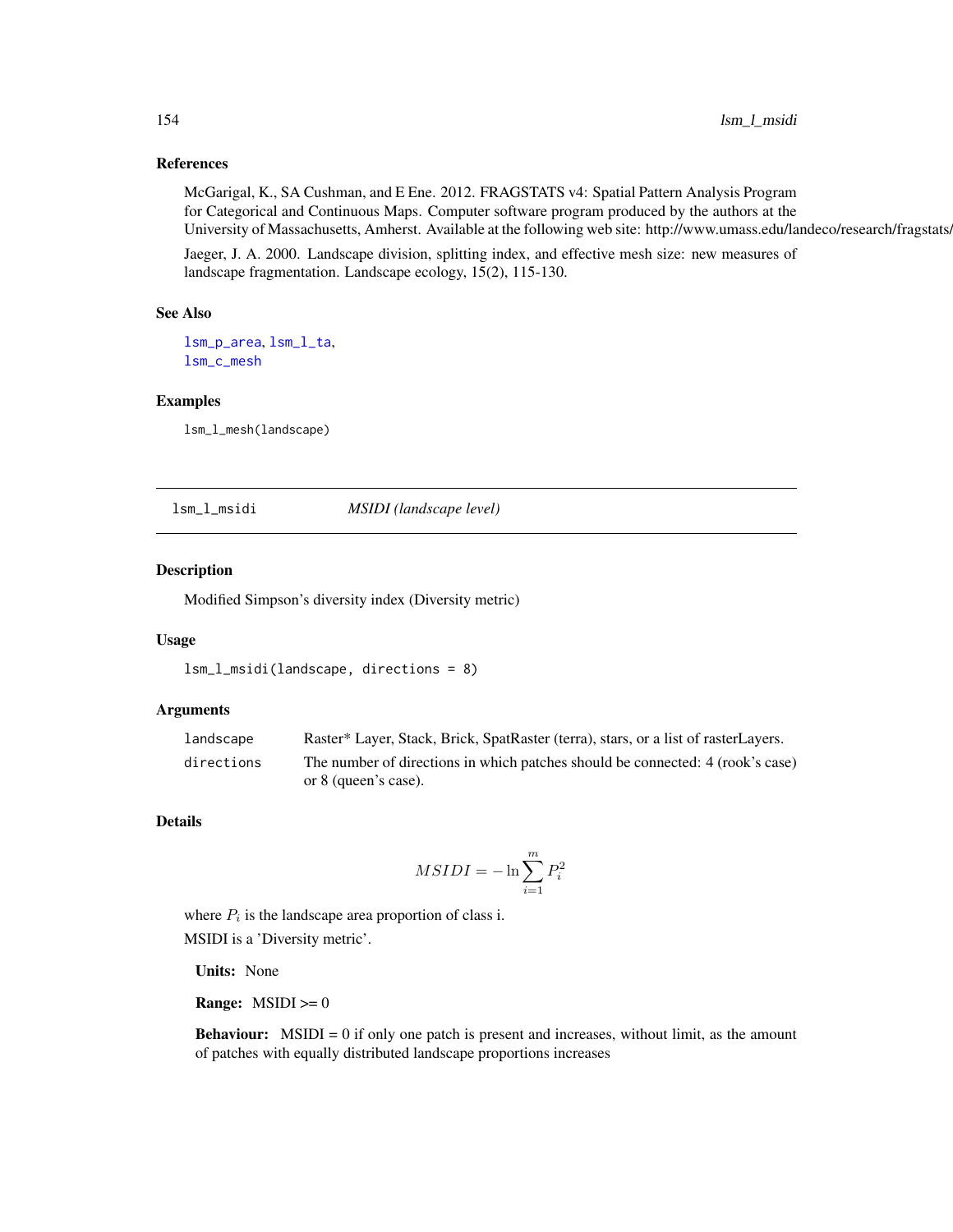### References

McGarigal, K., SA Cushman, and E Ene. 2012. FRAGSTATS v4: Spatial Pattern Analysis Program for Categorical and Continuous Maps. Computer software program produced by the authors at the University of Massachusetts, Amherst. Available at the following web site: http://www.umass.edu/landeco/research/fragstats/fragstats.html

Jaeger, J. A. 2000. Landscape division, splitting index, and effective mesh size: new measures of landscape fragmentation. Landscape ecology, 15(2), 115-130.

### See Also

lsm_p_area, lsm_l_ta,
lsm_c_mesh

### Examples

```
lsm_l_mesh(landscape)
```

---

## lsm_l_msidi — *MSIDI (landscape level)*

### Description

Modified Simpson's diversity index (Diversity metric)

### Usage

```
lsm_l_msidi(landscape, directions = 8)
```

### Arguments

| | |
|---|---|
| landscape | Raster* Layer, Stack, Brick, SpatRaster (terra), stars, or a list of rasterLayers. |
| directions | The number of directions in which patches should be connected: 4 (rook's case) or 8 (queen's case). |

### Details

$$MSIDI = -\ln \sum_{i=1}^{m} P_i^2$$

where $P_i$ is the landscape area proportion of class i.

MSIDI is a 'Diversity metric'.

**Units:** None

**Range:** MSIDI >= 0

**Behaviour:** MSIDI = 0 if only one patch is present and increases, without limit, as the amount of patches with equally distributed landscape proportions increases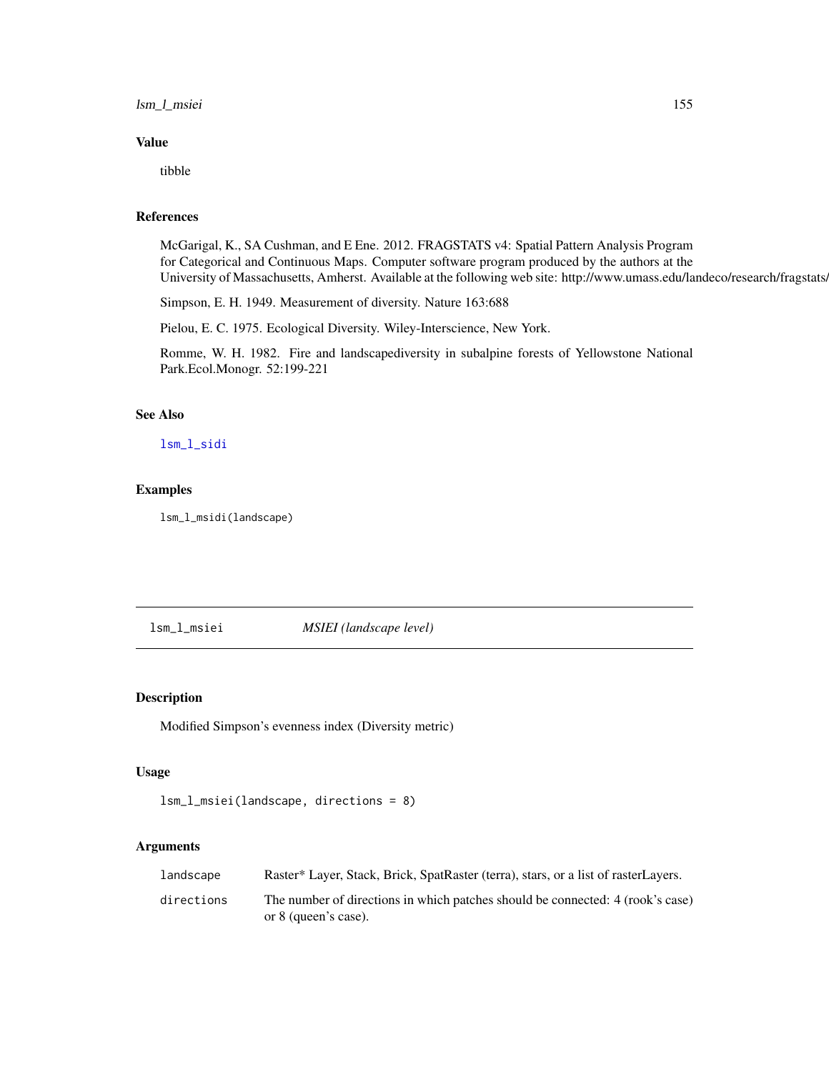### Value

tibble

### References

McGarigal, K., SA Cushman, and E Ene. 2012. FRAGSTATS v4: Spatial Pattern Analysis Program for Categorical and Continuous Maps. Computer software program produced by the authors at the University of Massachusetts, Amherst. Available at the following web site: http://www.umass.edu/landeco/research/fragstats/

Simpson, E. H. 1949. Measurement of diversity. Nature 163:688

Pielou, E. C. 1975. Ecological Diversity. Wiley-Interscience, New York.

Romme, W. H. 1982. Fire and landscapediversity in subalpine forests of Yellowstone National Park.Ecol.Monogr. 52:199-221

### See Also

lsm_l_sidi

### Examples

```
lsm_l_msidi(landscape)
```

---

## lsm_l_msiei — *MSIEI (landscape level)*

### Description

Modified Simpson's evenness index (Diversity metric)

### Usage

```
lsm_l_msiei(landscape, directions = 8)
```

### Arguments

| | |
|---|---|
| landscape | Raster* Layer, Stack, Brick, SpatRaster (terra), stars, or a list of rasterLayers. |
| directions | The number of directions in which patches should be connected: 4 (rook's case) or 8 (queen's case). |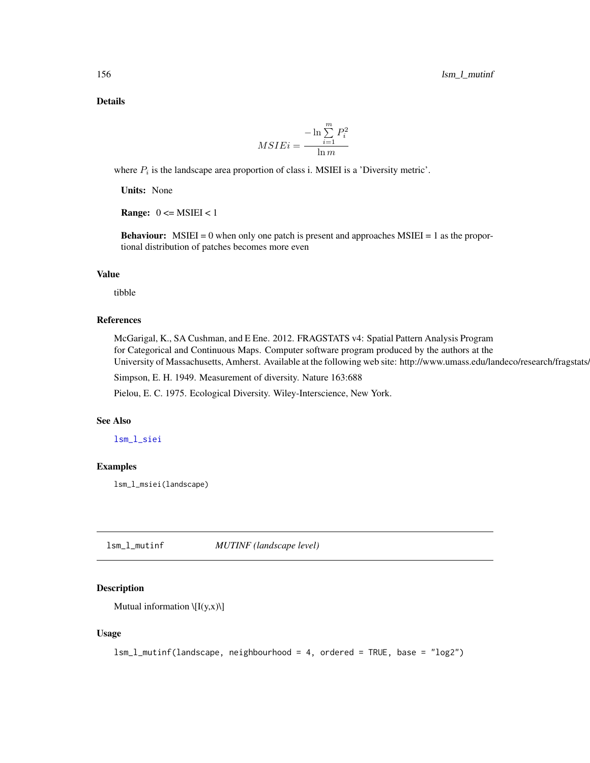### Details

$$MSIEi = \frac{-\ln \sum_{i=1}^{m} P_i^2}{\ln m}$$

where $P_i$ is the landscape area proportion of class i. MSIEI is a 'Diversity metric'.

**Units:** None

**Range:** 0 <= MSIEI < 1

**Behaviour:** MSIEI = 0 when only one patch is present and approaches MSIEI = 1 as the proportional distribution of patches becomes more even

### Value

tibble

### References

McGarigal, K., SA Cushman, and E Ene. 2012. FRAGSTATS v4: Spatial Pattern Analysis Program for Categorical and Continuous Maps. Computer software program produced by the authors at the University of Massachusetts, Amherst. Available at the following web site: http://www.umass.edu/landeco/research/fragstats/

Simpson, E. H. 1949. Measurement of diversity. Nature 163:688

Pielou, E. C. 1975. Ecological Diversity. Wiley-Interscience, New York.

### See Also

lsm_l_siei

### Examples

```
lsm_l_msiei(landscape)
```

---

## lsm_l_mutinf *MUTINF (landscape level)*

### Description

Mutual information \[I(y,x)\]

### Usage

```
lsm_l_mutinf(landscape, neighbourhood = 4, ordered = TRUE, base = "log2")
```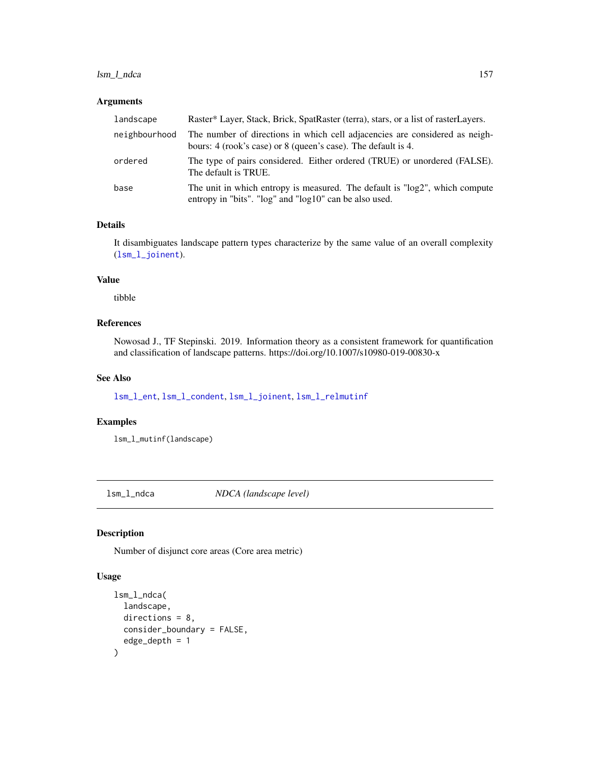### Arguments

| | |
|---|---|
| `landscape` | Raster* Layer, Stack, Brick, SpatRaster (terra), stars, or a list of rasterLayers. |
| `neighbourhood` | The number of directions in which cell adjacencies are considered as neighbours: 4 (rook's case) or 8 (queen's case). The default is 4. |
| `ordered` | The type of pairs considered. Either ordered (TRUE) or unordered (FALSE). The default is TRUE. |
| `base` | The unit in which entropy is measured. The default is "log2", which compute entropy in "bits". "log" and "log10" can be also used. |

### Details

It disambiguates landscape pattern types characterize by the same value of an overall complexity (`lsm_l_joinent`).

### Value

tibble

### References

Nowosad J., TF Stepinski. 2019. Information theory as a consistent framework for quantification and classification of landscape patterns. https://doi.org/10.1007/s10980-019-00830-x

### See Also

`lsm_l_ent`, `lsm_l_condent`, `lsm_l_joinent`, `lsm_l_relmutinf`

### Examples

```
lsm_l_mutinf(landscape)
```

---

## lsm_l_ndca — *NDCA (landscape level)*

### Description

Number of disjunct core areas (Core area metric)

### Usage

```
lsm_l_ndca(
  landscape,
  directions = 8,
  consider_boundary = FALSE,
  edge_depth = 1
)
```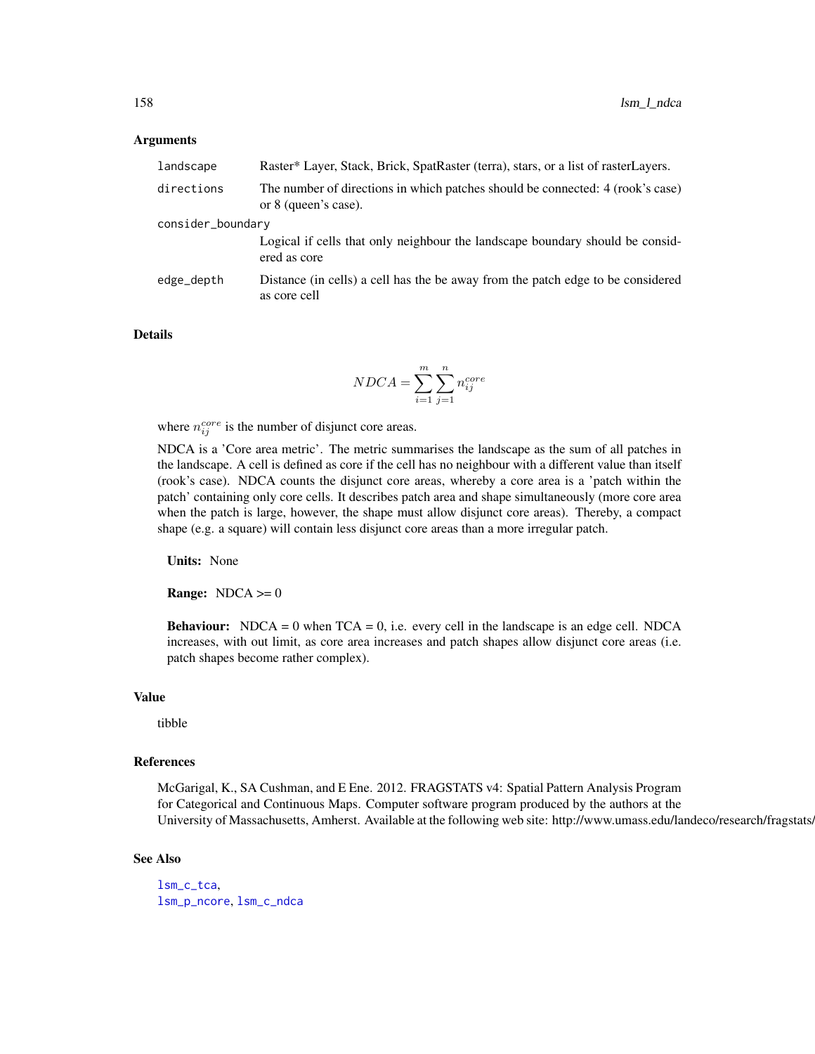### Arguments

| | |
|---|---|
| `landscape` | Raster* Layer, Stack, Brick, SpatRaster (terra), stars, or a list of rasterLayers. |
| `directions` | The number of directions in which patches should be connected: 4 (rook's case) or 8 (queen's case). |
| `consider_boundary` | Logical if cells that only neighbour the landscape boundary should be considered as core |
| `edge_depth` | Distance (in cells) a cell has the be away from the patch edge to be considered as core cell |

### Details

$$NDCA = \sum_{i=1}^{m} \sum_{j=1}^{n} n_{ij}^{core}$$

where $n_{ij}^{core}$ is the number of disjunct core areas.

NDCA is a 'Core area metric'. The metric summarises the landscape as the sum of all patches in the landscape. A cell is defined as core if the cell has no neighbour with a different value than itself (rook's case). NDCA counts the disjunct core areas, whereby a core area is a 'patch within the patch' containing only core cells. It describes patch area and shape simultaneously (more core area when the patch is large, however, the shape must allow disjunct core areas). Thereby, a compact shape (e.g. a square) will contain less disjunct core areas than a more irregular patch.

**Units:** None

**Range:** NDCA >= 0

**Behaviour:** NDCA = 0 when TCA = 0, i.e. every cell in the landscape is an edge cell. NDCA increases, with out limit, as core area increases and patch shapes allow disjunct core areas (i.e. patch shapes become rather complex).

### Value

tibble

### References

McGarigal, K., SA Cushman, and E Ene. 2012. FRAGSTATS v4: Spatial Pattern Analysis Program for Categorical and Continuous Maps. Computer software program produced by the authors at the University of Massachusetts, Amherst. Available at the following web site: http://www.umass.edu/landeco/research/fragstats/fragstats.html

### See Also

`lsm_c_tca`,
`lsm_p_ncore`, `lsm_c_ndca`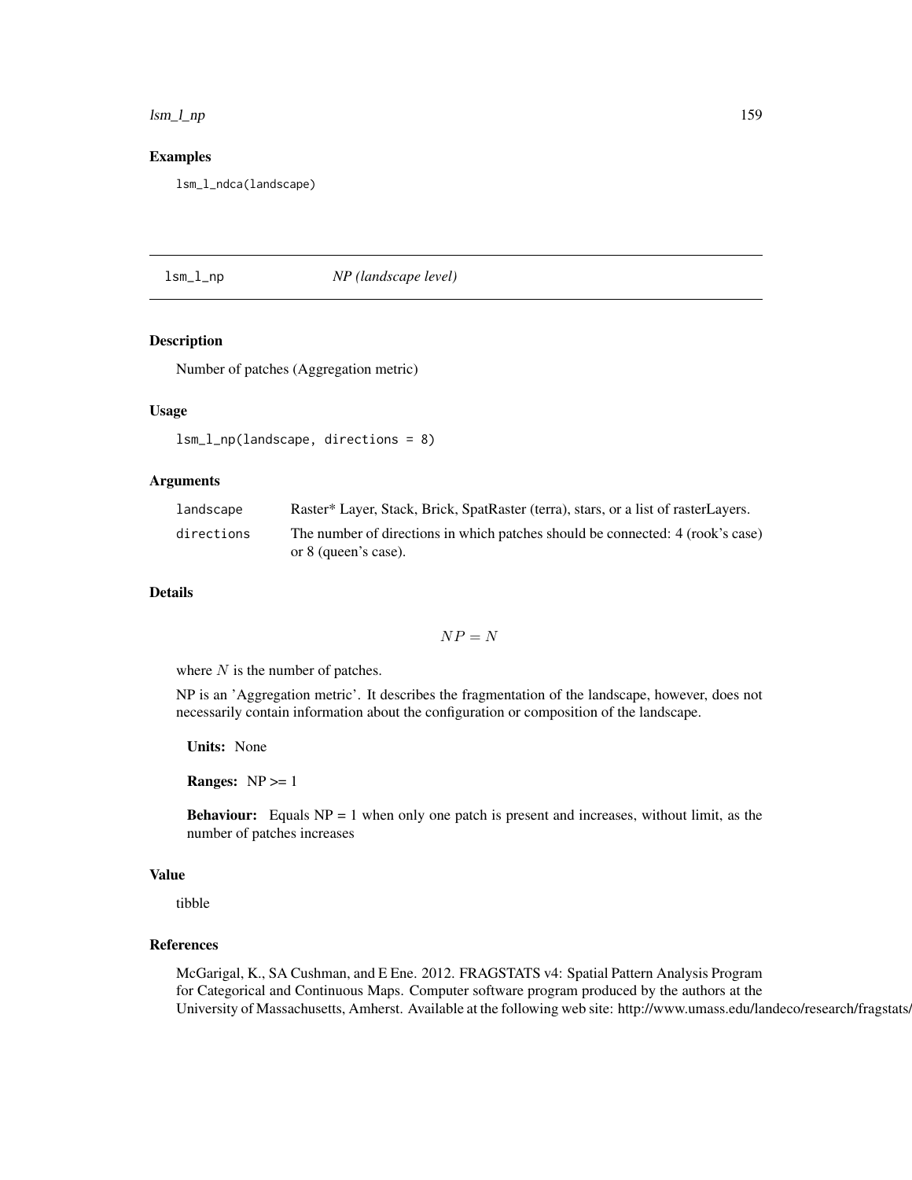## Examples

```
lsm_l_ndca(landscape)
```

---

# lsm_l_np — *NP (landscape level)*

## Description

Number of patches (Aggregation metric)

## Usage

```
lsm_l_np(landscape, directions = 8)
```

## Arguments

| | |
|---|---|
| landscape | Raster* Layer, Stack, Brick, SpatRaster (terra), stars, or a list of rasterLayers. |
| directions | The number of directions in which patches should be connected: 4 (rook's case) or 8 (queen's case). |

## Details

$$NP = N$$

where $N$ is the number of patches.

NP is an 'Aggregation metric'. It describes the fragmentation of the landscape, however, does not necessarily contain information about the configuration or composition of the landscape.

**Units:** None

**Ranges:** NP >= 1

**Behaviour:** Equals NP = 1 when only one patch is present and increases, without limit, as the number of patches increases

## Value

tibble

## References

McGarigal, K., SA Cushman, and E Ene. 2012. FRAGSTATS v4: Spatial Pattern Analysis Program for Categorical and Continuous Maps. Computer software program produced by the authors at the University of Massachusetts, Amherst. Available at the following web site: http://www.umass.edu/landeco/research/fragstats/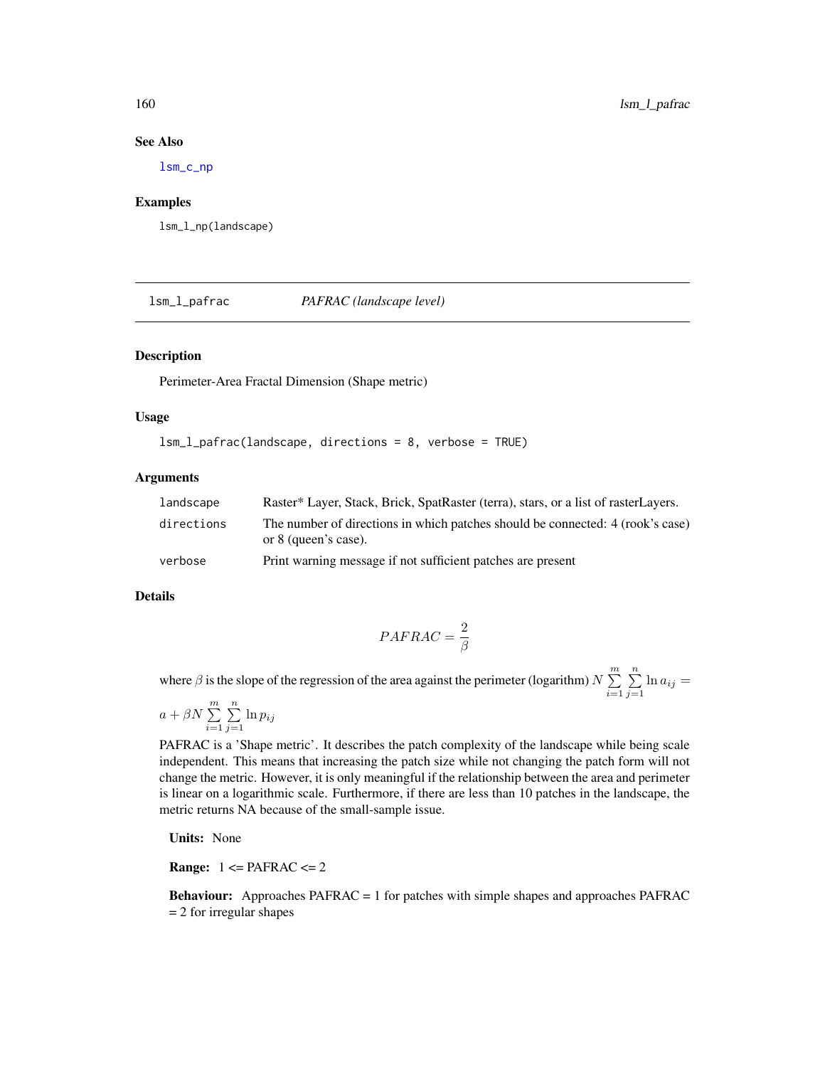### See Also

lsm_c_np

### Examples

```
lsm_l_np(landscape)
```

---

## lsm_l_pafrac — *PAFRAC (landscape level)*

### Description

Perimeter-Area Fractal Dimension (Shape metric)

### Usage

```
lsm_l_pafrac(landscape, directions = 8, verbose = TRUE)
```

### Arguments

| | |
|---|---|
| landscape | Raster* Layer, Stack, Brick, SpatRaster (terra), stars, or a list of rasterLayers. |
| directions | The number of directions in which patches should be connected: 4 (rook's case) or 8 (queen's case). |
| verbose | Print warning message if not sufficient patches are present |

### Details

$$PAFRAC = \frac{2}{\beta}$$

where $\beta$ is the slope of the regression of the area against the perimeter (logarithm) $N \sum_{i=1}^{m} \sum_{j=1}^{n} \ln a_{ij} = a + \beta N \sum_{i=1}^{m} \sum_{j=1}^{n} \ln p_{ij}$

PAFRAC is a 'Shape metric'. It describes the patch complexity of the landscape while being scale independent. This means that increasing the patch size while not changing the patch form will not change the metric. However, it is only meaningful if the relationship between the area and perimeter is linear on a logarithmic scale. Furthermore, if there are less than 10 patches in the landscape, the metric returns NA because of the small-sample issue.

**Units:** None

**Range:** 1 <= PAFRAC <= 2

**Behaviour:** Approaches PAFRAC = 1 for patches with simple shapes and approaches PAFRAC = 2 for irregular shapes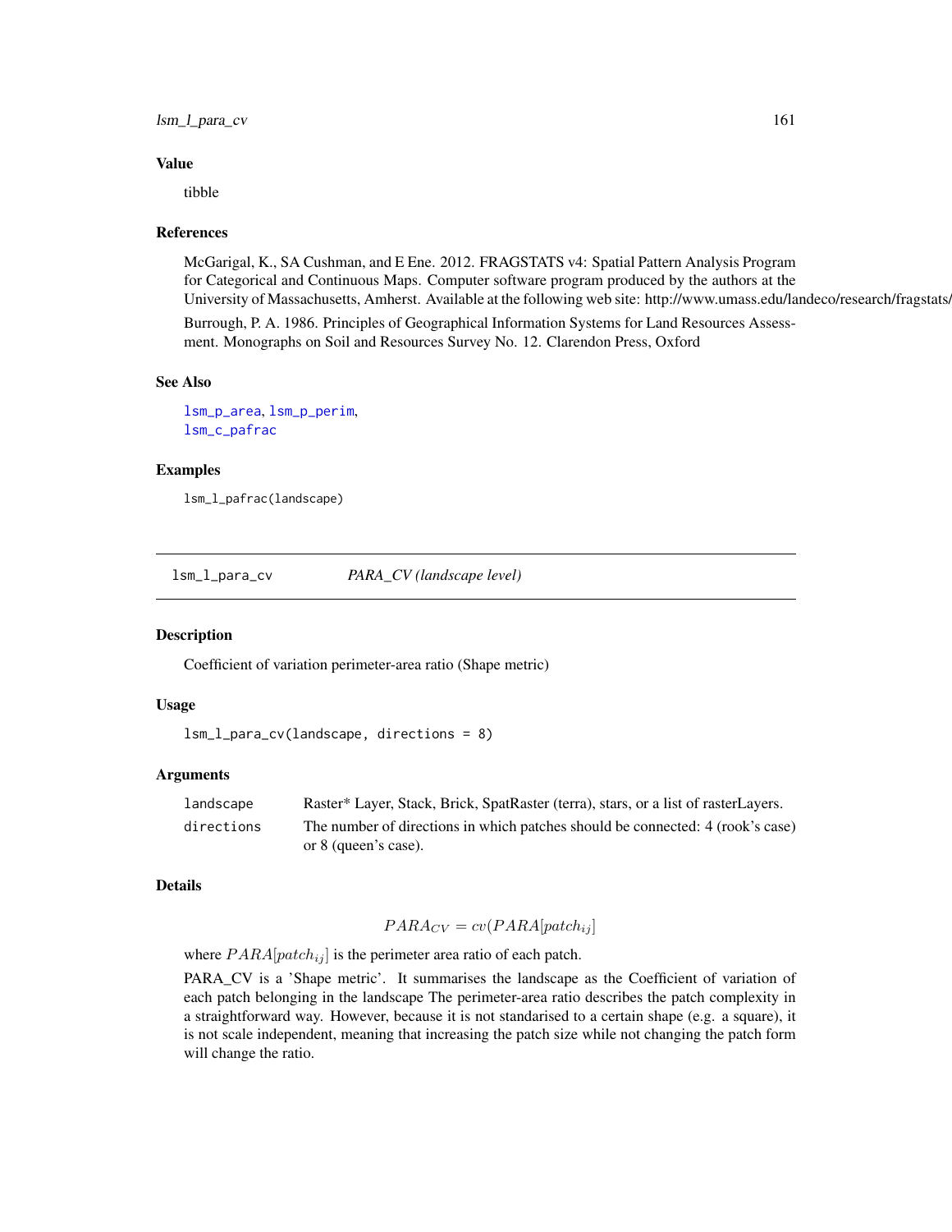### Value

tibble

### References

McGarigal, K., SA Cushman, and E Ene. 2012. FRAGSTATS v4: Spatial Pattern Analysis Program for Categorical and Continuous Maps. Computer software program produced by the authors at the University of Massachusetts, Amherst. Available at the following web site: http://www.umass.edu/landeco/research/fragstats/

Burrough, P. A. 1986. Principles of Geographical Information Systems for Land Resources Assessment. Monographs on Soil and Resources Survey No. 12. Clarendon Press, Oxford

### See Also

lsm_p_area, lsm_p_perim,
lsm_c_pafrac

### Examples

```
lsm_l_pafrac(landscape)
```

---

## lsm_l_para_cv — *PARA_CV (landscape level)*

### Description

Coefficient of variation perimeter-area ratio (Shape metric)

### Usage

```
lsm_l_para_cv(landscape, directions = 8)
```

### Arguments

| | |
|---|---|
| landscape | Raster* Layer, Stack, Brick, SpatRaster (terra), stars, or a list of rasterLayers. |
| directions | The number of directions in which patches should be connected: 4 (rook's case) or 8 (queen's case). |

### Details

$$PARA_{CV} = cv(PARA[patch_{ij}]$$

where $PARA[patch_{ij}]$ is the perimeter area ratio of each patch.

PARA_CV is a 'Shape metric'. It summarises the landscape as the Coefficient of variation of each patch belonging in the landscape The perimeter-area ratio describes the patch complexity in a straightforward way. However, because it is not standarised to a certain shape (e.g. a square), it is not scale independent, meaning that increasing the patch size while not changing the patch form will change the ratio.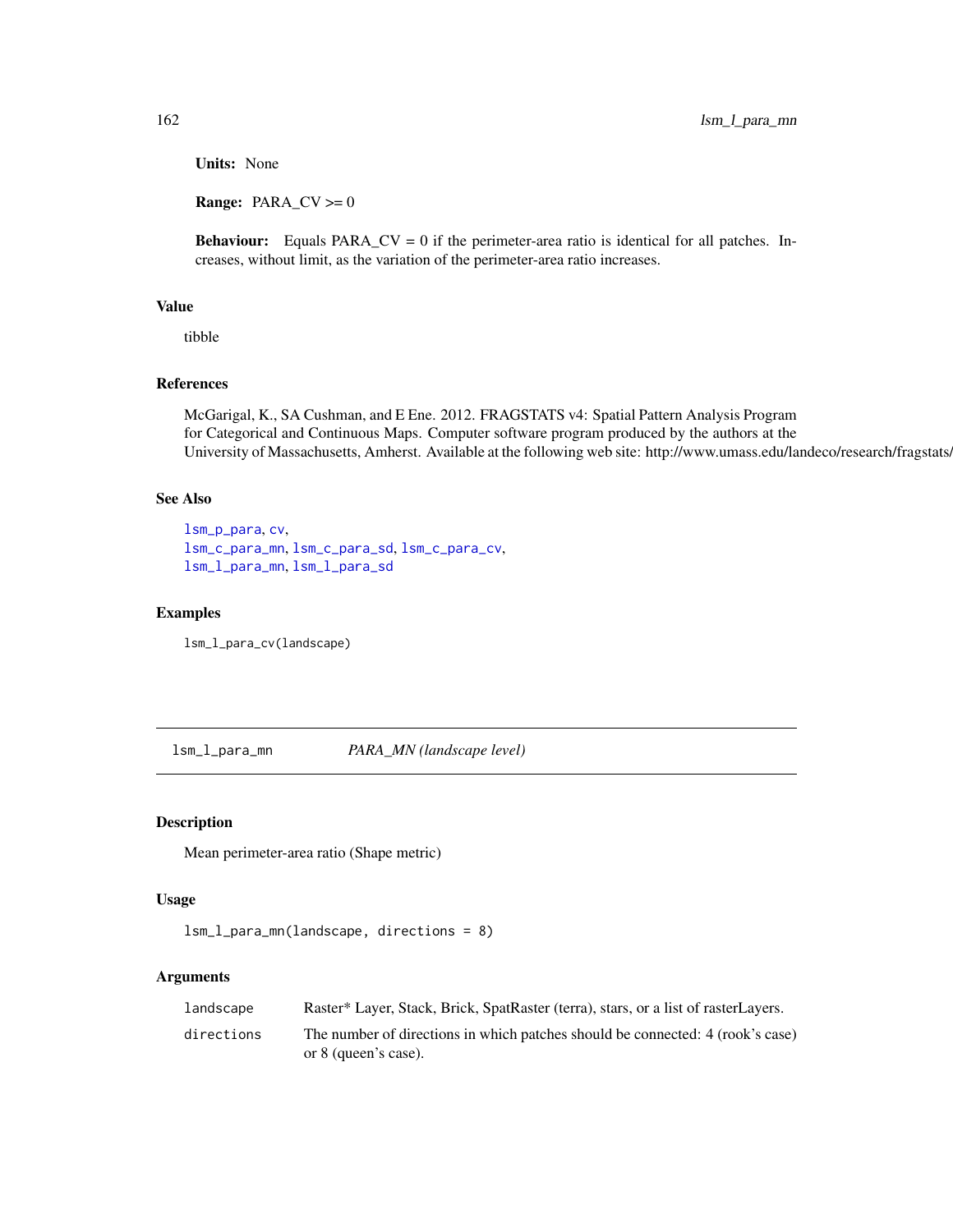**Units:** None

**Range:** PARA_CV >= 0

**Behaviour:** Equals PARA_CV = 0 if the perimeter-area ratio is identical for all patches. Increases, without limit, as the variation of the perimeter-area ratio increases.

## Value

tibble

## References

McGarigal, K., SA Cushman, and E Ene. 2012. FRAGSTATS v4: Spatial Pattern Analysis Program for Categorical and Continuous Maps. Computer software program produced by the authors at the University of Massachusetts, Amherst. Available at the following web site: http://www.umass.edu/landeco/research/fragstats/fragstats.html

## See Also

lsm_p_para, cv,
lsm_c_para_mn, lsm_c_para_sd, lsm_c_para_cv,
lsm_l_para_mn, lsm_l_para_sd

## Examples

```
lsm_l_para_cv(landscape)
```

---

# lsm_l_para_mn    *PARA_MN (landscape level)*

## Description

Mean perimeter-area ratio (Shape metric)

## Usage

```
lsm_l_para_mn(landscape, directions = 8)
```

## Arguments

| | |
|---|---|
| landscape | Raster* Layer, Stack, Brick, SpatRaster (terra), stars, or a list of rasterLayers. |
| directions | The number of directions in which patches should be connected: 4 (rook's case) or 8 (queen's case). |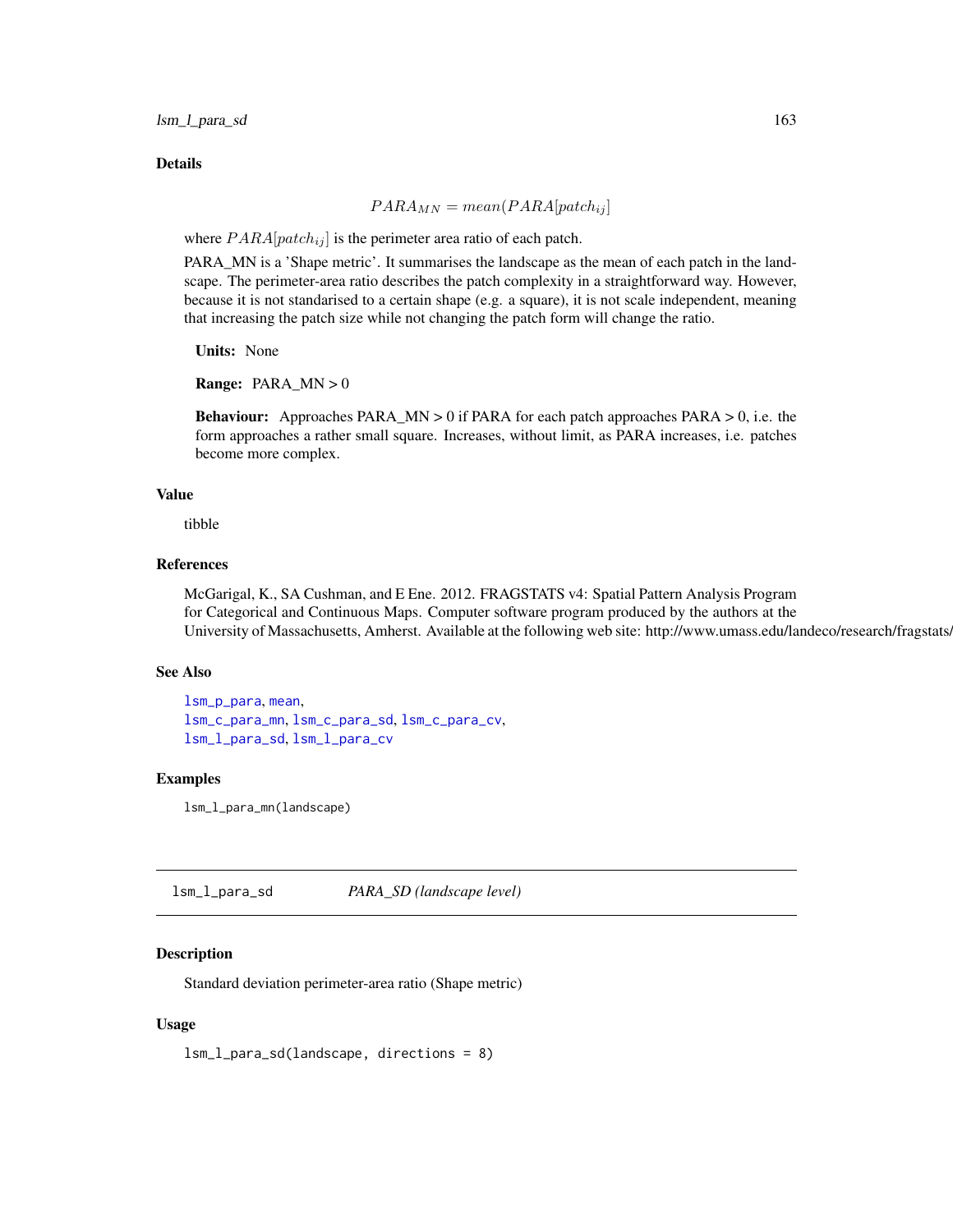### Details

$$PARA_{MN} = mean(PARA[patch_{ij}]$$

where $PARA[patch_{ij}]$ is the perimeter area ratio of each patch.

PARA_MN is a 'Shape metric'. It summarises the landscape as the mean of each patch in the landscape. The perimeter-area ratio describes the patch complexity in a straightforward way. However, because it is not standarised to a certain shape (e.g. a square), it is not scale independent, meaning that increasing the patch size while not changing the patch form will change the ratio.

**Units:** None

**Range:** PARA_MN > 0

**Behaviour:** Approaches PARA_MN > 0 if PARA for each patch approaches PARA > 0, i.e. the form approaches a rather small square. Increases, without limit, as PARA increases, i.e. patches become more complex.

### Value

tibble

### References

McGarigal, K., SA Cushman, and E Ene. 2012. FRAGSTATS v4: Spatial Pattern Analysis Program for Categorical and Continuous Maps. Computer software program produced by the authors at the University of Massachusetts, Amherst. Available at the following web site: http://www.umass.edu/landeco/research/fragstats/

### See Also

lsm_p_para, mean,
lsm_c_para_mn, lsm_c_para_sd, lsm_c_para_cv,
lsm_l_para_sd, lsm_l_para_cv

### Examples

```
lsm_l_para_mn(landscape)
```

---

## lsm_l_para_sd *PARA_SD (landscape level)*

### Description

Standard deviation perimeter-area ratio (Shape metric)

### Usage

```
lsm_l_para_sd(landscape, directions = 8)
```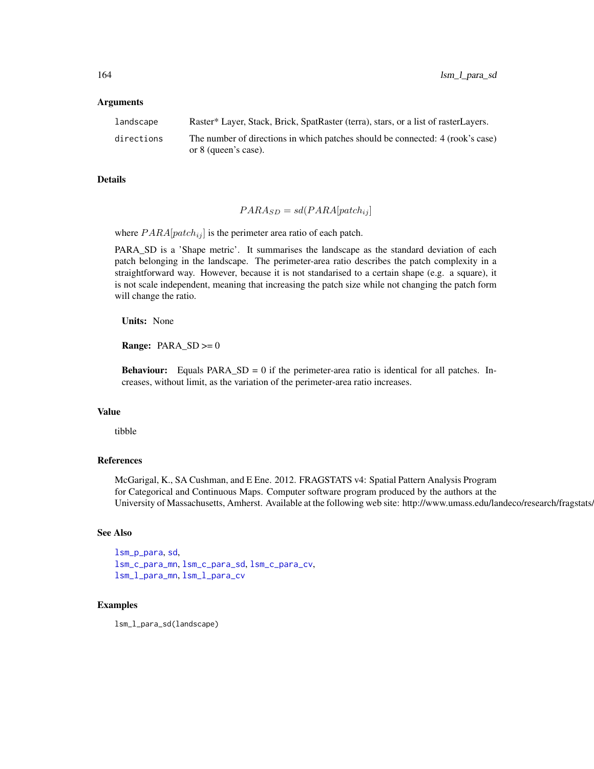## Arguments

| | |
|---|---|
| landscape | Raster* Layer, Stack, Brick, SpatRaster (terra), stars, or a list of rasterLayers. |
| directions | The number of directions in which patches should be connected: 4 (rook's case) or 8 (queen's case). |

## Details

$$PARA_{SD} = sd(PARA[patch_{ij}]$$

where $PARA[patch_{ij}]$ is the perimeter area ratio of each patch.

PARA_SD is a 'Shape metric'. It summarises the landscape as the standard deviation of each patch belonging in the landscape. The perimeter-area ratio describes the patch complexity in a straightforward way. However, because it is not standarised to a certain shape (e.g. a square), it is not scale independent, meaning that increasing the patch size while not changing the patch form will change the ratio.

**Units:** None

**Range:** PARA_SD >= 0

**Behaviour:** Equals PARA_SD = 0 if the perimeter-area ratio is identical for all patches. Increases, without limit, as the variation of the perimeter-area ratio increases.

## Value

tibble

## References

McGarigal, K., SA Cushman, and E Ene. 2012. FRAGSTATS v4: Spatial Pattern Analysis Program for Categorical and Continuous Maps. Computer software program produced by the authors at the University of Massachusetts, Amherst. Available at the following web site: http://www.umass.edu/landeco/research/fragstats/fragstats.html

## See Also

lsm_p_para, sd,
lsm_c_para_mn, lsm_c_para_sd, lsm_c_para_cv,
lsm_l_para_mn, lsm_l_para_cv

## Examples

```
lsm_l_para_sd(landscape)
```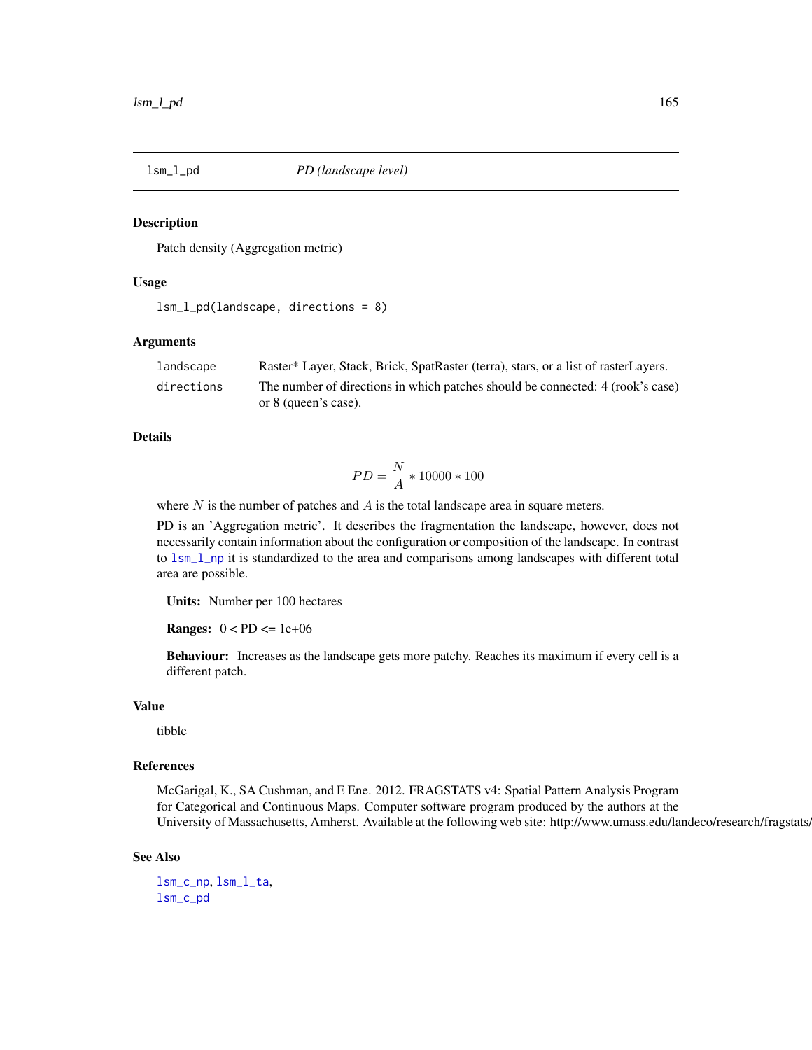## lsm_l_pd — *PD (landscape level)*

### Description

Patch density (Aggregation metric)

### Usage

```
lsm_l_pd(landscape, directions = 8)
```

### Arguments

| | |
|---|---|
| landscape | Raster* Layer, Stack, Brick, SpatRaster (terra), stars, or a list of rasterLayers. |
| directions | The number of directions in which patches should be connected: 4 (rook's case) or 8 (queen's case). |

### Details

$$PD = \frac{N}{A} * 10000 * 100$$

where $N$ is the number of patches and $A$ is the total landscape area in square meters.

PD is an 'Aggregation metric'. It describes the fragmentation the landscape, however, does not necessarily contain information about the configuration or composition of the landscape. In contrast to lsm_l_np it is standardized to the area and comparisons among landscapes with different total area are possible.

**Units:** Number per 100 hectares

**Ranges:** 0 < PD <= 1e+06

**Behaviour:** Increases as the landscape gets more patchy. Reaches its maximum if every cell is a different patch.

### Value

tibble

### References

McGarigal, K., SA Cushman, and E Ene. 2012. FRAGSTATS v4: Spatial Pattern Analysis Program for Categorical and Continuous Maps. Computer software program produced by the authors at the University of Massachusetts, Amherst. Available at the following web site: http://www.umass.edu/landeco/research/fragstats/fragstats.html

### See Also

lsm_c_np, lsm_l_ta,
lsm_c_pd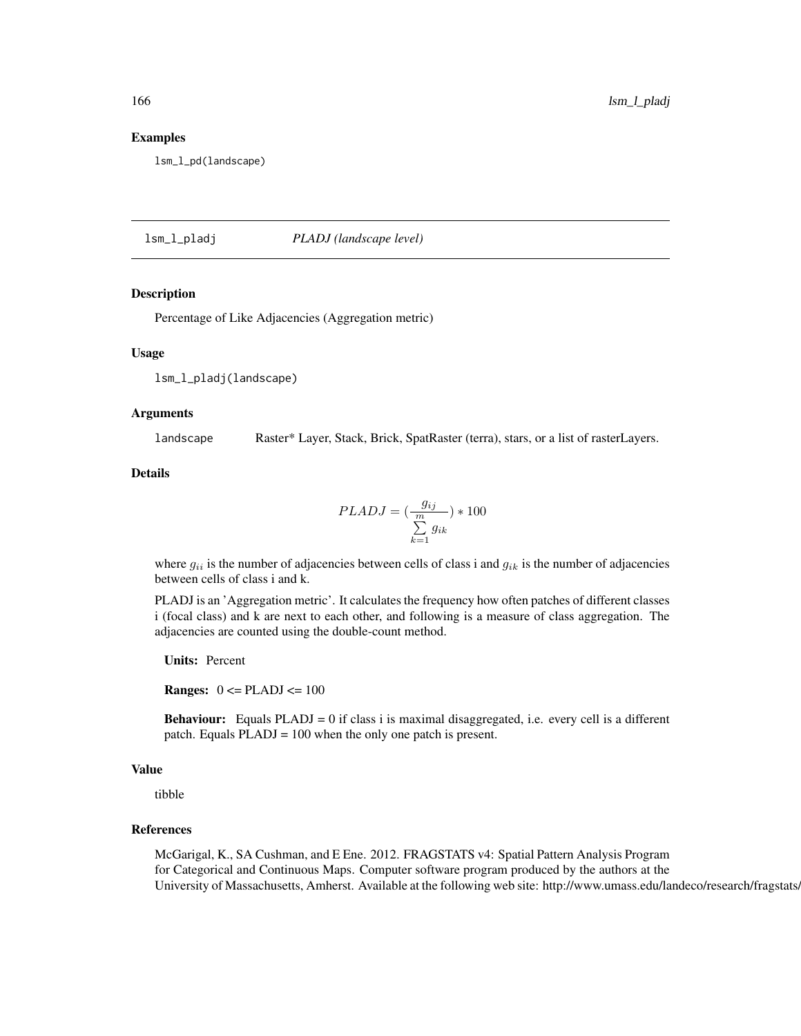## Examples

```
lsm_l_pd(landscape)
```

---

## lsm_l_pladj *PLADJ (landscape level)*

### Description

Percentage of Like Adjacencies (Aggregation metric)

### Usage

```
lsm_l_pladj(landscape)
```

### Arguments

| | |
|---|---|
| landscape | Raster* Layer, Stack, Brick, SpatRaster (terra), stars, or a list of rasterLayers. |

### Details

$$PLADJ = (\frac{g_{ij}}{\sum\limits_{k=1}^{m} g_{ik}}) * 100$$

where $g_{ii}$ is the number of adjacencies between cells of class i and $g_{ik}$ is the number of adjacencies between cells of class i and k.

PLADJ is an 'Aggregation metric'. It calculates the frequency how often patches of different classes i (focal class) and k are next to each other, and following is a measure of class aggregation. The adjacencies are counted using the double-count method.

**Units:** Percent

**Ranges:** 0 <= PLADJ <= 100

**Behaviour:** Equals PLADJ = 0 if class i is maximal disaggregated, i.e. every cell is a different patch. Equals PLADJ = 100 when the only one patch is present.

### Value

tibble

### References

McGarigal, K., SA Cushman, and E Ene. 2012. FRAGSTATS v4: Spatial Pattern Analysis Program for Categorical and Continuous Maps. Computer software program produced by the authors at the University of Massachusetts, Amherst. Available at the following web site: http://www.umass.edu/landeco/research/fragstats/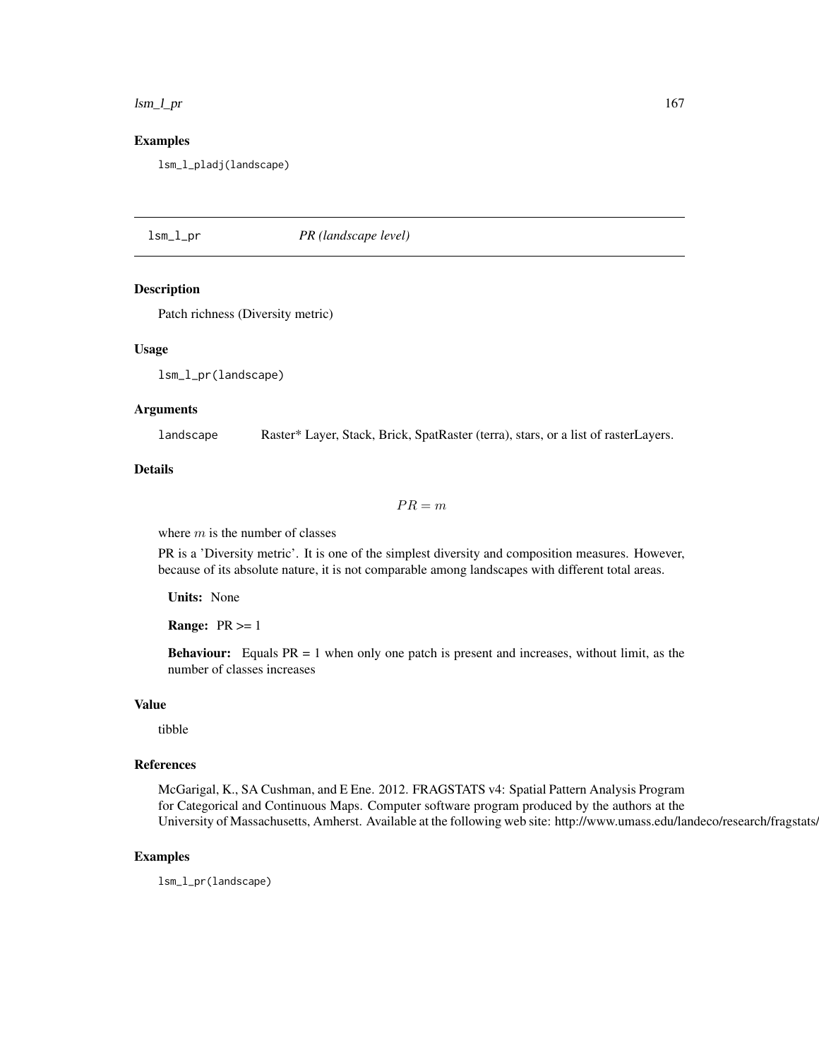## Examples

```
lsm_l_pladj(landscape)
```

---

# lsm_l_pr — *PR (landscape level)*

## Description

Patch richness (Diversity metric)

## Usage

```
lsm_l_pr(landscape)
```

## Arguments

| | |
|---|---|
| `landscape` | Raster* Layer, Stack, Brick, SpatRaster (terra), stars, or a list of rasterLayers. |

## Details

$$PR = m$$

where $m$ is the number of classes

PR is a 'Diversity metric'. It is one of the simplest diversity and composition measures. However, because of its absolute nature, it is not comparable among landscapes with different total areas.

**Units:** None

**Range:** PR >= 1

**Behaviour:** Equals PR = 1 when only one patch is present and increases, without limit, as the number of classes increases

## Value

tibble

## References

McGarigal, K., SA Cushman, and E Ene. 2012. FRAGSTATS v4: Spatial Pattern Analysis Program for Categorical and Continuous Maps. Computer software program produced by the authors at the University of Massachusetts, Amherst. Available at the following web site: http://www.umass.edu/landeco/research/fragstats/fragstats.html

## Examples

```
lsm_l_pr(landscape)
```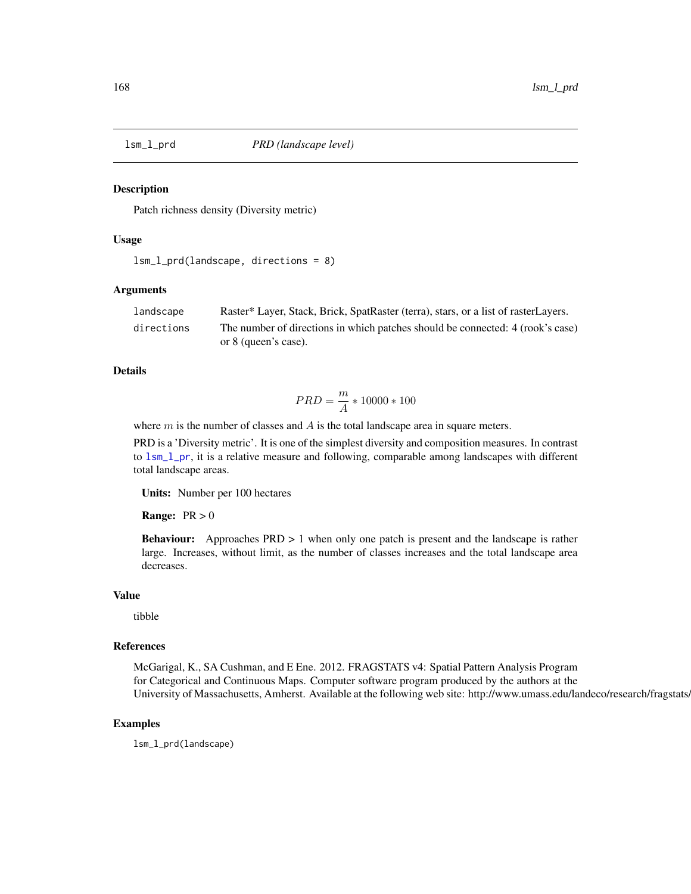# lsm_l_prd — *PRD (landscape level)*

## Description

Patch richness density (Diversity metric)

## Usage

```
lsm_l_prd(landscape, directions = 8)
```

## Arguments

| | |
|---|---|
| landscape | Raster* Layer, Stack, Brick, SpatRaster (terra), stars, or a list of rasterLayers. |
| directions | The number of directions in which patches should be connected: 4 (rook's case) or 8 (queen's case). |

## Details

$$PRD = \frac{m}{A} * 10000 * 100$$

where $m$ is the number of classes and $A$ is the total landscape area in square meters.

PRD is a 'Diversity metric'. It is one of the simplest diversity and composition measures. In contrast to lsm_l_pr, it is a relative measure and following, comparable among landscapes with different total landscape areas.

**Units:** Number per 100 hectares

**Range:** PR > 0

**Behaviour:** Approaches PRD > 1 when only one patch is present and the landscape is rather large. Increases, without limit, as the number of classes increases and the total landscape area decreases.

## Value

tibble

## References

McGarigal, K., SA Cushman, and E Ene. 2012. FRAGSTATS v4: Spatial Pattern Analysis Program for Categorical and Continuous Maps. Computer software program produced by the authors at the University of Massachusetts, Amherst. Available at the following web site: http://www.umass.edu/landeco/research/fragstats/

## Examples

```
lsm_l_prd(landscape)
```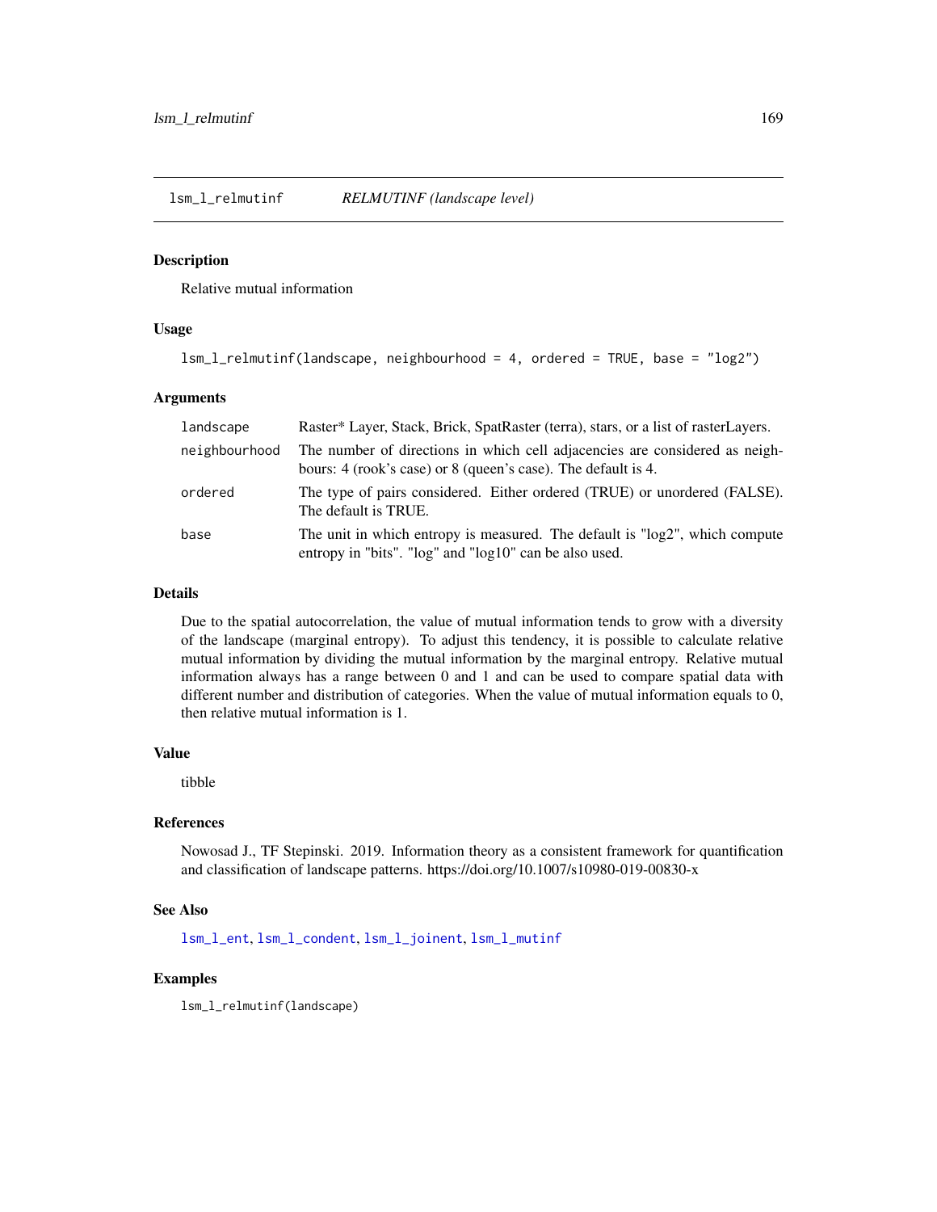## lsm_l_relmutinf *RELMUTINF (landscape level)*

### Description

Relative mutual information

### Usage

```
lsm_l_relmutinf(landscape, neighbourhood = 4, ordered = TRUE, base = "log2")
```

### Arguments

| | |
|---|---|
| landscape | Raster* Layer, Stack, Brick, SpatRaster (terra), stars, or a list of rasterLayers. |
| neighbourhood | The number of directions in which cell adjacencies are considered as neighbours: 4 (rook's case) or 8 (queen's case). The default is 4. |
| ordered | The type of pairs considered. Either ordered (TRUE) or unordered (FALSE). The default is TRUE. |
| base | The unit in which entropy is measured. The default is "log2", which compute entropy in "bits". "log" and "log10" can be also used. |

### Details

Due to the spatial autocorrelation, the value of mutual information tends to grow with a diversity of the landscape (marginal entropy). To adjust this tendency, it is possible to calculate relative mutual information by dividing the mutual information by the marginal entropy. Relative mutual information always has a range between 0 and 1 and can be used to compare spatial data with different number and distribution of categories. When the value of mutual information equals to 0, then relative mutual information is 1.

### Value

tibble

### References

Nowosad J., TF Stepinski. 2019. Information theory as a consistent framework for quantification and classification of landscape patterns. https://doi.org/10.1007/s10980-019-00830-x

### See Also

lsm_l_ent, lsm_l_condent, lsm_l_joinent, lsm_l_mutinf

### Examples

```
lsm_l_relmutinf(landscape)
```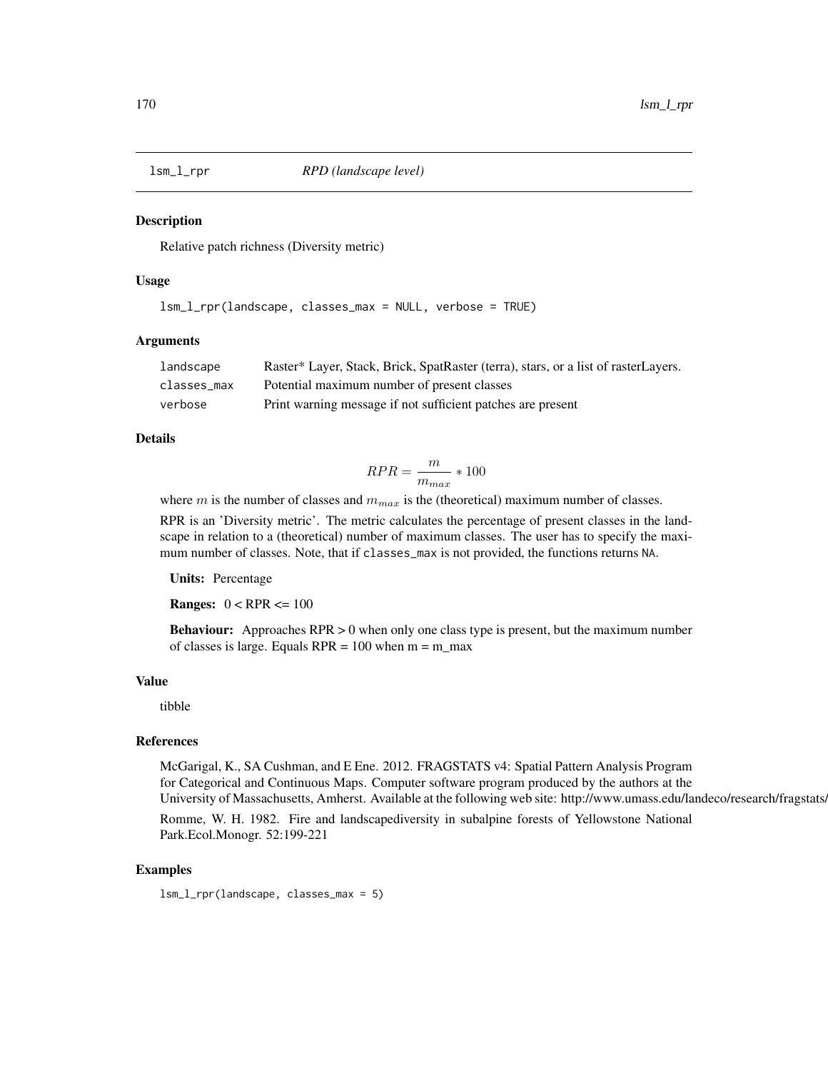# lsm_l_rpr — *RPD (landscape level)*

## Description

Relative patch richness (Diversity metric)

## Usage

```
lsm_l_rpr(landscape, classes_max = NULL, verbose = TRUE)
```

## Arguments

| | |
|---|---|
| landscape | Raster* Layer, Stack, Brick, SpatRaster (terra), stars, or a list of rasterLayers. |
| classes_max | Potential maximum number of present classes |
| verbose | Print warning message if not sufficient patches are present |

## Details

$$RPR = \frac{m}{m_{max}} * 100$$

where $m$ is the number of classes and $m_{max}$ is the (theoretical) maximum number of classes.

RPR is an 'Diversity metric'. The metric calculates the percentage of present classes in the landscape in relation to a (theoretical) number of maximum classes. The user has to specify the maximum number of classes. Note, that if `classes_max` is not provided, the functions returns `NA`.

**Units:** Percentage

**Ranges:** 0 < RPR <= 100

**Behaviour:** Approaches RPR > 0 when only one class type is present, but the maximum number of classes is large. Equals RPR = 100 when m = m_max

## Value

tibble

## References

McGarigal, K., SA Cushman, and E Ene. 2012. FRAGSTATS v4: Spatial Pattern Analysis Program for Categorical and Continuous Maps. Computer software program produced by the authors at the University of Massachusetts, Amherst. Available at the following web site: http://www.umass.edu/landeco/research/fragstats/fragstats.html

Romme, W. H. 1982. Fire and landscapediversity in subalpine forests of Yellowstone National Park.Ecol.Monogr. 52:199-221

## Examples

```
lsm_l_rpr(landscape, classes_max = 5)
```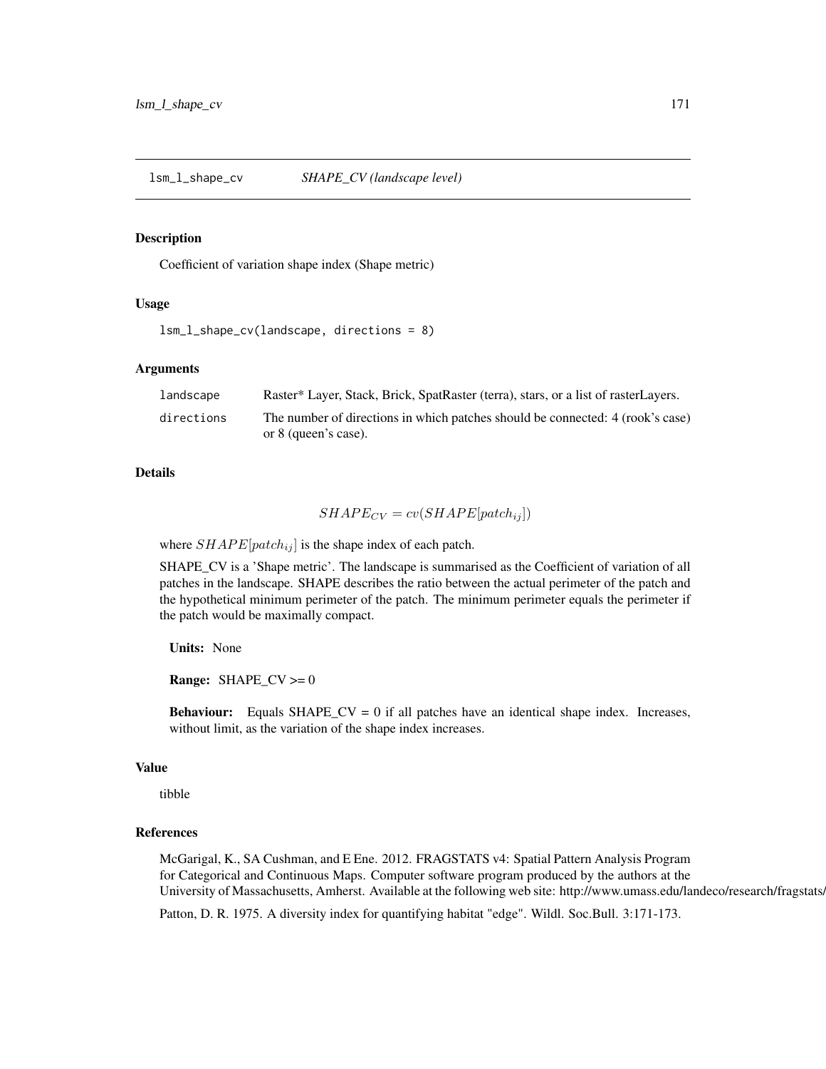# lsm_l_shape_cv — *SHAPE_CV (landscape level)*

## Description

Coefficient of variation shape index (Shape metric)

## Usage

```
lsm_l_shape_cv(landscape, directions = 8)
```

## Arguments

| | |
|---|---|
| landscape | Raster* Layer, Stack, Brick, SpatRaster (terra), stars, or a list of rasterLayers. |
| directions | The number of directions in which patches should be connected: 4 (rook's case) or 8 (queen's case). |

## Details

$$SHAPE_{CV} = cv(SHAPE[patch_{ij}])$$

where $SHAPE[patch_{ij}]$ is the shape index of each patch.

SHAPE_CV is a 'Shape metric'. The landscape is summarised as the Coefficient of variation of all patches in the landscape. SHAPE describes the ratio between the actual perimeter of the patch and the hypothetical minimum perimeter of the patch. The minimum perimeter equals the perimeter if the patch would be maximally compact.

**Units:** None

**Range:** SHAPE_CV >= 0

**Behaviour:** Equals SHAPE_CV = 0 if all patches have an identical shape index. Increases, without limit, as the variation of the shape index increases.

## Value

tibble

## References

McGarigal, K., SA Cushman, and E Ene. 2012. FRAGSTATS v4: Spatial Pattern Analysis Program for Categorical and Continuous Maps. Computer software program produced by the authors at the University of Massachusetts, Amherst. Available at the following web site: http://www.umass.edu/landeco/research/fragstats/fragstats.html

Patton, D. R. 1975. A diversity index for quantifying habitat "edge". Wildl. Soc.Bull. 3:171-173.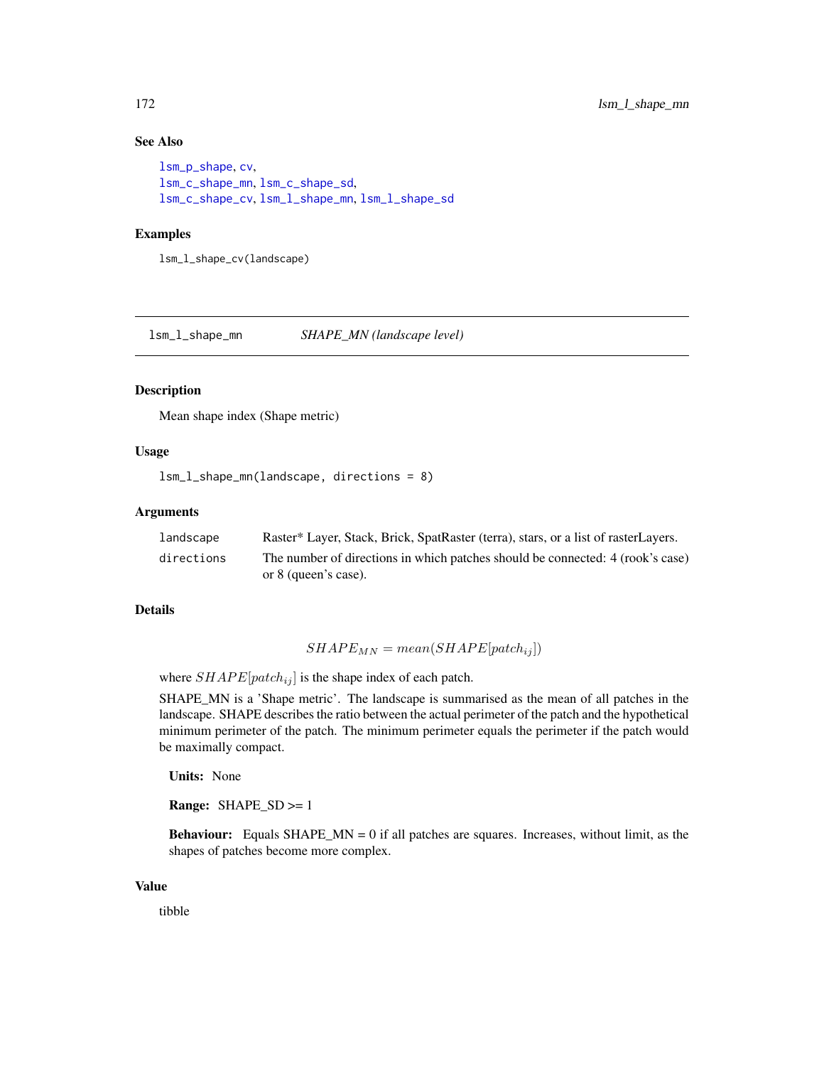### See Also

lsm_p_shape, cv,
lsm_c_shape_mn, lsm_c_shape_sd,
lsm_c_shape_cv, lsm_l_shape_mn, lsm_l_shape_sd

### Examples

```
lsm_l_shape_cv(landscape)
```

---

## lsm_l_shape_mn &nbsp;&nbsp;&nbsp; *SHAPE_MN (landscape level)*

---

### Description

Mean shape index (Shape metric)

### Usage

```
lsm_l_shape_mn(landscape, directions = 8)
```

### Arguments

| | |
|---|---|
| landscape | Raster* Layer, Stack, Brick, SpatRaster (terra), stars, or a list of rasterLayers. |
| directions | The number of directions in which patches should be connected: 4 (rook's case) or 8 (queen's case). |

### Details

$$SHAPE_{MN} = mean(SHAPE[patch_{ij}])$$

where $SHAPE[patch_{ij}]$ is the shape index of each patch.

SHAPE_MN is a 'Shape metric'. The landscape is summarised as the mean of all patches in the landscape. SHAPE describes the ratio between the actual perimeter of the patch and the hypothetical minimum perimeter of the patch. The minimum perimeter equals the perimeter if the patch would be maximally compact.

**Units:** None

**Range:** SHAPE_SD >= 1

**Behaviour:** Equals SHAPE_MN = 0 if all patches are squares. Increases, without limit, as the shapes of patches become more complex.

### Value

tibble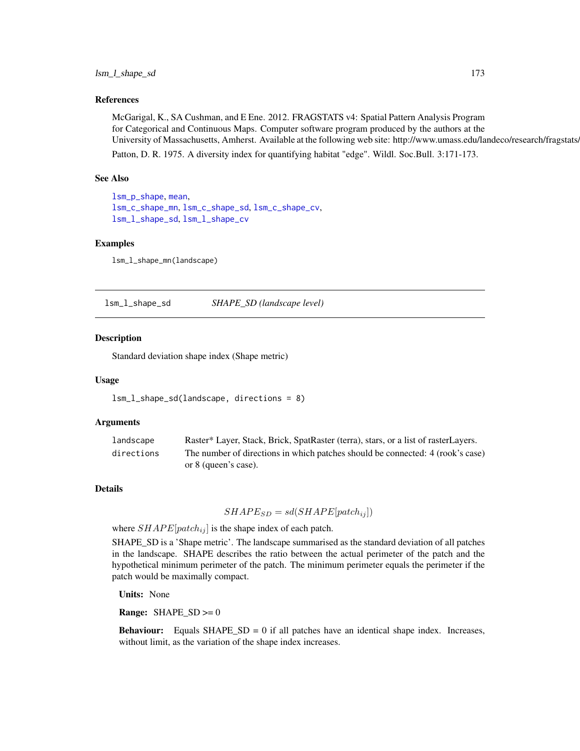### References

McGarigal, K., SA Cushman, and E Ene. 2012. FRAGSTATS v4: Spatial Pattern Analysis Program for Categorical and Continuous Maps. Computer software program produced by the authors at the University of Massachusetts, Amherst. Available at the following web site: http://www.umass.edu/landeco/research/fragstats/fragstats.html

Patton, D. R. 1975. A diversity index for quantifying habitat "edge". Wildl. Soc.Bull. 3:171-173.

### See Also

lsm_p_shape, mean,
lsm_c_shape_mn, lsm_c_shape_sd, lsm_c_shape_cv,
lsm_l_shape_sd, lsm_l_shape_cv

### Examples

```
lsm_l_shape_mn(landscape)
```

---

## lsm_l_shape_sd — *SHAPE_SD (landscape level)*

### Description

Standard deviation shape index (Shape metric)

### Usage

```
lsm_l_shape_sd(landscape, directions = 8)
```

### Arguments

| | |
|---|---|
| landscape | Raster* Layer, Stack, Brick, SpatRaster (terra), stars, or a list of rasterLayers. |
| directions | The number of directions in which patches should be connected: 4 (rook's case) or 8 (queen's case). |

### Details

$$SHAPE_{SD} = sd(SHAPE[patch_{ij}])$$

where $SHAPE[patch_{ij}]$ is the shape index of each patch.

SHAPE_SD is a 'Shape metric'. The landscape summarised as the standard deviation of all patches in the landscape. SHAPE describes the ratio between the actual perimeter of the patch and the hypothetical minimum perimeter of the patch. The minimum perimeter equals the perimeter if the patch would be maximally compact.

**Units:** None

**Range:** SHAPE_SD >= 0

**Behaviour:** Equals SHAPE_SD = 0 if all patches have an identical shape index. Increases, without limit, as the variation of the shape index increases.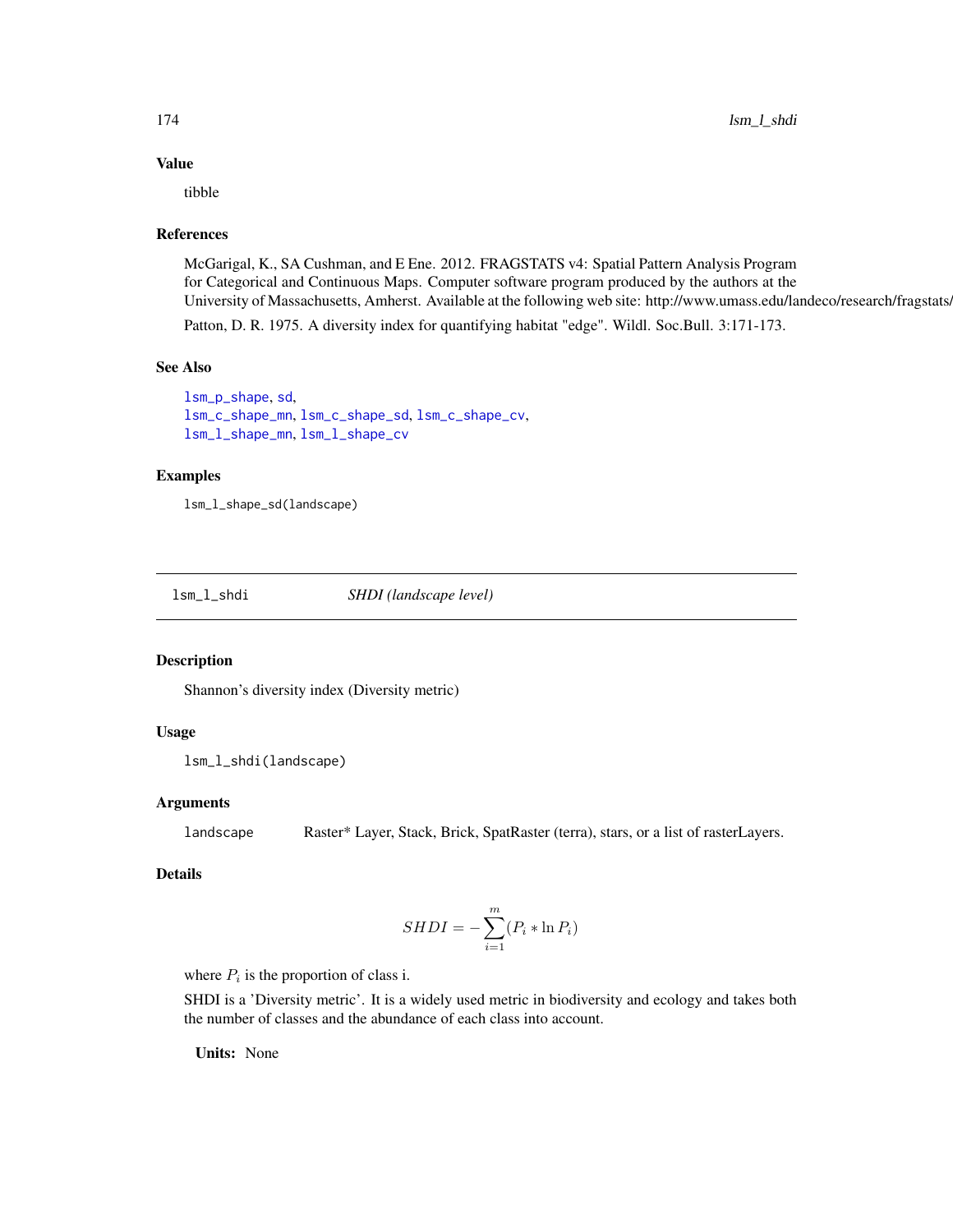## Value

tibble

## References

McGarigal, K., SA Cushman, and E Ene. 2012. FRAGSTATS v4: Spatial Pattern Analysis Program for Categorical and Continuous Maps. Computer software program produced by the authors at the University of Massachusetts, Amherst. Available at the following web site: http://www.umass.edu/landeco/research/fragstats/

Patton, D. R. 1975. A diversity index for quantifying habitat "edge". Wildl. Soc.Bull. 3:171-173.

## See Also

lsm_p_shape, sd,
lsm_c_shape_mn, lsm_c_shape_sd, lsm_c_shape_cv,
lsm_l_shape_mn, lsm_l_shape_cv

## Examples

```
lsm_l_shape_sd(landscape)
```

---

# lsm_l_shdi — *SHDI (landscape level)*

## Description

Shannon's diversity index (Diversity metric)

## Usage

```
lsm_l_shdi(landscape)
```

## Arguments

| | |
|---|---|
| landscape | Raster* Layer, Stack, Brick, SpatRaster (terra), stars, or a list of rasterLayers. |

## Details

$$SHDI = -\sum_{i=1}^{m}(P_i * \ln P_i)$$

where $P_i$ is the proportion of class i.

SHDI is a 'Diversity metric'. It is a widely used metric in biodiversity and ecology and takes both the number of classes and the abundance of each class into account.

**Units:** None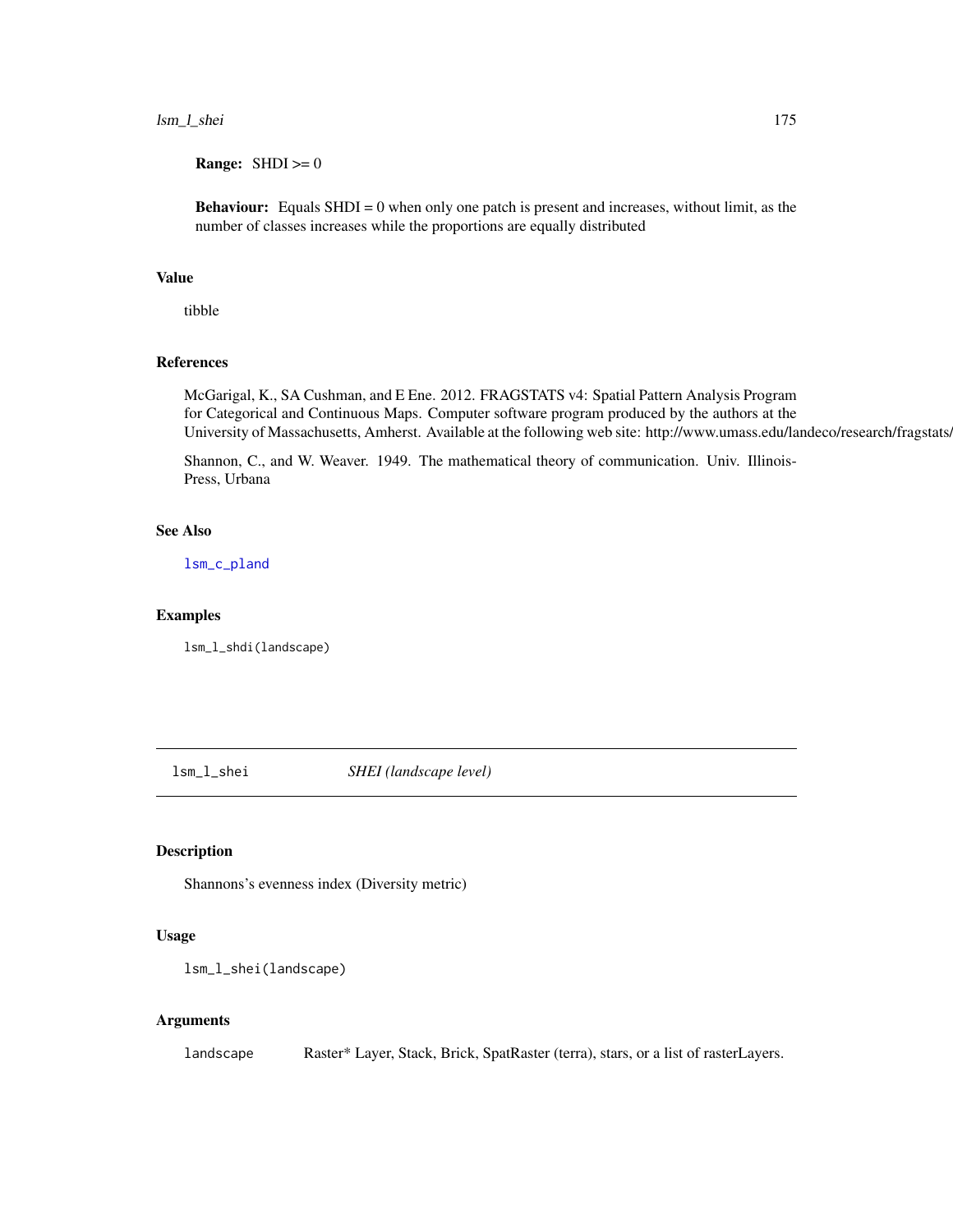**Range:** SHDI >= 0

**Behaviour:** Equals SHDI = 0 when only one patch is present and increases, without limit, as the number of classes increases while the proportions are equally distributed

### Value

tibble

### References

McGarigal, K., SA Cushman, and E Ene. 2012. FRAGSTATS v4: Spatial Pattern Analysis Program for Categorical and Continuous Maps. Computer software program produced by the authors at the University of Massachusetts, Amherst. Available at the following web site: http://www.umass.edu/landeco/research/fragstats/fragstats.html

Shannon, C., and W. Weaver. 1949. The mathematical theory of communication. Univ. Illinois-Press, Urbana

### See Also

lsm_c_pland

### Examples

```
lsm_l_shdi(landscape)
```

---

## lsm_l_shei — *SHEI (landscape level)*

### Description

Shannons's evenness index (Diversity metric)

### Usage

```
lsm_l_shei(landscape)
```

### Arguments

| | |
|---|---|
| landscape | Raster* Layer, Stack, Brick, SpatRaster (terra), stars, or a list of rasterLayers. |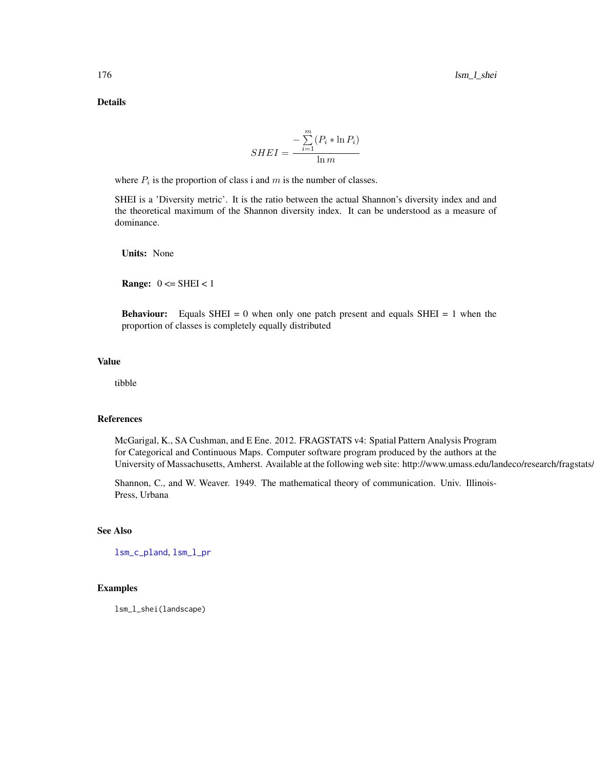## Details

$$SHEI = \frac{-\sum_{i=1}^{m}(P_i * \ln P_i)}{\ln m}$$

where $P_i$ is the proportion of class i and $m$ is the number of classes.

SHEI is a 'Diversity metric'. It is the ratio between the actual Shannon's diversity index and and the theoretical maximum of the Shannon diversity index. It can be understood as a measure of dominance.

**Units:** None

**Range:** 0 <= SHEI < 1

**Behaviour:** Equals SHEI = 0 when only one patch present and equals SHEI = 1 when the proportion of classes is completely equally distributed

## Value

tibble

## References

McGarigal, K., SA Cushman, and E Ene. 2012. FRAGSTATS v4: Spatial Pattern Analysis Program for Categorical and Continuous Maps. Computer software program produced by the authors at the University of Massachusetts, Amherst. Available at the following web site: http://www.umass.edu/landeco/research/fragstats/fragstats.html

Shannon, C., and W. Weaver. 1949. The mathematical theory of communication. Univ. Illinois-Press, Urbana

## See Also

lsm_c_pland, lsm_l_pr

## Examples

```
lsm_l_shei(landscape)
```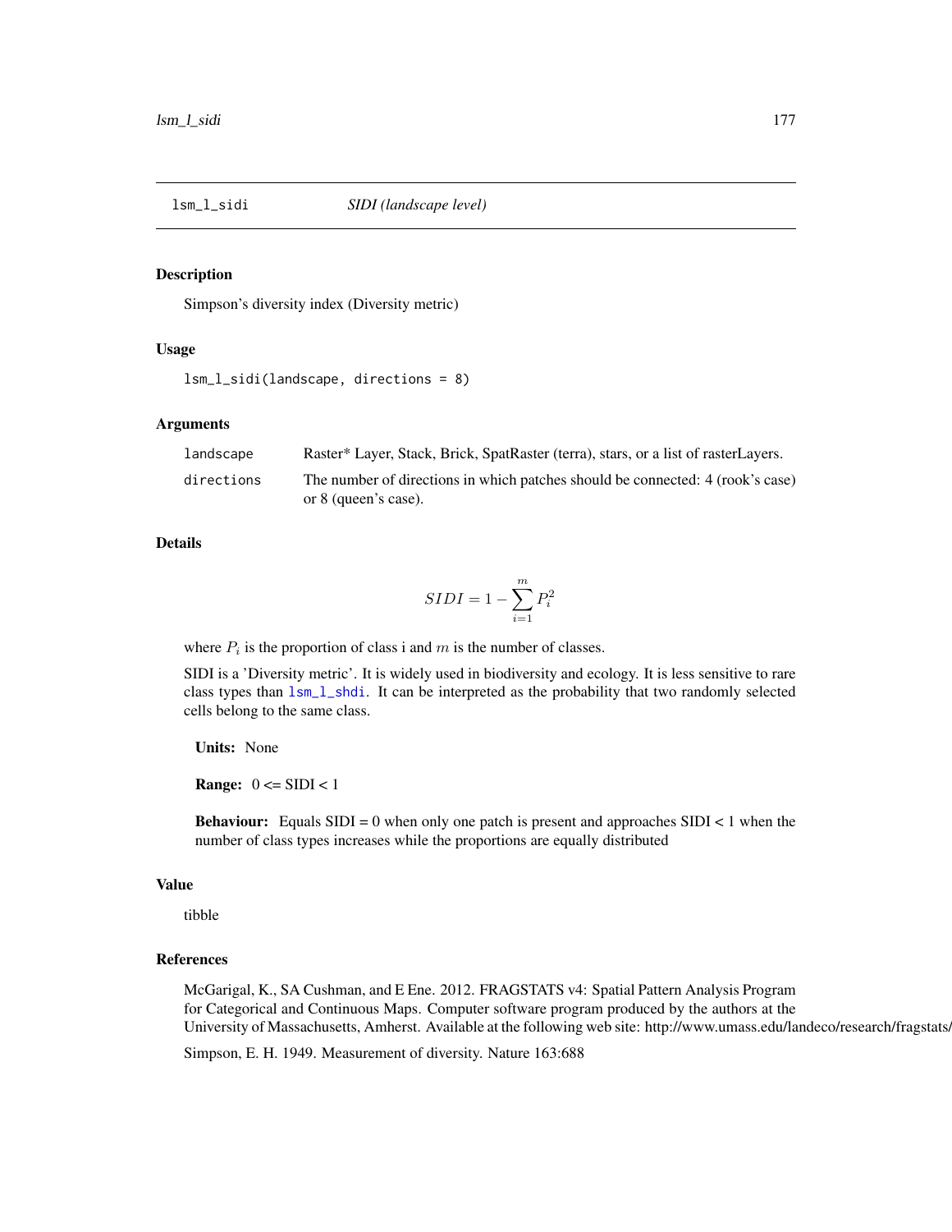# lsm_l_sidi — *SIDI (landscape level)*

## Description

Simpson's diversity index (Diversity metric)

## Usage

```
lsm_l_sidi(landscape, directions = 8)
```

## Arguments

| | |
|---|---|
| landscape | Raster* Layer, Stack, Brick, SpatRaster (terra), stars, or a list of rasterLayers. |
| directions | The number of directions in which patches should be connected: 4 (rook's case) or 8 (queen's case). |

## Details

$$SIDI = 1 - \sum_{i=1}^{m} P_i^2$$

where $P_i$ is the proportion of class i and $m$ is the number of classes.

SIDI is a 'Diversity metric'. It is widely used in biodiversity and ecology. It is less sensitive to rare class types than lsm_l_shdi. It can be interpreted as the probability that two randomly selected cells belong to the same class.

**Units:** None

**Range:** 0 <= SIDI < 1

**Behaviour:** Equals SIDI = 0 when only one patch is present and approaches SIDI < 1 when the number of class types increases while the proportions are equally distributed

## Value

tibble

## References

McGarigal, K., SA Cushman, and E Ene. 2012. FRAGSTATS v4: Spatial Pattern Analysis Program for Categorical and Continuous Maps. Computer software program produced by the authors at the University of Massachusetts, Amherst. Available at the following web site: http://www.umass.edu/landeco/research/fragstats/

Simpson, E. H. 1949. Measurement of diversity. Nature 163:688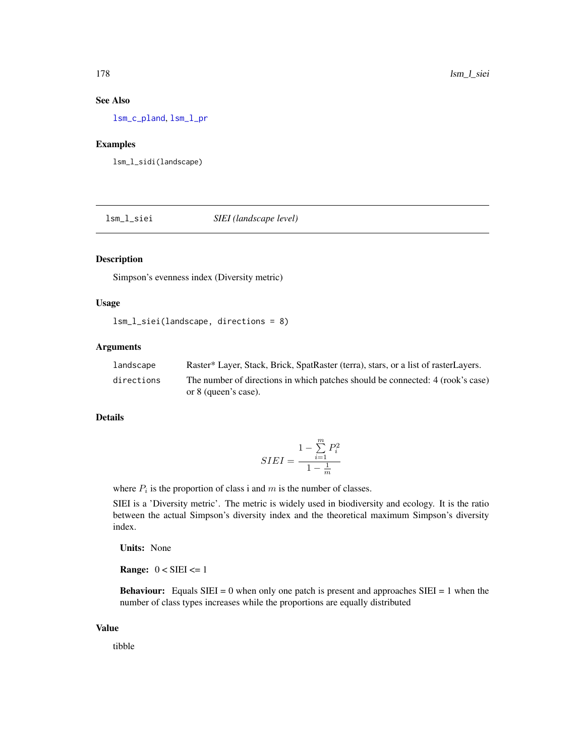## See Also

lsm_c_pland, lsm_l_pr

## Examples

```
lsm_l_sidi(landscape)
```

---

# lsm_l_siei — *SIEI (landscape level)*

## Description

Simpson's evenness index (Diversity metric)

## Usage

```
lsm_l_siei(landscape, directions = 8)
```

## Arguments

| | |
|---|---|
| landscape | Raster* Layer, Stack, Brick, SpatRaster (terra), stars, or a list of rasterLayers. |
| directions | The number of directions in which patches should be connected: 4 (rook's case) or 8 (queen's case). |

## Details

$$SIEI = \frac{1 - \sum_{i=1}^{m} P_i^2}{1 - \frac{1}{m}}$$

where $P_i$ is the proportion of class i and $m$ is the number of classes.

SIEI is a 'Diversity metric'. The metric is widely used in biodiversity and ecology. It is the ratio between the actual Simpson's diversity index and the theoretical maximum Simpson's diversity index.

**Units:** None

**Range:** 0 < SIEI <= 1

**Behaviour:** Equals SIEI = 0 when only one patch is present and approaches SIEI = 1 when the number of class types increases while the proportions are equally distributed

## Value

tibble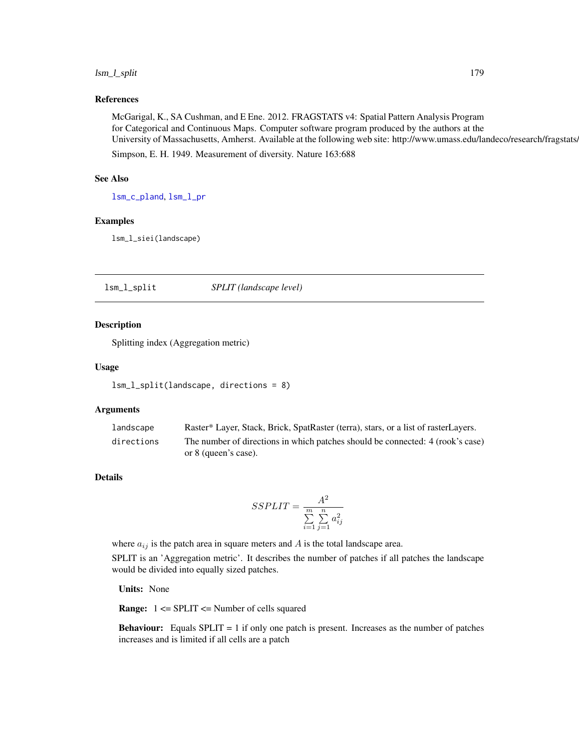## References

McGarigal, K., SA Cushman, and E Ene. 2012. FRAGSTATS v4: Spatial Pattern Analysis Program for Categorical and Continuous Maps. Computer software program produced by the authors at the University of Massachusetts, Amherst. Available at the following web site: http://www.umass.edu/landeco/research/fragstats/fragstats.html

Simpson, E. H. 1949. Measurement of diversity. Nature 163:688

## See Also

lsm_c_pland, lsm_l_pr

## Examples

```
lsm_l_siei(landscape)
```

---

# lsm_l_split — *SPLIT (landscape level)*

## Description

Splitting index (Aggregation metric)

## Usage

```
lsm_l_split(landscape, directions = 8)
```

## Arguments

| | |
|---|---|
| landscape | Raster* Layer, Stack, Brick, SpatRaster (terra), stars, or a list of rasterLayers. |
| directions | The number of directions in which patches should be connected: 4 (rook's case) or 8 (queen's case). |

## Details

$$SSPLIT = \frac{A^2}{\sum_{i=1}^{m} \sum_{j=1}^{n} a_{ij}^2}$$

where $a_{ij}$ is the patch area in square meters and $A$ is the total landscape area.

SPLIT is an 'Aggregation metric'. It describes the number of patches if all patches the landscape would be divided into equally sized patches.

**Units:** None

**Range:** 1 <= SPLIT <= Number of cells squared

**Behaviour:** Equals SPLIT = 1 if only one patch is present. Increases as the number of patches increases and is limited if all cells are a patch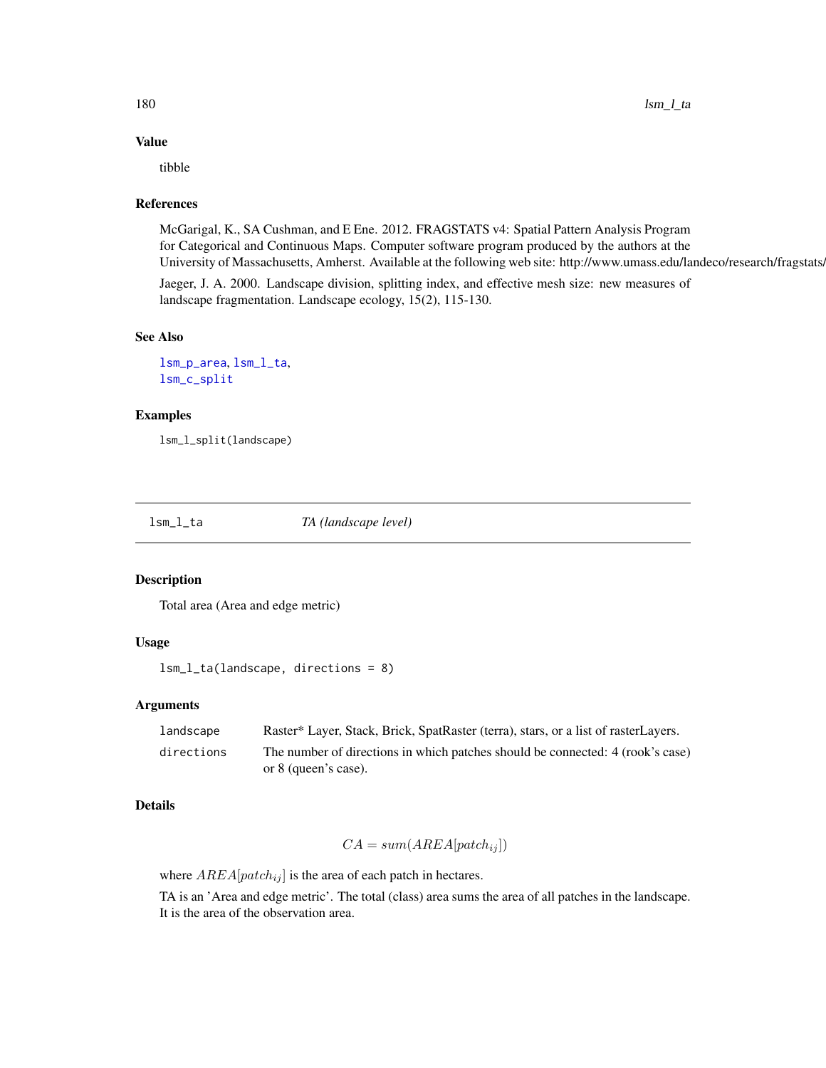### Value

tibble

### References

McGarigal, K., SA Cushman, and E Ene. 2012. FRAGSTATS v4: Spatial Pattern Analysis Program for Categorical and Continuous Maps. Computer software program produced by the authors at the University of Massachusetts, Amherst. Available at the following web site: http://www.umass.edu/landeco/research/fragstats/

Jaeger, J. A. 2000. Landscape division, splitting index, and effective mesh size: new measures of landscape fragmentation. Landscape ecology, 15(2), 115-130.

### See Also

lsm_p_area, lsm_l_ta,
lsm_c_split

### Examples

```
lsm_l_split(landscape)
```

---

## lsm_l_ta *TA (landscape level)*

---

### Description

Total area (Area and edge metric)

### Usage

```
lsm_l_ta(landscape, directions = 8)
```

### Arguments

| | |
|---|---|
| landscape | Raster* Layer, Stack, Brick, SpatRaster (terra), stars, or a list of rasterLayers. |
| directions | The number of directions in which patches should be connected: 4 (rook's case) or 8 (queen's case). |

### Details

$$CA = sum(AREA[patch_{ij}])$$

where $AREA[patch_{ij}]$ is the area of each patch in hectares.

TA is an 'Area and edge metric'. The total (class) area sums the area of all patches in the landscape. It is the area of the observation area.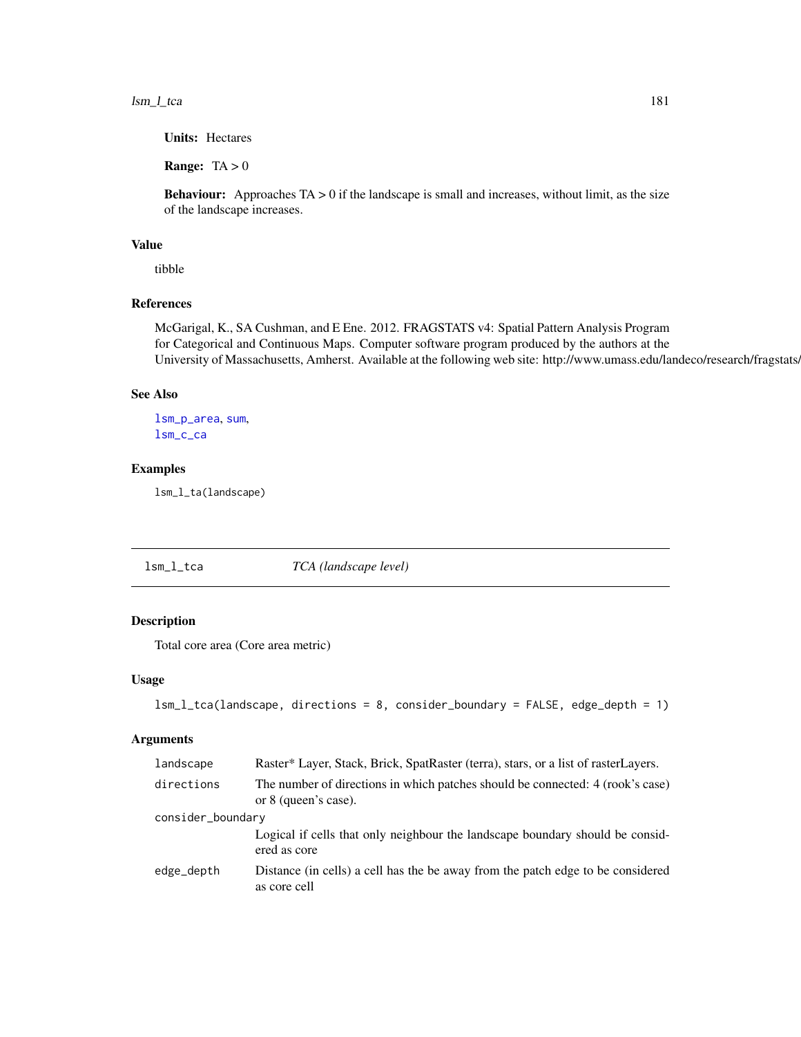**Units:** Hectares

**Range:** TA > 0

**Behaviour:** Approaches TA > 0 if the landscape is small and increases, without limit, as the size of the landscape increases.

## Value

tibble

## References

McGarigal, K., SA Cushman, and E Ene. 2012. FRAGSTATS v4: Spatial Pattern Analysis Program for Categorical and Continuous Maps. Computer software program produced by the authors at the University of Massachusetts, Amherst. Available at the following web site: http://www.umass.edu/landeco/research/fragstats/fragstats.html

## See Also

`lsm_p_area`, `sum`,
`lsm_c_ca`

## Examples

```
lsm_l_ta(landscape)
```

---

# `lsm_l_tca` *TCA (landscape level)*

## Description

Total core area (Core area metric)

## Usage

```
lsm_l_tca(landscape, directions = 8, consider_boundary = FALSE, edge_depth = 1)
```

## Arguments

| | |
|---|---|
| `landscape` | Raster* Layer, Stack, Brick, SpatRaster (terra), stars, or a list of rasterLayers. |
| `directions` | The number of directions in which patches should be connected: 4 (rook's case) or 8 (queen's case). |
| `consider_boundary` | Logical if cells that only neighbour the landscape boundary should be considered as core |
| `edge_depth` | Distance (in cells) a cell has the be away from the patch edge to be considered as core cell |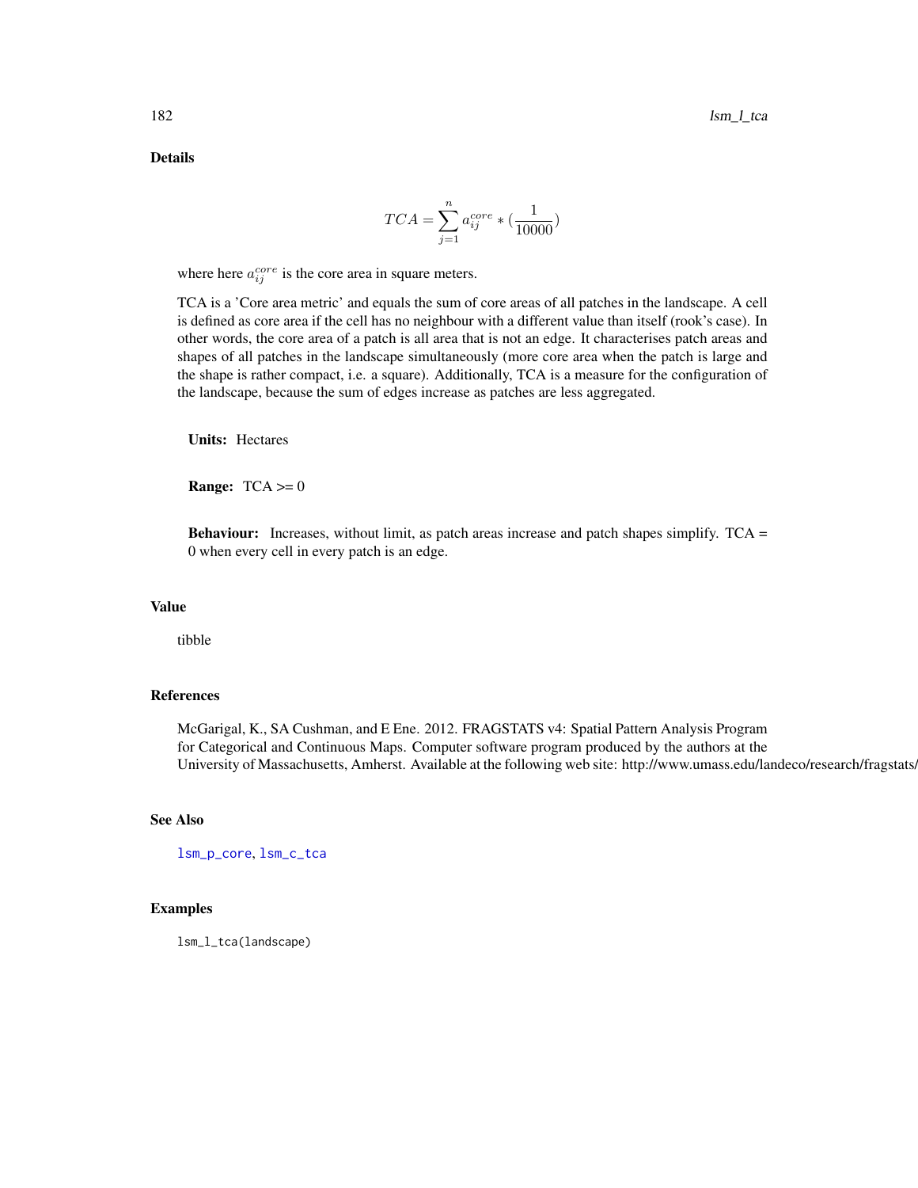## Details

$$TCA = \sum_{j=1}^{n} a_{ij}^{core} * (\frac{1}{10000})$$

where here $a_{ij}^{core}$ is the core area in square meters.

TCA is a 'Core area metric' and equals the sum of core areas of all patches in the landscape. A cell is defined as core area if the cell has no neighbour with a different value than itself (rook's case). In other words, the core area of a patch is all area that is not an edge. It characterises patch areas and shapes of all patches in the landscape simultaneously (more core area when the patch is large and the shape is rather compact, i.e. a square). Additionally, TCA is a measure for the configuration of the landscape, because the sum of edges increase as patches are less aggregated.

**Units:** Hectares

**Range:** TCA >= 0

**Behaviour:** Increases, without limit, as patch areas increase and patch shapes simplify. TCA = 0 when every cell in every patch is an edge.

## Value

tibble

## References

McGarigal, K., SA Cushman, and E Ene. 2012. FRAGSTATS v4: Spatial Pattern Analysis Program for Categorical and Continuous Maps. Computer software program produced by the authors at the University of Massachusetts, Amherst. Available at the following web site: http://www.umass.edu/landeco/research/fragstats/

## See Also

lsm_p_core, lsm_c_tca

## Examples

```
lsm_l_tca(landscape)
```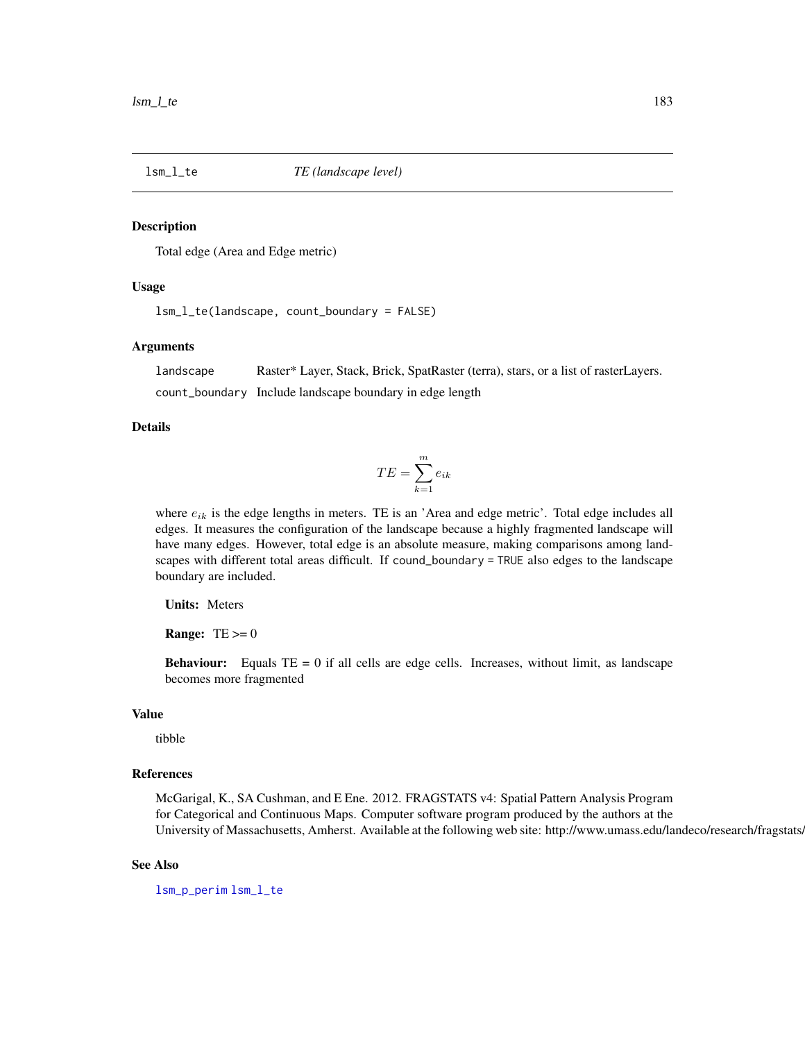## lsm_l_te — *TE (landscape level)*

### Description

Total edge (Area and Edge metric)

### Usage

```
lsm_l_te(landscape, count_boundary = FALSE)
```

### Arguments

| | |
|---|---|
| landscape | Raster* Layer, Stack, Brick, SpatRaster (terra), stars, or a list of rasterLayers. |
| count_boundary | Include landscape boundary in edge length |

### Details

$$TE = \sum_{k=1}^{m} e_{ik}$$

where $e_{ik}$ is the edge lengths in meters. TE is an 'Area and edge metric'. Total edge includes all edges. It measures the configuration of the landscape because a highly fragmented landscape will have many edges. However, total edge is an absolute measure, making comparisons among landscapes with different total areas difficult. If `cound_boundary = TRUE` also edges to the landscape boundary are included.

**Units:** Meters

**Range:** TE >= 0

**Behaviour:** Equals TE = 0 if all cells are edge cells. Increases, without limit, as landscape becomes more fragmented

### Value

tibble

### References

McGarigal, K., SA Cushman, and E Ene. 2012. FRAGSTATS v4: Spatial Pattern Analysis Program for Categorical and Continuous Maps. Computer software program produced by the authors at the University of Massachusetts, Amherst. Available at the following web site: http://www.umass.edu/landeco/research/fragstats/fragstats.html

### See Also

lsm_p_perim lsm_l_te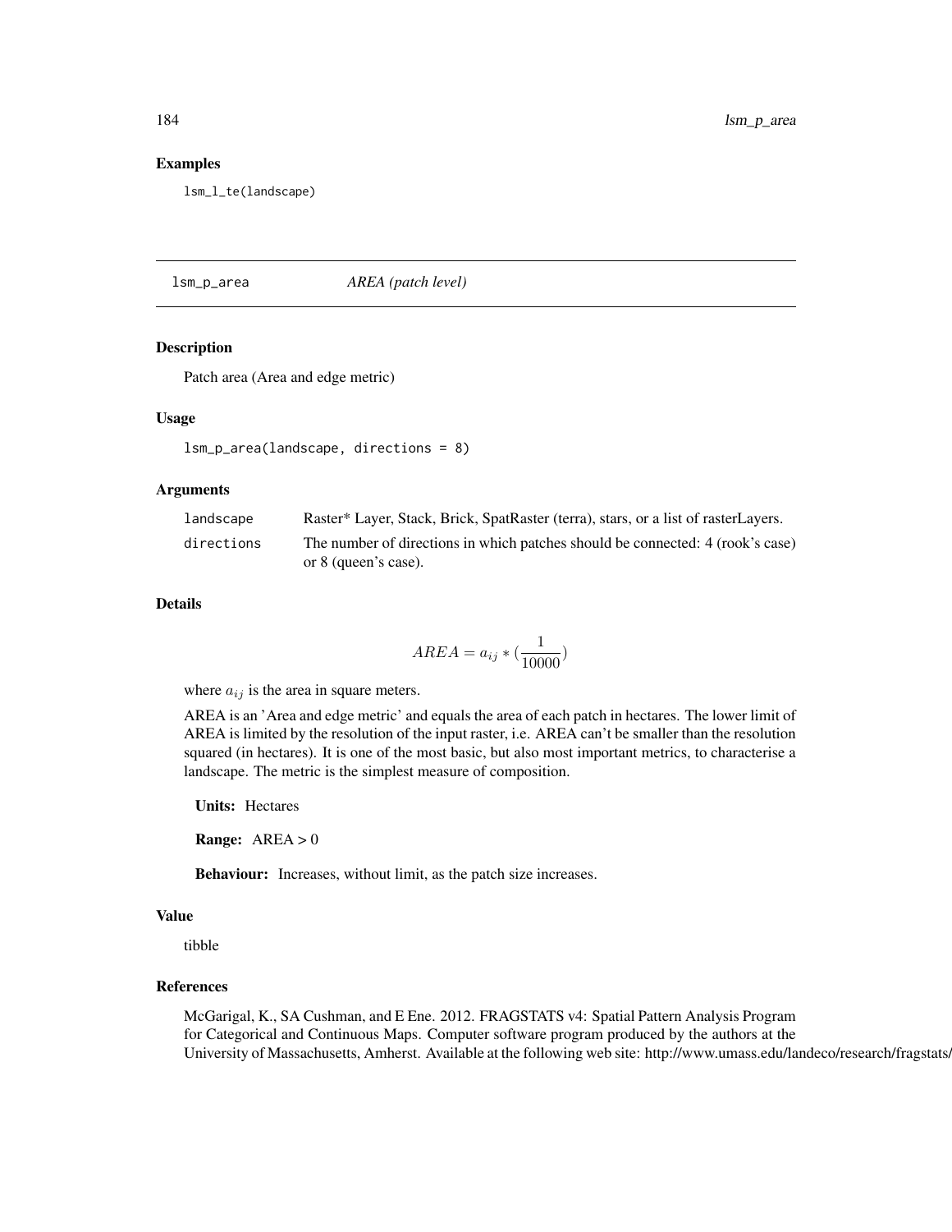### Examples

```
lsm_l_te(landscape)
```

---

## lsm_p_area &nbsp;&nbsp;&nbsp;&nbsp; *AREA (patch level)*

---

### Description

Patch area (Area and edge metric)

### Usage

```
lsm_p_area(landscape, directions = 8)
```

### Arguments

| | |
|---|---|
| landscape | Raster* Layer, Stack, Brick, SpatRaster (terra), stars, or a list of rasterLayers. |
| directions | The number of directions in which patches should be connected: 4 (rook's case) or 8 (queen's case). |

### Details

$$AREA = a_{ij} * (\frac{1}{10000})$$

where $a_{ij}$ is the area in square meters.

AREA is an 'Area and edge metric' and equals the area of each patch in hectares. The lower limit of AREA is limited by the resolution of the input raster, i.e. AREA can't be smaller than the resolution squared (in hectares). It is one of the most basic, but also most important metrics, to characterise a landscape. The metric is the simplest measure of composition.

**Units:** Hectares

**Range:** AREA > 0

**Behaviour:** Increases, without limit, as the patch size increases.

### Value

tibble

### References

McGarigal, K., SA Cushman, and E Ene. 2012. FRAGSTATS v4: Spatial Pattern Analysis Program for Categorical and Continuous Maps. Computer software program produced by the authors at the University of Massachusetts, Amherst. Available at the following web site: http://www.umass.edu/landeco/research/fragstats/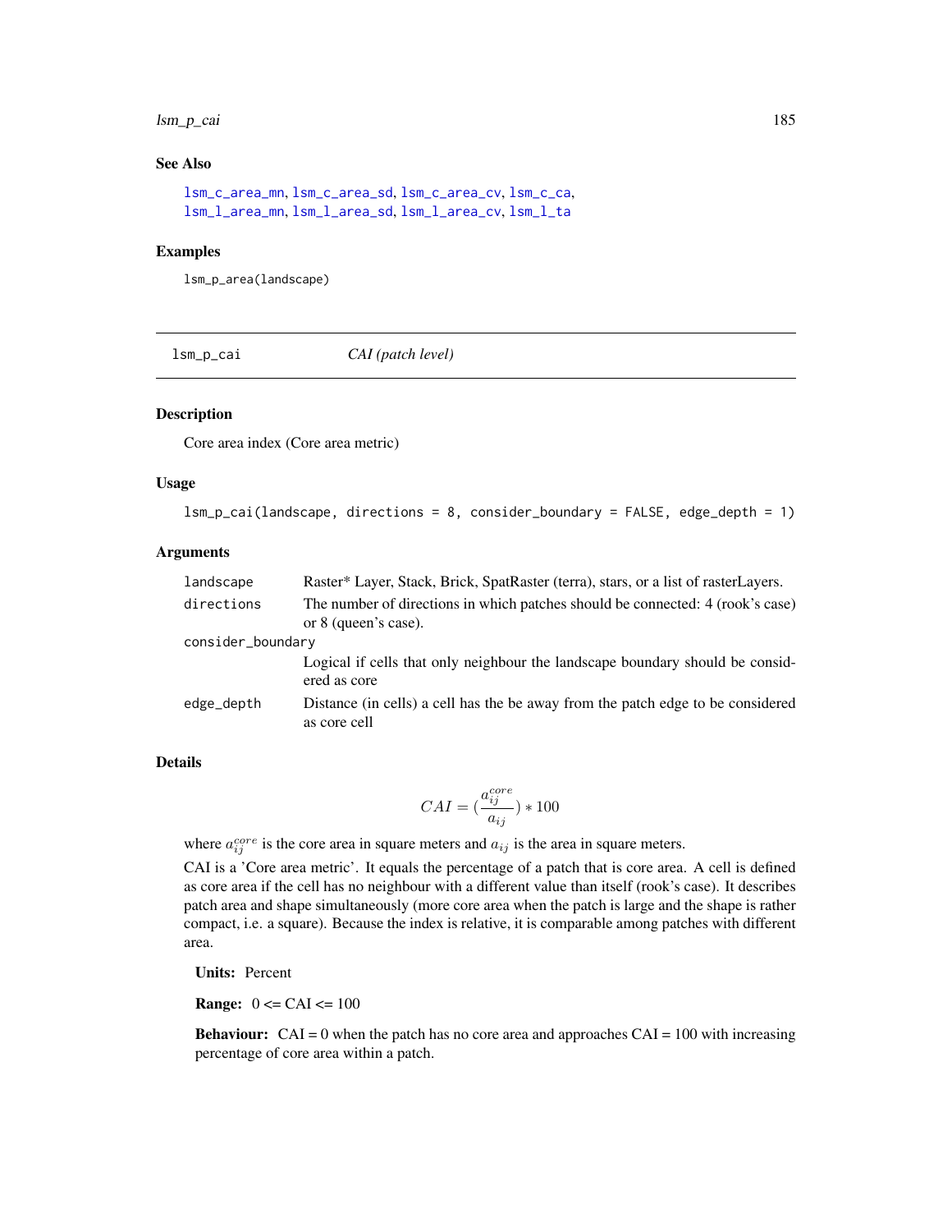### See Also

lsm_c_area_mn, lsm_c_area_sd, lsm_c_area_cv, lsm_c_ca, lsm_l_area_mn, lsm_l_area_sd, lsm_l_area_cv, lsm_l_ta

### Examples

```
lsm_p_area(landscape)
```

---

## lsm_p_cai — *CAI (patch level)*

---

### Description

Core area index (Core area metric)

### Usage

```
lsm_p_cai(landscape, directions = 8, consider_boundary = FALSE, edge_depth = 1)
```

### Arguments

| | |
|---|---|
| landscape | Raster* Layer, Stack, Brick, SpatRaster (terra), stars, or a list of rasterLayers. |
| directions | The number of directions in which patches should be connected: 4 (rook's case) or 8 (queen's case). |
| consider_boundary | Logical if cells that only neighbour the landscape boundary should be considered as core |
| edge_depth | Distance (in cells) a cell has the be away from the patch edge to be considered as core cell |

### Details

$$CAI = (\frac{a_{ij}^{core}}{a_{ij}}) * 100$$

where $a_{ij}^{core}$ is the core area in square meters and $a_{ij}$ is the area in square meters.

CAI is a 'Core area metric'. It equals the percentage of a patch that is core area. A cell is defined as core area if the cell has no neighbour with a different value than itself (rook's case). It describes patch area and shape simultaneously (more core area when the patch is large and the shape is rather compact, i.e. a square). Because the index is relative, it is comparable among patches with different area.

**Units:** Percent

**Range:** 0 <= CAI <= 100

**Behaviour:** CAI = 0 when the patch has no core area and approaches CAI = 100 with increasing percentage of core area within a patch.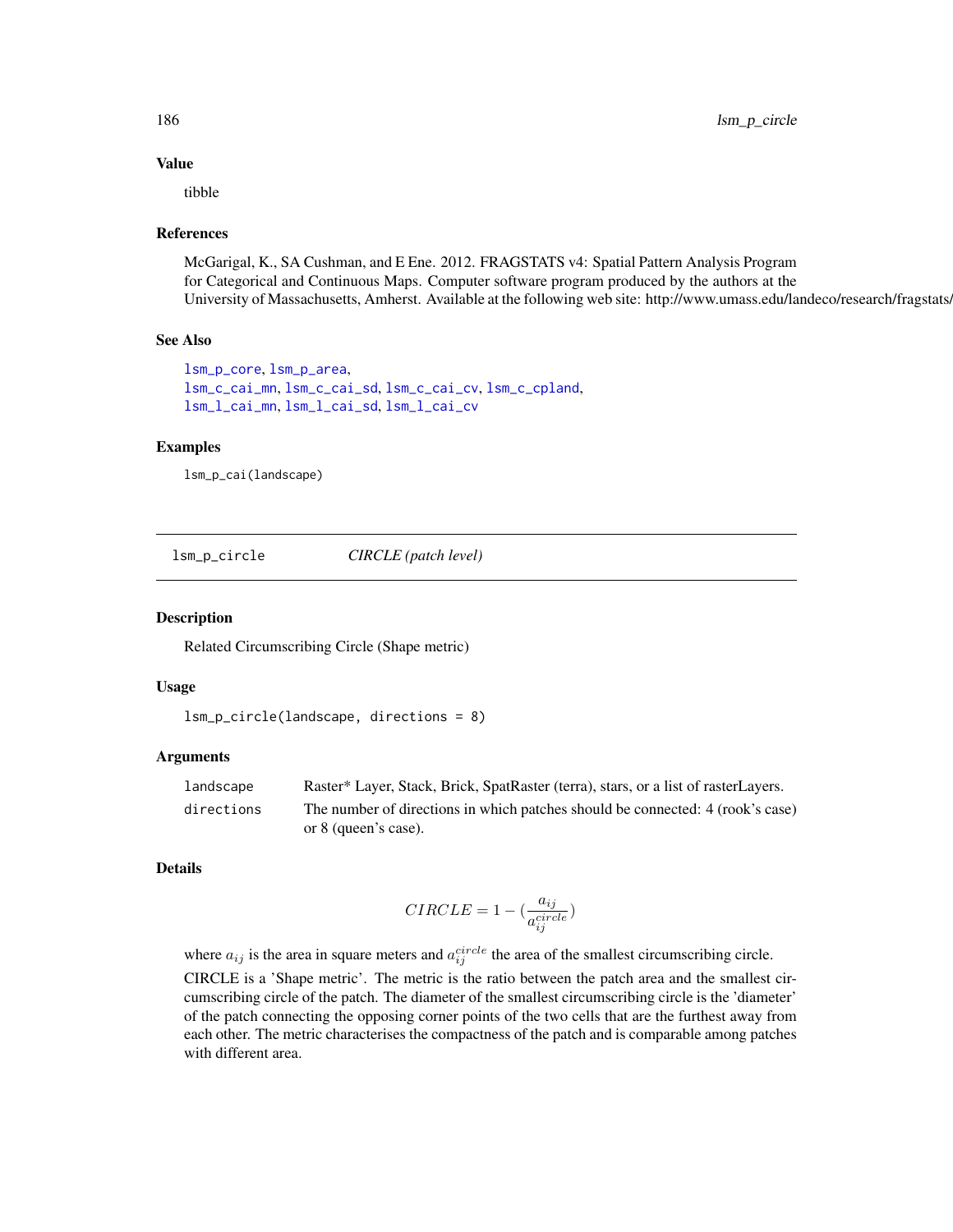### Value

tibble

### References

McGarigal, K., SA Cushman, and E Ene. 2012. FRAGSTATS v4: Spatial Pattern Analysis Program for Categorical and Continuous Maps. Computer software program produced by the authors at the University of Massachusetts, Amherst. Available at the following web site: http://www.umass.edu/landeco/research/fragstats/

### See Also

lsm_p_core, lsm_p_area,
lsm_c_cai_mn, lsm_c_cai_sd, lsm_c_cai_cv, lsm_c_cpland,
lsm_l_cai_mn, lsm_l_cai_sd, lsm_l_cai_cv

### Examples

```
lsm_p_cai(landscape)
```

---

## lsm_p_circle *CIRCLE (patch level)*

---

### Description

Related Circumscribing Circle (Shape metric)

### Usage

```
lsm_p_circle(landscape, directions = 8)
```

### Arguments

| | |
|---|---|
| landscape | Raster* Layer, Stack, Brick, SpatRaster (terra), stars, or a list of rasterLayers. |
| directions | The number of directions in which patches should be connected: 4 (rook's case) or 8 (queen's case). |

### Details

$$CIRCLE = 1 - (\frac{a_{ij}}{a_{ij}^{circle}})$$

where $a_{ij}$ is the area in square meters and $a_{ij}^{circle}$ the area of the smallest circumscribing circle.

CIRCLE is a 'Shape metric'. The metric is the ratio between the patch area and the smallest circumscribing circle of the patch. The diameter of the smallest circumscribing circle is the 'diameter' of the patch connecting the opposing corner points of the two cells that are the furthest away from each other. The metric characterises the compactness of the patch and is comparable among patches with different area.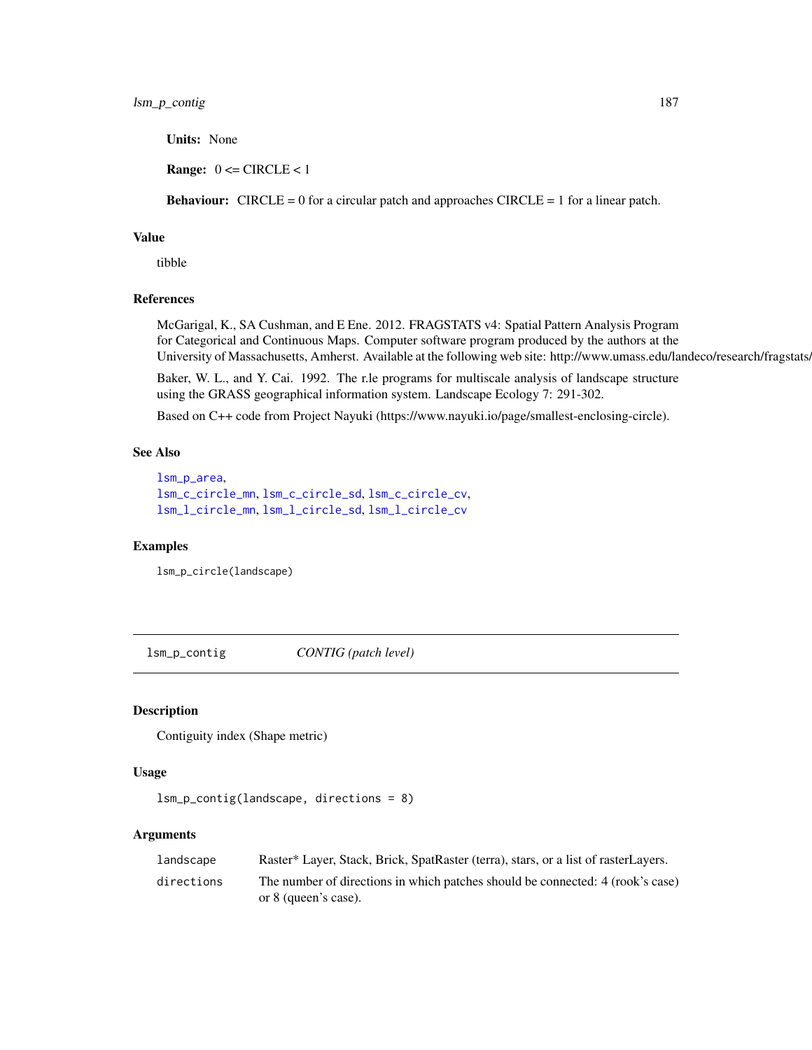**Units:** None

**Range:** 0 <= CIRCLE < 1

**Behaviour:** CIRCLE = 0 for a circular patch and approaches CIRCLE = 1 for a linear patch.

## Value

tibble

## References

McGarigal, K., SA Cushman, and E Ene. 2012. FRAGSTATS v4: Spatial Pattern Analysis Program for Categorical and Continuous Maps. Computer software program produced by the authors at the University of Massachusetts, Amherst. Available at the following web site: http://www.umass.edu/landeco/research/fragstats/

Baker, W. L., and Y. Cai. 1992. The r.le programs for multiscale analysis of landscape structure using the GRASS geographical information system. Landscape Ecology 7: 291-302.

Based on C++ code from Project Nayuki (https://www.nayuki.io/page/smallest-enclosing-circle).

## See Also

lsm_p_area,
lsm_c_circle_mn, lsm_c_circle_sd, lsm_c_circle_cv,
lsm_l_circle_mn, lsm_l_circle_sd, lsm_l_circle_cv

## Examples

```
lsm_p_circle(landscape)
```

---

# lsm_p_contig — *CONTIG (patch level)*

## Description

Contiguity index (Shape metric)

## Usage

```
lsm_p_contig(landscape, directions = 8)
```

## Arguments

| | |
|---|---|
| landscape | Raster* Layer, Stack, Brick, SpatRaster (terra), stars, or a list of rasterLayers. |
| directions | The number of directions in which patches should be connected: 4 (rook's case) or 8 (queen's case). |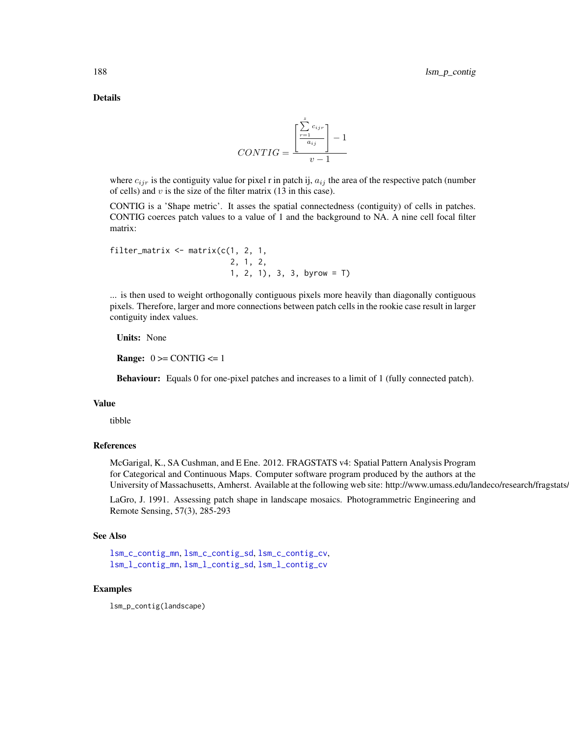## Details

$$CONTIG = \frac{\left[\frac{\sum_{r=1}^{z} c_{ijr}}{a_{ij}}\right] - 1}{v - 1}$$

where $c_{ijr}$ is the contiguity value for pixel r in patch ij, $a_{ij}$ the area of the respective patch (number of cells) and $v$ is the size of the filter matrix (13 in this case).

CONTIG is a 'Shape metric'. It asses the spatial connectedness (contiguity) of cells in patches. CONTIG coerces patch values to a value of 1 and the background to NA. A nine cell focal filter matrix:

```
filter_matrix <- matrix(c(1, 2, 1,
                          2, 1, 2,
                          1, 2, 1), 3, 3, byrow = T)
```

... is then used to weight orthogonally contiguous pixels more heavily than diagonally contiguous pixels. Therefore, larger and more connections between patch cells in the rookie case result in larger contiguity index values.

**Units:** None

**Range:** 0 >= CONTIG <= 1

**Behaviour:** Equals 0 for one-pixel patches and increases to a limit of 1 (fully connected patch).

## Value

tibble

## References

McGarigal, K., SA Cushman, and E Ene. 2012. FRAGSTATS v4: Spatial Pattern Analysis Program for Categorical and Continuous Maps. Computer software program produced by the authors at the University of Massachusetts, Amherst. Available at the following web site: http://www.umass.edu/landeco/research/fragstats/fragstats.html

LaGro, J. 1991. Assessing patch shape in landscape mosaics. Photogrammetric Engineering and Remote Sensing, 57(3), 285-293

## See Also

lsm_c_contig_mn, lsm_c_contig_sd, lsm_c_contig_cv, lsm_l_contig_mn, lsm_l_contig_sd, lsm_l_contig_cv

## Examples

```
lsm_p_contig(landscape)
```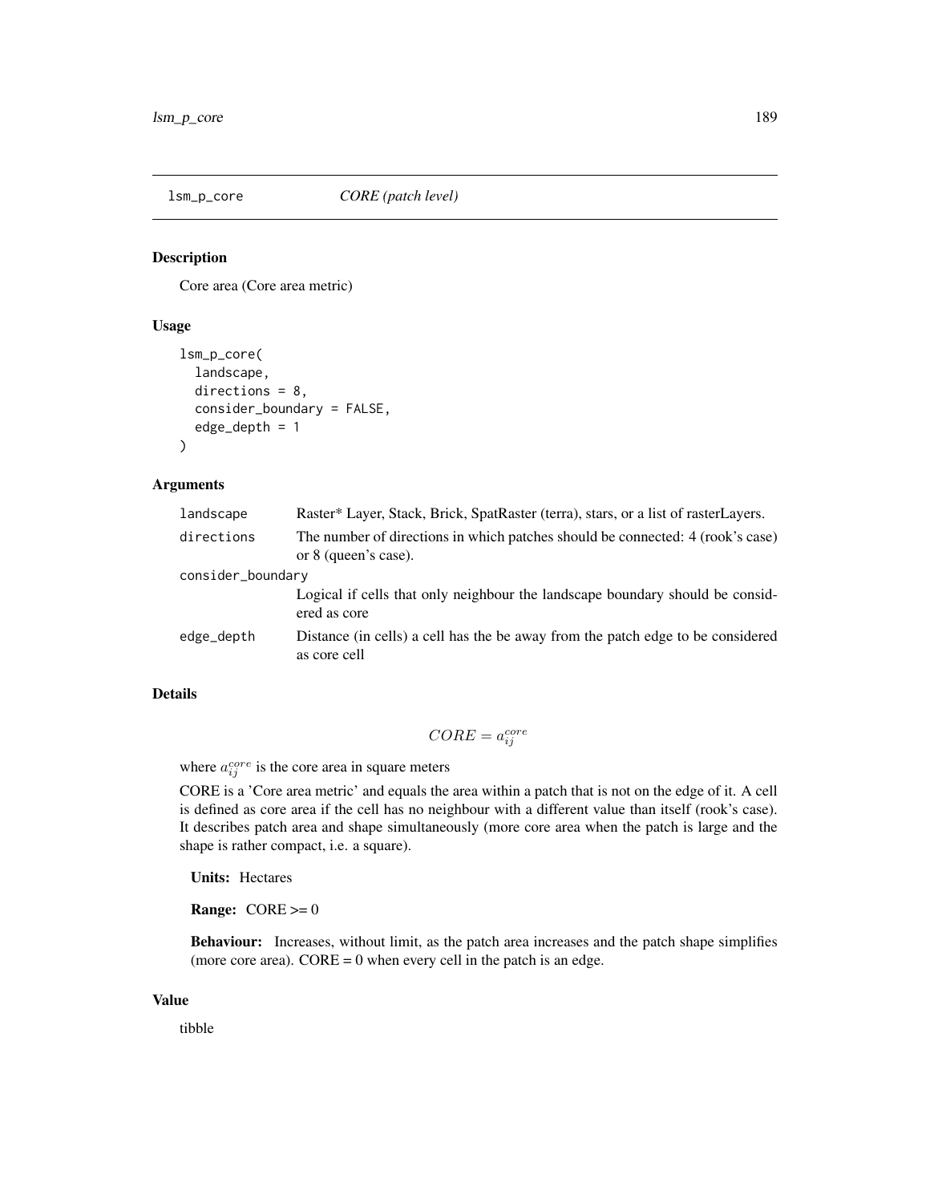`lsm_p_core` *CORE (patch level)*

## Description

Core area (Core area metric)

## Usage

```
lsm_p_core(
  landscape,
  directions = 8,
  consider_boundary = FALSE,
  edge_depth = 1
)
```

## Arguments

| | |
|---|---|
| `landscape` | Raster* Layer, Stack, Brick, SpatRaster (terra), stars, or a list of rasterLayers. |
| `directions` | The number of directions in which patches should be connected: 4 (rook's case) or 8 (queen's case). |
| `consider_boundary` | Logical if cells that only neighbour the landscape boundary should be considered as core |
| `edge_depth` | Distance (in cells) a cell has the be away from the patch edge to be considered as core cell |

## Details

$$CORE = a_{ij}^{core}$$

where $a_{ij}^{core}$ is the core area in square meters

CORE is a 'Core area metric' and equals the area within a patch that is not on the edge of it. A cell is defined as core area if the cell has no neighbour with a different value than itself (rook's case). It describes patch area and shape simultaneously (more core area when the patch is large and the shape is rather compact, i.e. a square).

**Units:** Hectares

**Range:** CORE >= 0

**Behaviour:** Increases, without limit, as the patch area increases and the patch shape simplifies (more core area). CORE = 0 when every cell in the patch is an edge.

## Value

tibble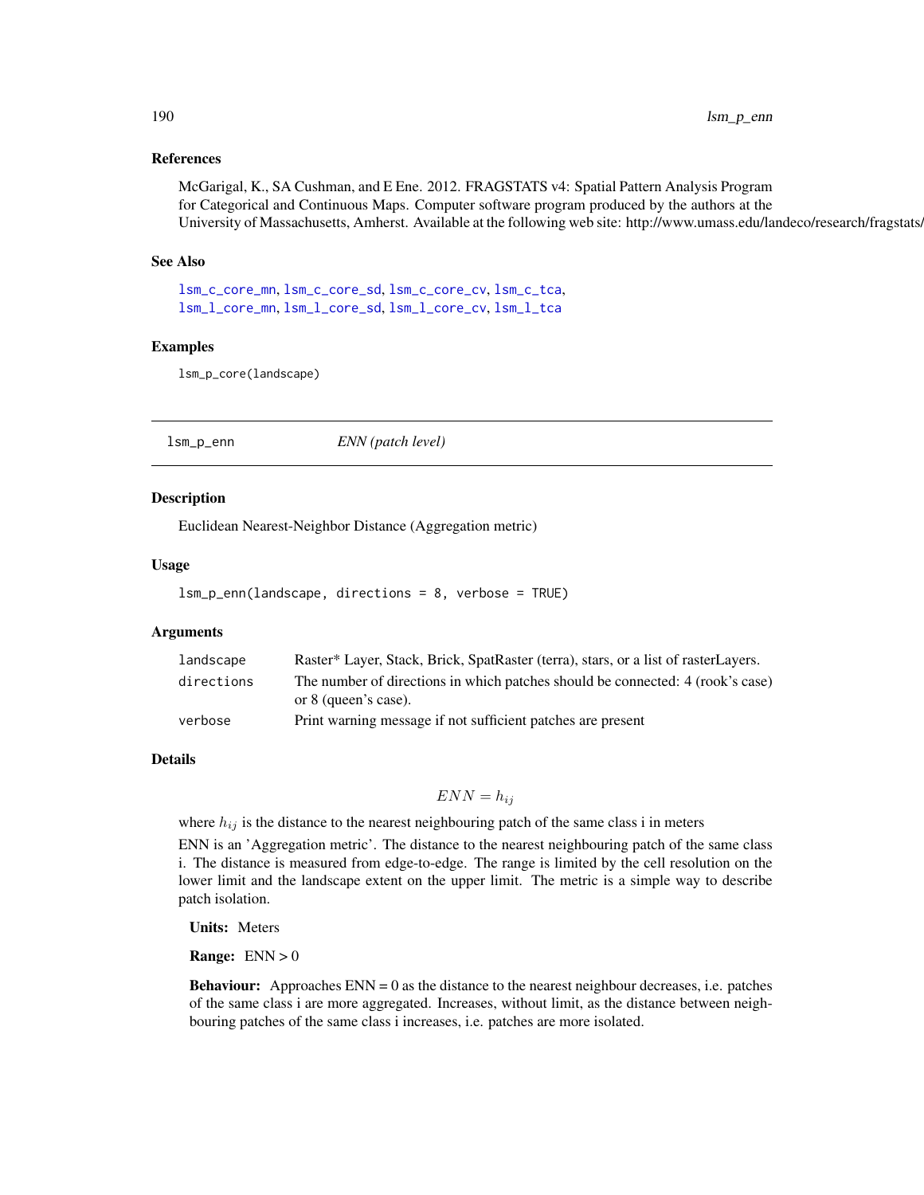### References

McGarigal, K., SA Cushman, and E Ene. 2012. FRAGSTATS v4: Spatial Pattern Analysis Program for Categorical and Continuous Maps. Computer software program produced by the authors at the University of Massachusetts, Amherst. Available at the following web site: http://www.umass.edu/landeco/research/fragstats/

### See Also

lsm_c_core_mn, lsm_c_core_sd, lsm_c_core_cv, lsm_c_tca,
lsm_l_core_mn, lsm_l_core_sd, lsm_l_core_cv, lsm_l_tca

### Examples

```
lsm_p_core(landscape)
```

---

## lsm_p_enn — *ENN (patch level)*

### Description

Euclidean Nearest-Neighbor Distance (Aggregation metric)

### Usage

```
lsm_p_enn(landscape, directions = 8, verbose = TRUE)
```

### Arguments

| | |
|---|---|
| landscape | Raster* Layer, Stack, Brick, SpatRaster (terra), stars, or a list of rasterLayers. |
| directions | The number of directions in which patches should be connected: 4 (rook's case) or 8 (queen's case). |
| verbose | Print warning message if not sufficient patches are present |

### Details

$$ENN = h_{ij}$$

where $h_{ij}$ is the distance to the nearest neighbouring patch of the same class i in meters

ENN is an 'Aggregation metric'. The distance to the nearest neighbouring patch of the same class i. The distance is measured from edge-to-edge. The range is limited by the cell resolution on the lower limit and the landscape extent on the upper limit. The metric is a simple way to describe patch isolation.

**Units:** Meters

**Range:** ENN > 0

**Behaviour:** Approaches ENN = 0 as the distance to the nearest neighbour decreases, i.e. patches of the same class i are more aggregated. Increases, without limit, as the distance between neighbouring patches of the same class i increases, i.e. patches are more isolated.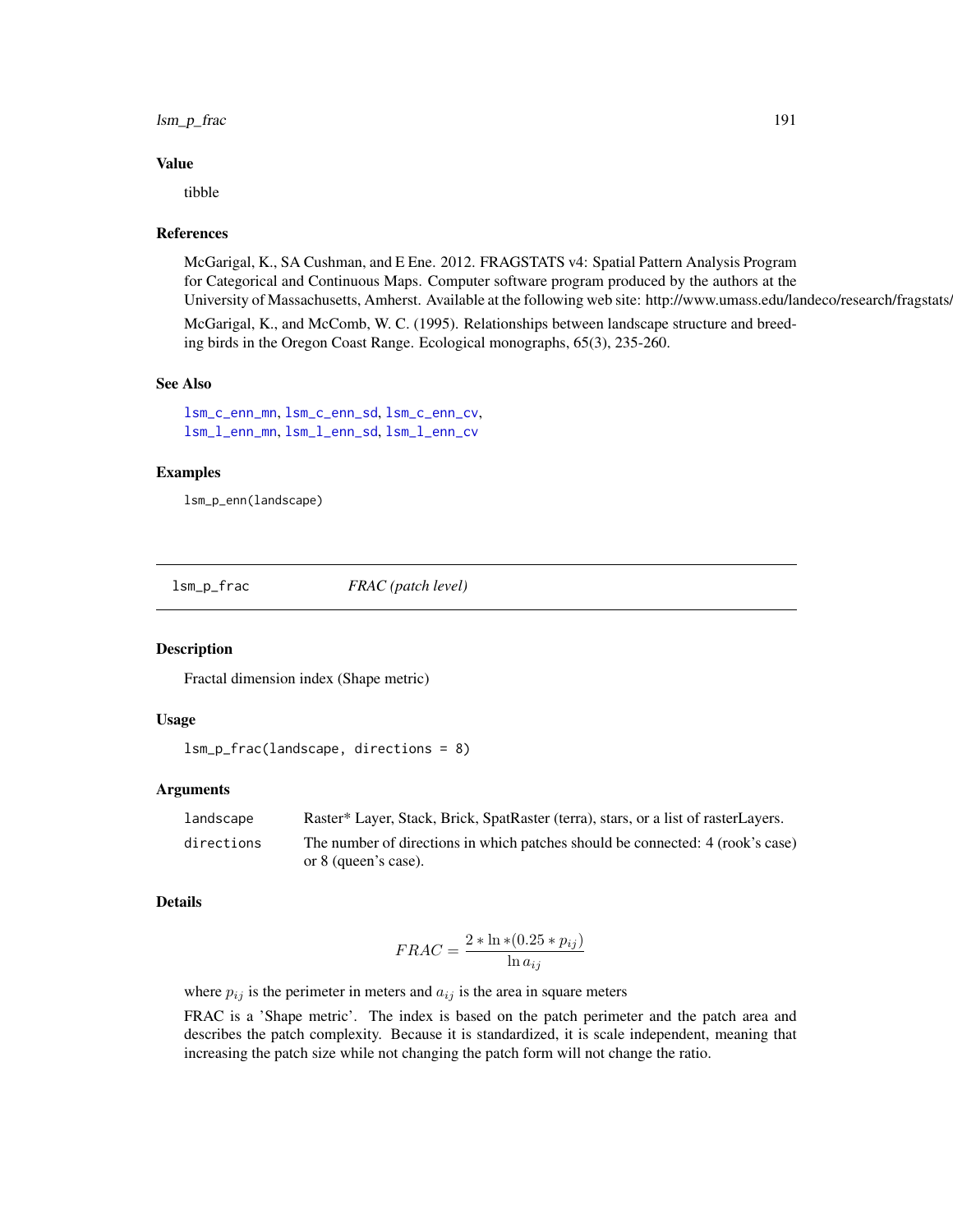### Value

tibble

### References

McGarigal, K., SA Cushman, and E Ene. 2012. FRAGSTATS v4: Spatial Pattern Analysis Program for Categorical and Continuous Maps. Computer software program produced by the authors at the University of Massachusetts, Amherst. Available at the following web site: http://www.umass.edu/landeco/research/fragstats/

McGarigal, K., and McComb, W. C. (1995). Relationships between landscape structure and breeding birds in the Oregon Coast Range. Ecological monographs, 65(3), 235-260.

### See Also

lsm_c_enn_mn, lsm_c_enn_sd, lsm_c_enn_cv,
lsm_l_enn_mn, lsm_l_enn_sd, lsm_l_enn_cv

### Examples

```
lsm_p_enn(landscape)
```

---

## lsm_p_frac *FRAC (patch level)*

### Description

Fractal dimension index (Shape metric)

### Usage

```
lsm_p_frac(landscape, directions = 8)
```

### Arguments

| | |
|---|---|
| landscape | Raster* Layer, Stack, Brick, SpatRaster (terra), stars, or a list of rasterLayers. |
| directions | The number of directions in which patches should be connected: 4 (rook's case) or 8 (queen's case). |

### Details

$$FRAC = \frac{2 * \ln * (0.25 * p_{ij})}{\ln a_{ij}}$$

where $p_{ij}$ is the perimeter in meters and $a_{ij}$ is the area in square meters

FRAC is a 'Shape metric'. The index is based on the patch perimeter and the patch area and describes the patch complexity. Because it is standardized, it is scale independent, meaning that increasing the patch size while not changing the patch form will not change the ratio.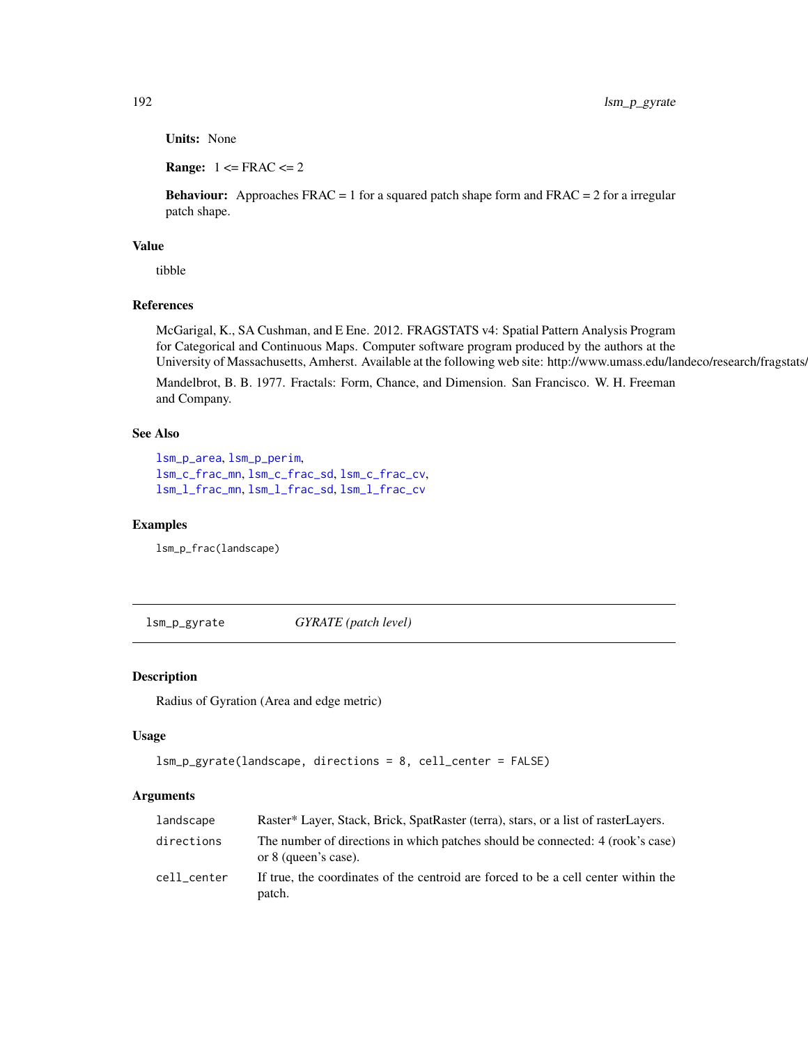**Units:** None

**Range:** 1 <= FRAC <= 2

**Behaviour:** Approaches FRAC = 1 for a squared patch shape form and FRAC = 2 for a irregular patch shape.

## Value

tibble

## References

McGarigal, K., SA Cushman, and E Ene. 2012. FRAGSTATS v4: Spatial Pattern Analysis Program for Categorical and Continuous Maps. Computer software program produced by the authors at the University of Massachusetts, Amherst. Available at the following web site: http://www.umass.edu/landeco/research/fragstats/fragstats.html

Mandelbrot, B. B. 1977. Fractals: Form, Chance, and Dimension. San Francisco. W. H. Freeman and Company.

## See Also

lsm_p_area, lsm_p_perim,
lsm_c_frac_mn, lsm_c_frac_sd, lsm_c_frac_cv,
lsm_l_frac_mn, lsm_l_frac_sd, lsm_l_frac_cv

## Examples

```
lsm_p_frac(landscape)
```

---

# lsm_p_gyrate    *GYRATE (patch level)*

## Description

Radius of Gyration (Area and edge metric)

## Usage

```
lsm_p_gyrate(landscape, directions = 8, cell_center = FALSE)
```

## Arguments

| | |
|---|---|
| landscape | Raster* Layer, Stack, Brick, SpatRaster (terra), stars, or a list of rasterLayers. |
| directions | The number of directions in which patches should be connected: 4 (rook's case) or 8 (queen's case). |
| cell_center | If true, the coordinates of the centroid are forced to be a cell center within the patch. |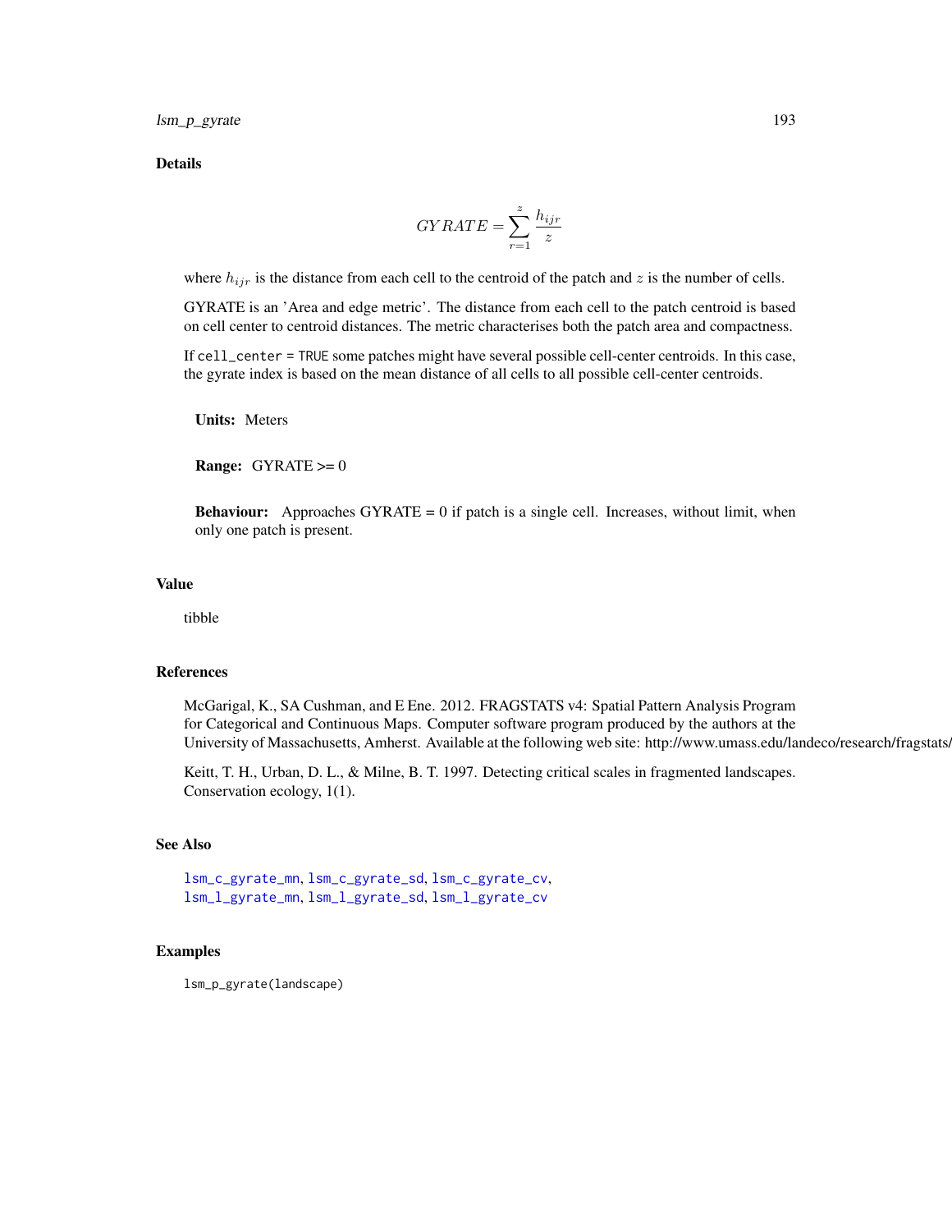## Details

$$GYRATE = \sum_{r=1}^{z} \frac{h_{ijr}}{z}$$

where $h_{ijr}$ is the distance from each cell to the centroid of the patch and $z$ is the number of cells.

GYRATE is an 'Area and edge metric'. The distance from each cell to the patch centroid is based on cell center to centroid distances. The metric characterises both the patch area and compactness.

If `cell_center = TRUE` some patches might have several possible cell-center centroids. In this case, the gyrate index is based on the mean distance of all cells to all possible cell-center centroids.

**Units:** Meters

**Range:** GYRATE >= 0

**Behaviour:** Approaches GYRATE = 0 if patch is a single cell. Increases, without limit, when only one patch is present.

## Value

tibble

## References

McGarigal, K., SA Cushman, and E Ene. 2012. FRAGSTATS v4: Spatial Pattern Analysis Program for Categorical and Continuous Maps. Computer software program produced by the authors at the University of Massachusetts, Amherst. Available at the following web site: http://www.umass.edu/landeco/research/fragstats/

Keitt, T. H., Urban, D. L., & Milne, B. T. 1997. Detecting critical scales in fragmented landscapes. Conservation ecology, 1(1).

## See Also

lsm_c_gyrate_mn, lsm_c_gyrate_sd, lsm_c_gyrate_cv, lsm_l_gyrate_mn, lsm_l_gyrate_sd, lsm_l_gyrate_cv

## Examples

```
lsm_p_gyrate(landscape)
```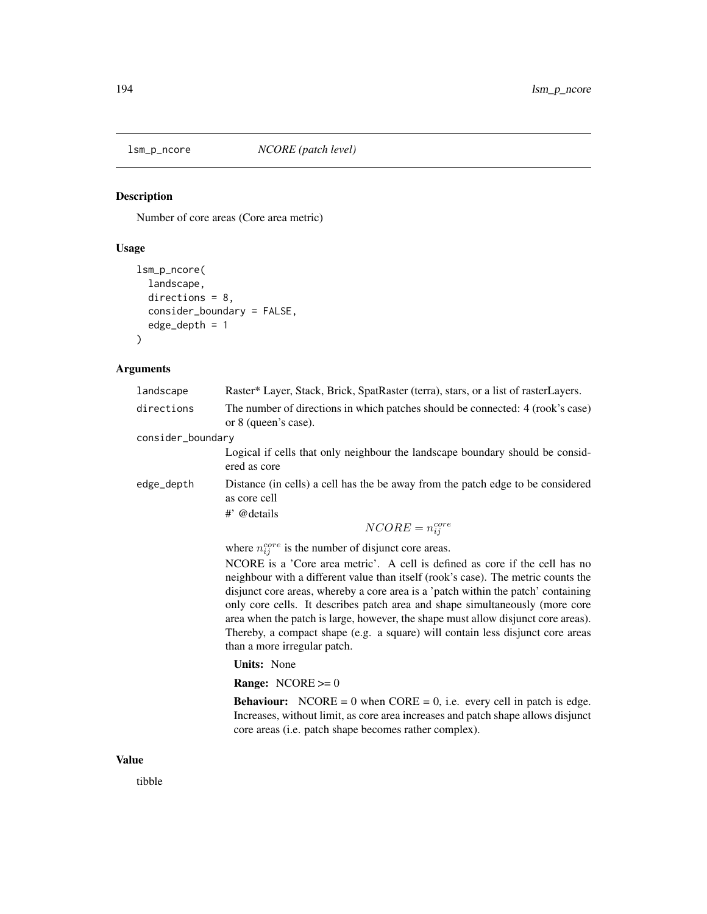lsm_p_ncore *NCORE (patch level)*

## Description

Number of core areas (Core area metric)

## Usage

```
lsm_p_ncore(
  landscape,
  directions = 8,
  consider_boundary = FALSE,
  edge_depth = 1
)
```

## Arguments

`landscape` Raster* Layer, Stack, Brick, SpatRaster (terra), stars, or a list of rasterLayers.

`directions` The number of directions in which patches should be connected: 4 (rook's case) or 8 (queen's case).

`consider_boundary` Logical if cells that only neighbour the landscape boundary should be considered as core

`edge_depth` Distance (in cells) a cell has the be away from the patch edge to be considered as core cell

#' @details

$$NCORE = n_{ij}^{core}$$

where $n_{ij}^{core}$ is the number of disjunct core areas.

NCORE is a 'Core area metric'. A cell is defined as core if the cell has no neighbour with a different value than itself (rook's case). The metric counts the disjunct core areas, whereby a core area is a 'patch within the patch' containing only core cells. It describes patch area and shape simultaneously (more core area when the patch is large, however, the shape must allow disjunct core areas). Thereby, a compact shape (e.g. a square) will contain less disjunct core areas than a more irregular patch.

**Units:** None

**Range:** NCORE >= 0

**Behaviour:** NCORE = 0 when CORE = 0, i.e. every cell in patch is edge. Increases, without limit, as core area increases and patch shape allows disjunct core areas (i.e. patch shape becomes rather complex).

## Value

tibble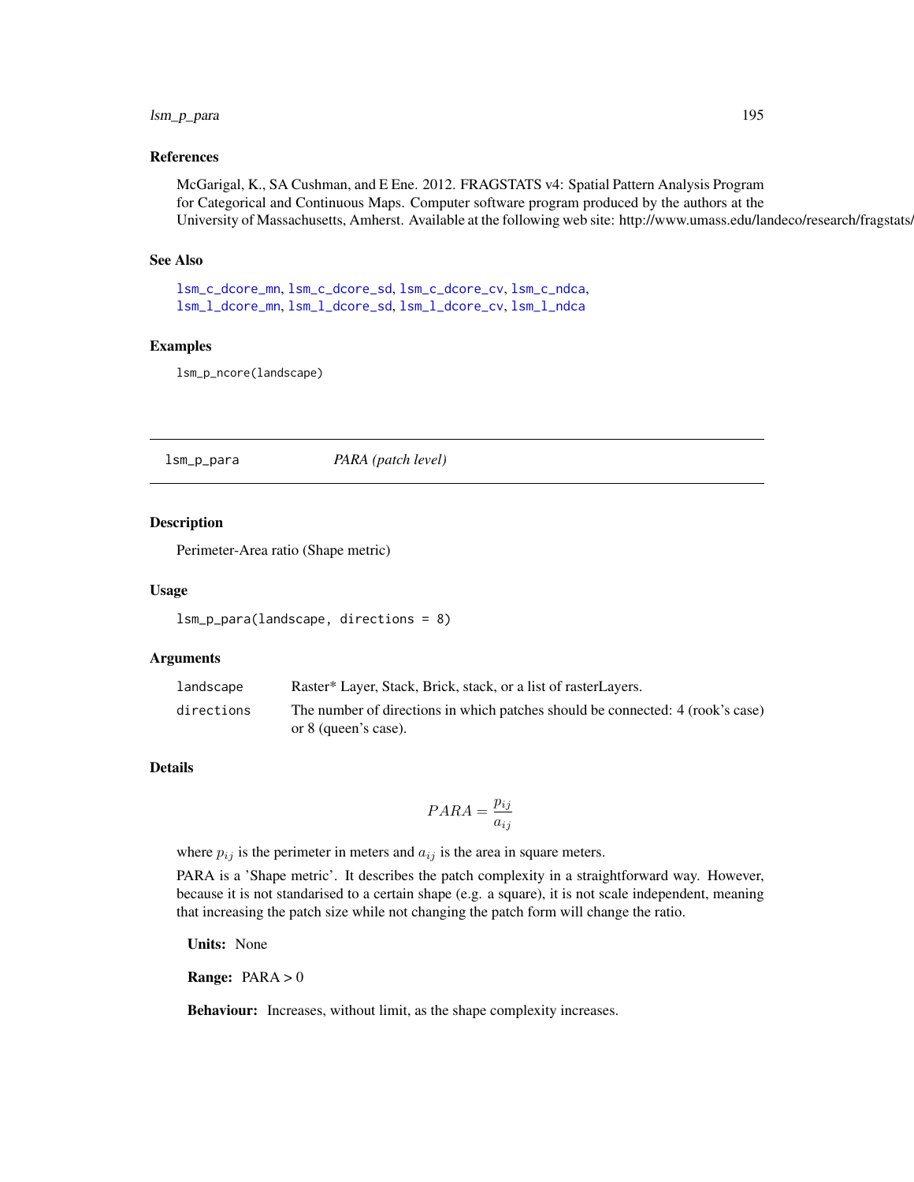### References

McGarigal, K., SA Cushman, and E Ene. 2012. FRAGSTATS v4: Spatial Pattern Analysis Program for Categorical and Continuous Maps. Computer software program produced by the authors at the University of Massachusetts, Amherst. Available at the following web site: http://www.umass.edu/landeco/research/fragstats/

### See Also

lsm_c_dcore_mn, lsm_c_dcore_sd, lsm_c_dcore_cv, lsm_c_ndca, lsm_l_dcore_mn, lsm_l_dcore_sd, lsm_l_dcore_cv, lsm_l_ndca

### Examples

```
lsm_p_ncore(landscape)
```

---

## lsm_p_para — *PARA (patch level)*

### Description

Perimeter-Area ratio (Shape metric)

### Usage

```
lsm_p_para(landscape, directions = 8)
```

### Arguments

| | |
|---|---|
| landscape | Raster* Layer, Stack, Brick, stack, or a list of rasterLayers. |
| directions | The number of directions in which patches should be connected: 4 (rook's case) or 8 (queen's case). |

### Details

$$PARA = \frac{p_{ij}}{a_{ij}}$$

where $p_{ij}$ is the perimeter in meters and $a_{ij}$ is the area in square meters.

PARA is a 'Shape metric'. It describes the patch complexity in a straightforward way. However, because it is not standarised to a certain shape (e.g. a square), it is not scale independent, meaning that increasing the patch size while not changing the patch form will change the ratio.

**Units:** None

**Range:** PARA > 0

**Behaviour:** Increases, without limit, as the shape complexity increases.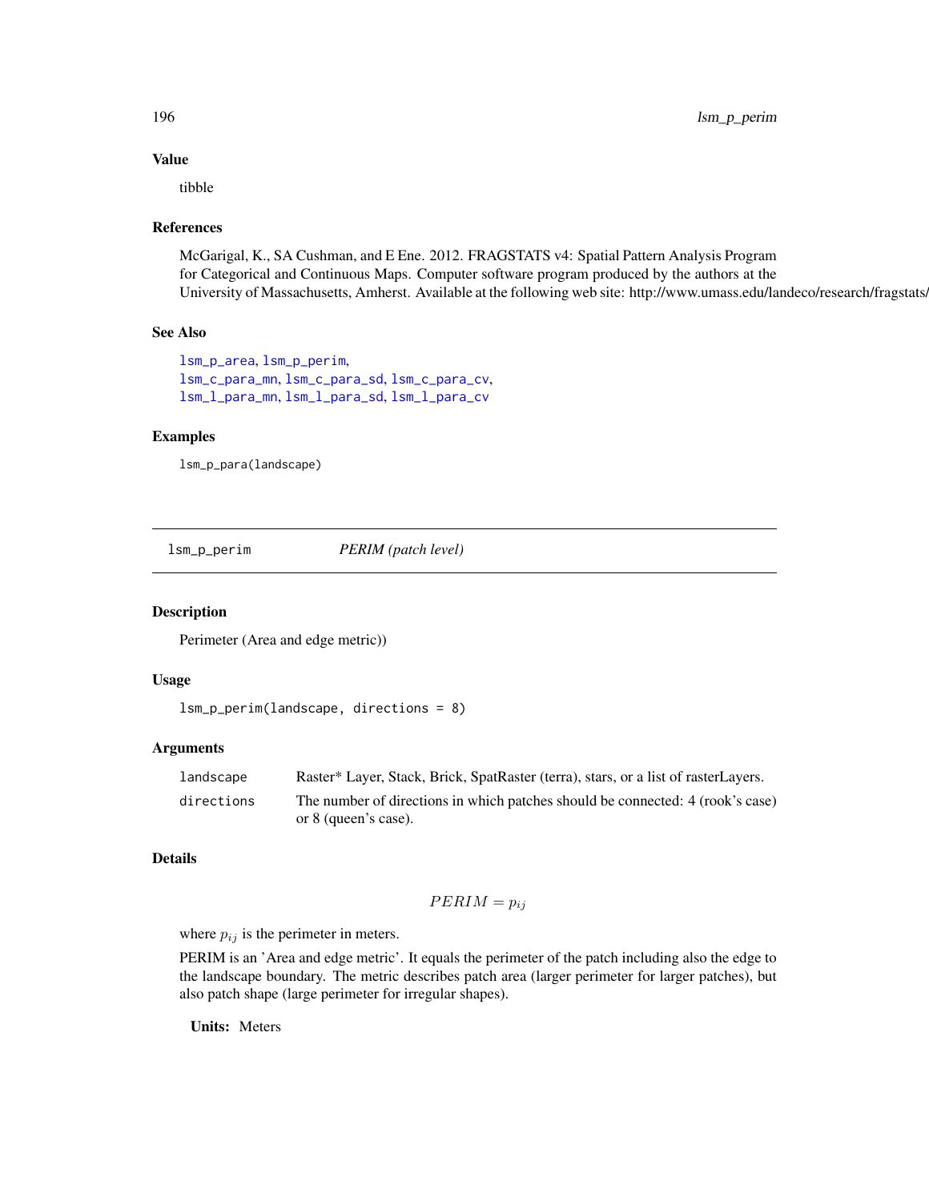### Value

tibble

### References

McGarigal, K., SA Cushman, and E Ene. 2012. FRAGSTATS v4: Spatial Pattern Analysis Program for Categorical and Continuous Maps. Computer software program produced by the authors at the University of Massachusetts, Amherst. Available at the following web site: http://www.umass.edu/landeco/research/fragstats/fragstats.html

### See Also

lsm_p_area, lsm_p_perim,
lsm_c_para_mn, lsm_c_para_sd, lsm_c_para_cv,
lsm_l_para_mn, lsm_l_para_sd, lsm_l_para_cv

### Examples

```
lsm_p_para(landscape)
```

---

## lsm_p_perim *PERIM (patch level)*

---

### Description

Perimeter (Area and edge metric))

### Usage

```
lsm_p_perim(landscape, directions = 8)
```

### Arguments

| | |
|---|---|
| landscape | Raster* Layer, Stack, Brick, SpatRaster (terra), stars, or a list of rasterLayers. |
| directions | The number of directions in which patches should be connected: 4 (rook's case) or 8 (queen's case). |

### Details

$$PERIM = p_{ij}$$

where $p_{ij}$ is the perimeter in meters.

PERIM is an 'Area and edge metric'. It equals the perimeter of the patch including also the edge to the landscape boundary. The metric describes patch area (larger perimeter for larger patches), but also patch shape (large perimeter for irregular shapes).

**Units:** Meters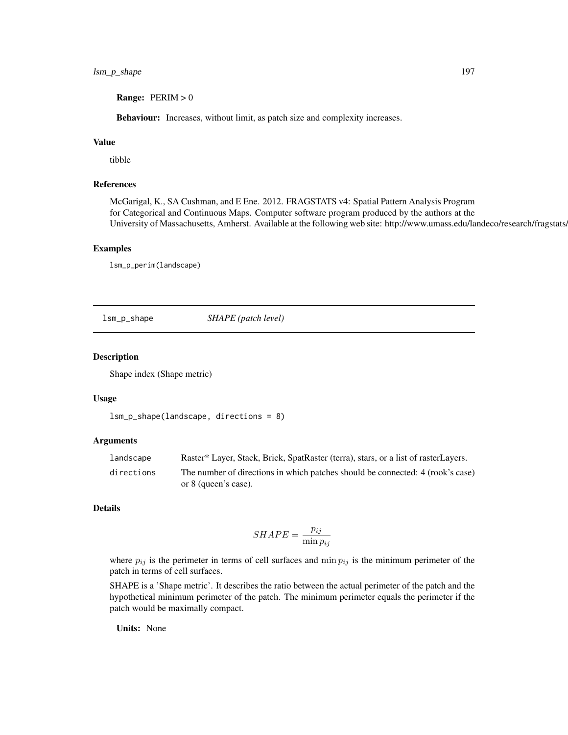**Range:** PERIM > 0

**Behaviour:** Increases, without limit, as patch size and complexity increases.

### Value

tibble

### References

McGarigal, K., SA Cushman, and E Ene. 2012. FRAGSTATS v4: Spatial Pattern Analysis Program for Categorical and Continuous Maps. Computer software program produced by the authors at the University of Massachusetts, Amherst. Available at the following web site: http://www.umass.edu/landeco/research/fragstats/

### Examples

```
lsm_p_perim(landscape)
```

---

## lsm_p_shape *SHAPE (patch level)*

---

### Description

Shape index (Shape metric)

### Usage

```
lsm_p_shape(landscape, directions = 8)
```

### Arguments

| | |
|---|---|
| landscape | Raster* Layer, Stack, Brick, SpatRaster (terra), stars, or a list of rasterLayers. |
| directions | The number of directions in which patches should be connected: 4 (rook's case) or 8 (queen's case). |

### Details

$$SHAPE = \frac{p_{ij}}{\min p_{ij}}$$

where $p_{ij}$ is the perimeter in terms of cell surfaces and $\min p_{ij}$ is the minimum perimeter of the patch in terms of cell surfaces.

SHAPE is a 'Shape metric'. It describes the ratio between the actual perimeter of the patch and the hypothetical minimum perimeter of the patch. The minimum perimeter equals the perimeter if the patch would be maximally compact.

**Units:** None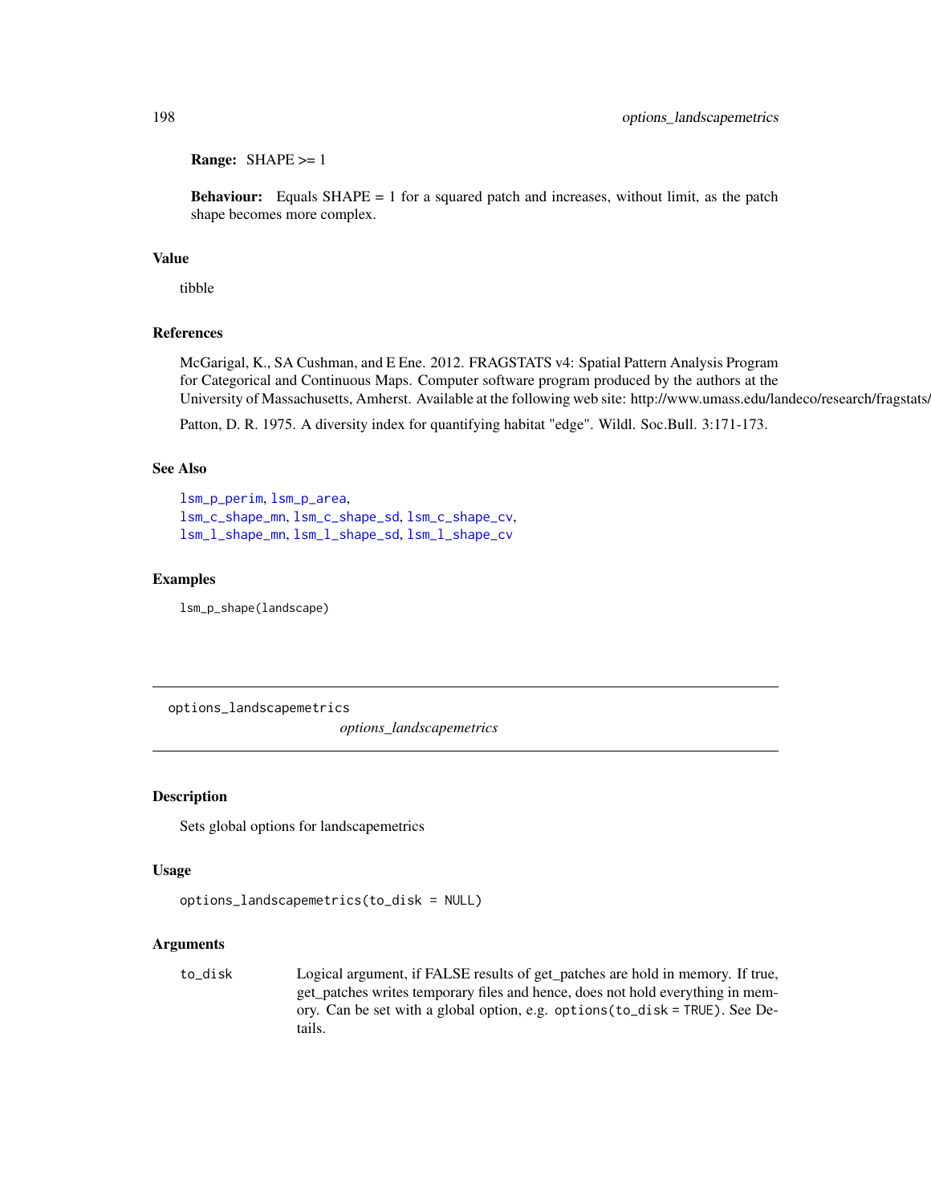**Range:** SHAPE >= 1

**Behaviour:** Equals SHAPE = 1 for a squared patch and increases, without limit, as the patch shape becomes more complex.

## Value

tibble

## References

McGarigal, K., SA Cushman, and E Ene. 2012. FRAGSTATS v4: Spatial Pattern Analysis Program for Categorical and Continuous Maps. Computer software program produced by the authors at the University of Massachusetts, Amherst. Available at the following web site: http://www.umass.edu/landeco/research/fragstats/fragstats.html

Patton, D. R. 1975. A diversity index for quantifying habitat "edge". Wildl. Soc.Bull. 3:171-173.

## See Also

lsm_p_perim, lsm_p_area,
lsm_c_shape_mn, lsm_c_shape_sd, lsm_c_shape_cv,
lsm_l_shape_mn, lsm_l_shape_sd, lsm_l_shape_cv

## Examples

```
lsm_p_shape(landscape)
```

---

# options_landscapemetrics

*options_landscapemetrics*

## Description

Sets global options for landscapemetrics

## Usage

```
options_landscapemetrics(to_disk = NULL)
```

## Arguments

| | |
|---|---|
| `to_disk` | Logical argument, if FALSE results of get_patches are hold in memory. If true, get_patches writes temporary files and hence, does not hold everything in memory. Can be set with a global option, e.g. `options(to_disk = TRUE)`. See Details. |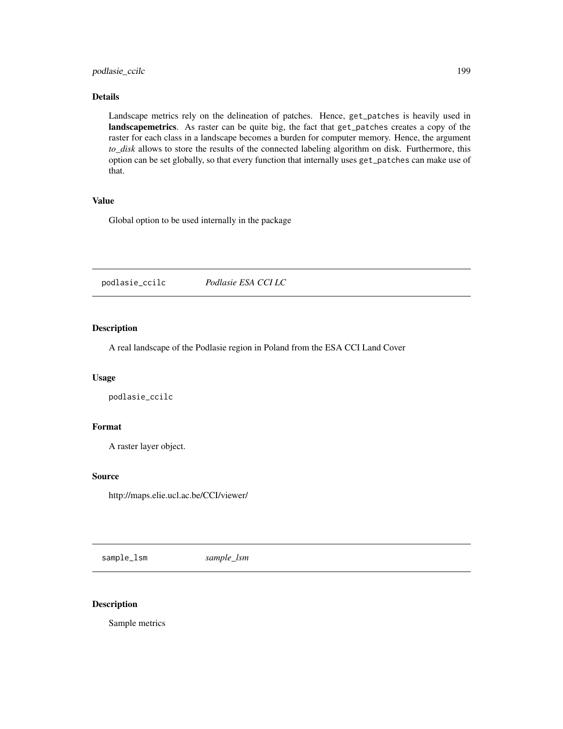### Details

Landscape metrics rely on the delineation of patches. Hence, `get_patches` is heavily used in **landscapemetrics**. As raster can be quite big, the fact that `get_patches` creates a copy of the raster for each class in a landscape becomes a burden for computer memory. Hence, the argument *to_disk* allows to store the results of the connected labeling algorithm on disk. Furthermore, this option can be set globally, so that every function that internally uses `get_patches` can make use of that.

### Value

Global option to be used internally in the package

---

## podlasie_ccilc — *Podlasie ESA CCI LC*

---

### Description

A real landscape of the Podlasie region in Poland from the ESA CCI Land Cover

### Usage

```
podlasie_ccilc
```

### Format

A raster layer object.

### Source

http://maps.elie.ucl.ac.be/CCI/viewer/

---

## sample_lsm — *sample_lsm*

---

### Description

Sample metrics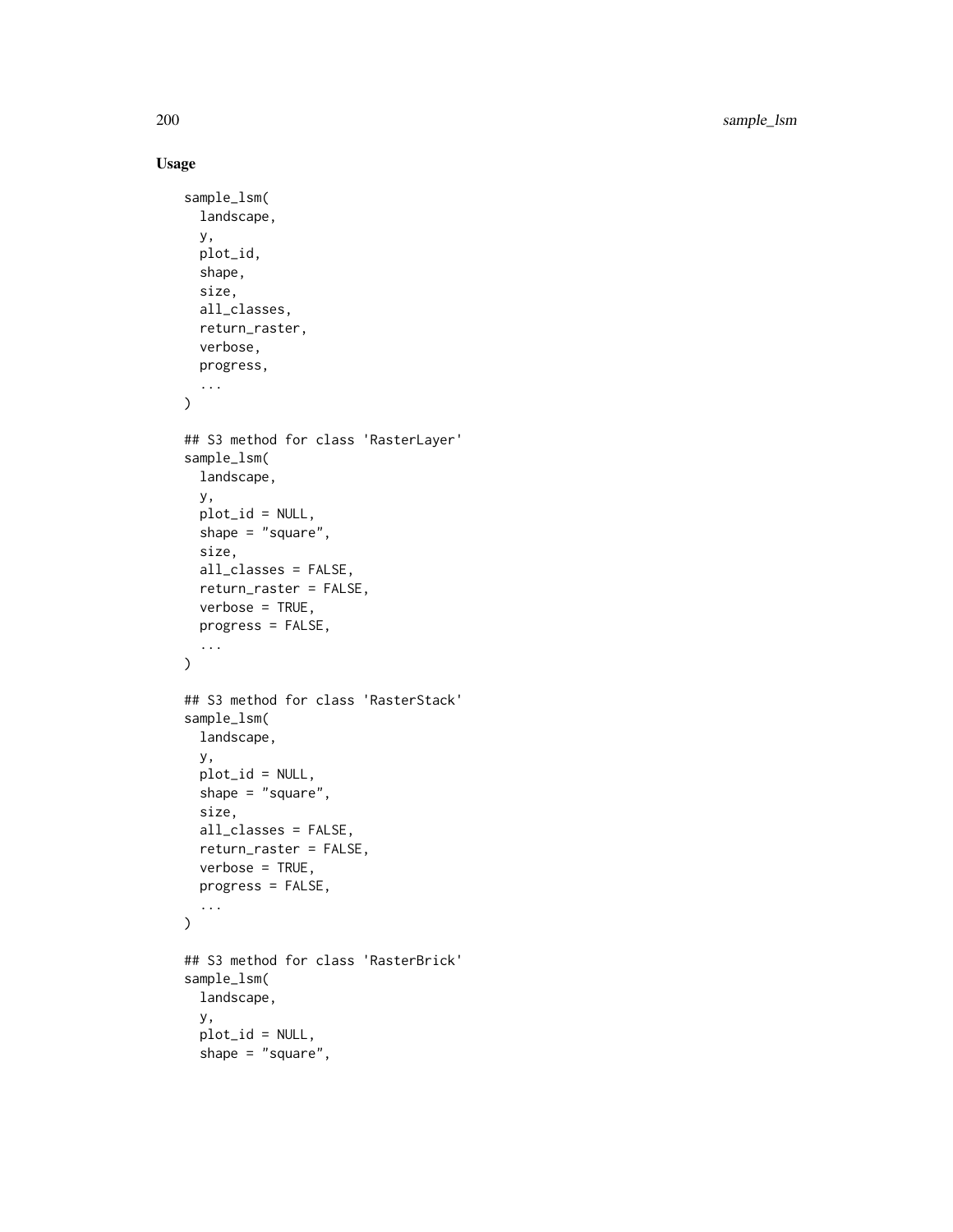### Usage

```
sample_lsm(
  landscape,
  y,
  plot_id,
  shape,
  size,
  all_classes,
  return_raster,
  verbose,
  progress,
  ...
)

## S3 method for class 'RasterLayer'
sample_lsm(
  landscape,
  y,
  plot_id = NULL,
  shape = "square",
  size,
  all_classes = FALSE,
  return_raster = FALSE,
  verbose = TRUE,
  progress = FALSE,
  ...
)

## S3 method for class 'RasterStack'
sample_lsm(
  landscape,
  y,
  plot_id = NULL,
  shape = "square",
  size,
  all_classes = FALSE,
  return_raster = FALSE,
  verbose = TRUE,
  progress = FALSE,
  ...
)

## S3 method for class 'RasterBrick'
sample_lsm(
  landscape,
  y,
  plot_id = NULL,
  shape = "square",
```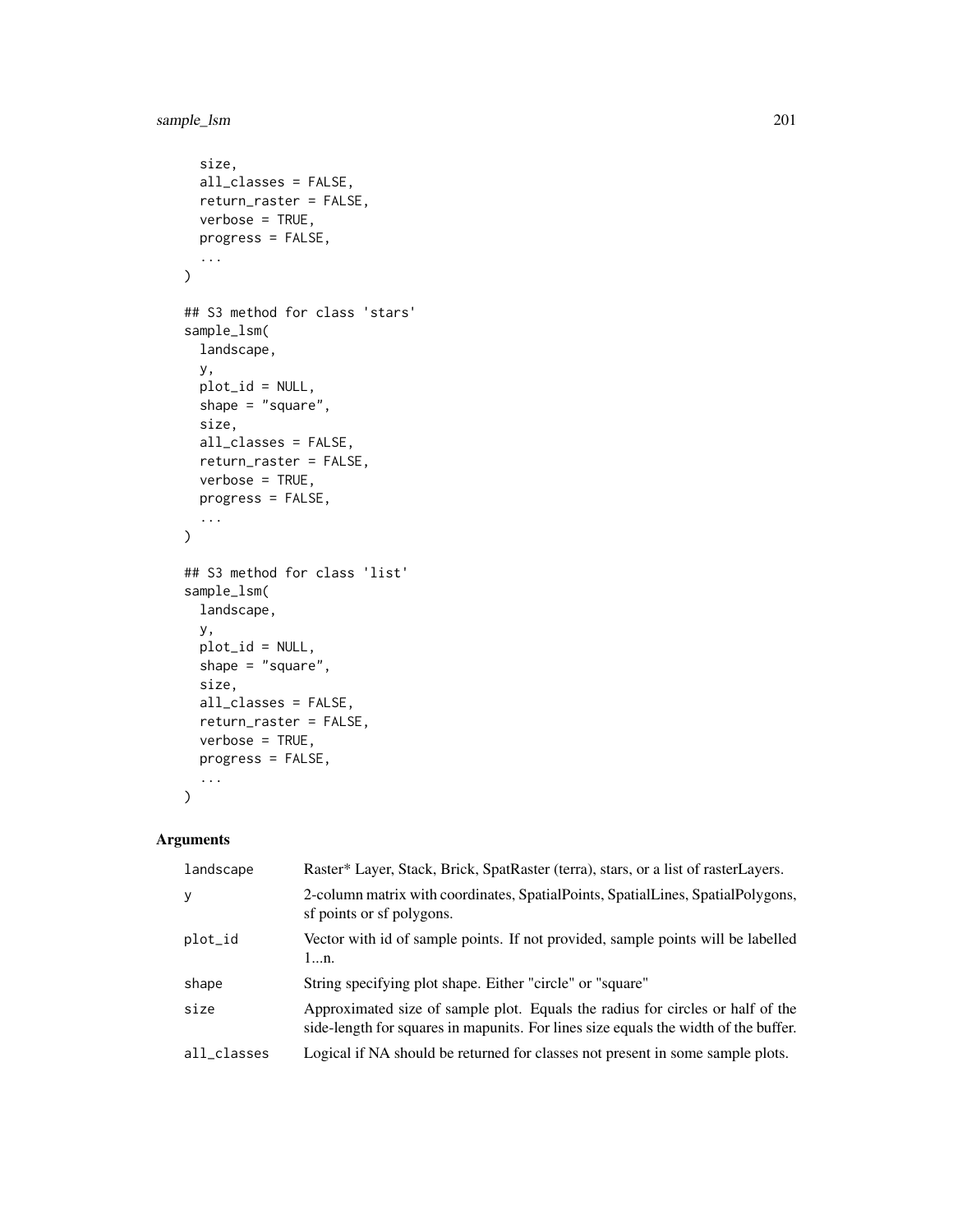```
  size,
  all_classes = FALSE,
  return_raster = FALSE,
  verbose = TRUE,
  progress = FALSE,
  ...
)

## S3 method for class 'stars'
sample_lsm(
  landscape,
  y,
  plot_id = NULL,
  shape = "square",
  size,
  all_classes = FALSE,
  return_raster = FALSE,
  verbose = TRUE,
  progress = FALSE,
  ...
)

## S3 method for class 'list'
sample_lsm(
  landscape,
  y,
  plot_id = NULL,
  shape = "square",
  size,
  all_classes = FALSE,
  return_raster = FALSE,
  verbose = TRUE,
  progress = FALSE,
  ...
)
```

### Arguments

| | |
|---|---|
| landscape | Raster* Layer, Stack, Brick, SpatRaster (terra), stars, or a list of rasterLayers. |
| y | 2-column matrix with coordinates, SpatialPoints, SpatialLines, SpatialPolygons, sf points or sf polygons. |
| plot_id | Vector with id of sample points. If not provided, sample points will be labelled 1...n. |
| shape | String specifying plot shape. Either "circle" or "square" |
| size | Approximated size of sample plot. Equals the radius for circles or half of the side-length for squares in mapunits. For lines size equals the width of the buffer. |
| all_classes | Logical if NA should be returned for classes not present in some sample plots. |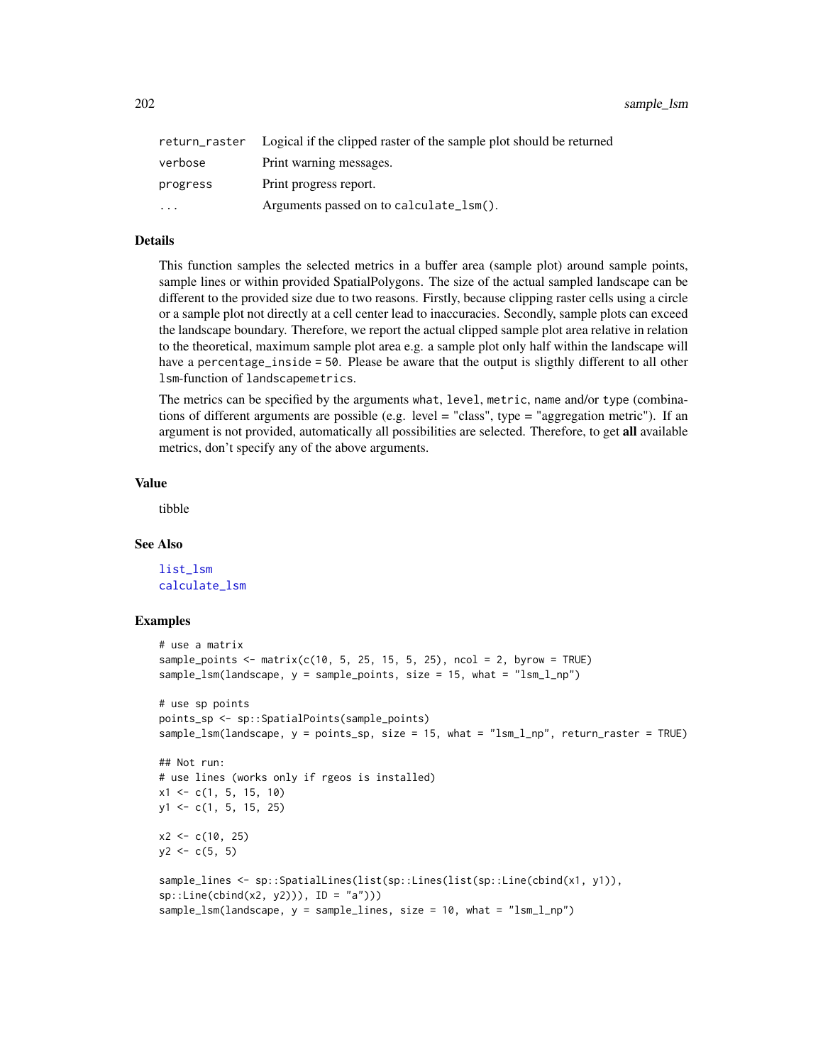| | |
|---|---|
| `return_raster` | Logical if the clipped raster of the sample plot should be returned |
| `verbose` | Print warning messages. |
| `progress` | Print progress report. |
| `...` | Arguments passed on to `calculate_lsm()`. |

## Details

This function samples the selected metrics in a buffer area (sample plot) around sample points, sample lines or within provided SpatialPolygons. The size of the actual sampled landscape can be different to the provided size due to two reasons. Firstly, because clipping raster cells using a circle or a sample plot not directly at a cell center lead to inaccuracies. Secondly, sample plots can exceed the landscape boundary. Therefore, we report the actual clipped sample plot area relative in relation to the theoretical, maximum sample plot area e.g. a sample plot only half within the landscape will have a `percentage_inside = 50`. Please be aware that the output is sligthly different to all other `lsm`-function of `landscapemetrics`.

The metrics can be specified by the arguments `what`, `level`, `metric`, `name` and/or `type` (combinations of different arguments are possible (e.g. level = "class", type = "aggregation metric"). If an argument is not provided, automatically all possibilities are selected. Therefore, to get **all** available metrics, don't specify any of the above arguments.

## Value

tibble

## See Also

list_lsm
calculate_lsm

## Examples

```
# use a matrix
sample_points <- matrix(c(10, 5, 25, 15, 5, 25), ncol = 2, byrow = TRUE)
sample_lsm(landscape, y = sample_points, size = 15, what = "lsm_l_np")

# use sp points
points_sp <- sp::SpatialPoints(sample_points)
sample_lsm(landscape, y = points_sp, size = 15, what = "lsm_l_np", return_raster = TRUE)

## Not run:
# use lines (works only if rgeos is installed)
x1 <- c(1, 5, 15, 10)
y1 <- c(1, 5, 15, 25)

x2 <- c(10, 25)
y2 <- c(5, 5)

sample_lines <- sp::SpatialLines(list(sp::Lines(list(sp::Line(cbind(x1, y1)),
sp::Line(cbind(x2, y2))), ID = "a")))
sample_lsm(landscape, y = sample_lines, size = 10, what = "lsm_l_np")
```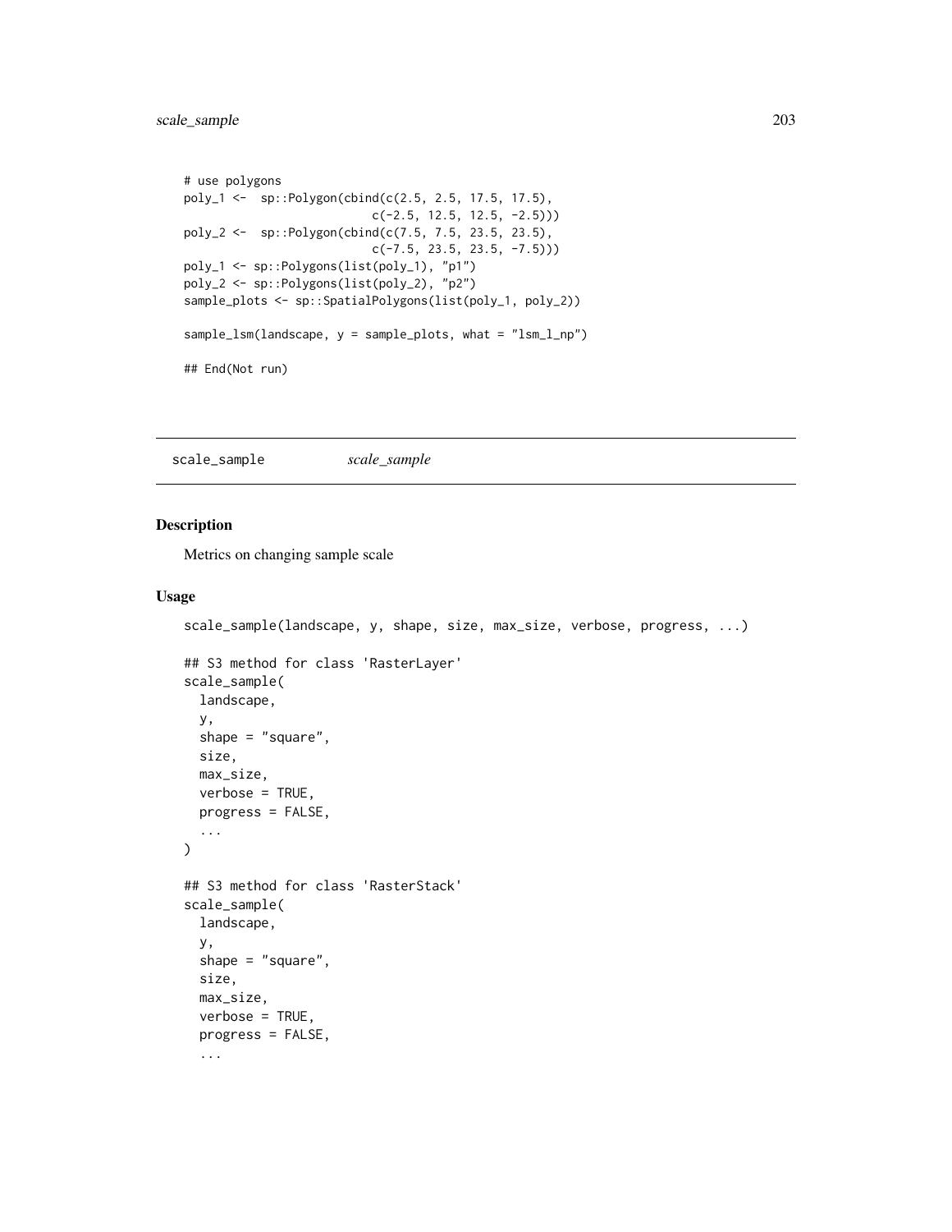```
# use polygons
poly_1 <-  sp::Polygon(cbind(c(2.5, 2.5, 17.5, 17.5),
                           c(-2.5, 12.5, 12.5, -2.5)))
poly_2 <-  sp::Polygon(cbind(c(7.5, 7.5, 23.5, 23.5),
                           c(-7.5, 23.5, 23.5, -7.5)))
poly_1 <- sp::Polygons(list(poly_1), "p1")
poly_2 <- sp::Polygons(list(poly_2), "p2")
sample_plots <- sp::SpatialPolygons(list(poly_1, poly_2))

sample_lsm(landscape, y = sample_plots, what = "lsm_l_np")

## End(Not run)
```

## scale_sample &nbsp;&nbsp;&nbsp; *scale_sample*

### Description

Metrics on changing sample scale

### Usage

```
scale_sample(landscape, y, shape, size, max_size, verbose, progress, ...)

## S3 method for class 'RasterLayer'
scale_sample(
  landscape,
  y,
  shape = "square",
  size,
  max_size,
  verbose = TRUE,
  progress = FALSE,
  ...
)

## S3 method for class 'RasterStack'
scale_sample(
  landscape,
  y,
  shape = "square",
  size,
  max_size,
  verbose = TRUE,
  progress = FALSE,
  ...
```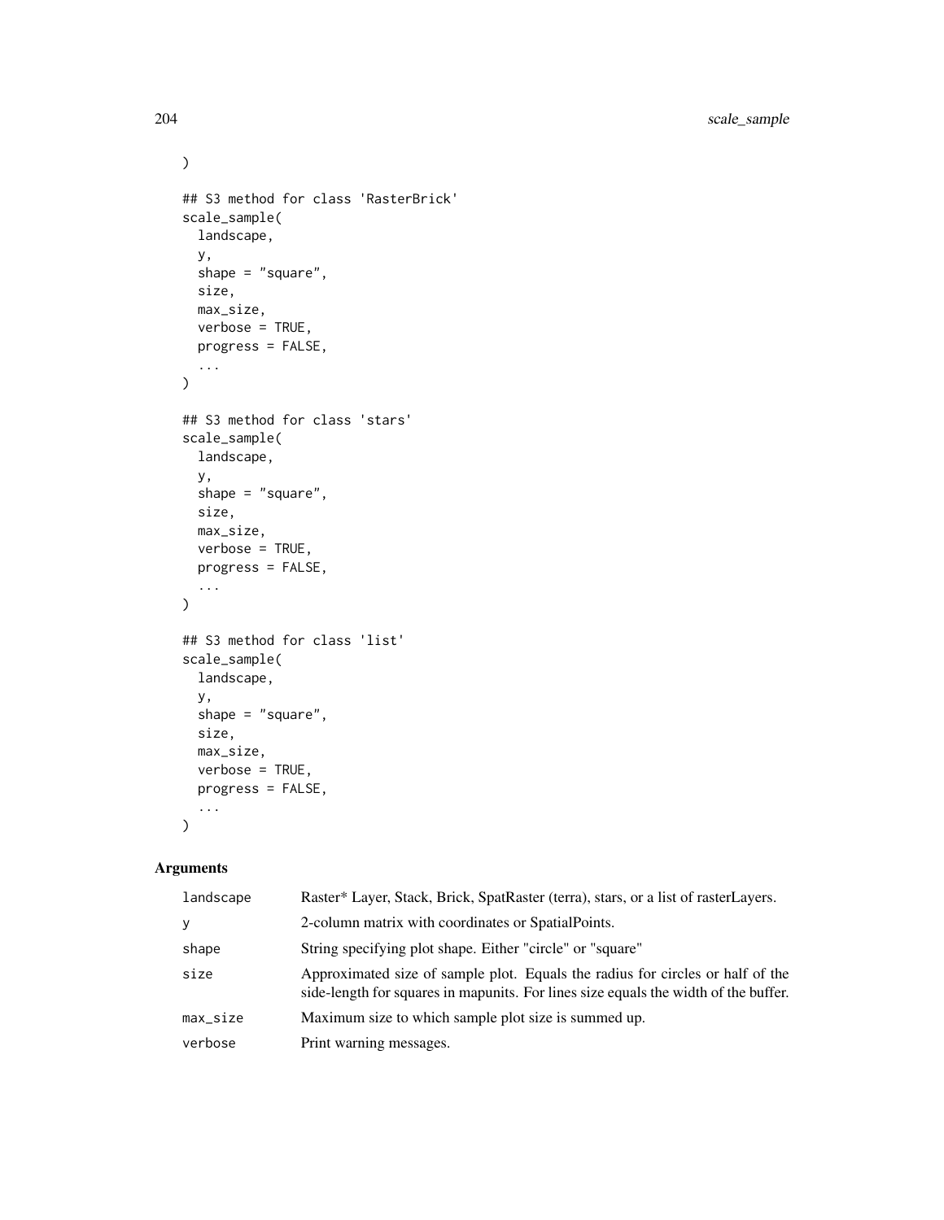```
)

## S3 method for class 'RasterBrick'
scale_sample(
  landscape,
  y,
  shape = "square",
  size,
  max_size,
  verbose = TRUE,
  progress = FALSE,
  ...
)

## S3 method for class 'stars'
scale_sample(
  landscape,
  y,
  shape = "square",
  size,
  max_size,
  verbose = TRUE,
  progress = FALSE,
  ...
)

## S3 method for class 'list'
scale_sample(
  landscape,
  y,
  shape = "square",
  size,
  max_size,
  verbose = TRUE,
  progress = FALSE,
  ...
)
```

## Arguments

| | |
|---|---|
| landscape | Raster* Layer, Stack, Brick, SpatRaster (terra), stars, or a list of rasterLayers. |
| y | 2-column matrix with coordinates or SpatialPoints. |
| shape | String specifying plot shape. Either "circle" or "square" |
| size | Approximated size of sample plot. Equals the radius for circles or half of the side-length for squares in mapunits. For lines size equals the width of the buffer. |
| max_size | Maximum size to which sample plot size is summed up. |
| verbose | Print warning messages. |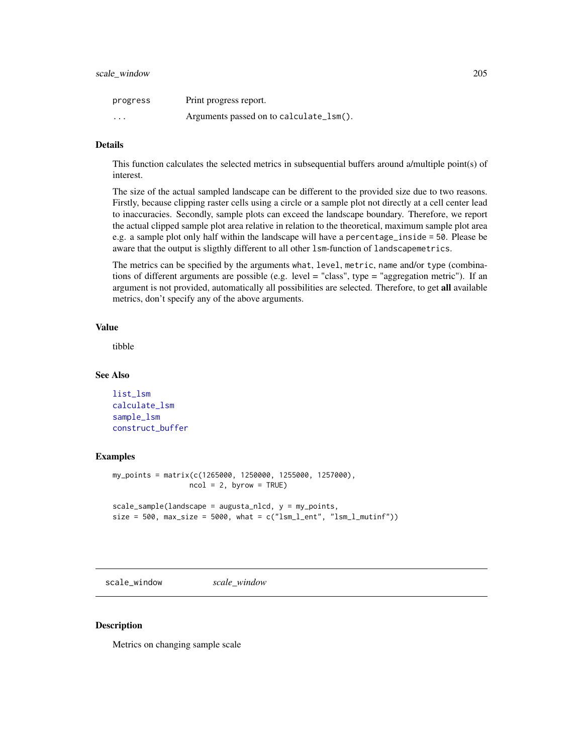| | |
|---|---|
| progress | Print progress report. |
| ... | Arguments passed on to calculate_lsm(). |

### Details

This function calculates the selected metrics in subsequential buffers around a/multiple point(s) of interest.

The size of the actual sampled landscape can be different to the provided size due to two reasons. Firstly, because clipping raster cells using a circle or a sample plot not directly at a cell center lead to inaccuracies. Secondly, sample plots can exceed the landscape boundary. Therefore, we report the actual clipped sample plot area relative in relation to the theoretical, maximum sample plot area e.g. a sample plot only half within the landscape will have a `percentage_inside = 50`. Please be aware that the output is sligthly different to all other `lsm`-function of `landscapemetrics`.

The metrics can be specified by the arguments `what`, `level`, `metric`, `name` and/or `type` (combinations of different arguments are possible (e.g. level = "class", type = "aggregation metric"). If an argument is not provided, automatically all possibilities are selected. Therefore, to get **all** available metrics, don't specify any of the above arguments.

### Value

tibble

### See Also

list_lsm
calculate_lsm
sample_lsm
construct_buffer

### Examples

```
my_points = matrix(c(1265000, 1250000, 1255000, 1257000),
                   ncol = 2, byrow = TRUE)

scale_sample(landscape = augusta_nlcd, y = my_points,
size = 500, max_size = 5000, what = c("lsm_l_ent", "lsm_l_mutinf"))
```

---

## scale_window *scale_window*

### Description

Metrics on changing sample scale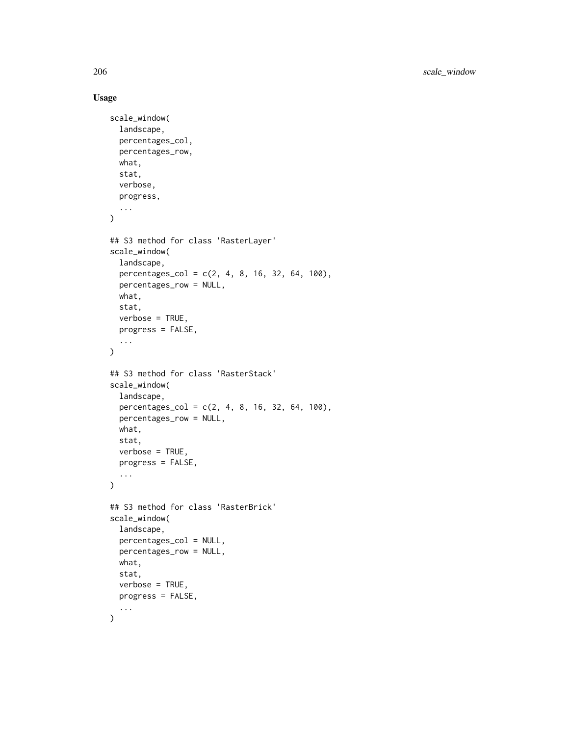## Usage

```
scale_window(
  landscape,
  percentages_col,
  percentages_row,
  what,
  stat,
  verbose,
  progress,
  ...
)

## S3 method for class 'RasterLayer'
scale_window(
  landscape,
  percentages_col = c(2, 4, 8, 16, 32, 64, 100),
  percentages_row = NULL,
  what,
  stat,
  verbose = TRUE,
  progress = FALSE,
  ...
)

## S3 method for class 'RasterStack'
scale_window(
  landscape,
  percentages_col = c(2, 4, 8, 16, 32, 64, 100),
  percentages_row = NULL,
  what,
  stat,
  verbose = TRUE,
  progress = FALSE,
  ...
)

## S3 method for class 'RasterBrick'
scale_window(
  landscape,
  percentages_col = NULL,
  percentages_row = NULL,
  what,
  stat,
  verbose = TRUE,
  progress = FALSE,
  ...
)
```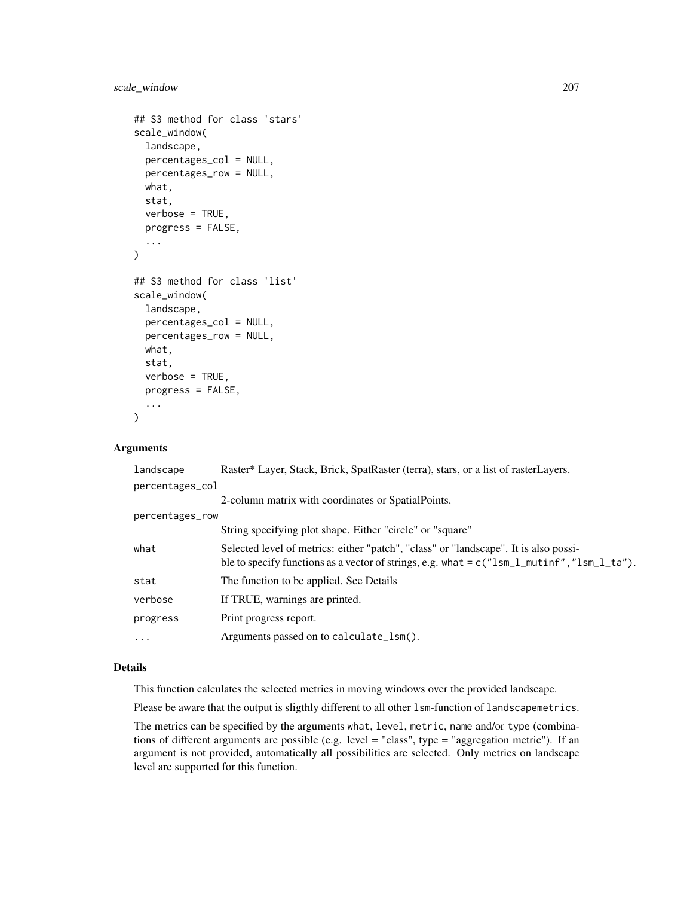```
## S3 method for class 'stars'
scale_window(
  landscape,
  percentages_col = NULL,
  percentages_row = NULL,
  what,
  stat,
  verbose = TRUE,
  progress = FALSE,
  ...
)

## S3 method for class 'list'
scale_window(
  landscape,
  percentages_col = NULL,
  percentages_row = NULL,
  what,
  stat,
  verbose = TRUE,
  progress = FALSE,
  ...
)
```

### Arguments

| | |
|---|---|
| `landscape` | Raster* Layer, Stack, Brick, SpatRaster (terra), stars, or a list of rasterLayers. |
| `percentages_col` | 2-column matrix with coordinates or SpatialPoints. |
| `percentages_row` | String specifying plot shape. Either "circle" or "square" |
| `what` | Selected level of metrics: either "patch", "class" or "landscape". It is also possible to specify functions as a vector of strings, e.g. `what = c("lsm_l_mutinf","lsm_l_ta")`. |
| `stat` | The function to be applied. See Details |
| `verbose` | If TRUE, warnings are printed. |
| `progress` | Print progress report. |
| `...` | Arguments passed on to `calculate_lsm()`. |

### Details

This function calculates the selected metrics in moving windows over the provided landscape.

Please be aware that the output is sligthly different to all other `lsm`-function of `landscapemetrics`.

The metrics can be specified by the arguments `what`, `level`, `metric`, `name` and/or `type` (combinations of different arguments are possible (e.g. level = "class", type = "aggregation metric"). If an argument is not provided, automatically all possibilities are selected. Only metrics on landscape level are supported for this function.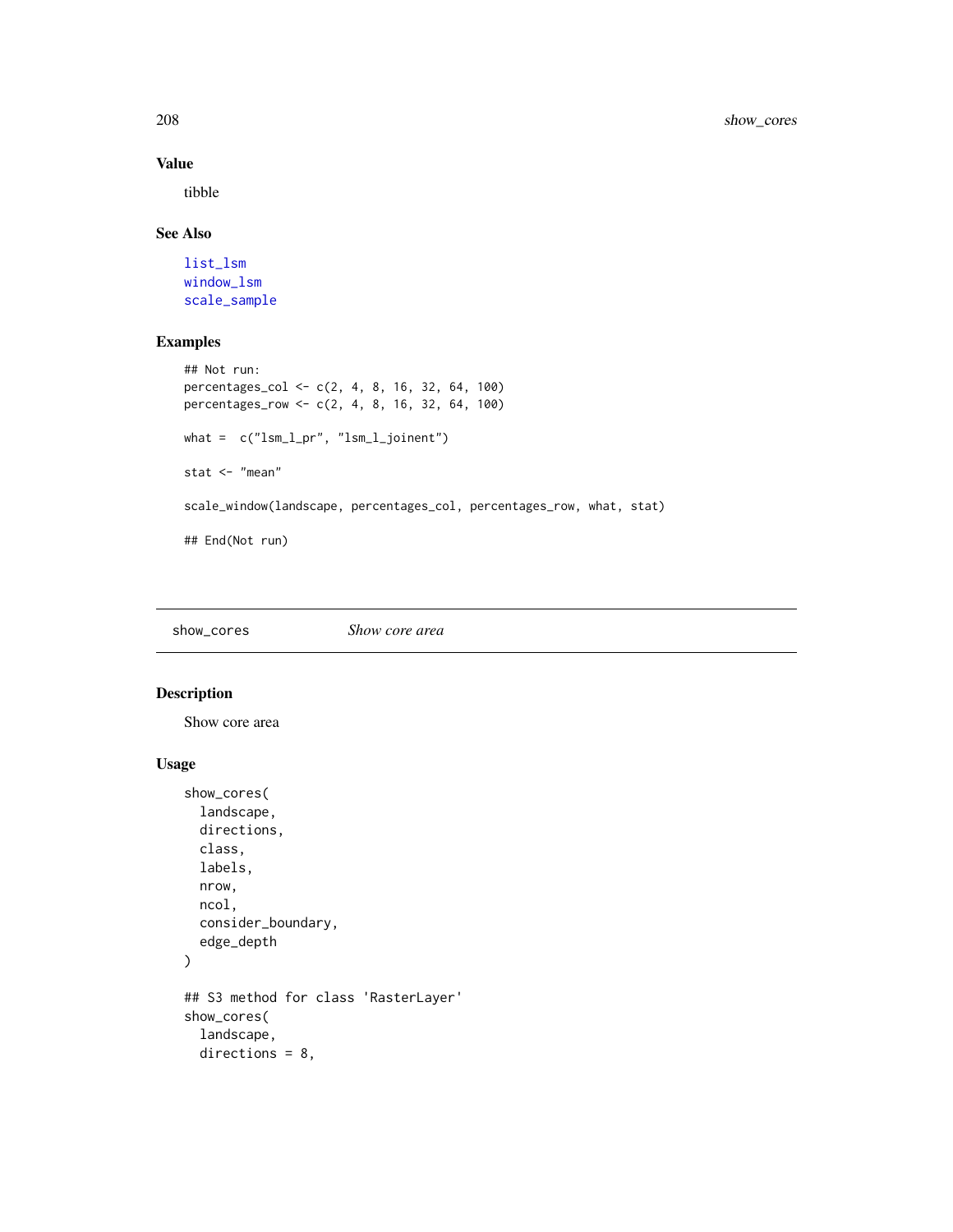### Value

tibble

### See Also

list_lsm
window_lsm
scale_sample

### Examples

```
## Not run:
percentages_col <- c(2, 4, 8, 16, 32, 64, 100)
percentages_row <- c(2, 4, 8, 16, 32, 64, 100)

what =  c("lsm_l_pr", "lsm_l_joinent")

stat <- "mean"

scale_window(landscape, percentages_col, percentages_row, what, stat)

## End(Not run)
```

---

## show_cores — *Show core area*

### Description

Show core area

### Usage

```
show_cores(
  landscape,
  directions,
  class,
  labels,
  nrow,
  ncol,
  consider_boundary,
  edge_depth
)

## S3 method for class 'RasterLayer'
show_cores(
  landscape,
  directions = 8,
```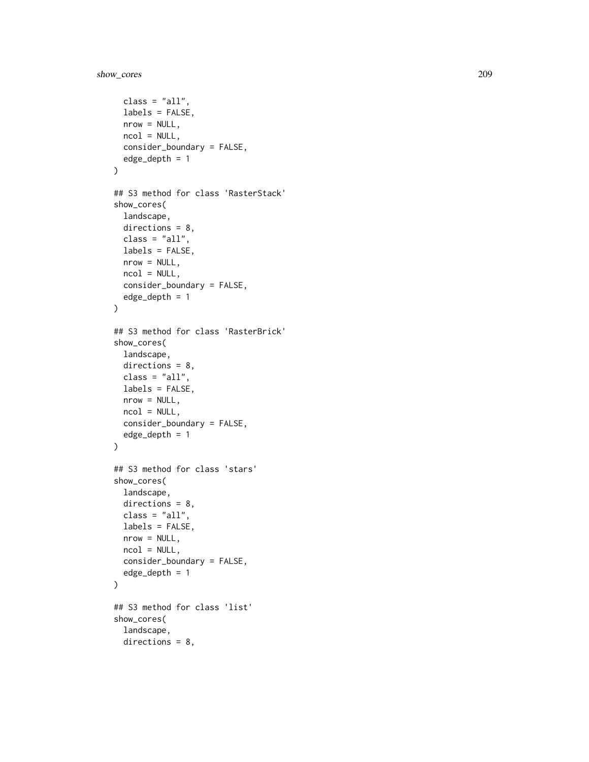```
  class = "all",
  labels = FALSE,
  nrow = NULL,
  ncol = NULL,
  consider_boundary = FALSE,
  edge_depth = 1
)

## S3 method for class 'RasterStack'
show_cores(
  landscape,
  directions = 8,
  class = "all",
  labels = FALSE,
  nrow = NULL,
  ncol = NULL,
  consider_boundary = FALSE,
  edge_depth = 1
)

## S3 method for class 'RasterBrick'
show_cores(
  landscape,
  directions = 8,
  class = "all",
  labels = FALSE,
  nrow = NULL,
  ncol = NULL,
  consider_boundary = FALSE,
  edge_depth = 1
)

## S3 method for class 'stars'
show_cores(
  landscape,
  directions = 8,
  class = "all",
  labels = FALSE,
  nrow = NULL,
  ncol = NULL,
  consider_boundary = FALSE,
  edge_depth = 1
)

## S3 method for class 'list'
show_cores(
  landscape,
  directions = 8,
```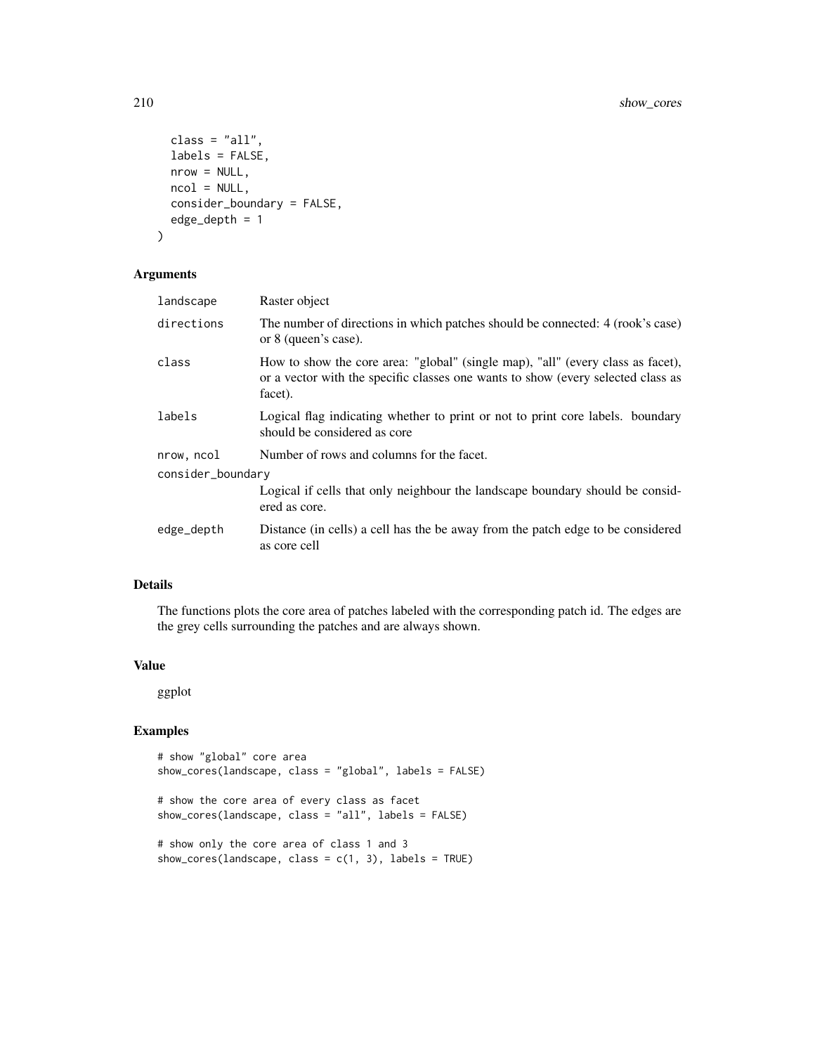```
  class = "all",
  labels = FALSE,
  nrow = NULL,
  ncol = NULL,
  consider_boundary = FALSE,
  edge_depth = 1
)
```

### Arguments

| | |
|---|---|
| landscape | Raster object |
| directions | The number of directions in which patches should be connected: 4 (rook's case) or 8 (queen's case). |
| class | How to show the core area: "global" (single map), "all" (every class as facet), or a vector with the specific classes one wants to show (every selected class as facet). |
| labels | Logical flag indicating whether to print or not to print core labels. boundary should be considered as core |
| nrow, ncol | Number of rows and columns for the facet. |
| consider_boundary | Logical if cells that only neighbour the landscape boundary should be considered as core. |
| edge_depth | Distance (in cells) a cell has the be away from the patch edge to be considered as core cell |

### Details

The functions plots the core area of patches labeled with the corresponding patch id. The edges are the grey cells surrounding the patches and are always shown.

### Value

ggplot

### Examples

```
# show "global" core area
show_cores(landscape, class = "global", labels = FALSE)

# show the core area of every class as facet
show_cores(landscape, class = "all", labels = FALSE)

# show only the core area of class 1 and 3
show_cores(landscape, class = c(1, 3), labels = TRUE)
```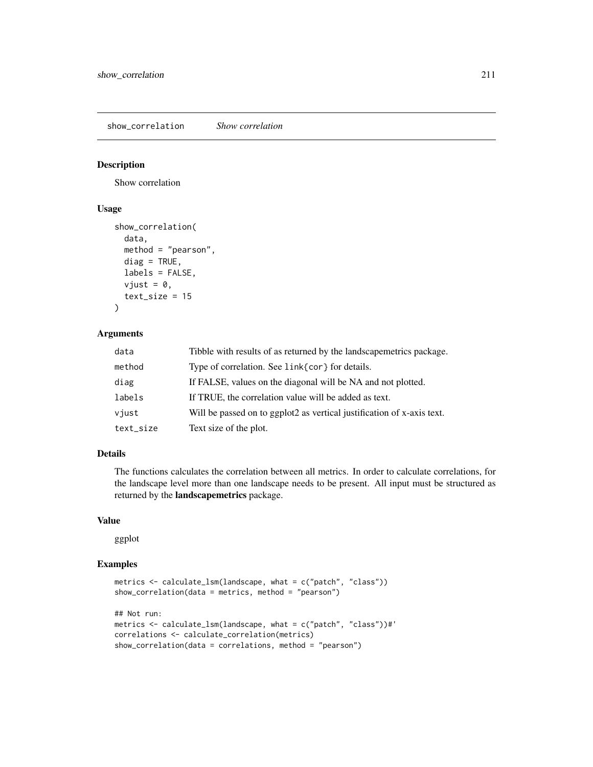## show_correlation *Show correlation*

### Description

Show correlation

### Usage

```
show_correlation(
  data,
  method = "pearson",
  diag = TRUE,
  labels = FALSE,
  vjust = 0,
  text_size = 15
)
```

### Arguments

| | |
|---|---|
| data | Tibble with results of as returned by the landscapemetrics package. |
| method | Type of correlation. See link{cor} for details. |
| diag | If FALSE, values on the diagonal will be NA and not plotted. |
| labels | If TRUE, the correlation value will be added as text. |
| vjust | Will be passed on to ggplot2 as vertical justification of x-axis text. |
| text_size | Text size of the plot. |

### Details

The functions calculates the correlation between all metrics. In order to calculate correlations, for the landscape level more than one landscape needs to be present. All input must be structured as returned by the **landscapemetrics** package.

### Value

ggplot

### Examples

```
metrics <- calculate_lsm(landscape, what = c("patch", "class"))
show_correlation(data = metrics, method = "pearson")

## Not run:
metrics <- calculate_lsm(landscape, what = c("patch", "class"))#'
correlations <- calculate_correlation(metrics)
show_correlation(data = correlations, method = "pearson")
```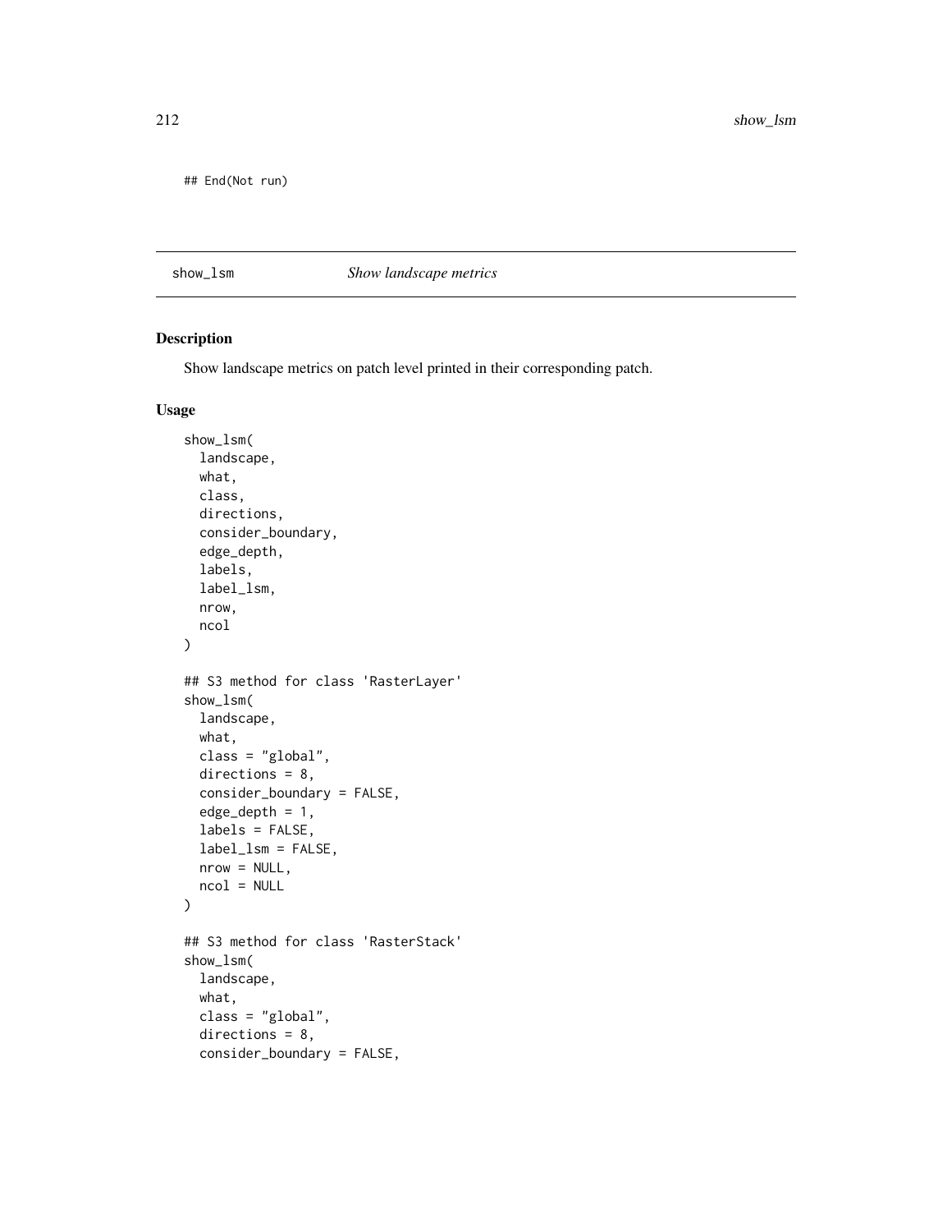```
## End(Not run)
```

## show_lsm *Show landscape metrics*

### Description

Show landscape metrics on patch level printed in their corresponding patch.

### Usage

```
show_lsm(
  landscape,
  what,
  class,
  directions,
  consider_boundary,
  edge_depth,
  labels,
  label_lsm,
  nrow,
  ncol
)

## S3 method for class 'RasterLayer'
show_lsm(
  landscape,
  what,
  class = "global",
  directions = 8,
  consider_boundary = FALSE,
  edge_depth = 1,
  labels = FALSE,
  label_lsm = FALSE,
  nrow = NULL,
  ncol = NULL
)

## S3 method for class 'RasterStack'
show_lsm(
  landscape,
  what,
  class = "global",
  directions = 8,
  consider_boundary = FALSE,
```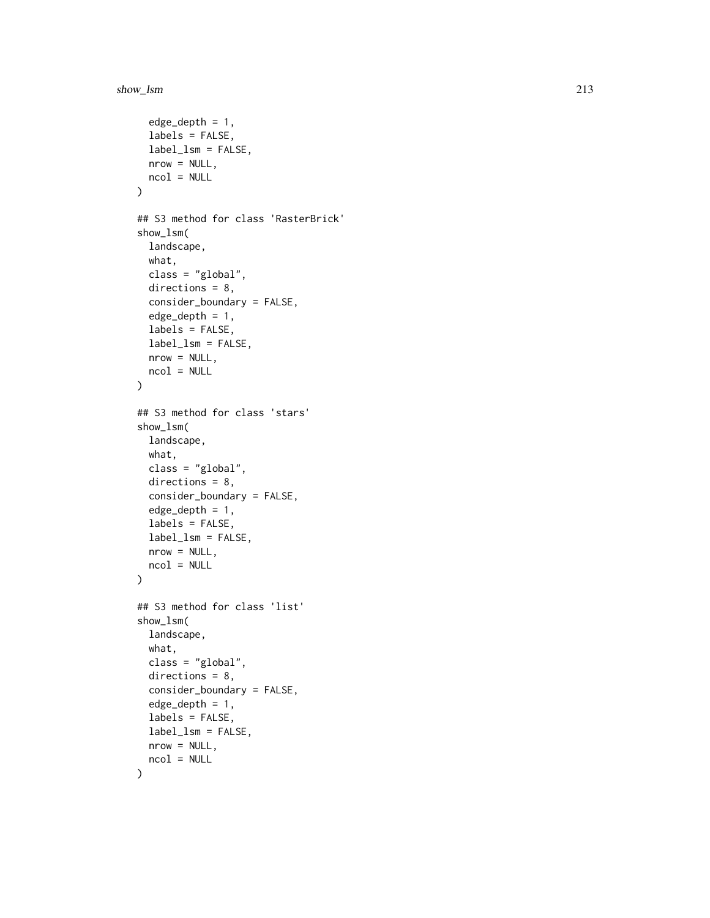```
  edge_depth = 1,
  labels = FALSE,
  label_lsm = FALSE,
  nrow = NULL,
  ncol = NULL
)

## S3 method for class 'RasterBrick'
show_lsm(
  landscape,
  what,
  class = "global",
  directions = 8,
  consider_boundary = FALSE,
  edge_depth = 1,
  labels = FALSE,
  label_lsm = FALSE,
  nrow = NULL,
  ncol = NULL
)

## S3 method for class 'stars'
show_lsm(
  landscape,
  what,
  class = "global",
  directions = 8,
  consider_boundary = FALSE,
  edge_depth = 1,
  labels = FALSE,
  label_lsm = FALSE,
  nrow = NULL,
  ncol = NULL
)

## S3 method for class 'list'
show_lsm(
  landscape,
  what,
  class = "global",
  directions = 8,
  consider_boundary = FALSE,
  edge_depth = 1,
  labels = FALSE,
  label_lsm = FALSE,
  nrow = NULL,
  ncol = NULL
)
```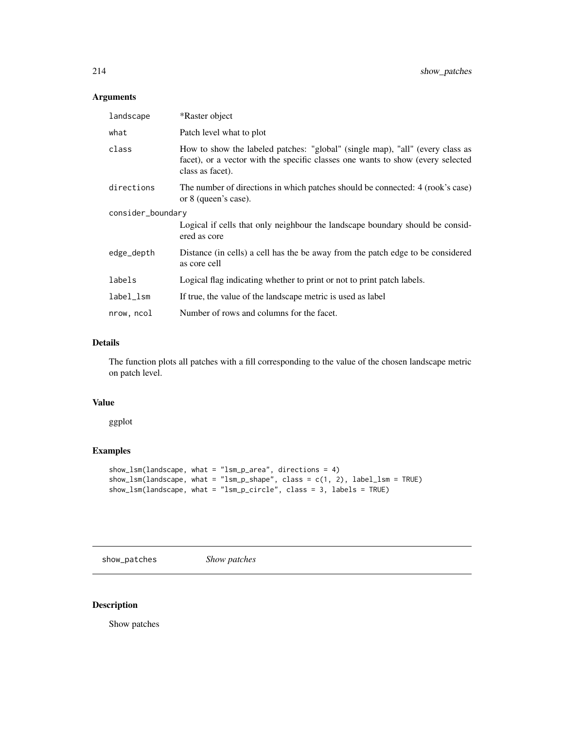### Arguments

| | |
|---|---|
| `landscape` | *Raster object |
| `what` | Patch level what to plot |
| `class` | How to show the labeled patches: "global" (single map), "all" (every class as facet), or a vector with the specific classes one wants to show (every selected class as facet). |
| `directions` | The number of directions in which patches should be connected: 4 (rook's case) or 8 (queen's case). |
| `consider_boundary` | Logical if cells that only neighbour the landscape boundary should be considered as core |
| `edge_depth` | Distance (in cells) a cell has the be away from the patch edge to be considered as core cell |
| `labels` | Logical flag indicating whether to print or not to print patch labels. |
| `label_lsm` | If true, the value of the landscape metric is used as label |
| `nrow, ncol` | Number of rows and columns for the facet. |

### Details

The function plots all patches with a fill corresponding to the value of the chosen landscape metric on patch level.

### Value

ggplot

### Examples

```
show_lsm(landscape, what = "lsm_p_area", directions = 4)
show_lsm(landscape, what = "lsm_p_shape", class = c(1, 2), label_lsm = TRUE)
show_lsm(landscape, what = "lsm_p_circle", class = 3, labels = TRUE)
```

---

## show_patches *Show patches*

### Description

Show patches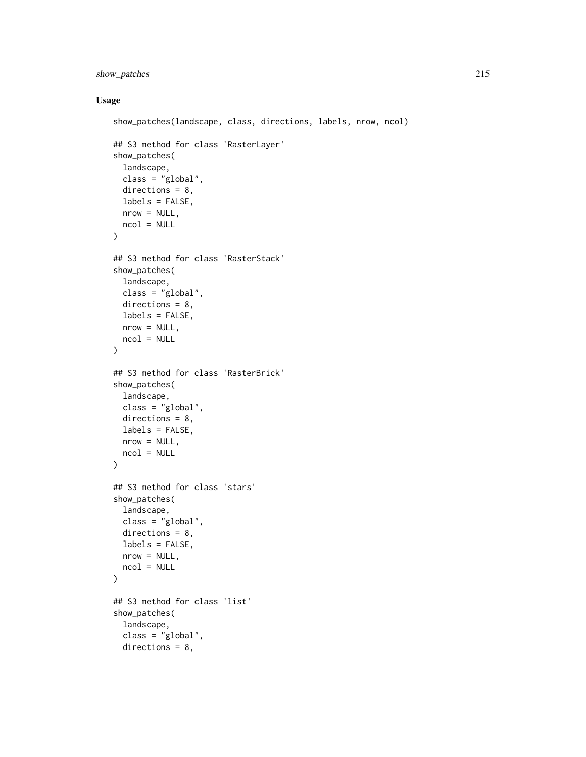## Usage

```
show_patches(landscape, class, directions, labels, nrow, ncol)

## S3 method for class 'RasterLayer'
show_patches(
  landscape,
  class = "global",
  directions = 8,
  labels = FALSE,
  nrow = NULL,
  ncol = NULL
)

## S3 method for class 'RasterStack'
show_patches(
  landscape,
  class = "global",
  directions = 8,
  labels = FALSE,
  nrow = NULL,
  ncol = NULL
)

## S3 method for class 'RasterBrick'
show_patches(
  landscape,
  class = "global",
  directions = 8,
  labels = FALSE,
  nrow = NULL,
  ncol = NULL
)

## S3 method for class 'stars'
show_patches(
  landscape,
  class = "global",
  directions = 8,
  labels = FALSE,
  nrow = NULL,
  ncol = NULL
)

## S3 method for class 'list'
show_patches(
  landscape,
  class = "global",
  directions = 8,
```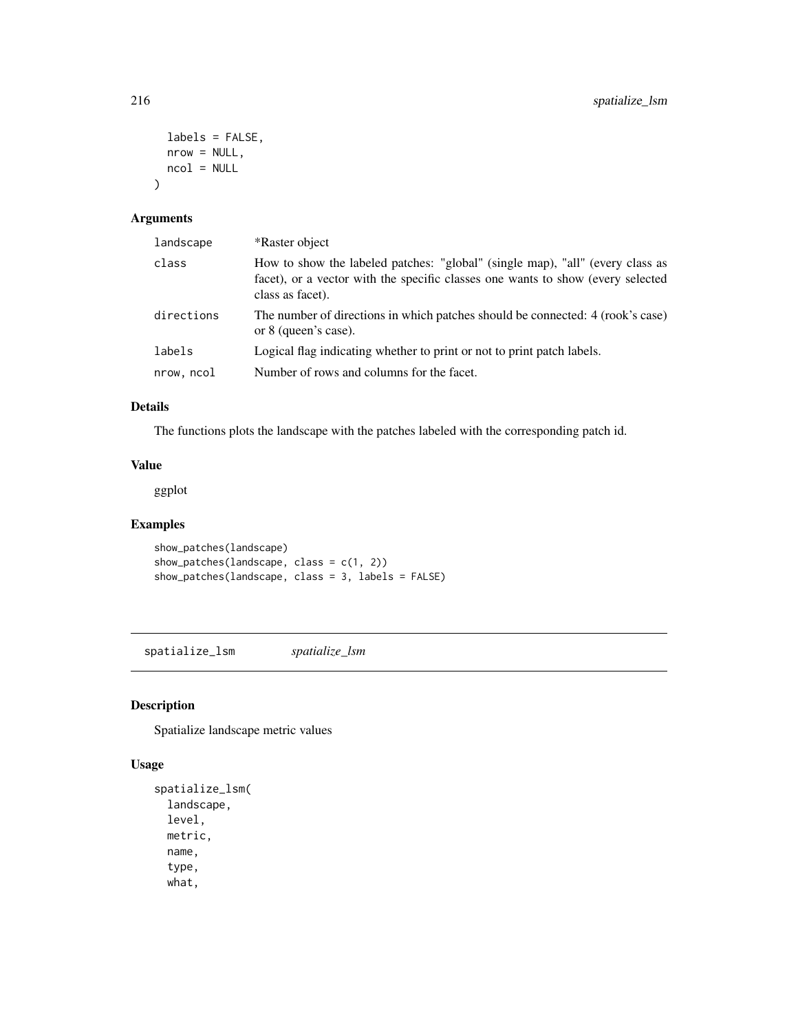```
  labels = FALSE,
  nrow = NULL,
  ncol = NULL
)
```

### Arguments

| | |
|---|---|
| landscape | *Raster object |
| class | How to show the labeled patches: "global" (single map), "all" (every class as facet), or a vector with the specific classes one wants to show (every selected class as facet). |
| directions | The number of directions in which patches should be connected: 4 (rook's case) or 8 (queen's case). |
| labels | Logical flag indicating whether to print or not to print patch labels. |
| nrow, ncol | Number of rows and columns for the facet. |

### Details

The functions plots the landscape with the patches labeled with the corresponding patch id.

### Value

ggplot

### Examples

```
show_patches(landscape)
show_patches(landscape, class = c(1, 2))
show_patches(landscape, class = 3, labels = FALSE)
```

---

## spatialize_lsm &nbsp;&nbsp;&nbsp; *spatialize_lsm*

### Description

Spatialize landscape metric values

### Usage

```
spatialize_lsm(
  landscape,
  level,
  metric,
  name,
  type,
  what,
```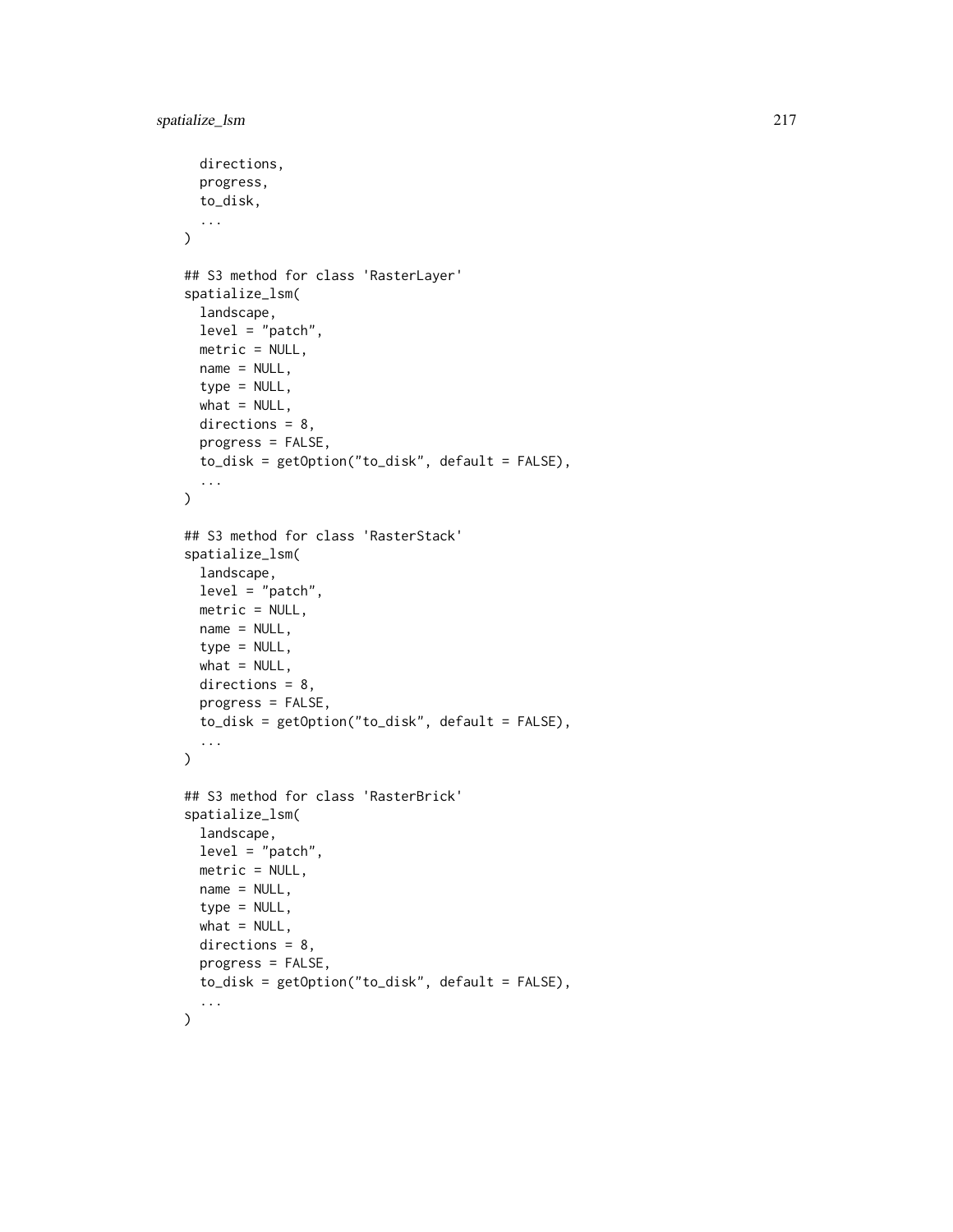```
  directions,
  progress,
  to_disk,
  ...
)

## S3 method for class 'RasterLayer'
spatialize_lsm(
  landscape,
  level = "patch",
  metric = NULL,
  name = NULL,
  type = NULL,
  what = NULL,
  directions = 8,
  progress = FALSE,
  to_disk = getOption("to_disk", default = FALSE),
  ...
)

## S3 method for class 'RasterStack'
spatialize_lsm(
  landscape,
  level = "patch",
  metric = NULL,
  name = NULL,
  type = NULL,
  what = NULL,
  directions = 8,
  progress = FALSE,
  to_disk = getOption("to_disk", default = FALSE),
  ...
)

## S3 method for class 'RasterBrick'
spatialize_lsm(
  landscape,
  level = "patch",
  metric = NULL,
  name = NULL,
  type = NULL,
  what = NULL,
  directions = 8,
  progress = FALSE,
  to_disk = getOption("to_disk", default = FALSE),
  ...
)
```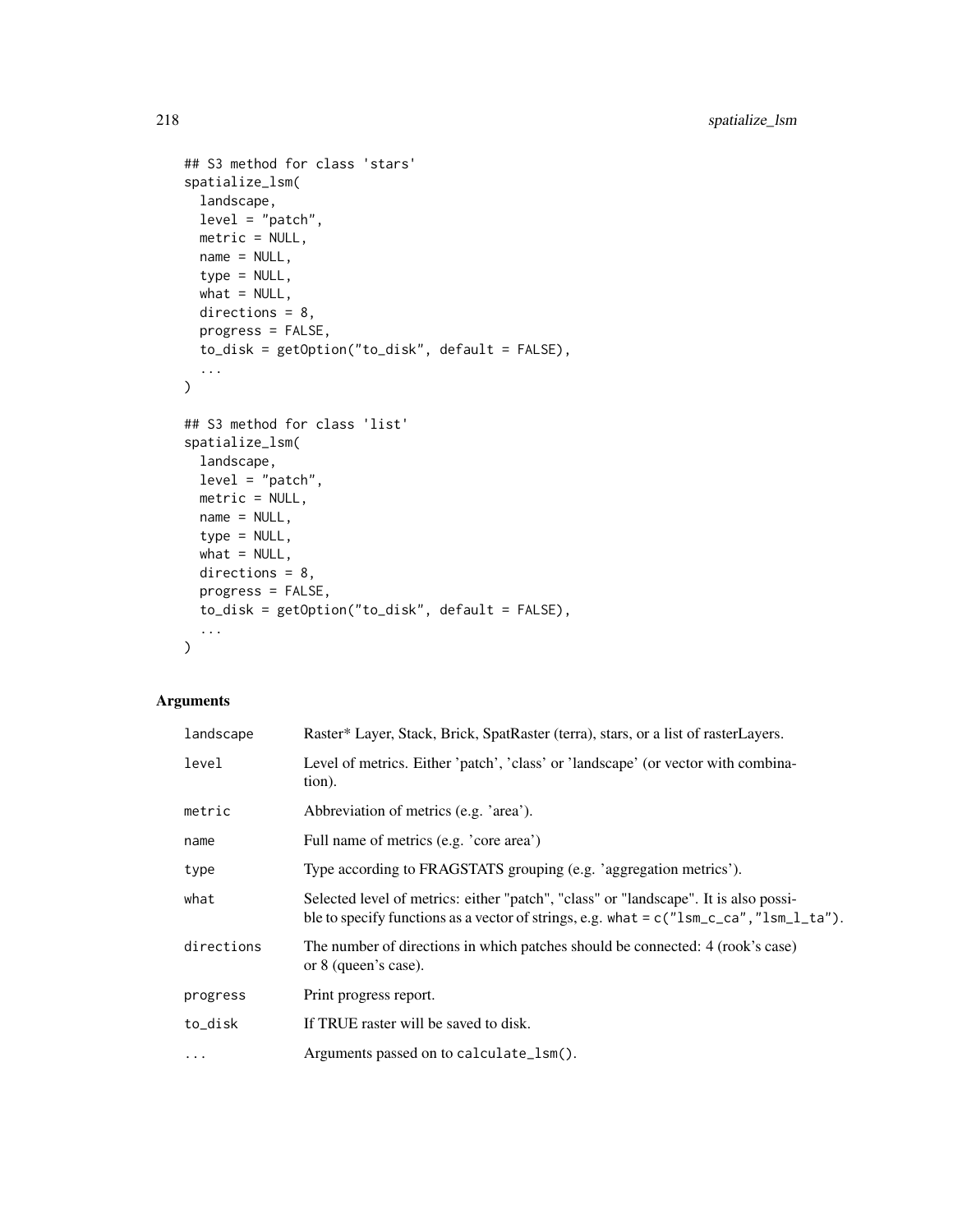```
## S3 method for class 'stars'
spatialize_lsm(
  landscape,
  level = "patch",
  metric = NULL,
  name = NULL,
  type = NULL,
  what = NULL,
  directions = 8,
  progress = FALSE,
  to_disk = getOption("to_disk", default = FALSE),
  ...
)

## S3 method for class 'list'
spatialize_lsm(
  landscape,
  level = "patch",
  metric = NULL,
  name = NULL,
  type = NULL,
  what = NULL,
  directions = 8,
  progress = FALSE,
  to_disk = getOption("to_disk", default = FALSE),
  ...
)
```

## Arguments

| | |
|---|---|
| `landscape` | Raster* Layer, Stack, Brick, SpatRaster (terra), stars, or a list of rasterLayers. |
| `level` | Level of metrics. Either 'patch', 'class' or 'landscape' (or vector with combination). |
| `metric` | Abbreviation of metrics (e.g. 'area'). |
| `name` | Full name of metrics (e.g. 'core area') |
| `type` | Type according to FRAGSTATS grouping (e.g. 'aggregation metrics'). |
| `what` | Selected level of metrics: either "patch", "class" or "landscape". It is also possible to specify functions as a vector of strings, e.g. `what = c("lsm_c_ca","lsm_l_ta")`. |
| `directions` | The number of directions in which patches should be connected: 4 (rook's case) or 8 (queen's case). |
| `progress` | Print progress report. |
| `to_disk` | If TRUE raster will be saved to disk. |
| `...` | Arguments passed on to `calculate_lsm()`. |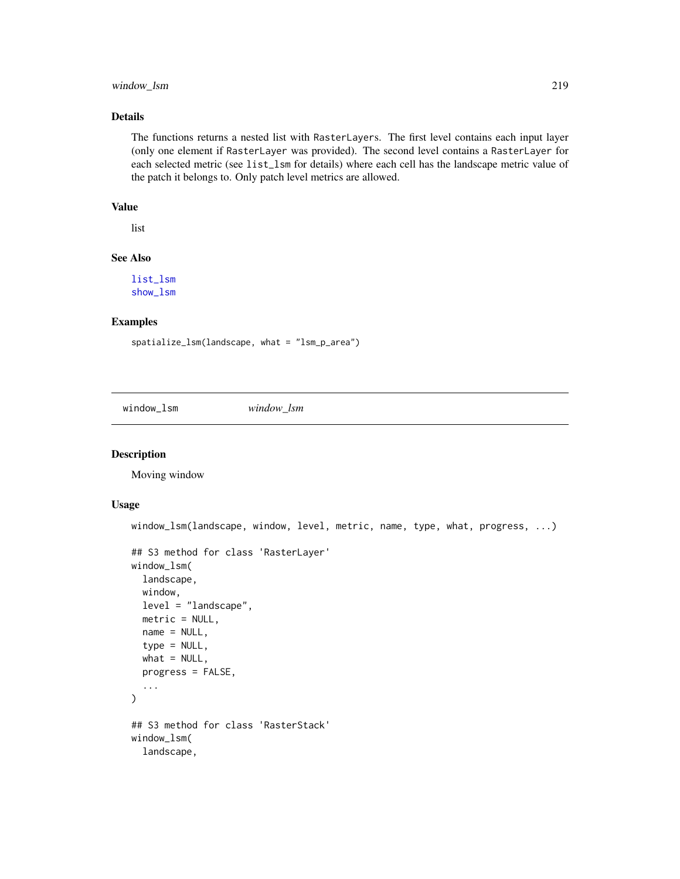### Details

The functions returns a nested list with RasterLayers. The first level contains each input layer (only one element if RasterLayer was provided). The second level contains a RasterLayer for each selected metric (see list_lsm for details) where each cell has the landscape metric value of the patch it belongs to. Only patch level metrics are allowed.

### Value

list

### See Also

list_lsm
show_lsm

### Examples

```
spatialize_lsm(landscape, what = "lsm_p_area")
```

---

## window_lsm *window_lsm*

---

### Description

Moving window

### Usage

```
window_lsm(landscape, window, level, metric, name, type, what, progress, ...)

## S3 method for class 'RasterLayer'
window_lsm(
  landscape,
  window,
  level = "landscape",
  metric = NULL,
  name = NULL,
  type = NULL,
  what = NULL,
  progress = FALSE,
  ...
)

## S3 method for class 'RasterStack'
window_lsm(
  landscape,
```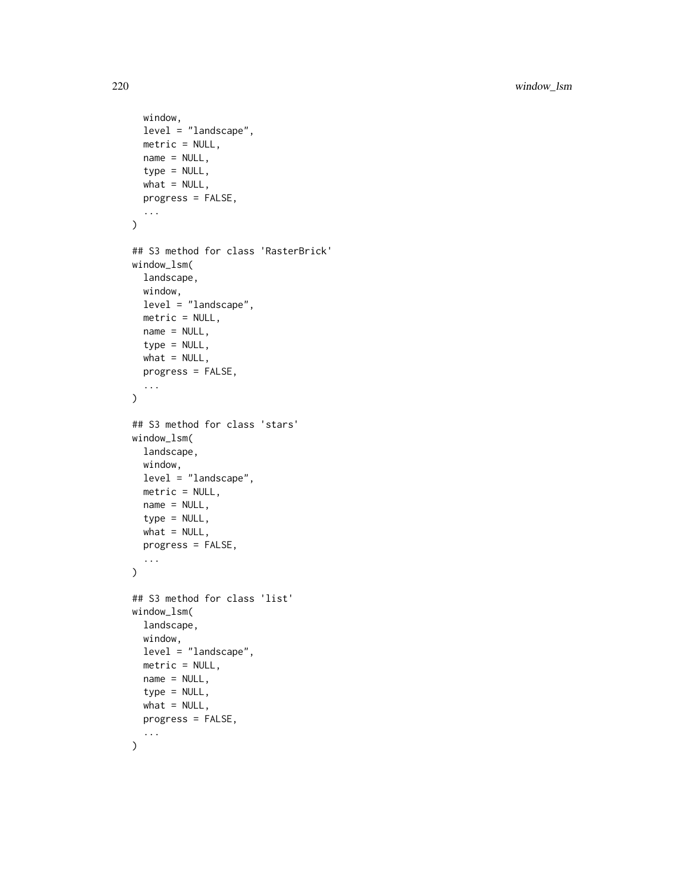```
  window,
  level = "landscape",
  metric = NULL,
  name = NULL,
  type = NULL,
  what = NULL,
  progress = FALSE,
  ...
)

## S3 method for class 'RasterBrick'
window_lsm(
  landscape,
  window,
  level = "landscape",
  metric = NULL,
  name = NULL,
  type = NULL,
  what = NULL,
  progress = FALSE,
  ...
)

## S3 method for class 'stars'
window_lsm(
  landscape,
  window,
  level = "landscape",
  metric = NULL,
  name = NULL,
  type = NULL,
  what = NULL,
  progress = FALSE,
  ...
)

## S3 method for class 'list'
window_lsm(
  landscape,
  window,
  level = "landscape",
  metric = NULL,
  name = NULL,
  type = NULL,
  what = NULL,
  progress = FALSE,
  ...
)
```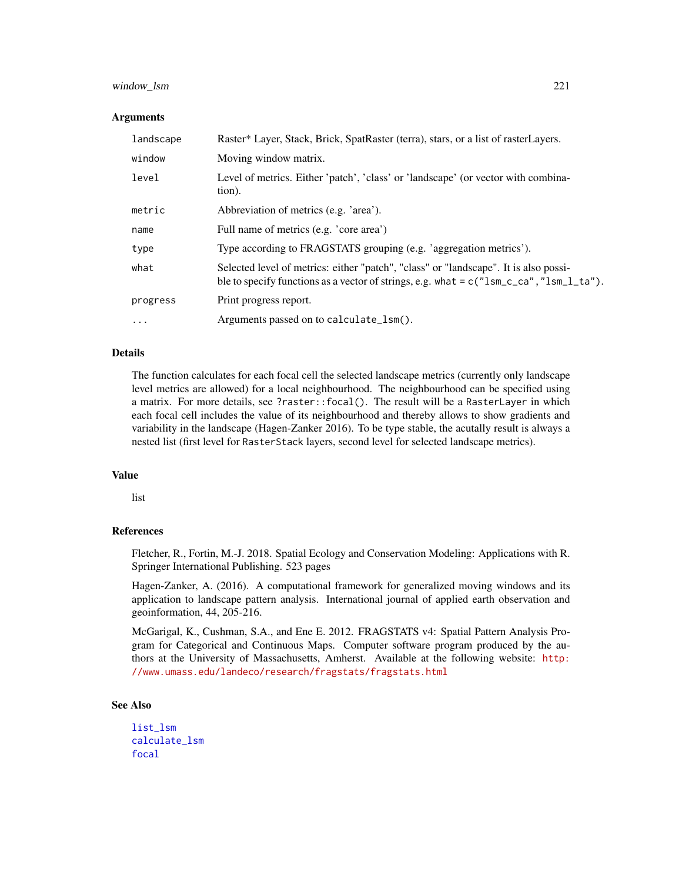## Arguments

| | |
|---|---|
| `landscape` | Raster* Layer, Stack, Brick, SpatRaster (terra), stars, or a list of rasterLayers. |
| `window` | Moving window matrix. |
| `level` | Level of metrics. Either 'patch', 'class' or 'landscape' (or vector with combination). |
| `metric` | Abbreviation of metrics (e.g. 'area'). |
| `name` | Full name of metrics (e.g. 'core area') |
| `type` | Type according to FRAGSTATS grouping (e.g. 'aggregation metrics'). |
| `what` | Selected level of metrics: either "patch", "class" or "landscape". It is also possible to specify functions as a vector of strings, e.g. `what = c("lsm_c_ca","lsm_l_ta")`. |
| `progress` | Print progress report. |
| `...` | Arguments passed on to `calculate_lsm()`. |

## Details

The function calculates for each focal cell the selected landscape metrics (currently only landscape level metrics are allowed) for a local neighbourhood. The neighbourhood can be specified using a matrix. For more details, see `?raster::focal()`. The result will be a `RasterLayer` in which each focal cell includes the value of its neighbourhood and thereby allows to show gradients and variability in the landscape (Hagen-Zanker 2016). To be type stable, the acutally result is always a nested list (first level for `RasterStack` layers, second level for selected landscape metrics).

## Value

list

## References

Fletcher, R., Fortin, M.-J. 2018. Spatial Ecology and Conservation Modeling: Applications with R. Springer International Publishing. 523 pages

Hagen-Zanker, A. (2016). A computational framework for generalized moving windows and its application to landscape pattern analysis. International journal of applied earth observation and geoinformation, 44, 205-216.

McGarigal, K., Cushman, S.A., and Ene E. 2012. FRAGSTATS v4: Spatial Pattern Analysis Program for Categorical and Continuous Maps. Computer software program produced by the authors at the University of Massachusetts, Amherst. Available at the following website: http://www.umass.edu/landeco/research/fragstats/fragstats.html

## See Also

list_lsm
calculate_lsm
focal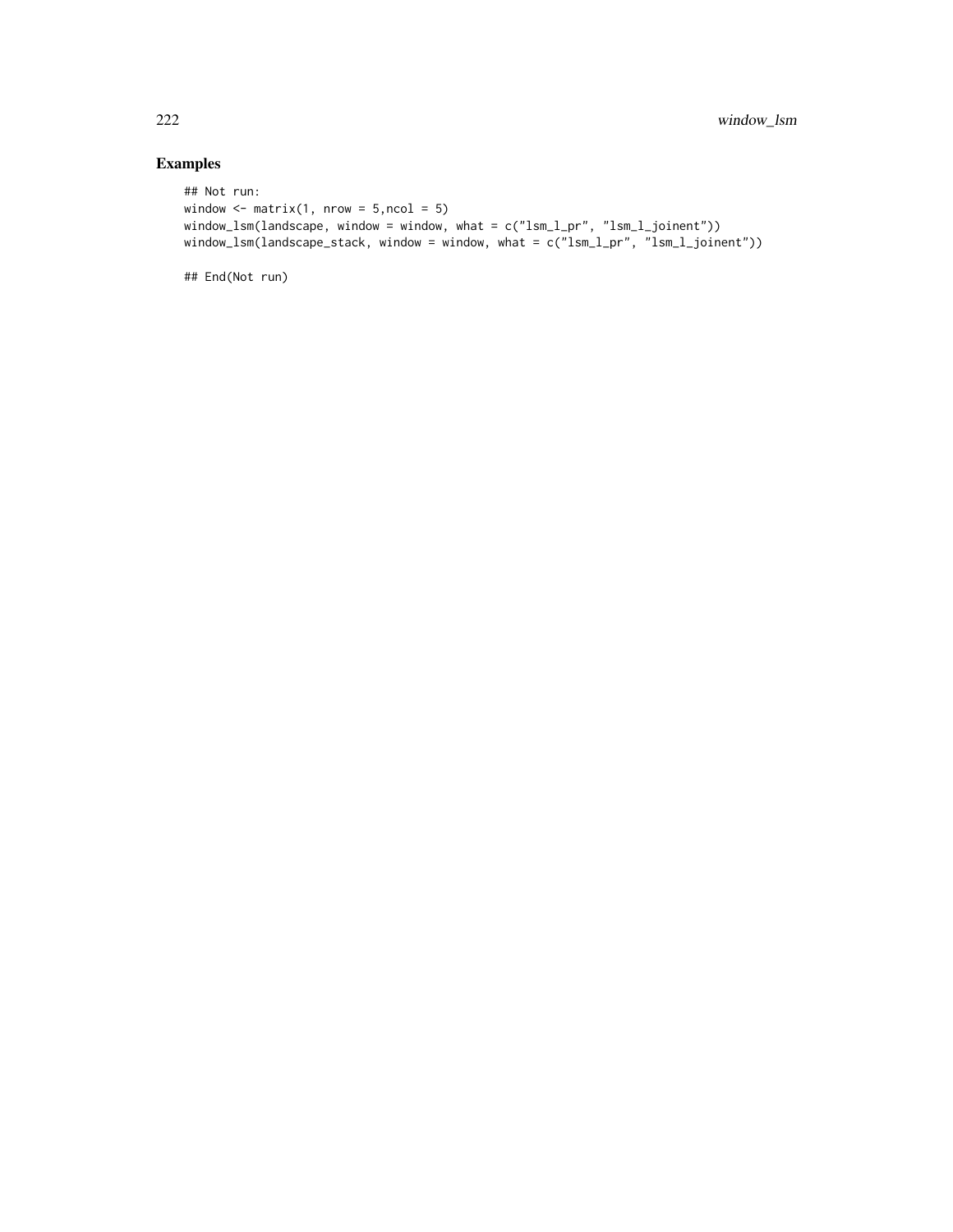### Examples

```
## Not run:
window <- matrix(1, nrow = 5,ncol = 5)
window_lsm(landscape, window = window, what = c("lsm_l_pr", "lsm_l_joinent"))
window_lsm(landscape_stack, window = window, what = c("lsm_l_pr", "lsm_l_joinent"))

## End(Not run)
```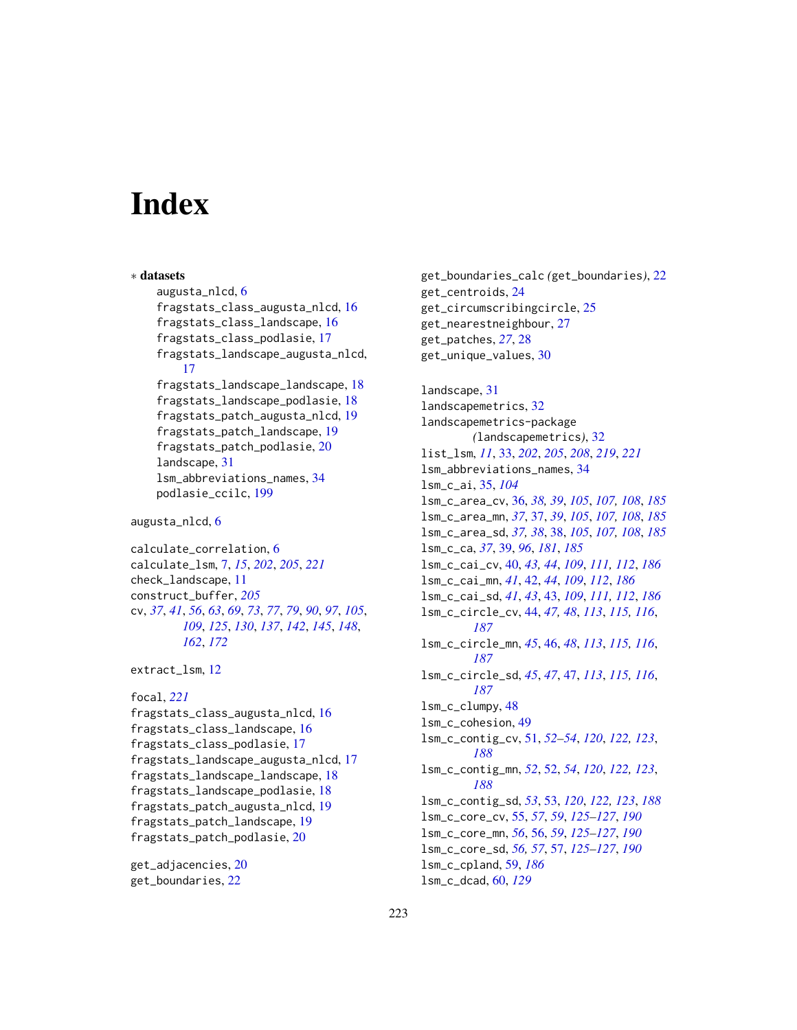# Index

∗ **datasets**

augusta_nlcd, 6
fragstats_class_augusta_nlcd, 16
fragstats_class_landscape, 16
fragstats_class_podlasie, 17
fragstats_landscape_augusta_nlcd, 17
fragstats_landscape_landscape, 18
fragstats_landscape_podlasie, 18
fragstats_patch_augusta_nlcd, 19
fragstats_patch_landscape, 19
fragstats_patch_podlasie, 20
landscape, 31
lsm_abbreviations_names, 34
podlasie_ccilc, 199

augusta_nlcd, 6

calculate_correlation, 6
calculate_lsm, 7, *15*, *202*, *205*, *221*
check_landscape, 11
construct_buffer, *205*
cv, *37*, *41*, *56*, *63*, *69*, *73*, *77*, *79*, *90*, *97*, *105*, *109*, *125*, *130*, *137*, *142*, *145*, *148*, *162*, *172*

extract_lsm, 12

focal, *221*
fragstats_class_augusta_nlcd, 16
fragstats_class_landscape, 16
fragstats_class_podlasie, 17
fragstats_landscape_augusta_nlcd, 17
fragstats_landscape_landscape, 18
fragstats_landscape_podlasie, 18
fragstats_patch_augusta_nlcd, 19
fragstats_patch_landscape, 19
fragstats_patch_podlasie, 20

get_adjacencies, 20
get_boundaries, 22
get_boundaries_calc *(*get_boundaries*)*, 22
get_centroids, 24
get_circumscribingcircle, 25
get_nearestneighbour, 27
get_patches, *27*, 28
get_unique_values, 30

landscape, 31
landscapemetrics, 32
landscapemetrics-package *(*landscapemetrics*)*, 32
list_lsm, *11*, 33, *202*, *205*, *208*, *219*, *221*
lsm_abbreviations_names, 34
lsm_c_ai, 35, *104*
lsm_c_area_cv, 36, *38, 39*, *105*, *107, 108*, *185*
lsm_c_area_mn, *37*, 37, *39*, *105*, *107, 108*, *185*
lsm_c_area_sd, *37, 38*, 38, *105*, *107, 108*, *185*
lsm_c_ca, *37*, 39, *96*, *181*, *185*
lsm_c_cai_cv, 40, *43, 44*, *109*, *111, 112*, *186*
lsm_c_cai_mn, *41*, 42, *44*, *109*, *112*, *186*
lsm_c_cai_sd, *41*, *43*, 43, *109*, *111, 112*, *186*
lsm_c_circle_cv, 44, *47, 48*, *113*, *115, 116*, *187*
lsm_c_circle_mn, *45*, 46, *48*, *113*, *115, 116*, *187*
lsm_c_circle_sd, *45*, *47*, 47, *113*, *115, 116*, *187*
lsm_c_clumpy, 48
lsm_c_cohesion, 49
lsm_c_contig_cv, 51, *52–54*, *120*, *122, 123*, *188*
lsm_c_contig_mn, *52*, 52, *54*, *120*, *122, 123*, *188*
lsm_c_contig_sd, *53*, 53, *120*, *122, 123*, *188*
lsm_c_core_cv, 55, *57*, *59*, *125–127*, *190*
lsm_c_core_mn, *56*, 56, *59*, *125–127*, *190*
lsm_c_core_sd, *56, 57*, 57, *125–127*, *190*
lsm_c_cpland, 59, *186*
lsm_c_dcad, 60, *129*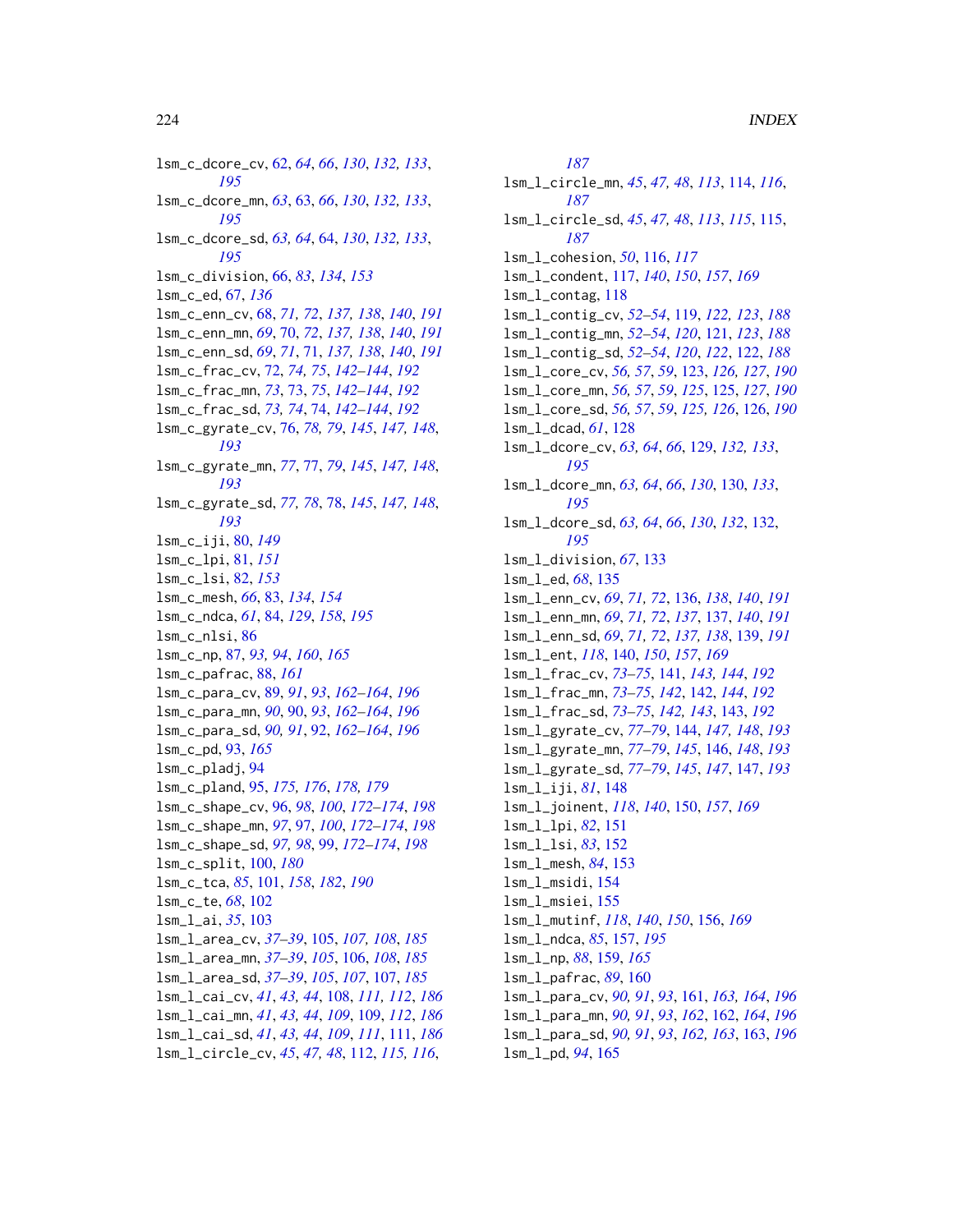lsm_c_dcore_cv, 62, *64*, *66*, *130*, *132, 133*, *195*
lsm_c_dcore_mn, *63*, 63, *66*, *130*, *132, 133*, *195*
lsm_c_dcore_sd, *63, 64*, 64, *130*, *132, 133*, *195*
lsm_c_division, 66, *83*, *134*, *153*
lsm_c_ed, 67, *136*
lsm_c_enn_cv, 68, *71, 72*, *137, 138*, *140*, *191*
lsm_c_enn_mn, *69*, 70, *72*, *137, 138*, *140*, *191*
lsm_c_enn_sd, *69*, *71*, 71, *137, 138*, *140*, *191*
lsm_c_frac_cv, 72, *74, 75*, *142–144*, *192*
lsm_c_frac_mn, *73*, 73, *75*, *142–144*, *192*
lsm_c_frac_sd, *73, 74*, 74, *142–144*, *192*
lsm_c_gyrate_cv, 76, *78, 79*, *145*, *147, 148*, *193*
lsm_c_gyrate_mn, *77*, 77, *79*, *145*, *147, 148*, *193*
lsm_c_gyrate_sd, *77, 78*, 78, *145*, *147, 148*, *193*
lsm_c_iji, 80, *149*
lsm_c_lpi, 81, *151*
lsm_c_lsi, 82, *153*
lsm_c_mesh, *66*, 83, *134*, *154*
lsm_c_ndca, *61*, 84, *129*, *158*, *195*
lsm_c_nlsi, 86
lsm_c_np, 87, *93, 94*, *160*, *165*
lsm_c_pafrac, 88, *161*
lsm_c_para_cv, 89, *91*, *93*, *162–164*, *196*
lsm_c_para_mn, *90*, 90, *93*, *162–164*, *196*
lsm_c_para_sd, *90, 91*, 92, *162–164*, *196*
lsm_c_pd, 93, *165*
lsm_c_pladj, 94
lsm_c_pland, 95, *175, 176*, *178, 179*
lsm_c_shape_cv, 96, *98*, *100*, *172–174*, *198*
lsm_c_shape_mn, *97*, 97, *100*, *172–174*, *198*
lsm_c_shape_sd, *97, 98*, 99, *172–174*, *198*
lsm_c_split, 100, *180*
lsm_c_tca, *85*, 101, *158*, *182*, *190*
lsm_c_te, *68*, 102
lsm_l_ai, *35*, 103
lsm_l_area_cv, *37–39*, 105, *107, 108*, *185*
lsm_l_area_mn, *37–39*, *105*, 106, *108*, *185*
lsm_l_area_sd, *37–39*, *105*, *107*, 107, *185*
lsm_l_cai_cv, *41*, *43, 44*, 108, *111, 112*, *186*
lsm_l_cai_mn, *41*, *43, 44*, *109*, 109, *112*, *186*
lsm_l_cai_sd, *41*, *43, 44*, *109*, *111*, 111, *186*
lsm_l_circle_cv, *45*, *47, 48*, 112, *115, 116*, *187*
lsm_l_circle_mn, *45*, *47, 48*, *113*, 114, *116*, *187*
lsm_l_circle_sd, *45*, *47, 48*, *113*, *115*, 115, *187*
lsm_l_cohesion, *50*, 116, *117*
lsm_l_condent, 117, *140*, *150*, *157*, *169*
lsm_l_contag, 118
lsm_l_contig_cv, *52–54*, 119, *122, 123*, *188*
lsm_l_contig_mn, *52–54*, *120*, 121, *123*, *188*
lsm_l_contig_sd, *52–54*, *120*, *122*, 122, *188*
lsm_l_core_cv, *56, 57*, *59*, 123, *126, 127*, *190*
lsm_l_core_mn, *56, 57*, *59*, *125*, 125, *127*, *190*
lsm_l_core_sd, *56, 57*, *59*, *125, 126*, 126, *190*
lsm_l_dcad, *61*, 128
lsm_l_dcore_cv, *63, 64*, *66*, 129, *132, 133*, *195*
lsm_l_dcore_mn, *63, 64*, *66*, *130*, 130, *133*, *195*
lsm_l_dcore_sd, *63, 64*, *66*, *130*, *132*, 132, *195*
lsm_l_division, *67*, 133
lsm_l_ed, *68*, 135
lsm_l_enn_cv, *69*, *71, 72*, 136, *138*, *140*, *191*
lsm_l_enn_mn, *69*, *71, 72*, *137*, 137, *140*, *191*
lsm_l_enn_sd, *69*, *71, 72*, *137, 138*, 139, *191*
lsm_l_ent, *118*, 140, *150*, *157*, *169*
lsm_l_frac_cv, *73–75*, 141, *143, 144*, *192*
lsm_l_frac_mn, *73–75*, *142*, 142, *144*, *192*
lsm_l_frac_sd, *73–75*, *142, 143*, 143, *192*
lsm_l_gyrate_cv, *77–79*, 144, *147, 148*, *193*
lsm_l_gyrate_mn, *77–79*, *145*, 146, *148*, *193*
lsm_l_gyrate_sd, *77–79*, *145*, *147*, 147, *193*
lsm_l_iji, *81*, 148
lsm_l_joinent, *118*, *140*, 150, *157*, *169*
lsm_l_lpi, *82*, 151
lsm_l_lsi, *83*, 152
lsm_l_mesh, *84*, 153
lsm_l_msidi, 154
lsm_l_msiei, 155
lsm_l_mutinf, *118*, *140*, *150*, 156, *169*
lsm_l_ndca, *85*, 157, *195*
lsm_l_np, *88*, 159, *165*
lsm_l_pafrac, *89*, 160
lsm_l_para_cv, *90, 91*, *93*, 161, *163, 164*, *196*
lsm_l_para_mn, *90, 91*, *93*, *162*, 162, *164*, *196*
lsm_l_para_sd, *90, 91*, *93*, *162, 163*, 163, *196*
lsm_l_pd, *94*, 165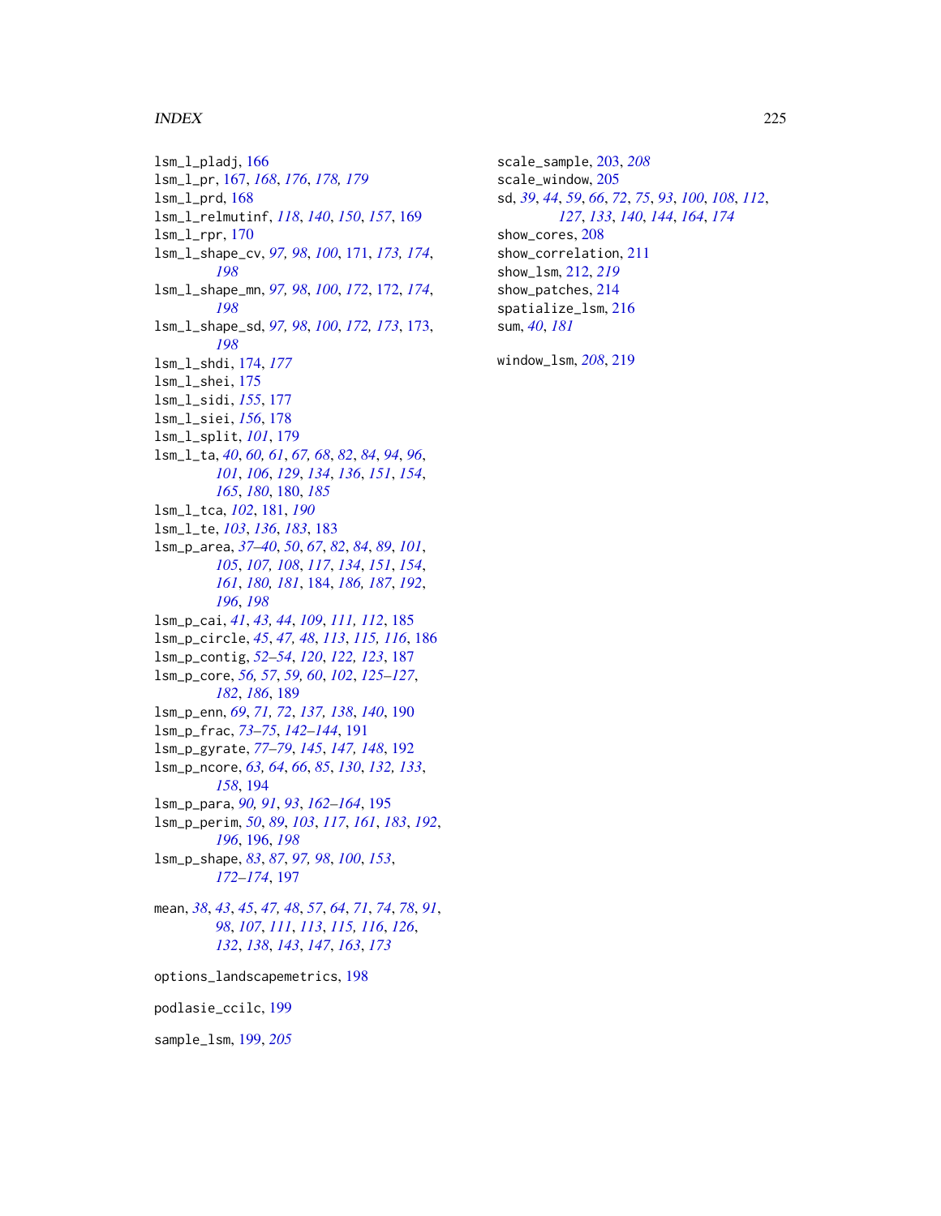lsm_l_pladj, 166
lsm_l_pr, 167, *168*, *176*, *178, 179*
lsm_l_prd, 168
lsm_l_relmutinf, *118*, *140*, *150*, *157*, 169
lsm_l_rpr, 170
lsm_l_shape_cv, *97, 98*, *100*, 171, *173, 174*, *198*
lsm_l_shape_mn, *97, 98*, *100*, *172*, 172, *174*, *198*
lsm_l_shape_sd, *97, 98*, *100*, *172, 173*, 173, *198*
lsm_l_shdi, 174, *177*
lsm_l_shei, 175
lsm_l_sidi, *155*, 177
lsm_l_siei, *156*, 178
lsm_l_split, *101*, 179
lsm_l_ta, *40*, *60, 61*, *67, 68*, *82*, *84*, *94*, *96*, *101*, *106*, *129*, *134*, *136*, *151*, *154*, *165*, *180*, 180, *185*
lsm_l_tca, *102*, 181, *190*
lsm_l_te, *103*, *136*, *183*, 183
lsm_p_area, *37–40*, *50*, *67*, *82*, *84*, *89*, *101*, *105*, *107, 108*, *117*, *134*, *151*, *154*, *161*, *180, 181*, 184, *186, 187*, *192*, *196*, *198*
lsm_p_cai, *41*, *43, 44*, *109*, *111, 112*, 185
lsm_p_circle, *45*, *47, 48*, *113*, *115, 116*, 186
lsm_p_contig, *52–54*, *120*, *122, 123*, 187
lsm_p_core, *56, 57*, *59, 60*, *102*, *125–127*, *182*, *186*, 189
lsm_p_enn, *69*, *71, 72*, *137, 138*, *140*, 190
lsm_p_frac, *73–75*, *142–144*, 191
lsm_p_gyrate, *77–79*, *145*, *147, 148*, 192
lsm_p_ncore, *63, 64*, *66*, *85*, *130*, *132, 133*, *158*, 194
lsm_p_para, *90, 91*, *93*, *162–164*, 195
lsm_p_perim, *50*, *89*, *103*, *117*, *161*, *183*, *192*, *196*, 196, *198*
lsm_p_shape, *83*, *87*, *97, 98*, *100*, *153*, *172–174*, 197

mean, *38*, *43*, *45*, *47, 48*, *57*, *64*, *71*, *74*, *78*, *91*, *98*, *107*, *111*, *113*, *115, 116*, *126*, *132*, *138*, *143*, *147*, *163*, *173*

options_landscapemetrics, 198

podlasie_ccilc, 199

sample_lsm, 199, *205*

scale_sample, 203, *208*
scale_window, 205
sd, *39*, *44*, *59*, *66*, *72*, *75*, *93*, *100*, *108*, *112*, *127*, *133*, *140*, *144*, *164*, *174*
show_cores, 208
show_correlation, 211
show_lsm, 212, *219*
show_patches, 214
spatialize_lsm, 216
sum, *40*, *181*

window_lsm, *208*, 219